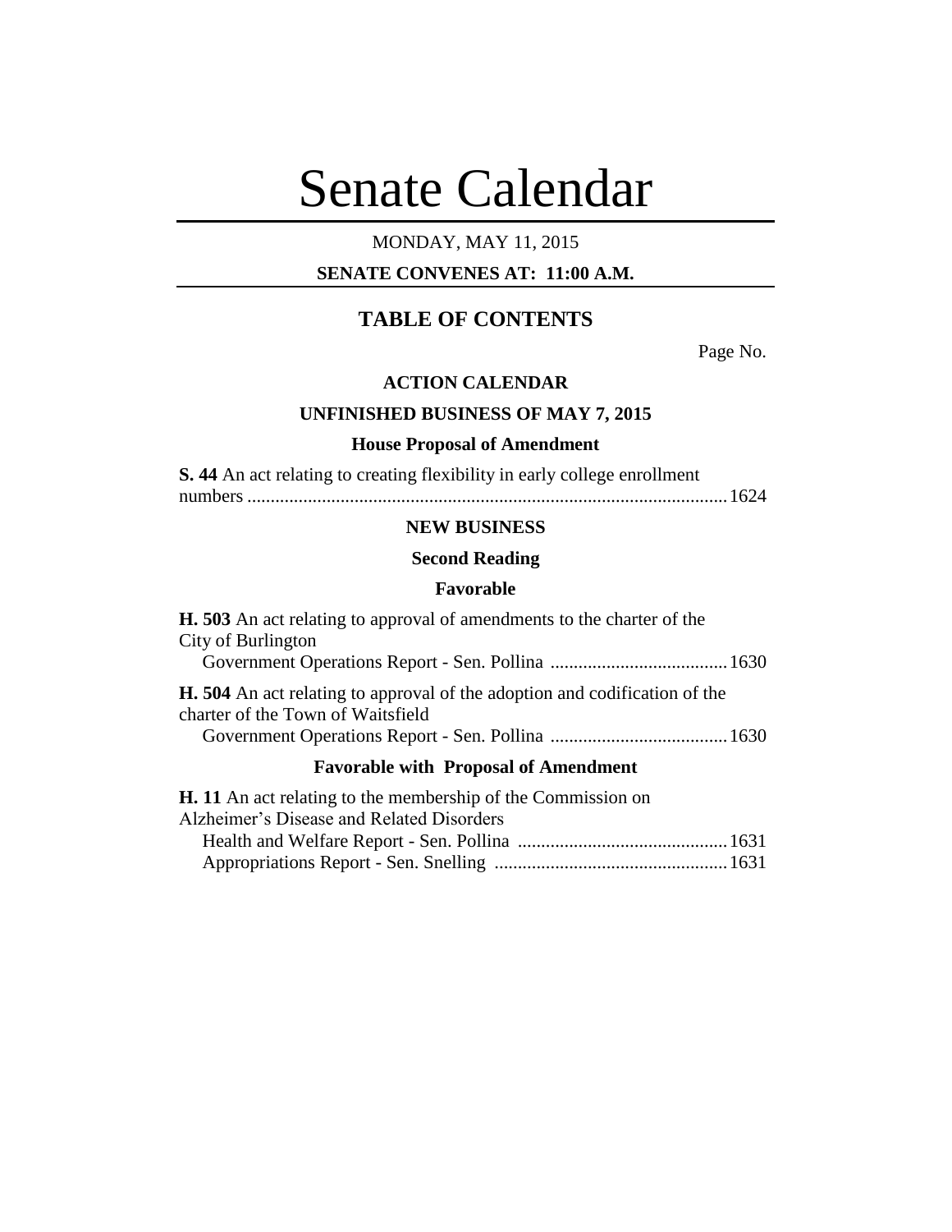# Senate Calendar

MONDAY, MAY 11, 2015

**SENATE CONVENES AT: 11:00 A.M.**

## TABLE OF CONTENTS

Page No.

### ACTION CALENDAR

### UNFINISHED BUSINESS OF MAY 7, 2015

#### House Proposal of Amendment

**S. 44** An act relating to creating flexibility in early college enrollment numbers ....................................................................................................... 1624

### NEW BUSINESS

#### Second Reading

#### Favorable

**H. 503** An act relating to approval of amendments to the charter of the City of Burlington

Government Operations Report - Sen. Pollina ....................................... 1630

**H. 504** An act relating to approval of the adoption and codification of the charter of the Town of Waitsfield

Government Operations Report - Sen. Pollina ....................................... 1630

#### Favorable with Proposal of Amendment

**H. 11** An act relating to the membership of the Commission on Alzheimer's Disease and Related Disorders

Health and Welfare Report - Sen. Pollina ............................................. 1631

Appropriations Report - Sen. Snelling .................................................. 1631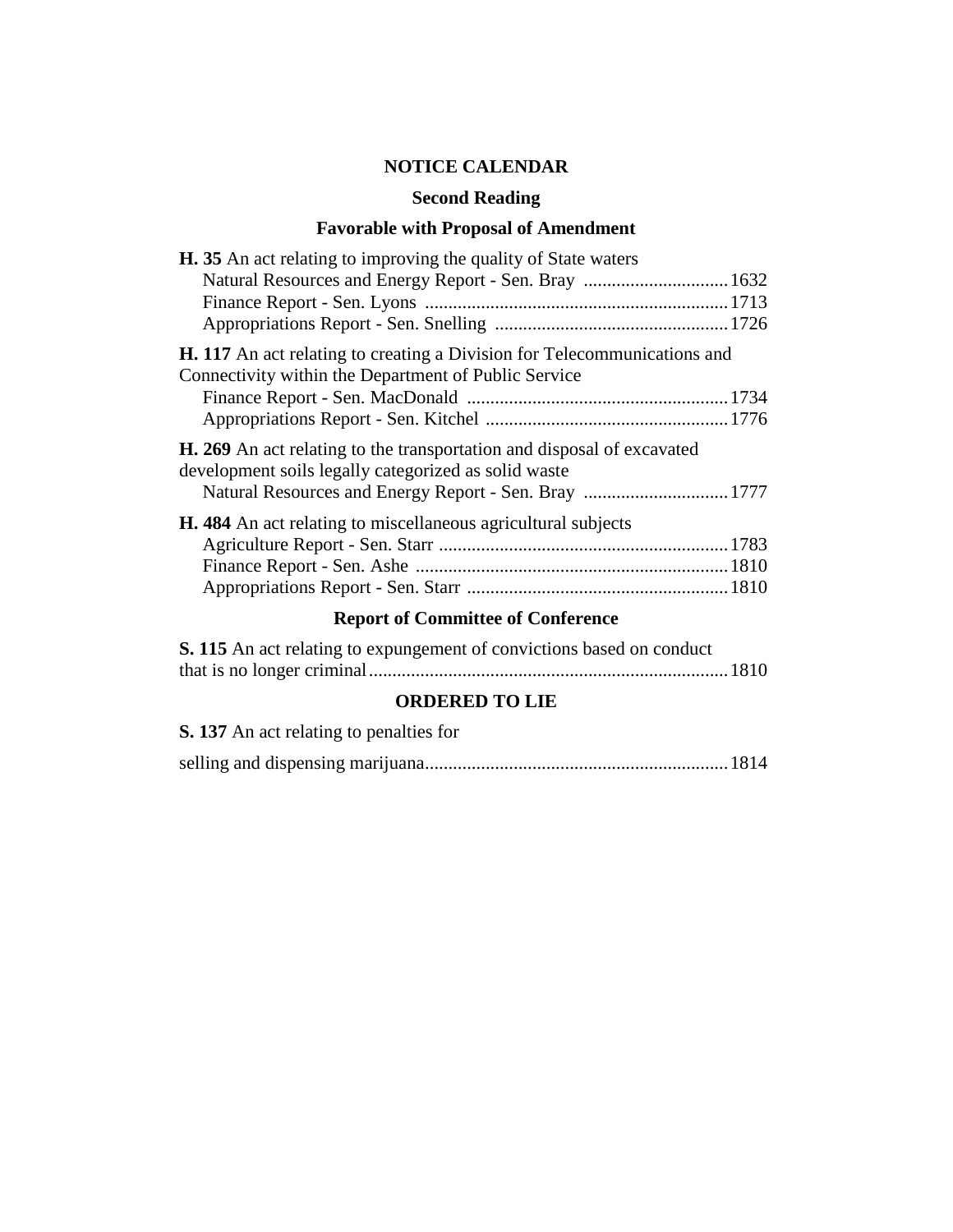## NOTICE CALENDAR

### Second Reading

### Favorable with Proposal of Amendment

**H. 35** An act relating to improving the quality of State waters

Natural Resources and Energy Report - Sen. Bray ............................... 1632
Finance Report - Sen. Lyons ................................................................. 1713
Appropriations Report - Sen. Snelling .................................................. 1726

**H. 117** An act relating to creating a Division for Telecommunications and Connectivity within the Department of Public Service

Finance Report - Sen. MacDonald ........................................................ 1734
Appropriations Report - Sen. Kitchel .................................................... 1776

**H. 269** An act relating to the transportation and disposal of excavated development soils legally categorized as solid waste

Natural Resources and Energy Report - Sen. Bray ............................... 1777

**H. 484** An act relating to miscellaneous agricultural subjects

Agriculture Report - Sen. Starr .............................................................. 1783
Finance Report - Sen. Ashe ................................................................... 1810
Appropriations Report - Sen. Starr ........................................................ 1810

### Report of Committee of Conference

**S. 115** An act relating to expungement of convictions based on conduct that is no longer criminal............................................................................. 1810

### ORDERED TO LIE

**S. 137** An act relating to penalties for

selling and dispensing marijuana................................................................. 1814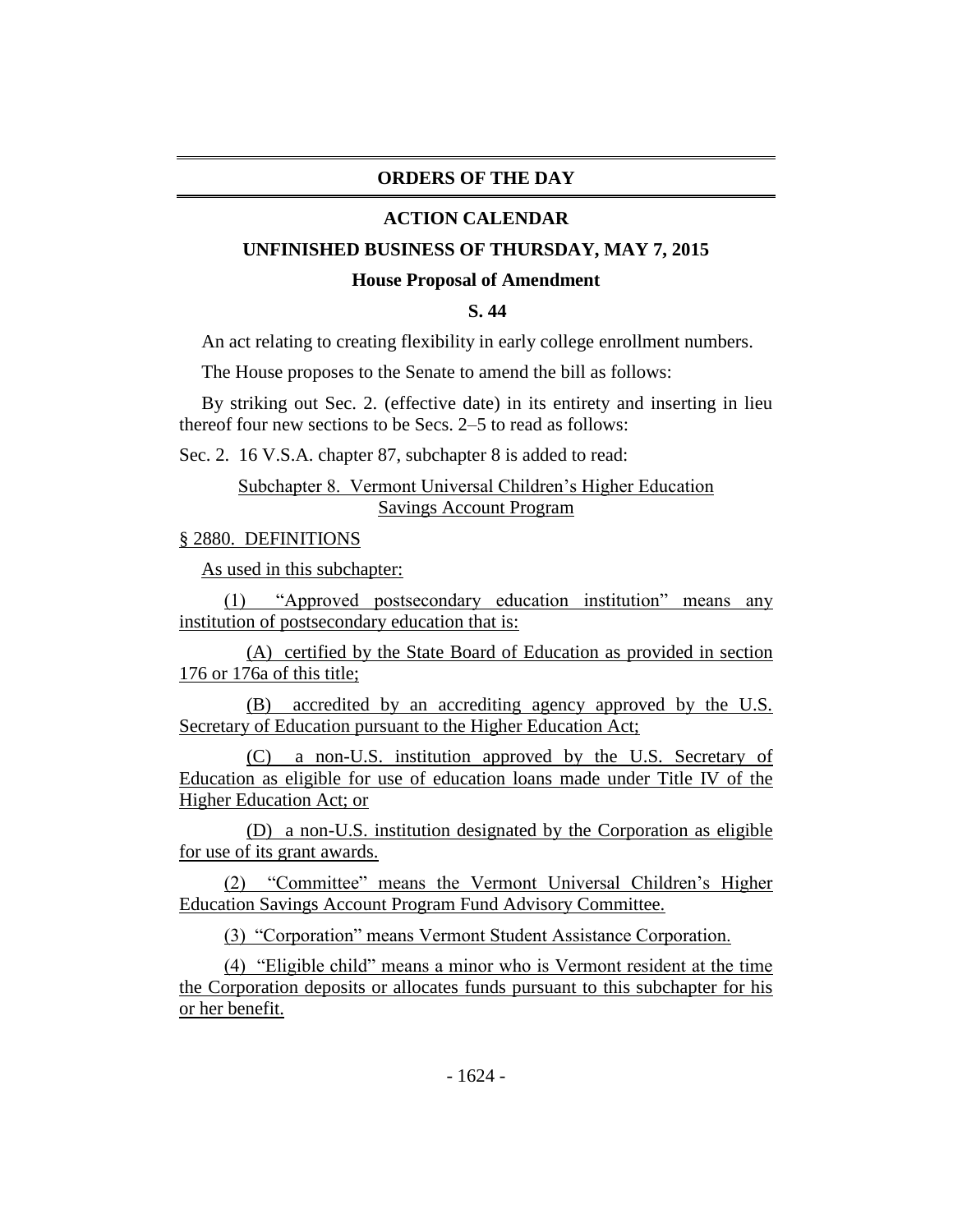## ORDERS OF THE DAY

### ACTION CALENDAR

### UNFINISHED BUSINESS OF THURSDAY, MAY 7, 2015

**House Proposal of Amendment**

**S. 44**

An act relating to creating flexibility in early college enrollment numbers.

The House proposes to the Senate to amend the bill as follows:

By striking out Sec. 2. (effective date) in its entirety and inserting in lieu thereof four new sections to be Secs. 2–5 to read as follows:

Sec. 2. 16 V.S.A. chapter 87, subchapter 8 is added to read:

Subchapter 8. Vermont Universal Children's Higher Education Savings Account Program

§ 2880. DEFINITIONS

As used in this subchapter:

(1) "Approved postsecondary education institution" means any institution of postsecondary education that is:

(A) certified by the State Board of Education as provided in section 176 or 176a of this title;

(B) accredited by an accrediting agency approved by the U.S. Secretary of Education pursuant to the Higher Education Act;

(C) a non-U.S. institution approved by the U.S. Secretary of Education as eligible for use of education loans made under Title IV of the Higher Education Act; or

(D) a non-U.S. institution designated by the Corporation as eligible for use of its grant awards.

(2) "Committee" means the Vermont Universal Children's Higher Education Savings Account Program Fund Advisory Committee.

(3) "Corporation" means Vermont Student Assistance Corporation.

(4) "Eligible child" means a minor who is Vermont resident at the time the Corporation deposits or allocates funds pursuant to this subchapter for his or her benefit.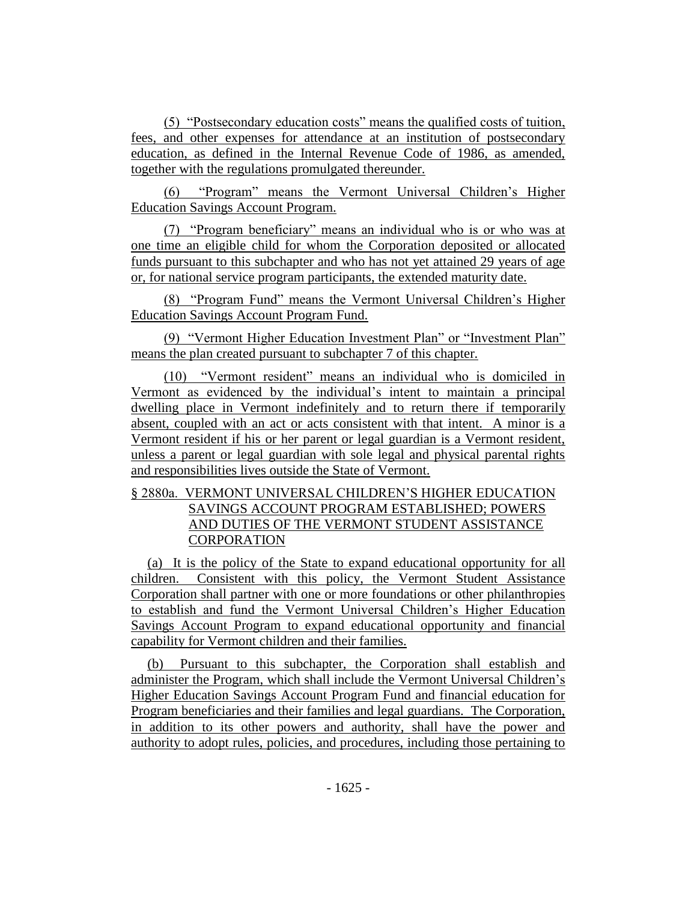(5) "Postsecondary education costs" means the qualified costs of tuition, fees, and other expenses for attendance at an institution of postsecondary education, as defined in the Internal Revenue Code of 1986, as amended, together with the regulations promulgated thereunder.

(6) "Program" means the Vermont Universal Children's Higher Education Savings Account Program.

(7) "Program beneficiary" means an individual who is or who was at one time an eligible child for whom the Corporation deposited or allocated funds pursuant to this subchapter and who has not yet attained 29 years of age or, for national service program participants, the extended maturity date.

(8) "Program Fund" means the Vermont Universal Children's Higher Education Savings Account Program Fund.

(9) "Vermont Higher Education Investment Plan" or "Investment Plan" means the plan created pursuant to subchapter 7 of this chapter.

(10) "Vermont resident" means an individual who is domiciled in Vermont as evidenced by the individual's intent to maintain a principal dwelling place in Vermont indefinitely and to return there if temporarily absent, coupled with an act or acts consistent with that intent. A minor is a Vermont resident if his or her parent or legal guardian is a Vermont resident, unless a parent or legal guardian with sole legal and physical parental rights and responsibilities lives outside the State of Vermont.

§ 2880a. VERMONT UNIVERSAL CHILDREN'S HIGHER EDUCATION SAVINGS ACCOUNT PROGRAM ESTABLISHED; POWERS AND DUTIES OF THE VERMONT STUDENT ASSISTANCE CORPORATION

(a) It is the policy of the State to expand educational opportunity for all children. Consistent with this policy, the Vermont Student Assistance Corporation shall partner with one or more foundations or other philanthropies to establish and fund the Vermont Universal Children's Higher Education Savings Account Program to expand educational opportunity and financial capability for Vermont children and their families.

(b) Pursuant to this subchapter, the Corporation shall establish and administer the Program, which shall include the Vermont Universal Children's Higher Education Savings Account Program Fund and financial education for Program beneficiaries and their families and legal guardians. The Corporation, in addition to its other powers and authority, shall have the power and authority to adopt rules, policies, and procedures, including those pertaining to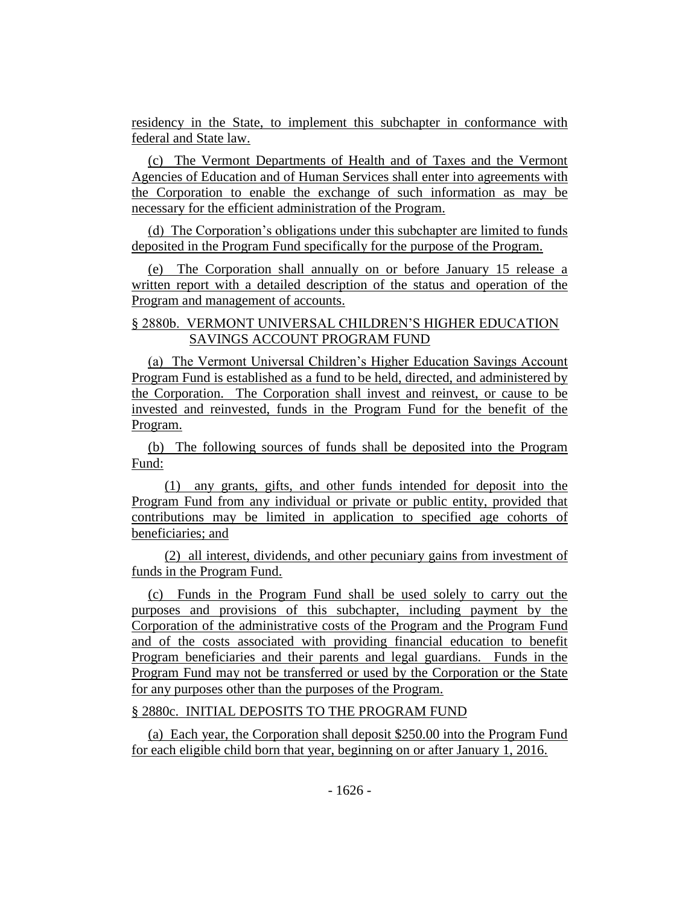residency in the State, to implement this subchapter in conformance with federal and State law.

(c) The Vermont Departments of Health and of Taxes and the Vermont Agencies of Education and of Human Services shall enter into agreements with the Corporation to enable the exchange of such information as may be necessary for the efficient administration of the Program.

(d) The Corporation's obligations under this subchapter are limited to funds deposited in the Program Fund specifically for the purpose of the Program.

(e) The Corporation shall annually on or before January 15 release a written report with a detailed description of the status and operation of the Program and management of accounts.

§ 2880b. VERMONT UNIVERSAL CHILDREN'S HIGHER EDUCATION SAVINGS ACCOUNT PROGRAM FUND

(a) The Vermont Universal Children's Higher Education Savings Account Program Fund is established as a fund to be held, directed, and administered by the Corporation. The Corporation shall invest and reinvest, or cause to be invested and reinvested, funds in the Program Fund for the benefit of the Program.

(b) The following sources of funds shall be deposited into the Program Fund:

(1) any grants, gifts, and other funds intended for deposit into the Program Fund from any individual or private or public entity, provided that contributions may be limited in application to specified age cohorts of beneficiaries; and

(2) all interest, dividends, and other pecuniary gains from investment of funds in the Program Fund.

(c) Funds in the Program Fund shall be used solely to carry out the purposes and provisions of this subchapter, including payment by the Corporation of the administrative costs of the Program and the Program Fund and of the costs associated with providing financial education to benefit Program beneficiaries and their parents and legal guardians. Funds in the Program Fund may not be transferred or used by the Corporation or the State for any purposes other than the purposes of the Program.

§ 2880c. INITIAL DEPOSITS TO THE PROGRAM FUND

(a) Each year, the Corporation shall deposit $250.00 into the Program Fund for each eligible child born that year, beginning on or after January 1, 2016.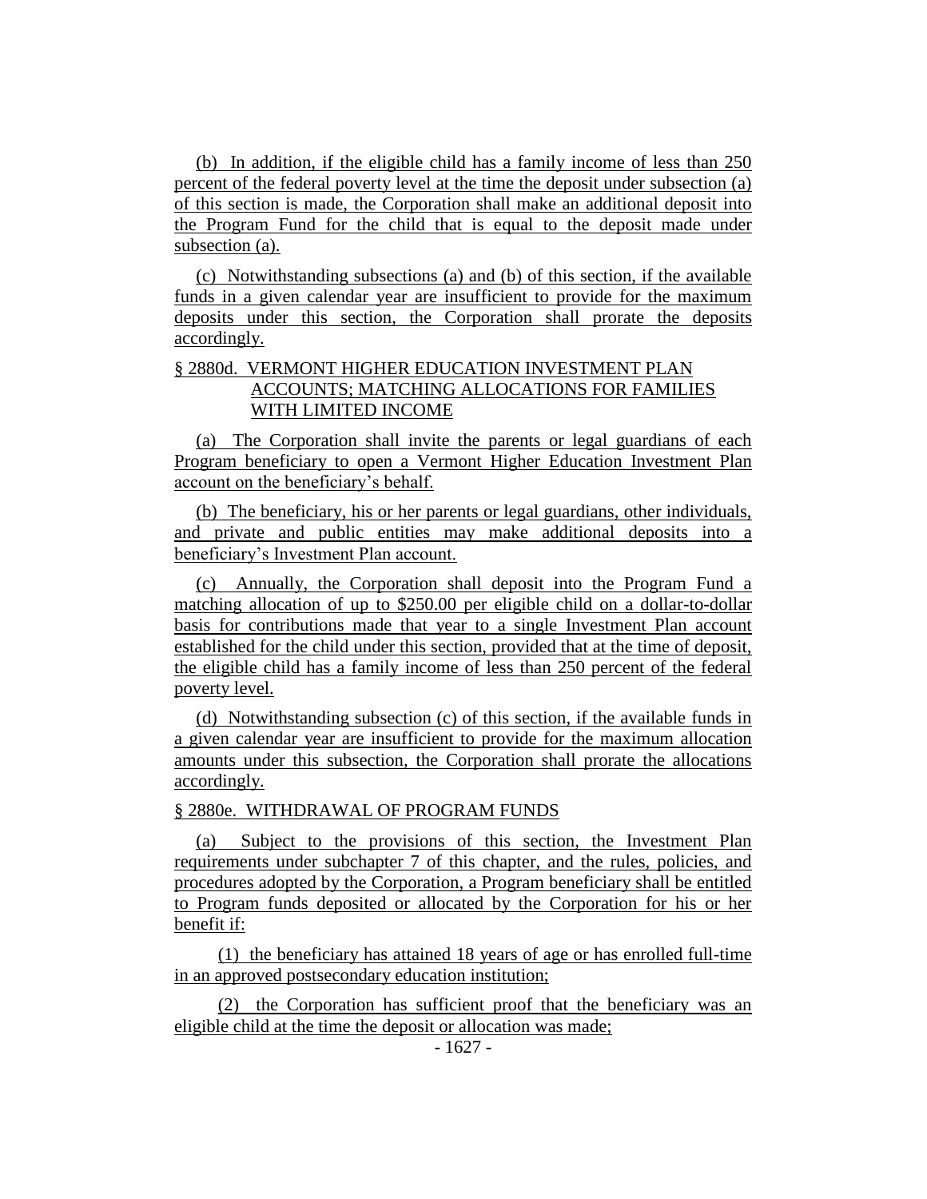(b) In addition, if the eligible child has a family income of less than 250 percent of the federal poverty level at the time the deposit under subsection (a) of this section is made, the Corporation shall make an additional deposit into the Program Fund for the child that is equal to the deposit made under subsection (a).

(c) Notwithstanding subsections (a) and (b) of this section, if the available funds in a given calendar year are insufficient to provide for the maximum deposits under this section, the Corporation shall prorate the deposits accordingly.

§ 2880d. VERMONT HIGHER EDUCATION INVESTMENT PLAN ACCOUNTS; MATCHING ALLOCATIONS FOR FAMILIES WITH LIMITED INCOME

(a) The Corporation shall invite the parents or legal guardians of each Program beneficiary to open a Vermont Higher Education Investment Plan account on the beneficiary's behalf.

(b) The beneficiary, his or her parents or legal guardians, other individuals, and private and public entities may make additional deposits into a beneficiary's Investment Plan account.

(c) Annually, the Corporation shall deposit into the Program Fund a matching allocation of up to $250.00 per eligible child on a dollar-to-dollar basis for contributions made that year to a single Investment Plan account established for the child under this section, provided that at the time of deposit, the eligible child has a family income of less than 250 percent of the federal poverty level.

(d) Notwithstanding subsection (c) of this section, if the available funds in a given calendar year are insufficient to provide for the maximum allocation amounts under this subsection, the Corporation shall prorate the allocations accordingly.

§ 2880e. WITHDRAWAL OF PROGRAM FUNDS

(a) Subject to the provisions of this section, the Investment Plan requirements under subchapter 7 of this chapter, and the rules, policies, and procedures adopted by the Corporation, a Program beneficiary shall be entitled to Program funds deposited or allocated by the Corporation for his or her benefit if:

(1) the beneficiary has attained 18 years of age or has enrolled full-time in an approved postsecondary education institution;

(2) the Corporation has sufficient proof that the beneficiary was an eligible child at the time the deposit or allocation was made;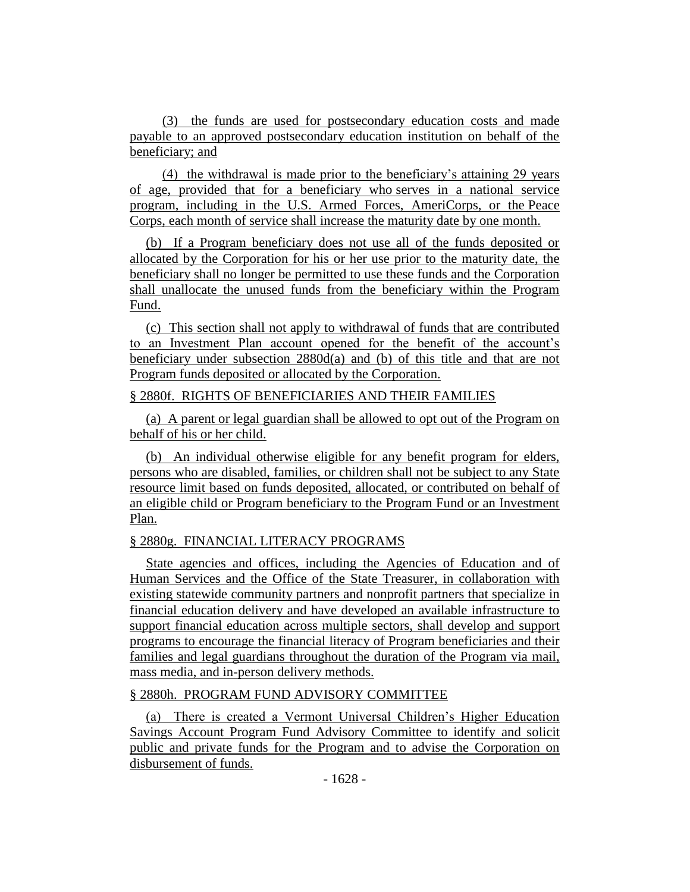(3) the funds are used for postsecondary education costs and made payable to an approved postsecondary education institution on behalf of the beneficiary; and

(4) the withdrawal is made prior to the beneficiary's attaining 29 years of age, provided that for a beneficiary who serves in a national service program, including in the U.S. Armed Forces, AmeriCorps, or the Peace Corps, each month of service shall increase the maturity date by one month.

(b) If a Program beneficiary does not use all of the funds deposited or allocated by the Corporation for his or her use prior to the maturity date, the beneficiary shall no longer be permitted to use these funds and the Corporation shall unallocate the unused funds from the beneficiary within the Program Fund.

(c) This section shall not apply to withdrawal of funds that are contributed to an Investment Plan account opened for the benefit of the account's beneficiary under subsection 2880d(a) and (b) of this title and that are not Program funds deposited or allocated by the Corporation.

§ 2880f. RIGHTS OF BENEFICIARIES AND THEIR FAMILIES

(a) A parent or legal guardian shall be allowed to opt out of the Program on behalf of his or her child.

(b) An individual otherwise eligible for any benefit program for elders, persons who are disabled, families, or children shall not be subject to any State resource limit based on funds deposited, allocated, or contributed on behalf of an eligible child or Program beneficiary to the Program Fund or an Investment Plan.

§ 2880g. FINANCIAL LITERACY PROGRAMS

State agencies and offices, including the Agencies of Education and of Human Services and the Office of the State Treasurer, in collaboration with existing statewide community partners and nonprofit partners that specialize in financial education delivery and have developed an available infrastructure to support financial education across multiple sectors, shall develop and support programs to encourage the financial literacy of Program beneficiaries and their families and legal guardians throughout the duration of the Program via mail, mass media, and in-person delivery methods.

§ 2880h. PROGRAM FUND ADVISORY COMMITTEE

(a) There is created a Vermont Universal Children's Higher Education Savings Account Program Fund Advisory Committee to identify and solicit public and private funds for the Program and to advise the Corporation on disbursement of funds.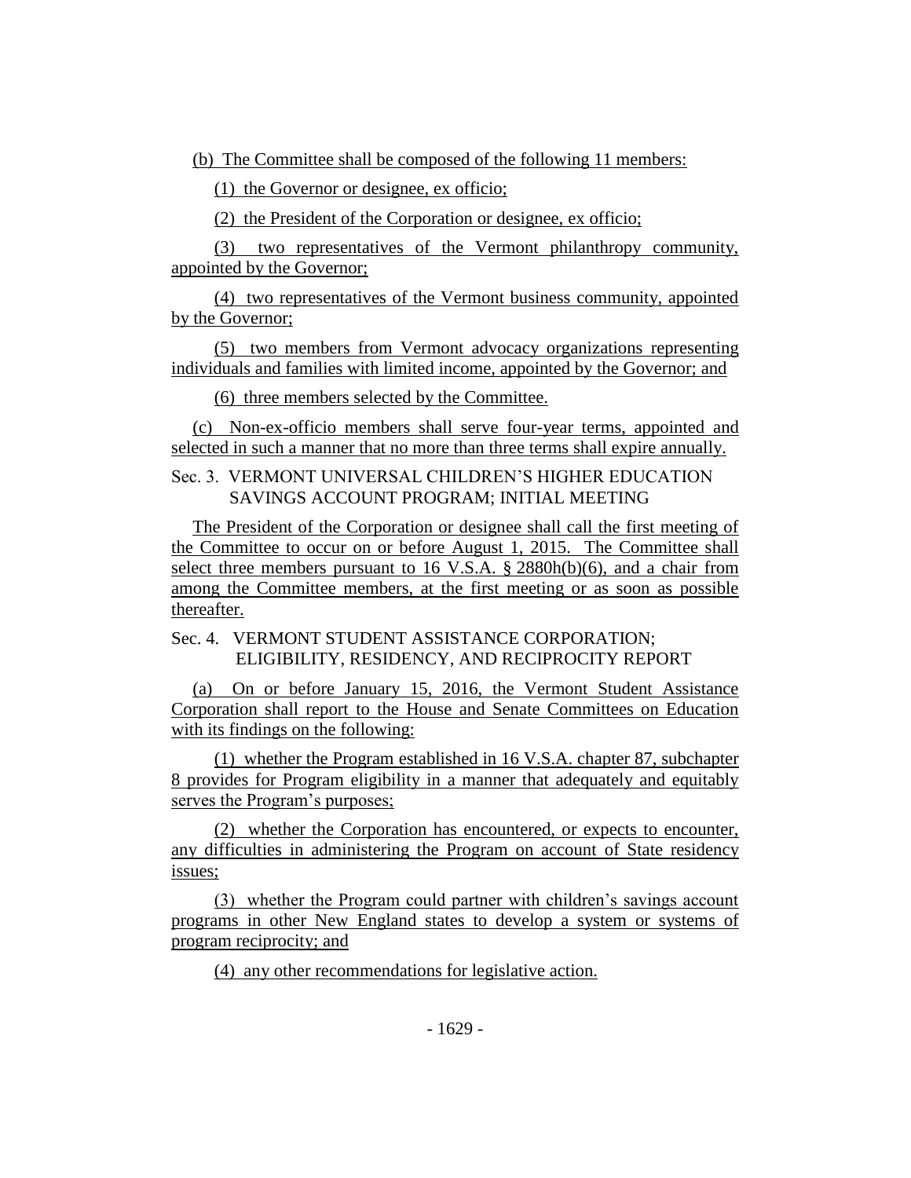(b) The Committee shall be composed of the following 11 members:

(1) the Governor or designee, ex officio;

(2) the President of the Corporation or designee, ex officio;

(3) two representatives of the Vermont philanthropy community, appointed by the Governor;

(4) two representatives of the Vermont business community, appointed by the Governor;

(5) two members from Vermont advocacy organizations representing individuals and families with limited income, appointed by the Governor; and

(6) three members selected by the Committee.

(c) Non-ex-officio members shall serve four-year terms, appointed and selected in such a manner that no more than three terms shall expire annually.

Sec. 3. VERMONT UNIVERSAL CHILDREN'S HIGHER EDUCATION SAVINGS ACCOUNT PROGRAM; INITIAL MEETING

The President of the Corporation or designee shall call the first meeting of the Committee to occur on or before August 1, 2015. The Committee shall select three members pursuant to 16 V.S.A. § 2880h(b)(6), and a chair from among the Committee members, at the first meeting or as soon as possible thereafter.

Sec. 4. VERMONT STUDENT ASSISTANCE CORPORATION; ELIGIBILITY, RESIDENCY, AND RECIPROCITY REPORT

(a) On or before January 15, 2016, the Vermont Student Assistance Corporation shall report to the House and Senate Committees on Education with its findings on the following:

(1) whether the Program established in 16 V.S.A. chapter 87, subchapter 8 provides for Program eligibility in a manner that adequately and equitably serves the Program's purposes;

(2) whether the Corporation has encountered, or expects to encounter, any difficulties in administering the Program on account of State residency issues;

(3) whether the Program could partner with children's savings account programs in other New England states to develop a system or systems of program reciprocity; and

(4) any other recommendations for legislative action.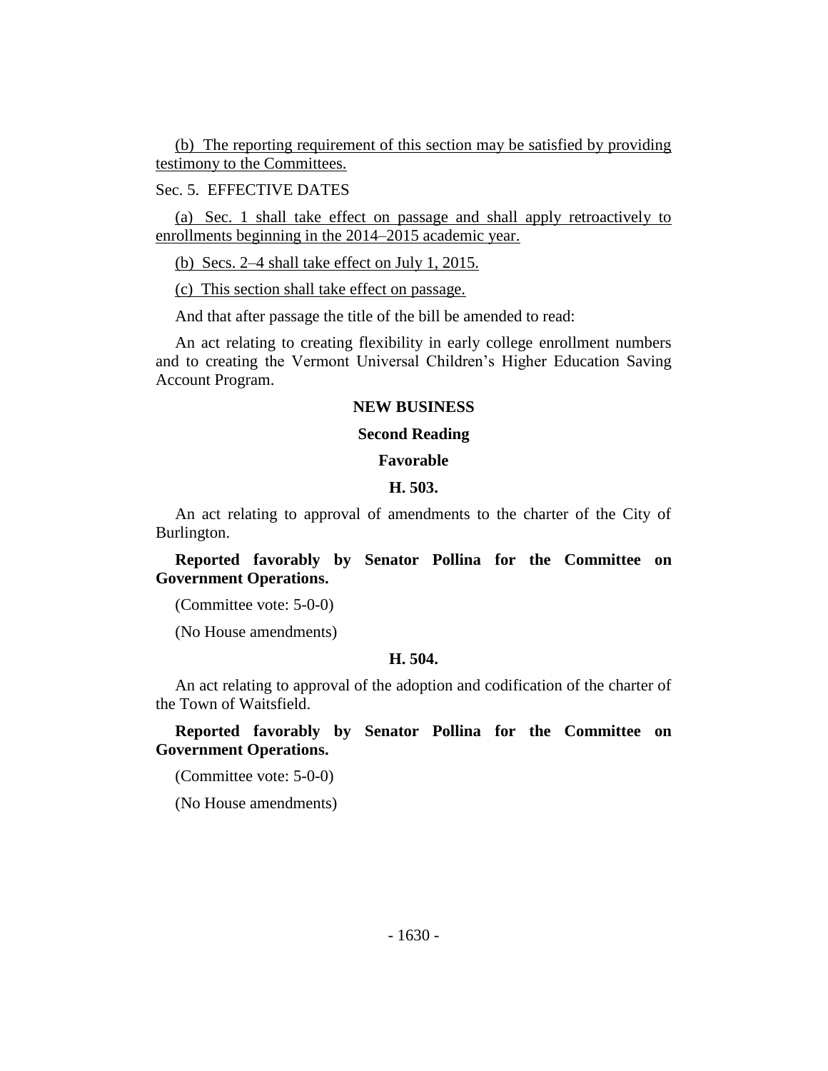(b) The reporting requirement of this section may be satisfied by providing testimony to the Committees.

Sec. 5. EFFECTIVE DATES

(a) Sec. 1 shall take effect on passage and shall apply retroactively to enrollments beginning in the 2014–2015 academic year.

(b) Secs. 2–4 shall take effect on July 1, 2015.

(c) This section shall take effect on passage.

And that after passage the title of the bill be amended to read:

An act relating to creating flexibility in early college enrollment numbers and to creating the Vermont Universal Children's Higher Education Saving Account Program.

## NEW BUSINESS

### Second Reading

### Favorable

#### H. 503.

An act relating to approval of amendments to the charter of the City of Burlington.

**Reported favorably by Senator Pollina for the Committee on Government Operations.**

(Committee vote: 5-0-0)

(No House amendments)

#### H. 504.

An act relating to approval of the adoption and codification of the charter of the Town of Waitsfield.

**Reported favorably by Senator Pollina for the Committee on Government Operations.**

(Committee vote: 5-0-0)

(No House amendments)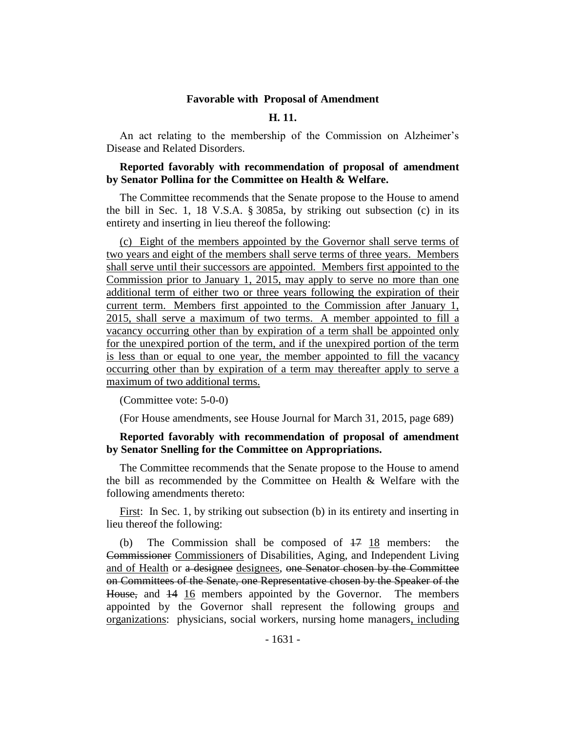**Favorable with Proposal of Amendment**

**H. 11.**

An act relating to the membership of the Commission on Alzheimer's Disease and Related Disorders.

**Reported favorably with recommendation of proposal of amendment by Senator Pollina for the Committee on Health & Welfare.**

The Committee recommends that the Senate propose to the House to amend the bill in Sec. 1, 18 V.S.A. § 3085a, by striking out subsection (c) in its entirety and inserting in lieu thereof the following:

<u>(c) Eight of the members appointed by the Governor shall serve terms of two years and eight of the members shall serve terms of three years. Members shall serve until their successors are appointed. Members first appointed to the Commission prior to January 1, 2015, may apply to serve no more than one additional term of either two or three years following the expiration of their current term. Members first appointed to the Commission after January 1, 2015, shall serve a maximum of two terms. A member appointed to fill a vacancy occurring other than by expiration of a term shall be appointed only for the unexpired portion of the term, and if the unexpired portion of the term is less than or equal to one year, the member appointed to fill the vacancy occurring other than by expiration of a term may thereafter apply to serve a maximum of two additional terms.</u>

(Committee vote: 5-0-0)

(For House amendments, see House Journal for March 31, 2015, page 689)

**Reported favorably with recommendation of proposal of amendment by Senator Snelling for the Committee on Appropriations.**

The Committee recommends that the Senate propose to the House to amend the bill as recommended by the Committee on Health & Welfare with the following amendments thereto:

<u>First</u>: In Sec. 1, by striking out subsection (b) in its entirety and inserting in lieu thereof the following:

(b) The Commission shall be composed of ~~17~~ <u>18</u> members: the ~~Commissioner~~ <u>Commissioners</u> of Disabilities, Aging, and Independent Living <u>and of Health</u> or ~~a designee~~ <u>designees</u>, ~~one Senator chosen by the Committee on Committees of the Senate, one Representative chosen by the Speaker of the House,~~ and ~~14~~ <u>16</u> members appointed by the Governor. The members appointed by the Governor shall represent the following groups <u>and organizations</u>: physicians, social workers, nursing home managers<u>, including</u>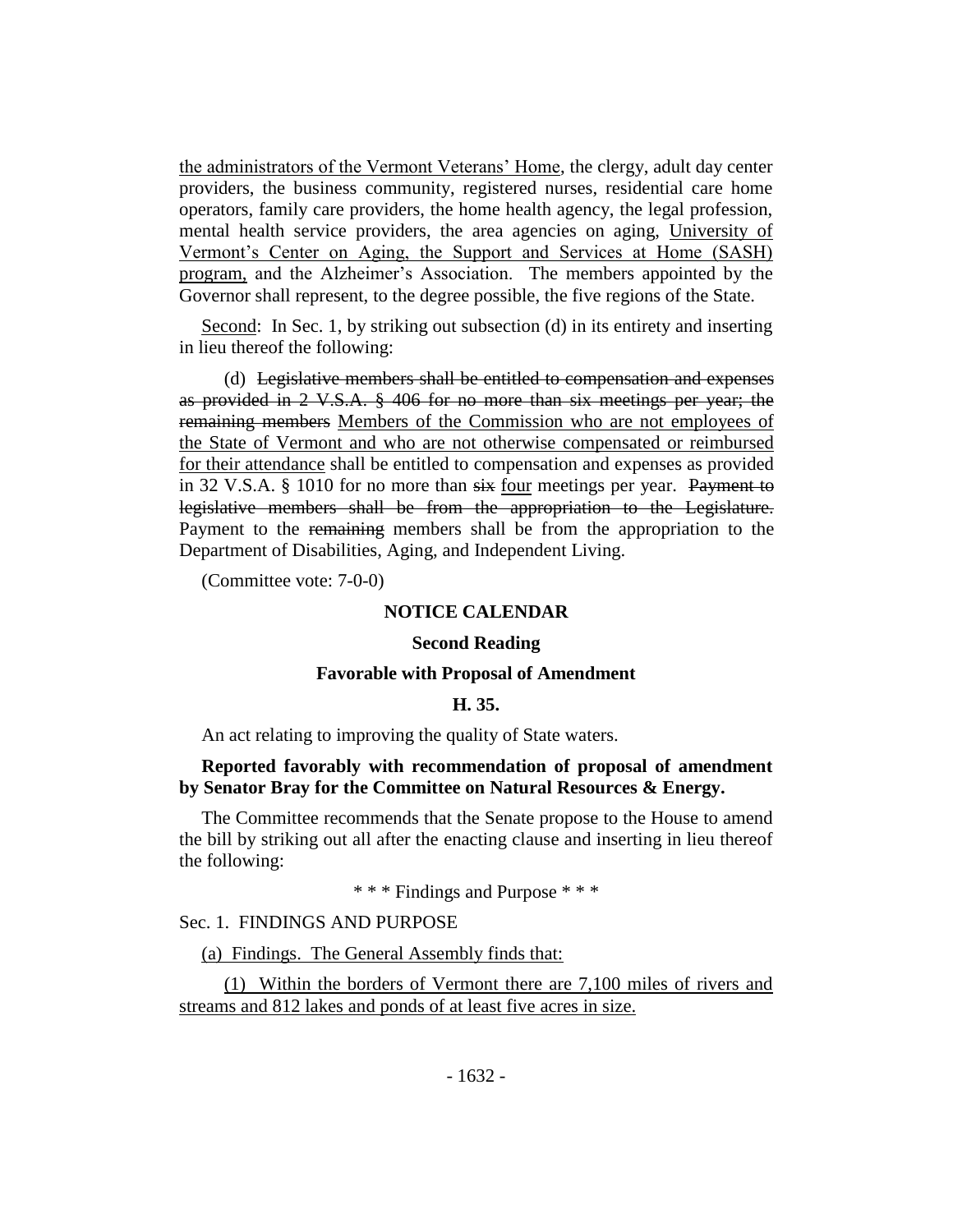the administrators of the Vermont Veterans' Home, the clergy, adult day center providers, the business community, registered nurses, residential care home operators, family care providers, the home health agency, the legal profession, mental health service providers, the area agencies on aging, University of Vermont's Center on Aging, the Support and Services at Home (SASH) program, and the Alzheimer's Association. The members appointed by the Governor shall represent, to the degree possible, the five regions of the State.

Second: In Sec. 1, by striking out subsection (d) in its entirety and inserting in lieu thereof the following:

(d) ~~Legislative members shall be entitled to compensation and expenses as provided in 2 V.S.A. § 406 for no more than six meetings per year; the remaining members~~ Members of the Commission who are not employees of the State of Vermont and who are not otherwise compensated or reimbursed for their attendance shall be entitled to compensation and expenses as provided in 32 V.S.A. § 1010 for no more than ~~six~~ four meetings per year. ~~Payment to legislative members shall be from the appropriation to the Legislature.~~ Payment to the ~~remaining~~ members shall be from the appropriation to the Department of Disabilities, Aging, and Independent Living.

(Committee vote: 7-0-0)

## NOTICE CALENDAR

### Second Reading

### Favorable with Proposal of Amendment

### H. 35.

An act relating to improving the quality of State waters.

**Reported favorably with recommendation of proposal of amendment by Senator Bray for the Committee on Natural Resources & Energy.**

The Committee recommends that the Senate propose to the House to amend the bill by striking out all after the enacting clause and inserting in lieu thereof the following:

\* \* \* Findings and Purpose \* \* \*

Sec. 1. FINDINGS AND PURPOSE

(a) Findings. The General Assembly finds that:

(1) Within the borders of Vermont there are 7,100 miles of rivers and streams and 812 lakes and ponds of at least five acres in size.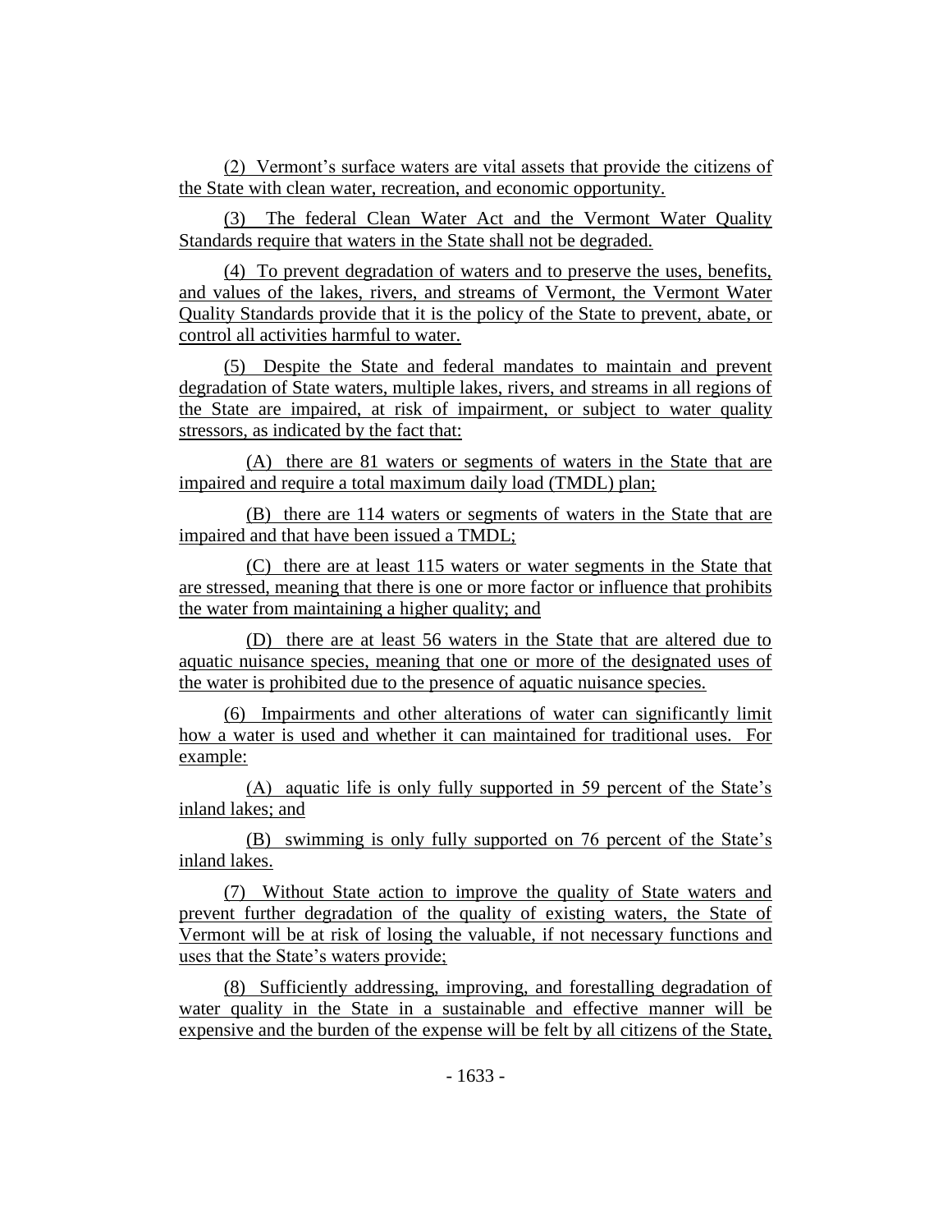(2) Vermont's surface waters are vital assets that provide the citizens of the State with clean water, recreation, and economic opportunity.

(3) The federal Clean Water Act and the Vermont Water Quality Standards require that waters in the State shall not be degraded.

(4) To prevent degradation of waters and to preserve the uses, benefits, and values of the lakes, rivers, and streams of Vermont, the Vermont Water Quality Standards provide that it is the policy of the State to prevent, abate, or control all activities harmful to water.

(5) Despite the State and federal mandates to maintain and prevent degradation of State waters, multiple lakes, rivers, and streams in all regions of the State are impaired, at risk of impairment, or subject to water quality stressors, as indicated by the fact that:

(A) there are 81 waters or segments of waters in the State that are impaired and require a total maximum daily load (TMDL) plan;

(B) there are 114 waters or segments of waters in the State that are impaired and that have been issued a TMDL;

(C) there are at least 115 waters or water segments in the State that are stressed, meaning that there is one or more factor or influence that prohibits the water from maintaining a higher quality; and

(D) there are at least 56 waters in the State that are altered due to aquatic nuisance species, meaning that one or more of the designated uses of the water is prohibited due to the presence of aquatic nuisance species.

(6) Impairments and other alterations of water can significantly limit how a water is used and whether it can maintained for traditional uses. For example:

(A) aquatic life is only fully supported in 59 percent of the State's inland lakes; and

(B) swimming is only fully supported on 76 percent of the State's inland lakes.

(7) Without State action to improve the quality of State waters and prevent further degradation of the quality of existing waters, the State of Vermont will be at risk of losing the valuable, if not necessary functions and uses that the State's waters provide;

(8) Sufficiently addressing, improving, and forestalling degradation of water quality in the State in a sustainable and effective manner will be expensive and the burden of the expense will be felt by all citizens of the State,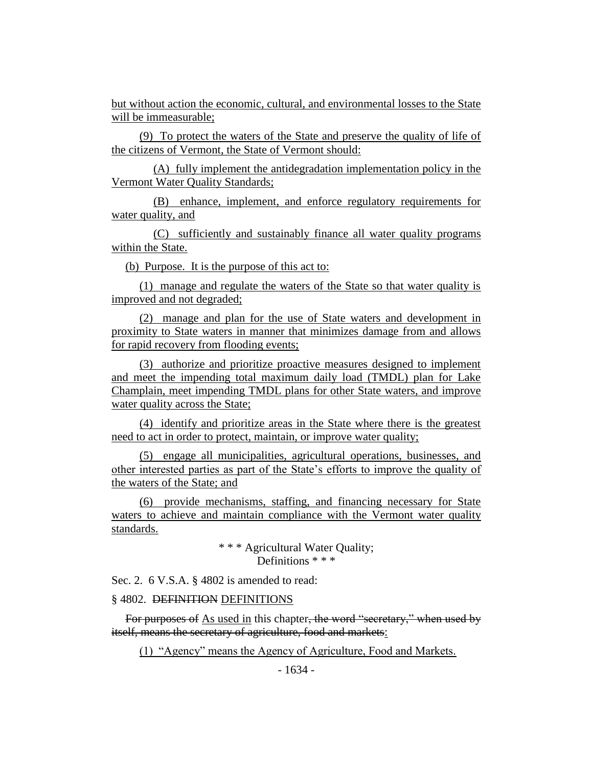but without action the economic, cultural, and environmental losses to the State will be immeasurable;

(9) To protect the waters of the State and preserve the quality of life of the citizens of Vermont, the State of Vermont should:

(A) fully implement the antidegradation implementation policy in the Vermont Water Quality Standards;

(B) enhance, implement, and enforce regulatory requirements for water quality, and

(C) sufficiently and sustainably finance all water quality programs within the State.

(b) Purpose. It is the purpose of this act to:

(1) manage and regulate the waters of the State so that water quality is improved and not degraded;

(2) manage and plan for the use of State waters and development in proximity to State waters in manner that minimizes damage from and allows for rapid recovery from flooding events;

(3) authorize and prioritize proactive measures designed to implement and meet the impending total maximum daily load (TMDL) plan for Lake Champlain, meet impending TMDL plans for other State waters, and improve water quality across the State;

(4) identify and prioritize areas in the State where there is the greatest need to act in order to protect, maintain, or improve water quality;

(5) engage all municipalities, agricultural operations, businesses, and other interested parties as part of the State's efforts to improve the quality of the waters of the State; and

(6) provide mechanisms, staffing, and financing necessary for State waters to achieve and maintain compliance with the Vermont water quality standards.

\* \* \* Agricultural Water Quality;
Definitions \* \* \*

Sec. 2. 6 V.S.A. § 4802 is amended to read:

§ 4802. ~~DEFINITION~~ DEFINITIONS

~~For purposes of~~ As used in this chapter~~, the word "secretary," when used by itself, means the secretary of agriculture, food and markets~~:

(1) "Agency" means the Agency of Agriculture, Food and Markets.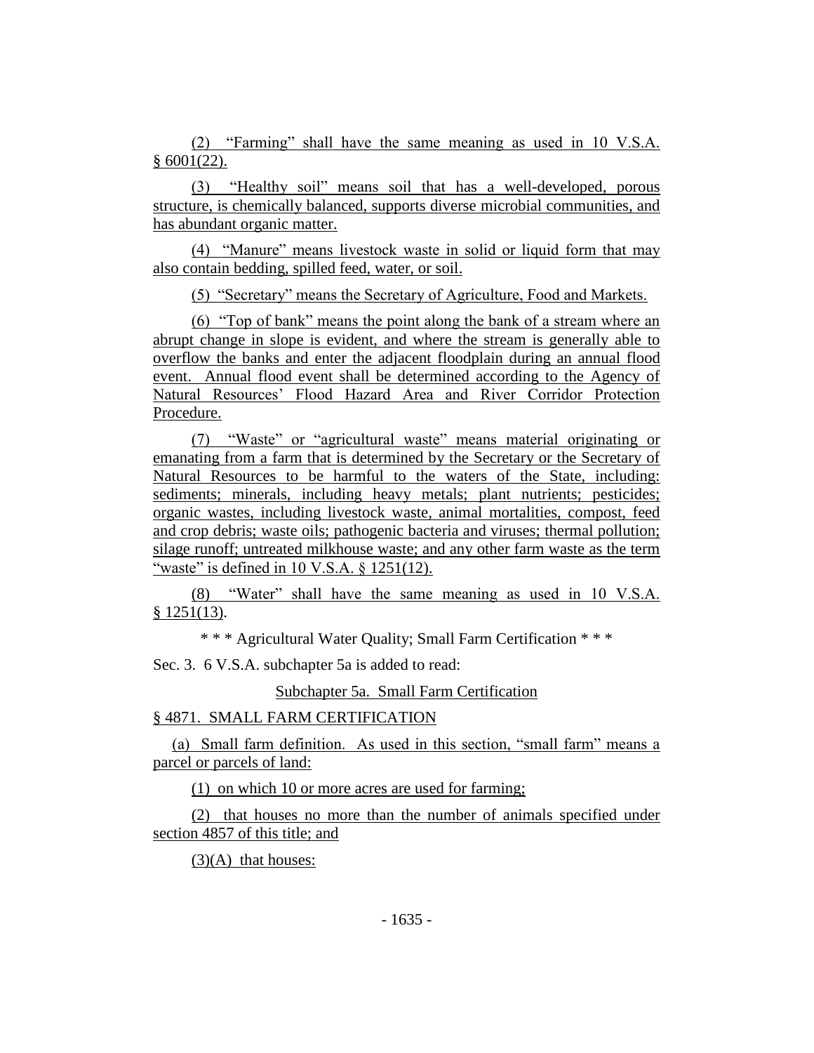(2) "Farming" shall have the same meaning as used in 10 V.S.A. § 6001(22).

(3) "Healthy soil" means soil that has a well-developed, porous structure, is chemically balanced, supports diverse microbial communities, and has abundant organic matter.

(4) "Manure" means livestock waste in solid or liquid form that may also contain bedding, spilled feed, water, or soil.

(5) "Secretary" means the Secretary of Agriculture, Food and Markets.

(6) "Top of bank" means the point along the bank of a stream where an abrupt change in slope is evident, and where the stream is generally able to overflow the banks and enter the adjacent floodplain during an annual flood event. Annual flood event shall be determined according to the Agency of Natural Resources' Flood Hazard Area and River Corridor Protection Procedure.

(7) "Waste" or "agricultural waste" means material originating or emanating from a farm that is determined by the Secretary or the Secretary of Natural Resources to be harmful to the waters of the State, including: sediments; minerals, including heavy metals; plant nutrients; pesticides; organic wastes, including livestock waste, animal mortalities, compost, feed and crop debris; waste oils; pathogenic bacteria and viruses; thermal pollution; silage runoff; untreated milkhouse waste; and any other farm waste as the term "waste" is defined in 10 V.S.A. § 1251(12).

(8) "Water" shall have the same meaning as used in 10 V.S.A. § 1251(13).

\* \* \* Agricultural Water Quality; Small Farm Certification \* \* \*

Sec. 3. 6 V.S.A. subchapter 5a is added to read:

Subchapter 5a. Small Farm Certification

§ 4871. SMALL FARM CERTIFICATION

(a) Small farm definition. As used in this section, "small farm" means a parcel or parcels of land:

(1) on which 10 or more acres are used for farming;

(2) that houses no more than the number of animals specified under section 4857 of this title; and

(3)(A) that houses: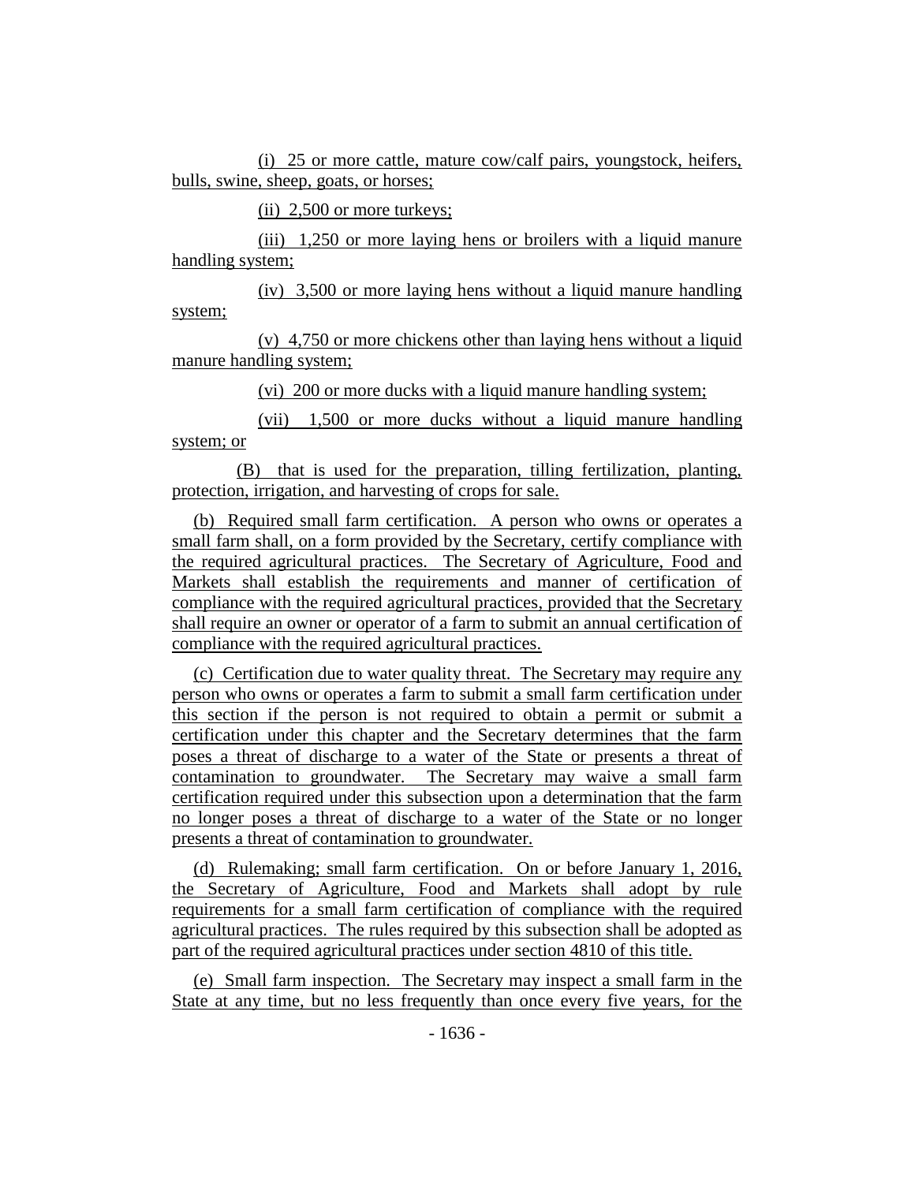(i) 25 or more cattle, mature cow/calf pairs, youngstock, heifers, bulls, swine, sheep, goats, or horses;

(ii) 2,500 or more turkeys;

(iii) 1,250 or more laying hens or broilers with a liquid manure handling system;

(iv) 3,500 or more laying hens without a liquid manure handling system;

(v) 4,750 or more chickens other than laying hens without a liquid manure handling system;

(vi) 200 or more ducks with a liquid manure handling system;

(vii) 1,500 or more ducks without a liquid manure handling system; or

(B) that is used for the preparation, tilling fertilization, planting, protection, irrigation, and harvesting of crops for sale.

(b) Required small farm certification. A person who owns or operates a small farm shall, on a form provided by the Secretary, certify compliance with the required agricultural practices. The Secretary of Agriculture, Food and Markets shall establish the requirements and manner of certification of compliance with the required agricultural practices, provided that the Secretary shall require an owner or operator of a farm to submit an annual certification of compliance with the required agricultural practices.

(c) Certification due to water quality threat. The Secretary may require any person who owns or operates a farm to submit a small farm certification under this section if the person is not required to obtain a permit or submit a certification under this chapter and the Secretary determines that the farm poses a threat of discharge to a water of the State or presents a threat of contamination to groundwater. The Secretary may waive a small farm certification required under this subsection upon a determination that the farm no longer poses a threat of discharge to a water of the State or no longer presents a threat of contamination to groundwater.

(d) Rulemaking; small farm certification. On or before January 1, 2016, the Secretary of Agriculture, Food and Markets shall adopt by rule requirements for a small farm certification of compliance with the required agricultural practices. The rules required by this subsection shall be adopted as part of the required agricultural practices under section 4810 of this title.

(e) Small farm inspection. The Secretary may inspect a small farm in the State at any time, but no less frequently than once every five years, for the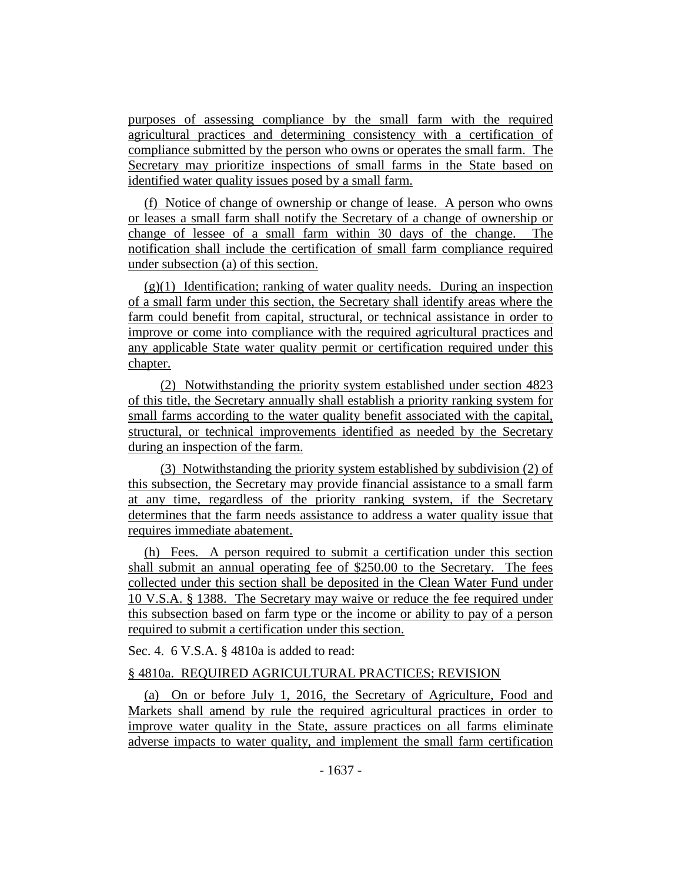purposes of assessing compliance by the small farm with the required agricultural practices and determining consistency with a certification of compliance submitted by the person who owns or operates the small farm. The Secretary may prioritize inspections of small farms in the State based on identified water quality issues posed by a small farm.

(f) Notice of change of ownership or change of lease. A person who owns or leases a small farm shall notify the Secretary of a change of ownership or change of lessee of a small farm within 30 days of the change. The notification shall include the certification of small farm compliance required under subsection (a) of this section.

(g)(1) Identification; ranking of water quality needs. During an inspection of a small farm under this section, the Secretary shall identify areas where the farm could benefit from capital, structural, or technical assistance in order to improve or come into compliance with the required agricultural practices and any applicable State water quality permit or certification required under this chapter.

(2) Notwithstanding the priority system established under section 4823 of this title, the Secretary annually shall establish a priority ranking system for small farms according to the water quality benefit associated with the capital, structural, or technical improvements identified as needed by the Secretary during an inspection of the farm.

(3) Notwithstanding the priority system established by subdivision (2) of this subsection, the Secretary may provide financial assistance to a small farm at any time, regardless of the priority ranking system, if the Secretary determines that the farm needs assistance to address a water quality issue that requires immediate abatement.

(h) Fees. A person required to submit a certification under this section shall submit an annual operating fee of $250.00 to the Secretary. The fees collected under this section shall be deposited in the Clean Water Fund under 10 V.S.A. § 1388. The Secretary may waive or reduce the fee required under this subsection based on farm type or the income or ability to pay of a person required to submit a certification under this section.

Sec. 4. 6 V.S.A. § 4810a is added to read:

§ 4810a. REQUIRED AGRICULTURAL PRACTICES; REVISION

(a) On or before July 1, 2016, the Secretary of Agriculture, Food and Markets shall amend by rule the required agricultural practices in order to improve water quality in the State, assure practices on all farms eliminate adverse impacts to water quality, and implement the small farm certification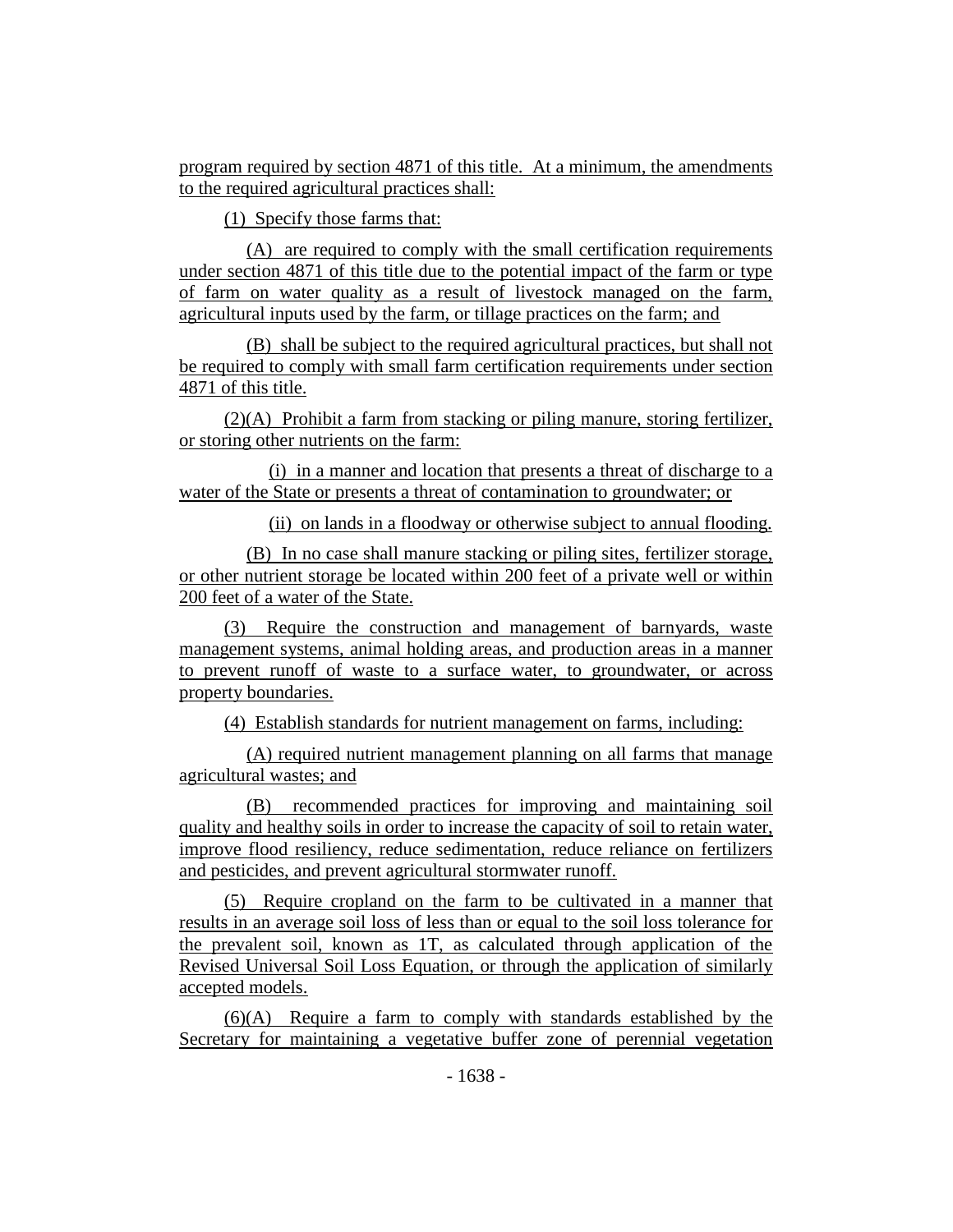program required by section 4871 of this title. At a minimum, the amendments to the required agricultural practices shall:

(1) Specify those farms that:

(A) are required to comply with the small certification requirements under section 4871 of this title due to the potential impact of the farm or type of farm on water quality as a result of livestock managed on the farm, agricultural inputs used by the farm, or tillage practices on the farm; and

(B) shall be subject to the required agricultural practices, but shall not be required to comply with small farm certification requirements under section 4871 of this title.

(2)(A) Prohibit a farm from stacking or piling manure, storing fertilizer, or storing other nutrients on the farm:

(i) in a manner and location that presents a threat of discharge to a water of the State or presents a threat of contamination to groundwater; or

(ii) on lands in a floodway or otherwise subject to annual flooding.

(B) In no case shall manure stacking or piling sites, fertilizer storage, or other nutrient storage be located within 200 feet of a private well or within 200 feet of a water of the State.

(3) Require the construction and management of barnyards, waste management systems, animal holding areas, and production areas in a manner to prevent runoff of waste to a surface water, to groundwater, or across property boundaries.

(4) Establish standards for nutrient management on farms, including:

(A) required nutrient management planning on all farms that manage agricultural wastes; and

(B) recommended practices for improving and maintaining soil quality and healthy soils in order to increase the capacity of soil to retain water, improve flood resiliency, reduce sedimentation, reduce reliance on fertilizers and pesticides, and prevent agricultural stormwater runoff.

(5) Require cropland on the farm to be cultivated in a manner that results in an average soil loss of less than or equal to the soil loss tolerance for the prevalent soil, known as 1T, as calculated through application of the Revised Universal Soil Loss Equation, or through the application of similarly accepted models.

(6)(A) Require a farm to comply with standards established by the Secretary for maintaining a vegetative buffer zone of perennial vegetation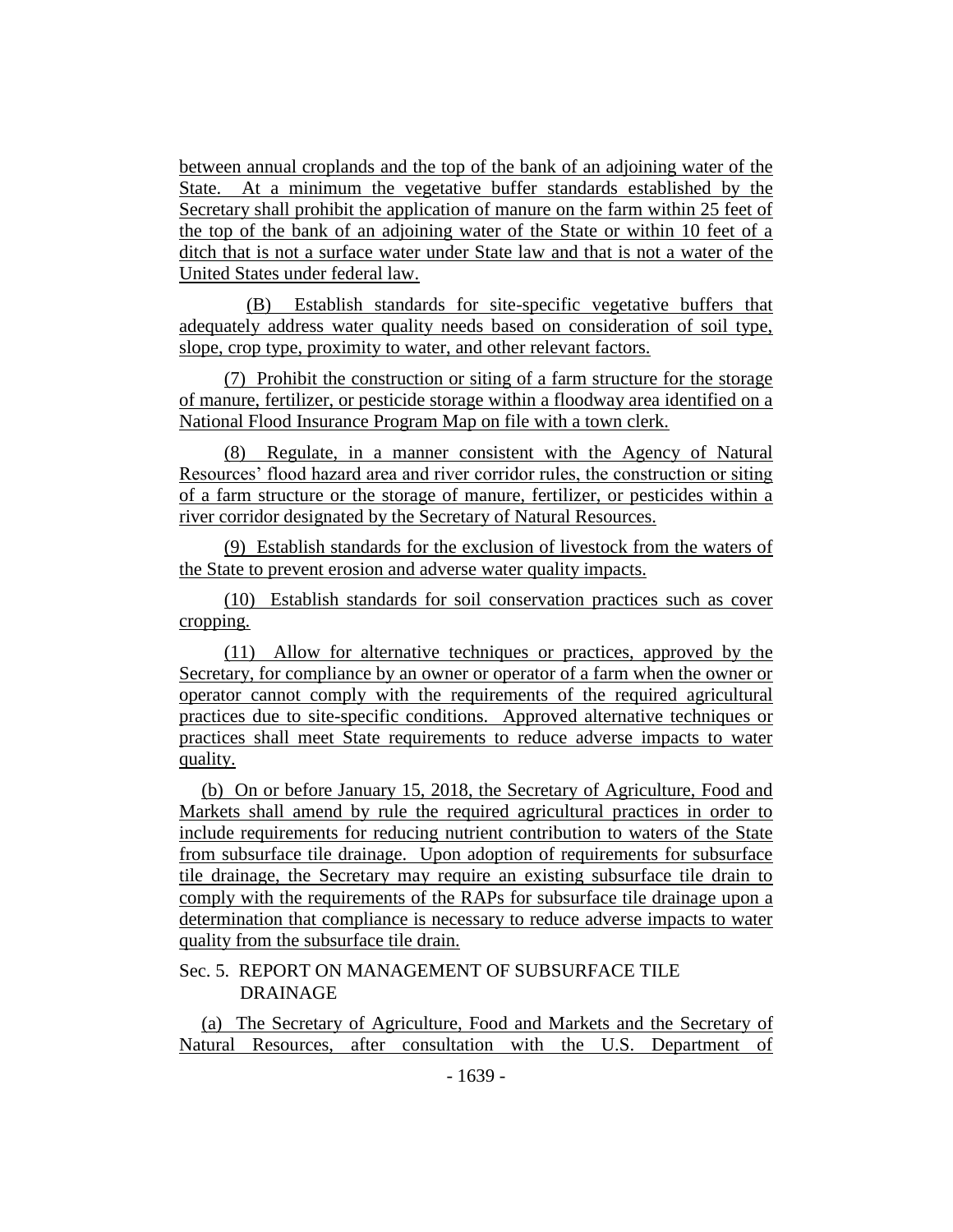between annual croplands and the top of the bank of an adjoining water of the State. At a minimum the vegetative buffer standards established by the Secretary shall prohibit the application of manure on the farm within 25 feet of the top of the bank of an adjoining water of the State or within 10 feet of a ditch that is not a surface water under State law and that is not a water of the United States under federal law.

(B) Establish standards for site-specific vegetative buffers that adequately address water quality needs based on consideration of soil type, slope, crop type, proximity to water, and other relevant factors.

(7) Prohibit the construction or siting of a farm structure for the storage of manure, fertilizer, or pesticide storage within a floodway area identified on a National Flood Insurance Program Map on file with a town clerk.

(8) Regulate, in a manner consistent with the Agency of Natural Resources' flood hazard area and river corridor rules, the construction or siting of a farm structure or the storage of manure, fertilizer, or pesticides within a river corridor designated by the Secretary of Natural Resources.

(9) Establish standards for the exclusion of livestock from the waters of the State to prevent erosion and adverse water quality impacts.

(10) Establish standards for soil conservation practices such as cover cropping.

(11) Allow for alternative techniques or practices, approved by the Secretary, for compliance by an owner or operator of a farm when the owner or operator cannot comply with the requirements of the required agricultural practices due to site-specific conditions. Approved alternative techniques or practices shall meet State requirements to reduce adverse impacts to water quality.

(b) On or before January 15, 2018, the Secretary of Agriculture, Food and Markets shall amend by rule the required agricultural practices in order to include requirements for reducing nutrient contribution to waters of the State from subsurface tile drainage. Upon adoption of requirements for subsurface tile drainage, the Secretary may require an existing subsurface tile drain to comply with the requirements of the RAPs for subsurface tile drainage upon a determination that compliance is necessary to reduce adverse impacts to water quality from the subsurface tile drain.

Sec. 5. REPORT ON MANAGEMENT OF SUBSURFACE TILE DRAINAGE

(a) The Secretary of Agriculture, Food and Markets and the Secretary of Natural Resources, after consultation with the U.S. Department of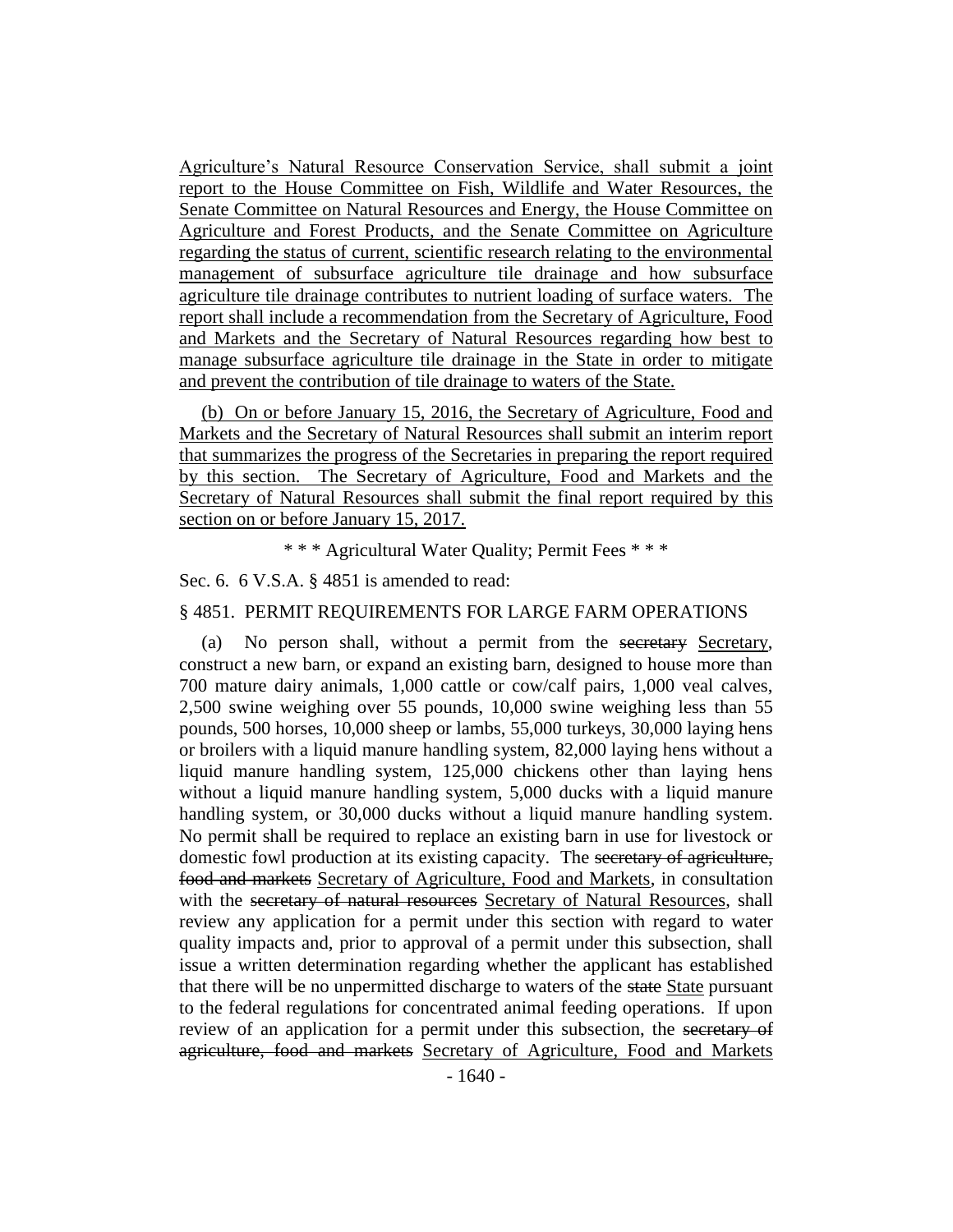Agriculture's Natural Resource Conservation Service, shall submit a joint report to the House Committee on Fish, Wildlife and Water Resources, the Senate Committee on Natural Resources and Energy, the House Committee on Agriculture and Forest Products, and the Senate Committee on Agriculture regarding the status of current, scientific research relating to the environmental management of subsurface agriculture tile drainage and how subsurface agriculture tile drainage contributes to nutrient loading of surface waters. The report shall include a recommendation from the Secretary of Agriculture, Food and Markets and the Secretary of Natural Resources regarding how best to manage subsurface agriculture tile drainage in the State in order to mitigate and prevent the contribution of tile drainage to waters of the State.

(b) On or before January 15, 2016, the Secretary of Agriculture, Food and Markets and the Secretary of Natural Resources shall submit an interim report that summarizes the progress of the Secretaries in preparing the report required by this section. The Secretary of Agriculture, Food and Markets and the Secretary of Natural Resources shall submit the final report required by this section on or before January 15, 2017.

\* \* \* Agricultural Water Quality; Permit Fees \* \* \*

Sec. 6. 6 V.S.A. § 4851 is amended to read:

§ 4851. PERMIT REQUIREMENTS FOR LARGE FARM OPERATIONS

(a) No person shall, without a permit from the ~~secretary~~ Secretary, construct a new barn, or expand an existing barn, designed to house more than 700 mature dairy animals, 1,000 cattle or cow/calf pairs, 1,000 veal calves, 2,500 swine weighing over 55 pounds, 10,000 swine weighing less than 55 pounds, 500 horses, 10,000 sheep or lambs, 55,000 turkeys, 30,000 laying hens or broilers with a liquid manure handling system, 82,000 laying hens without a liquid manure handling system, 125,000 chickens other than laying hens without a liquid manure handling system, 5,000 ducks with a liquid manure handling system, or 30,000 ducks without a liquid manure handling system. No permit shall be required to replace an existing barn in use for livestock or domestic fowl production at its existing capacity. The ~~secretary of agriculture, food and markets~~ Secretary of Agriculture, Food and Markets, in consultation with the ~~secretary of natural resources~~ Secretary of Natural Resources, shall review any application for a permit under this section with regard to water quality impacts and, prior to approval of a permit under this subsection, shall issue a written determination regarding whether the applicant has established that there will be no unpermitted discharge to waters of the ~~state~~ State pursuant to the federal regulations for concentrated animal feeding operations. If upon review of an application for a permit under this subsection, the ~~secretary of agriculture, food and markets~~ Secretary of Agriculture, Food and Markets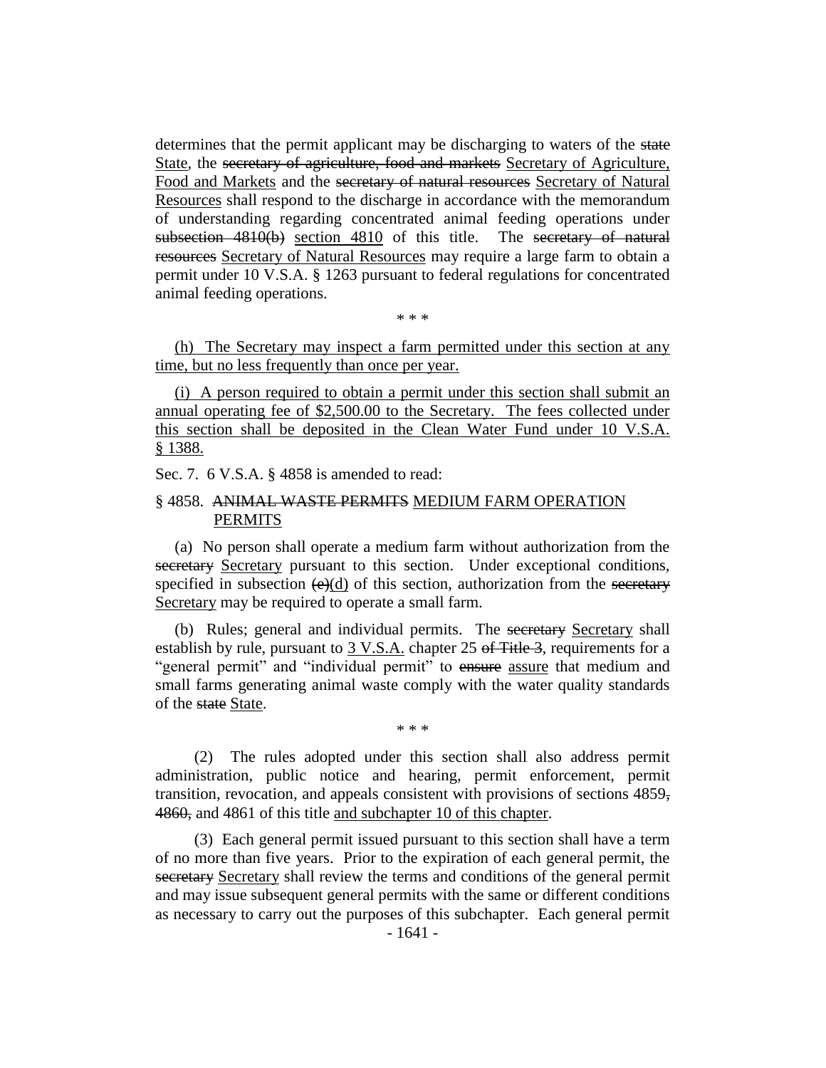determines that the permit applicant may be discharging to waters of the ~~state~~ State, the ~~secretary of agriculture, food and markets~~ Secretary of Agriculture, Food and Markets and the ~~secretary of natural resources~~ Secretary of Natural Resources shall respond to the discharge in accordance with the memorandum of understanding regarding concentrated animal feeding operations under ~~subsection 4810(b)~~ section 4810 of this title. The ~~secretary of natural resources~~ Secretary of Natural Resources may require a large farm to obtain a permit under 10 V.S.A. § 1263 pursuant to federal regulations for concentrated animal feeding operations.

\* \* \*

(h) The Secretary may inspect a farm permitted under this section at any time, but no less frequently than once per year.

(i) A person required to obtain a permit under this section shall submit an annual operating fee of $2,500.00 to the Secretary. The fees collected under this section shall be deposited in the Clean Water Fund under 10 V.S.A. § 1388.

Sec. 7. 6 V.S.A. § 4858 is amended to read:

§ 4858. ~~ANIMAL WASTE PERMITS~~ MEDIUM FARM OPERATION PERMITS

(a) No person shall operate a medium farm without authorization from the ~~secretary~~ Secretary pursuant to this section. Under exceptional conditions, specified in subsection ~~(e)~~(d) of this section, authorization from the ~~secretary~~ Secretary may be required to operate a small farm.

(b) Rules; general and individual permits. The ~~secretary~~ Secretary shall establish by rule, pursuant to 3 V.S.A. chapter 25 ~~of Title 3~~, requirements for a "general permit" and "individual permit" to ~~ensure~~ assure that medium and small farms generating animal waste comply with the water quality standards of the ~~state~~ State.

\* \* \*

(2) The rules adopted under this section shall also address permit administration, public notice and hearing, permit enforcement, permit transition, revocation, and appeals consistent with provisions of sections 4859~~,~~ ~~4860,~~ and 4861 of this title and subchapter 10 of this chapter.

(3) Each general permit issued pursuant to this section shall have a term of no more than five years. Prior to the expiration of each general permit, the ~~secretary~~ Secretary shall review the terms and conditions of the general permit and may issue subsequent general permits with the same or different conditions as necessary to carry out the purposes of this subchapter. Each general permit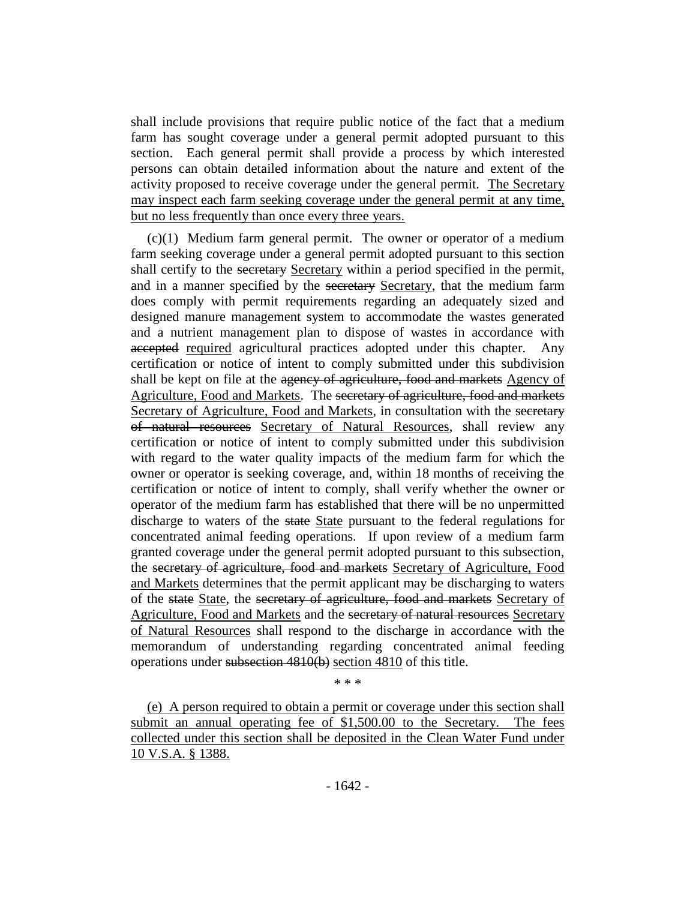shall include provisions that require public notice of the fact that a medium farm has sought coverage under a general permit adopted pursuant to this section. Each general permit shall provide a process by which interested persons can obtain detailed information about the nature and extent of the activity proposed to receive coverage under the general permit. The Secretary may inspect each farm seeking coverage under the general permit at any time, but no less frequently than once every three years.

(c)(1) Medium farm general permit. The owner or operator of a medium farm seeking coverage under a general permit adopted pursuant to this section shall certify to the ~~secretary~~ Secretary within a period specified in the permit, and in a manner specified by the ~~secretary~~ Secretary, that the medium farm does comply with permit requirements regarding an adequately sized and designed manure management system to accommodate the wastes generated and a nutrient management plan to dispose of wastes in accordance with ~~accepted~~ required agricultural practices adopted under this chapter. Any certification or notice of intent to comply submitted under this subdivision shall be kept on file at the ~~agency of agriculture, food and markets~~ Agency of Agriculture, Food and Markets. The ~~secretary of agriculture, food and markets~~ Secretary of Agriculture, Food and Markets, in consultation with the ~~secretary of natural resources~~ Secretary of Natural Resources, shall review any certification or notice of intent to comply submitted under this subdivision with regard to the water quality impacts of the medium farm for which the owner or operator is seeking coverage, and, within 18 months of receiving the certification or notice of intent to comply, shall verify whether the owner or operator of the medium farm has established that there will be no unpermitted discharge to waters of the ~~state~~ State pursuant to the federal regulations for concentrated animal feeding operations. If upon review of a medium farm granted coverage under the general permit adopted pursuant to this subsection, the ~~secretary of agriculture, food and markets~~ Secretary of Agriculture, Food and Markets determines that the permit applicant may be discharging to waters of the ~~state~~ State, the ~~secretary of agriculture, food and markets~~ Secretary of Agriculture, Food and Markets and the ~~secretary of natural resources~~ Secretary of Natural Resources shall respond to the discharge in accordance with the memorandum of understanding regarding concentrated animal feeding operations under ~~subsection 4810(b)~~ section 4810 of this title.

\* \* \*

(e) A person required to obtain a permit or coverage under this section shall submit an annual operating fee of $1,500.00 to the Secretary. The fees collected under this section shall be deposited in the Clean Water Fund under 10 V.S.A. § 1388.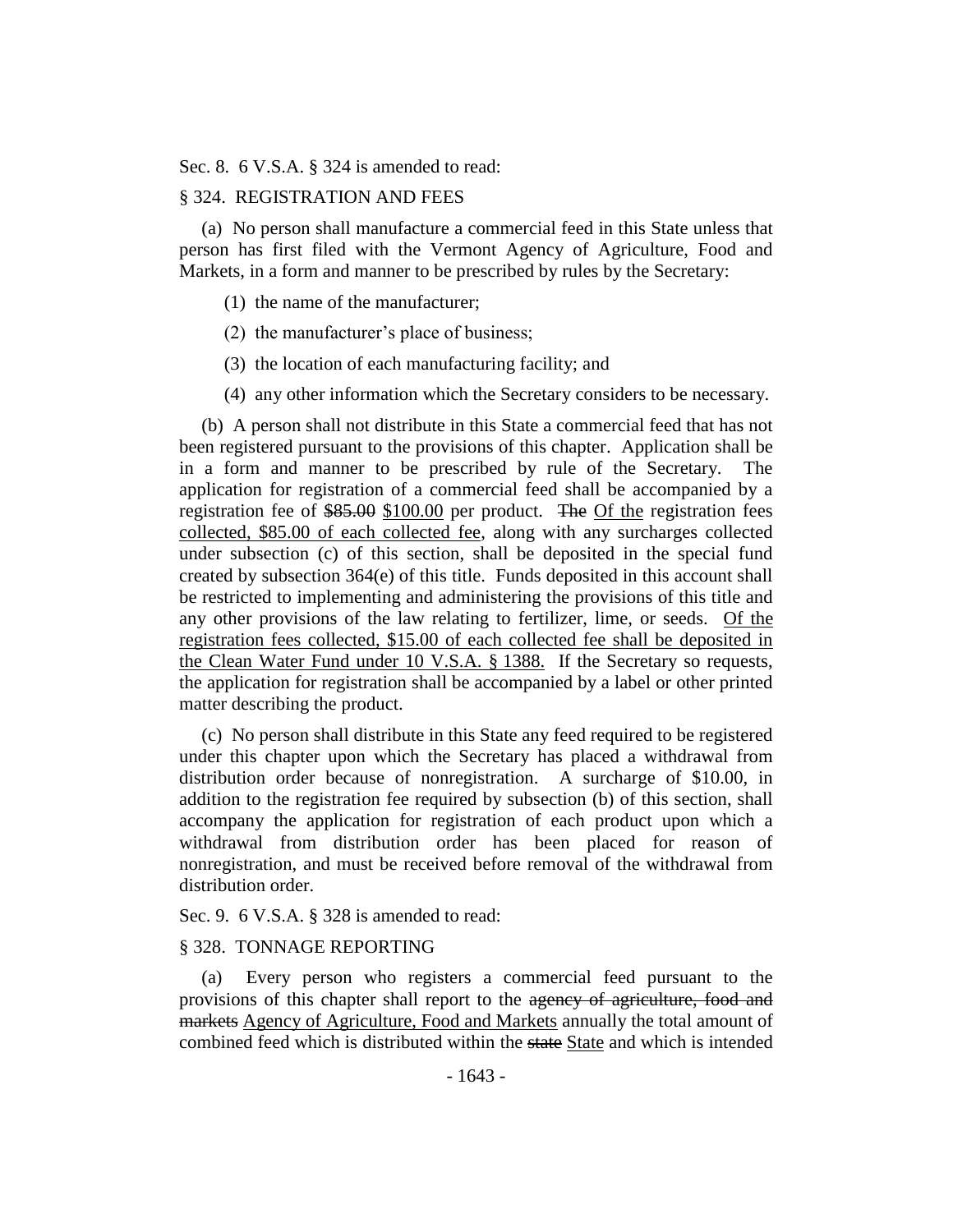Sec. 8. 6 V.S.A. § 324 is amended to read:

§ 324. REGISTRATION AND FEES

(a) No person shall manufacture a commercial feed in this State unless that person has first filed with the Vermont Agency of Agriculture, Food and Markets, in a form and manner to be prescribed by rules by the Secretary:

(1) the name of the manufacturer;

(2) the manufacturer's place of business;

(3) the location of each manufacturing facility; and

(4) any other information which the Secretary considers to be necessary.

(b) A person shall not distribute in this State a commercial feed that has not been registered pursuant to the provisions of this chapter. Application shall be in a form and manner to be prescribed by rule of the Secretary. The application for registration of a commercial feed shall be accompanied by a registration fee of ~~$85.00~~ $100.00 per product. ~~The~~ Of the registration fees collected, $85.00 of each collected fee, along with any surcharges collected under subsection (c) of this section, shall be deposited in the special fund created by subsection 364(e) of this title. Funds deposited in this account shall be restricted to implementing and administering the provisions of this title and any other provisions of the law relating to fertilizer, lime, or seeds. Of the registration fees collected, $15.00 of each collected fee shall be deposited in the Clean Water Fund under 10 V.S.A. § 1388. If the Secretary so requests, the application for registration shall be accompanied by a label or other printed matter describing the product.

(c) No person shall distribute in this State any feed required to be registered under this chapter upon which the Secretary has placed a withdrawal from distribution order because of nonregistration. A surcharge of $10.00, in addition to the registration fee required by subsection (b) of this section, shall accompany the application for registration of each product upon which a withdrawal from distribution order has been placed for reason of nonregistration, and must be received before removal of the withdrawal from distribution order.

Sec. 9. 6 V.S.A. § 328 is amended to read:

§ 328. TONNAGE REPORTING

(a) Every person who registers a commercial feed pursuant to the provisions of this chapter shall report to the ~~agency of agriculture, food and markets~~ Agency of Agriculture, Food and Markets annually the total amount of combined feed which is distributed within the ~~state~~ State and which is intended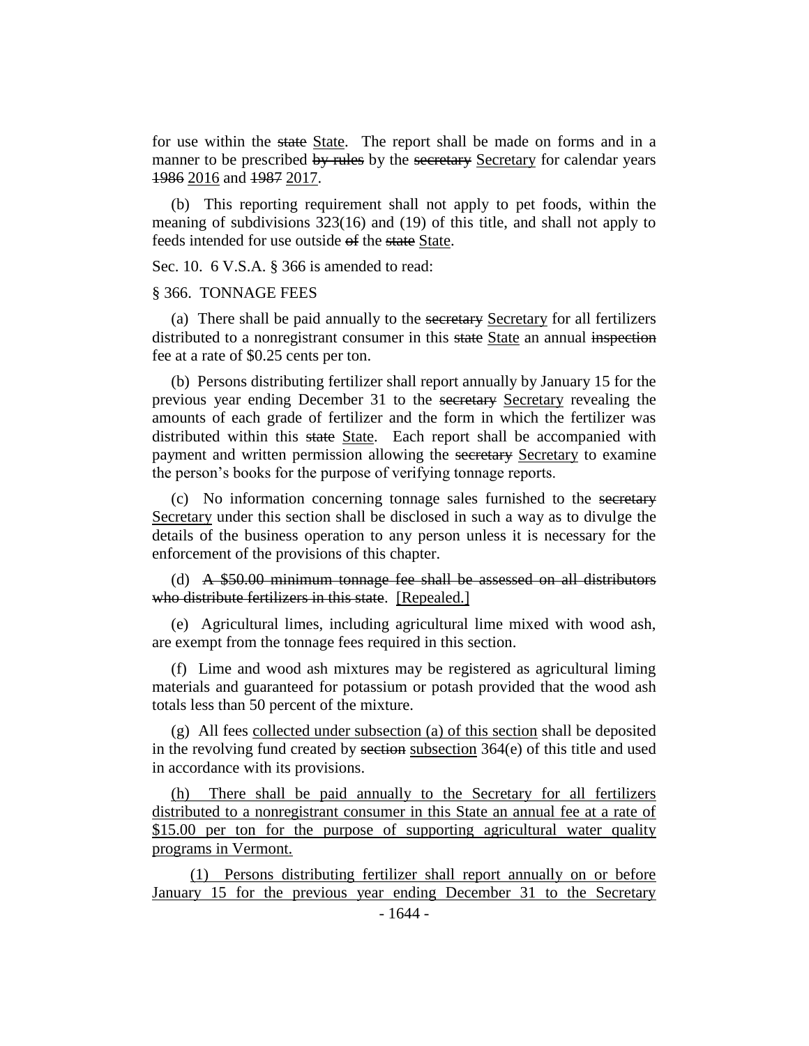for use within the ~~state~~ State. The report shall be made on forms and in a manner to be prescribed ~~by rules~~ by the ~~secretary~~ Secretary for calendar years ~~1986~~ 2016 and ~~1987~~ 2017.

(b) This reporting requirement shall not apply to pet foods, within the meaning of subdivisions 323(16) and (19) of this title, and shall not apply to feeds intended for use outside ~~of~~ the ~~state~~ State.

Sec. 10. 6 V.S.A. § 366 is amended to read:

§ 366. TONNAGE FEES

(a) There shall be paid annually to the ~~secretary~~ Secretary for all fertilizers distributed to a nonregistrant consumer in this ~~state~~ State an annual ~~inspection~~ fee at a rate of $0.25 cents per ton.

(b) Persons distributing fertilizer shall report annually by January 15 for the previous year ending December 31 to the ~~secretary~~ Secretary revealing the amounts of each grade of fertilizer and the form in which the fertilizer was distributed within this ~~state~~ State. Each report shall be accompanied with payment and written permission allowing the ~~secretary~~ Secretary to examine the person's books for the purpose of verifying tonnage reports.

(c) No information concerning tonnage sales furnished to the ~~secretary~~ Secretary under this section shall be disclosed in such a way as to divulge the details of the business operation to any person unless it is necessary for the enforcement of the provisions of this chapter.

(d) ~~A $50.00 minimum tonnage fee shall be assessed on all distributors who distribute fertilizers in this state~~. [Repealed.]

(e) Agricultural limes, including agricultural lime mixed with wood ash, are exempt from the tonnage fees required in this section.

(f) Lime and wood ash mixtures may be registered as agricultural liming materials and guaranteed for potassium or potash provided that the wood ash totals less than 50 percent of the mixture.

(g) All fees collected under subsection (a) of this section shall be deposited in the revolving fund created by ~~section~~ subsection 364(e) of this title and used in accordance with its provisions.

(h) There shall be paid annually to the Secretary for all fertilizers distributed to a nonregistrant consumer in this State an annual fee at a rate of $15.00 per ton for the purpose of supporting agricultural water quality programs in Vermont.

(1) Persons distributing fertilizer shall report annually on or before January 15 for the previous year ending December 31 to the Secretary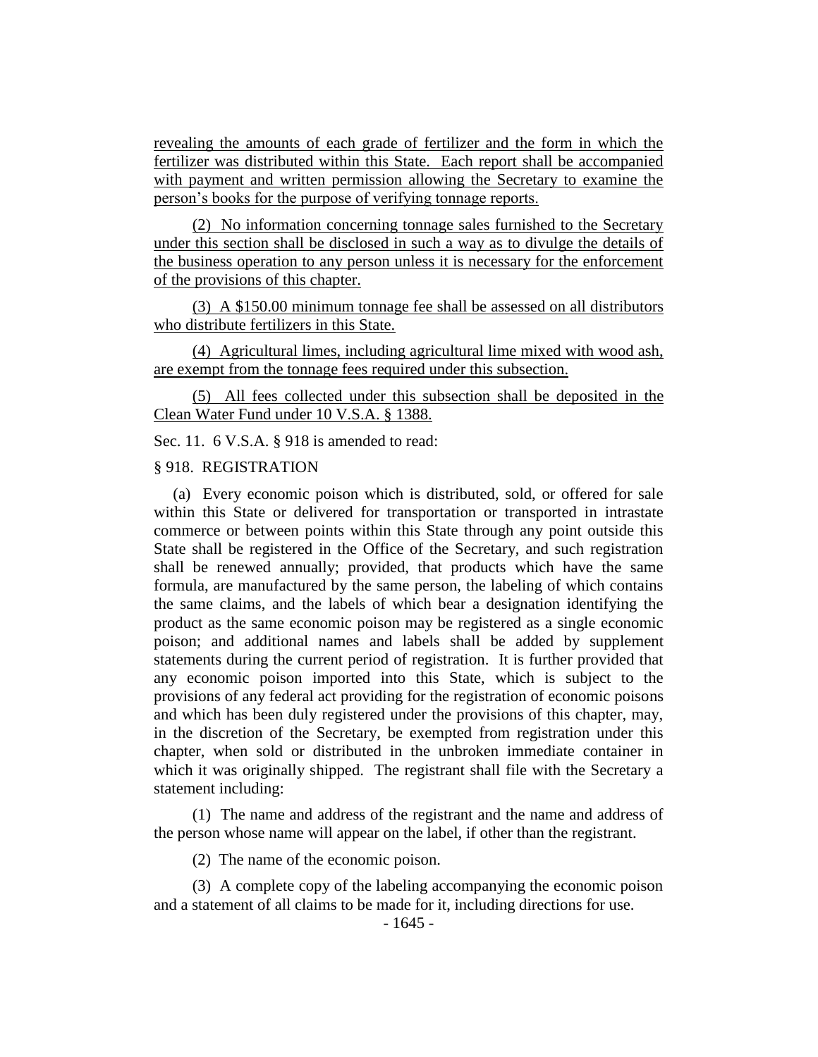revealing the amounts of each grade of fertilizer and the form in which the fertilizer was distributed within this State. Each report shall be accompanied with payment and written permission allowing the Secretary to examine the person's books for the purpose of verifying tonnage reports.

(2) No information concerning tonnage sales furnished to the Secretary under this section shall be disclosed in such a way as to divulge the details of the business operation to any person unless it is necessary for the enforcement of the provisions of this chapter.

(3) A $150.00 minimum tonnage fee shall be assessed on all distributors who distribute fertilizers in this State.

(4) Agricultural limes, including agricultural lime mixed with wood ash, are exempt from the tonnage fees required under this subsection.

(5) All fees collected under this subsection shall be deposited in the Clean Water Fund under 10 V.S.A. § 1388.

Sec. 11. 6 V.S.A. § 918 is amended to read:

§ 918. REGISTRATION

(a) Every economic poison which is distributed, sold, or offered for sale within this State or delivered for transportation or transported in intrastate commerce or between points within this State through any point outside this State shall be registered in the Office of the Secretary, and such registration shall be renewed annually; provided, that products which have the same formula, are manufactured by the same person, the labeling of which contains the same claims, and the labels of which bear a designation identifying the product as the same economic poison may be registered as a single economic poison; and additional names and labels shall be added by supplement statements during the current period of registration. It is further provided that any economic poison imported into this State, which is subject to the provisions of any federal act providing for the registration of economic poisons and which has been duly registered under the provisions of this chapter, may, in the discretion of the Secretary, be exempted from registration under this chapter, when sold or distributed in the unbroken immediate container in which it was originally shipped. The registrant shall file with the Secretary a statement including:

(1) The name and address of the registrant and the name and address of the person whose name will appear on the label, if other than the registrant.

(2) The name of the economic poison.

(3) A complete copy of the labeling accompanying the economic poison and a statement of all claims to be made for it, including directions for use.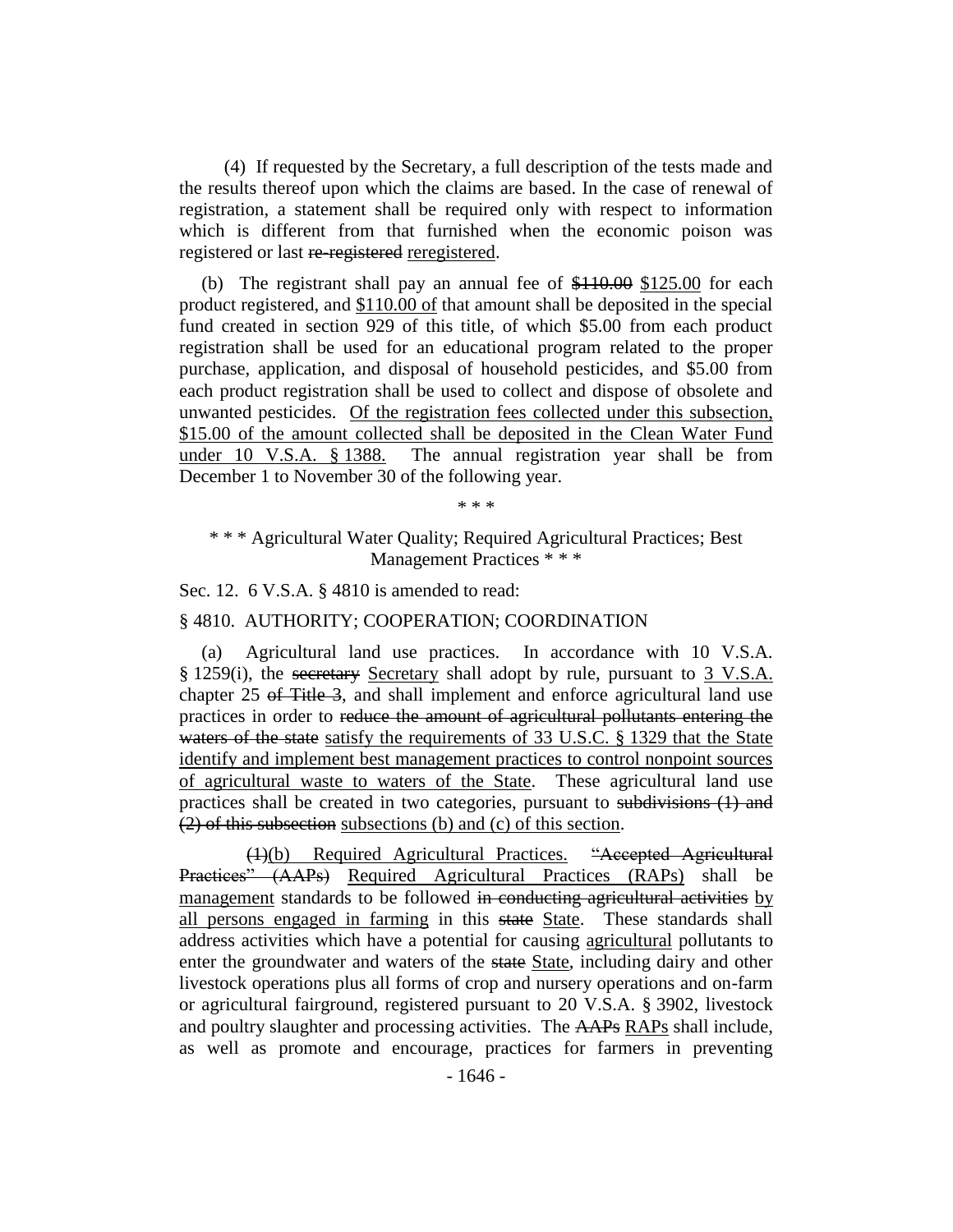(4) If requested by the Secretary, a full description of the tests made and the results thereof upon which the claims are based. In the case of renewal of registration, a statement shall be required only with respect to information which is different from that furnished when the economic poison was registered or last ~~re-registered~~ <u>reregistered</u>.

(b) The registrant shall pay an annual fee of ~~$110.00~~ <u>$125.00</u> for each product registered, and <u>$110.00 of</u> that amount shall be deposited in the special fund created in section 929 of this title, of which $5.00 from each product registration shall be used for an educational program related to the proper purchase, application, and disposal of household pesticides, and $5.00 from each product registration shall be used to collect and dispose of obsolete and unwanted pesticides. <u>Of the registration fees collected under this subsection, $15.00 of the amount collected shall be deposited in the Clean Water Fund under 10 V.S.A. § 1388.</u> The annual registration year shall be from December 1 to November 30 of the following year.

\* \* \*

\* \* \* Agricultural Water Quality; Required Agricultural Practices; Best Management Practices \* \* \*

Sec. 12. 6 V.S.A. § 4810 is amended to read:

§ 4810. AUTHORITY; COOPERATION; COORDINATION

(a) Agricultural land use practices. In accordance with 10 V.S.A. § 1259(i), the ~~secretary~~ <u>Secretary</u> shall adopt by rule, pursuant to <u>3 V.S.A.</u> chapter 25 ~~of Title 3~~, and shall implement and enforce agricultural land use practices in order to ~~reduce the amount of agricultural pollutants entering the waters of the state~~ <u>satisfy the requirements of 33 U.S.C. § 1329 that the State identify and implement best management practices to control nonpoint sources of agricultural waste to waters of the State</u>. These agricultural land use practices shall be created in two categories, pursuant to ~~subdivisions (1) and (2) of this subsection~~ <u>subsections (b) and (c) of this section</u>.

~~(1)~~<u>(b)</u> <u>Required Agricultural Practices.</u> ~~"Accepted Agricultural Practices" (AAPs)~~ <u>Required Agricultural Practices (RAPs)</u> shall be <u>management</u> standards to be followed ~~in conducting agricultural activities~~ <u>by all persons engaged in farming</u> in this ~~state~~ <u>State</u>. These standards shall address activities which have a potential for causing <u>agricultural</u> pollutants to enter the groundwater and waters of the ~~state~~ <u>State</u>, including dairy and other livestock operations plus all forms of crop and nursery operations and on-farm or agricultural fairground, registered pursuant to 20 V.S.A. § 3902, livestock and poultry slaughter and processing activities. The ~~AAPs~~ <u>RAPs</u> shall include, as well as promote and encourage, practices for farmers in preventing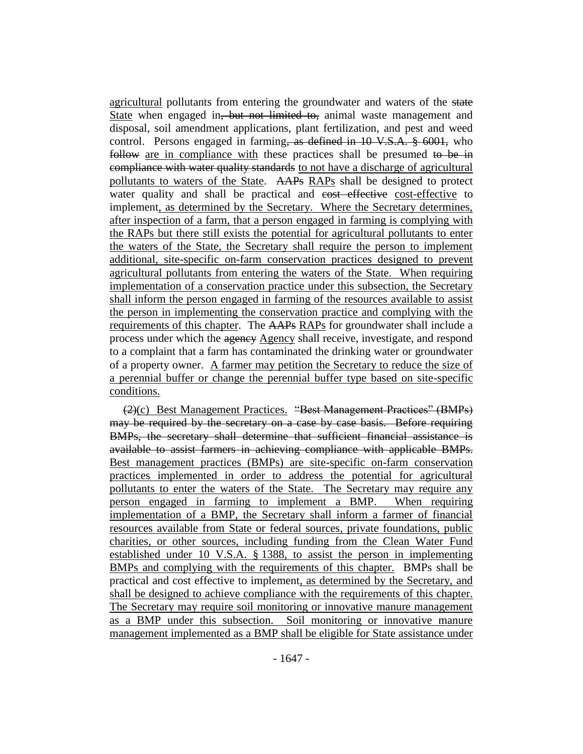<u>agricultural</u> pollutants from entering the groundwater and waters of the ~~state~~ <u>State</u> when engaged in~~, but not limited to,~~ animal waste management and disposal, soil amendment applications, plant fertilization, and pest and weed control. Persons engaged in farming~~, as defined in 10 V.S.A. § 6001,~~ who ~~follow~~ <u>are in compliance with</u> these practices shall be presumed ~~to be in compliance with water quality standards~~ <u>to not have a discharge of agricultural pollutants to waters of the State</u>. ~~AAPs~~ <u>RAPs</u> shall be designed to protect water quality and shall be practical and ~~cost effective~~ <u>cost-effective</u> to implement<u>, as determined by the Secretary. Where the Secretary determines, after inspection of a farm, that a person engaged in farming is complying with the RAPs but there still exists the potential for agricultural pollutants to enter the waters of the State, the Secretary shall require the person to implement additional, site-specific on-farm conservation practices designed to prevent agricultural pollutants from entering the waters of the State. When requiring implementation of a conservation practice under this subsection, the Secretary shall inform the person engaged in farming of the resources available to assist the person in implementing the conservation practice and complying with the requirements of this chapter</u>. The ~~AAPs~~ <u>RAPs</u> for groundwater shall include a process under which the ~~agency~~ <u>Agency</u> shall receive, investigate, and respond to a complaint that a farm has contaminated the drinking water or groundwater of a property owner. <u>A farmer may petition the Secretary to reduce the size of a perennial buffer or change the perennial buffer type based on site-specific conditions.</u>

~~(2)~~<u>(c)</u> Best Management Practices. ~~"Best Management Practices" (BMPs) may be required by the secretary on a case by case basis. Before requiring BMPs, the secretary shall determine that sufficient financial assistance is available to assist farmers in achieving compliance with applicable BMPs.~~ <u>Best management practices (BMPs) are site-specific on-farm conservation practices implemented in order to address the potential for agricultural pollutants to enter the waters of the State. The Secretary may require any person engaged in farming to implement a BMP. When requiring implementation of a BMP, the Secretary shall inform a farmer of financial resources available from State or federal sources, private foundations, public charities, or other sources, including funding from the Clean Water Fund established under 10 V.S.A. § 1388, to assist the person in implementing BMPs and complying with the requirements of this chapter.</u> BMPs shall be practical and cost effective to implement<u>, as determined by the Secretary, and shall be designed to achieve compliance with the requirements of this chapter. The Secretary may require soil monitoring or innovative manure management as a BMP under this subsection. Soil monitoring or innovative manure management implemented as a BMP shall be eligible for State assistance under</u>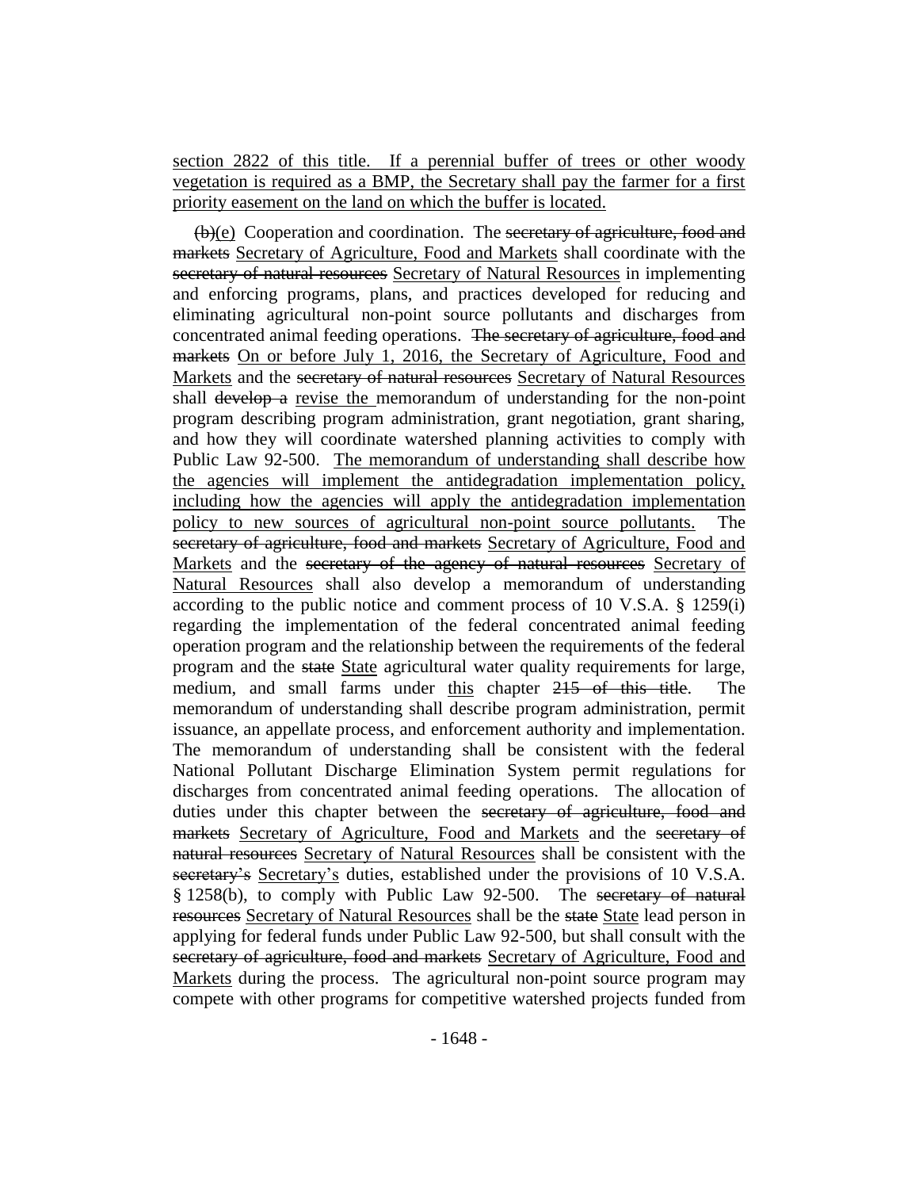section 2822 of this title. If a perennial buffer of trees or other woody vegetation is required as a BMP, the Secretary shall pay the farmer for a first priority easement on the land on which the buffer is located.

~~(b)~~(e) Cooperation and coordination. The ~~secretary of agriculture, food and markets~~ Secretary of Agriculture, Food and Markets shall coordinate with the ~~secretary of natural resources~~ Secretary of Natural Resources in implementing and enforcing programs, plans, and practices developed for reducing and eliminating agricultural non-point source pollutants and discharges from concentrated animal feeding operations. ~~The secretary of agriculture, food and markets~~ On or before July 1, 2016, the Secretary of Agriculture, Food and Markets and the ~~secretary of natural resources~~ Secretary of Natural Resources shall ~~develop a~~ revise the memorandum of understanding for the non-point program describing program administration, grant negotiation, grant sharing, and how they will coordinate watershed planning activities to comply with Public Law 92-500. The memorandum of understanding shall describe how the agencies will implement the antidegradation implementation policy, including how the agencies will apply the antidegradation implementation policy to new sources of agricultural non-point source pollutants. The ~~secretary of agriculture, food and markets~~ Secretary of Agriculture, Food and Markets and the ~~secretary of the agency of natural resources~~ Secretary of Natural Resources shall also develop a memorandum of understanding according to the public notice and comment process of 10 V.S.A. § 1259(i) regarding the implementation of the federal concentrated animal feeding operation program and the relationship between the requirements of the federal program and the ~~state~~ State agricultural water quality requirements for large, medium, and small farms under this chapter ~~215 of this title~~. The memorandum of understanding shall describe program administration, permit issuance, an appellate process, and enforcement authority and implementation. The memorandum of understanding shall be consistent with the federal National Pollutant Discharge Elimination System permit regulations for discharges from concentrated animal feeding operations. The allocation of duties under this chapter between the ~~secretary of agriculture, food and markets~~ Secretary of Agriculture, Food and Markets and the ~~secretary of natural resources~~ Secretary of Natural Resources shall be consistent with the ~~secretary's~~ Secretary's duties, established under the provisions of 10 V.S.A. § 1258(b), to comply with Public Law 92-500. The ~~secretary of natural resources~~ Secretary of Natural Resources shall be the ~~state~~ State lead person in applying for federal funds under Public Law 92-500, but shall consult with the ~~secretary of agriculture, food and markets~~ Secretary of Agriculture, Food and Markets during the process. The agricultural non-point source program may compete with other programs for competitive watershed projects funded from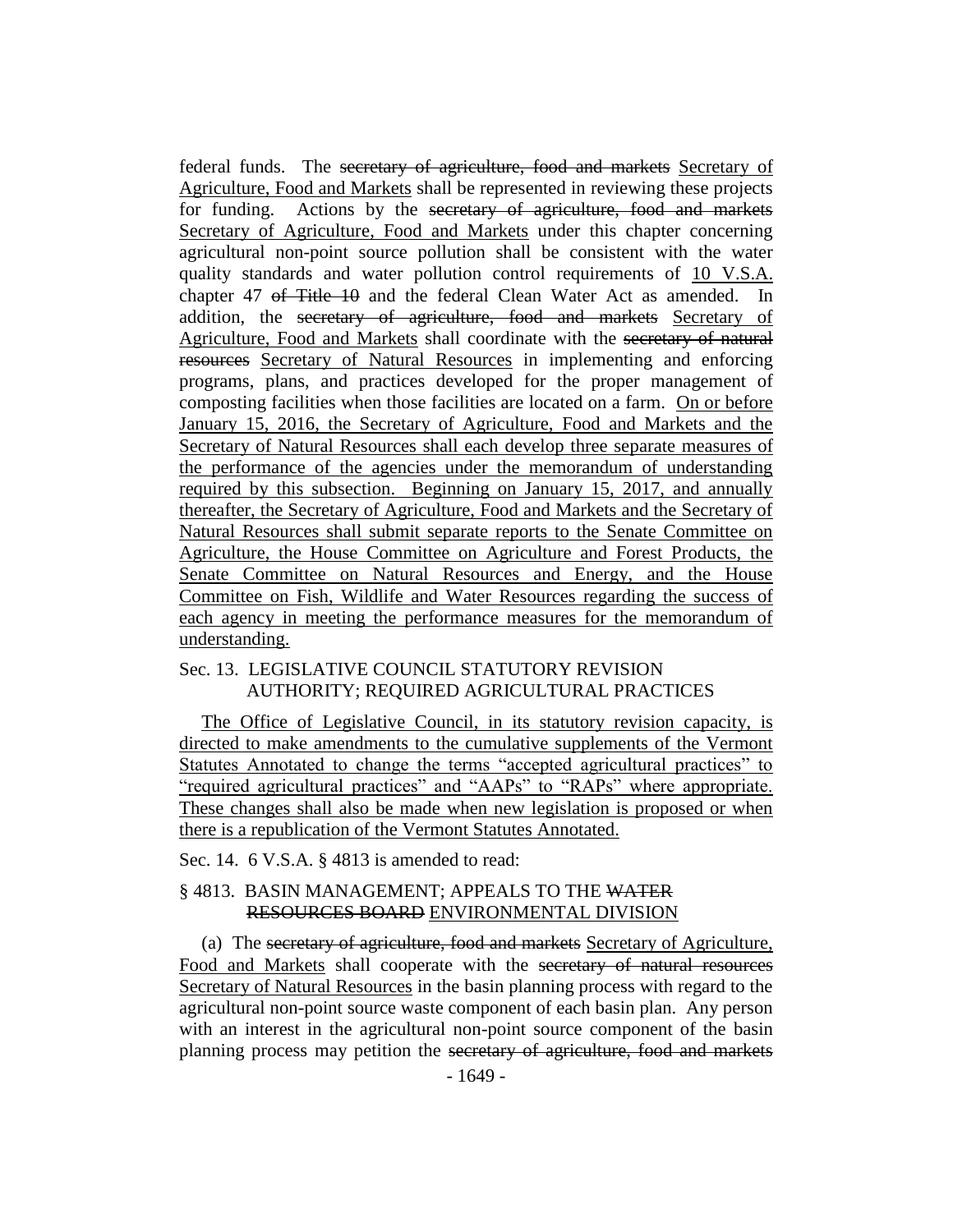federal funds. The ~~secretary of agriculture, food and markets~~ Secretary of Agriculture, Food and Markets shall be represented in reviewing these projects for funding. Actions by the ~~secretary of agriculture, food and markets~~ Secretary of Agriculture, Food and Markets under this chapter concerning agricultural non-point source pollution shall be consistent with the water quality standards and water pollution control requirements of 10 V.S.A. chapter 47 ~~of Title 10~~ and the federal Clean Water Act as amended. In addition, the ~~secretary of agriculture, food and markets~~ Secretary of Agriculture, Food and Markets shall coordinate with the ~~secretary of natural resources~~ Secretary of Natural Resources in implementing and enforcing programs, plans, and practices developed for the proper management of composting facilities when those facilities are located on a farm. On or before January 15, 2016, the Secretary of Agriculture, Food and Markets and the Secretary of Natural Resources shall each develop three separate measures of the performance of the agencies under the memorandum of understanding required by this subsection. Beginning on January 15, 2017, and annually thereafter, the Secretary of Agriculture, Food and Markets and the Secretary of Natural Resources shall submit separate reports to the Senate Committee on Agriculture, the House Committee on Agriculture and Forest Products, the Senate Committee on Natural Resources and Energy, and the House Committee on Fish, Wildlife and Water Resources regarding the success of each agency in meeting the performance measures for the memorandum of understanding.

Sec. 13. LEGISLATIVE COUNCIL STATUTORY REVISION AUTHORITY; REQUIRED AGRICULTURAL PRACTICES

The Office of Legislative Council, in its statutory revision capacity, is directed to make amendments to the cumulative supplements of the Vermont Statutes Annotated to change the terms "accepted agricultural practices" to "required agricultural practices" and "AAPs" to "RAPs" where appropriate. These changes shall also be made when new legislation is proposed or when there is a republication of the Vermont Statutes Annotated.

Sec. 14. 6 V.S.A. § 4813 is amended to read:

§ 4813. BASIN MANAGEMENT; APPEALS TO THE ~~WATER RESOURCES BOARD~~ ENVIRONMENTAL DIVISION

(a) The ~~secretary of agriculture, food and markets~~ Secretary of Agriculture, Food and Markets shall cooperate with the ~~secretary of natural resources~~ Secretary of Natural Resources in the basin planning process with regard to the agricultural non-point source waste component of each basin plan. Any person with an interest in the agricultural non-point source component of the basin planning process may petition the ~~secretary of agriculture, food and markets~~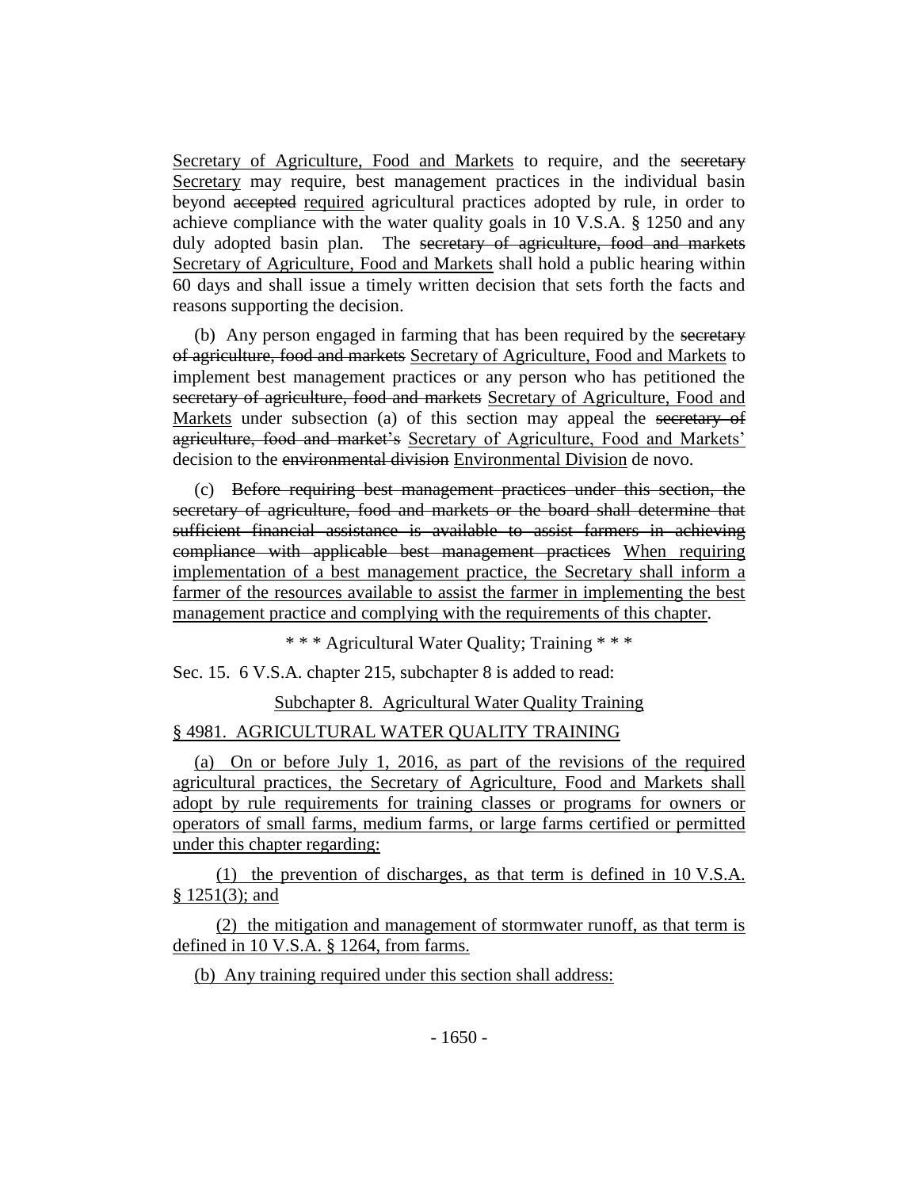Secretary of Agriculture, Food and Markets to require, and the ~~secretary~~ Secretary may require, best management practices in the individual basin beyond ~~accepted~~ required agricultural practices adopted by rule, in order to achieve compliance with the water quality goals in 10 V.S.A. § 1250 and any duly adopted basin plan. The ~~secretary of agriculture, food and markets~~ Secretary of Agriculture, Food and Markets shall hold a public hearing within 60 days and shall issue a timely written decision that sets forth the facts and reasons supporting the decision.

(b) Any person engaged in farming that has been required by the ~~secretary of agriculture, food and markets~~ Secretary of Agriculture, Food and Markets to implement best management practices or any person who has petitioned the ~~secretary of agriculture, food and markets~~ Secretary of Agriculture, Food and Markets under subsection (a) of this section may appeal the ~~secretary of agriculture, food and market's~~ Secretary of Agriculture, Food and Markets' decision to the ~~environmental division~~ Environmental Division de novo.

(c) ~~Before requiring best management practices under this section, the secretary of agriculture, food and markets or the board shall determine that sufficient financial assistance is available to assist farmers in achieving compliance with applicable best management practices~~ When requiring implementation of a best management practice, the Secretary shall inform a farmer of the resources available to assist the farmer in implementing the best management practice and complying with the requirements of this chapter.

\* \* \* Agricultural Water Quality; Training \* \* \*

Sec. 15. 6 V.S.A. chapter 215, subchapter 8 is added to read:

Subchapter 8. Agricultural Water Quality Training

§ 4981. AGRICULTURAL WATER QUALITY TRAINING

(a) On or before July 1, 2016, as part of the revisions of the required agricultural practices, the Secretary of Agriculture, Food and Markets shall adopt by rule requirements for training classes or programs for owners or operators of small farms, medium farms, or large farms certified or permitted under this chapter regarding:

(1) the prevention of discharges, as that term is defined in 10 V.S.A. § 1251(3); and

(2) the mitigation and management of stormwater runoff, as that term is defined in 10 V.S.A. § 1264, from farms.

(b) Any training required under this section shall address: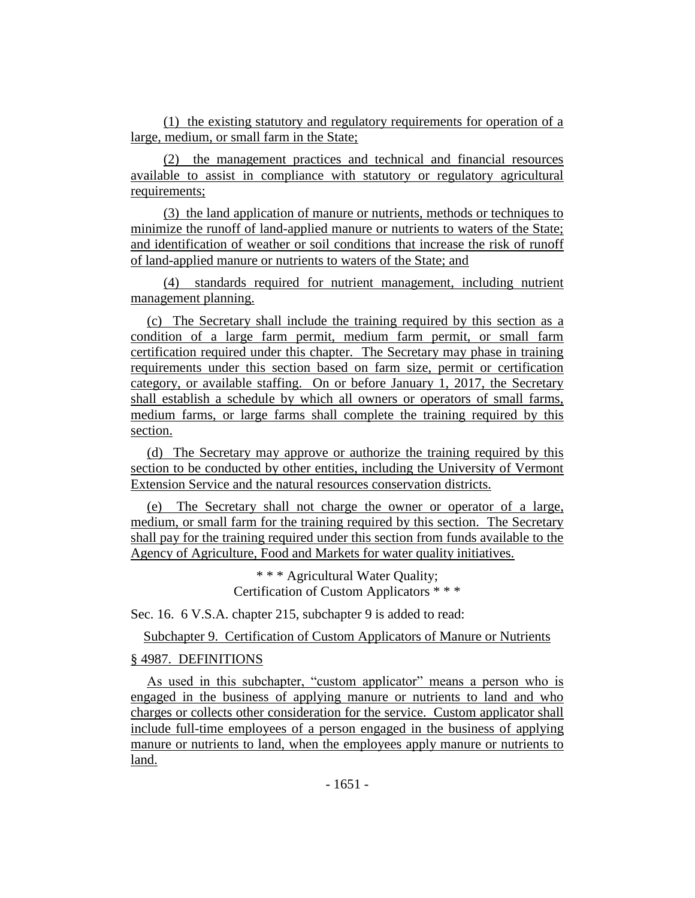(1) the existing statutory and regulatory requirements for operation of a large, medium, or small farm in the State;

(2) the management practices and technical and financial resources available to assist in compliance with statutory or regulatory agricultural requirements;

(3) the land application of manure or nutrients, methods or techniques to minimize the runoff of land-applied manure or nutrients to waters of the State; and identification of weather or soil conditions that increase the risk of runoff of land-applied manure or nutrients to waters of the State; and

(4) standards required for nutrient management, including nutrient management planning.

(c) The Secretary shall include the training required by this section as a condition of a large farm permit, medium farm permit, or small farm certification required under this chapter. The Secretary may phase in training requirements under this section based on farm size, permit or certification category, or available staffing. On or before January 1, 2017, the Secretary shall establish a schedule by which all owners or operators of small farms, medium farms, or large farms shall complete the training required by this section.

(d) The Secretary may approve or authorize the training required by this section to be conducted by other entities, including the University of Vermont Extension Service and the natural resources conservation districts.

(e) The Secretary shall not charge the owner or operator of a large, medium, or small farm for the training required by this section. The Secretary shall pay for the training required under this section from funds available to the Agency of Agriculture, Food and Markets for water quality initiatives.

\* \* \* Agricultural Water Quality;
Certification of Custom Applicators \* \* \*

Sec. 16. 6 V.S.A. chapter 215, subchapter 9 is added to read:

Subchapter 9. Certification of Custom Applicators of Manure or Nutrients

§ 4987. DEFINITIONS

As used in this subchapter, "custom applicator" means a person who is engaged in the business of applying manure or nutrients to land and who charges or collects other consideration for the service. Custom applicator shall include full-time employees of a person engaged in the business of applying manure or nutrients to land, when the employees apply manure or nutrients to land.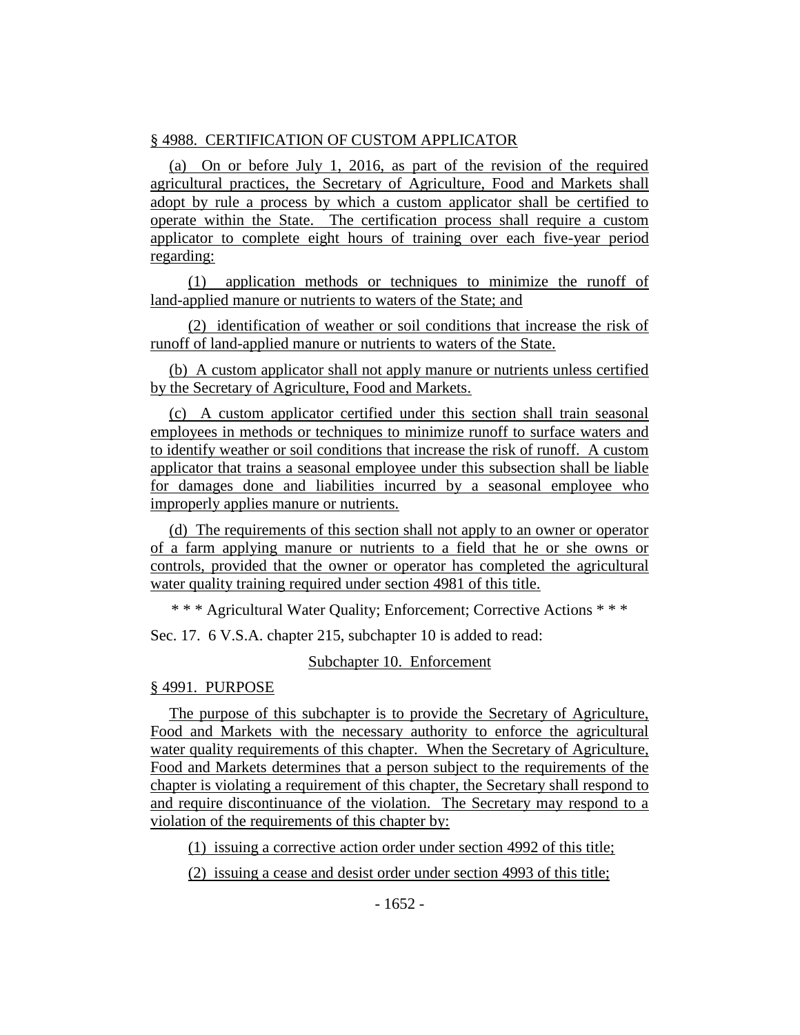§ 4988. CERTIFICATION OF CUSTOM APPLICATOR

(a) On or before July 1, 2016, as part of the revision of the required agricultural practices, the Secretary of Agriculture, Food and Markets shall adopt by rule a process by which a custom applicator shall be certified to operate within the State. The certification process shall require a custom applicator to complete eight hours of training over each five-year period regarding:

(1) application methods or techniques to minimize the runoff of land-applied manure or nutrients to waters of the State; and

(2) identification of weather or soil conditions that increase the risk of runoff of land-applied manure or nutrients to waters of the State.

(b) A custom applicator shall not apply manure or nutrients unless certified by the Secretary of Agriculture, Food and Markets.

(c) A custom applicator certified under this section shall train seasonal employees in methods or techniques to minimize runoff to surface waters and to identify weather or soil conditions that increase the risk of runoff. A custom applicator that trains a seasonal employee under this subsection shall be liable for damages done and liabilities incurred by a seasonal employee who improperly applies manure or nutrients.

(d) The requirements of this section shall not apply to an owner or operator of a farm applying manure or nutrients to a field that he or she owns or controls, provided that the owner or operator has completed the agricultural water quality training required under section 4981 of this title.

\* \* \* Agricultural Water Quality; Enforcement; Corrective Actions \* \* \*

Sec. 17. 6 V.S.A. chapter 215, subchapter 10 is added to read:

Subchapter 10. Enforcement

§ 4991. PURPOSE

The purpose of this subchapter is to provide the Secretary of Agriculture, Food and Markets with the necessary authority to enforce the agricultural water quality requirements of this chapter. When the Secretary of Agriculture, Food and Markets determines that a person subject to the requirements of the chapter is violating a requirement of this chapter, the Secretary shall respond to and require discontinuance of the violation. The Secretary may respond to a violation of the requirements of this chapter by:

(1) issuing a corrective action order under section 4992 of this title;

(2) issuing a cease and desist order under section 4993 of this title;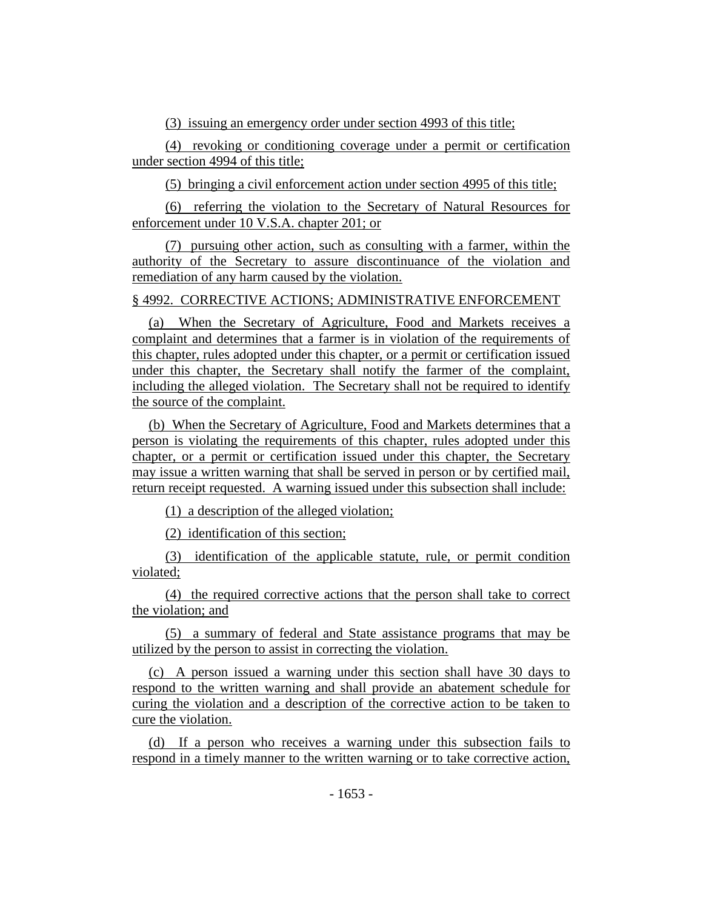(3) issuing an emergency order under section 4993 of this title;

(4) revoking or conditioning coverage under a permit or certification under section 4994 of this title;

(5) bringing a civil enforcement action under section 4995 of this title;

(6) referring the violation to the Secretary of Natural Resources for enforcement under 10 V.S.A. chapter 201; or

(7) pursuing other action, such as consulting with a farmer, within the authority of the Secretary to assure discontinuance of the violation and remediation of any harm caused by the violation.

§ 4992. CORRECTIVE ACTIONS; ADMINISTRATIVE ENFORCEMENT

(a) When the Secretary of Agriculture, Food and Markets receives a complaint and determines that a farmer is in violation of the requirements of this chapter, rules adopted under this chapter, or a permit or certification issued under this chapter, the Secretary shall notify the farmer of the complaint, including the alleged violation. The Secretary shall not be required to identify the source of the complaint.

(b) When the Secretary of Agriculture, Food and Markets determines that a person is violating the requirements of this chapter, rules adopted under this chapter, or a permit or certification issued under this chapter, the Secretary may issue a written warning that shall be served in person or by certified mail, return receipt requested. A warning issued under this subsection shall include:

(1) a description of the alleged violation;

(2) identification of this section;

(3) identification of the applicable statute, rule, or permit condition violated;

(4) the required corrective actions that the person shall take to correct the violation; and

(5) a summary of federal and State assistance programs that may be utilized by the person to assist in correcting the violation.

(c) A person issued a warning under this section shall have 30 days to respond to the written warning and shall provide an abatement schedule for curing the violation and a description of the corrective action to be taken to cure the violation.

(d) If a person who receives a warning under this subsection fails to respond in a timely manner to the written warning or to take corrective action,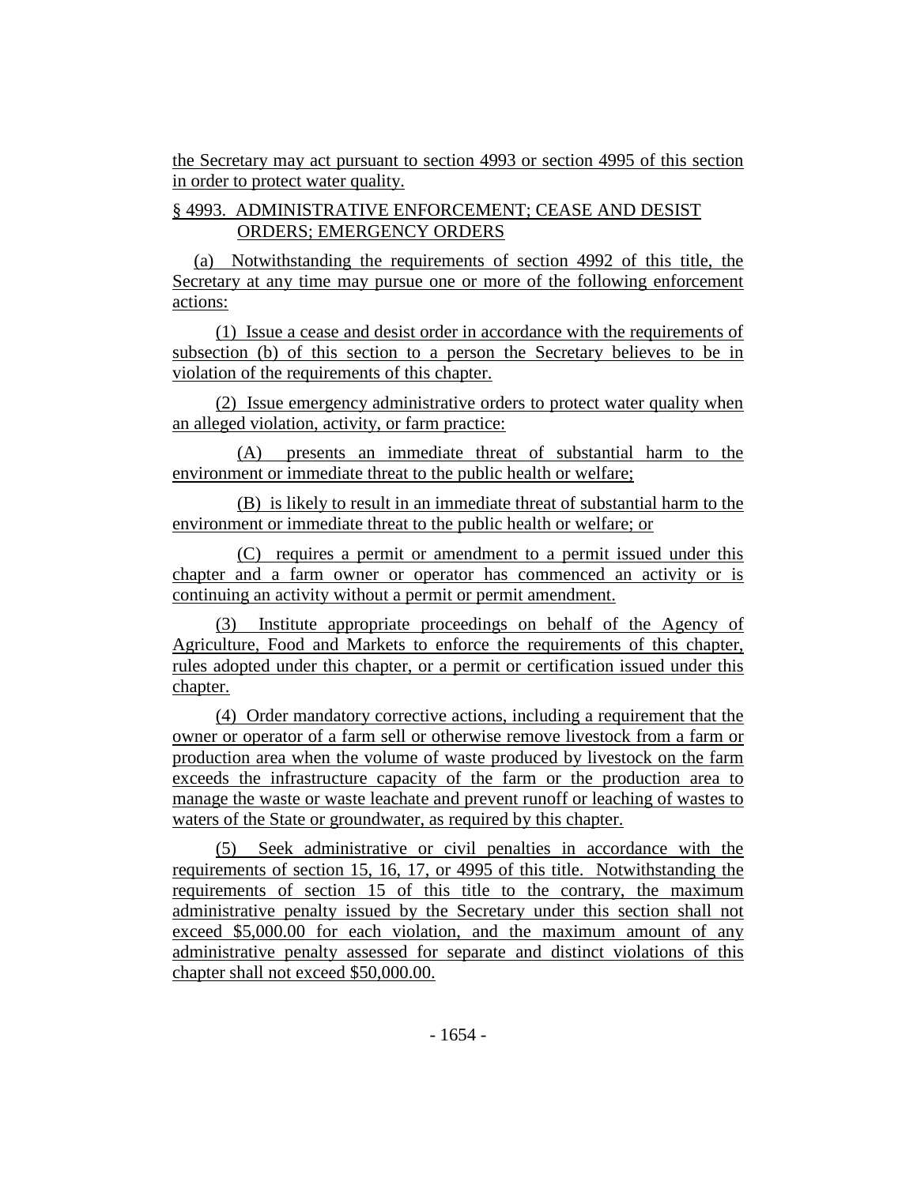the Secretary may act pursuant to section 4993 or section 4995 of this section in order to protect water quality.

§ 4993. ADMINISTRATIVE ENFORCEMENT; CEASE AND DESIST ORDERS; EMERGENCY ORDERS

(a) Notwithstanding the requirements of section 4992 of this title, the Secretary at any time may pursue one or more of the following enforcement actions:

(1) Issue a cease and desist order in accordance with the requirements of subsection (b) of this section to a person the Secretary believes to be in violation of the requirements of this chapter.

(2) Issue emergency administrative orders to protect water quality when an alleged violation, activity, or farm practice:

(A) presents an immediate threat of substantial harm to the environment or immediate threat to the public health or welfare;

(B) is likely to result in an immediate threat of substantial harm to the environment or immediate threat to the public health or welfare; or

(C) requires a permit or amendment to a permit issued under this chapter and a farm owner or operator has commenced an activity or is continuing an activity without a permit or permit amendment.

(3) Institute appropriate proceedings on behalf of the Agency of Agriculture, Food and Markets to enforce the requirements of this chapter, rules adopted under this chapter, or a permit or certification issued under this chapter.

(4) Order mandatory corrective actions, including a requirement that the owner or operator of a farm sell or otherwise remove livestock from a farm or production area when the volume of waste produced by livestock on the farm exceeds the infrastructure capacity of the farm or the production area to manage the waste or waste leachate and prevent runoff or leaching of wastes to waters of the State or groundwater, as required by this chapter.

(5) Seek administrative or civil penalties in accordance with the requirements of section 15, 16, 17, or 4995 of this title. Notwithstanding the requirements of section 15 of this title to the contrary, the maximum administrative penalty issued by the Secretary under this section shall not exceed $5,000.00 for each violation, and the maximum amount of any administrative penalty assessed for separate and distinct violations of this chapter shall not exceed $50,000.00.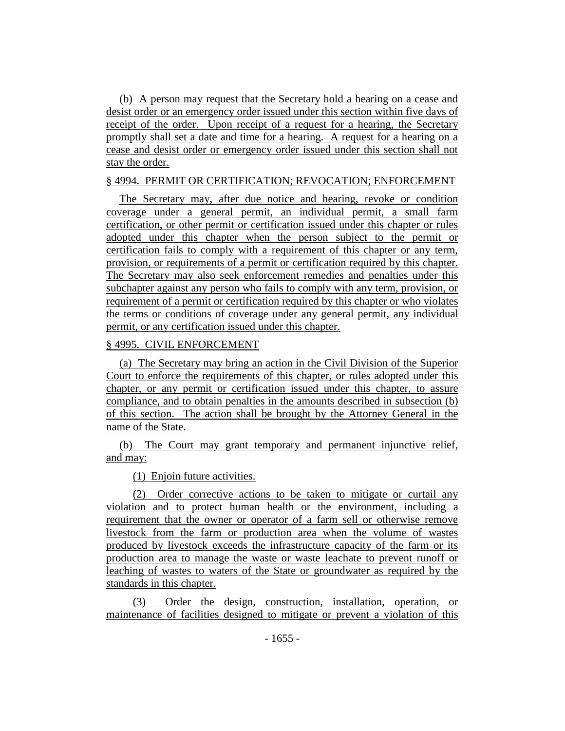(b) A person may request that the Secretary hold a hearing on a cease and desist order or an emergency order issued under this section within five days of receipt of the order. Upon receipt of a request for a hearing, the Secretary promptly shall set a date and time for a hearing. A request for a hearing on a cease and desist order or emergency order issued under this section shall not stay the order.

§ 4994. PERMIT OR CERTIFICATION; REVOCATION; ENFORCEMENT

The Secretary may, after due notice and hearing, revoke or condition coverage under a general permit, an individual permit, a small farm certification, or other permit or certification issued under this chapter or rules adopted under this chapter when the person subject to the permit or certification fails to comply with a requirement of this chapter or any term, provision, or requirements of a permit or certification required by this chapter. The Secretary may also seek enforcement remedies and penalties under this subchapter against any person who fails to comply with any term, provision, or requirement of a permit or certification required by this chapter or who violates the terms or conditions of coverage under any general permit, any individual permit, or any certification issued under this chapter.

§ 4995. CIVIL ENFORCEMENT

(a) The Secretary may bring an action in the Civil Division of the Superior Court to enforce the requirements of this chapter, or rules adopted under this chapter, or any permit or certification issued under this chapter, to assure compliance, and to obtain penalties in the amounts described in subsection (b) of this section. The action shall be brought by the Attorney General in the name of the State.

(b) The Court may grant temporary and permanent injunctive relief, and may:

(1) Enjoin future activities.

(2) Order corrective actions to be taken to mitigate or curtail any violation and to protect human health or the environment, including a requirement that the owner or operator of a farm sell or otherwise remove livestock from the farm or production area when the volume of wastes produced by livestock exceeds the infrastructure capacity of the farm or its production area to manage the waste or waste leachate to prevent runoff or leaching of wastes to waters of the State or groundwater as required by the standards in this chapter.

(3) Order the design, construction, installation, operation, or maintenance of facilities designed to mitigate or prevent a violation of this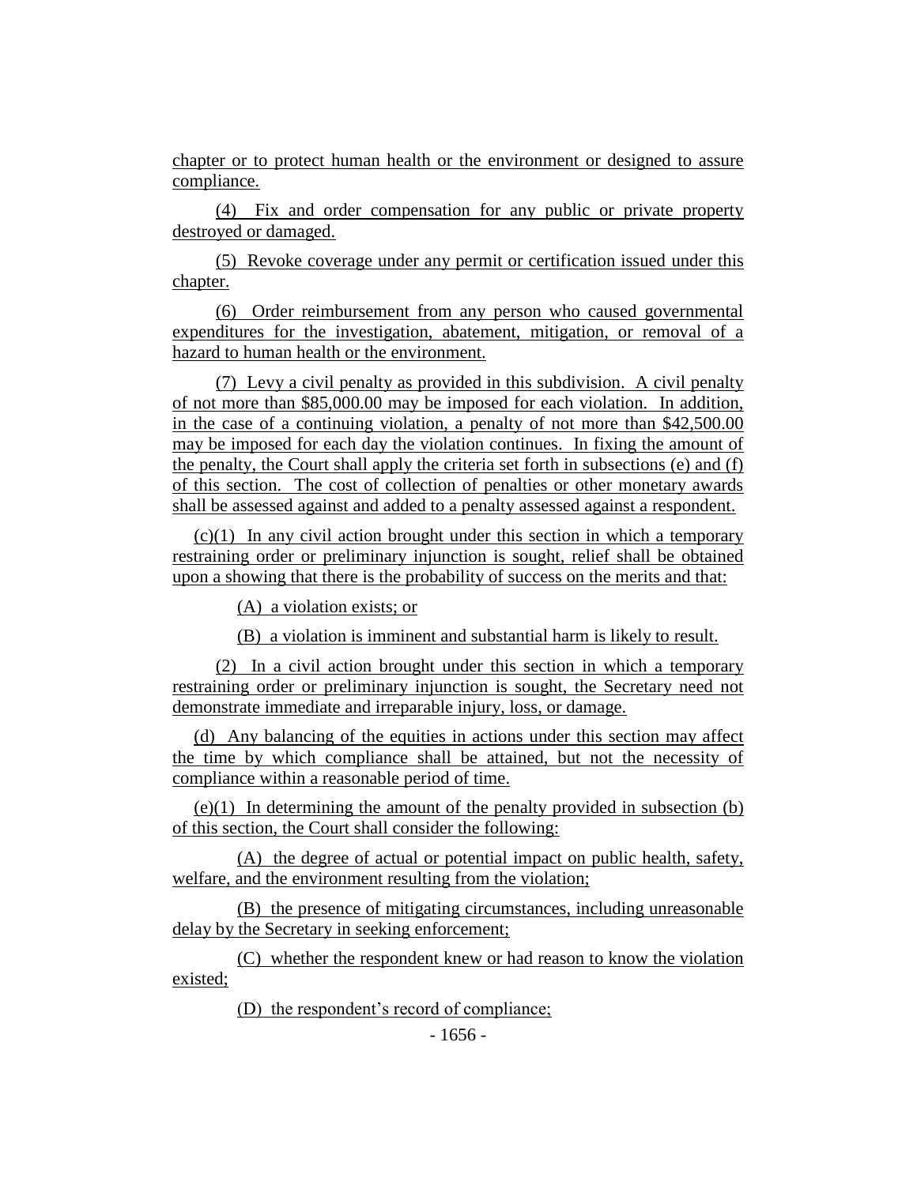chapter or to protect human health or the environment or designed to assure compliance.

(4) Fix and order compensation for any public or private property destroyed or damaged.

(5) Revoke coverage under any permit or certification issued under this chapter.

(6) Order reimbursement from any person who caused governmental expenditures for the investigation, abatement, mitigation, or removal of a hazard to human health or the environment.

(7) Levy a civil penalty as provided in this subdivision. A civil penalty of not more than $85,000.00 may be imposed for each violation. In addition, in the case of a continuing violation, a penalty of not more than $42,500.00 may be imposed for each day the violation continues. In fixing the amount of the penalty, the Court shall apply the criteria set forth in subsections (e) and (f) of this section. The cost of collection of penalties or other monetary awards shall be assessed against and added to a penalty assessed against a respondent.

(c)(1) In any civil action brought under this section in which a temporary restraining order or preliminary injunction is sought, relief shall be obtained upon a showing that there is the probability of success on the merits and that:

(A) a violation exists; or

(B) a violation is imminent and substantial harm is likely to result.

(2) In a civil action brought under this section in which a temporary restraining order or preliminary injunction is sought, the Secretary need not demonstrate immediate and irreparable injury, loss, or damage.

(d) Any balancing of the equities in actions under this section may affect the time by which compliance shall be attained, but not the necessity of compliance within a reasonable period of time.

(e)(1) In determining the amount of the penalty provided in subsection (b) of this section, the Court shall consider the following:

(A) the degree of actual or potential impact on public health, safety, welfare, and the environment resulting from the violation;

(B) the presence of mitigating circumstances, including unreasonable delay by the Secretary in seeking enforcement;

(C) whether the respondent knew or had reason to know the violation existed;

(D) the respondent's record of compliance;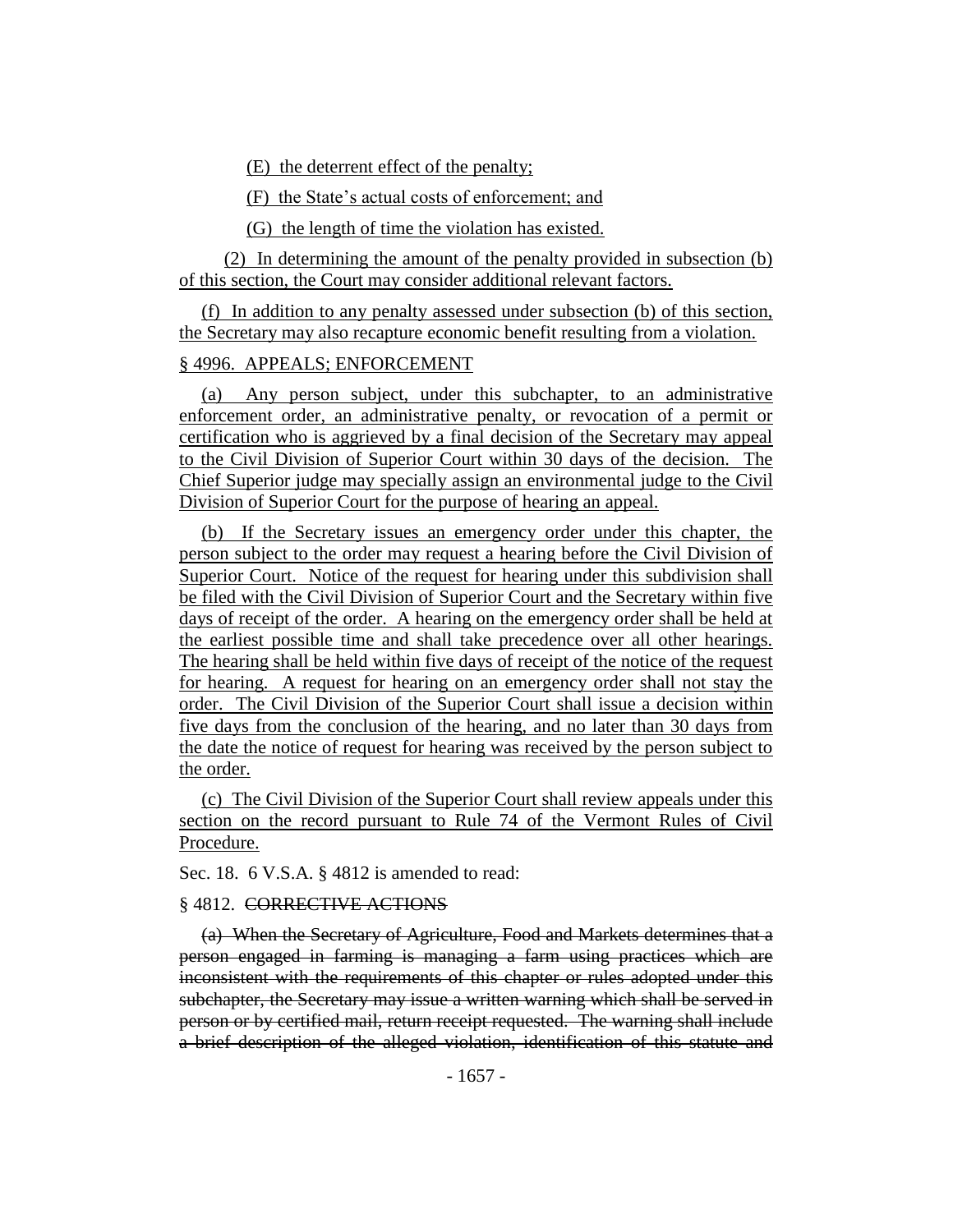(E) the deterrent effect of the penalty;

(F) the State's actual costs of enforcement; and

(G) the length of time the violation has existed.

(2) In determining the amount of the penalty provided in subsection (b) of this section, the Court may consider additional relevant factors.

(f) In addition to any penalty assessed under subsection (b) of this section, the Secretary may also recapture economic benefit resulting from a violation.

§ 4996. APPEALS; ENFORCEMENT

(a) Any person subject, under this subchapter, to an administrative enforcement order, an administrative penalty, or revocation of a permit or certification who is aggrieved by a final decision of the Secretary may appeal to the Civil Division of Superior Court within 30 days of the decision. The Chief Superior judge may specially assign an environmental judge to the Civil Division of Superior Court for the purpose of hearing an appeal.

(b) If the Secretary issues an emergency order under this chapter, the person subject to the order may request a hearing before the Civil Division of Superior Court. Notice of the request for hearing under this subdivision shall be filed with the Civil Division of Superior Court and the Secretary within five days of receipt of the order. A hearing on the emergency order shall be held at the earliest possible time and shall take precedence over all other hearings. The hearing shall be held within five days of receipt of the notice of the request for hearing. A request for hearing on an emergency order shall not stay the order. The Civil Division of the Superior Court shall issue a decision within five days from the conclusion of the hearing, and no later than 30 days from the date the notice of request for hearing was received by the person subject to the order.

(c) The Civil Division of the Superior Court shall review appeals under this section on the record pursuant to Rule 74 of the Vermont Rules of Civil Procedure.

Sec. 18. 6 V.S.A. § 4812 is amended to read:

§ 4812. ~~CORRECTIVE ACTIONS~~

~~(a) When the Secretary of Agriculture, Food and Markets determines that a person engaged in farming is managing a farm using practices which are inconsistent with the requirements of this chapter or rules adopted under this subchapter, the Secretary may issue a written warning which shall be served in person or by certified mail, return receipt requested. The warning shall include a brief description of the alleged violation, identification of this statute and~~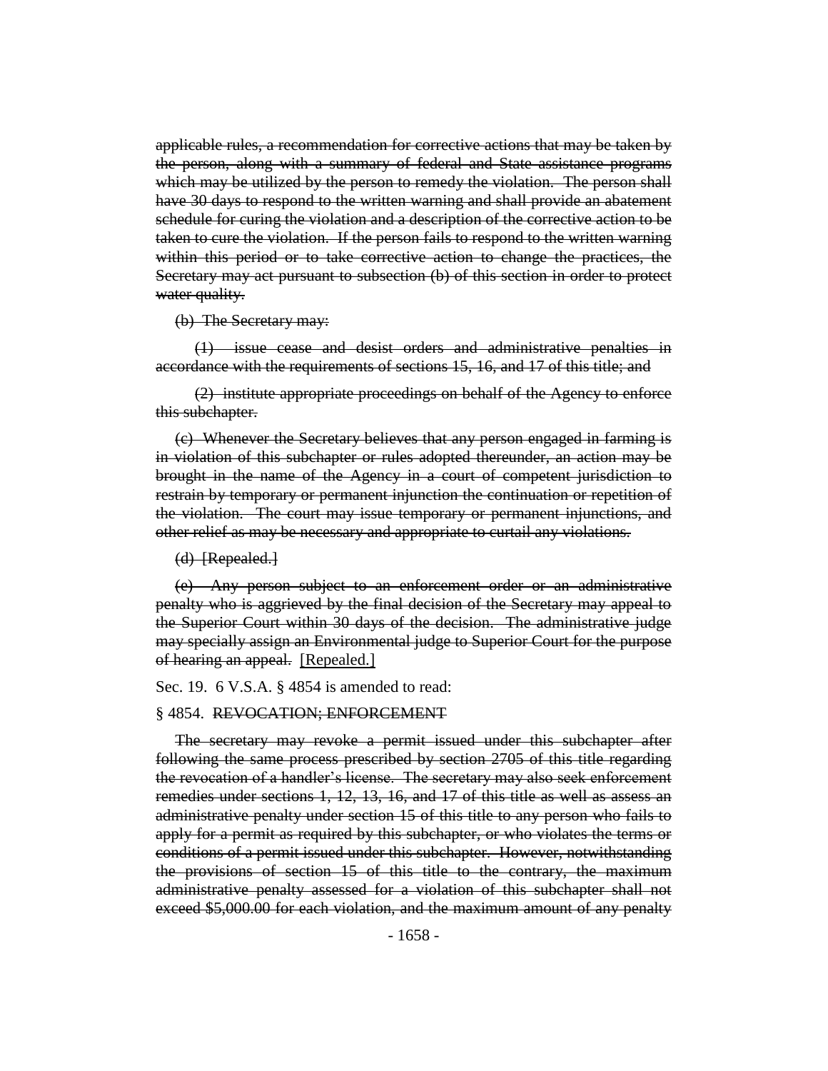~~applicable rules, a recommendation for corrective actions that may be taken by the person, along with a summary of federal and State assistance programs which may be utilized by the person to remedy the violation. The person shall have 30 days to respond to the written warning and shall provide an abatement schedule for curing the violation and a description of the corrective action to be taken to cure the violation. If the person fails to respond to the written warning within this period or to take corrective action to change the practices, the Secretary may act pursuant to subsection (b) of this section in order to protect water quality.~~

~~(b) The Secretary may:~~

~~(1) issue cease and desist orders and administrative penalties in accordance with the requirements of sections 15, 16, and 17 of this title; and~~

~~(2) institute appropriate proceedings on behalf of the Agency to enforce this subchapter.~~

~~(c) Whenever the Secretary believes that any person engaged in farming is in violation of this subchapter or rules adopted thereunder, an action may be brought in the name of the Agency in a court of competent jurisdiction to restrain by temporary or permanent injunction the continuation or repetition of the violation. The court may issue temporary or permanent injunctions, and other relief as may be necessary and appropriate to curtail any violations.~~

~~(d) [Repealed.]~~

~~(e) Any person subject to an enforcement order or an administrative penalty who is aggrieved by the final decision of the Secretary may appeal to the Superior Court within 30 days of the decision. The administrative judge may specially assign an Environmental judge to Superior Court for the purpose of hearing an appeal.~~ <u>[Repealed.]</u>

Sec. 19. 6 V.S.A. § 4854 is amended to read:

§ 4854. ~~REVOCATION; ENFORCEMENT~~

~~The secretary may revoke a permit issued under this subchapter after following the same process prescribed by section 2705 of this title regarding the revocation of a handler's license. The secretary may also seek enforcement remedies under sections 1, 12, 13, 16, and 17 of this title as well as assess an administrative penalty under section 15 of this title to any person who fails to apply for a permit as required by this subchapter, or who violates the terms or conditions of a permit issued under this subchapter. However, notwithstanding the provisions of section 15 of this title to the contrary, the maximum administrative penalty assessed for a violation of this subchapter shall not exceed $5,000.00 for each violation, and the maximum amount of any penalty~~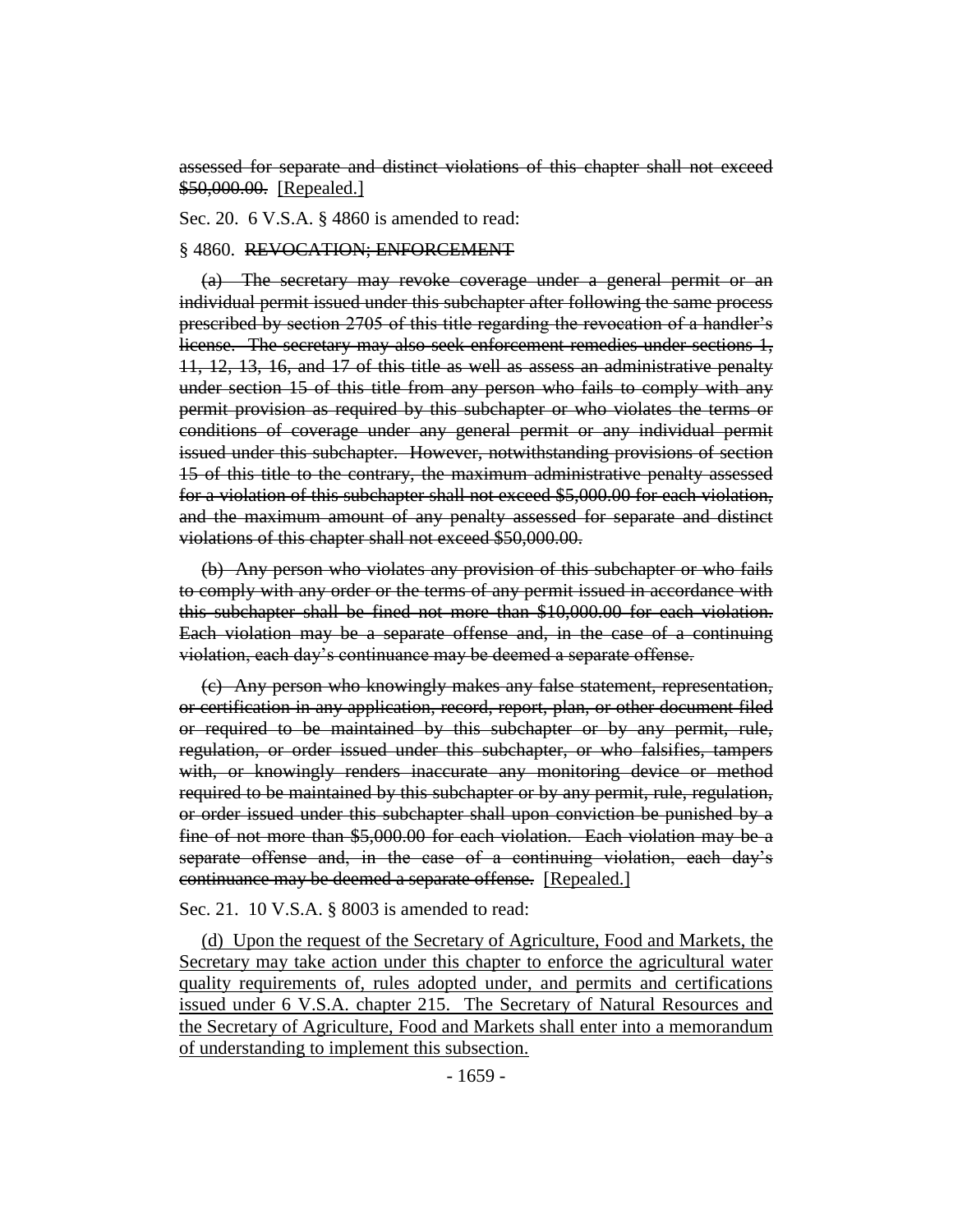~~assessed for separate and distinct violations of this chapter shall not exceed \$50,000.00.~~ [Repealed.]

Sec. 20. 6 V.S.A. § 4860 is amended to read:

§ 4860. ~~REVOCATION; ENFORCEMENT~~

~~(a) The secretary may revoke coverage under a general permit or an individual permit issued under this subchapter after following the same process prescribed by section 2705 of this title regarding the revocation of a handler's license. The secretary may also seek enforcement remedies under sections 1, 11, 12, 13, 16, and 17 of this title as well as assess an administrative penalty under section 15 of this title from any person who fails to comply with any permit provision as required by this subchapter or who violates the terms or conditions of coverage under any general permit or any individual permit issued under this subchapter. However, notwithstanding provisions of section 15 of this title to the contrary, the maximum administrative penalty assessed for a violation of this subchapter shall not exceed \$5,000.00 for each violation, and the maximum amount of any penalty assessed for separate and distinct violations of this chapter shall not exceed \$50,000.00.~~

~~(b) Any person who violates any provision of this subchapter or who fails to comply with any order or the terms of any permit issued in accordance with this subchapter shall be fined not more than \$10,000.00 for each violation. Each violation may be a separate offense and, in the case of a continuing violation, each day's continuance may be deemed a separate offense.~~

~~(c) Any person who knowingly makes any false statement, representation, or certification in any application, record, report, plan, or other document filed or required to be maintained by this subchapter or by any permit, rule, regulation, or order issued under this subchapter, or who falsifies, tampers with, or knowingly renders inaccurate any monitoring device or method required to be maintained by this subchapter or by any permit, rule, regulation, or order issued under this subchapter shall upon conviction be punished by a fine of not more than \$5,000.00 for each violation. Each violation may be a separate offense and, in the case of a continuing violation, each day's continuance may be deemed a separate offense.~~ [Repealed.]

Sec. 21. 10 V.S.A. § 8003 is amended to read:

<u>(d) Upon the request of the Secretary of Agriculture, Food and Markets, the Secretary may take action under this chapter to enforce the agricultural water quality requirements of, rules adopted under, and permits and certifications issued under 6 V.S.A. chapter 215. The Secretary of Natural Resources and the Secretary of Agriculture, Food and Markets shall enter into a memorandum of understanding to implement this subsection.</u>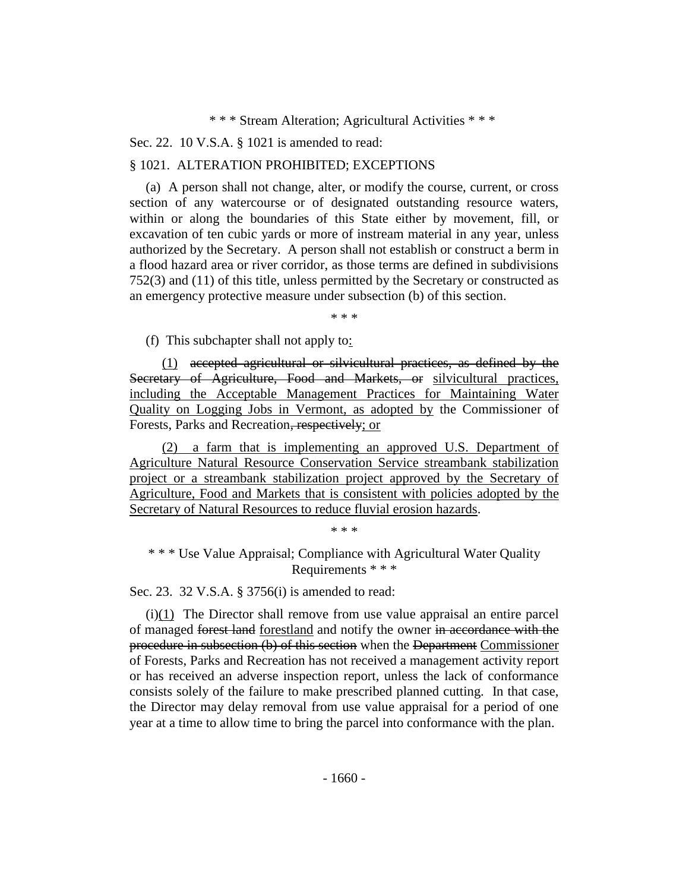\* \* \* Stream Alteration; Agricultural Activities \* \* \*

Sec. 22. 10 V.S.A. § 1021 is amended to read:

§ 1021. ALTERATION PROHIBITED; EXCEPTIONS

(a) A person shall not change, alter, or modify the course, current, or cross section of any watercourse or of designated outstanding resource waters, within or along the boundaries of this State either by movement, fill, or excavation of ten cubic yards or more of instream material in any year, unless authorized by the Secretary. A person shall not establish or construct a berm in a flood hazard area or river corridor, as those terms are defined in subdivisions 752(3) and (11) of this title, unless permitted by the Secretary or constructed as an emergency protective measure under subsection (b) of this section.

\* \* \*

(f) This subchapter shall not apply to:

(1) ~~accepted agricultural or silvicultural practices, as defined by the Secretary of Agriculture, Food and Markets, or~~ silvicultural practices, including the Acceptable Management Practices for Maintaining Water Quality on Logging Jobs in Vermont, as adopted by the Commissioner of Forests, Parks and Recreation~~, respectively~~; or

(2) a farm that is implementing an approved U.S. Department of Agriculture Natural Resource Conservation Service streambank stabilization project or a streambank stabilization project approved by the Secretary of Agriculture, Food and Markets that is consistent with policies adopted by the Secretary of Natural Resources to reduce fluvial erosion hazards.

\* \* \*

\* \* \* Use Value Appraisal; Compliance with Agricultural Water Quality Requirements \* \* \*

Sec. 23. 32 V.S.A. § 3756(i) is amended to read:

(i)(1) The Director shall remove from use value appraisal an entire parcel of managed ~~forest land~~ forestland and notify the owner ~~in accordance with the procedure in subsection (b) of this section~~ when the ~~Department~~ Commissioner of Forests, Parks and Recreation has not received a management activity report or has received an adverse inspection report, unless the lack of conformance consists solely of the failure to make prescribed planned cutting. In that case, the Director may delay removal from use value appraisal for a period of one year at a time to allow time to bring the parcel into conformance with the plan.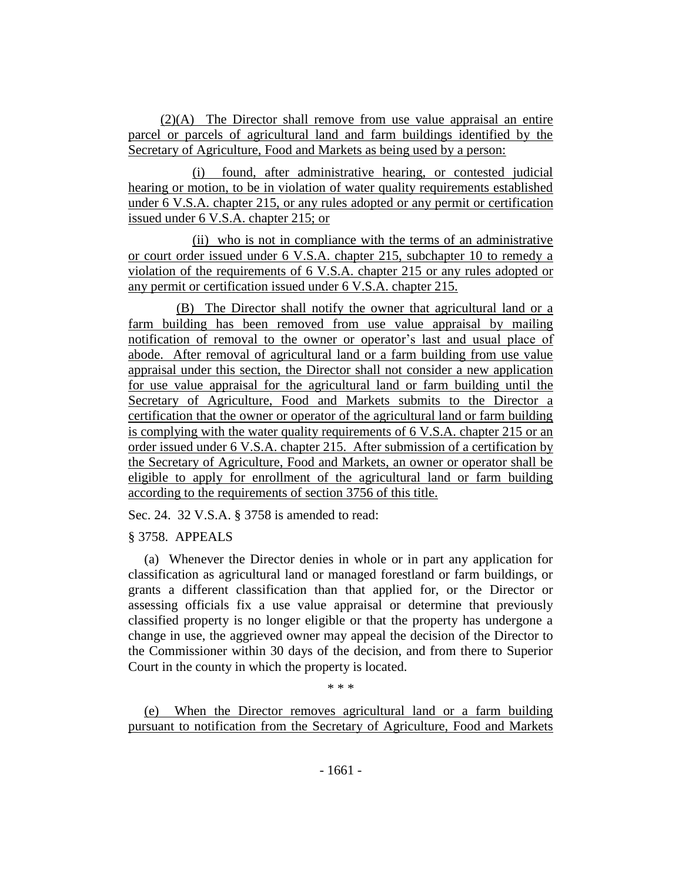(2)(A) The Director shall remove from use value appraisal an entire parcel or parcels of agricultural land and farm buildings identified by the Secretary of Agriculture, Food and Markets as being used by a person:

(i) found, after administrative hearing, or contested judicial hearing or motion, to be in violation of water quality requirements established under 6 V.S.A. chapter 215, or any rules adopted or any permit or certification issued under 6 V.S.A. chapter 215; or

(ii) who is not in compliance with the terms of an administrative or court order issued under 6 V.S.A. chapter 215, subchapter 10 to remedy a violation of the requirements of 6 V.S.A. chapter 215 or any rules adopted or any permit or certification issued under 6 V.S.A. chapter 215.

(B) The Director shall notify the owner that agricultural land or a farm building has been removed from use value appraisal by mailing notification of removal to the owner or operator's last and usual place of abode. After removal of agricultural land or a farm building from use value appraisal under this section, the Director shall not consider a new application for use value appraisal for the agricultural land or farm building until the Secretary of Agriculture, Food and Markets submits to the Director a certification that the owner or operator of the agricultural land or farm building is complying with the water quality requirements of 6 V.S.A. chapter 215 or an order issued under 6 V.S.A. chapter 215. After submission of a certification by the Secretary of Agriculture, Food and Markets, an owner or operator shall be eligible to apply for enrollment of the agricultural land or farm building according to the requirements of section 3756 of this title.

Sec. 24. 32 V.S.A. § 3758 is amended to read:

§ 3758. APPEALS

(a) Whenever the Director denies in whole or in part any application for classification as agricultural land or managed forestland or farm buildings, or grants a different classification than that applied for, or the Director or assessing officials fix a use value appraisal or determine that previously classified property is no longer eligible or that the property has undergone a change in use, the aggrieved owner may appeal the decision of the Director to the Commissioner within 30 days of the decision, and from there to Superior Court in the county in which the property is located.

\* \* \*

(e) When the Director removes agricultural land or a farm building pursuant to notification from the Secretary of Agriculture, Food and Markets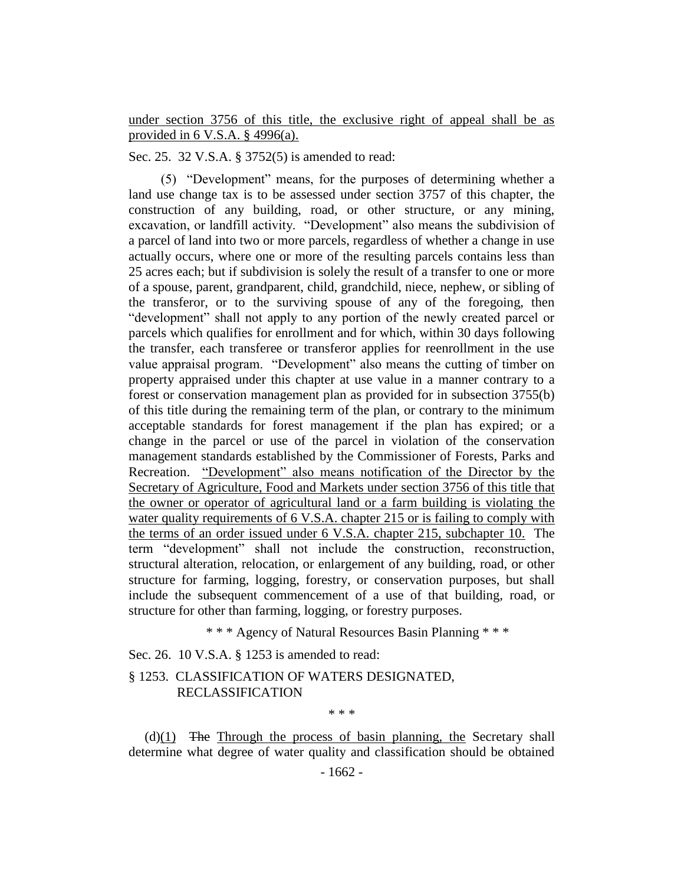under section 3756 of this title, the exclusive right of appeal shall be as provided in 6 V.S.A. § 4996(a).

Sec. 25. 32 V.S.A. § 3752(5) is amended to read:

(5) "Development" means, for the purposes of determining whether a land use change tax is to be assessed under section 3757 of this chapter, the construction of any building, road, or other structure, or any mining, excavation, or landfill activity. "Development" also means the subdivision of a parcel of land into two or more parcels, regardless of whether a change in use actually occurs, where one or more of the resulting parcels contains less than 25 acres each; but if subdivision is solely the result of a transfer to one or more of a spouse, parent, grandparent, child, grandchild, niece, nephew, or sibling of the transferor, or to the surviving spouse of any of the foregoing, then "development" shall not apply to any portion of the newly created parcel or parcels which qualifies for enrollment and for which, within 30 days following the transfer, each transferee or transferor applies for reenrollment in the use value appraisal program. "Development" also means the cutting of timber on property appraised under this chapter at use value in a manner contrary to a forest or conservation management plan as provided for in subsection 3755(b) of this title during the remaining term of the plan, or contrary to the minimum acceptable standards for forest management if the plan has expired; or a change in the parcel or use of the parcel in violation of the conservation management standards established by the Commissioner of Forests, Parks and Recreation. "Development" also means notification of the Director by the Secretary of Agriculture, Food and Markets under section 3756 of this title that the owner or operator of agricultural land or a farm building is violating the water quality requirements of 6 V.S.A. chapter 215 or is failing to comply with the terms of an order issued under 6 V.S.A. chapter 215, subchapter 10. The term "development" shall not include the construction, reconstruction, structural alteration, relocation, or enlargement of any building, road, or other structure for farming, logging, forestry, or conservation purposes, but shall include the subsequent commencement of a use of that building, road, or structure for other than farming, logging, or forestry purposes.

\* \* \* Agency of Natural Resources Basin Planning \* \* \*

Sec. 26. 10 V.S.A. § 1253 is amended to read:

§ 1253. CLASSIFICATION OF WATERS DESIGNATED, RECLASSIFICATION

\* \* \*

(d)(1) ~~The~~ Through the process of basin planning, the Secretary shall determine what degree of water quality and classification should be obtained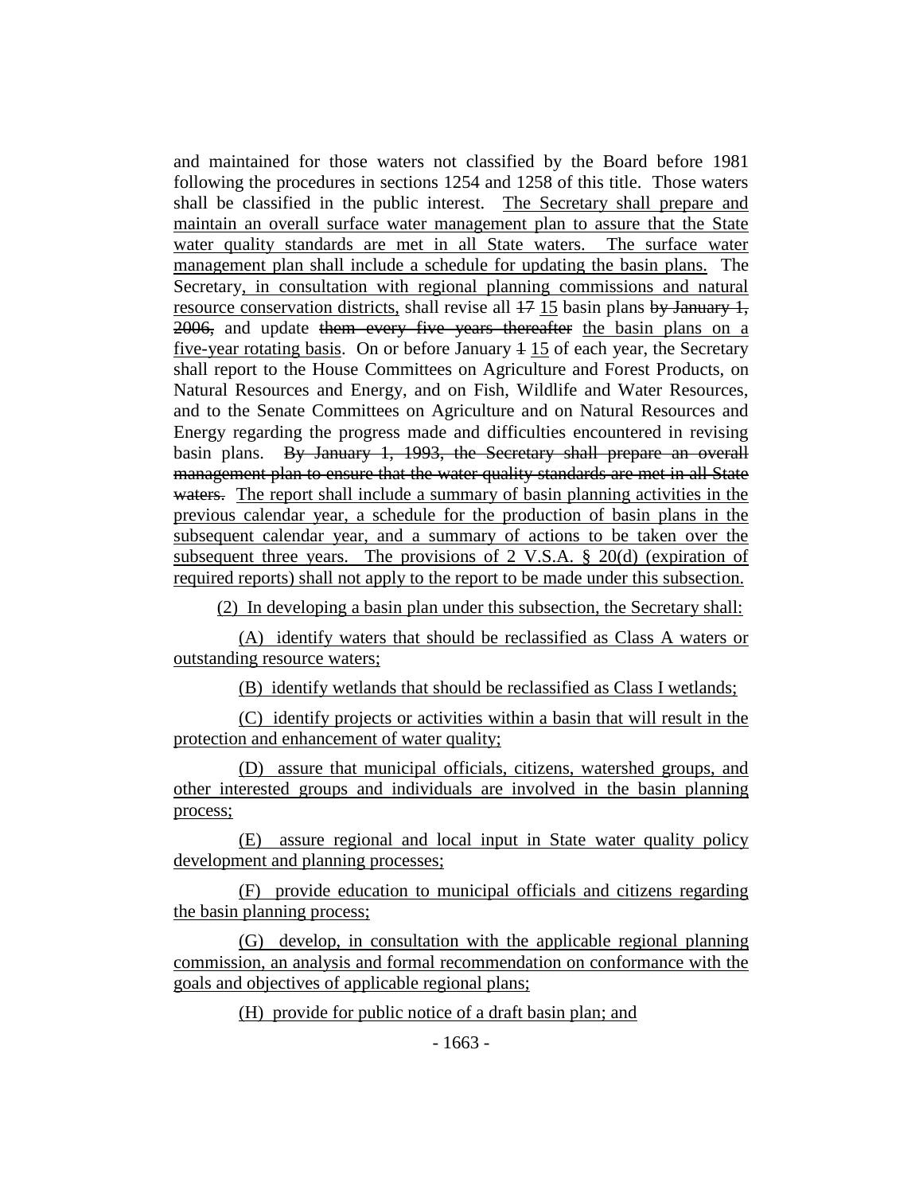and maintained for those waters not classified by the Board before 1981 following the procedures in sections 1254 and 1258 of this title. Those waters shall be classified in the public interest. The Secretary shall prepare and maintain an overall surface water management plan to assure that the State water quality standards are met in all State waters. The surface water management plan shall include a schedule for updating the basin plans. The Secretary, in consultation with regional planning commissions and natural resource conservation districts, shall revise all ~~17~~ 15 basin plans ~~by January 1, 2006,~~ and update ~~them every five years thereafter~~ the basin plans on a five-year rotating basis. On or before January ~~1~~ 15 of each year, the Secretary shall report to the House Committees on Agriculture and Forest Products, on Natural Resources and Energy, and on Fish, Wildlife and Water Resources, and to the Senate Committees on Agriculture and on Natural Resources and Energy regarding the progress made and difficulties encountered in revising basin plans. ~~By January 1, 1993, the Secretary shall prepare an overall management plan to ensure that the water quality standards are met in all State waters.~~ The report shall include a summary of basin planning activities in the previous calendar year, a schedule for the production of basin plans in the subsequent calendar year, and a summary of actions to be taken over the subsequent three years. The provisions of 2 V.S.A. § 20(d) (expiration of required reports) shall not apply to the report to be made under this subsection.

(2) In developing a basin plan under this subsection, the Secretary shall:

(A) identify waters that should be reclassified as Class A waters or outstanding resource waters;

(B) identify wetlands that should be reclassified as Class I wetlands;

(C) identify projects or activities within a basin that will result in the protection and enhancement of water quality;

(D) assure that municipal officials, citizens, watershed groups, and other interested groups and individuals are involved in the basin planning process;

(E) assure regional and local input in State water quality policy development and planning processes;

(F) provide education to municipal officials and citizens regarding the basin planning process;

(G) develop, in consultation with the applicable regional planning commission, an analysis and formal recommendation on conformance with the goals and objectives of applicable regional plans;

(H) provide for public notice of a draft basin plan; and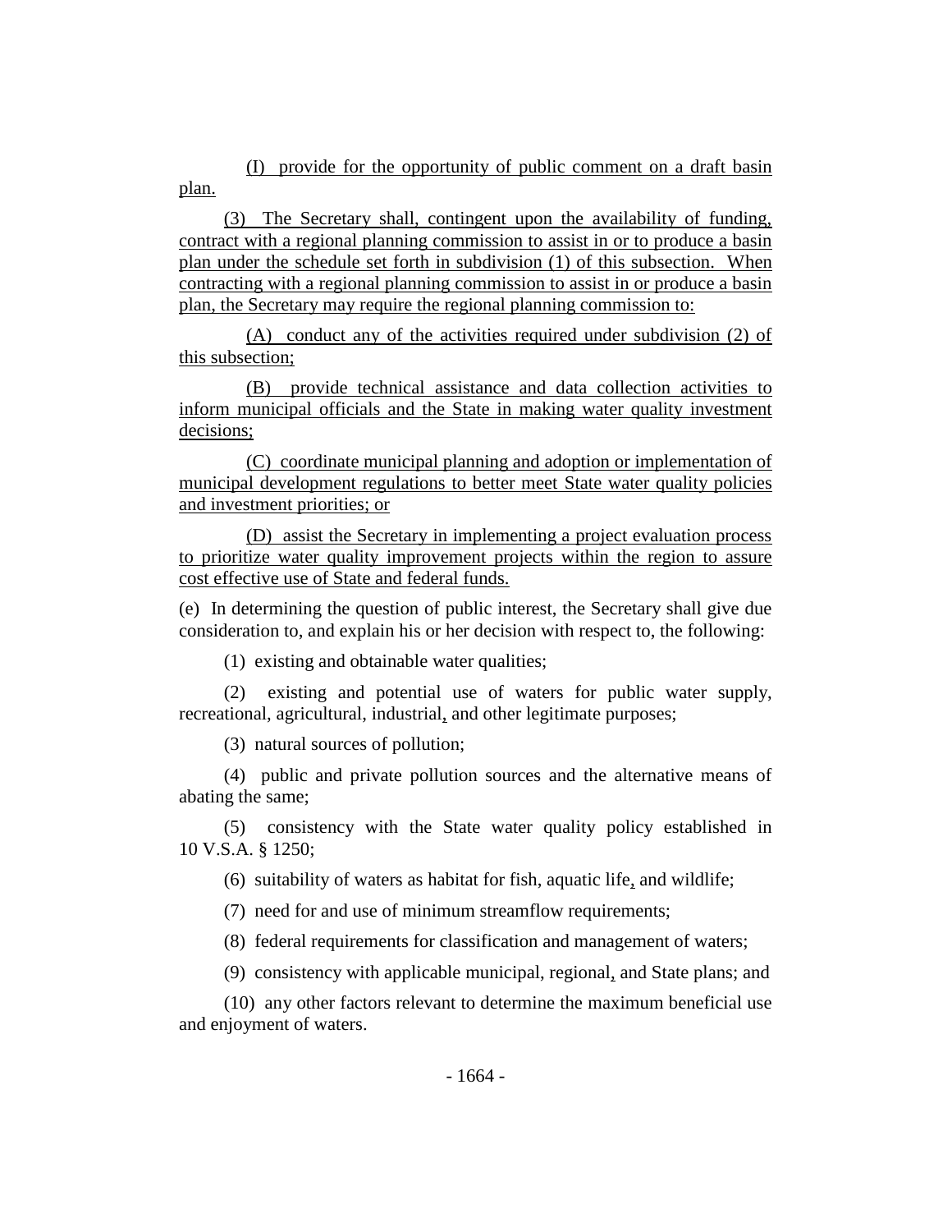(I) provide for the opportunity of public comment on a draft basin plan.

(3) The Secretary shall, contingent upon the availability of funding, contract with a regional planning commission to assist in or to produce a basin plan under the schedule set forth in subdivision (1) of this subsection. When contracting with a regional planning commission to assist in or produce a basin plan, the Secretary may require the regional planning commission to:

(A) conduct any of the activities required under subdivision (2) of this subsection;

(B) provide technical assistance and data collection activities to inform municipal officials and the State in making water quality investment decisions;

(C) coordinate municipal planning and adoption or implementation of municipal development regulations to better meet State water quality policies and investment priorities; or

(D) assist the Secretary in implementing a project evaluation process to prioritize water quality improvement projects within the region to assure cost effective use of State and federal funds.

(e) In determining the question of public interest, the Secretary shall give due consideration to, and explain his or her decision with respect to, the following:

(1) existing and obtainable water qualities;

(2) existing and potential use of waters for public water supply, recreational, agricultural, industrial, and other legitimate purposes;

(3) natural sources of pollution;

(4) public and private pollution sources and the alternative means of abating the same;

(5) consistency with the State water quality policy established in 10 V.S.A. § 1250;

(6) suitability of waters as habitat for fish, aquatic life, and wildlife;

(7) need for and use of minimum streamflow requirements;

(8) federal requirements for classification and management of waters;

(9) consistency with applicable municipal, regional, and State plans; and

(10) any other factors relevant to determine the maximum beneficial use and enjoyment of waters.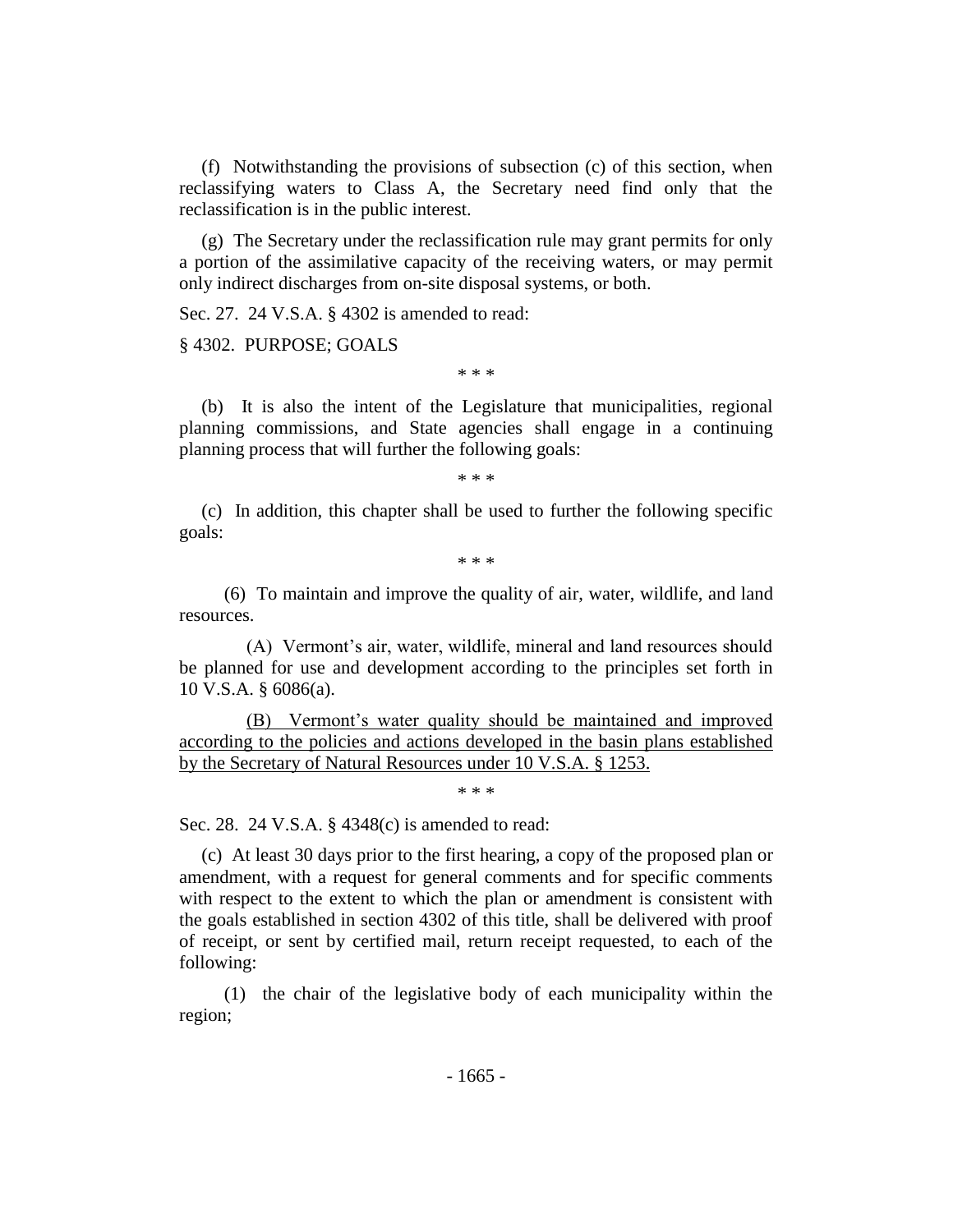(f) Notwithstanding the provisions of subsection (c) of this section, when reclassifying waters to Class A, the Secretary need find only that the reclassification is in the public interest.

(g) The Secretary under the reclassification rule may grant permits for only a portion of the assimilative capacity of the receiving waters, or may permit only indirect discharges from on-site disposal systems, or both.

Sec. 27. 24 V.S.A. § 4302 is amended to read:

§ 4302. PURPOSE; GOALS

\* \* \*

(b) It is also the intent of the Legislature that municipalities, regional planning commissions, and State agencies shall engage in a continuing planning process that will further the following goals:

\* \* \*

(c) In addition, this chapter shall be used to further the following specific goals:

\* \* \*

(6) To maintain and improve the quality of air, water, wildlife, and land resources.

(A) Vermont's air, water, wildlife, mineral and land resources should be planned for use and development according to the principles set forth in 10 V.S.A. § 6086(a).

<u>(B) Vermont's water quality should be maintained and improved according to the policies and actions developed in the basin plans established by the Secretary of Natural Resources under 10 V.S.A. § 1253.</u>

\* \* \*

Sec. 28. 24 V.S.A. § 4348(c) is amended to read:

(c) At least 30 days prior to the first hearing, a copy of the proposed plan or amendment, with a request for general comments and for specific comments with respect to the extent to which the plan or amendment is consistent with the goals established in section 4302 of this title, shall be delivered with proof of receipt, or sent by certified mail, return receipt requested, to each of the following:

(1) the chair of the legislative body of each municipality within the region;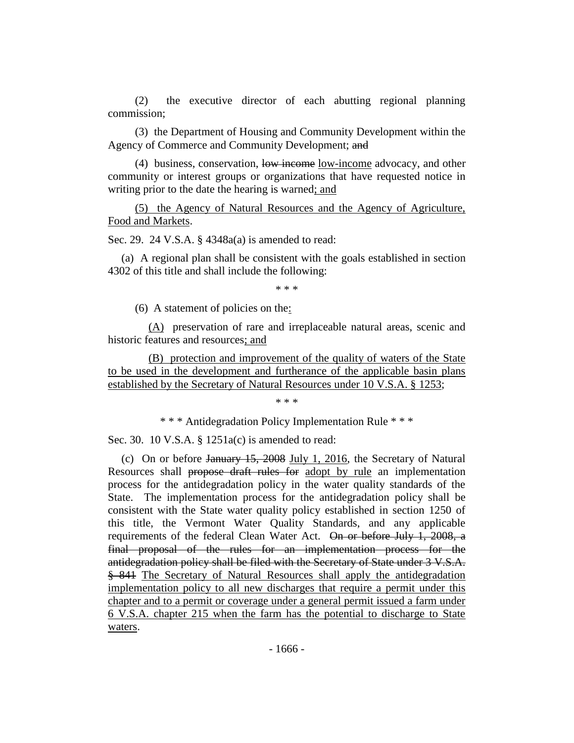(2) the executive director of each abutting regional planning commission;

(3) the Department of Housing and Community Development within the Agency of Commerce and Community Development; ~~and~~

(4) business, conservation, ~~low income~~ low-income advocacy, and other community or interest groups or organizations that have requested notice in writing prior to the date the hearing is warned; and

(5) the Agency of Natural Resources and the Agency of Agriculture, Food and Markets.

Sec. 29. 24 V.S.A. § 4348a(a) is amended to read:

(a) A regional plan shall be consistent with the goals established in section 4302 of this title and shall include the following:

\* \* \*

(6) A statement of policies on the:

(A) preservation of rare and irreplaceable natural areas, scenic and historic features and resources; and

(B) protection and improvement of the quality of waters of the State to be used in the development and furtherance of the applicable basin plans established by the Secretary of Natural Resources under 10 V.S.A. § 1253;

\* \* \*

\* \* \* Antidegradation Policy Implementation Rule \* \* \*

Sec. 30. 10 V.S.A. § 1251a(c) is amended to read:

(c) On or before ~~January 15, 2008~~ July 1, 2016, the Secretary of Natural Resources shall ~~propose draft rules for~~ adopt by rule an implementation process for the antidegradation policy in the water quality standards of the State. The implementation process for the antidegradation policy shall be consistent with the State water quality policy established in section 1250 of this title, the Vermont Water Quality Standards, and any applicable requirements of the federal Clean Water Act. ~~On or before July 1, 2008, a final proposal of the rules for an implementation process for the antidegradation policy shall be filed with the Secretary of State under 3 V.S.A. § 841~~ The Secretary of Natural Resources shall apply the antidegradation implementation policy to all new discharges that require a permit under this chapter and to a permit or coverage under a general permit issued a farm under 6 V.S.A. chapter 215 when the farm has the potential to discharge to State waters.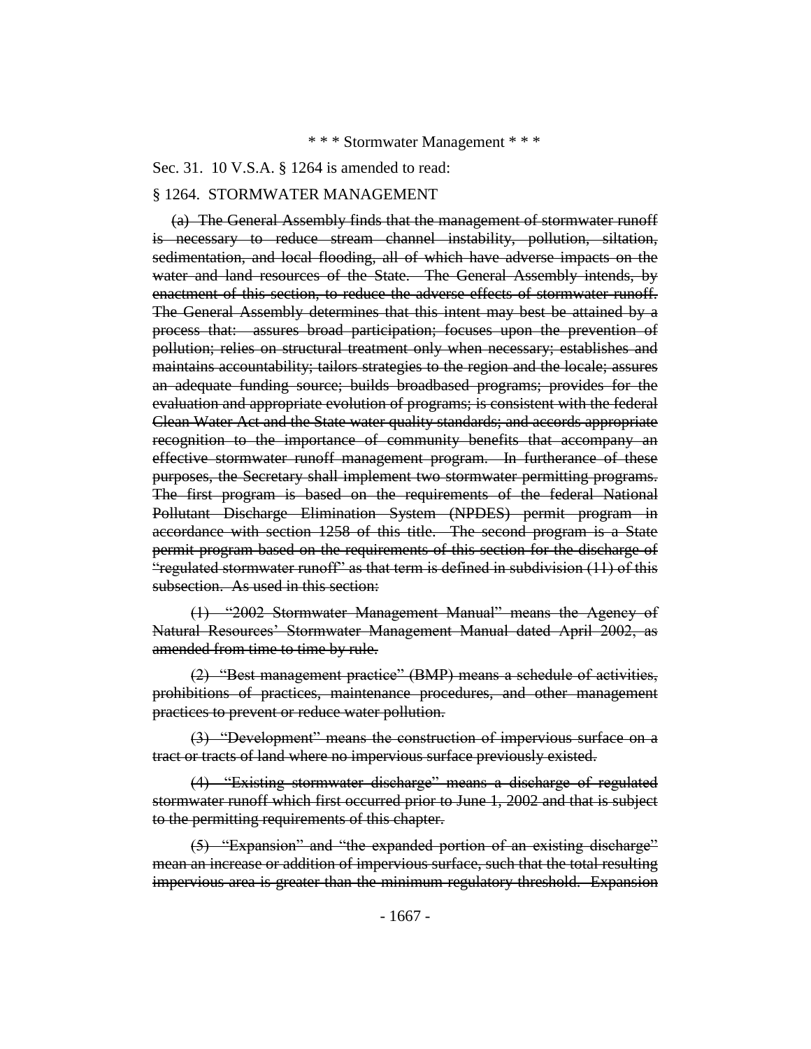\* \* \* Stormwater Management \* \* \*

Sec. 31. 10 V.S.A. § 1264 is amended to read:

§ 1264. STORMWATER MANAGEMENT

~~(a) The General Assembly finds that the management of stormwater runoff is necessary to reduce stream channel instability, pollution, siltation, sedimentation, and local flooding, all of which have adverse impacts on the water and land resources of the State. The General Assembly intends, by enactment of this section, to reduce the adverse effects of stormwater runoff. The General Assembly determines that this intent may best be attained by a process that: assures broad participation; focuses upon the prevention of pollution; relies on structural treatment only when necessary; establishes and maintains accountability; tailors strategies to the region and the locale; assures an adequate funding source; builds broadbased programs; provides for the evaluation and appropriate evolution of programs; is consistent with the federal Clean Water Act and the State water quality standards; and accords appropriate recognition to the importance of community benefits that accompany an effective stormwater runoff management program. In furtherance of these purposes, the Secretary shall implement two stormwater permitting programs. The first program is based on the requirements of the federal National Pollutant Discharge Elimination System (NPDES) permit program in accordance with section 1258 of this title. The second program is a State permit program based on the requirements of this section for the discharge of "regulated stormwater runoff" as that term is defined in subdivision (11) of this subsection. As used in this section:~~

~~(1) "2002 Stormwater Management Manual" means the Agency of Natural Resources' Stormwater Management Manual dated April 2002, as amended from time to time by rule.~~

~~(2) "Best management practice" (BMP) means a schedule of activities, prohibitions of practices, maintenance procedures, and other management practices to prevent or reduce water pollution.~~

~~(3) "Development" means the construction of impervious surface on a tract or tracts of land where no impervious surface previously existed.~~

~~(4) "Existing stormwater discharge" means a discharge of regulated stormwater runoff which first occurred prior to June 1, 2002 and that is subject to the permitting requirements of this chapter.~~

~~(5) "Expansion" and "the expanded portion of an existing discharge" mean an increase or addition of impervious surface, such that the total resulting impervious area is greater than the minimum regulatory threshold. Expansion~~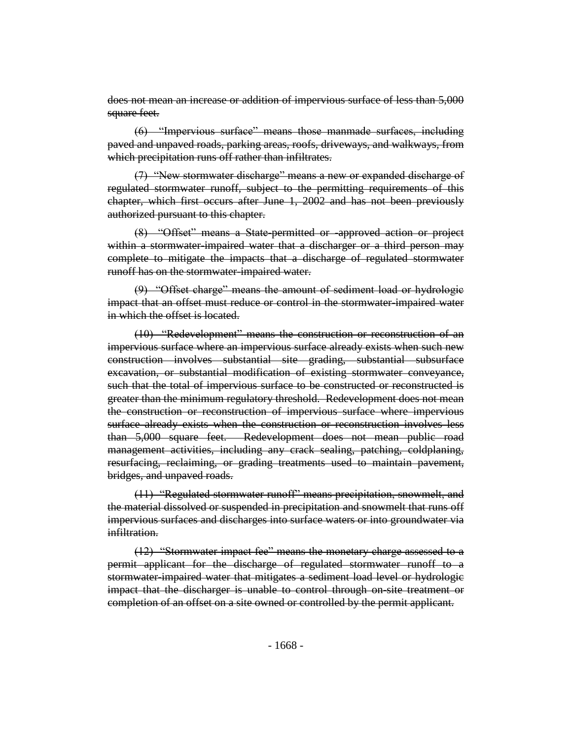~~does not mean an increase or addition of impervious surface of less than 5,000 square feet.~~

~~(6) "Impervious surface" means those manmade surfaces, including paved and unpaved roads, parking areas, roofs, driveways, and walkways, from which precipitation runs off rather than infiltrates.~~

~~(7) "New stormwater discharge" means a new or expanded discharge of regulated stormwater runoff, subject to the permitting requirements of this chapter, which first occurs after June 1, 2002 and has not been previously authorized pursuant to this chapter.~~

~~(8) "Offset" means a State-permitted or -approved action or project within a stormwater-impaired water that a discharger or a third person may complete to mitigate the impacts that a discharge of regulated stormwater runoff has on the stormwater-impaired water.~~

~~(9) "Offset charge" means the amount of sediment load or hydrologic impact that an offset must reduce or control in the stormwater-impaired water in which the offset is located.~~

~~(10) "Redevelopment" means the construction or reconstruction of an impervious surface where an impervious surface already exists when such new construction involves substantial site grading, substantial subsurface excavation, or substantial modification of existing stormwater conveyance, such that the total of impervious surface to be constructed or reconstructed is greater than the minimum regulatory threshold. Redevelopment does not mean the construction or reconstruction of impervious surface where impervious surface already exists when the construction or reconstruction involves less than 5,000 square feet. Redevelopment does not mean public road management activities, including any crack sealing, patching, coldplaning, resurfacing, reclaiming, or grading treatments used to maintain pavement, bridges, and unpaved roads.~~

~~(11) "Regulated stormwater runoff" means precipitation, snowmelt, and the material dissolved or suspended in precipitation and snowmelt that runs off impervious surfaces and discharges into surface waters or into groundwater via infiltration.~~

~~(12) "Stormwater impact fee" means the monetary charge assessed to a permit applicant for the discharge of regulated stormwater runoff to a stormwater-impaired water that mitigates a sediment load level or hydrologic impact that the discharger is unable to control through on-site treatment or completion of an offset on a site owned or controlled by the permit applicant.~~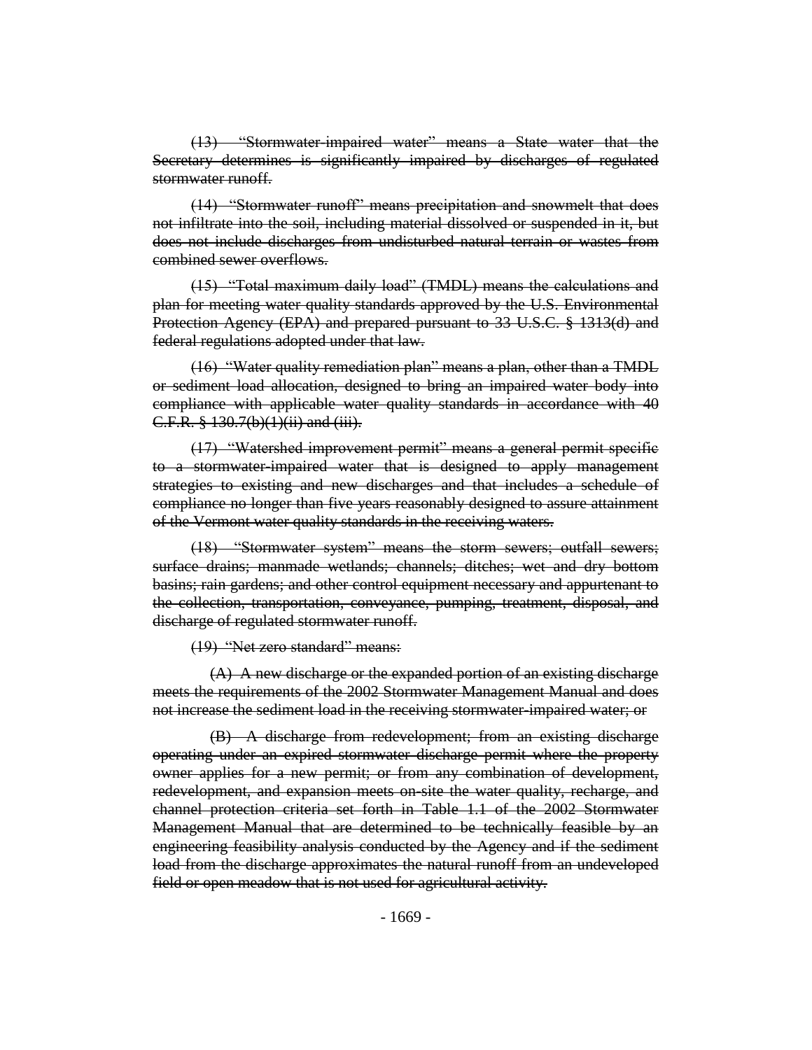~~(13) "Stormwater-impaired water" means a State water that the Secretary determines is significantly impaired by discharges of regulated stormwater runoff.~~

~~(14) "Stormwater runoff" means precipitation and snowmelt that does not infiltrate into the soil, including material dissolved or suspended in it, but does not include discharges from undisturbed natural terrain or wastes from combined sewer overflows.~~

~~(15) "Total maximum daily load" (TMDL) means the calculations and plan for meeting water quality standards approved by the U.S. Environmental Protection Agency (EPA) and prepared pursuant to 33 U.S.C. § 1313(d) and federal regulations adopted under that law.~~

~~(16) "Water quality remediation plan" means a plan, other than a TMDL or sediment load allocation, designed to bring an impaired water body into compliance with applicable water quality standards in accordance with 40 C.F.R. § 130.7(b)(1)(ii) and (iii).~~

~~(17) "Watershed improvement permit" means a general permit specific to a stormwater-impaired water that is designed to apply management strategies to existing and new discharges and that includes a schedule of compliance no longer than five years reasonably designed to assure attainment of the Vermont water quality standards in the receiving waters.~~

~~(18) "Stormwater system" means the storm sewers; outfall sewers; surface drains; manmade wetlands; channels; ditches; wet and dry bottom basins; rain gardens; and other control equipment necessary and appurtenant to the collection, transportation, conveyance, pumping, treatment, disposal, and discharge of regulated stormwater runoff.~~

~~(19) "Net zero standard" means:~~

~~(A) A new discharge or the expanded portion of an existing discharge meets the requirements of the 2002 Stormwater Management Manual and does not increase the sediment load in the receiving stormwater-impaired water; or~~

~~(B) A discharge from redevelopment; from an existing discharge operating under an expired stormwater discharge permit where the property owner applies for a new permit; or from any combination of development, redevelopment, and expansion meets on-site the water quality, recharge, and channel protection criteria set forth in Table 1.1 of the 2002 Stormwater Management Manual that are determined to be technically feasible by an engineering feasibility analysis conducted by the Agency and if the sediment load from the discharge approximates the natural runoff from an undeveloped field or open meadow that is not used for agricultural activity.~~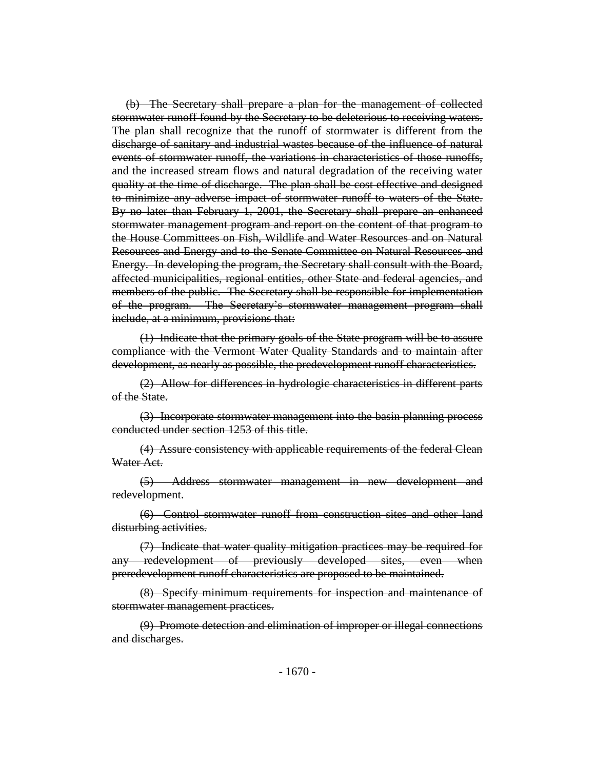~~(b) The Secretary shall prepare a plan for the management of collected stormwater runoff found by the Secretary to be deleterious to receiving waters. The plan shall recognize that the runoff of stormwater is different from the discharge of sanitary and industrial wastes because of the influence of natural events of stormwater runoff, the variations in characteristics of those runoffs, and the increased stream flows and natural degradation of the receiving water quality at the time of discharge. The plan shall be cost effective and designed to minimize any adverse impact of stormwater runoff to waters of the State. By no later than February 1, 2001, the Secretary shall prepare an enhanced stormwater management program and report on the content of that program to the House Committees on Fish, Wildlife and Water Resources and on Natural Resources and Energy and to the Senate Committee on Natural Resources and Energy. In developing the program, the Secretary shall consult with the Board, affected municipalities, regional entities, other State and federal agencies, and members of the public. The Secretary shall be responsible for implementation of the program. The Secretary's stormwater management program shall include, at a minimum, provisions that:~~

~~(1) Indicate that the primary goals of the State program will be to assure compliance with the Vermont Water Quality Standards and to maintain after development, as nearly as possible, the predevelopment runoff characteristics.~~

~~(2) Allow for differences in hydrologic characteristics in different parts of the State.~~

~~(3) Incorporate stormwater management into the basin planning process conducted under section 1253 of this title.~~

~~(4) Assure consistency with applicable requirements of the federal Clean Water Act.~~

~~(5) Address stormwater management in new development and redevelopment.~~

~~(6) Control stormwater runoff from construction sites and other land disturbing activities.~~

~~(7) Indicate that water quality mitigation practices may be required for any redevelopment of previously developed sites, even when preredevelopment runoff characteristics are proposed to be maintained.~~

~~(8) Specify minimum requirements for inspection and maintenance of stormwater management practices.~~

~~(9) Promote detection and elimination of improper or illegal connections and discharges.~~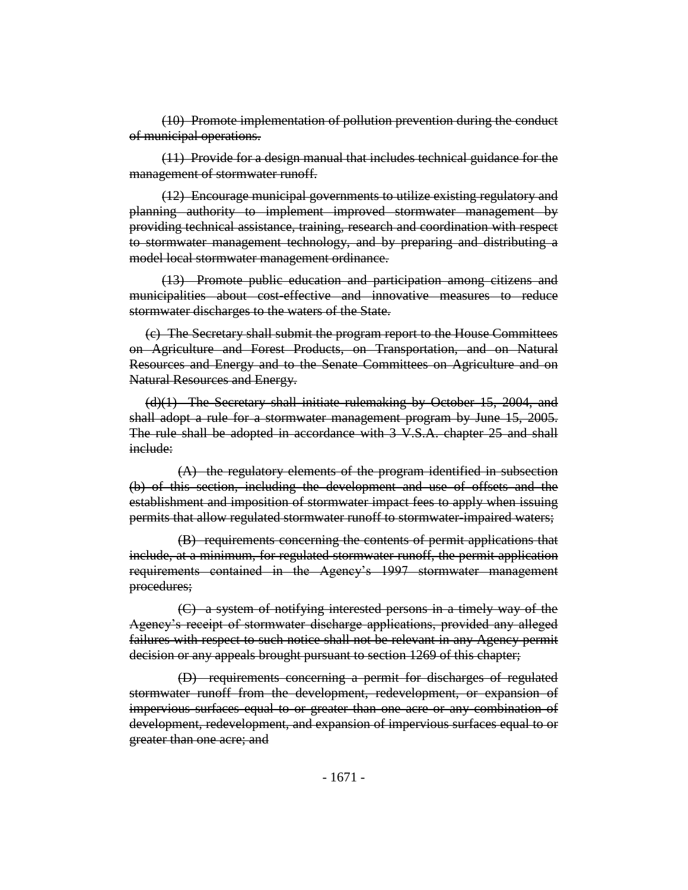~~(10) Promote implementation of pollution prevention during the conduct of municipal operations.~~

~~(11) Provide for a design manual that includes technical guidance for the management of stormwater runoff.~~

~~(12) Encourage municipal governments to utilize existing regulatory and planning authority to implement improved stormwater management by providing technical assistance, training, research and coordination with respect to stormwater management technology, and by preparing and distributing a model local stormwater management ordinance.~~

~~(13) Promote public education and participation among citizens and municipalities about cost-effective and innovative measures to reduce stormwater discharges to the waters of the State.~~

~~(c) The Secretary shall submit the program report to the House Committees on Agriculture and Forest Products, on Transportation, and on Natural Resources and Energy and to the Senate Committees on Agriculture and on Natural Resources and Energy.~~

~~(d)(1) The Secretary shall initiate rulemaking by October 15, 2004, and shall adopt a rule for a stormwater management program by June 15, 2005. The rule shall be adopted in accordance with 3 V.S.A. chapter 25 and shall include:~~

~~(A) the regulatory elements of the program identified in subsection (b) of this section, including the development and use of offsets and the establishment and imposition of stormwater impact fees to apply when issuing permits that allow regulated stormwater runoff to stormwater-impaired waters;~~

~~(B) requirements concerning the contents of permit applications that include, at a minimum, for regulated stormwater runoff, the permit application requirements contained in the Agency's 1997 stormwater management procedures;~~

~~(C) a system of notifying interested persons in a timely way of the Agency's receipt of stormwater discharge applications, provided any alleged failures with respect to such notice shall not be relevant in any Agency permit decision or any appeals brought pursuant to section 1269 of this chapter;~~

~~(D) requirements concerning a permit for discharges of regulated stormwater runoff from the development, redevelopment, or expansion of impervious surfaces equal to or greater than one acre or any combination of development, redevelopment, and expansion of impervious surfaces equal to or greater than one acre; and~~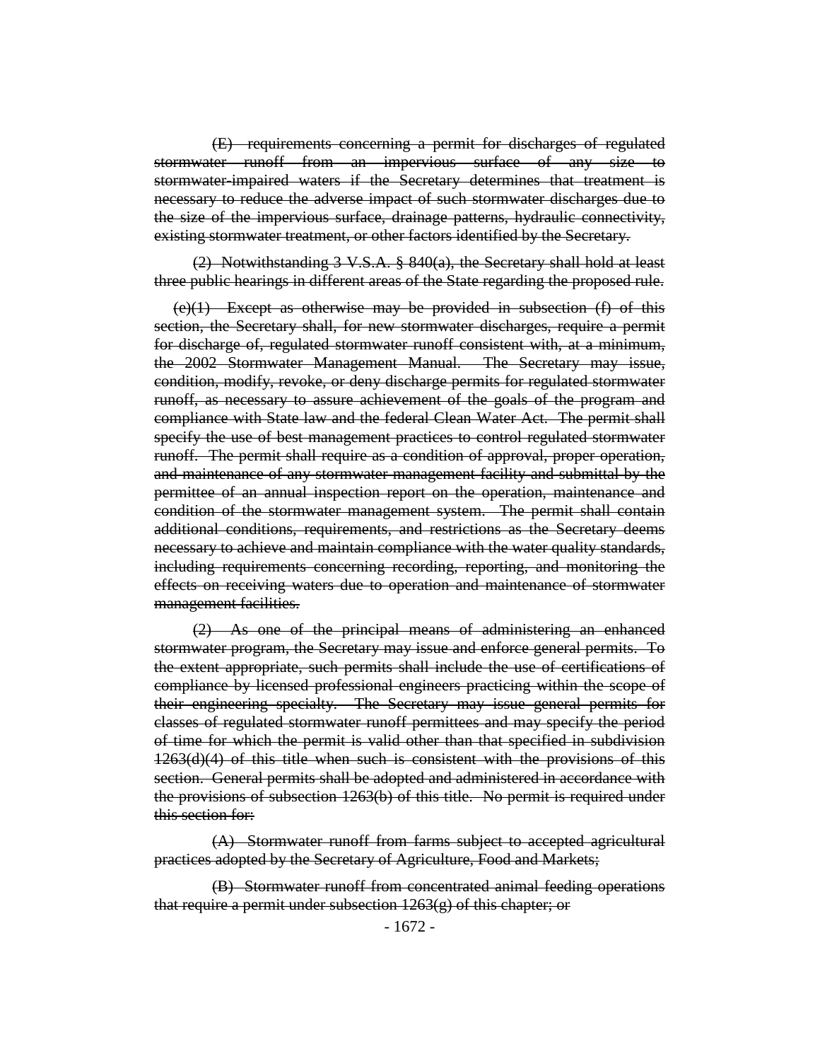~~(E) requirements concerning a permit for discharges of regulated stormwater runoff from an impervious surface of any size to stormwater-impaired waters if the Secretary determines that treatment is necessary to reduce the adverse impact of such stormwater discharges due to the size of the impervious surface, drainage patterns, hydraulic connectivity, existing stormwater treatment, or other factors identified by the Secretary.~~

~~(2) Notwithstanding 3 V.S.A. § 840(a), the Secretary shall hold at least three public hearings in different areas of the State regarding the proposed rule.~~

~~(e)(1) Except as otherwise may be provided in subsection (f) of this section, the Secretary shall, for new stormwater discharges, require a permit for discharge of, regulated stormwater runoff consistent with, at a minimum, the 2002 Stormwater Management Manual. The Secretary may issue, condition, modify, revoke, or deny discharge permits for regulated stormwater runoff, as necessary to assure achievement of the goals of the program and compliance with State law and the federal Clean Water Act. The permit shall specify the use of best management practices to control regulated stormwater runoff. The permit shall require as a condition of approval, proper operation, and maintenance of any stormwater management facility and submittal by the permittee of an annual inspection report on the operation, maintenance and condition of the stormwater management system. The permit shall contain additional conditions, requirements, and restrictions as the Secretary deems necessary to achieve and maintain compliance with the water quality standards, including requirements concerning recording, reporting, and monitoring the effects on receiving waters due to operation and maintenance of stormwater management facilities.~~

~~(2) As one of the principal means of administering an enhanced stormwater program, the Secretary may issue and enforce general permits. To the extent appropriate, such permits shall include the use of certifications of compliance by licensed professional engineers practicing within the scope of their engineering specialty. The Secretary may issue general permits for classes of regulated stormwater runoff permittees and may specify the period of time for which the permit is valid other than that specified in subdivision 1263(d)(4) of this title when such is consistent with the provisions of this section. General permits shall be adopted and administered in accordance with the provisions of subsection 1263(b) of this title. No permit is required under this section for:~~

~~(A) Stormwater runoff from farms subject to accepted agricultural practices adopted by the Secretary of Agriculture, Food and Markets;~~

~~(B) Stormwater runoff from concentrated animal feeding operations that require a permit under subsection 1263(g) of this chapter; or~~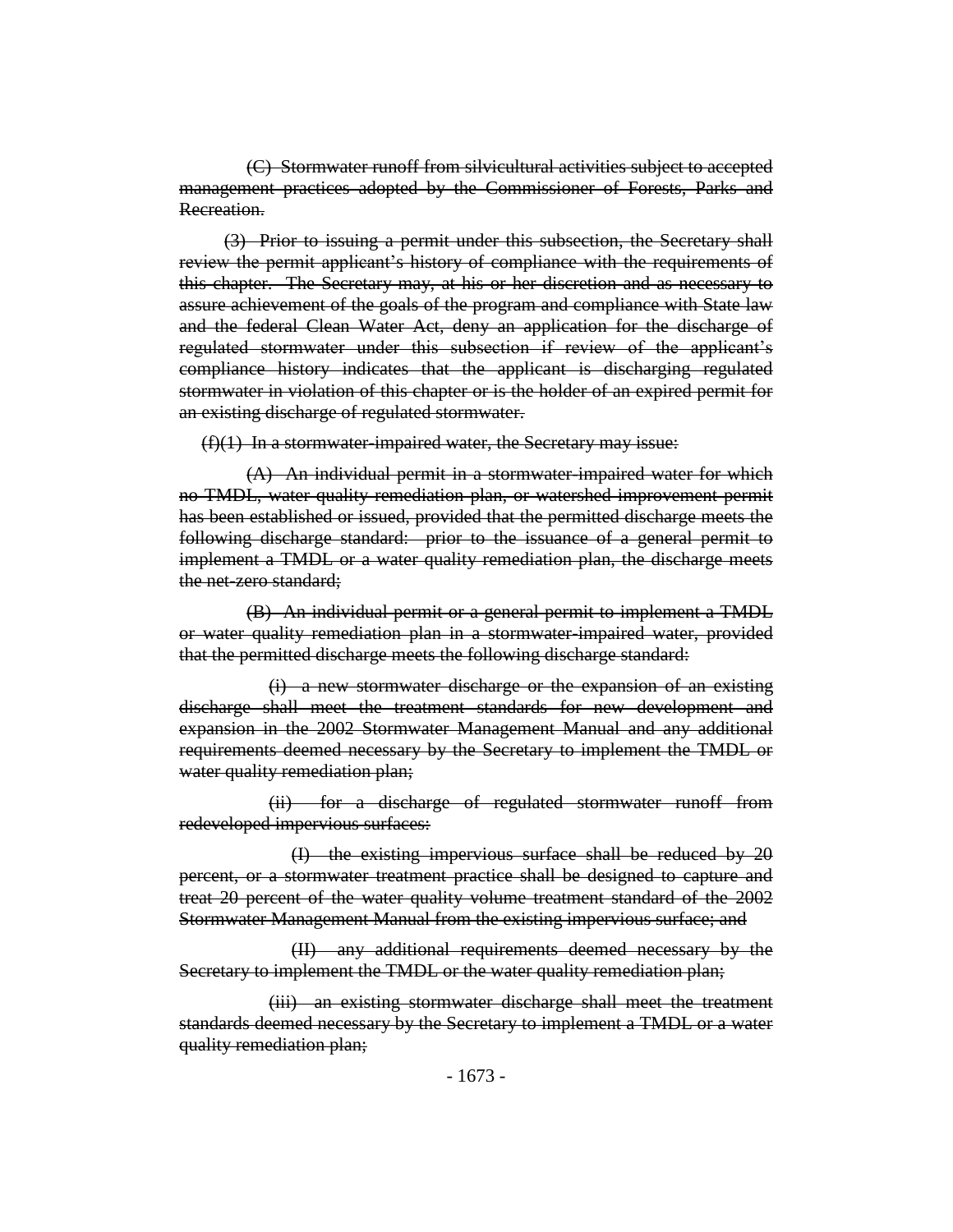~~(C) Stormwater runoff from silvicultural activities subject to accepted management practices adopted by the Commissioner of Forests, Parks and Recreation.~~

~~(3) Prior to issuing a permit under this subsection, the Secretary shall review the permit applicant's history of compliance with the requirements of this chapter. The Secretary may, at his or her discretion and as necessary to assure achievement of the goals of the program and compliance with State law and the federal Clean Water Act, deny an application for the discharge of regulated stormwater under this subsection if review of the applicant's compliance history indicates that the applicant is discharging regulated stormwater in violation of this chapter or is the holder of an expired permit for an existing discharge of regulated stormwater.~~

~~(f)(1) In a stormwater-impaired water, the Secretary may issue:~~

~~(A) An individual permit in a stormwater-impaired water for which no TMDL, water quality remediation plan, or watershed improvement permit has been established or issued, provided that the permitted discharge meets the following discharge standard: prior to the issuance of a general permit to implement a TMDL or a water quality remediation plan, the discharge meets the net-zero standard;~~

~~(B) An individual permit or a general permit to implement a TMDL or water quality remediation plan in a stormwater-impaired water, provided that the permitted discharge meets the following discharge standard:~~

~~(i) a new stormwater discharge or the expansion of an existing discharge shall meet the treatment standards for new development and expansion in the 2002 Stormwater Management Manual and any additional requirements deemed necessary by the Secretary to implement the TMDL or water quality remediation plan;~~

~~(ii) for a discharge of regulated stormwater runoff from redeveloped impervious surfaces:~~

~~(I) the existing impervious surface shall be reduced by 20 percent, or a stormwater treatment practice shall be designed to capture and treat 20 percent of the water quality volume treatment standard of the 2002 Stormwater Management Manual from the existing impervious surface; and~~

~~(II) any additional requirements deemed necessary by the Secretary to implement the TMDL or the water quality remediation plan;~~

~~(iii) an existing stormwater discharge shall meet the treatment standards deemed necessary by the Secretary to implement a TMDL or a water quality remediation plan;~~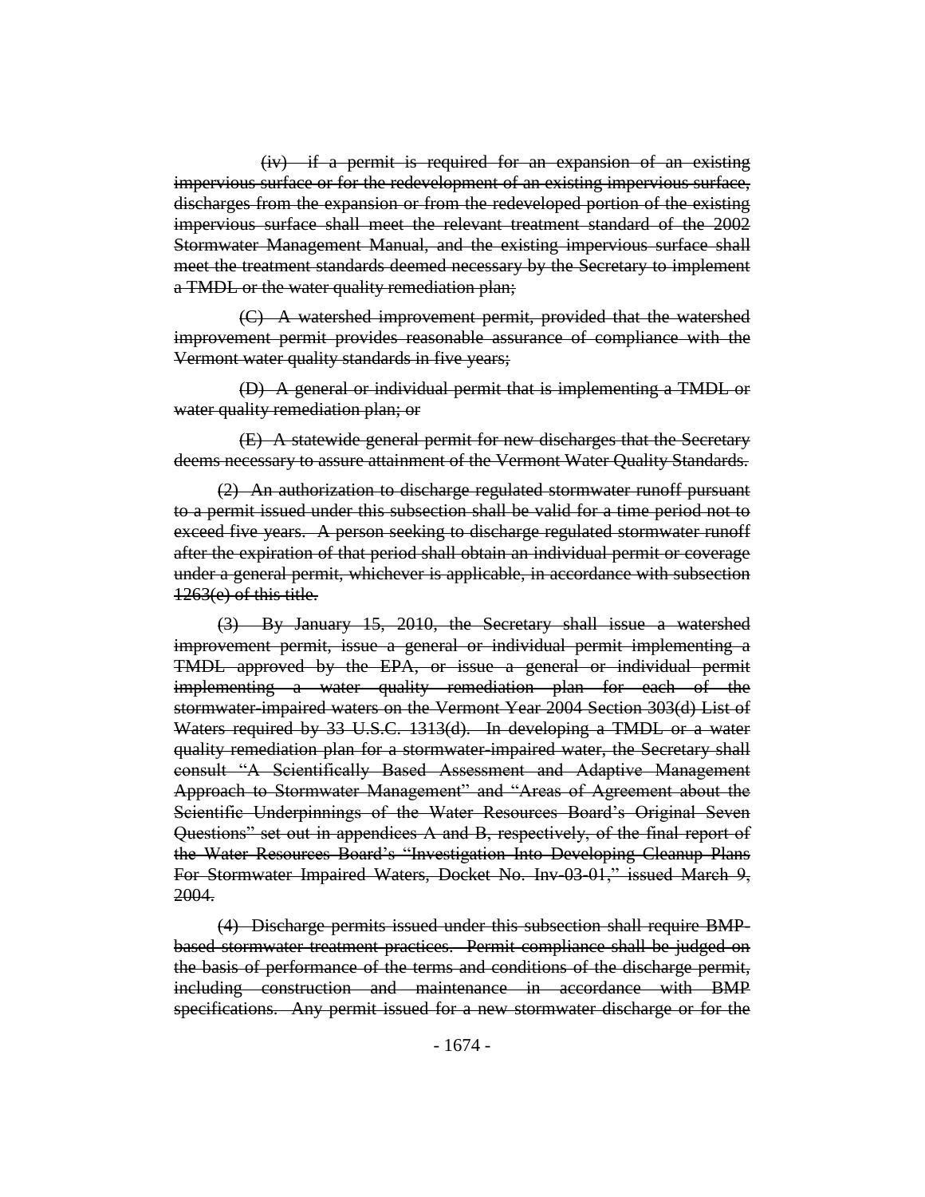~~(iv) if a permit is required for an expansion of an existing impervious surface or for the redevelopment of an existing impervious surface, discharges from the expansion or from the redeveloped portion of the existing impervious surface shall meet the relevant treatment standard of the 2002 Stormwater Management Manual, and the existing impervious surface shall meet the treatment standards deemed necessary by the Secretary to implement a TMDL or the water quality remediation plan;~~

~~(C) A watershed improvement permit, provided that the watershed improvement permit provides reasonable assurance of compliance with the Vermont water quality standards in five years;~~

~~(D) A general or individual permit that is implementing a TMDL or water quality remediation plan; or~~

~~(E) A statewide general permit for new discharges that the Secretary deems necessary to assure attainment of the Vermont Water Quality Standards.~~

~~(2) An authorization to discharge regulated stormwater runoff pursuant to a permit issued under this subsection shall be valid for a time period not to exceed five years. A person seeking to discharge regulated stormwater runoff after the expiration of that period shall obtain an individual permit or coverage under a general permit, whichever is applicable, in accordance with subsection 1263(e) of this title.~~

~~(3) By January 15, 2010, the Secretary shall issue a watershed improvement permit, issue a general or individual permit implementing a TMDL approved by the EPA, or issue a general or individual permit implementing a water quality remediation plan for each of the stormwater-impaired waters on the Vermont Year 2004 Section 303(d) List of Waters required by 33 U.S.C. 1313(d). In developing a TMDL or a water quality remediation plan for a stormwater-impaired water, the Secretary shall consult "A Scientifically Based Assessment and Adaptive Management Approach to Stormwater Management" and "Areas of Agreement about the Scientific Underpinnings of the Water Resources Board's Original Seven Questions" set out in appendices A and B, respectively, of the final report of the Water Resources Board's "Investigation Into Developing Cleanup Plans For Stormwater Impaired Waters, Docket No. Inv-03-01," issued March 9, 2004.~~

~~(4) Discharge permits issued under this subsection shall require BMP-based stormwater treatment practices. Permit compliance shall be judged on the basis of performance of the terms and conditions of the discharge permit, including construction and maintenance in accordance with BMP specifications. Any permit issued for a new stormwater discharge or for the~~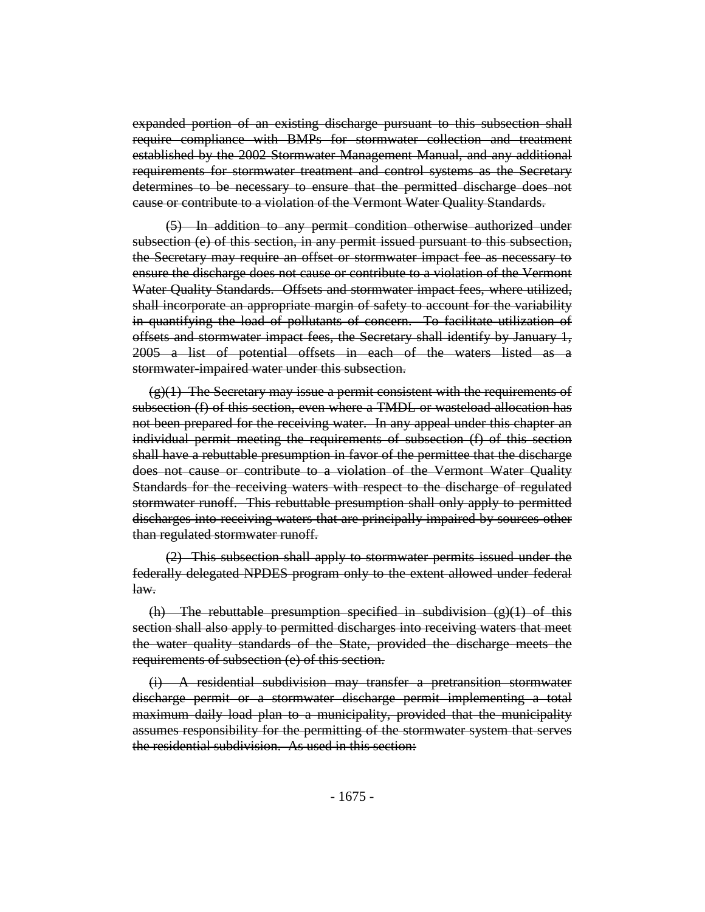expanded portion of an existing discharge pursuant to this subsection shall require compliance with BMPs for stormwater collection and treatment established by the 2002 Stormwater Management Manual, and any additional requirements for stormwater treatment and control systems as the Secretary determines to be necessary to ensure that the permitted discharge does not cause or contribute to a violation of the Vermont Water Quality Standards.

(5) In addition to any permit condition otherwise authorized under subsection (e) of this section, in any permit issued pursuant to this subsection, the Secretary may require an offset or stormwater impact fee as necessary to ensure the discharge does not cause or contribute to a violation of the Vermont Water Quality Standards. Offsets and stormwater impact fees, where utilized, shall incorporate an appropriate margin of safety to account for the variability in quantifying the load of pollutants of concern. To facilitate utilization of offsets and stormwater impact fees, the Secretary shall identify by January 1, 2005 a list of potential offsets in each of the waters listed as a stormwater-impaired water under this subsection.

(g)(1) The Secretary may issue a permit consistent with the requirements of subsection (f) of this section, even where a TMDL or wasteload allocation has not been prepared for the receiving water. In any appeal under this chapter an individual permit meeting the requirements of subsection (f) of this section shall have a rebuttable presumption in favor of the permittee that the discharge does not cause or contribute to a violation of the Vermont Water Quality Standards for the receiving waters with respect to the discharge of regulated stormwater runoff. This rebuttable presumption shall only apply to permitted discharges into receiving waters that are principally impaired by sources other than regulated stormwater runoff.

(2) This subsection shall apply to stormwater permits issued under the federally delegated NPDES program only to the extent allowed under federal law.

(h) The rebuttable presumption specified in subdivision (g)(1) of this section shall also apply to permitted discharges into receiving waters that meet the water quality standards of the State, provided the discharge meets the requirements of subsection (e) of this section.

(i) A residential subdivision may transfer a pretransition stormwater discharge permit or a stormwater discharge permit implementing a total maximum daily load plan to a municipality, provided that the municipality assumes responsibility for the permitting of the stormwater system that serves the residential subdivision. As used in this section: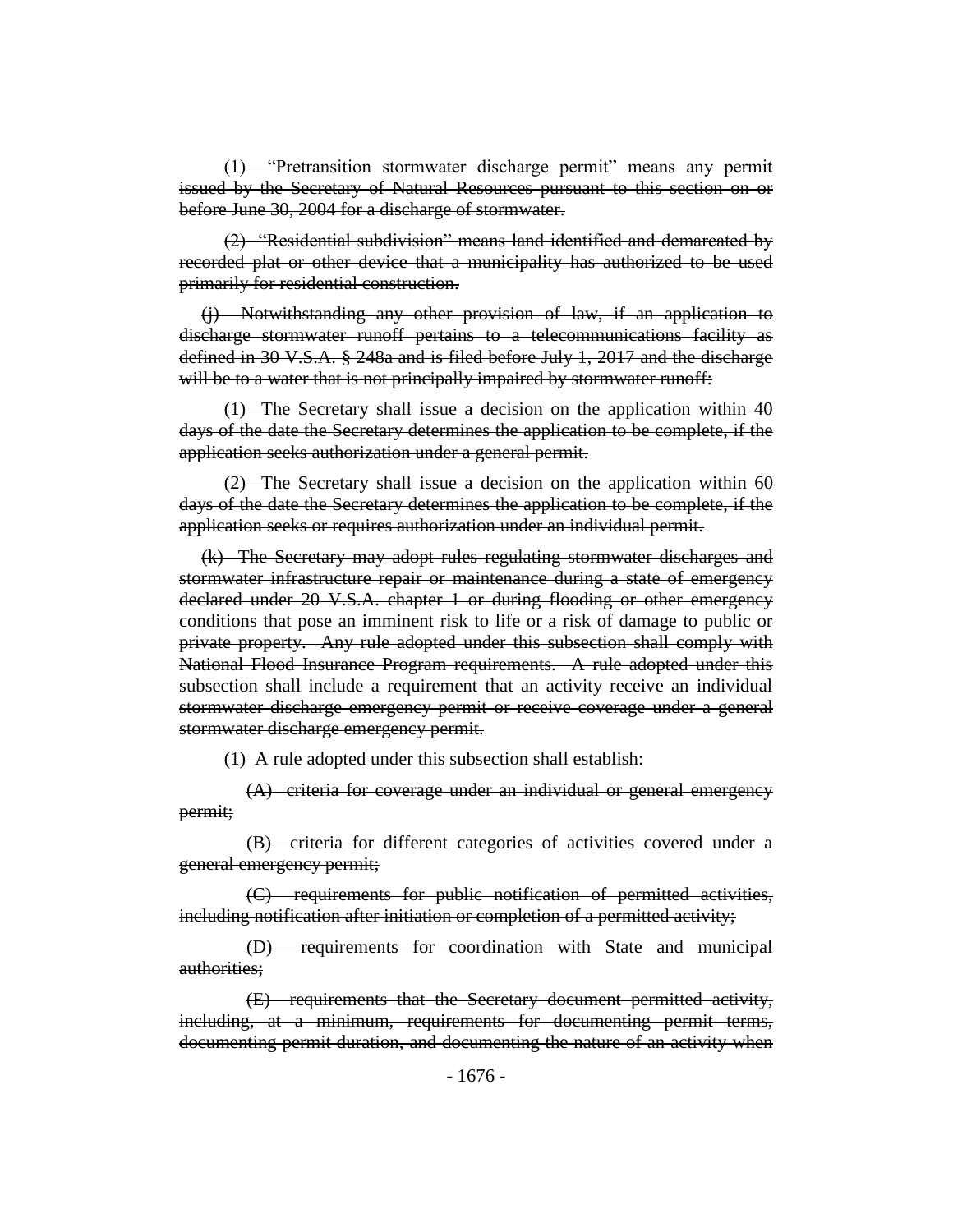~~(1) "Pretransition stormwater discharge permit" means any permit issued by the Secretary of Natural Resources pursuant to this section on or before June 30, 2004 for a discharge of stormwater.~~

~~(2) "Residential subdivision" means land identified and demarcated by recorded plat or other device that a municipality has authorized to be used primarily for residential construction.~~

~~(j) Notwithstanding any other provision of law, if an application to discharge stormwater runoff pertains to a telecommunications facility as defined in 30 V.S.A. § 248a and is filed before July 1, 2017 and the discharge will be to a water that is not principally impaired by stormwater runoff:~~

~~(1) The Secretary shall issue a decision on the application within 40 days of the date the Secretary determines the application to be complete, if the application seeks authorization under a general permit.~~

~~(2) The Secretary shall issue a decision on the application within 60 days of the date the Secretary determines the application to be complete, if the application seeks or requires authorization under an individual permit.~~

~~(k) The Secretary may adopt rules regulating stormwater discharges and stormwater infrastructure repair or maintenance during a state of emergency declared under 20 V.S.A. chapter 1 or during flooding or other emergency conditions that pose an imminent risk to life or a risk of damage to public or private property. Any rule adopted under this subsection shall comply with National Flood Insurance Program requirements. A rule adopted under this subsection shall include a requirement that an activity receive an individual stormwater discharge emergency permit or receive coverage under a general stormwater discharge emergency permit.~~

~~(1) A rule adopted under this subsection shall establish:~~

~~(A) criteria for coverage under an individual or general emergency permit;~~

~~(B) criteria for different categories of activities covered under a general emergency permit;~~

~~(C) requirements for public notification of permitted activities, including notification after initiation or completion of a permitted activity;~~

~~(D) requirements for coordination with State and municipal authorities;~~

~~(E) requirements that the Secretary document permitted activity, including, at a minimum, requirements for documenting permit terms, documenting permit duration, and documenting the nature of an activity when~~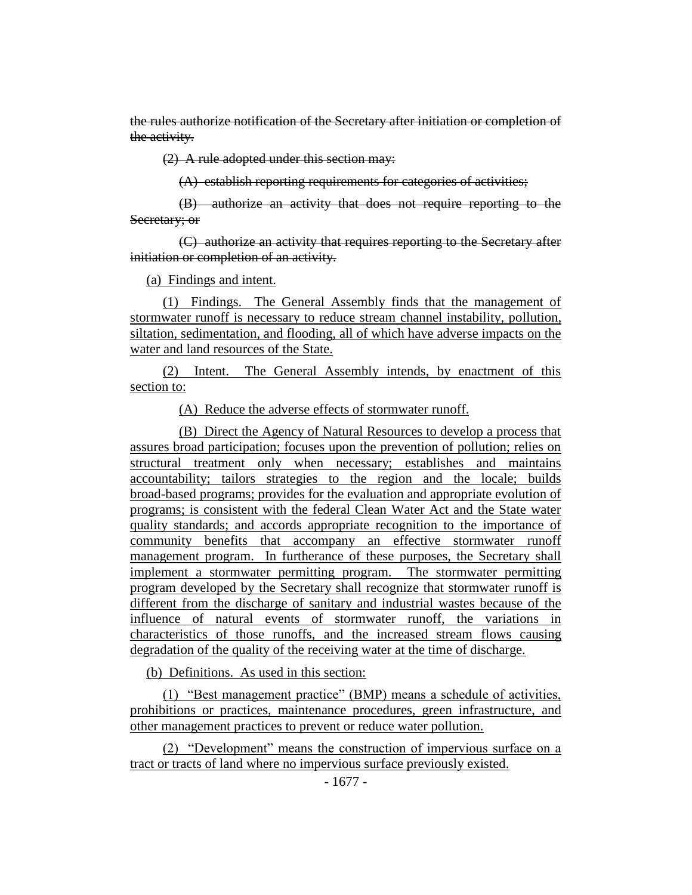~~the rules authorize notification of the Secretary after initiation or completion of the activity.~~

~~(2) A rule adopted under this section may:~~

~~(A) establish reporting requirements for categories of activities;~~

~~(B) authorize an activity that does not require reporting to the Secretary; or~~

~~(C) authorize an activity that requires reporting to the Secretary after initiation or completion of an activity.~~

<u>(a) Findings and intent.</u>

<u>(1) Findings. The General Assembly finds that the management of stormwater runoff is necessary to reduce stream channel instability, pollution, siltation, sedimentation, and flooding, all of which have adverse impacts on the water and land resources of the State.</u>

<u>(2) Intent. The General Assembly intends, by enactment of this section to:</u>

<u>(A) Reduce the adverse effects of stormwater runoff.</u>

<u>(B) Direct the Agency of Natural Resources to develop a process that assures broad participation; focuses upon the prevention of pollution; relies on structural treatment only when necessary; establishes and maintains accountability; tailors strategies to the region and the locale; builds broad-based programs; provides for the evaluation and appropriate evolution of programs; is consistent with the federal Clean Water Act and the State water quality standards; and accords appropriate recognition to the importance of community benefits that accompany an effective stormwater runoff management program. In furtherance of these purposes, the Secretary shall implement a stormwater permitting program. The stormwater permitting program developed by the Secretary shall recognize that stormwater runoff is different from the discharge of sanitary and industrial wastes because of the influence of natural events of stormwater runoff, the variations in characteristics of those runoffs, and the increased stream flows causing degradation of the quality of the receiving water at the time of discharge.</u>

<u>(b) Definitions. As used in this section:</u>

<u>(1) "Best management practice" (BMP) means a schedule of activities, prohibitions or practices, maintenance procedures, green infrastructure, and other management practices to prevent or reduce water pollution.</u>

<u>(2) "Development" means the construction of impervious surface on a tract or tracts of land where no impervious surface previously existed.</u>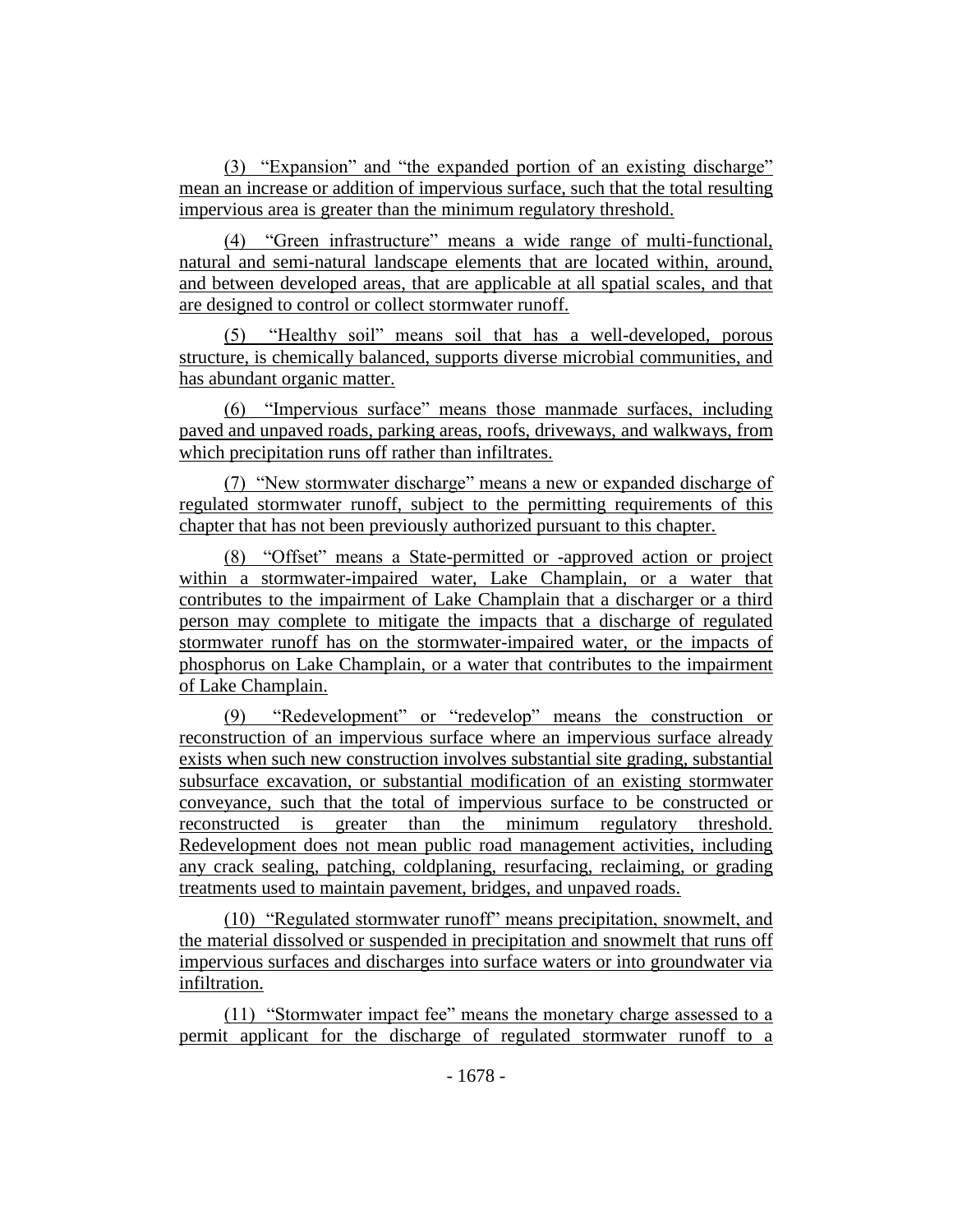(3) "Expansion" and "the expanded portion of an existing discharge" mean an increase or addition of impervious surface, such that the total resulting impervious area is greater than the minimum regulatory threshold.

(4) "Green infrastructure" means a wide range of multi-functional, natural and semi-natural landscape elements that are located within, around, and between developed areas, that are applicable at all spatial scales, and that are designed to control or collect stormwater runoff.

(5) "Healthy soil" means soil that has a well-developed, porous structure, is chemically balanced, supports diverse microbial communities, and has abundant organic matter.

(6) "Impervious surface" means those manmade surfaces, including paved and unpaved roads, parking areas, roofs, driveways, and walkways, from which precipitation runs off rather than infiltrates.

(7) "New stormwater discharge" means a new or expanded discharge of regulated stormwater runoff, subject to the permitting requirements of this chapter that has not been previously authorized pursuant to this chapter.

(8) "Offset" means a State-permitted or -approved action or project within a stormwater-impaired water, Lake Champlain, or a water that contributes to the impairment of Lake Champlain that a discharger or a third person may complete to mitigate the impacts that a discharge of regulated stormwater runoff has on the stormwater-impaired water, or the impacts of phosphorus on Lake Champlain, or a water that contributes to the impairment of Lake Champlain.

(9) "Redevelopment" or "redevelop" means the construction or reconstruction of an impervious surface where an impervious surface already exists when such new construction involves substantial site grading, substantial subsurface excavation, or substantial modification of an existing stormwater conveyance, such that the total of impervious surface to be constructed or reconstructed is greater than the minimum regulatory threshold. Redevelopment does not mean public road management activities, including any crack sealing, patching, coldplaning, resurfacing, reclaiming, or grading treatments used to maintain pavement, bridges, and unpaved roads.

(10) "Regulated stormwater runoff" means precipitation, snowmelt, and the material dissolved or suspended in precipitation and snowmelt that runs off impervious surfaces and discharges into surface waters or into groundwater via infiltration.

(11) "Stormwater impact fee" means the monetary charge assessed to a permit applicant for the discharge of regulated stormwater runoff to a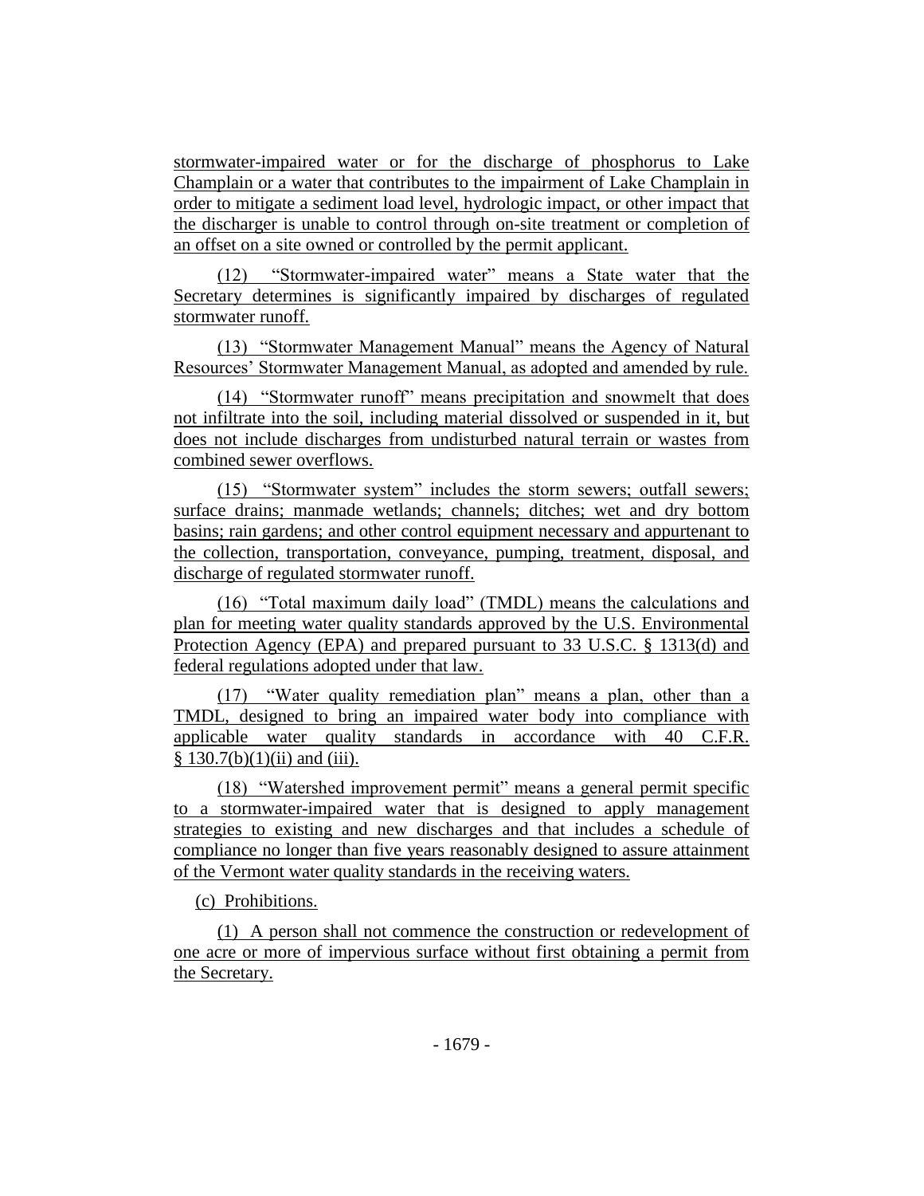stormwater-impaired water or for the discharge of phosphorus to Lake Champlain or a water that contributes to the impairment of Lake Champlain in order to mitigate a sediment load level, hydrologic impact, or other impact that the discharger is unable to control through on-site treatment or completion of an offset on a site owned or controlled by the permit applicant.

(12) "Stormwater-impaired water" means a State water that the Secretary determines is significantly impaired by discharges of regulated stormwater runoff.

(13) "Stormwater Management Manual" means the Agency of Natural Resources' Stormwater Management Manual, as adopted and amended by rule.

(14) "Stormwater runoff" means precipitation and snowmelt that does not infiltrate into the soil, including material dissolved or suspended in it, but does not include discharges from undisturbed natural terrain or wastes from combined sewer overflows.

(15) "Stormwater system" includes the storm sewers; outfall sewers; surface drains; manmade wetlands; channels; ditches; wet and dry bottom basins; rain gardens; and other control equipment necessary and appurtenant to the collection, transportation, conveyance, pumping, treatment, disposal, and discharge of regulated stormwater runoff.

(16) "Total maximum daily load" (TMDL) means the calculations and plan for meeting water quality standards approved by the U.S. Environmental Protection Agency (EPA) and prepared pursuant to 33 U.S.C. § 1313(d) and federal regulations adopted under that law.

(17) "Water quality remediation plan" means a plan, other than a TMDL, designed to bring an impaired water body into compliance with applicable water quality standards in accordance with 40 C.F.R. § 130.7(b)(1)(ii) and (iii).

(18) "Watershed improvement permit" means a general permit specific to a stormwater-impaired water that is designed to apply management strategies to existing and new discharges and that includes a schedule of compliance no longer than five years reasonably designed to assure attainment of the Vermont water quality standards in the receiving waters.

(c) Prohibitions.

(1) A person shall not commence the construction or redevelopment of one acre or more of impervious surface without first obtaining a permit from the Secretary.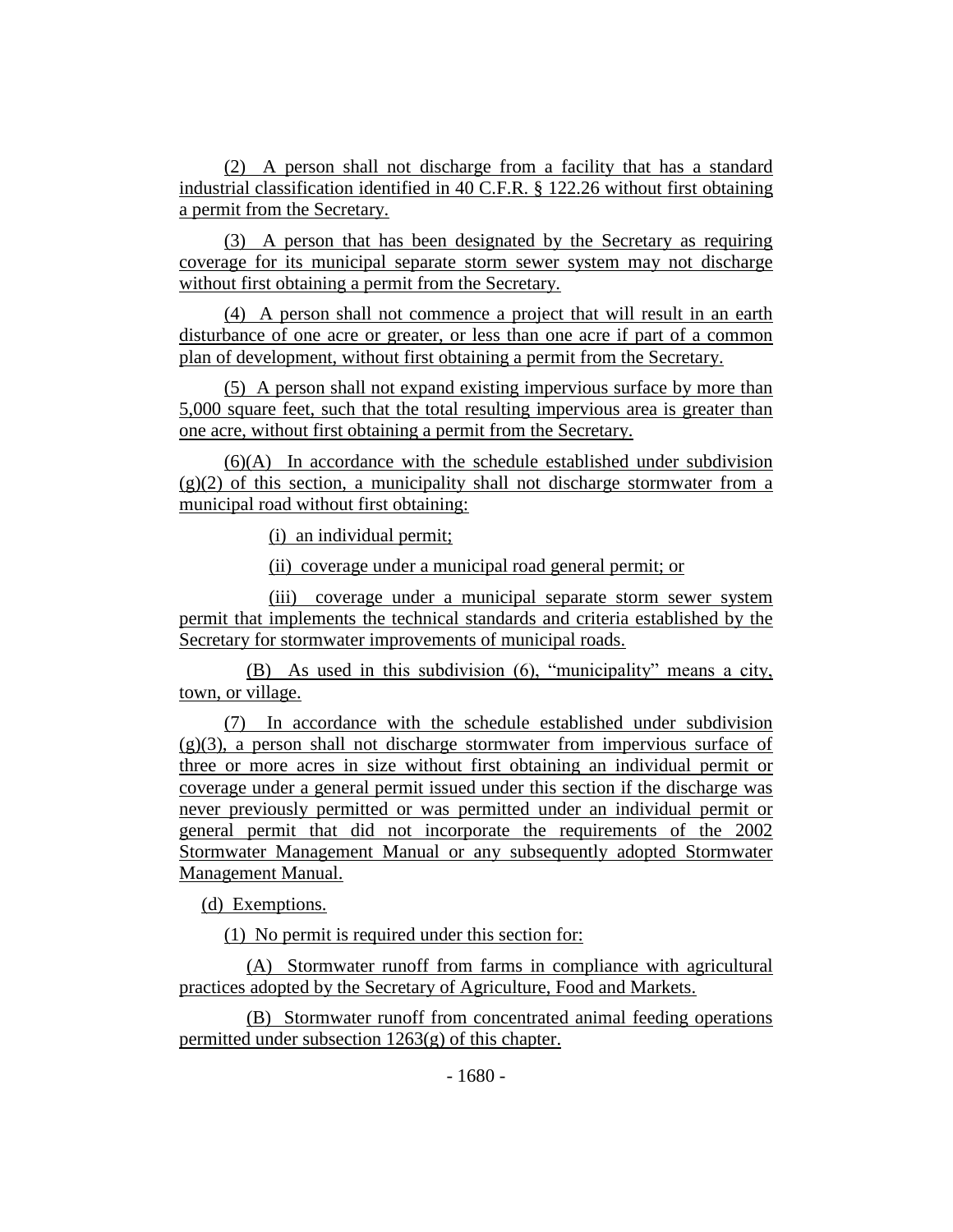(2) A person shall not discharge from a facility that has a standard industrial classification identified in 40 C.F.R. § 122.26 without first obtaining a permit from the Secretary.

(3) A person that has been designated by the Secretary as requiring coverage for its municipal separate storm sewer system may not discharge without first obtaining a permit from the Secretary.

(4) A person shall not commence a project that will result in an earth disturbance of one acre or greater, or less than one acre if part of a common plan of development, without first obtaining a permit from the Secretary.

(5) A person shall not expand existing impervious surface by more than 5,000 square feet, such that the total resulting impervious area is greater than one acre, without first obtaining a permit from the Secretary.

(6)(A) In accordance with the schedule established under subdivision (g)(2) of this section, a municipality shall not discharge stormwater from a municipal road without first obtaining:

(i) an individual permit;

(ii) coverage under a municipal road general permit; or

(iii) coverage under a municipal separate storm sewer system permit that implements the technical standards and criteria established by the Secretary for stormwater improvements of municipal roads.

(B) As used in this subdivision (6), "municipality" means a city, town, or village.

(7) In accordance with the schedule established under subdivision (g)(3), a person shall not discharge stormwater from impervious surface of three or more acres in size without first obtaining an individual permit or coverage under a general permit issued under this section if the discharge was never previously permitted or was permitted under an individual permit or general permit that did not incorporate the requirements of the 2002 Stormwater Management Manual or any subsequently adopted Stormwater Management Manual.

(d) Exemptions.

(1) No permit is required under this section for:

(A) Stormwater runoff from farms in compliance with agricultural practices adopted by the Secretary of Agriculture, Food and Markets.

(B) Stormwater runoff from concentrated animal feeding operations permitted under subsection 1263(g) of this chapter.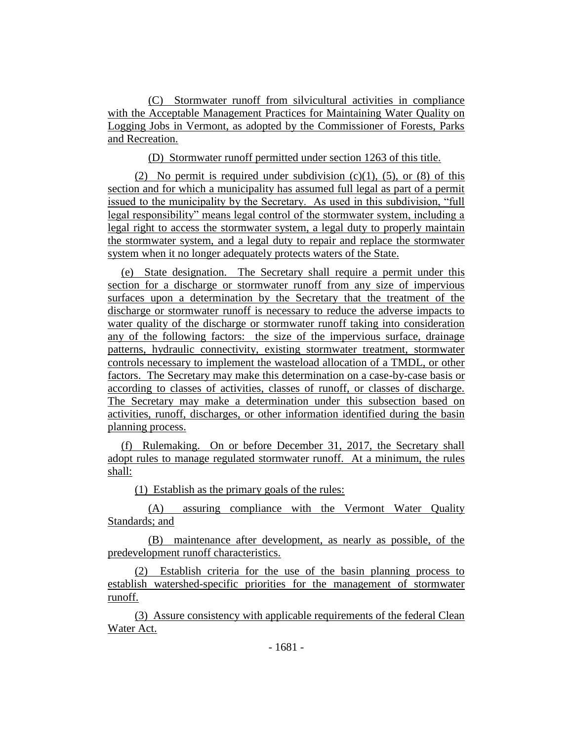(C) Stormwater runoff from silvicultural activities in compliance with the Acceptable Management Practices for Maintaining Water Quality on Logging Jobs in Vermont, as adopted by the Commissioner of Forests, Parks and Recreation.

(D) Stormwater runoff permitted under section 1263 of this title.

(2) No permit is required under subdivision (c)(1), (5), or (8) of this section and for which a municipality has assumed full legal as part of a permit issued to the municipality by the Secretary. As used in this subdivision, "full legal responsibility" means legal control of the stormwater system, including a legal right to access the stormwater system, a legal duty to properly maintain the stormwater system, and a legal duty to repair and replace the stormwater system when it no longer adequately protects waters of the State.

(e) State designation. The Secretary shall require a permit under this section for a discharge or stormwater runoff from any size of impervious surfaces upon a determination by the Secretary that the treatment of the discharge or stormwater runoff is necessary to reduce the adverse impacts to water quality of the discharge or stormwater runoff taking into consideration any of the following factors: the size of the impervious surface, drainage patterns, hydraulic connectivity, existing stormwater treatment, stormwater controls necessary to implement the wasteload allocation of a TMDL, or other factors. The Secretary may make this determination on a case-by-case basis or according to classes of activities, classes of runoff, or classes of discharge. The Secretary may make a determination under this subsection based on activities, runoff, discharges, or other information identified during the basin planning process.

(f) Rulemaking. On or before December 31, 2017, the Secretary shall adopt rules to manage regulated stormwater runoff. At a minimum, the rules shall:

(1) Establish as the primary goals of the rules:

(A) assuring compliance with the Vermont Water Quality Standards; and

(B) maintenance after development, as nearly as possible, of the predevelopment runoff characteristics.

(2) Establish criteria for the use of the basin planning process to establish watershed-specific priorities for the management of stormwater runoff.

(3) Assure consistency with applicable requirements of the federal Clean Water Act.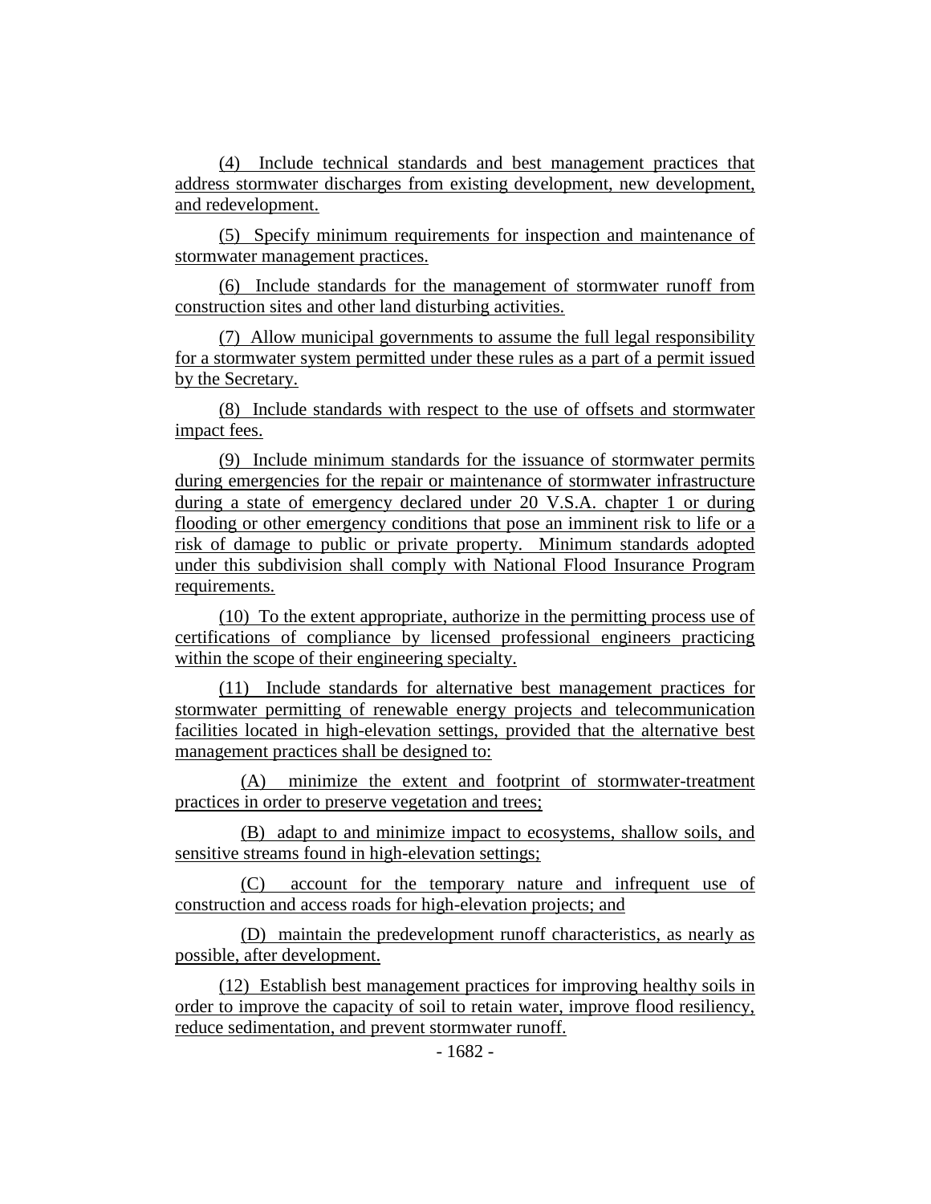(4) Include technical standards and best management practices that address stormwater discharges from existing development, new development, and redevelopment.

(5) Specify minimum requirements for inspection and maintenance of stormwater management practices.

(6) Include standards for the management of stormwater runoff from construction sites and other land disturbing activities.

(7) Allow municipal governments to assume the full legal responsibility for a stormwater system permitted under these rules as a part of a permit issued by the Secretary.

(8) Include standards with respect to the use of offsets and stormwater impact fees.

(9) Include minimum standards for the issuance of stormwater permits during emergencies for the repair or maintenance of stormwater infrastructure during a state of emergency declared under 20 V.S.A. chapter 1 or during flooding or other emergency conditions that pose an imminent risk to life or a risk of damage to public or private property. Minimum standards adopted under this subdivision shall comply with National Flood Insurance Program requirements.

(10) To the extent appropriate, authorize in the permitting process use of certifications of compliance by licensed professional engineers practicing within the scope of their engineering specialty.

(11) Include standards for alternative best management practices for stormwater permitting of renewable energy projects and telecommunication facilities located in high-elevation settings, provided that the alternative best management practices shall be designed to:

(A) minimize the extent and footprint of stormwater-treatment practices in order to preserve vegetation and trees;

(B) adapt to and minimize impact to ecosystems, shallow soils, and sensitive streams found in high-elevation settings;

(C) account for the temporary nature and infrequent use of construction and access roads for high-elevation projects; and

(D) maintain the predevelopment runoff characteristics, as nearly as possible, after development.

(12) Establish best management practices for improving healthy soils in order to improve the capacity of soil to retain water, improve flood resiliency, reduce sedimentation, and prevent stormwater runoff.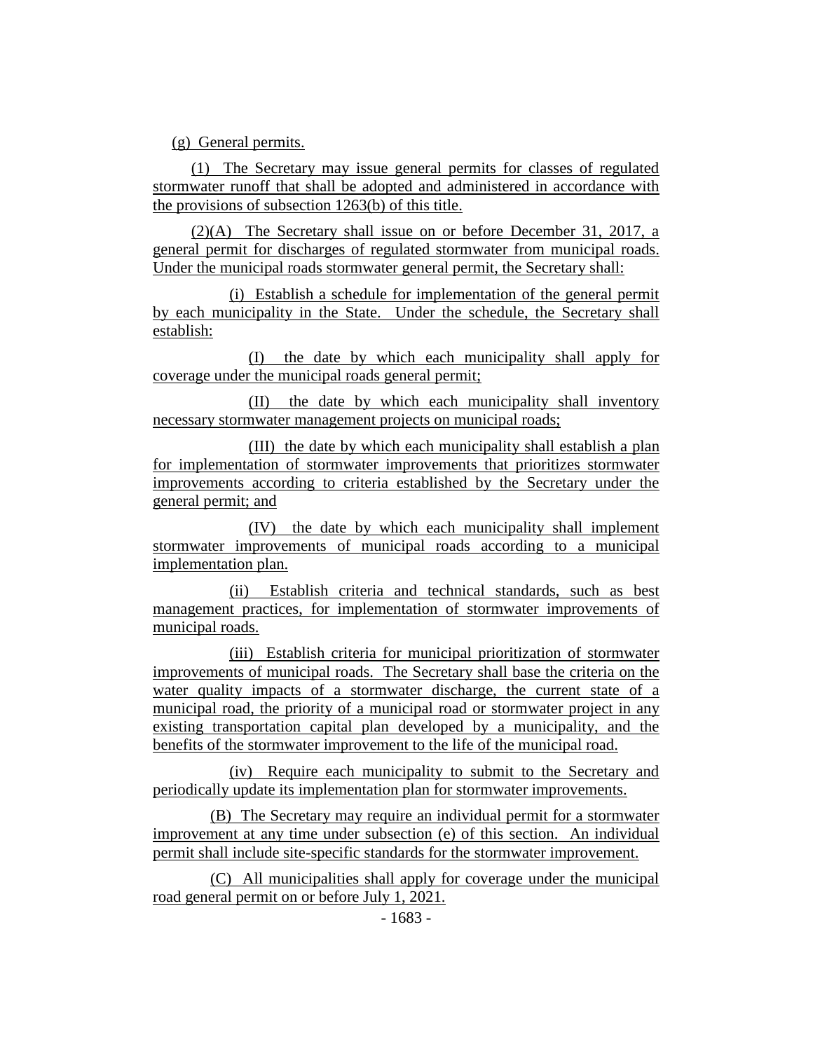(g) General permits.

(1) The Secretary may issue general permits for classes of regulated stormwater runoff that shall be adopted and administered in accordance with the provisions of subsection 1263(b) of this title.

(2)(A) The Secretary shall issue on or before December 31, 2017, a general permit for discharges of regulated stormwater from municipal roads. Under the municipal roads stormwater general permit, the Secretary shall:

(i) Establish a schedule for implementation of the general permit by each municipality in the State. Under the schedule, the Secretary shall establish:

(I) the date by which each municipality shall apply for coverage under the municipal roads general permit;

(II) the date by which each municipality shall inventory necessary stormwater management projects on municipal roads;

(III) the date by which each municipality shall establish a plan for implementation of stormwater improvements that prioritizes stormwater improvements according to criteria established by the Secretary under the general permit; and

(IV) the date by which each municipality shall implement stormwater improvements of municipal roads according to a municipal implementation plan.

(ii) Establish criteria and technical standards, such as best management practices, for implementation of stormwater improvements of municipal roads.

(iii) Establish criteria for municipal prioritization of stormwater improvements of municipal roads. The Secretary shall base the criteria on the water quality impacts of a stormwater discharge, the current state of a municipal road, the priority of a municipal road or stormwater project in any existing transportation capital plan developed by a municipality, and the benefits of the stormwater improvement to the life of the municipal road.

(iv) Require each municipality to submit to the Secretary and periodically update its implementation plan for stormwater improvements.

(B) The Secretary may require an individual permit for a stormwater improvement at any time under subsection (e) of this section. An individual permit shall include site-specific standards for the stormwater improvement.

(C) All municipalities shall apply for coverage under the municipal road general permit on or before July 1, 2021.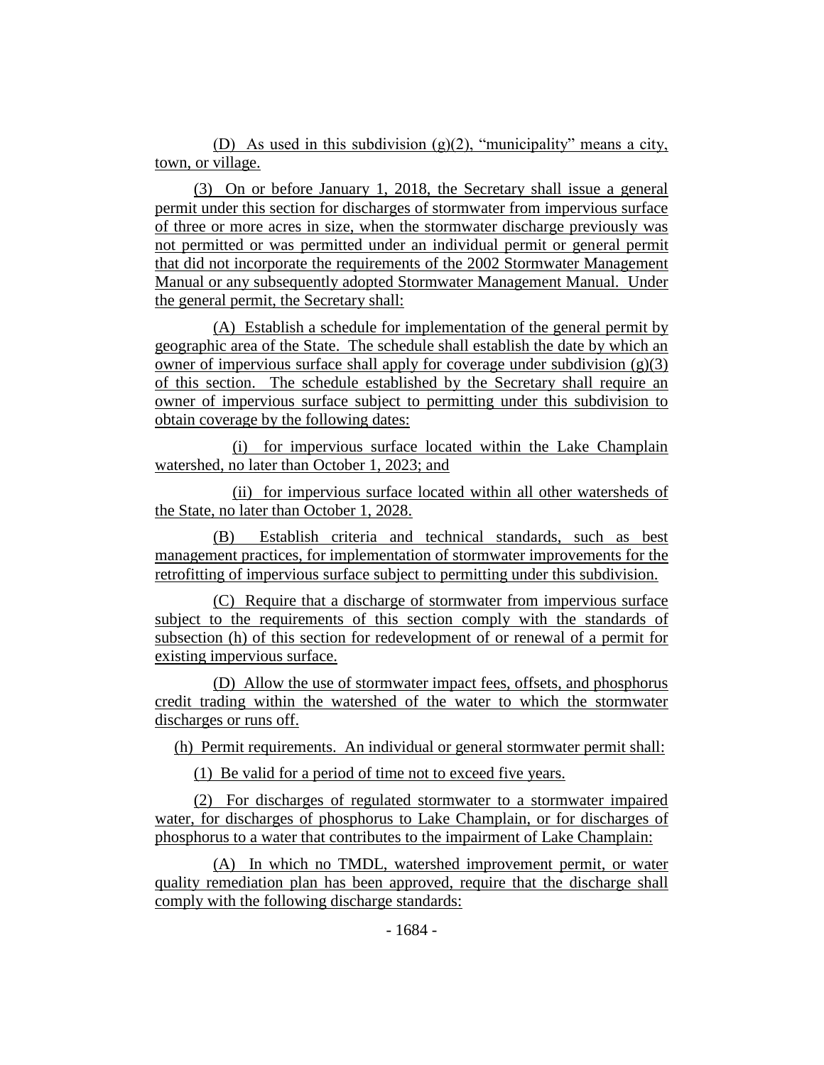(D) As used in this subdivision (g)(2), "municipality" means a city, town, or village.

(3) On or before January 1, 2018, the Secretary shall issue a general permit under this section for discharges of stormwater from impervious surface of three or more acres in size, when the stormwater discharge previously was not permitted or was permitted under an individual permit or general permit that did not incorporate the requirements of the 2002 Stormwater Management Manual or any subsequently adopted Stormwater Management Manual. Under the general permit, the Secretary shall:

(A) Establish a schedule for implementation of the general permit by geographic area of the State. The schedule shall establish the date by which an owner of impervious surface shall apply for coverage under subdivision (g)(3) of this section. The schedule established by the Secretary shall require an owner of impervious surface subject to permitting under this subdivision to obtain coverage by the following dates:

(i) for impervious surface located within the Lake Champlain watershed, no later than October 1, 2023; and

(ii) for impervious surface located within all other watersheds of the State, no later than October 1, 2028.

(B) Establish criteria and technical standards, such as best management practices, for implementation of stormwater improvements for the retrofitting of impervious surface subject to permitting under this subdivision.

(C) Require that a discharge of stormwater from impervious surface subject to the requirements of this section comply with the standards of subsection (h) of this section for redevelopment of or renewal of a permit for existing impervious surface.

(D) Allow the use of stormwater impact fees, offsets, and phosphorus credit trading within the watershed of the water to which the stormwater discharges or runs off.

(h) Permit requirements. An individual or general stormwater permit shall:

(1) Be valid for a period of time not to exceed five years.

(2) For discharges of regulated stormwater to a stormwater impaired water, for discharges of phosphorus to Lake Champlain, or for discharges of phosphorus to a water that contributes to the impairment of Lake Champlain:

(A) In which no TMDL, watershed improvement permit, or water quality remediation plan has been approved, require that the discharge shall comply with the following discharge standards: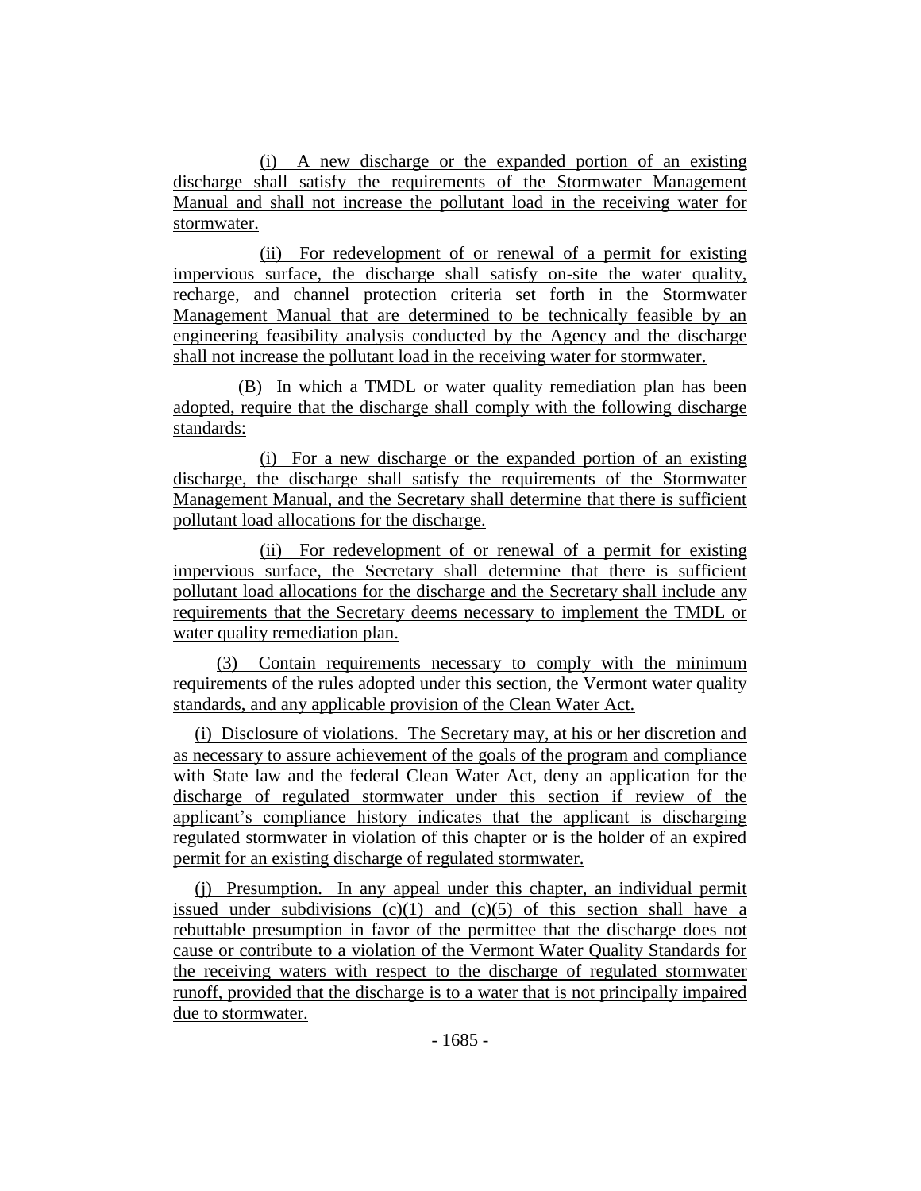(i) A new discharge or the expanded portion of an existing discharge shall satisfy the requirements of the Stormwater Management Manual and shall not increase the pollutant load in the receiving water for stormwater.

(ii) For redevelopment of or renewal of a permit for existing impervious surface, the discharge shall satisfy on-site the water quality, recharge, and channel protection criteria set forth in the Stormwater Management Manual that are determined to be technically feasible by an engineering feasibility analysis conducted by the Agency and the discharge shall not increase the pollutant load in the receiving water for stormwater.

(B) In which a TMDL or water quality remediation plan has been adopted, require that the discharge shall comply with the following discharge standards:

(i) For a new discharge or the expanded portion of an existing discharge, the discharge shall satisfy the requirements of the Stormwater Management Manual, and the Secretary shall determine that there is sufficient pollutant load allocations for the discharge.

(ii) For redevelopment of or renewal of a permit for existing impervious surface, the Secretary shall determine that there is sufficient pollutant load allocations for the discharge and the Secretary shall include any requirements that the Secretary deems necessary to implement the TMDL or water quality remediation plan.

(3) Contain requirements necessary to comply with the minimum requirements of the rules adopted under this section, the Vermont water quality standards, and any applicable provision of the Clean Water Act.

(i) Disclosure of violations. The Secretary may, at his or her discretion and as necessary to assure achievement of the goals of the program and compliance with State law and the federal Clean Water Act, deny an application for the discharge of regulated stormwater under this section if review of the applicant's compliance history indicates that the applicant is discharging regulated stormwater in violation of this chapter or is the holder of an expired permit for an existing discharge of regulated stormwater.

(j) Presumption. In any appeal under this chapter, an individual permit issued under subdivisions (c)(1) and (c)(5) of this section shall have a rebuttable presumption in favor of the permittee that the discharge does not cause or contribute to a violation of the Vermont Water Quality Standards for the receiving waters with respect to the discharge of regulated stormwater runoff, provided that the discharge is to a water that is not principally impaired due to stormwater.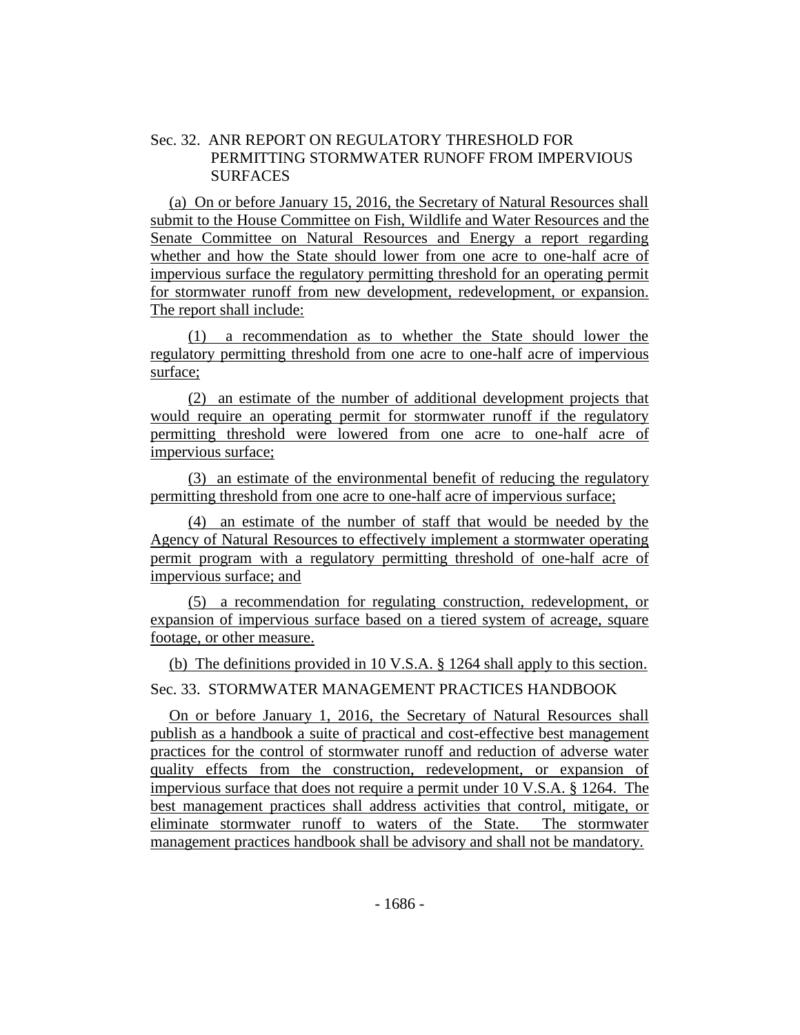Sec. 32. ANR REPORT ON REGULATORY THRESHOLD FOR PERMITTING STORMWATER RUNOFF FROM IMPERVIOUS SURFACES

(a) On or before January 15, 2016, the Secretary of Natural Resources shall submit to the House Committee on Fish, Wildlife and Water Resources and the Senate Committee on Natural Resources and Energy a report regarding whether and how the State should lower from one acre to one-half acre of impervious surface the regulatory permitting threshold for an operating permit for stormwater runoff from new development, redevelopment, or expansion. The report shall include:

(1) a recommendation as to whether the State should lower the regulatory permitting threshold from one acre to one-half acre of impervious surface;

(2) an estimate of the number of additional development projects that would require an operating permit for stormwater runoff if the regulatory permitting threshold were lowered from one acre to one-half acre of impervious surface;

(3) an estimate of the environmental benefit of reducing the regulatory permitting threshold from one acre to one-half acre of impervious surface;

(4) an estimate of the number of staff that would be needed by the Agency of Natural Resources to effectively implement a stormwater operating permit program with a regulatory permitting threshold of one-half acre of impervious surface; and

(5) a recommendation for regulating construction, redevelopment, or expansion of impervious surface based on a tiered system of acreage, square footage, or other measure.

(b) The definitions provided in 10 V.S.A. § 1264 shall apply to this section.

Sec. 33. STORMWATER MANAGEMENT PRACTICES HANDBOOK

On or before January 1, 2016, the Secretary of Natural Resources shall publish as a handbook a suite of practical and cost-effective best management practices for the control of stormwater runoff and reduction of adverse water quality effects from the construction, redevelopment, or expansion of impervious surface that does not require a permit under 10 V.S.A. § 1264. The best management practices shall address activities that control, mitigate, or eliminate stormwater runoff to waters of the State. The stormwater management practices handbook shall be advisory and shall not be mandatory.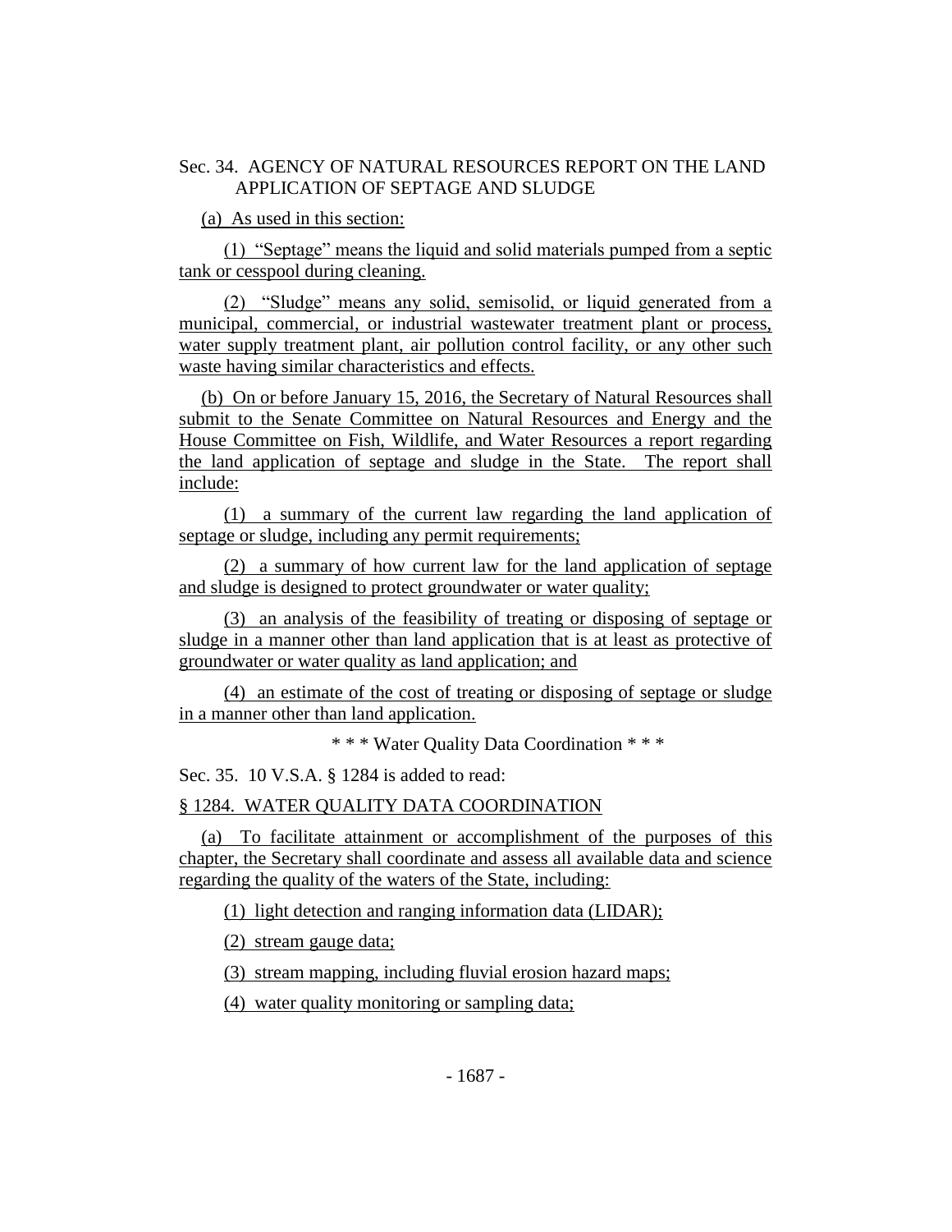Sec. 34. AGENCY OF NATURAL RESOURCES REPORT ON THE LAND APPLICATION OF SEPTAGE AND SLUDGE

(a) As used in this section:

(1) "Septage" means the liquid and solid materials pumped from a septic tank or cesspool during cleaning.

(2) "Sludge" means any solid, semisolid, or liquid generated from a municipal, commercial, or industrial wastewater treatment plant or process, water supply treatment plant, air pollution control facility, or any other such waste having similar characteristics and effects.

(b) On or before January 15, 2016, the Secretary of Natural Resources shall submit to the Senate Committee on Natural Resources and Energy and the House Committee on Fish, Wildlife, and Water Resources a report regarding the land application of septage and sludge in the State. The report shall include:

(1) a summary of the current law regarding the land application of septage or sludge, including any permit requirements;

(2) a summary of how current law for the land application of septage and sludge is designed to protect groundwater or water quality;

(3) an analysis of the feasibility of treating or disposing of septage or sludge in a manner other than land application that is at least as protective of groundwater or water quality as land application; and

(4) an estimate of the cost of treating or disposing of septage or sludge in a manner other than land application.

\* \* \* Water Quality Data Coordination \* \* \*

Sec. 35. 10 V.S.A. § 1284 is added to read:

§ 1284. WATER QUALITY DATA COORDINATION

(a) To facilitate attainment or accomplishment of the purposes of this chapter, the Secretary shall coordinate and assess all available data and science regarding the quality of the waters of the State, including:

(1) light detection and ranging information data (LIDAR);

(2) stream gauge data;

(3) stream mapping, including fluvial erosion hazard maps;

(4) water quality monitoring or sampling data;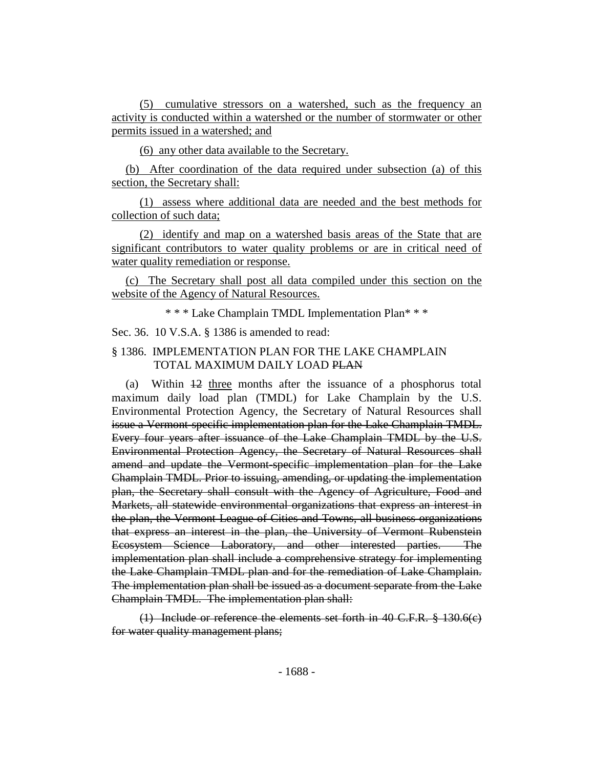(5) cumulative stressors on a watershed, such as the frequency an activity is conducted within a watershed or the number of stormwater or other permits issued in a watershed; and

(6) any other data available to the Secretary.

(b) After coordination of the data required under subsection (a) of this section, the Secretary shall:

(1) assess where additional data are needed and the best methods for collection of such data;

(2) identify and map on a watershed basis areas of the State that are significant contributors to water quality problems or are in critical need of water quality remediation or response.

(c) The Secretary shall post all data compiled under this section on the website of the Agency of Natural Resources.

\* \* \* Lake Champlain TMDL Implementation Plan\* \* \*

Sec. 36. 10 V.S.A. § 1386 is amended to read:

§ 1386. IMPLEMENTATION PLAN FOR THE LAKE CHAMPLAIN TOTAL MAXIMUM DAILY LOAD ~~PLAN~~

(a) Within ~~12~~ three months after the issuance of a phosphorus total maximum daily load plan (TMDL) for Lake Champlain by the U.S. Environmental Protection Agency, the Secretary of Natural Resources shall ~~issue a Vermont-specific implementation plan for the Lake Champlain TMDL. Every four years after issuance of the Lake Champlain TMDL by the U.S. Environmental Protection Agency, the Secretary of Natural Resources shall amend and update the Vermont-specific implementation plan for the Lake Champlain TMDL. Prior to issuing, amending, or updating the implementation plan, the Secretary shall consult with the Agency of Agriculture, Food and Markets, all statewide environmental organizations that express an interest in the plan, the Vermont League of Cities and Towns, all business organizations that express an interest in the plan, the University of Vermont Rubenstein Ecosystem Science Laboratory, and other interested parties. The implementation plan shall include a comprehensive strategy for implementing the Lake Champlain TMDL plan and for the remediation of Lake Champlain. The implementation plan shall be issued as a document separate from the Lake Champlain TMDL. The implementation plan shall:~~

~~(1) Include or reference the elements set forth in 40 C.F.R. § 130.6(c) for water quality management plans;~~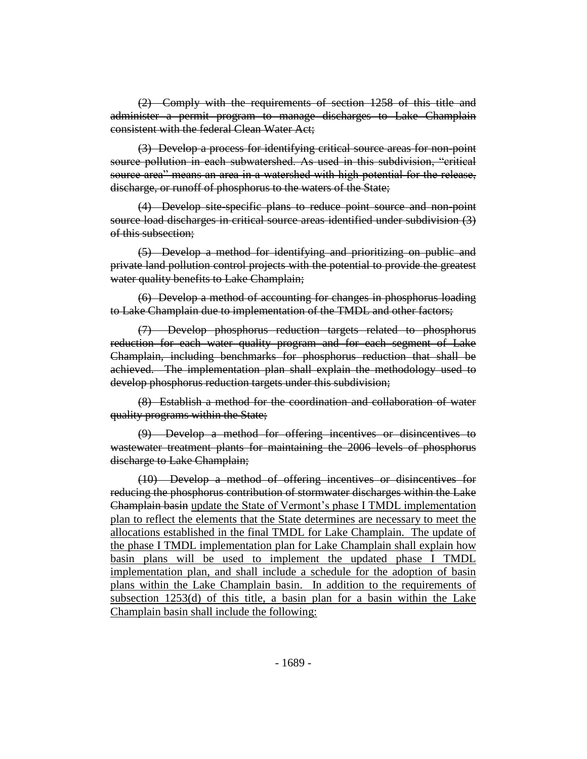~~(2) Comply with the requirements of section 1258 of this title and administer a permit program to manage discharges to Lake Champlain consistent with the federal Clean Water Act;~~

~~(3) Develop a process for identifying critical source areas for non-point source pollution in each subwatershed. As used in this subdivision, "critical source area" means an area in a watershed with high potential for the release, discharge, or runoff of phosphorus to the waters of the State;~~

~~(4) Develop site-specific plans to reduce point source and non-point source load discharges in critical source areas identified under subdivision (3) of this subsection;~~

~~(5) Develop a method for identifying and prioritizing on public and private land pollution control projects with the potential to provide the greatest water quality benefits to Lake Champlain;~~

~~(6) Develop a method of accounting for changes in phosphorus loading to Lake Champlain due to implementation of the TMDL and other factors;~~

~~(7) Develop phosphorus reduction targets related to phosphorus reduction for each water quality program and for each segment of Lake Champlain, including benchmarks for phosphorus reduction that shall be achieved. The implementation plan shall explain the methodology used to develop phosphorus reduction targets under this subdivision;~~

~~(8) Establish a method for the coordination and collaboration of water quality programs within the State;~~

~~(9) Develop a method for offering incentives or disincentives to wastewater treatment plants for maintaining the 2006 levels of phosphorus discharge to Lake Champlain;~~

~~(10) Develop a method of offering incentives or disincentives for reducing the phosphorus contribution of stormwater discharges within the Lake Champlain basin~~ <u>update the State of Vermont's phase I TMDL implementation plan to reflect the elements that the State determines are necessary to meet the allocations established in the final TMDL for Lake Champlain. The update of the phase I TMDL implementation plan for Lake Champlain shall explain how basin plans will be used to implement the updated phase I TMDL implementation plan, and shall include a schedule for the adoption of basin plans within the Lake Champlain basin. In addition to the requirements of subsection 1253(d) of this title, a basin plan for a basin within the Lake Champlain basin shall include the following:</u>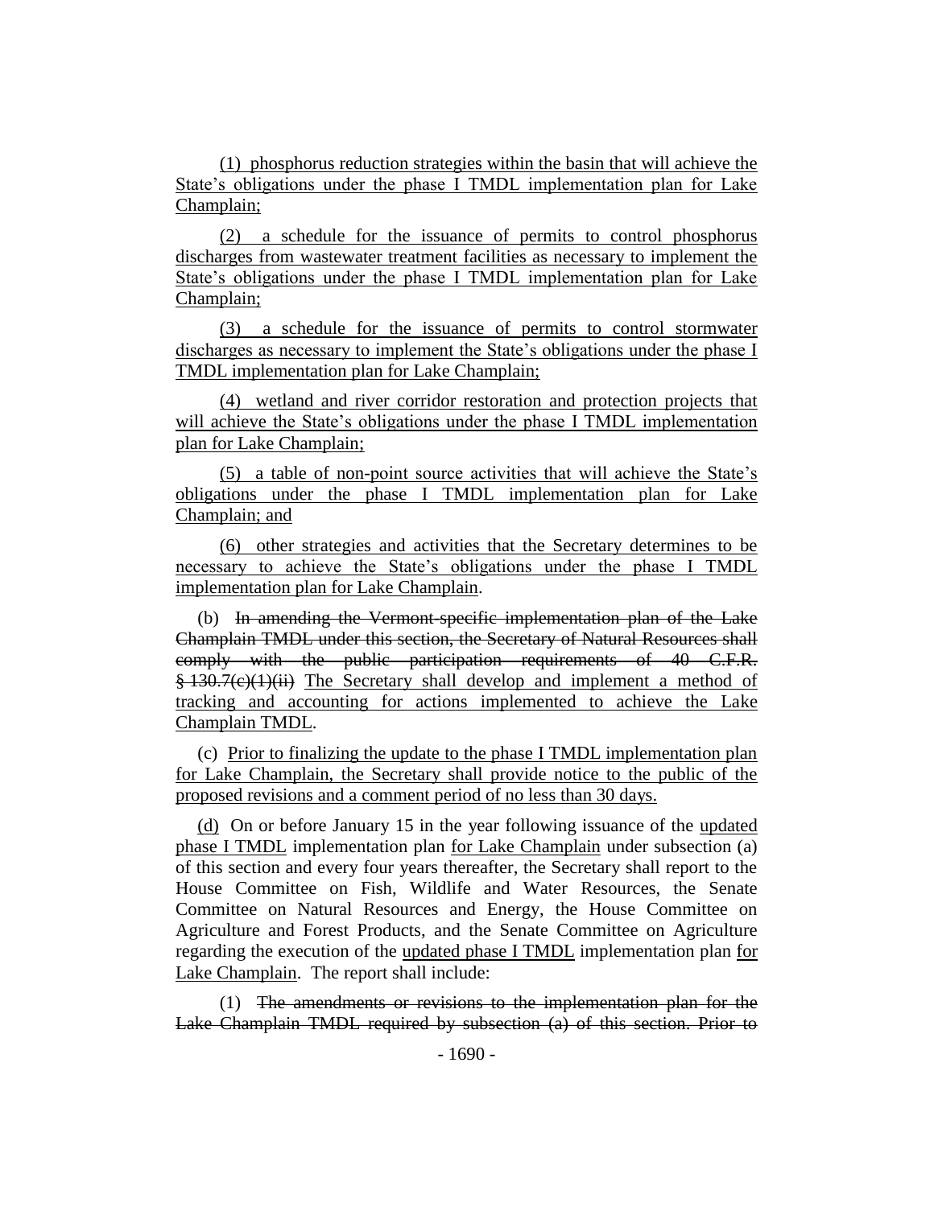(1) phosphorus reduction strategies within the basin that will achieve the State's obligations under the phase I TMDL implementation plan for Lake Champlain;

(2) a schedule for the issuance of permits to control phosphorus discharges from wastewater treatment facilities as necessary to implement the State's obligations under the phase I TMDL implementation plan for Lake Champlain;

(3) a schedule for the issuance of permits to control stormwater discharges as necessary to implement the State's obligations under the phase I TMDL implementation plan for Lake Champlain;

(4) wetland and river corridor restoration and protection projects that will achieve the State's obligations under the phase I TMDL implementation plan for Lake Champlain;

(5) a table of non-point source activities that will achieve the State's obligations under the phase I TMDL implementation plan for Lake Champlain; and

(6) other strategies and activities that the Secretary determines to be necessary to achieve the State's obligations under the phase I TMDL implementation plan for Lake Champlain.

(b) ~~In amending the Vermont-specific implementation plan of the Lake Champlain TMDL under this section, the Secretary of Natural Resources shall comply with the public participation requirements of 40 C.F.R. § 130.7(c)(1)(ii)~~ The Secretary shall develop and implement a method of tracking and accounting for actions implemented to achieve the Lake Champlain TMDL.

(c) Prior to finalizing the update to the phase I TMDL implementation plan for Lake Champlain, the Secretary shall provide notice to the public of the proposed revisions and a comment period of no less than 30 days.

(d) On or before January 15 in the year following issuance of the updated phase I TMDL implementation plan for Lake Champlain under subsection (a) of this section and every four years thereafter, the Secretary shall report to the House Committee on Fish, Wildlife and Water Resources, the Senate Committee on Natural Resources and Energy, the House Committee on Agriculture and Forest Products, and the Senate Committee on Agriculture regarding the execution of the updated phase I TMDL implementation plan for Lake Champlain. The report shall include:

(1) ~~The amendments or revisions to the implementation plan for the Lake Champlain TMDL required by subsection (a) of this section. Prior to~~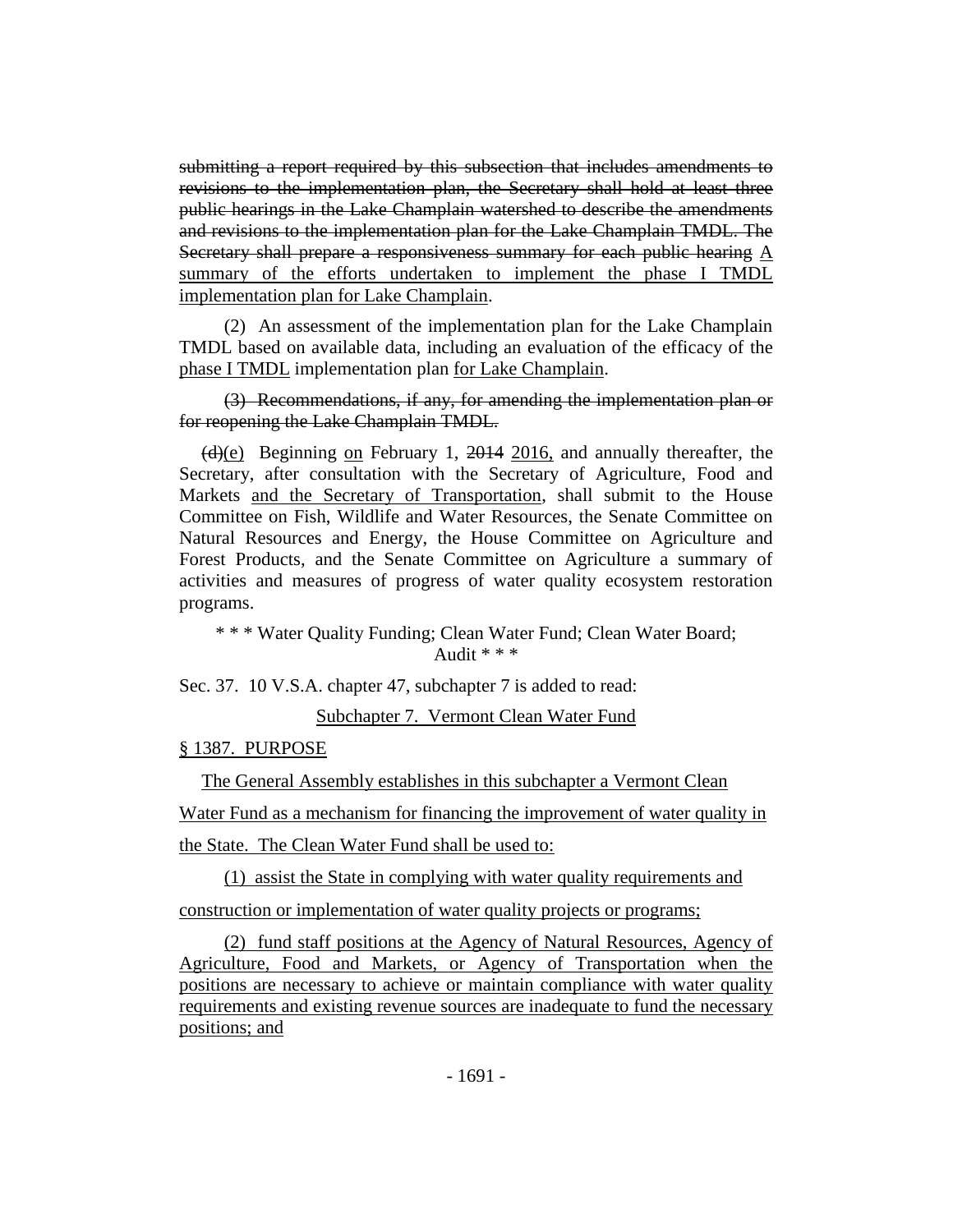~~submitting a report required by this subsection that includes amendments to revisions to the implementation plan, the Secretary shall hold at least three public hearings in the Lake Champlain watershed to describe the amendments and revisions to the implementation plan for the Lake Champlain TMDL. The Secretary shall prepare a responsiveness summary for each public hearing~~ <u>A summary of the efforts undertaken to implement the phase I TMDL implementation plan for Lake Champlain</u>.

(2) An assessment of the implementation plan for the Lake Champlain TMDL based on available data, including an evaluation of the efficacy of the <u>phase I TMDL</u> implementation plan <u>for Lake Champlain</u>.

~~(3) Recommendations, if any, for amending the implementation plan or for reopening the Lake Champlain TMDL.~~

~~(d)~~<u>(e)</u> Beginning <u>on</u> February 1, ~~2014~~ <u>2016,</u> and annually thereafter, the Secretary, after consultation with the Secretary of Agriculture, Food and Markets <u>and the Secretary of Transportation</u>, shall submit to the House Committee on Fish, Wildlife and Water Resources, the Senate Committee on Natural Resources and Energy, the House Committee on Agriculture and Forest Products, and the Senate Committee on Agriculture a summary of activities and measures of progress of water quality ecosystem restoration programs.

\* \* \* Water Quality Funding; Clean Water Fund; Clean Water Board; Audit \* \* \*

Sec. 37. 10 V.S.A. chapter 47, subchapter 7 is added to read:

<u>Subchapter 7. Vermont Clean Water Fund</u>

<u>§ 1387. PURPOSE</u>

<u>The General Assembly establishes in this subchapter a Vermont Clean Water Fund as a mechanism for financing the improvement of water quality in the State. The Clean Water Fund shall be used to:</u>

<u>(1) assist the State in complying with water quality requirements and construction or implementation of water quality projects or programs;</u>

<u>(2) fund staff positions at the Agency of Natural Resources, Agency of Agriculture, Food and Markets, or Agency of Transportation when the positions are necessary to achieve or maintain compliance with water quality requirements and existing revenue sources are inadequate to fund the necessary positions; and</u>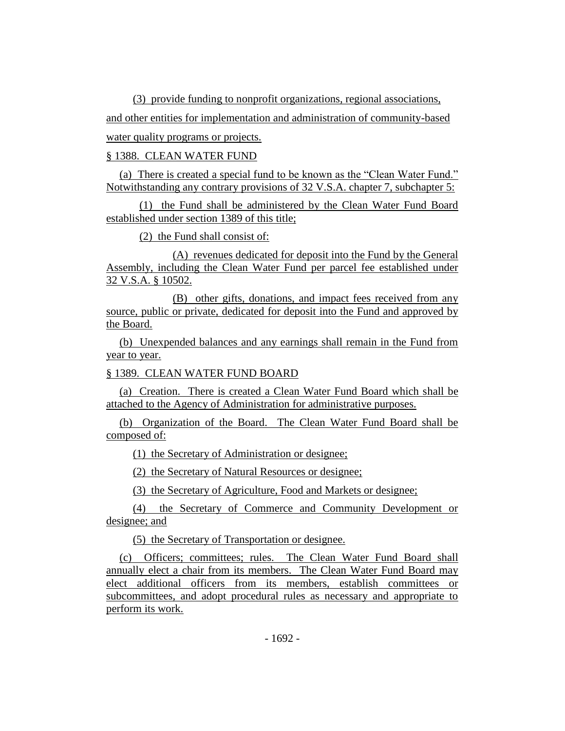(3) provide funding to nonprofit organizations, regional associations, and other entities for implementation and administration of community-based water quality programs or projects.

§ 1388. CLEAN WATER FUND

(a) There is created a special fund to be known as the "Clean Water Fund." Notwithstanding any contrary provisions of 32 V.S.A. chapter 7, subchapter 5:

(1) the Fund shall be administered by the Clean Water Fund Board established under section 1389 of this title;

(2) the Fund shall consist of:

(A) revenues dedicated for deposit into the Fund by the General Assembly, including the Clean Water Fund per parcel fee established under 32 V.S.A. § 10502.

(B) other gifts, donations, and impact fees received from any source, public or private, dedicated for deposit into the Fund and approved by the Board.

(b) Unexpended balances and any earnings shall remain in the Fund from year to year.

§ 1389. CLEAN WATER FUND BOARD

(a) Creation. There is created a Clean Water Fund Board which shall be attached to the Agency of Administration for administrative purposes.

(b) Organization of the Board. The Clean Water Fund Board shall be composed of:

(1) the Secretary of Administration or designee;

(2) the Secretary of Natural Resources or designee;

(3) the Secretary of Agriculture, Food and Markets or designee;

(4) the Secretary of Commerce and Community Development or designee; and

(5) the Secretary of Transportation or designee.

(c) Officers; committees; rules. The Clean Water Fund Board shall annually elect a chair from its members. The Clean Water Fund Board may elect additional officers from its members, establish committees or subcommittees, and adopt procedural rules as necessary and appropriate to perform its work.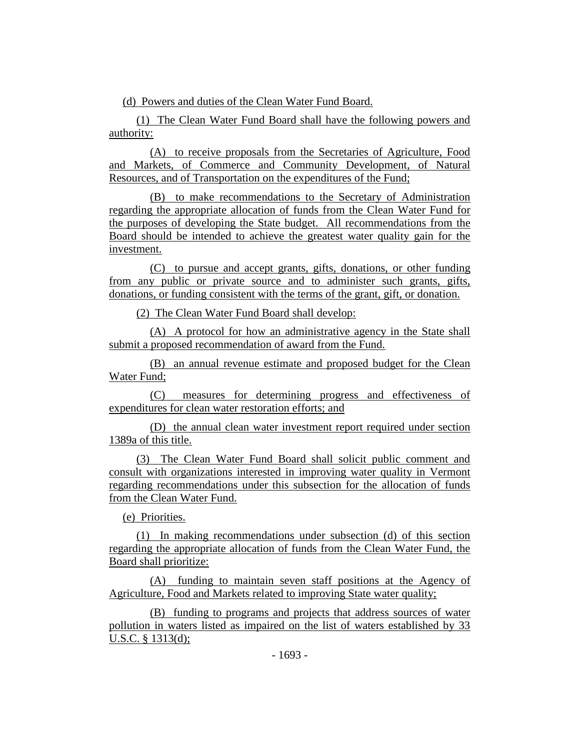(d) Powers and duties of the Clean Water Fund Board.

(1) The Clean Water Fund Board shall have the following powers and authority:

(A) to receive proposals from the Secretaries of Agriculture, Food and Markets, of Commerce and Community Development, of Natural Resources, and of Transportation on the expenditures of the Fund;

(B) to make recommendations to the Secretary of Administration regarding the appropriate allocation of funds from the Clean Water Fund for the purposes of developing the State budget. All recommendations from the Board should be intended to achieve the greatest water quality gain for the investment.

(C) to pursue and accept grants, gifts, donations, or other funding from any public or private source and to administer such grants, gifts, donations, or funding consistent with the terms of the grant, gift, or donation.

(2) The Clean Water Fund Board shall develop:

(A) A protocol for how an administrative agency in the State shall submit a proposed recommendation of award from the Fund.

(B) an annual revenue estimate and proposed budget for the Clean Water Fund;

(C) measures for determining progress and effectiveness of expenditures for clean water restoration efforts; and

(D) the annual clean water investment report required under section 1389a of this title.

(3) The Clean Water Fund Board shall solicit public comment and consult with organizations interested in improving water quality in Vermont regarding recommendations under this subsection for the allocation of funds from the Clean Water Fund.

(e) Priorities.

(1) In making recommendations under subsection (d) of this section regarding the appropriate allocation of funds from the Clean Water Fund, the Board shall prioritize:

(A) funding to maintain seven staff positions at the Agency of Agriculture, Food and Markets related to improving State water quality;

(B) funding to programs and projects that address sources of water pollution in waters listed as impaired on the list of waters established by 33 U.S.C. § 1313(d);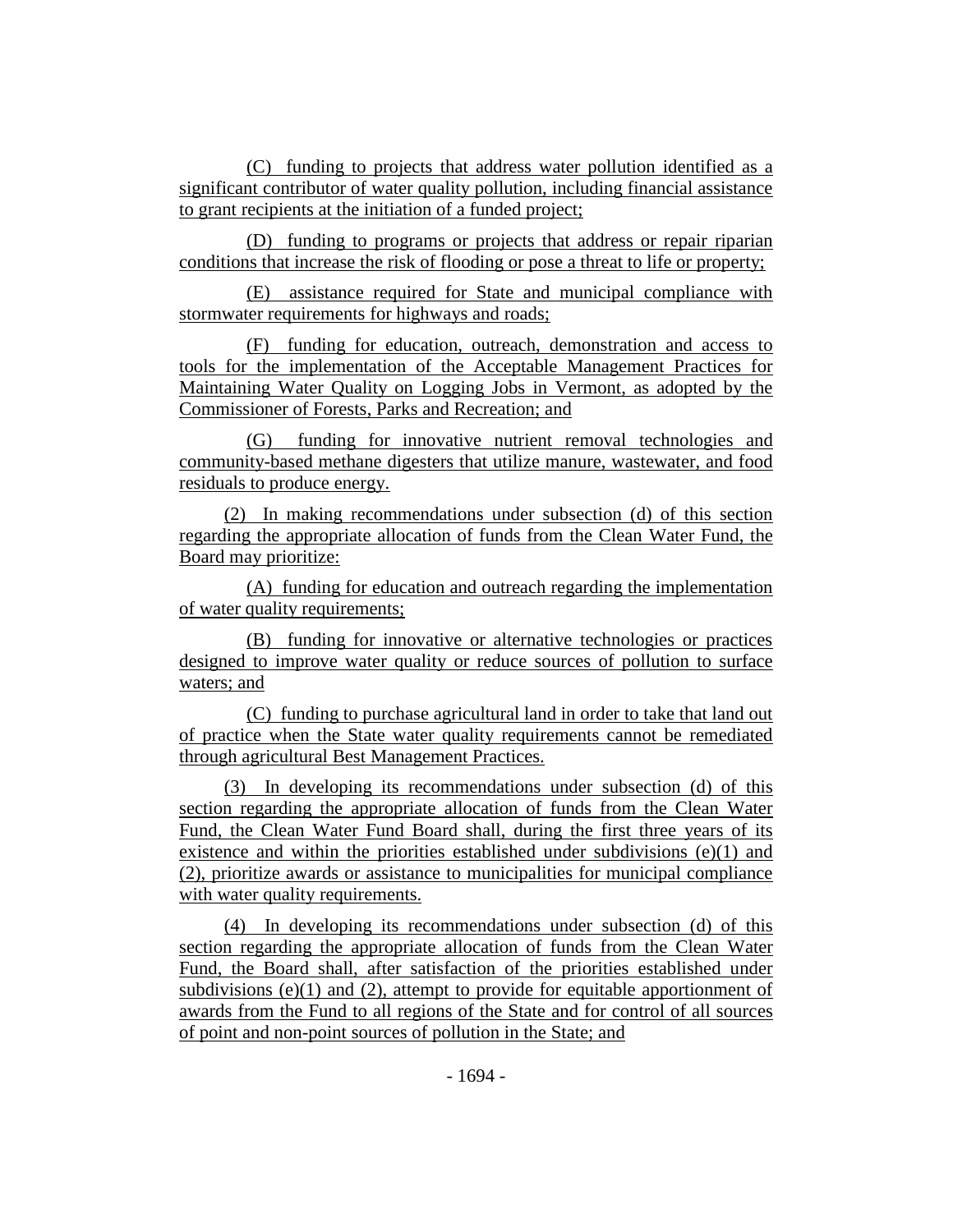(C) funding to projects that address water pollution identified as a significant contributor of water quality pollution, including financial assistance to grant recipients at the initiation of a funded project;

(D) funding to programs or projects that address or repair riparian conditions that increase the risk of flooding or pose a threat to life or property;

(E) assistance required for State and municipal compliance with stormwater requirements for highways and roads;

(F) funding for education, outreach, demonstration and access to tools for the implementation of the Acceptable Management Practices for Maintaining Water Quality on Logging Jobs in Vermont, as adopted by the Commissioner of Forests, Parks and Recreation; and

(G) funding for innovative nutrient removal technologies and community-based methane digesters that utilize manure, wastewater, and food residuals to produce energy.

(2) In making recommendations under subsection (d) of this section regarding the appropriate allocation of funds from the Clean Water Fund, the Board may prioritize:

(A) funding for education and outreach regarding the implementation of water quality requirements;

(B) funding for innovative or alternative technologies or practices designed to improve water quality or reduce sources of pollution to surface waters; and

(C) funding to purchase agricultural land in order to take that land out of practice when the State water quality requirements cannot be remediated through agricultural Best Management Practices.

(3) In developing its recommendations under subsection (d) of this section regarding the appropriate allocation of funds from the Clean Water Fund, the Clean Water Fund Board shall, during the first three years of its existence and within the priorities established under subdivisions (e)(1) and (2), prioritize awards or assistance to municipalities for municipal compliance with water quality requirements.

(4) In developing its recommendations under subsection (d) of this section regarding the appropriate allocation of funds from the Clean Water Fund, the Board shall, after satisfaction of the priorities established under subdivisions (e)(1) and (2), attempt to provide for equitable apportionment of awards from the Fund to all regions of the State and for control of all sources of point and non-point sources of pollution in the State; and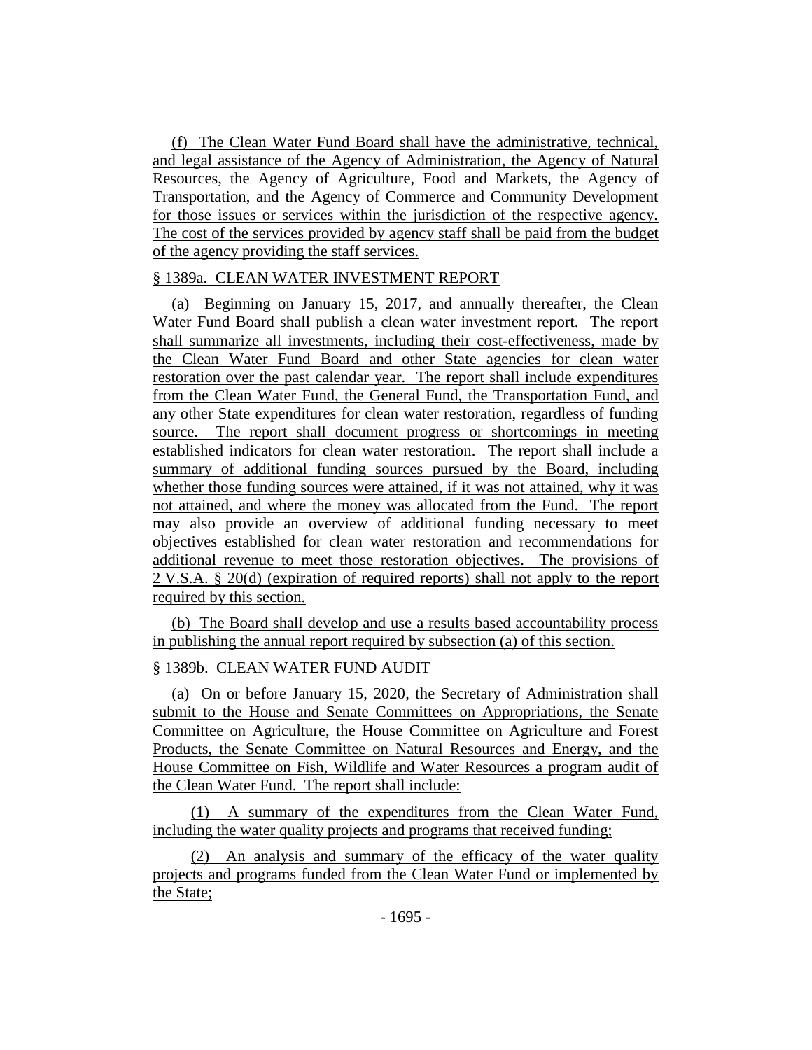(f) The Clean Water Fund Board shall have the administrative, technical, and legal assistance of the Agency of Administration, the Agency of Natural Resources, the Agency of Agriculture, Food and Markets, the Agency of Transportation, and the Agency of Commerce and Community Development for those issues or services within the jurisdiction of the respective agency. The cost of the services provided by agency staff shall be paid from the budget of the agency providing the staff services.

§ 1389a. CLEAN WATER INVESTMENT REPORT

(a) Beginning on January 15, 2017, and annually thereafter, the Clean Water Fund Board shall publish a clean water investment report. The report shall summarize all investments, including their cost-effectiveness, made by the Clean Water Fund Board and other State agencies for clean water restoration over the past calendar year. The report shall include expenditures from the Clean Water Fund, the General Fund, the Transportation Fund, and any other State expenditures for clean water restoration, regardless of funding source. The report shall document progress or shortcomings in meeting established indicators for clean water restoration. The report shall include a summary of additional funding sources pursued by the Board, including whether those funding sources were attained, if it was not attained, why it was not attained, and where the money was allocated from the Fund. The report may also provide an overview of additional funding necessary to meet objectives established for clean water restoration and recommendations for additional revenue to meet those restoration objectives. The provisions of 2 V.S.A. § 20(d) (expiration of required reports) shall not apply to the report required by this section.

(b) The Board shall develop and use a results based accountability process in publishing the annual report required by subsection (a) of this section.

§ 1389b. CLEAN WATER FUND AUDIT

(a) On or before January 15, 2020, the Secretary of Administration shall submit to the House and Senate Committees on Appropriations, the Senate Committee on Agriculture, the House Committee on Agriculture and Forest Products, the Senate Committee on Natural Resources and Energy, and the House Committee on Fish, Wildlife and Water Resources a program audit of the Clean Water Fund. The report shall include:

(1) A summary of the expenditures from the Clean Water Fund, including the water quality projects and programs that received funding;

(2) An analysis and summary of the efficacy of the water quality projects and programs funded from the Clean Water Fund or implemented by the State;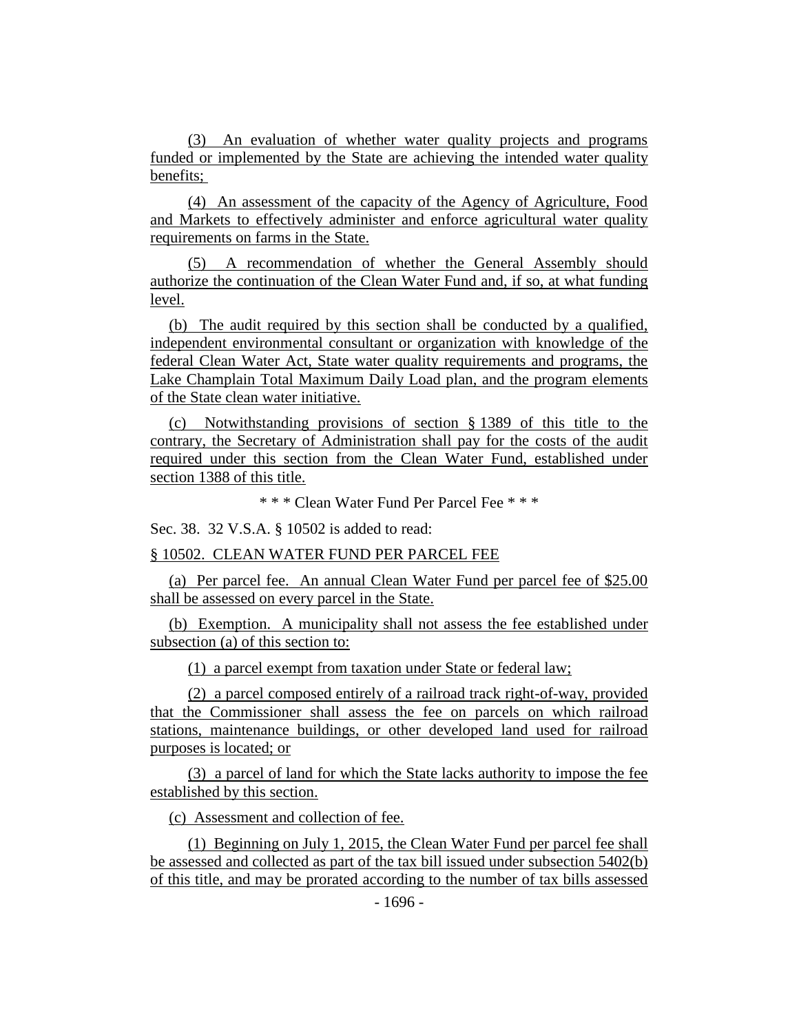(3) An evaluation of whether water quality projects and programs funded or implemented by the State are achieving the intended water quality benefits;

(4) An assessment of the capacity of the Agency of Agriculture, Food and Markets to effectively administer and enforce agricultural water quality requirements on farms in the State.

(5) A recommendation of whether the General Assembly should authorize the continuation of the Clean Water Fund and, if so, at what funding level.

(b) The audit required by this section shall be conducted by a qualified, independent environmental consultant or organization with knowledge of the federal Clean Water Act, State water quality requirements and programs, the Lake Champlain Total Maximum Daily Load plan, and the program elements of the State clean water initiative.

(c) Notwithstanding provisions of section § 1389 of this title to the contrary, the Secretary of Administration shall pay for the costs of the audit required under this section from the Clean Water Fund, established under section 1388 of this title.

\* \* \* Clean Water Fund Per Parcel Fee \* \* \*

Sec. 38. 32 V.S.A. § 10502 is added to read:

§ 10502. CLEAN WATER FUND PER PARCEL FEE

(a) Per parcel fee. An annual Clean Water Fund per parcel fee of $25.00 shall be assessed on every parcel in the State.

(b) Exemption. A municipality shall not assess the fee established under subsection (a) of this section to:

(1) a parcel exempt from taxation under State or federal law;

(2) a parcel composed entirely of a railroad track right-of-way, provided that the Commissioner shall assess the fee on parcels on which railroad stations, maintenance buildings, or other developed land used for railroad purposes is located; or

(3) a parcel of land for which the State lacks authority to impose the fee established by this section.

(c) Assessment and collection of fee.

(1) Beginning on July 1, 2015, the Clean Water Fund per parcel fee shall be assessed and collected as part of the tax bill issued under subsection 5402(b) of this title, and may be prorated according to the number of tax bills assessed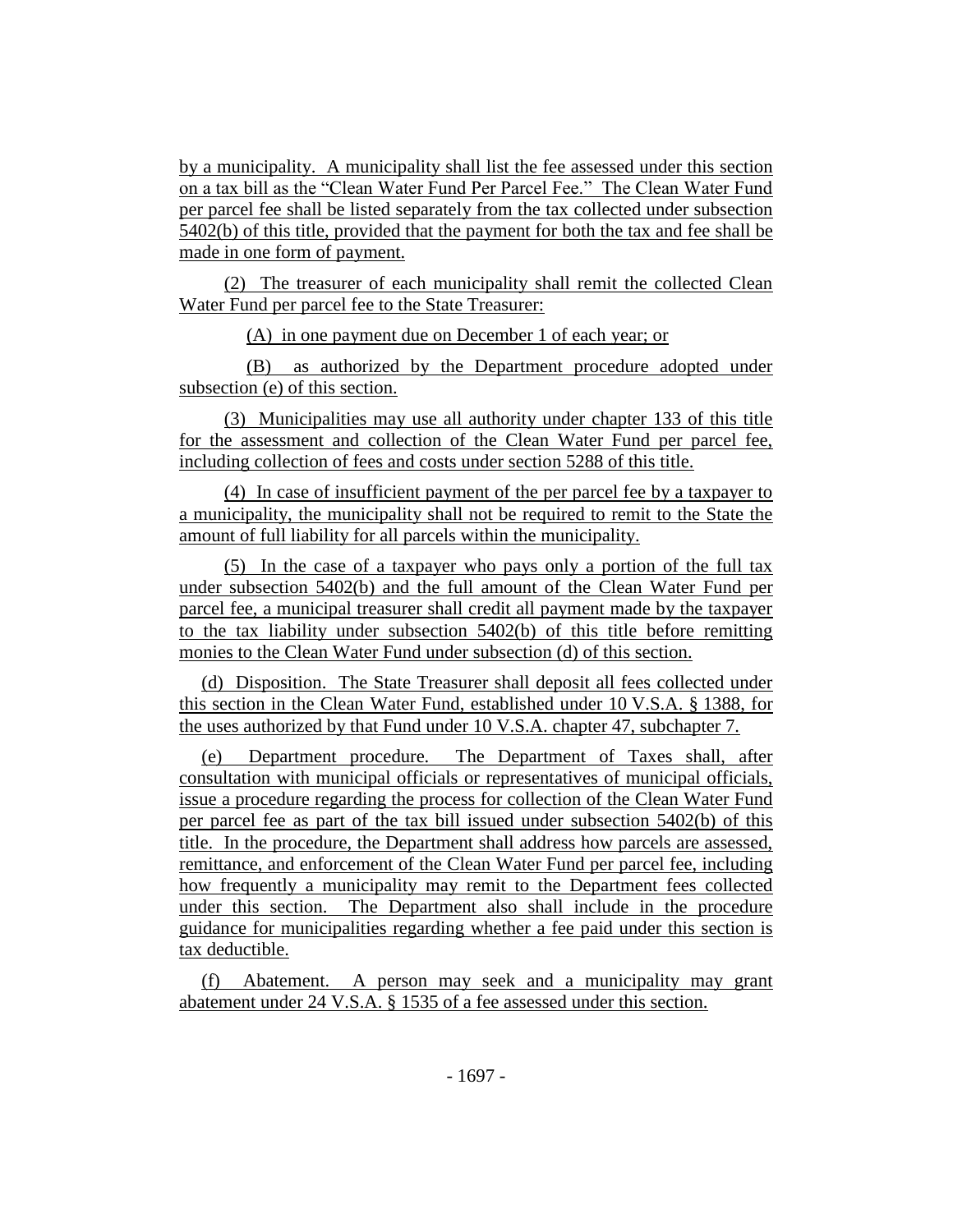by a municipality. A municipality shall list the fee assessed under this section on a tax bill as the "Clean Water Fund Per Parcel Fee." The Clean Water Fund per parcel fee shall be listed separately from the tax collected under subsection 5402(b) of this title, provided that the payment for both the tax and fee shall be made in one form of payment.

(2) The treasurer of each municipality shall remit the collected Clean Water Fund per parcel fee to the State Treasurer:

(A) in one payment due on December 1 of each year; or

(B) as authorized by the Department procedure adopted under subsection (e) of this section.

(3) Municipalities may use all authority under chapter 133 of this title for the assessment and collection of the Clean Water Fund per parcel fee, including collection of fees and costs under section 5288 of this title.

(4) In case of insufficient payment of the per parcel fee by a taxpayer to a municipality, the municipality shall not be required to remit to the State the amount of full liability for all parcels within the municipality.

(5) In the case of a taxpayer who pays only a portion of the full tax under subsection 5402(b) and the full amount of the Clean Water Fund per parcel fee, a municipal treasurer shall credit all payment made by the taxpayer to the tax liability under subsection 5402(b) of this title before remitting monies to the Clean Water Fund under subsection (d) of this section.

(d) Disposition. The State Treasurer shall deposit all fees collected under this section in the Clean Water Fund, established under 10 V.S.A. § 1388, for the uses authorized by that Fund under 10 V.S.A. chapter 47, subchapter 7.

(e) Department procedure. The Department of Taxes shall, after consultation with municipal officials or representatives of municipal officials, issue a procedure regarding the process for collection of the Clean Water Fund per parcel fee as part of the tax bill issued under subsection 5402(b) of this title. In the procedure, the Department shall address how parcels are assessed, remittance, and enforcement of the Clean Water Fund per parcel fee, including how frequently a municipality may remit to the Department fees collected under this section. The Department also shall include in the procedure guidance for municipalities regarding whether a fee paid under this section is tax deductible.

(f) Abatement. A person may seek and a municipality may grant abatement under 24 V.S.A. § 1535 of a fee assessed under this section.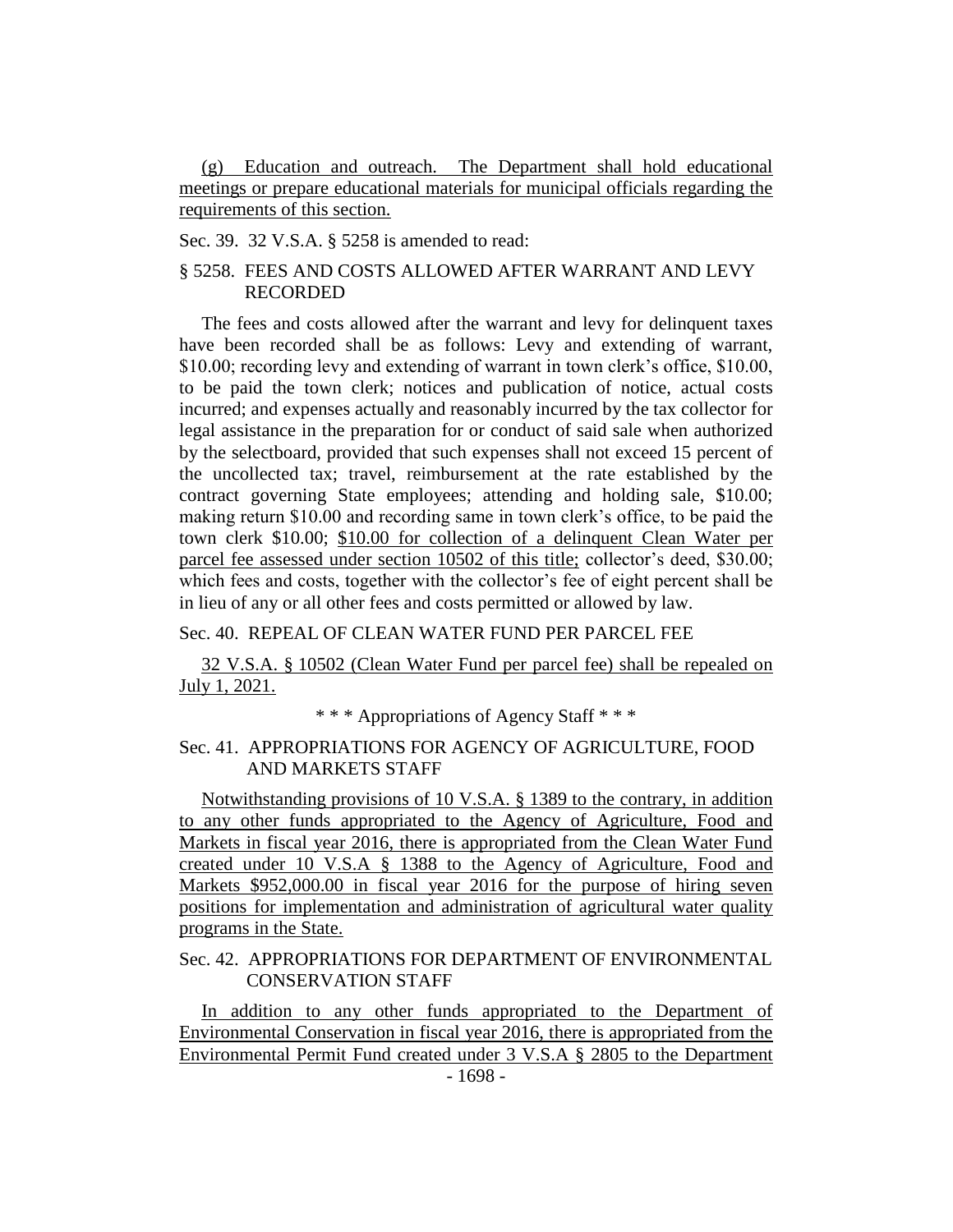(g) Education and outreach. The Department shall hold educational meetings or prepare educational materials for municipal officials regarding the requirements of this section.

Sec. 39. 32 V.S.A. § 5258 is amended to read:

§ 5258. FEES AND COSTS ALLOWED AFTER WARRANT AND LEVY RECORDED

The fees and costs allowed after the warrant and levy for delinquent taxes have been recorded shall be as follows: Levy and extending of warrant, \$10.00; recording levy and extending of warrant in town clerk's office, \$10.00, to be paid the town clerk; notices and publication of notice, actual costs incurred; and expenses actually and reasonably incurred by the tax collector for legal assistance in the preparation for or conduct of said sale when authorized by the selectboard, provided that such expenses shall not exceed 15 percent of the uncollected tax; travel, reimbursement at the rate established by the contract governing State employees; attending and holding sale, \$10.00; making return \$10.00 and recording same in town clerk's office, to be paid the town clerk \$10.00; \$10.00 for collection of a delinquent Clean Water per parcel fee assessed under section 10502 of this title; collector's deed, \$30.00; which fees and costs, together with the collector's fee of eight percent shall be in lieu of any or all other fees and costs permitted or allowed by law.

Sec. 40. REPEAL OF CLEAN WATER FUND PER PARCEL FEE

32 V.S.A. § 10502 (Clean Water Fund per parcel fee) shall be repealed on July 1, 2021.

\* \* \* Appropriations of Agency Staff \* \* \*

Sec. 41. APPROPRIATIONS FOR AGENCY OF AGRICULTURE, FOOD AND MARKETS STAFF

Notwithstanding provisions of 10 V.S.A. § 1389 to the contrary, in addition to any other funds appropriated to the Agency of Agriculture, Food and Markets in fiscal year 2016, there is appropriated from the Clean Water Fund created under 10 V.S.A § 1388 to the Agency of Agriculture, Food and Markets \$952,000.00 in fiscal year 2016 for the purpose of hiring seven positions for implementation and administration of agricultural water quality programs in the State.

Sec. 42. APPROPRIATIONS FOR DEPARTMENT OF ENVIRONMENTAL CONSERVATION STAFF

In addition to any other funds appropriated to the Department of Environmental Conservation in fiscal year 2016, there is appropriated from the Environmental Permit Fund created under 3 V.S.A § 2805 to the Department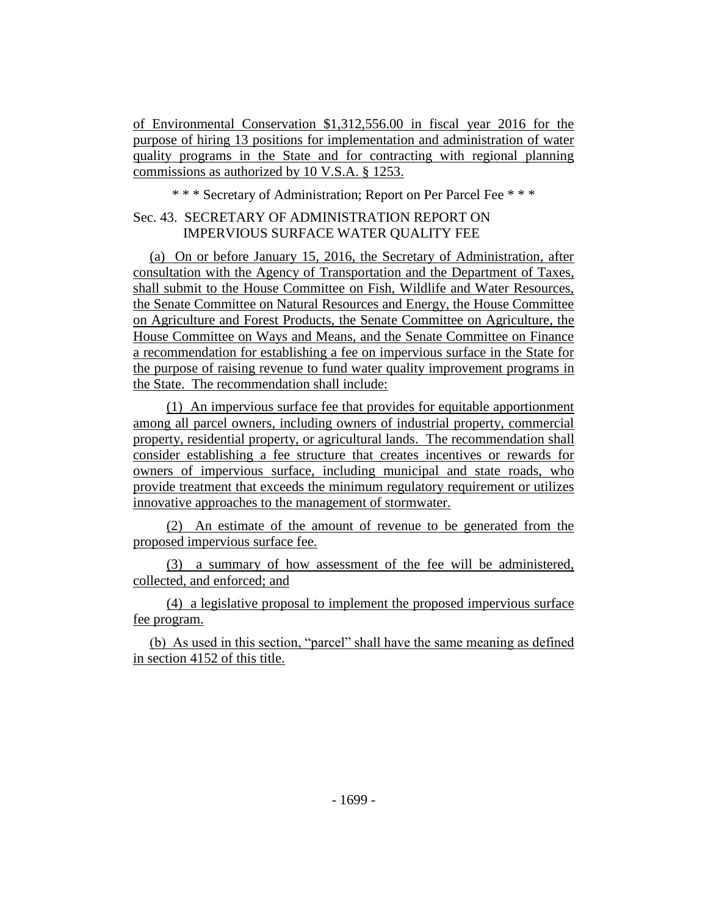of Environmental Conservation $1,312,556.00 in fiscal year 2016 for the purpose of hiring 13 positions for implementation and administration of water quality programs in the State and for contracting with regional planning commissions as authorized by 10 V.S.A. § 1253.

\* \* \* Secretary of Administration; Report on Per Parcel Fee \* \* \*

Sec. 43. SECRETARY OF ADMINISTRATION REPORT ON IMPERVIOUS SURFACE WATER QUALITY FEE

(a) On or before January 15, 2016, the Secretary of Administration, after consultation with the Agency of Transportation and the Department of Taxes, shall submit to the House Committee on Fish, Wildlife and Water Resources, the Senate Committee on Natural Resources and Energy, the House Committee on Agriculture and Forest Products, the Senate Committee on Agriculture, the House Committee on Ways and Means, and the Senate Committee on Finance a recommendation for establishing a fee on impervious surface in the State for the purpose of raising revenue to fund water quality improvement programs in the State. The recommendation shall include:

(1) An impervious surface fee that provides for equitable apportionment among all parcel owners, including owners of industrial property, commercial property, residential property, or agricultural lands. The recommendation shall consider establishing a fee structure that creates incentives or rewards for owners of impervious surface, including municipal and state roads, who provide treatment that exceeds the minimum regulatory requirement or utilizes innovative approaches to the management of stormwater.

(2) An estimate of the amount of revenue to be generated from the proposed impervious surface fee.

(3) a summary of how assessment of the fee will be administered, collected, and enforced; and

(4) a legislative proposal to implement the proposed impervious surface fee program.

(b) As used in this section, "parcel" shall have the same meaning as defined in section 4152 of this title.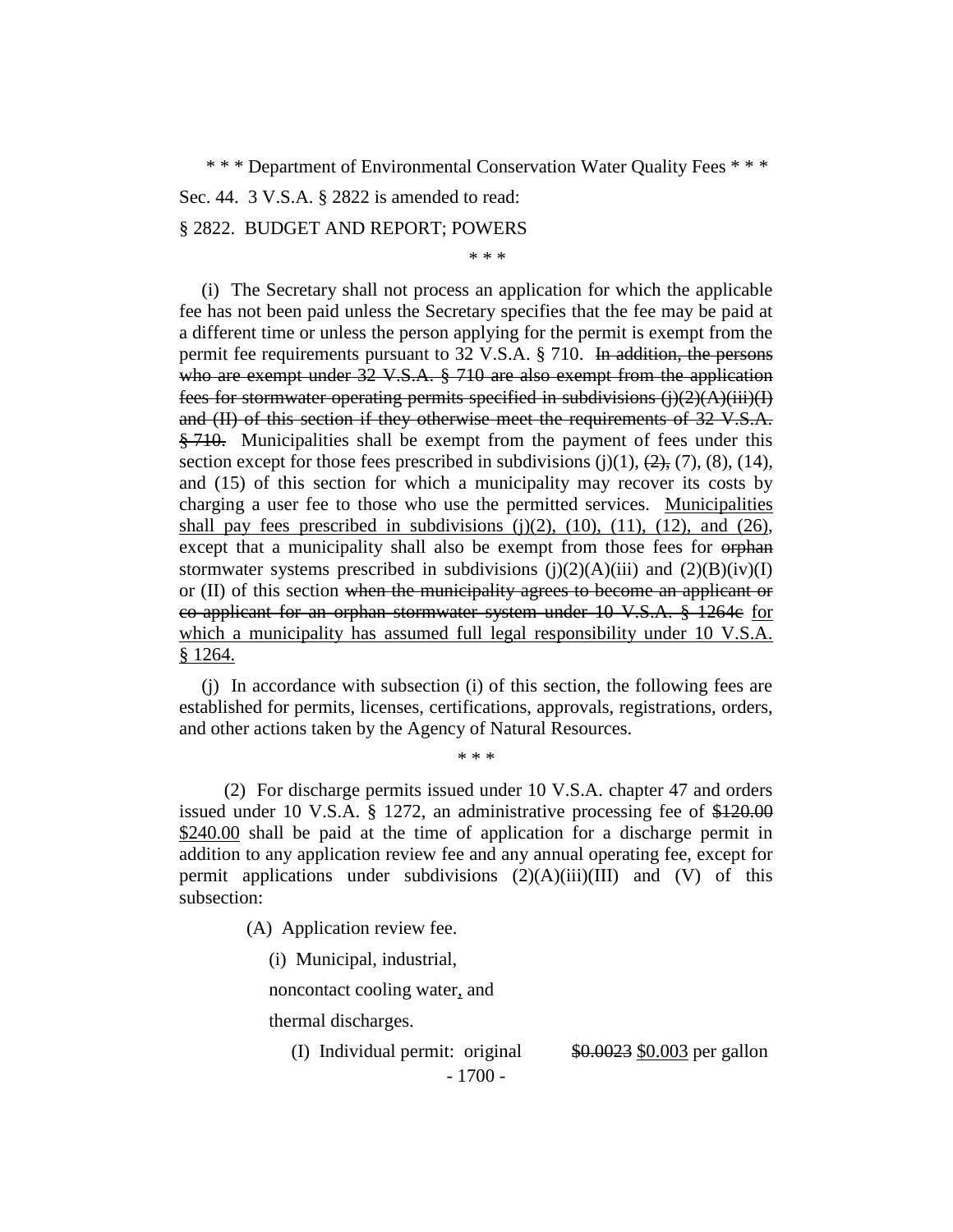\* \* \* Department of Environmental Conservation Water Quality Fees \* \* \*

Sec. 44. 3 V.S.A. § 2822 is amended to read:

§ 2822. BUDGET AND REPORT; POWERS

\* \* \*

(i) The Secretary shall not process an application for which the applicable fee has not been paid unless the Secretary specifies that the fee may be paid at a different time or unless the person applying for the permit is exempt from the permit fee requirements pursuant to 32 V.S.A. § 710. ~~In addition, the persons who are exempt under 32 V.S.A. § 710 are also exempt from the application fees for stormwater operating permits specified in subdivisions (j)(2)(A)(iii)(I) and (II) of this section if they otherwise meet the requirements of 32 V.S.A. § 710.~~ Municipalities shall be exempt from the payment of fees under this section except for those fees prescribed in subdivisions (j)(1), ~~(2),~~ (7), (8), (14), and (15) of this section for which a municipality may recover its costs by charging a user fee to those who use the permitted services. <u>Municipalities shall pay fees prescribed in subdivisions (j)(2), (10), (11), (12), and (26)</u>, except that a municipality shall also be exempt from those fees for ~~orphan~~ stormwater systems prescribed in subdivisions (j)(2)(A)(iii) and (2)(B)(iv)(I) or (II) of this section ~~when the municipality agrees to become an applicant or co-applicant for an orphan stormwater system under 10 V.S.A. § 1264c~~ <u>for which a municipality has assumed full legal responsibility under 10 V.S.A. § 1264.</u>

(j) In accordance with subsection (i) of this section, the following fees are established for permits, licenses, certifications, approvals, registrations, orders, and other actions taken by the Agency of Natural Resources.

\* \* \*

(2) For discharge permits issued under 10 V.S.A. chapter 47 and orders issued under 10 V.S.A. § 1272, an administrative processing fee of ~~\$120.00~~ <u>\$240.00</u> shall be paid at the time of application for a discharge permit in addition to any application review fee and any annual operating fee, except for permit applications under subdivisions (2)(A)(iii)(III) and (V) of this subsection:

(A) Application review fee.

(i) Municipal, industrial, noncontact cooling water<u>,</u> and thermal discharges.

(I) Individual permit: original ~~\$0.0023~~ <u>\$0.003</u> per gallon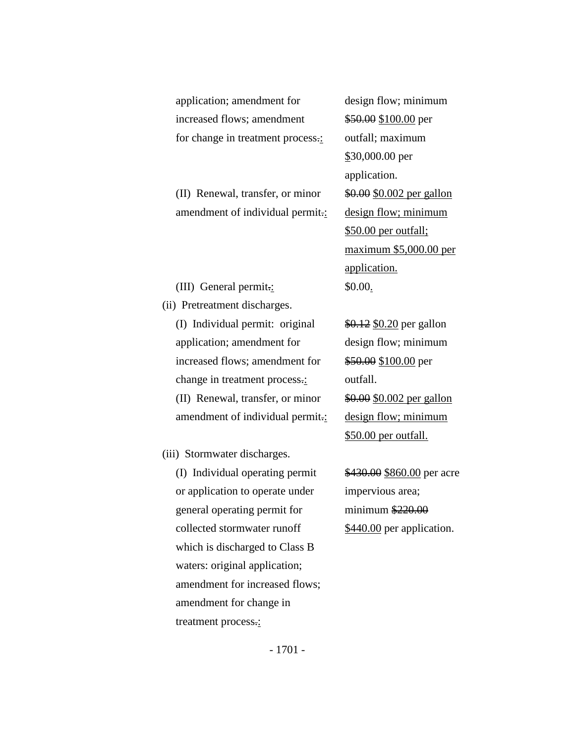| | |
|---|---|
| application; amendment for increased flows; amendment for change in treatment process.: | design flow; minimum ~~$50.00~~ <u>$100.00</u> per outfall; maximum <u>$</u>30,000.00 per application. |
| (II) Renewal, transfer, or minor amendment of individual permit.: | ~~$0.00~~ <u>$0.002 per gallon design flow; minimum $50.00 per outfall; maximum $5,000.00 per application.</u> |
| (III) General permit.: | $0.00<u>.</u> |
| (ii) Pretreatment discharges. | |
| (I) Individual permit: original application; amendment for increased flows; amendment for change in treatment process.: | ~~$0.12~~ <u>$0.20</u> per gallon design flow; minimum ~~$50.00~~ <u>$100.00</u> per outfall. |
| (II) Renewal, transfer, or minor amendment of individual permit.: | ~~$0.00~~ <u>$0.002 per gallon design flow; minimum $50.00 per outfall.</u> |
| (iii) Stormwater discharges. | |
| (I) Individual operating permit or application to operate under general operating permit for collected stormwater runoff which is discharged to Class B waters: original application; amendment for increased flows; amendment for change in treatment process.: | ~~$430.00~~ <u>$860.00</u> per acre impervious area; minimum ~~$220.00~~ <u>$440.00</u> per application. |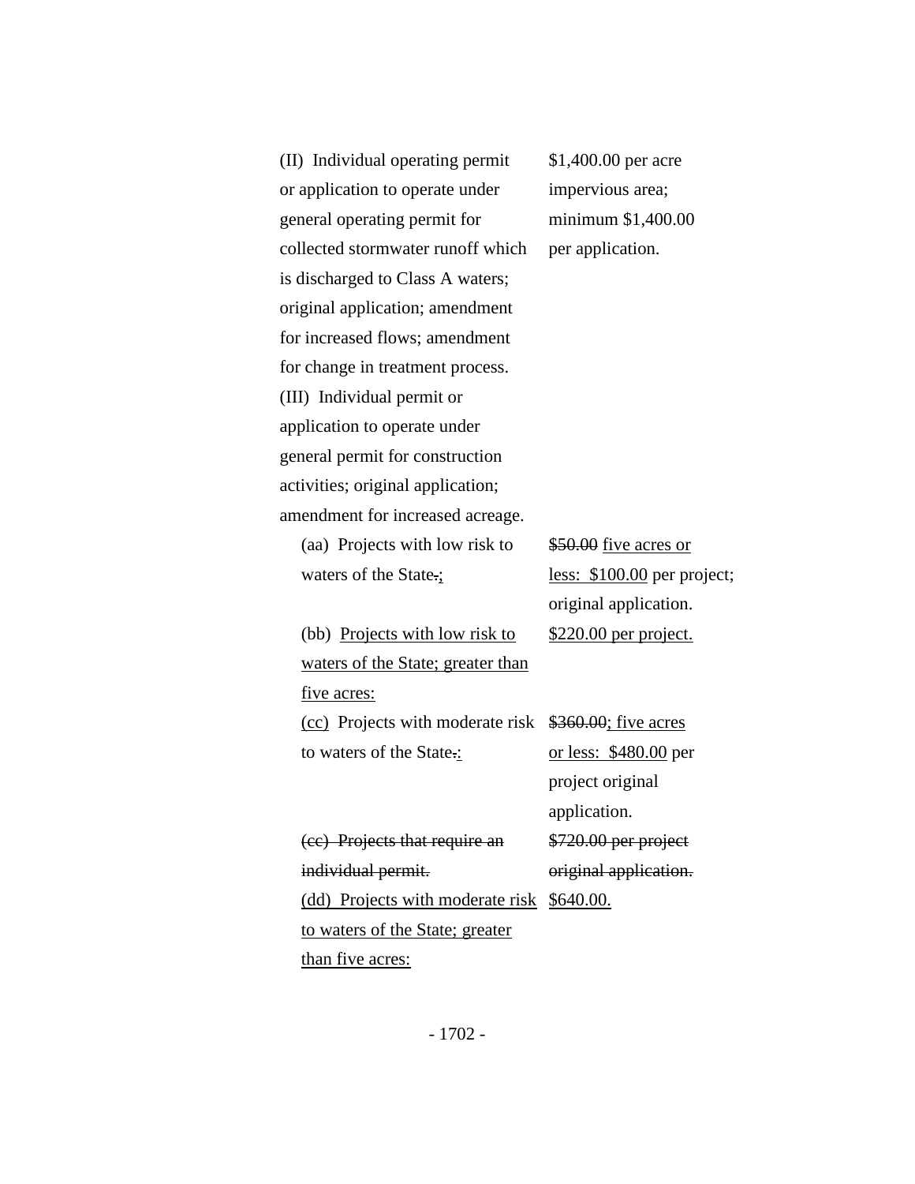| | |
|---|---|
| (II) Individual operating permit or application to operate under general operating permit for collected stormwater runoff which is discharged to Class A waters; original application; amendment for increased flows; amendment for change in treatment process. | $1,400.00 per acre impervious area; minimum $1,400.00 per application. |
| (III) Individual permit or application to operate under general permit for construction activities; original application; amendment for increased acreage. | |
| (aa) Projects with low risk to waters of the State~~.~~<u>;</u> | ~~$50.00~~ <u>five acres or less: $100.00</u> per project; original application. |
| (bb) <u>Projects with low risk to waters of the State; greater than five acres:</u> | <u>$220.00 per project.</u> |
| <u>(cc)</u> Projects with moderate risk to waters of the State~~.~~<u>:</u> | ~~$360.00~~<u>; five acres or less: $480.00</u> per project original application. |
| ~~(cc) Projects that require an individual permit.~~ | ~~$720.00 per project original application.~~ |
| <u>(dd) Projects with moderate risk to waters of the State; greater than five acres:</u> | <u>$640.00.</u> |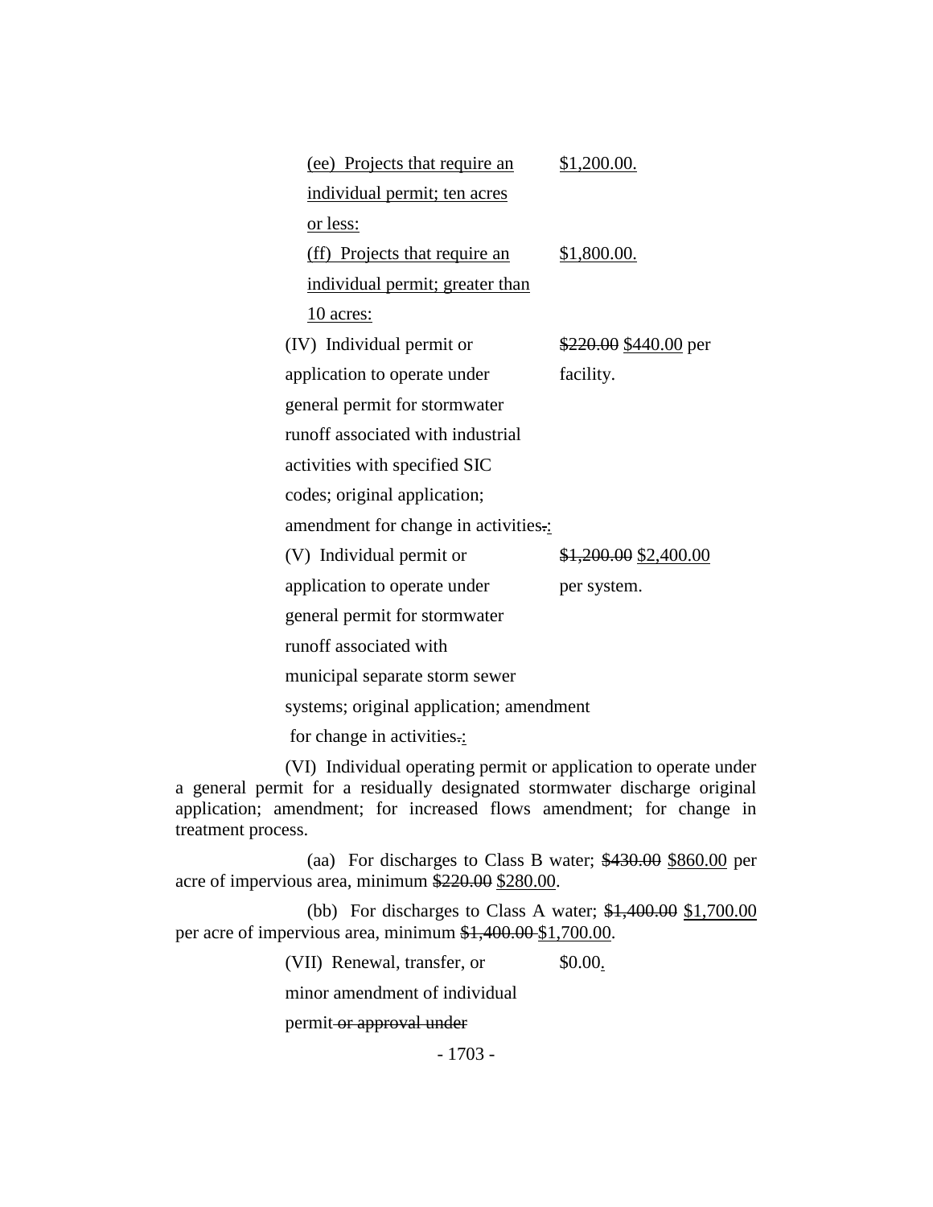| | |
|---|---|
| (ee) Projects that require an individual permit; ten acres or less: | $1,200.00. |
| (ff) Projects that require an individual permit; greater than 10 acres: | $1,800.00. |
| (IV) Individual permit or application to operate under general permit for stormwater runoff associated with industrial activities with specified SIC codes; original application; amendment for change in activities.: | ~~$220.00~~ $440.00 per facility. |
| (V) Individual permit or application to operate under general permit for stormwater runoff associated with municipal separate storm sewer systems; original application; amendment for change in activities.: | ~~$1,200.00~~ $2,400.00 per system. |

(VI) Individual operating permit or application to operate under a general permit for a residually designated stormwater discharge original application; amendment; for increased flows amendment; for change in treatment process.

(aa) For discharges to Class B water; ~~$430.00~~ $860.00 per acre of impervious area, minimum ~~$220.00~~ $280.00.

(bb) For discharges to Class A water; ~~$1,400.00~~ $1,700.00 per acre of impervious area, minimum ~~$1,400.00~~ $1,700.00.

| | |
|---|---|
| (VII) Renewal, transfer, or minor amendment of individual permit ~~or approval under~~ | $0.00. |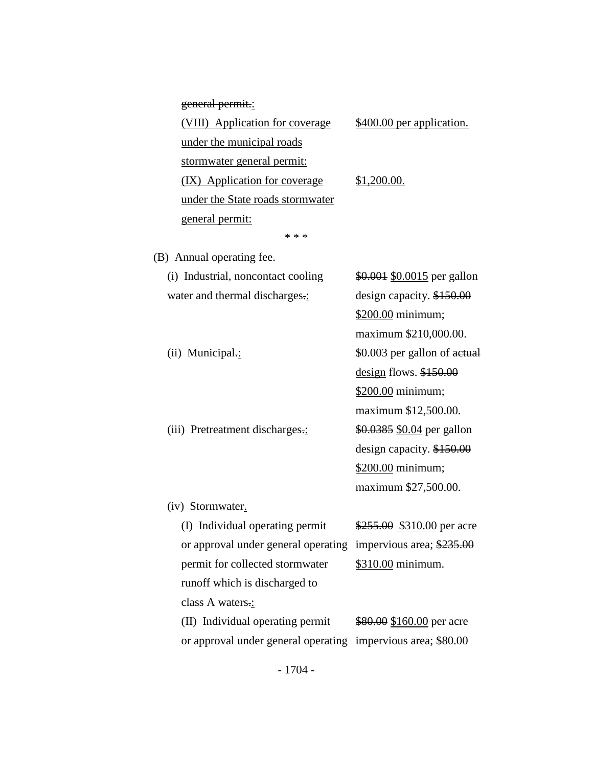~~general permit.~~<u>:</u>

<u>(VIII) Application for coverage under the municipal roads stormwater general permit:</u> <u>$400.00 per application.</u>

<u>(IX) Application for coverage under the State roads stormwater general permit:</u> <u>$1,200.00.</u>

\* \* \*

(B) Annual operating fee.

(i) Industrial, noncontact cooling water and thermal discharges~~.~~<u>:</u> ~~$0.001~~ <u>$0.0015</u> per gallon design capacity. ~~$150.00~~ <u>$200.00</u> minimum; maximum $210,000.00.

(ii) Municipal~~.~~<u>:</u> $0.003 per gallon of ~~actual~~ <u>design</u> flows. ~~$150.00~~ <u>$200.00</u> minimum; maximum $12,500.00.

(iii) Pretreatment discharges~~.~~<u>:</u> ~~$0.0385~~ <u>$0.04</u> per gallon design capacity. ~~$150.00~~ <u>$200.00</u> minimum; maximum $27,500.00.

(iv) Stormwater<u>.</u>

(I) Individual operating permit or approval under general operating permit for collected stormwater runoff which is discharged to class A waters~~.~~<u>:</u> ~~$255.00~~ <u>$310.00</u> per acre impervious area; ~~$235.00~~ <u>$310.00</u> minimum.

(II) Individual operating permit or approval under general operating ~~$80.00~~ <u>$160.00</u> per acre impervious area; ~~$80.00~~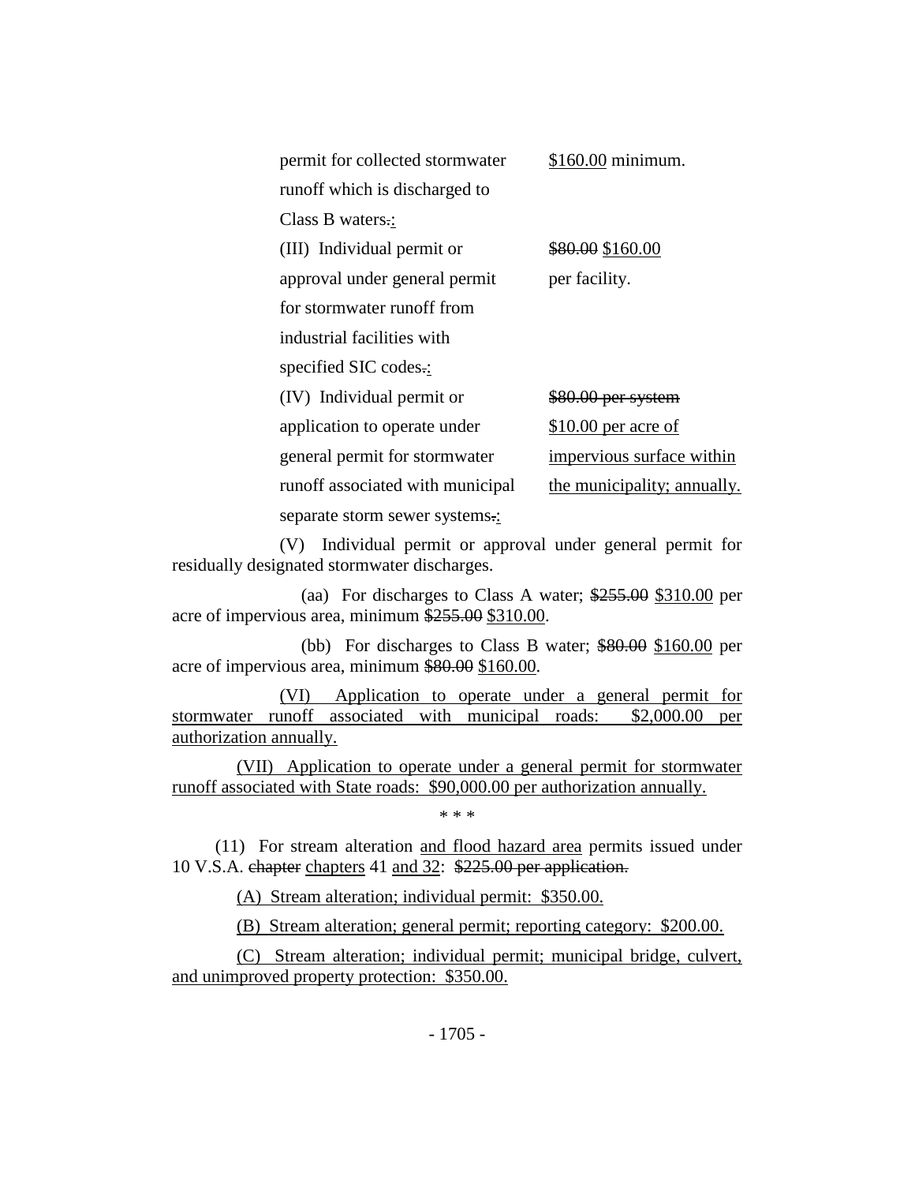| | |
|---|---|
| permit for collected stormwater runoff which is discharged to Class B waters.: | $160.00 minimum. |
| (III) Individual permit or approval under general permit for stormwater runoff from industrial facilities with specified SIC codes.: | ~~$80.00~~ $160.00 per facility. |
| (IV) Individual permit or application to operate under general permit for stormwater runoff associated with municipal separate storm sewer systems.: | ~~$80.00 per system~~ $10.00 per acre of impervious surface within the municipality; annually. |

(V) Individual permit or approval under general permit for residually designated stormwater discharges.

(aa) For discharges to Class A water; ~~$255.00~~ $310.00 per acre of impervious area, minimum ~~$255.00~~ $310.00.

(bb) For discharges to Class B water; ~~$80.00~~ $160.00 per acre of impervious area, minimum ~~$80.00~~ $160.00.

(VI) Application to operate under a general permit for stormwater runoff associated with municipal roads: $2,000.00 per authorization annually.

(VII) Application to operate under a general permit for stormwater runoff associated with State roads: $90,000.00 per authorization annually.

\* \* \*

(11) For stream alteration and flood hazard area permits issued under 10 V.S.A. ~~chapter~~ chapters 41 and 32: ~~$225.00 per application.~~

(A) Stream alteration; individual permit: $350.00.

(B) Stream alteration; general permit; reporting category: $200.00.

(C) Stream alteration; individual permit; municipal bridge, culvert, and unimproved property protection: $350.00.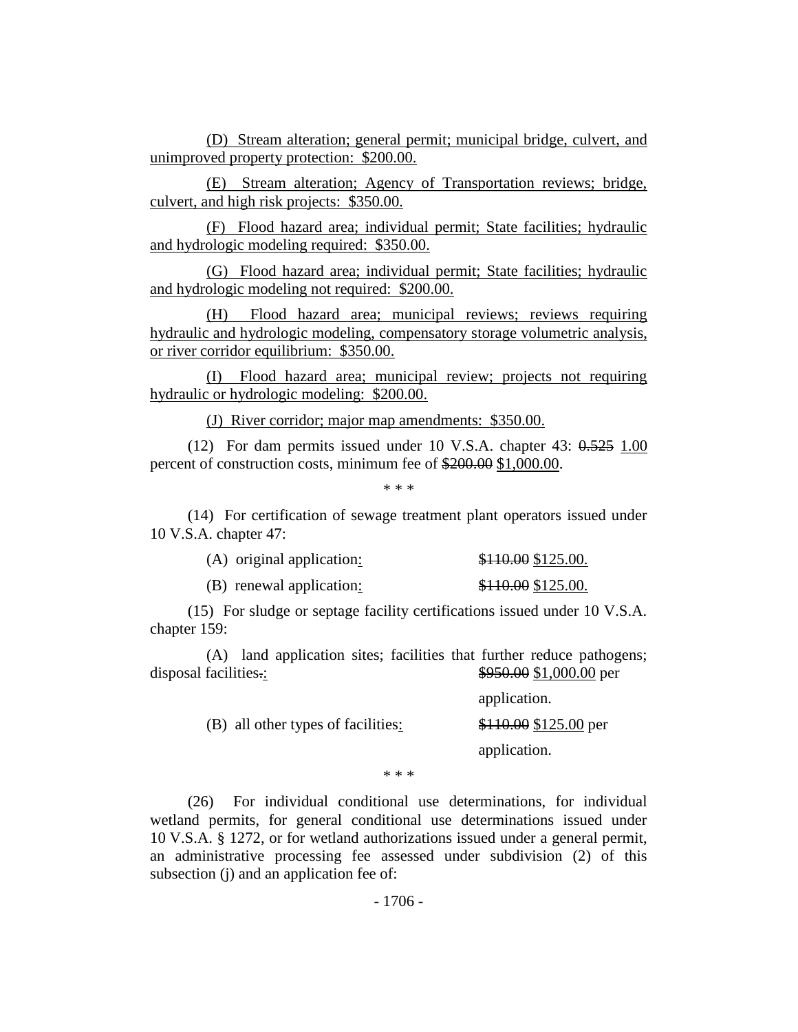(D) Stream alteration; general permit; municipal bridge, culvert, and unimproved property protection: $200.00.

(E) Stream alteration; Agency of Transportation reviews; bridge, culvert, and high risk projects: $350.00.

(F) Flood hazard area; individual permit; State facilities; hydraulic and hydrologic modeling required: $350.00.

(G) Flood hazard area; individual permit; State facilities; hydraulic and hydrologic modeling not required: $200.00.

(H) Flood hazard area; municipal reviews; reviews requiring hydraulic and hydrologic modeling, compensatory storage volumetric analysis, or river corridor equilibrium: $350.00.

(I) Flood hazard area; municipal review; projects not requiring hydraulic or hydrologic modeling: $200.00.

(J) River corridor; major map amendments: $350.00.

(12) For dam permits issued under 10 V.S.A. chapter 43: ~~0.525~~ 1.00 percent of construction costs, minimum fee of ~~$200.00~~ $1,000.00.

\* \* \*

(14) For certification of sewage treatment plant operators issued under 10 V.S.A. chapter 47:

(A) original application: ~~$110.00~~ $125.00.

(B) renewal application: ~~$110.00~~ $125.00.

(15) For sludge or septage facility certifications issued under 10 V.S.A. chapter 159:

(A) land application sites; facilities that further reduce pathogens; disposal facilities~~.~~: ~~$950.00~~ $1,000.00 per application.

(B) all other types of facilities: ~~$110.00~~ $125.00 per application.

\* \* \*

(26) For individual conditional use determinations, for individual wetland permits, for general conditional use determinations issued under 10 V.S.A. § 1272, or for wetland authorizations issued under a general permit, an administrative processing fee assessed under subdivision (2) of this subsection (j) and an application fee of: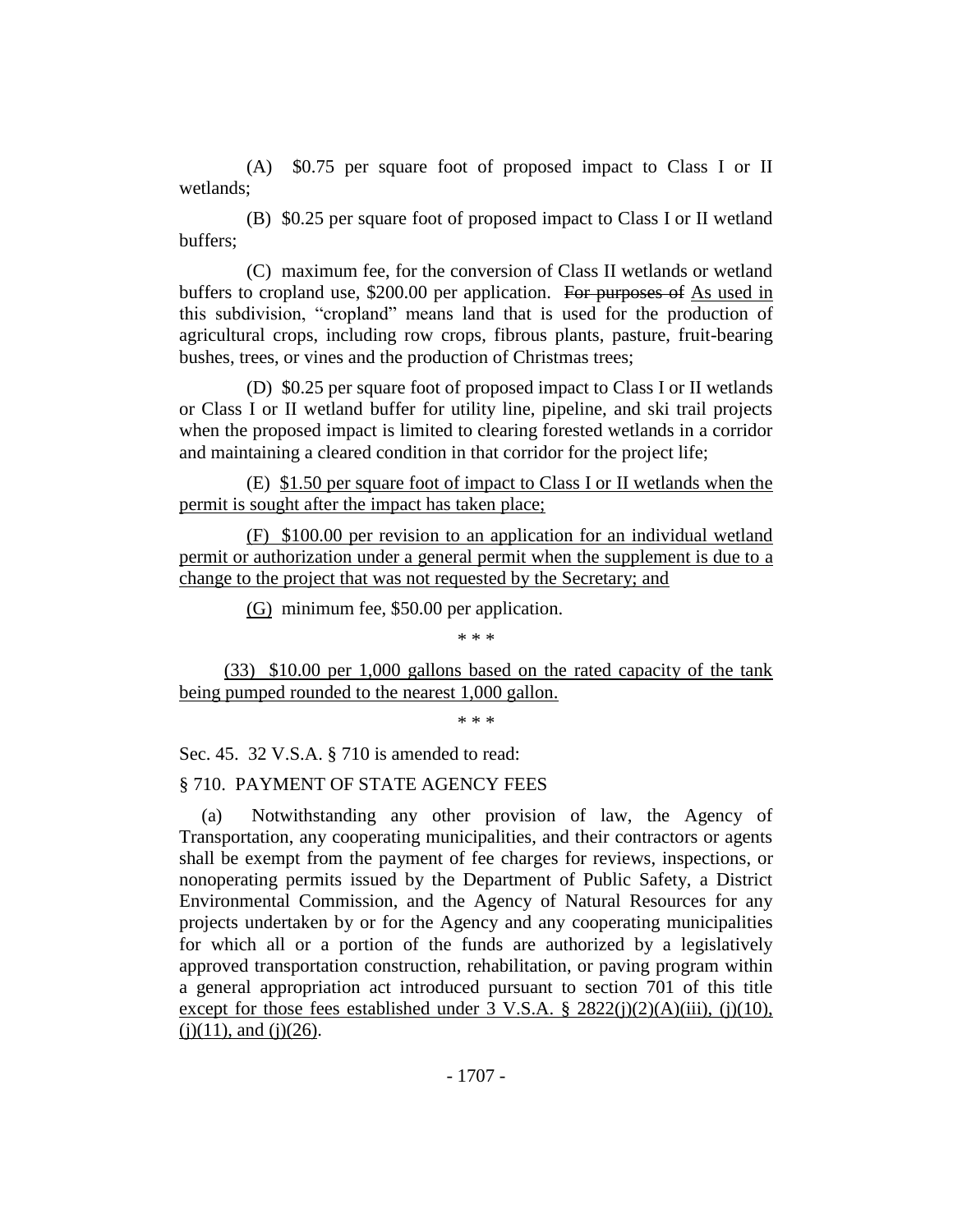(A) $0.75 per square foot of proposed impact to Class I or II wetlands;

(B) $0.25 per square foot of proposed impact to Class I or II wetland buffers;

(C) maximum fee, for the conversion of Class II wetlands or wetland buffers to cropland use, $200.00 per application. ~~For purposes of~~ As used in this subdivision, "cropland" means land that is used for the production of agricultural crops, including row crops, fibrous plants, pasture, fruit-bearing bushes, trees, or vines and the production of Christmas trees;

(D) $0.25 per square foot of proposed impact to Class I or II wetlands or Class I or II wetland buffer for utility line, pipeline, and ski trail projects when the proposed impact is limited to clearing forested wetlands in a corridor and maintaining a cleared condition in that corridor for the project life;

(E) <u>$1.50 per square foot of impact to Class I or II wetlands when the permit is sought after the impact has taken place;</u>

(F) <u>$100.00 per revision to an application for an individual wetland permit or authorization under a general permit when the supplement is due to a change to the project that was not requested by the Secretary; and</u>

<u>(G)</u> minimum fee, $50.00 per application.

\* \* \*

(33) <u>$10.00 per 1,000 gallons based on the rated capacity of the tank being pumped rounded to the nearest 1,000 gallon.</u>

\* \* \*

Sec. 45. 32 V.S.A. § 710 is amended to read:

§ 710. PAYMENT OF STATE AGENCY FEES

(a) Notwithstanding any other provision of law, the Agency of Transportation, any cooperating municipalities, and their contractors or agents shall be exempt from the payment of fee charges for reviews, inspections, or nonoperating permits issued by the Department of Public Safety, a District Environmental Commission, and the Agency of Natural Resources for any projects undertaken by or for the Agency and any cooperating municipalities for which all or a portion of the funds are authorized by a legislatively approved transportation construction, rehabilitation, or paving program within a general appropriation act introduced pursuant to section 701 of this title <u>except for those fees established under 3 V.S.A. § 2822(j)(2)(A)(iii), (j)(10), (j)(11), and (j)(26)</u>.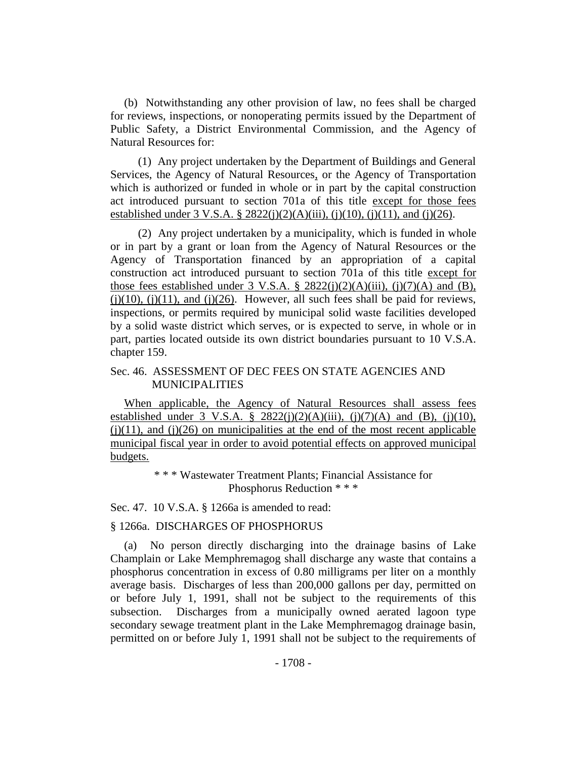(b) Notwithstanding any other provision of law, no fees shall be charged for reviews, inspections, or nonoperating permits issued by the Department of Public Safety, a District Environmental Commission, and the Agency of Natural Resources for:

(1) Any project undertaken by the Department of Buildings and General Services, the Agency of Natural Resources, or the Agency of Transportation which is authorized or funded in whole or in part by the capital construction act introduced pursuant to section 701a of this title except for those fees established under 3 V.S.A. § 2822(j)(2)(A)(iii), (j)(10), (j)(11), and (j)(26).

(2) Any project undertaken by a municipality, which is funded in whole or in part by a grant or loan from the Agency of Natural Resources or the Agency of Transportation financed by an appropriation of a capital construction act introduced pursuant to section 701a of this title except for those fees established under 3 V.S.A. § 2822(j)(2)(A)(iii), (j)(7)(A) and (B), (j)(10), (j)(11), and (j)(26). However, all such fees shall be paid for reviews, inspections, or permits required by municipal solid waste facilities developed by a solid waste district which serves, or is expected to serve, in whole or in part, parties located outside its own district boundaries pursuant to 10 V.S.A. chapter 159.

Sec. 46. ASSESSMENT OF DEC FEES ON STATE AGENCIES AND MUNICIPALITIES

When applicable, the Agency of Natural Resources shall assess fees established under 3 V.S.A. § 2822(j)(2)(A)(iii), (j)(7)(A) and (B), (j)(10), (j)(11), and (j)(26) on municipalities at the end of the most recent applicable municipal fiscal year in order to avoid potential effects on approved municipal budgets.

\* \* \* Wastewater Treatment Plants; Financial Assistance for Phosphorus Reduction \* \* \*

Sec. 47. 10 V.S.A. § 1266a is amended to read:

§ 1266a. DISCHARGES OF PHOSPHORUS

(a) No person directly discharging into the drainage basins of Lake Champlain or Lake Memphremagog shall discharge any waste that contains a phosphorus concentration in excess of 0.80 milligrams per liter on a monthly average basis. Discharges of less than 200,000 gallons per day, permitted on or before July 1, 1991, shall not be subject to the requirements of this subsection. Discharges from a municipally owned aerated lagoon type secondary sewage treatment plant in the Lake Memphremagog drainage basin, permitted on or before July 1, 1991 shall not be subject to the requirements of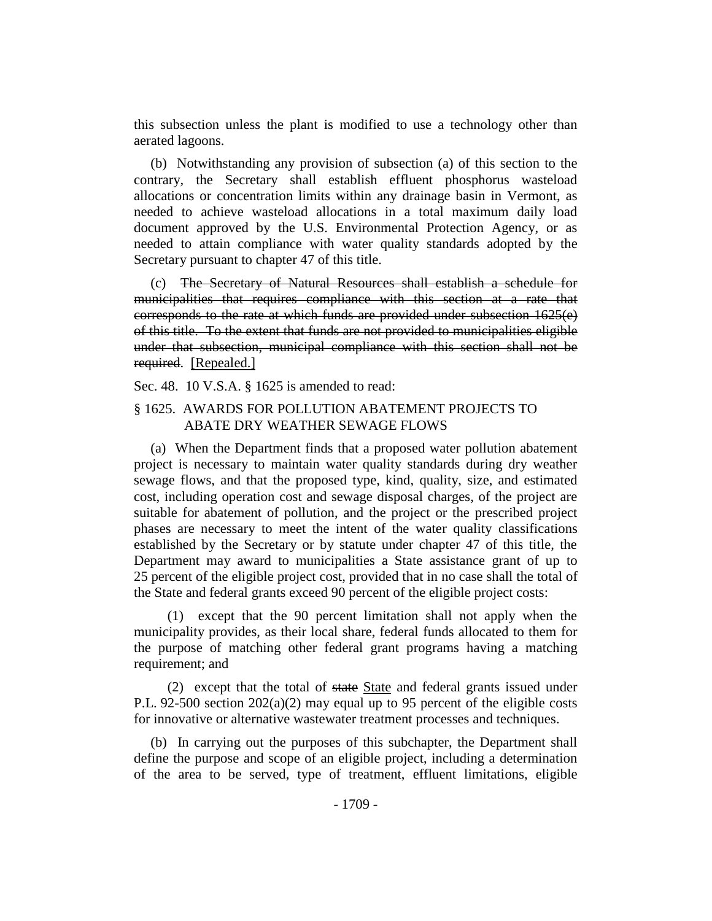this subsection unless the plant is modified to use a technology other than aerated lagoons.

(b) Notwithstanding any provision of subsection (a) of this section to the contrary, the Secretary shall establish effluent phosphorus wasteload allocations or concentration limits within any drainage basin in Vermont, as needed to achieve wasteload allocations in a total maximum daily load document approved by the U.S. Environmental Protection Agency, or as needed to attain compliance with water quality standards adopted by the Secretary pursuant to chapter 47 of this title.

(c) ~~The Secretary of Natural Resources shall establish a schedule for municipalities that requires compliance with this section at a rate that corresponds to the rate at which funds are provided under subsection 1625(e) of this title. To the extent that funds are not provided to municipalities eligible under that subsection, municipal compliance with this section shall not be required.~~ <u>[Repealed.]</u>

Sec. 48. 10 V.S.A. § 1625 is amended to read:

§ 1625. AWARDS FOR POLLUTION ABATEMENT PROJECTS TO ABATE DRY WEATHER SEWAGE FLOWS

(a) When the Department finds that a proposed water pollution abatement project is necessary to maintain water quality standards during dry weather sewage flows, and that the proposed type, kind, quality, size, and estimated cost, including operation cost and sewage disposal charges, of the project are suitable for abatement of pollution, and the project or the prescribed project phases are necessary to meet the intent of the water quality classifications established by the Secretary or by statute under chapter 47 of this title, the Department may award to municipalities a State assistance grant of up to 25 percent of the eligible project cost, provided that in no case shall the total of the State and federal grants exceed 90 percent of the eligible project costs:

(1) except that the 90 percent limitation shall not apply when the municipality provides, as their local share, federal funds allocated to them for the purpose of matching other federal grant programs having a matching requirement; and

(2) except that the total of ~~state~~ <u>State</u> and federal grants issued under P.L. 92-500 section 202(a)(2) may equal up to 95 percent of the eligible costs for innovative or alternative wastewater treatment processes and techniques.

(b) In carrying out the purposes of this subchapter, the Department shall define the purpose and scope of an eligible project, including a determination of the area to be served, type of treatment, effluent limitations, eligible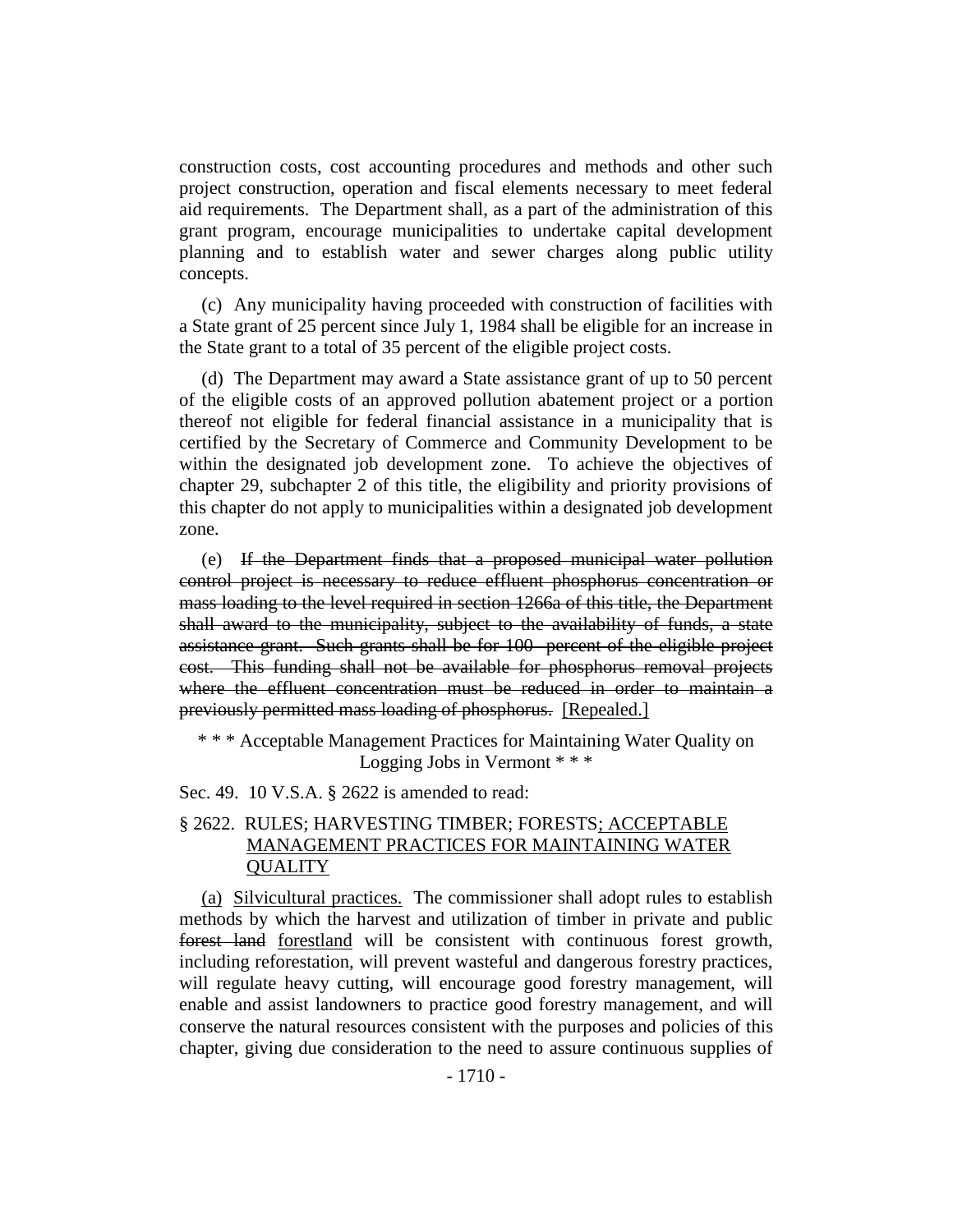construction costs, cost accounting procedures and methods and other such project construction, operation and fiscal elements necessary to meet federal aid requirements. The Department shall, as a part of the administration of this grant program, encourage municipalities to undertake capital development planning and to establish water and sewer charges along public utility concepts.

(c) Any municipality having proceeded with construction of facilities with a State grant of 25 percent since July 1, 1984 shall be eligible for an increase in the State grant to a total of 35 percent of the eligible project costs.

(d) The Department may award a State assistance grant of up to 50 percent of the eligible costs of an approved pollution abatement project or a portion thereof not eligible for federal financial assistance in a municipality that is certified by the Secretary of Commerce and Community Development to be within the designated job development zone. To achieve the objectives of chapter 29, subchapter 2 of this title, the eligibility and priority provisions of this chapter do not apply to municipalities within a designated job development zone.

(e) ~~If the Department finds that a proposed municipal water pollution control project is necessary to reduce effluent phosphorus concentration or mass loading to the level required in section 1266a of this title, the Department shall award to the municipality, subject to the availability of funds, a state assistance grant. Such grants shall be for 100 percent of the eligible project cost. This funding shall not be available for phosphorus removal projects where the effluent concentration must be reduced in order to maintain a previously permitted mass loading of phosphorus.~~ <u>[Repealed.]</u>

\* \* \* Acceptable Management Practices for Maintaining Water Quality on Logging Jobs in Vermont \* \* \*

Sec. 49. 10 V.S.A. § 2622 is amended to read:

§ 2622. RULES; HARVESTING TIMBER; FORESTS<u>; ACCEPTABLE MANAGEMENT PRACTICES FOR MAINTAINING WATER QUALITY</u>

<u>(a)</u> <u>Silvicultural practices.</u> The commissioner shall adopt rules to establish methods by which the harvest and utilization of timber in private and public ~~forest land~~ <u>forestland</u> will be consistent with continuous forest growth, including reforestation, will prevent wasteful and dangerous forestry practices, will regulate heavy cutting, will encourage good forestry management, will enable and assist landowners to practice good forestry management, and will conserve the natural resources consistent with the purposes and policies of this chapter, giving due consideration to the need to assure continuous supplies of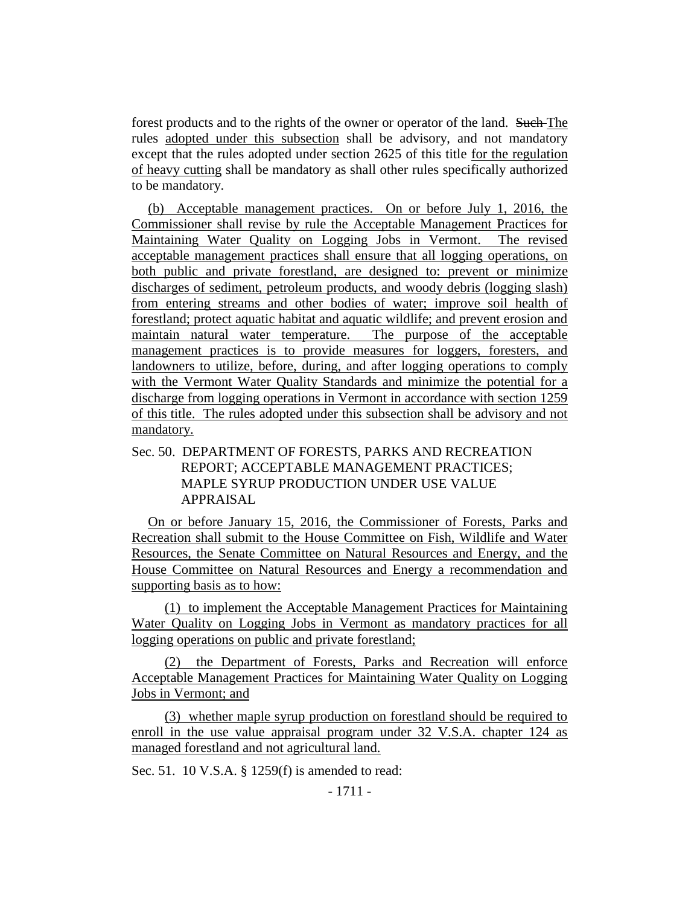forest products and to the rights of the owner or operator of the land. ~~Such~~ The rules adopted under this subsection shall be advisory, and not mandatory except that the rules adopted under section 2625 of this title for the regulation of heavy cutting shall be mandatory as shall other rules specifically authorized to be mandatory.

(b) Acceptable management practices. On or before July 1, 2016, the Commissioner shall revise by rule the Acceptable Management Practices for Maintaining Water Quality on Logging Jobs in Vermont. The revised acceptable management practices shall ensure that all logging operations, on both public and private forestland, are designed to: prevent or minimize discharges of sediment, petroleum products, and woody debris (logging slash) from entering streams and other bodies of water; improve soil health of forestland; protect aquatic habitat and aquatic wildlife; and prevent erosion and maintain natural water temperature. The purpose of the acceptable management practices is to provide measures for loggers, foresters, and landowners to utilize, before, during, and after logging operations to comply with the Vermont Water Quality Standards and minimize the potential for a discharge from logging operations in Vermont in accordance with section 1259 of this title. The rules adopted under this subsection shall be advisory and not mandatory.

Sec. 50. DEPARTMENT OF FORESTS, PARKS AND RECREATION REPORT; ACCEPTABLE MANAGEMENT PRACTICES; MAPLE SYRUP PRODUCTION UNDER USE VALUE APPRAISAL

On or before January 15, 2016, the Commissioner of Forests, Parks and Recreation shall submit to the House Committee on Fish, Wildlife and Water Resources, the Senate Committee on Natural Resources and Energy, and the House Committee on Natural Resources and Energy a recommendation and supporting basis as to how:

(1) to implement the Acceptable Management Practices for Maintaining Water Quality on Logging Jobs in Vermont as mandatory practices for all logging operations on public and private forestland;

(2) the Department of Forests, Parks and Recreation will enforce Acceptable Management Practices for Maintaining Water Quality on Logging Jobs in Vermont; and

(3) whether maple syrup production on forestland should be required to enroll in the use value appraisal program under 32 V.S.A. chapter 124 as managed forestland and not agricultural land.

Sec. 51. 10 V.S.A. § 1259(f) is amended to read: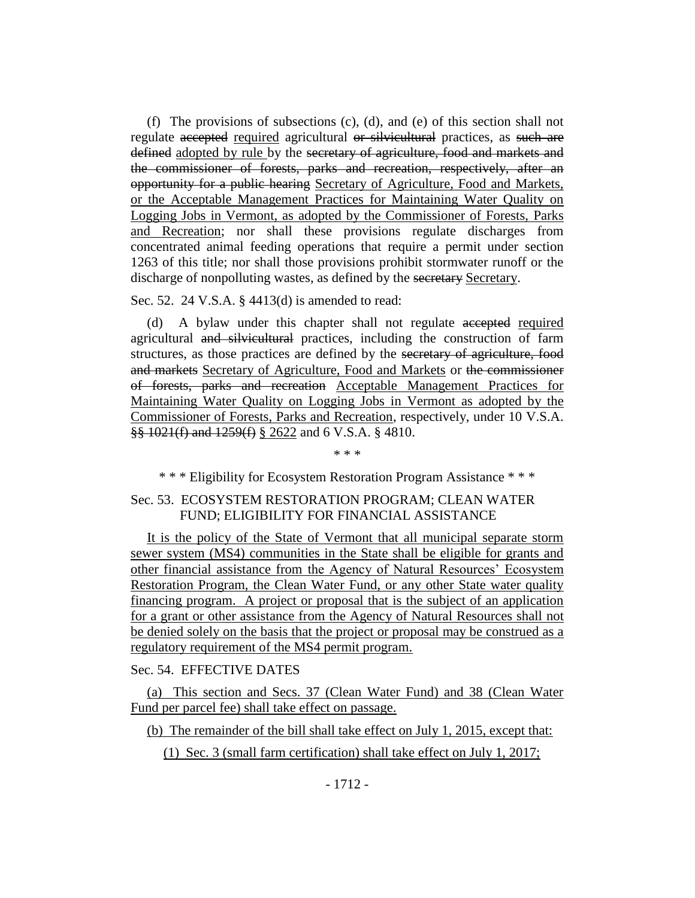(f) The provisions of subsections (c), (d), and (e) of this section shall not regulate ~~accepted~~ required agricultural ~~or silvicultural~~ practices, as ~~such are defined~~ adopted by rule by the ~~secretary of agriculture, food and markets and the commissioner of forests, parks and recreation, respectively, after an opportunity for a public hearing~~ Secretary of Agriculture, Food and Markets, or the Acceptable Management Practices for Maintaining Water Quality on Logging Jobs in Vermont, as adopted by the Commissioner of Forests, Parks and Recreation; nor shall these provisions regulate discharges from concentrated animal feeding operations that require a permit under section 1263 of this title; nor shall those provisions prohibit stormwater runoff or the discharge of nonpolluting wastes, as defined by the ~~secretary~~ Secretary.

Sec. 52. 24 V.S.A. § 4413(d) is amended to read:

(d) A bylaw under this chapter shall not regulate ~~accepted~~ required agricultural ~~and silvicultural~~ practices, including the construction of farm structures, as those practices are defined by the ~~secretary of agriculture, food and markets~~ Secretary of Agriculture, Food and Markets or ~~the commissioner of forests, parks and recreation~~ Acceptable Management Practices for Maintaining Water Quality on Logging Jobs in Vermont as adopted by the Commissioner of Forests, Parks and Recreation, respectively, under 10 V.S.A. ~~§§ 1021(f) and 1259(f)~~ § 2622 and 6 V.S.A. § 4810.

\* \* \*

\* \* \* Eligibility for Ecosystem Restoration Program Assistance \* \* \*

Sec. 53. ECOSYSTEM RESTORATION PROGRAM; CLEAN WATER FUND; ELIGIBILITY FOR FINANCIAL ASSISTANCE

It is the policy of the State of Vermont that all municipal separate storm sewer system (MS4) communities in the State shall be eligible for grants and other financial assistance from the Agency of Natural Resources' Ecosystem Restoration Program, the Clean Water Fund, or any other State water quality financing program. A project or proposal that is the subject of an application for a grant or other assistance from the Agency of Natural Resources shall not be denied solely on the basis that the project or proposal may be construed as a regulatory requirement of the MS4 permit program.

Sec. 54. EFFECTIVE DATES

(a) This section and Secs. 37 (Clean Water Fund) and 38 (Clean Water Fund per parcel fee) shall take effect on passage.

(b) The remainder of the bill shall take effect on July 1, 2015, except that:

(1) Sec. 3 (small farm certification) shall take effect on July 1, 2017;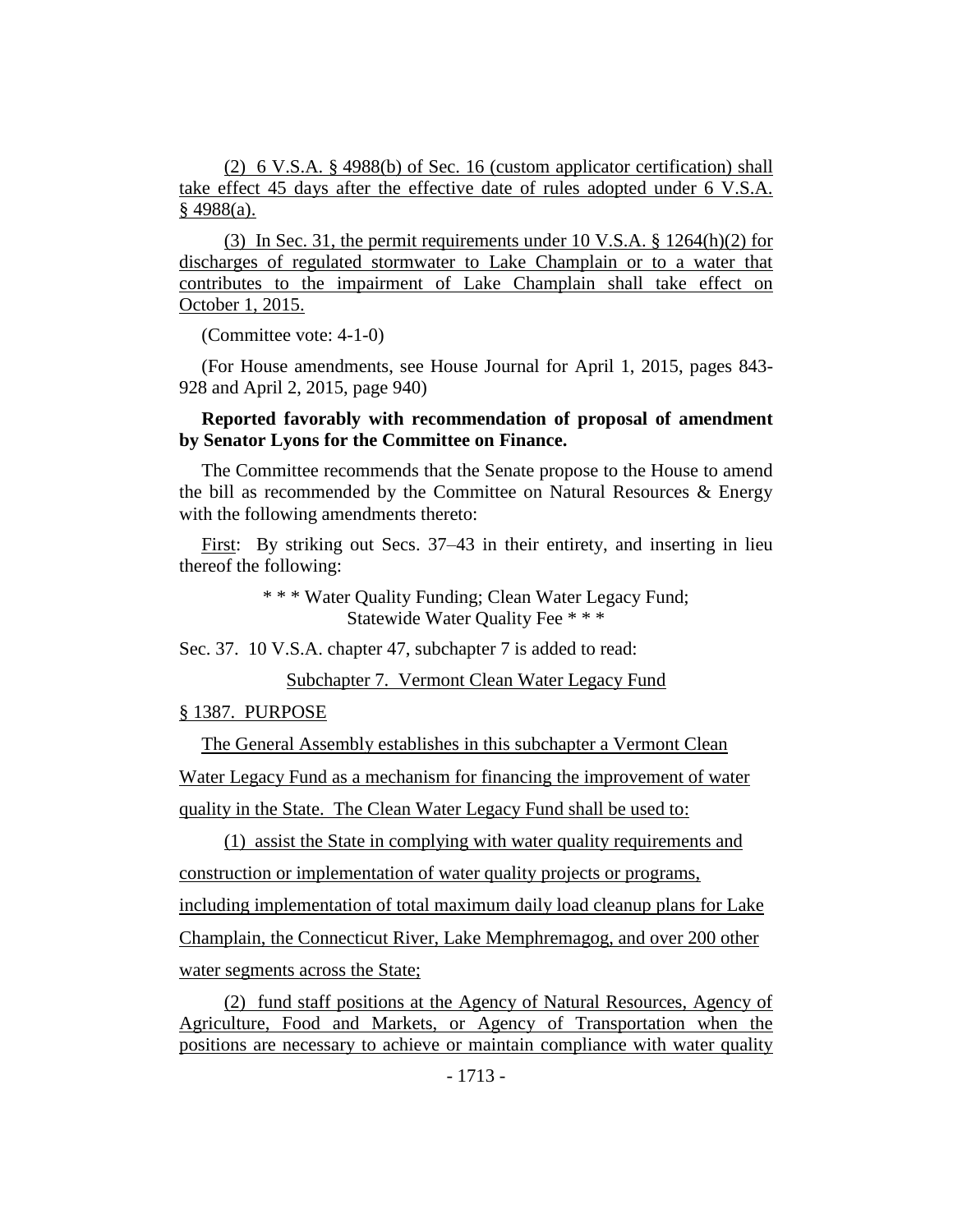(2) 6 V.S.A. § 4988(b) of Sec. 16 (custom applicator certification) shall take effect 45 days after the effective date of rules adopted under 6 V.S.A. § 4988(a).

(3) In Sec. 31, the permit requirements under 10 V.S.A. § 1264(h)(2) for discharges of regulated stormwater to Lake Champlain or to a water that contributes to the impairment of Lake Champlain shall take effect on October 1, 2015.

(Committee vote: 4-1-0)

(For House amendments, see House Journal for April 1, 2015, pages 843-928 and April 2, 2015, page 940)

**Reported favorably with recommendation of proposal of amendment by Senator Lyons for the Committee on Finance.**

The Committee recommends that the Senate propose to the House to amend the bill as recommended by the Committee on Natural Resources & Energy with the following amendments thereto:

First: By striking out Secs. 37–43 in their entirety, and inserting in lieu thereof the following:

\* \* \* Water Quality Funding; Clean Water Legacy Fund; Statewide Water Quality Fee \* \* \*

Sec. 37. 10 V.S.A. chapter 47, subchapter 7 is added to read:

Subchapter 7. Vermont Clean Water Legacy Fund

§ 1387. PURPOSE

The General Assembly establishes in this subchapter a Vermont Clean Water Legacy Fund as a mechanism for financing the improvement of water quality in the State. The Clean Water Legacy Fund shall be used to:

(1) assist the State in complying with water quality requirements and construction or implementation of water quality projects or programs, including implementation of total maximum daily load cleanup plans for Lake Champlain, the Connecticut River, Lake Memphremagog, and over 200 other water segments across the State;

(2) fund staff positions at the Agency of Natural Resources, Agency of Agriculture, Food and Markets, or Agency of Transportation when the positions are necessary to achieve or maintain compliance with water quality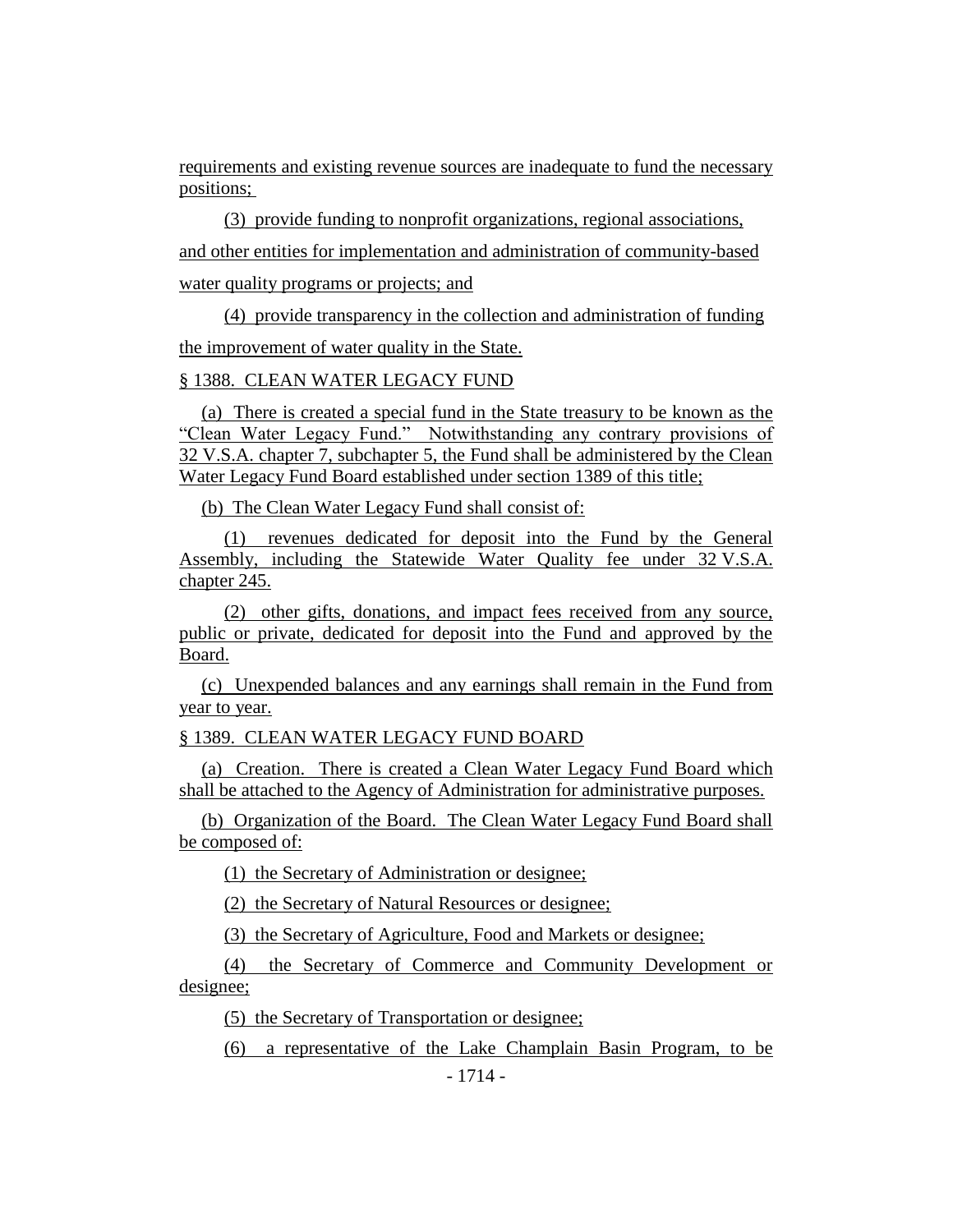requirements and existing revenue sources are inadequate to fund the necessary positions;

(3) provide funding to nonprofit organizations, regional associations, and other entities for implementation and administration of community-based water quality programs or projects; and

(4) provide transparency in the collection and administration of funding the improvement of water quality in the State.

§ 1388. CLEAN WATER LEGACY FUND

(a) There is created a special fund in the State treasury to be known as the "Clean Water Legacy Fund." Notwithstanding any contrary provisions of 32 V.S.A. chapter 7, subchapter 5, the Fund shall be administered by the Clean Water Legacy Fund Board established under section 1389 of this title;

(b) The Clean Water Legacy Fund shall consist of:

(1) revenues dedicated for deposit into the Fund by the General Assembly, including the Statewide Water Quality fee under 32 V.S.A. chapter 245.

(2) other gifts, donations, and impact fees received from any source, public or private, dedicated for deposit into the Fund and approved by the Board.

(c) Unexpended balances and any earnings shall remain in the Fund from year to year.

§ 1389. CLEAN WATER LEGACY FUND BOARD

(a) Creation. There is created a Clean Water Legacy Fund Board which shall be attached to the Agency of Administration for administrative purposes.

(b) Organization of the Board. The Clean Water Legacy Fund Board shall be composed of:

(1) the Secretary of Administration or designee;

(2) the Secretary of Natural Resources or designee;

(3) the Secretary of Agriculture, Food and Markets or designee;

(4) the Secretary of Commerce and Community Development or designee;

(5) the Secretary of Transportation or designee;

(6) a representative of the Lake Champlain Basin Program, to be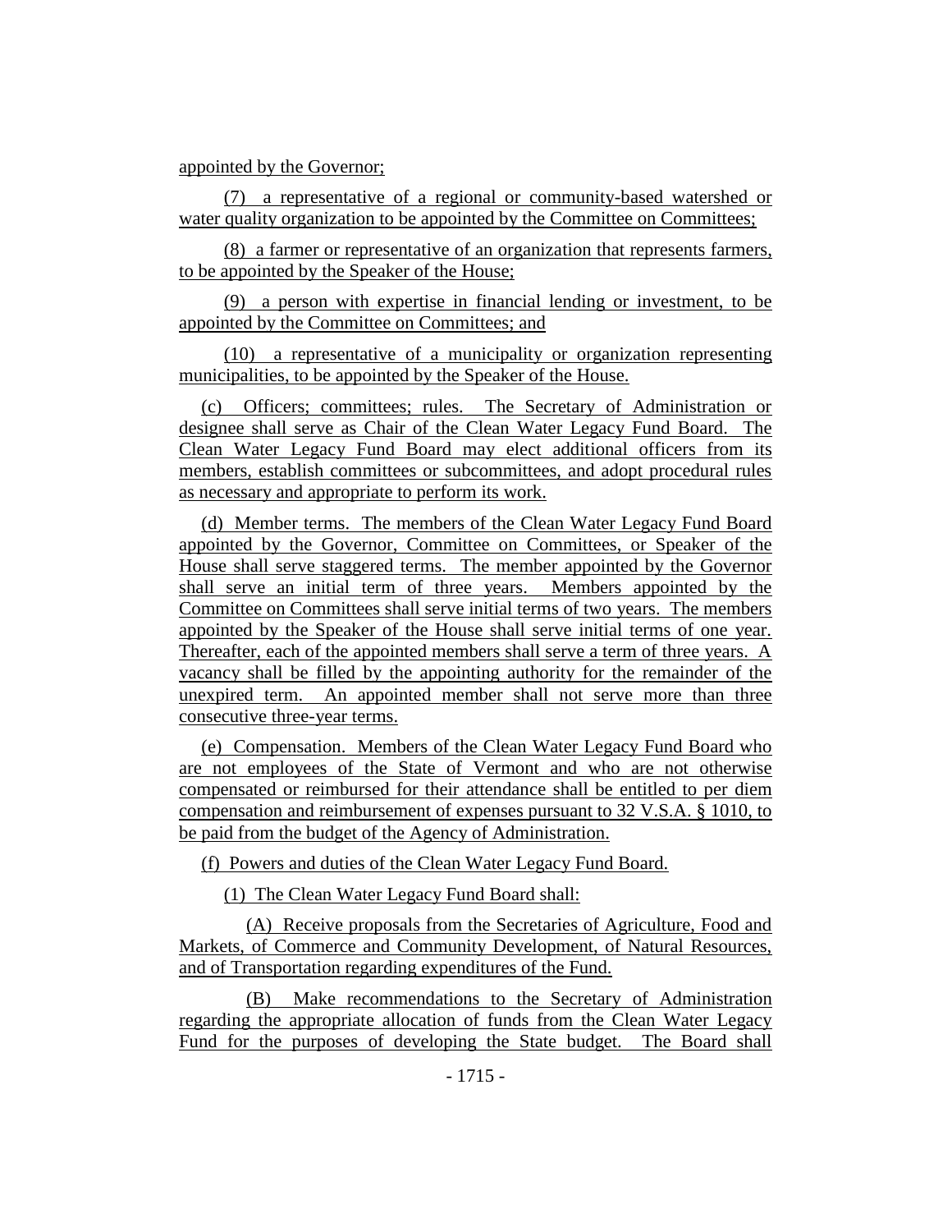appointed by the Governor;

(7) a representative of a regional or community-based watershed or water quality organization to be appointed by the Committee on Committees;

(8) a farmer or representative of an organization that represents farmers, to be appointed by the Speaker of the House;

(9) a person with expertise in financial lending or investment, to be appointed by the Committee on Committees; and

(10) a representative of a municipality or organization representing municipalities, to be appointed by the Speaker of the House.

(c) Officers; committees; rules. The Secretary of Administration or designee shall serve as Chair of the Clean Water Legacy Fund Board. The Clean Water Legacy Fund Board may elect additional officers from its members, establish committees or subcommittees, and adopt procedural rules as necessary and appropriate to perform its work.

(d) Member terms. The members of the Clean Water Legacy Fund Board appointed by the Governor, Committee on Committees, or Speaker of the House shall serve staggered terms. The member appointed by the Governor shall serve an initial term of three years. Members appointed by the Committee on Committees shall serve initial terms of two years. The members appointed by the Speaker of the House shall serve initial terms of one year. Thereafter, each of the appointed members shall serve a term of three years. A vacancy shall be filled by the appointing authority for the remainder of the unexpired term. An appointed member shall not serve more than three consecutive three-year terms.

(e) Compensation. Members of the Clean Water Legacy Fund Board who are not employees of the State of Vermont and who are not otherwise compensated or reimbursed for their attendance shall be entitled to per diem compensation and reimbursement of expenses pursuant to 32 V.S.A. § 1010, to be paid from the budget of the Agency of Administration.

(f) Powers and duties of the Clean Water Legacy Fund Board.

(1) The Clean Water Legacy Fund Board shall:

(A) Receive proposals from the Secretaries of Agriculture, Food and Markets, of Commerce and Community Development, of Natural Resources, and of Transportation regarding expenditures of the Fund.

(B) Make recommendations to the Secretary of Administration regarding the appropriate allocation of funds from the Clean Water Legacy Fund for the purposes of developing the State budget. The Board shall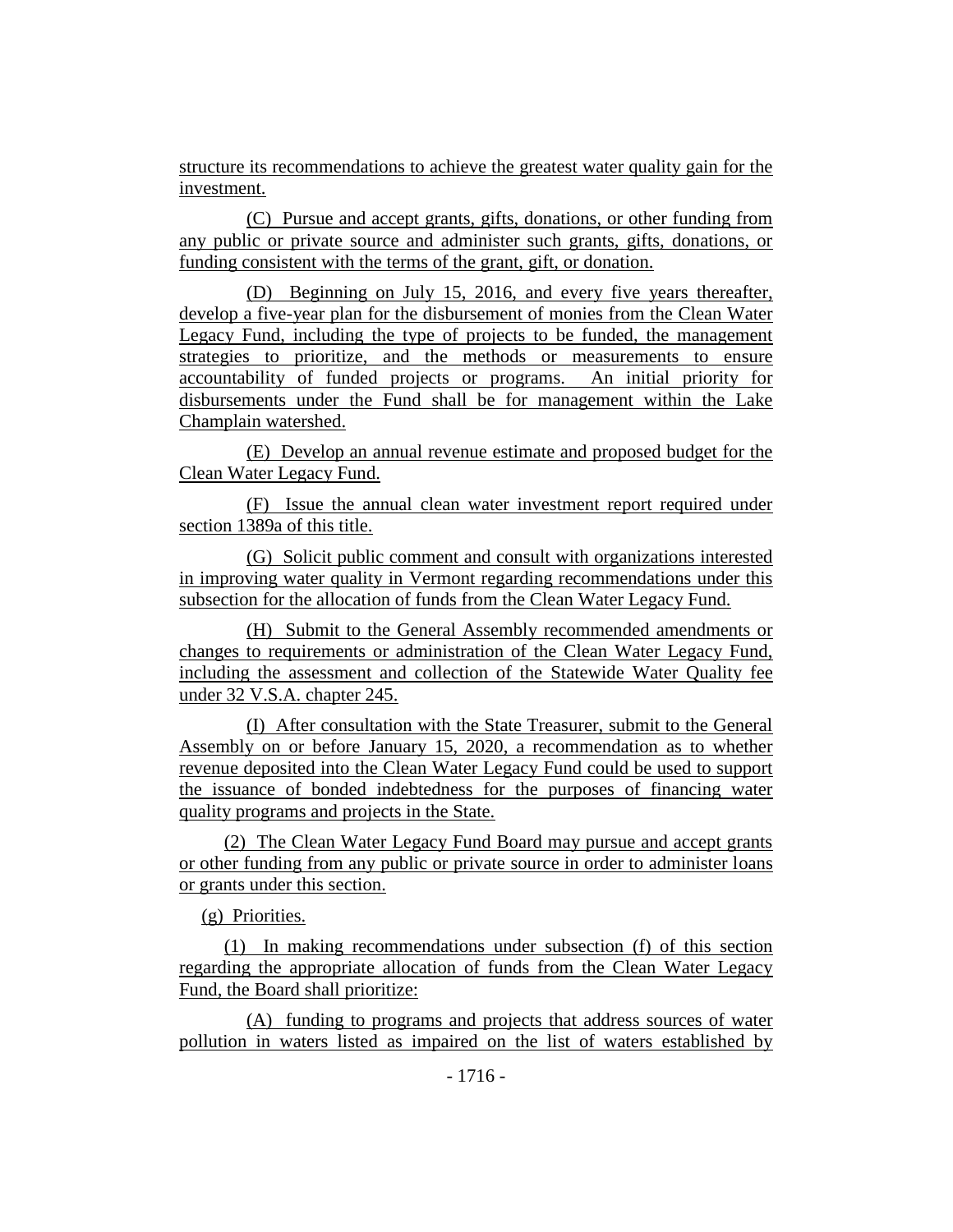structure its recommendations to achieve the greatest water quality gain for the investment.

(C) Pursue and accept grants, gifts, donations, or other funding from any public or private source and administer such grants, gifts, donations, or funding consistent with the terms of the grant, gift, or donation.

(D) Beginning on July 15, 2016, and every five years thereafter, develop a five-year plan for the disbursement of monies from the Clean Water Legacy Fund, including the type of projects to be funded, the management strategies to prioritize, and the methods or measurements to ensure accountability of funded projects or programs. An initial priority for disbursements under the Fund shall be for management within the Lake Champlain watershed.

(E) Develop an annual revenue estimate and proposed budget for the Clean Water Legacy Fund.

(F) Issue the annual clean water investment report required under section 1389a of this title.

(G) Solicit public comment and consult with organizations interested in improving water quality in Vermont regarding recommendations under this subsection for the allocation of funds from the Clean Water Legacy Fund.

(H) Submit to the General Assembly recommended amendments or changes to requirements or administration of the Clean Water Legacy Fund, including the assessment and collection of the Statewide Water Quality fee under 32 V.S.A. chapter 245.

(I) After consultation with the State Treasurer, submit to the General Assembly on or before January 15, 2020, a recommendation as to whether revenue deposited into the Clean Water Legacy Fund could be used to support the issuance of bonded indebtedness for the purposes of financing water quality programs and projects in the State.

(2) The Clean Water Legacy Fund Board may pursue and accept grants or other funding from any public or private source in order to administer loans or grants under this section.

(g) Priorities.

(1) In making recommendations under subsection (f) of this section regarding the appropriate allocation of funds from the Clean Water Legacy Fund, the Board shall prioritize:

(A) funding to programs and projects that address sources of water pollution in waters listed as impaired on the list of waters established by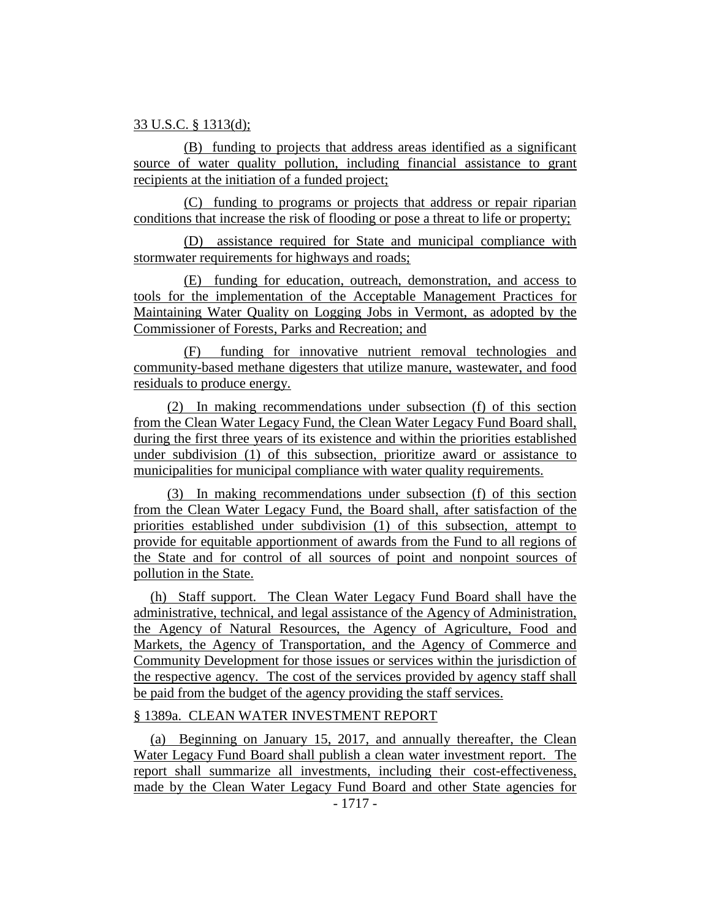33 U.S.C. § 1313(d);

(B) funding to projects that address areas identified as a significant source of water quality pollution, including financial assistance to grant recipients at the initiation of a funded project;

(C) funding to programs or projects that address or repair riparian conditions that increase the risk of flooding or pose a threat to life or property;

(D) assistance required for State and municipal compliance with stormwater requirements for highways and roads;

(E) funding for education, outreach, demonstration, and access to tools for the implementation of the Acceptable Management Practices for Maintaining Water Quality on Logging Jobs in Vermont, as adopted by the Commissioner of Forests, Parks and Recreation; and

(F) funding for innovative nutrient removal technologies and community-based methane digesters that utilize manure, wastewater, and food residuals to produce energy.

(2) In making recommendations under subsection (f) of this section from the Clean Water Legacy Fund, the Clean Water Legacy Fund Board shall, during the first three years of its existence and within the priorities established under subdivision (1) of this subsection, prioritize award or assistance to municipalities for municipal compliance with water quality requirements.

(3) In making recommendations under subsection (f) of this section from the Clean Water Legacy Fund, the Board shall, after satisfaction of the priorities established under subdivision (1) of this subsection, attempt to provide for equitable apportionment of awards from the Fund to all regions of the State and for control of all sources of point and nonpoint sources of pollution in the State.

(h) Staff support. The Clean Water Legacy Fund Board shall have the administrative, technical, and legal assistance of the Agency of Administration, the Agency of Natural Resources, the Agency of Agriculture, Food and Markets, the Agency of Transportation, and the Agency of Commerce and Community Development for those issues or services within the jurisdiction of the respective agency. The cost of the services provided by agency staff shall be paid from the budget of the agency providing the staff services.

§ 1389a. CLEAN WATER INVESTMENT REPORT

(a) Beginning on January 15, 2017, and annually thereafter, the Clean Water Legacy Fund Board shall publish a clean water investment report. The report shall summarize all investments, including their cost-effectiveness, made by the Clean Water Legacy Fund Board and other State agencies for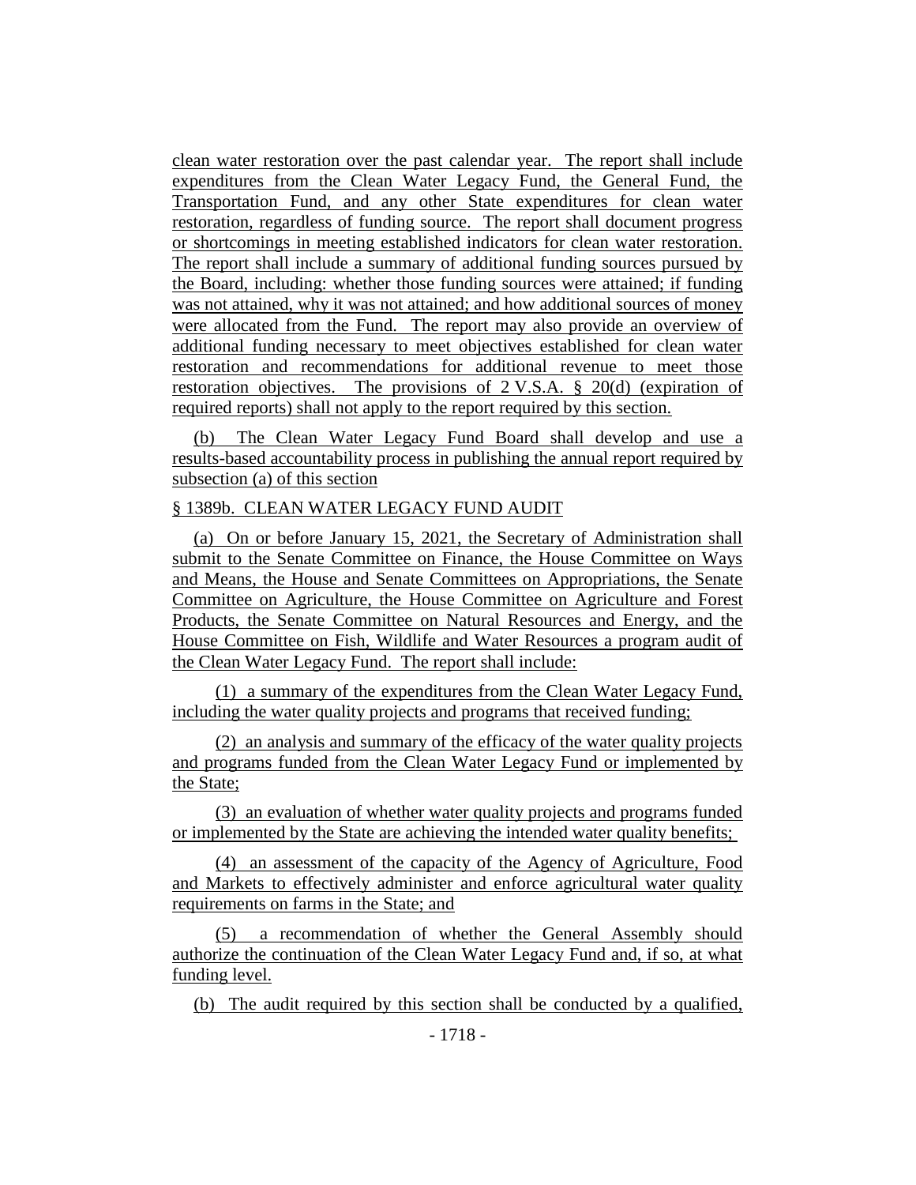clean water restoration over the past calendar year. The report shall include expenditures from the Clean Water Legacy Fund, the General Fund, the Transportation Fund, and any other State expenditures for clean water restoration, regardless of funding source. The report shall document progress or shortcomings in meeting established indicators for clean water restoration. The report shall include a summary of additional funding sources pursued by the Board, including: whether those funding sources were attained; if funding was not attained, why it was not attained; and how additional sources of money were allocated from the Fund. The report may also provide an overview of additional funding necessary to meet objectives established for clean water restoration and recommendations for additional revenue to meet those restoration objectives. The provisions of 2 V.S.A. § 20(d) (expiration of required reports) shall not apply to the report required by this section.

(b) The Clean Water Legacy Fund Board shall develop and use a results-based accountability process in publishing the annual report required by subsection (a) of this section

§ 1389b. CLEAN WATER LEGACY FUND AUDIT

(a) On or before January 15, 2021, the Secretary of Administration shall submit to the Senate Committee on Finance, the House Committee on Ways and Means, the House and Senate Committees on Appropriations, the Senate Committee on Agriculture, the House Committee on Agriculture and Forest Products, the Senate Committee on Natural Resources and Energy, and the House Committee on Fish, Wildlife and Water Resources a program audit of the Clean Water Legacy Fund. The report shall include:

(1) a summary of the expenditures from the Clean Water Legacy Fund, including the water quality projects and programs that received funding;

(2) an analysis and summary of the efficacy of the water quality projects and programs funded from the Clean Water Legacy Fund or implemented by the State;

(3) an evaluation of whether water quality projects and programs funded or implemented by the State are achieving the intended water quality benefits;

(4) an assessment of the capacity of the Agency of Agriculture, Food and Markets to effectively administer and enforce agricultural water quality requirements on farms in the State; and

(5) a recommendation of whether the General Assembly should authorize the continuation of the Clean Water Legacy Fund and, if so, at what funding level.

(b) The audit required by this section shall be conducted by a qualified,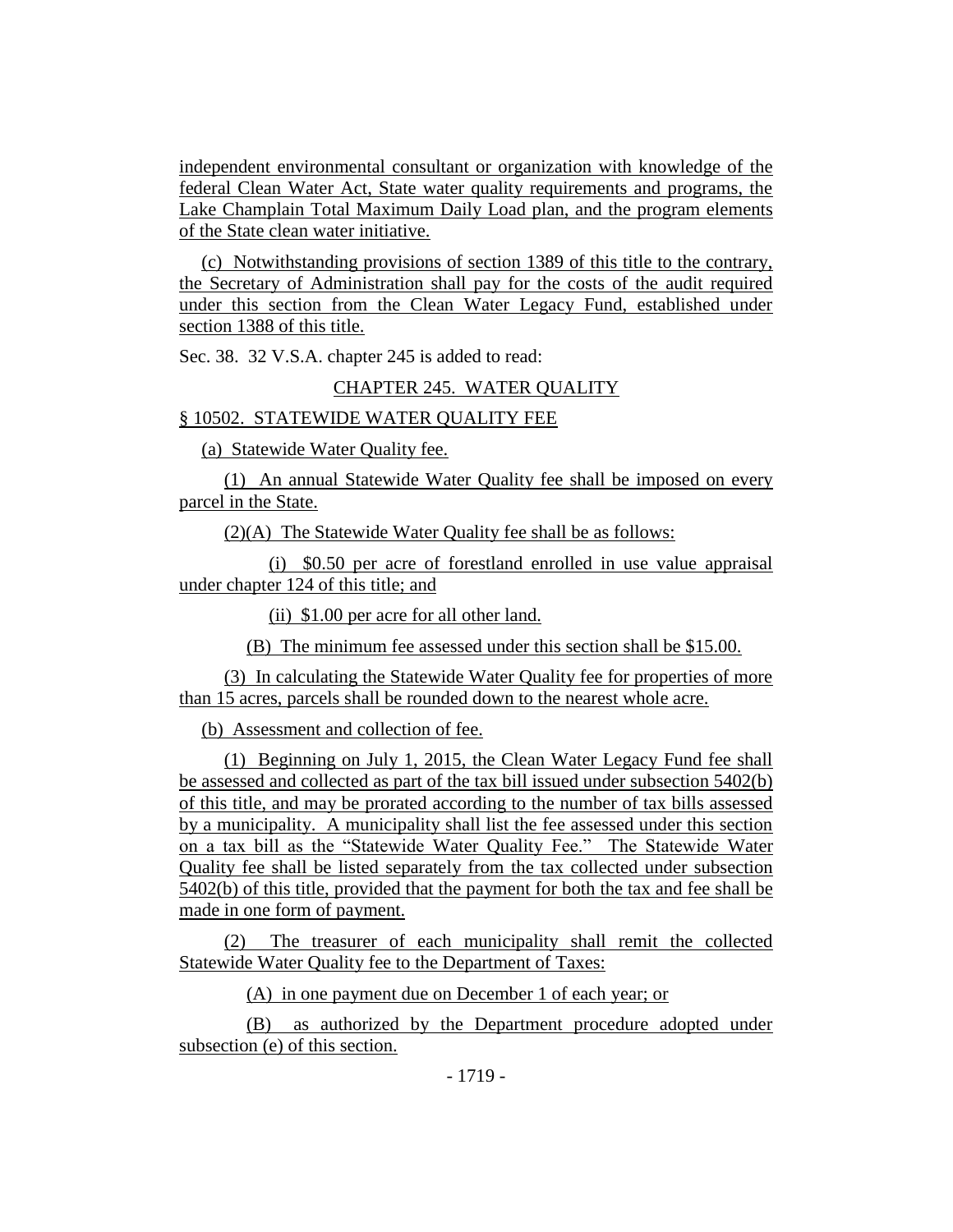independent environmental consultant or organization with knowledge of the federal Clean Water Act, State water quality requirements and programs, the Lake Champlain Total Maximum Daily Load plan, and the program elements of the State clean water initiative.

(c) Notwithstanding provisions of section 1389 of this title to the contrary, the Secretary of Administration shall pay for the costs of the audit required under this section from the Clean Water Legacy Fund, established under section 1388 of this title.

Sec. 38. 32 V.S.A. chapter 245 is added to read:

CHAPTER 245. WATER QUALITY

§ 10502. STATEWIDE WATER QUALITY FEE

(a) Statewide Water Quality fee.

(1) An annual Statewide Water Quality fee shall be imposed on every parcel in the State.

(2)(A) The Statewide Water Quality fee shall be as follows:

(i) $0.50 per acre of forestland enrolled in use value appraisal under chapter 124 of this title; and

(ii) $1.00 per acre for all other land.

(B) The minimum fee assessed under this section shall be $15.00.

(3) In calculating the Statewide Water Quality fee for properties of more than 15 acres, parcels shall be rounded down to the nearest whole acre.

(b) Assessment and collection of fee.

(1) Beginning on July 1, 2015, the Clean Water Legacy Fund fee shall be assessed and collected as part of the tax bill issued under subsection 5402(b) of this title, and may be prorated according to the number of tax bills assessed by a municipality. A municipality shall list the fee assessed under this section on a tax bill as the "Statewide Water Quality Fee." The Statewide Water Quality fee shall be listed separately from the tax collected under subsection 5402(b) of this title, provided that the payment for both the tax and fee shall be made in one form of payment.

(2) The treasurer of each municipality shall remit the collected Statewide Water Quality fee to the Department of Taxes:

(A) in one payment due on December 1 of each year; or

(B) as authorized by the Department procedure adopted under subsection (e) of this section.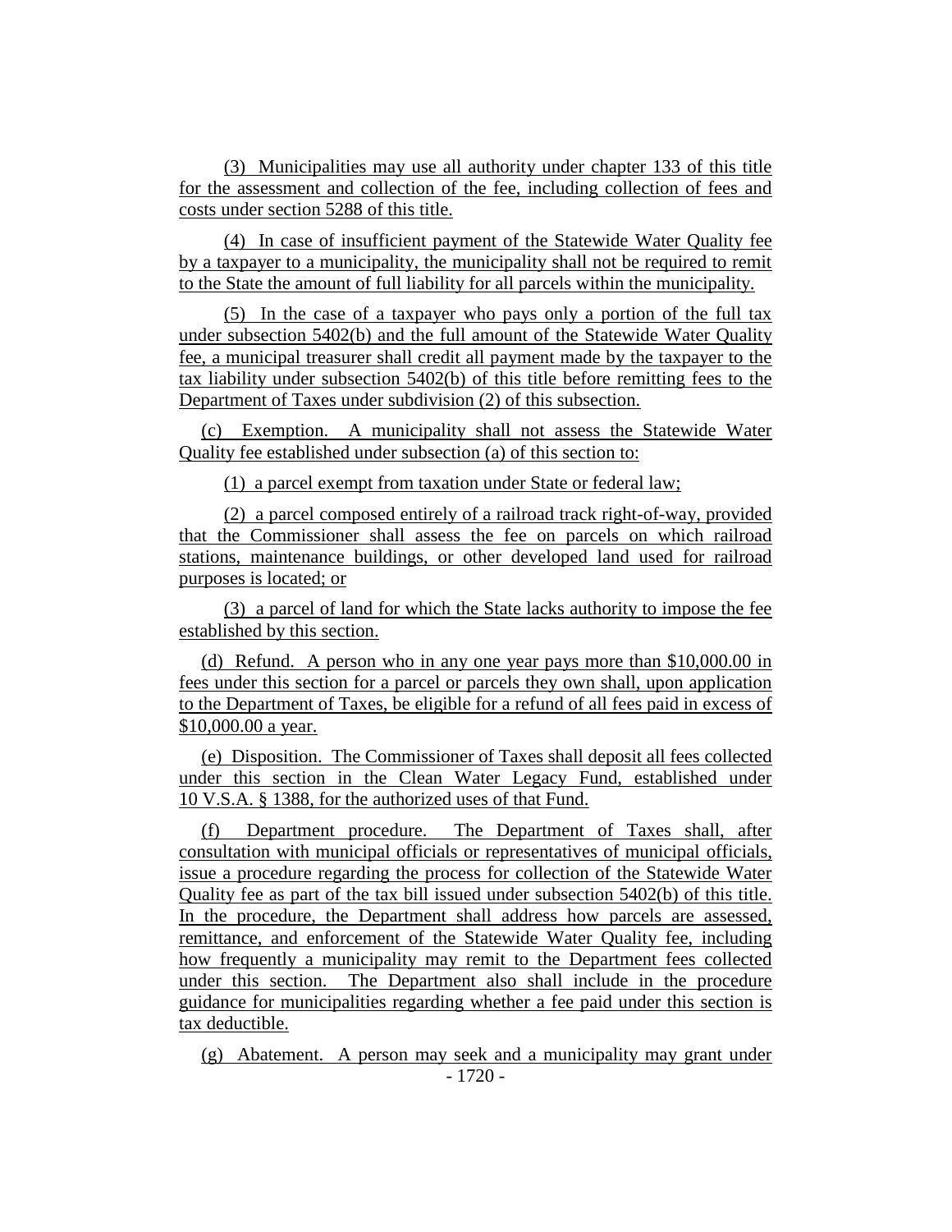(3) Municipalities may use all authority under chapter 133 of this title for the assessment and collection of the fee, including collection of fees and costs under section 5288 of this title.

(4) In case of insufficient payment of the Statewide Water Quality fee by a taxpayer to a municipality, the municipality shall not be required to remit to the State the amount of full liability for all parcels within the municipality.

(5) In the case of a taxpayer who pays only a portion of the full tax under subsection 5402(b) and the full amount of the Statewide Water Quality fee, a municipal treasurer shall credit all payment made by the taxpayer to the tax liability under subsection 5402(b) of this title before remitting fees to the Department of Taxes under subdivision (2) of this subsection.

(c) Exemption. A municipality shall not assess the Statewide Water Quality fee established under subsection (a) of this section to:

(1) a parcel exempt from taxation under State or federal law;

(2) a parcel composed entirely of a railroad track right-of-way, provided that the Commissioner shall assess the fee on parcels on which railroad stations, maintenance buildings, or other developed land used for railroad purposes is located; or

(3) a parcel of land for which the State lacks authority to impose the fee established by this section.

(d) Refund. A person who in any one year pays more than $10,000.00 in fees under this section for a parcel or parcels they own shall, upon application to the Department of Taxes, be eligible for a refund of all fees paid in excess of $10,000.00 a year.

(e) Disposition. The Commissioner of Taxes shall deposit all fees collected under this section in the Clean Water Legacy Fund, established under 10 V.S.A. § 1388, for the authorized uses of that Fund.

(f) Department procedure. The Department of Taxes shall, after consultation with municipal officials or representatives of municipal officials, issue a procedure regarding the process for collection of the Statewide Water Quality fee as part of the tax bill issued under subsection 5402(b) of this title. In the procedure, the Department shall address how parcels are assessed, remittance, and enforcement of the Statewide Water Quality fee, including how frequently a municipality may remit to the Department fees collected under this section. The Department also shall include in the procedure guidance for municipalities regarding whether a fee paid under this section is tax deductible.

(g) Abatement. A person may seek and a municipality may grant under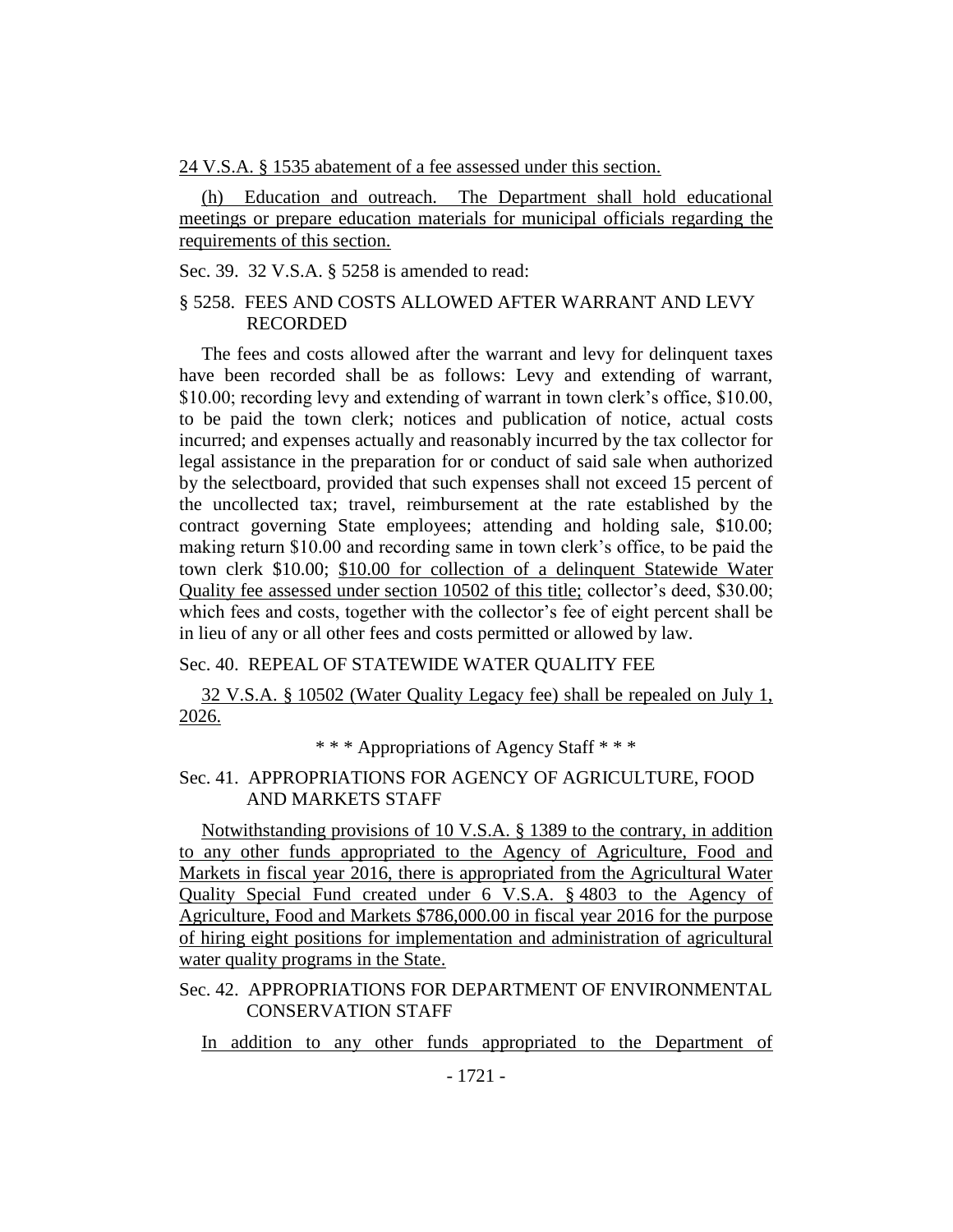24 V.S.A. § 1535 abatement of a fee assessed under this section.

(h) Education and outreach. The Department shall hold educational meetings or prepare education materials for municipal officials regarding the requirements of this section.

Sec. 39. 32 V.S.A. § 5258 is amended to read:

§ 5258. FEES AND COSTS ALLOWED AFTER WARRANT AND LEVY RECORDED

The fees and costs allowed after the warrant and levy for delinquent taxes have been recorded shall be as follows: Levy and extending of warrant, \$10.00; recording levy and extending of warrant in town clerk's office, \$10.00, to be paid the town clerk; notices and publication of notice, actual costs incurred; and expenses actually and reasonably incurred by the tax collector for legal assistance in the preparation for or conduct of said sale when authorized by the selectboard, provided that such expenses shall not exceed 15 percent of the uncollected tax; travel, reimbursement at the rate established by the contract governing State employees; attending and holding sale, \$10.00; making return \$10.00 and recording same in town clerk's office, to be paid the town clerk \$10.00; \$10.00 for collection of a delinquent Statewide Water Quality fee assessed under section 10502 of this title; collector's deed, \$30.00; which fees and costs, together with the collector's fee of eight percent shall be in lieu of any or all other fees and costs permitted or allowed by law.

Sec. 40. REPEAL OF STATEWIDE WATER QUALITY FEE

32 V.S.A. § 10502 (Water Quality Legacy fee) shall be repealed on July 1, 2026.

\* \* \* Appropriations of Agency Staff \* \* \*

Sec. 41. APPROPRIATIONS FOR AGENCY OF AGRICULTURE, FOOD AND MARKETS STAFF

Notwithstanding provisions of 10 V.S.A. § 1389 to the contrary, in addition to any other funds appropriated to the Agency of Agriculture, Food and Markets in fiscal year 2016, there is appropriated from the Agricultural Water Quality Special Fund created under 6 V.S.A. § 4803 to the Agency of Agriculture, Food and Markets \$786,000.00 in fiscal year 2016 for the purpose of hiring eight positions for implementation and administration of agricultural water quality programs in the State.

Sec. 42. APPROPRIATIONS FOR DEPARTMENT OF ENVIRONMENTAL CONSERVATION STAFF

In addition to any other funds appropriated to the Department of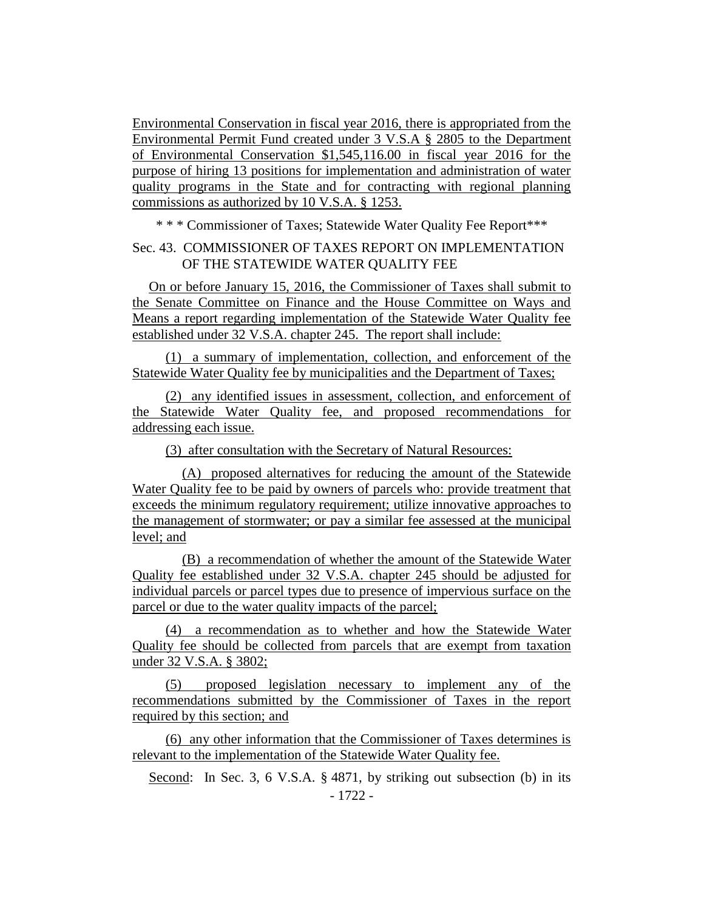Environmental Conservation in fiscal year 2016, there is appropriated from the Environmental Permit Fund created under 3 V.S.A § 2805 to the Department of Environmental Conservation $1,545,116.00 in fiscal year 2016 for the purpose of hiring 13 positions for implementation and administration of water quality programs in the State and for contracting with regional planning commissions as authorized by 10 V.S.A. § 1253.

\* \* \* Commissioner of Taxes; Statewide Water Quality Fee Report\*\*\*

Sec. 43. COMMISSIONER OF TAXES REPORT ON IMPLEMENTATION OF THE STATEWIDE WATER QUALITY FEE

On or before January 15, 2016, the Commissioner of Taxes shall submit to the Senate Committee on Finance and the House Committee on Ways and Means a report regarding implementation of the Statewide Water Quality fee established under 32 V.S.A. chapter 245. The report shall include:

(1) a summary of implementation, collection, and enforcement of the Statewide Water Quality fee by municipalities and the Department of Taxes;

(2) any identified issues in assessment, collection, and enforcement of the Statewide Water Quality fee, and proposed recommendations for addressing each issue.

(3) after consultation with the Secretary of Natural Resources:

(A) proposed alternatives for reducing the amount of the Statewide Water Quality fee to be paid by owners of parcels who: provide treatment that exceeds the minimum regulatory requirement; utilize innovative approaches to the management of stormwater; or pay a similar fee assessed at the municipal level; and

(B) a recommendation of whether the amount of the Statewide Water Quality fee established under 32 V.S.A. chapter 245 should be adjusted for individual parcels or parcel types due to presence of impervious surface on the parcel or due to the water quality impacts of the parcel;

(4) a recommendation as to whether and how the Statewide Water Quality fee should be collected from parcels that are exempt from taxation under 32 V.S.A. § 3802;

(5) proposed legislation necessary to implement any of the recommendations submitted by the Commissioner of Taxes in the report required by this section; and

(6) any other information that the Commissioner of Taxes determines is relevant to the implementation of the Statewide Water Quality fee.

Second: In Sec. 3, 6 V.S.A. § 4871, by striking out subsection (b) in its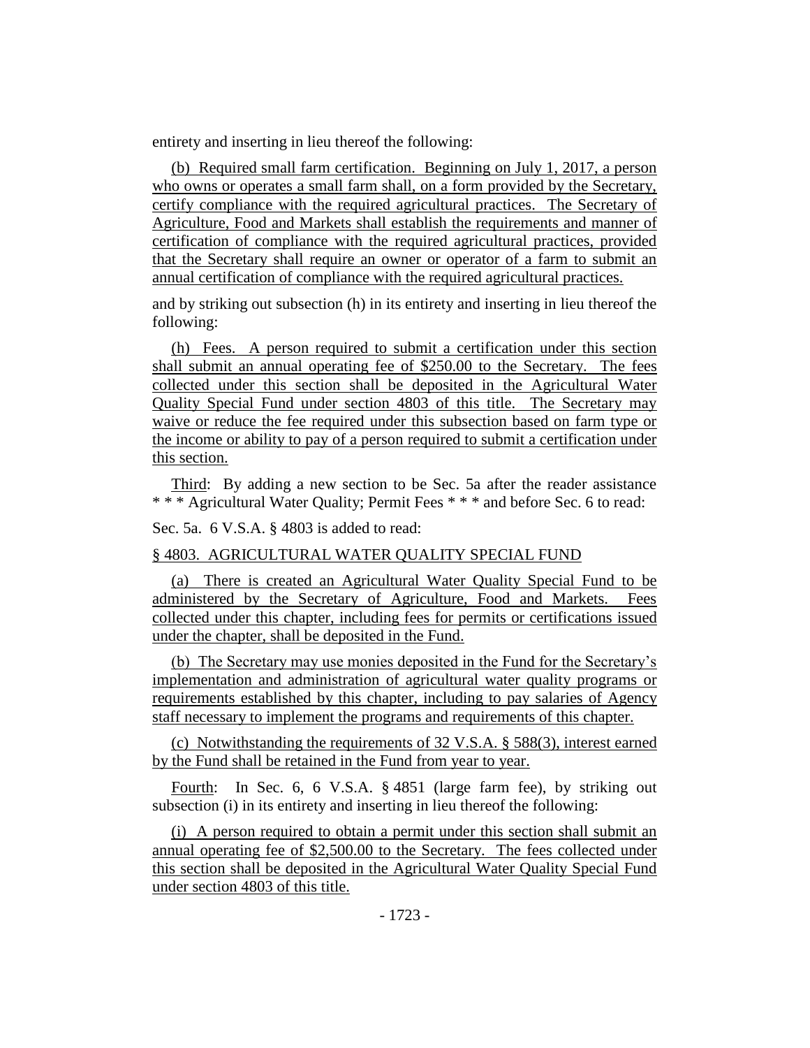entirety and inserting in lieu thereof the following:

(b) Required small farm certification. Beginning on July 1, 2017, a person who owns or operates a small farm shall, on a form provided by the Secretary, certify compliance with the required agricultural practices. The Secretary of Agriculture, Food and Markets shall establish the requirements and manner of certification of compliance with the required agricultural practices, provided that the Secretary shall require an owner or operator of a farm to submit an annual certification of compliance with the required agricultural practices.

and by striking out subsection (h) in its entirety and inserting in lieu thereof the following:

(h) Fees. A person required to submit a certification under this section shall submit an annual operating fee of $250.00 to the Secretary. The fees collected under this section shall be deposited in the Agricultural Water Quality Special Fund under section 4803 of this title. The Secretary may waive or reduce the fee required under this subsection based on farm type or the income or ability to pay of a person required to submit a certification under this section.

Third: By adding a new section to be Sec. 5a after the reader assistance * * * Agricultural Water Quality; Permit Fees * * * and before Sec. 6 to read:

Sec. 5a. 6 V.S.A. § 4803 is added to read:

§ 4803. AGRICULTURAL WATER QUALITY SPECIAL FUND

(a) There is created an Agricultural Water Quality Special Fund to be administered by the Secretary of Agriculture, Food and Markets. Fees collected under this chapter, including fees for permits or certifications issued under the chapter, shall be deposited in the Fund.

(b) The Secretary may use monies deposited in the Fund for the Secretary's implementation and administration of agricultural water quality programs or requirements established by this chapter, including to pay salaries of Agency staff necessary to implement the programs and requirements of this chapter.

(c) Notwithstanding the requirements of 32 V.S.A. § 588(3), interest earned by the Fund shall be retained in the Fund from year to year.

Fourth: In Sec. 6, 6 V.S.A. § 4851 (large farm fee), by striking out subsection (i) in its entirety and inserting in lieu thereof the following:

(i) A person required to obtain a permit under this section shall submit an annual operating fee of $2,500.00 to the Secretary. The fees collected under this section shall be deposited in the Agricultural Water Quality Special Fund under section 4803 of this title.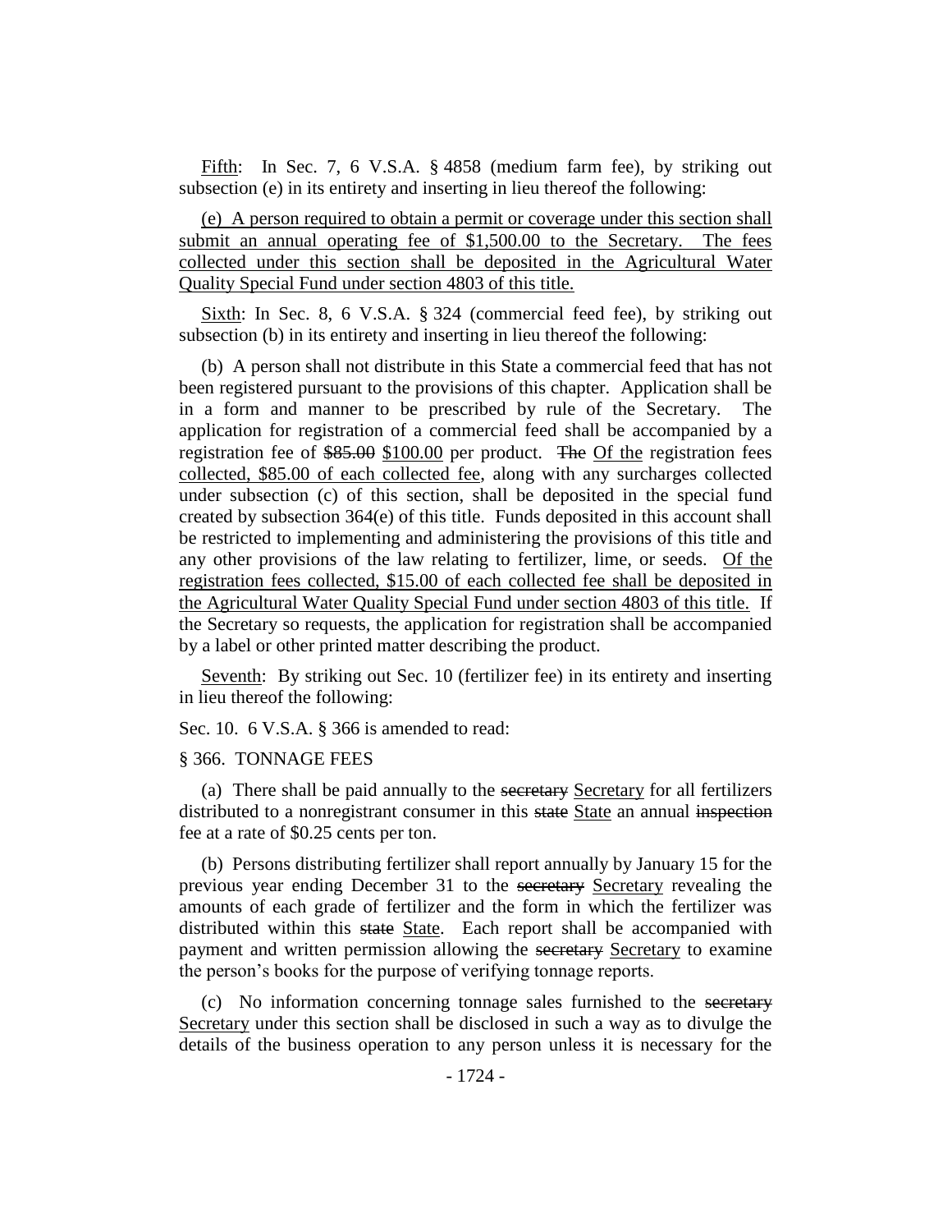Fifth: In Sec. 7, 6 V.S.A. § 4858 (medium farm fee), by striking out subsection (e) in its entirety and inserting in lieu thereof the following:

(e) A person required to obtain a permit or coverage under this section shall submit an annual operating fee of $1,500.00 to the Secretary. The fees collected under this section shall be deposited in the Agricultural Water Quality Special Fund under section 4803 of this title.

Sixth: In Sec. 8, 6 V.S.A. § 324 (commercial feed fee), by striking out subsection (b) in its entirety and inserting in lieu thereof the following:

(b) A person shall not distribute in this State a commercial feed that has not been registered pursuant to the provisions of this chapter. Application shall be in a form and manner to be prescribed by rule of the Secretary. The application for registration of a commercial feed shall be accompanied by a registration fee of ~~$85.00~~ $100.00 per product. ~~The~~ Of the registration fees collected, $85.00 of each collected fee, along with any surcharges collected under subsection (c) of this section, shall be deposited in the special fund created by subsection 364(e) of this title. Funds deposited in this account shall be restricted to implementing and administering the provisions of this title and any other provisions of the law relating to fertilizer, lime, or seeds. Of the registration fees collected, $15.00 of each collected fee shall be deposited in the Agricultural Water Quality Special Fund under section 4803 of this title. If the Secretary so requests, the application for registration shall be accompanied by a label or other printed matter describing the product.

Seventh: By striking out Sec. 10 (fertilizer fee) in its entirety and inserting in lieu thereof the following:

Sec. 10. 6 V.S.A. § 366 is amended to read:

§ 366. TONNAGE FEES

(a) There shall be paid annually to the ~~secretary~~ Secretary for all fertilizers distributed to a nonregistrant consumer in this ~~state~~ State an annual ~~inspection~~ fee at a rate of $0.25 cents per ton.

(b) Persons distributing fertilizer shall report annually by January 15 for the previous year ending December 31 to the ~~secretary~~ Secretary revealing the amounts of each grade of fertilizer and the form in which the fertilizer was distributed within this ~~state~~ State. Each report shall be accompanied with payment and written permission allowing the ~~secretary~~ Secretary to examine the person's books for the purpose of verifying tonnage reports.

(c) No information concerning tonnage sales furnished to the ~~secretary~~ Secretary under this section shall be disclosed in such a way as to divulge the details of the business operation to any person unless it is necessary for the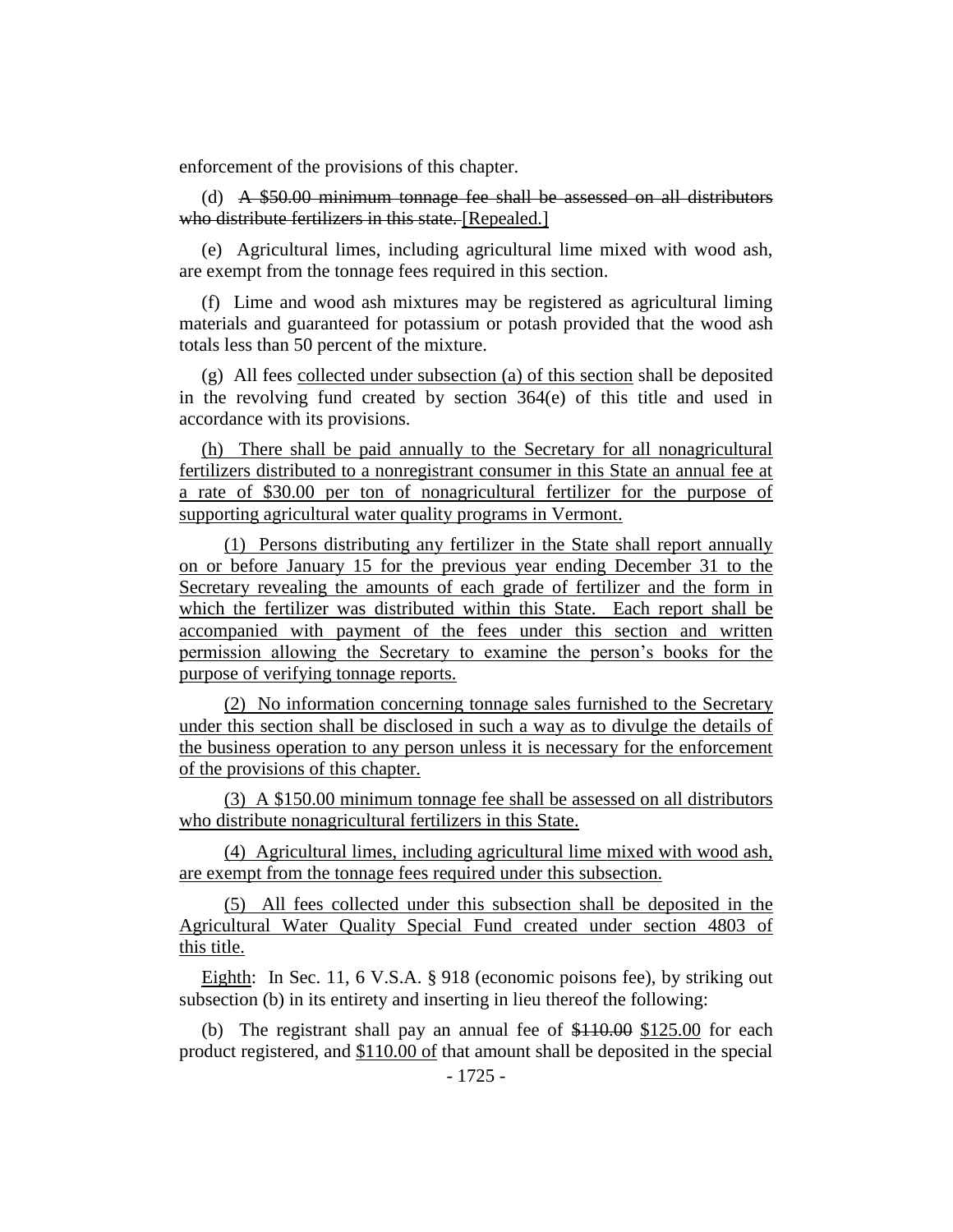enforcement of the provisions of this chapter.

(d) ~~A \$50.00 minimum tonnage fee shall be assessed on all distributors who distribute fertilizers in this state.~~ [Repealed.]

(e) Agricultural limes, including agricultural lime mixed with wood ash, are exempt from the tonnage fees required in this section.

(f) Lime and wood ash mixtures may be registered as agricultural liming materials and guaranteed for potassium or potash provided that the wood ash totals less than 50 percent of the mixture.

(g) All fees <u>collected under subsection (a) of this section</u> shall be deposited in the revolving fund created by section 364(e) of this title and used in accordance with its provisions.

<u>(h) There shall be paid annually to the Secretary for all nonagricultural fertilizers distributed to a nonregistrant consumer in this State an annual fee at a rate of \$30.00 per ton of nonagricultural fertilizer for the purpose of supporting agricultural water quality programs in Vermont.</u>

<u>(1) Persons distributing any fertilizer in the State shall report annually on or before January 15 for the previous year ending December 31 to the Secretary revealing the amounts of each grade of fertilizer and the form in which the fertilizer was distributed within this State. Each report shall be accompanied with payment of the fees under this section and written permission allowing the Secretary to examine the person's books for the purpose of verifying tonnage reports.</u>

<u>(2) No information concerning tonnage sales furnished to the Secretary under this section shall be disclosed in such a way as to divulge the details of the business operation to any person unless it is necessary for the enforcement of the provisions of this chapter.</u>

<u>(3) A \$150.00 minimum tonnage fee shall be assessed on all distributors who distribute nonagricultural fertilizers in this State.</u>

<u>(4) Agricultural limes, including agricultural lime mixed with wood ash, are exempt from the tonnage fees required under this subsection.</u>

<u>(5) All fees collected under this subsection shall be deposited in the Agricultural Water Quality Special Fund created under section 4803 of this title.</u>

<u>Eighth</u>: In Sec. 11, 6 V.S.A. § 918 (economic poisons fee), by striking out subsection (b) in its entirety and inserting in lieu thereof the following:

(b) The registrant shall pay an annual fee of ~~\$110.00~~ <u>\$125.00</u> for each product registered, and <u>\$110.00 of</u> that amount shall be deposited in the special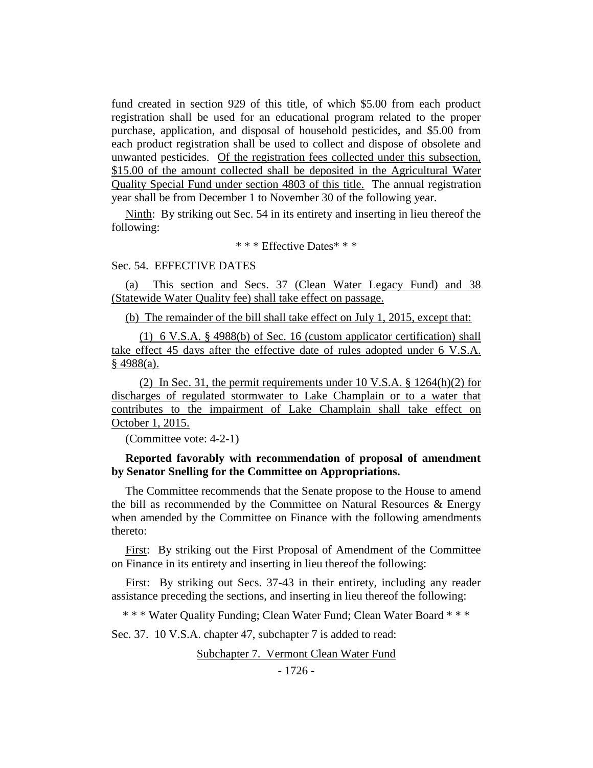fund created in section 929 of this title, of which $5.00 from each product registration shall be used for an educational program related to the proper purchase, application, and disposal of household pesticides, and $5.00 from each product registration shall be used to collect and dispose of obsolete and unwanted pesticides. <u>Of the registration fees collected under this subsection, $15.00 of the amount collected shall be deposited in the Agricultural Water Quality Special Fund under section 4803 of this title.</u> The annual registration year shall be from December 1 to November 30 of the following year.

<u>Ninth</u>: By striking out Sec. 54 in its entirety and inserting in lieu thereof the following:

\* \* \* Effective Dates\* \* \*

Sec. 54. EFFECTIVE DATES

<u>(a) This section and Secs. 37 (Clean Water Legacy Fund) and 38 (Statewide Water Quality fee) shall take effect on passage.</u>

<u>(b) The remainder of the bill shall take effect on July 1, 2015, except that:</u>

<u>(1) 6 V.S.A. § 4988(b) of Sec. 16 (custom applicator certification) shall take effect 45 days after the effective date of rules adopted under 6 V.S.A. § 4988(a).</u>

<u>(2) In Sec. 31, the permit requirements under 10 V.S.A. § 1264(h)(2) for discharges of regulated stormwater to Lake Champlain or to a water that contributes to the impairment of Lake Champlain shall take effect on October 1, 2015.</u>

(Committee vote: 4-2-1)

**Reported favorably with recommendation of proposal of amendment by Senator Snelling for the Committee on Appropriations.**

The Committee recommends that the Senate propose to the House to amend the bill as recommended by the Committee on Natural Resources & Energy when amended by the Committee on Finance with the following amendments thereto:

<u>First</u>: By striking out the First Proposal of Amendment of the Committee on Finance in its entirety and inserting in lieu thereof the following:

<u>First</u>: By striking out Secs. 37-43 in their entirety, including any reader assistance preceding the sections, and inserting in lieu thereof the following:

\* \* \* Water Quality Funding; Clean Water Fund; Clean Water Board \* \* \*

Sec. 37. 10 V.S.A. chapter 47, subchapter 7 is added to read:

<u>Subchapter 7. Vermont Clean Water Fund</u>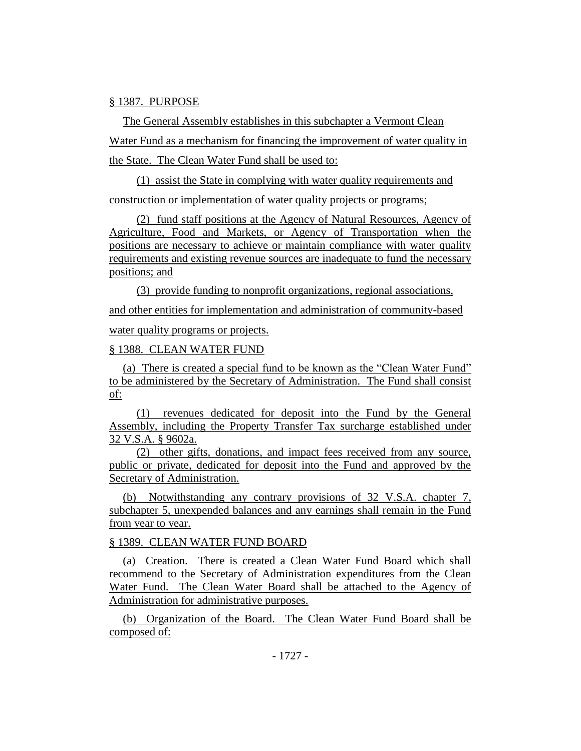§ 1387. PURPOSE

The General Assembly establishes in this subchapter a Vermont Clean Water Fund as a mechanism for financing the improvement of water quality in the State. The Clean Water Fund shall be used to:

(1) assist the State in complying with water quality requirements and construction or implementation of water quality projects or programs;

(2) fund staff positions at the Agency of Natural Resources, Agency of Agriculture, Food and Markets, or Agency of Transportation when the positions are necessary to achieve or maintain compliance with water quality requirements and existing revenue sources are inadequate to fund the necessary positions; and

(3) provide funding to nonprofit organizations, regional associations, and other entities for implementation and administration of community-based water quality programs or projects.

§ 1388. CLEAN WATER FUND

(a) There is created a special fund to be known as the "Clean Water Fund" to be administered by the Secretary of Administration. The Fund shall consist of:

(1) revenues dedicated for deposit into the Fund by the General Assembly, including the Property Transfer Tax surcharge established under 32 V.S.A. § 9602a.

(2) other gifts, donations, and impact fees received from any source, public or private, dedicated for deposit into the Fund and approved by the Secretary of Administration.

(b) Notwithstanding any contrary provisions of 32 V.S.A. chapter 7, subchapter 5, unexpended balances and any earnings shall remain in the Fund from year to year.

§ 1389. CLEAN WATER FUND BOARD

(a) Creation. There is created a Clean Water Fund Board which shall recommend to the Secretary of Administration expenditures from the Clean Water Fund. The Clean Water Board shall be attached to the Agency of Administration for administrative purposes.

(b) Organization of the Board. The Clean Water Fund Board shall be composed of: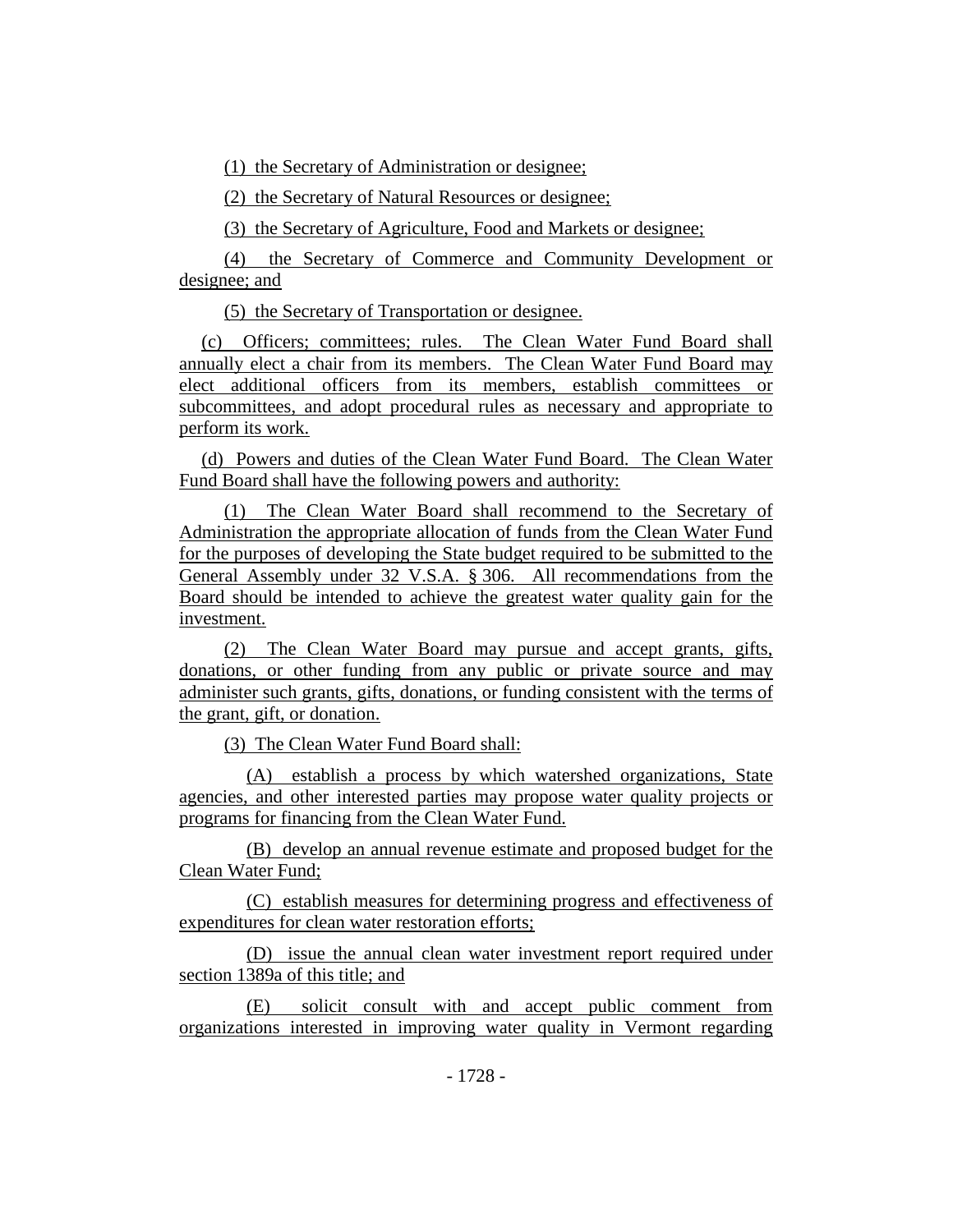(1) the Secretary of Administration or designee;

(2) the Secretary of Natural Resources or designee;

(3) the Secretary of Agriculture, Food and Markets or designee;

(4) the Secretary of Commerce and Community Development or designee; and

(5) the Secretary of Transportation or designee.

(c) Officers; committees; rules. The Clean Water Fund Board shall annually elect a chair from its members. The Clean Water Fund Board may elect additional officers from its members, establish committees or subcommittees, and adopt procedural rules as necessary and appropriate to perform its work.

(d) Powers and duties of the Clean Water Fund Board. The Clean Water Fund Board shall have the following powers and authority:

(1) The Clean Water Board shall recommend to the Secretary of Administration the appropriate allocation of funds from the Clean Water Fund for the purposes of developing the State budget required to be submitted to the General Assembly under 32 V.S.A. § 306. All recommendations from the Board should be intended to achieve the greatest water quality gain for the investment.

(2) The Clean Water Board may pursue and accept grants, gifts, donations, or other funding from any public or private source and may administer such grants, gifts, donations, or funding consistent with the terms of the grant, gift, or donation.

(3) The Clean Water Fund Board shall:

(A) establish a process by which watershed organizations, State agencies, and other interested parties may propose water quality projects or programs for financing from the Clean Water Fund.

(B) develop an annual revenue estimate and proposed budget for the Clean Water Fund;

(C) establish measures for determining progress and effectiveness of expenditures for clean water restoration efforts;

(D) issue the annual clean water investment report required under section 1389a of this title; and

(E) solicit consult with and accept public comment from organizations interested in improving water quality in Vermont regarding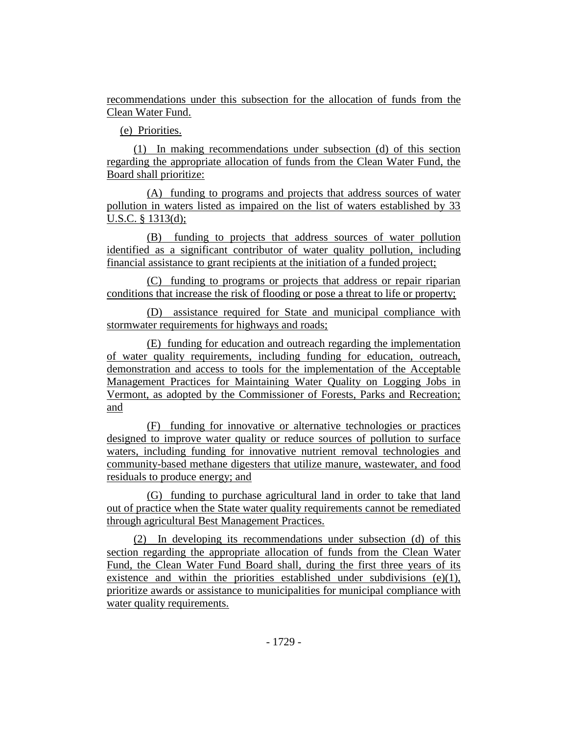recommendations under this subsection for the allocation of funds from the Clean Water Fund.

(e) Priorities.

(1) In making recommendations under subsection (d) of this section regarding the appropriate allocation of funds from the Clean Water Fund, the Board shall prioritize:

(A) funding to programs and projects that address sources of water pollution in waters listed as impaired on the list of waters established by 33 U.S.C. § 1313(d);

(B) funding to projects that address sources of water pollution identified as a significant contributor of water quality pollution, including financial assistance to grant recipients at the initiation of a funded project;

(C) funding to programs or projects that address or repair riparian conditions that increase the risk of flooding or pose a threat to life or property;

(D) assistance required for State and municipal compliance with stormwater requirements for highways and roads;

(E) funding for education and outreach regarding the implementation of water quality requirements, including funding for education, outreach, demonstration and access to tools for the implementation of the Acceptable Management Practices for Maintaining Water Quality on Logging Jobs in Vermont, as adopted by the Commissioner of Forests, Parks and Recreation; and

(F) funding for innovative or alternative technologies or practices designed to improve water quality or reduce sources of pollution to surface waters, including funding for innovative nutrient removal technologies and community-based methane digesters that utilize manure, wastewater, and food residuals to produce energy; and

(G) funding to purchase agricultural land in order to take that land out of practice when the State water quality requirements cannot be remediated through agricultural Best Management Practices.

(2) In developing its recommendations under subsection (d) of this section regarding the appropriate allocation of funds from the Clean Water Fund, the Clean Water Fund Board shall, during the first three years of its existence and within the priorities established under subdivisions (e)(1), prioritize awards or assistance to municipalities for municipal compliance with water quality requirements.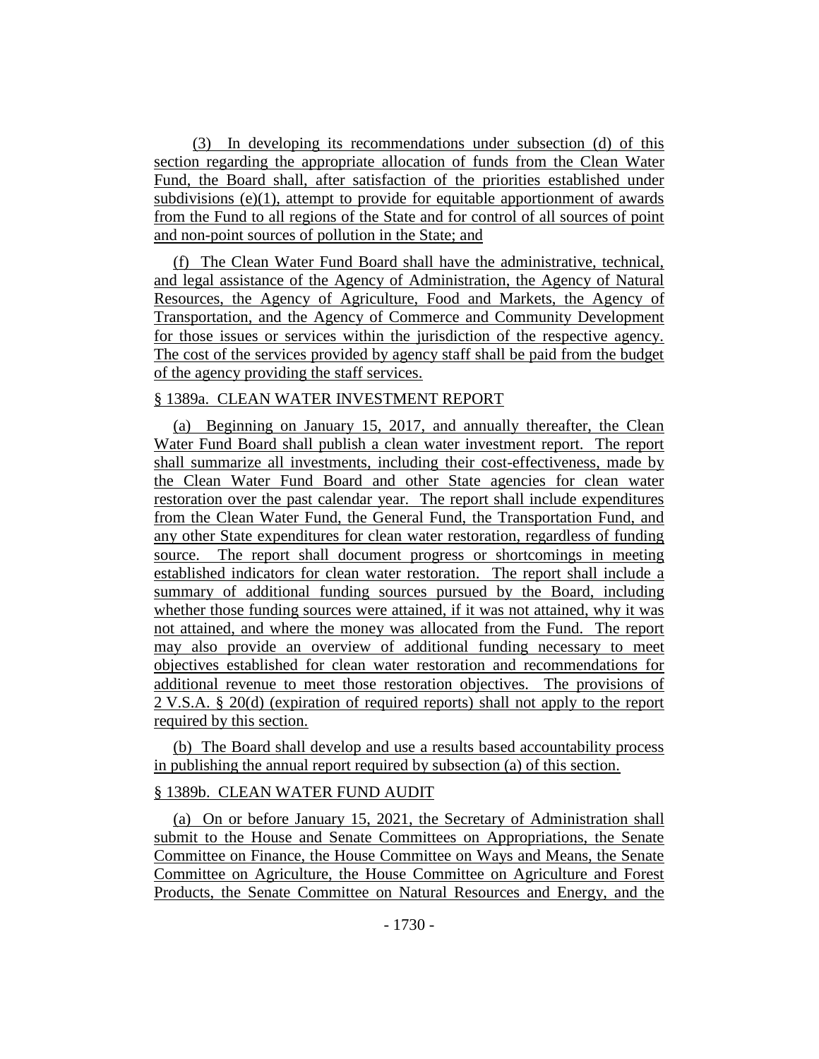(3) In developing its recommendations under subsection (d) of this section regarding the appropriate allocation of funds from the Clean Water Fund, the Board shall, after satisfaction of the priorities established under subdivisions (e)(1), attempt to provide for equitable apportionment of awards from the Fund to all regions of the State and for control of all sources of point and non-point sources of pollution in the State; and

(f) The Clean Water Fund Board shall have the administrative, technical, and legal assistance of the Agency of Administration, the Agency of Natural Resources, the Agency of Agriculture, Food and Markets, the Agency of Transportation, and the Agency of Commerce and Community Development for those issues or services within the jurisdiction of the respective agency. The cost of the services provided by agency staff shall be paid from the budget of the agency providing the staff services.

§ 1389a. CLEAN WATER INVESTMENT REPORT

(a) Beginning on January 15, 2017, and annually thereafter, the Clean Water Fund Board shall publish a clean water investment report. The report shall summarize all investments, including their cost-effectiveness, made by the Clean Water Fund Board and other State agencies for clean water restoration over the past calendar year. The report shall include expenditures from the Clean Water Fund, the General Fund, the Transportation Fund, and any other State expenditures for clean water restoration, regardless of funding source. The report shall document progress or shortcomings in meeting established indicators for clean water restoration. The report shall include a summary of additional funding sources pursued by the Board, including whether those funding sources were attained, if it was not attained, why it was not attained, and where the money was allocated from the Fund. The report may also provide an overview of additional funding necessary to meet objectives established for clean water restoration and recommendations for additional revenue to meet those restoration objectives. The provisions of 2 V.S.A. § 20(d) (expiration of required reports) shall not apply to the report required by this section.

(b) The Board shall develop and use a results based accountability process in publishing the annual report required by subsection (a) of this section.

§ 1389b. CLEAN WATER FUND AUDIT

(a) On or before January 15, 2021, the Secretary of Administration shall submit to the House and Senate Committees on Appropriations, the Senate Committee on Finance, the House Committee on Ways and Means, the Senate Committee on Agriculture, the House Committee on Agriculture and Forest Products, the Senate Committee on Natural Resources and Energy, and the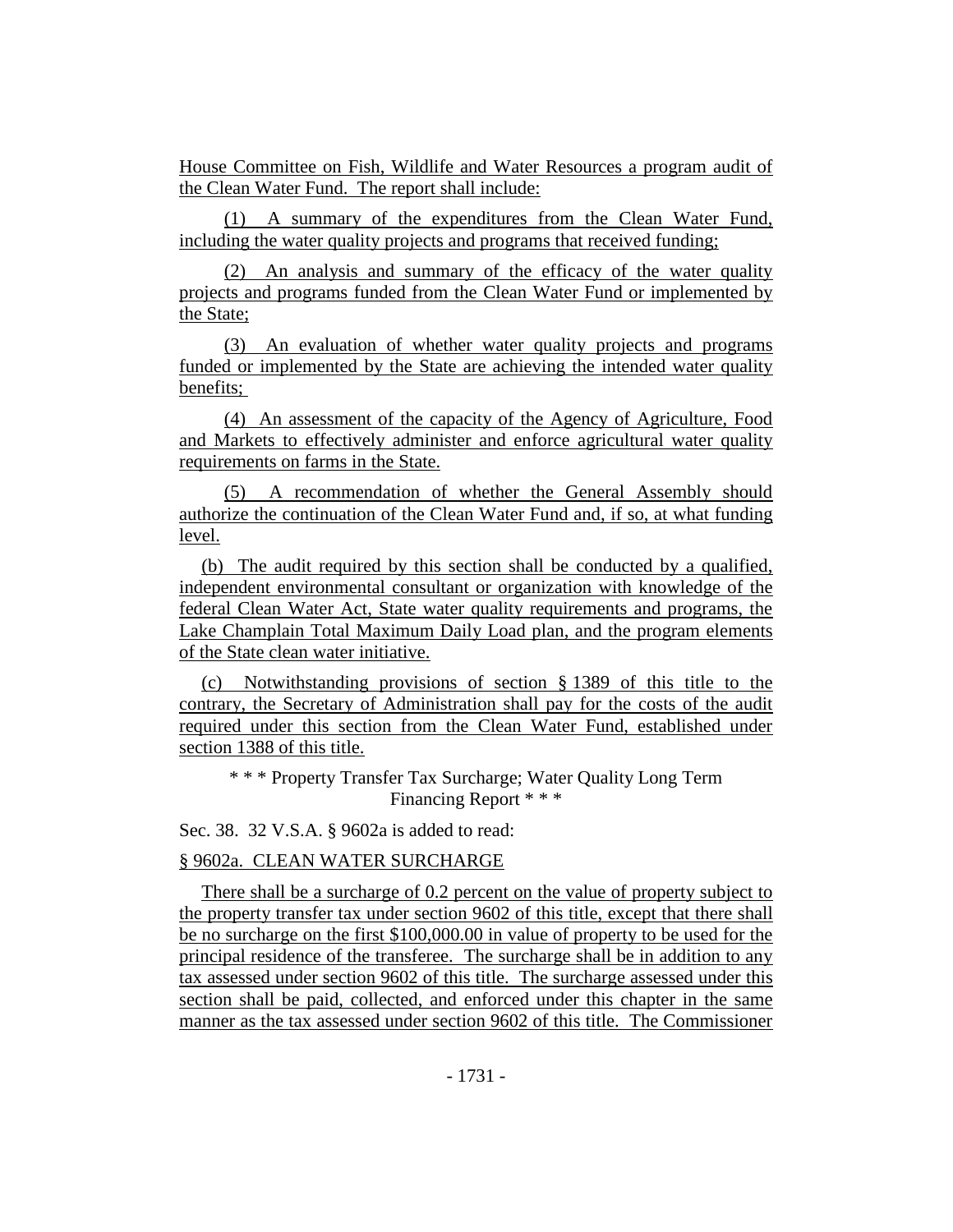House Committee on Fish, Wildlife and Water Resources a program audit of the Clean Water Fund. The report shall include:

(1) A summary of the expenditures from the Clean Water Fund, including the water quality projects and programs that received funding;

(2) An analysis and summary of the efficacy of the water quality projects and programs funded from the Clean Water Fund or implemented by the State;

(3) An evaluation of whether water quality projects and programs funded or implemented by the State are achieving the intended water quality benefits;

(4) An assessment of the capacity of the Agency of Agriculture, Food and Markets to effectively administer and enforce agricultural water quality requirements on farms in the State.

(5) A recommendation of whether the General Assembly should authorize the continuation of the Clean Water Fund and, if so, at what funding level.

(b) The audit required by this section shall be conducted by a qualified, independent environmental consultant or organization with knowledge of the federal Clean Water Act, State water quality requirements and programs, the Lake Champlain Total Maximum Daily Load plan, and the program elements of the State clean water initiative.

(c) Notwithstanding provisions of section § 1389 of this title to the contrary, the Secretary of Administration shall pay for the costs of the audit required under this section from the Clean Water Fund, established under section 1388 of this title.

\* \* \* Property Transfer Tax Surcharge; Water Quality Long Term Financing Report \* \* \*

Sec. 38. 32 V.S.A. § 9602a is added to read:

§ 9602a. CLEAN WATER SURCHARGE

There shall be a surcharge of 0.2 percent on the value of property subject to the property transfer tax under section 9602 of this title, except that there shall be no surcharge on the first $100,000.00 in value of property to be used for the principal residence of the transferee. The surcharge shall be in addition to any tax assessed under section 9602 of this title. The surcharge assessed under this section shall be paid, collected, and enforced under this chapter in the same manner as the tax assessed under section 9602 of this title. The Commissioner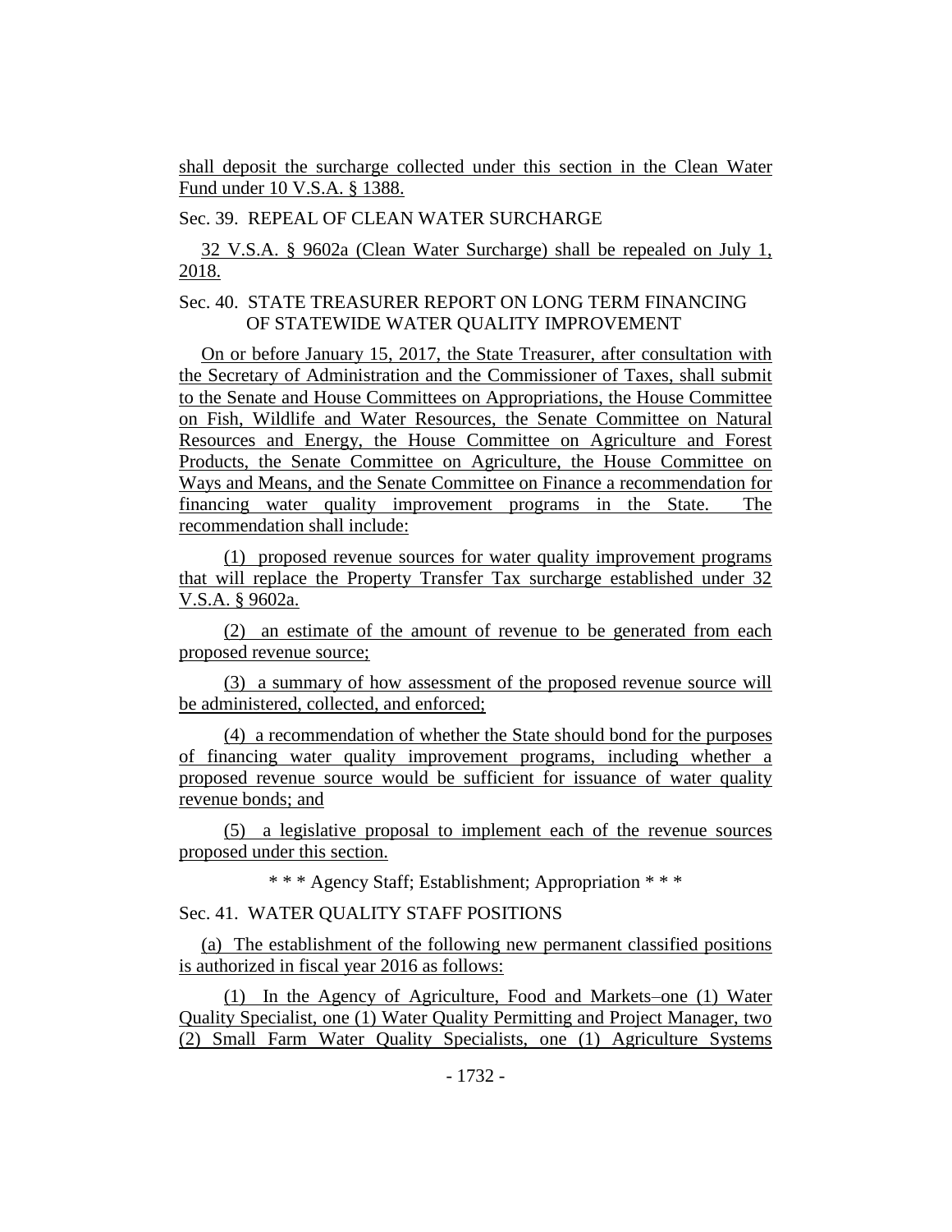shall deposit the surcharge collected under this section in the Clean Water Fund under 10 V.S.A. § 1388.

Sec. 39. REPEAL OF CLEAN WATER SURCHARGE

32 V.S.A. § 9602a (Clean Water Surcharge) shall be repealed on July 1, 2018.

Sec. 40. STATE TREASURER REPORT ON LONG TERM FINANCING OF STATEWIDE WATER QUALITY IMPROVEMENT

On or before January 15, 2017, the State Treasurer, after consultation with the Secretary of Administration and the Commissioner of Taxes, shall submit to the Senate and House Committees on Appropriations, the House Committee on Fish, Wildlife and Water Resources, the Senate Committee on Natural Resources and Energy, the House Committee on Agriculture and Forest Products, the Senate Committee on Agriculture, the House Committee on Ways and Means, and the Senate Committee on Finance a recommendation for financing water quality improvement programs in the State. The recommendation shall include:

(1) proposed revenue sources for water quality improvement programs that will replace the Property Transfer Tax surcharge established under 32 V.S.A. § 9602a.

(2) an estimate of the amount of revenue to be generated from each proposed revenue source;

(3) a summary of how assessment of the proposed revenue source will be administered, collected, and enforced;

(4) a recommendation of whether the State should bond for the purposes of financing water quality improvement programs, including whether a proposed revenue source would be sufficient for issuance of water quality revenue bonds; and

(5) a legislative proposal to implement each of the revenue sources proposed under this section.

\* \* \* Agency Staff; Establishment; Appropriation \* \* \*

Sec. 41. WATER QUALITY STAFF POSITIONS

(a) The establishment of the following new permanent classified positions is authorized in fiscal year 2016 as follows:

(1) In the Agency of Agriculture, Food and Markets–one (1) Water Quality Specialist, one (1) Water Quality Permitting and Project Manager, two (2) Small Farm Water Quality Specialists, one (1) Agriculture Systems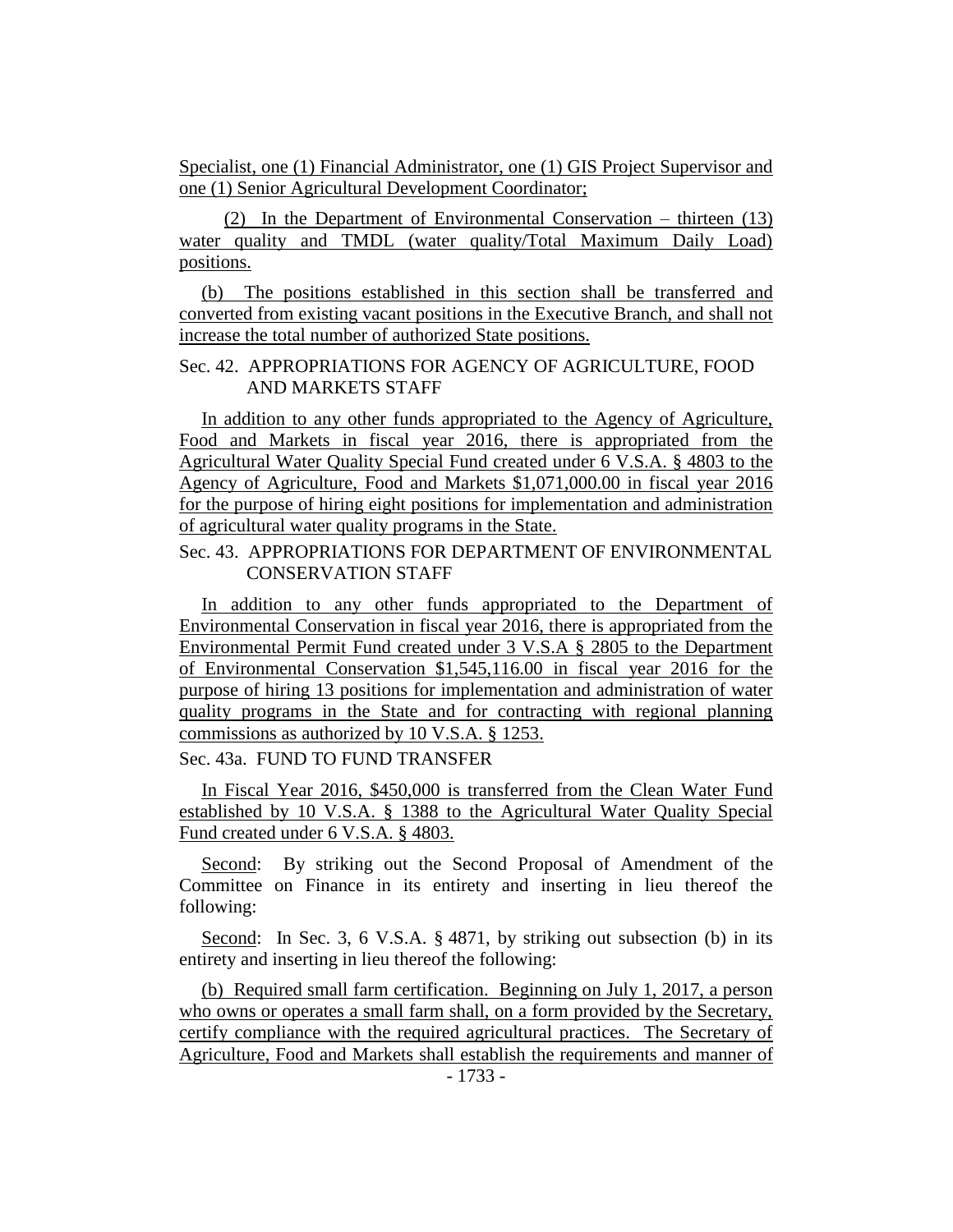Specialist, one (1) Financial Administrator, one (1) GIS Project Supervisor and one (1) Senior Agricultural Development Coordinator;

(2) In the Department of Environmental Conservation – thirteen (13) water quality and TMDL (water quality/Total Maximum Daily Load) positions.

(b) The positions established in this section shall be transferred and converted from existing vacant positions in the Executive Branch, and shall not increase the total number of authorized State positions.

Sec. 42. APPROPRIATIONS FOR AGENCY OF AGRICULTURE, FOOD AND MARKETS STAFF

In addition to any other funds appropriated to the Agency of Agriculture, Food and Markets in fiscal year 2016, there is appropriated from the Agricultural Water Quality Special Fund created under 6 V.S.A. § 4803 to the Agency of Agriculture, Food and Markets $1,071,000.00 in fiscal year 2016 for the purpose of hiring eight positions for implementation and administration of agricultural water quality programs in the State.

Sec. 43. APPROPRIATIONS FOR DEPARTMENT OF ENVIRONMENTAL CONSERVATION STAFF

In addition to any other funds appropriated to the Department of Environmental Conservation in fiscal year 2016, there is appropriated from the Environmental Permit Fund created under 3 V.S.A § 2805 to the Department of Environmental Conservation $1,545,116.00 in fiscal year 2016 for the purpose of hiring 13 positions for implementation and administration of water quality programs in the State and for contracting with regional planning commissions as authorized by 10 V.S.A. § 1253.

Sec. 43a. FUND TO FUND TRANSFER

In Fiscal Year 2016, $450,000 is transferred from the Clean Water Fund established by 10 V.S.A. § 1388 to the Agricultural Water Quality Special Fund created under 6 V.S.A. § 4803.

Second: By striking out the Second Proposal of Amendment of the Committee on Finance in its entirety and inserting in lieu thereof the following:

Second: In Sec. 3, 6 V.S.A. § 4871, by striking out subsection (b) in its entirety and inserting in lieu thereof the following:

(b) Required small farm certification. Beginning on July 1, 2017, a person who owns or operates a small farm shall, on a form provided by the Secretary, certify compliance with the required agricultural practices. The Secretary of Agriculture, Food and Markets shall establish the requirements and manner of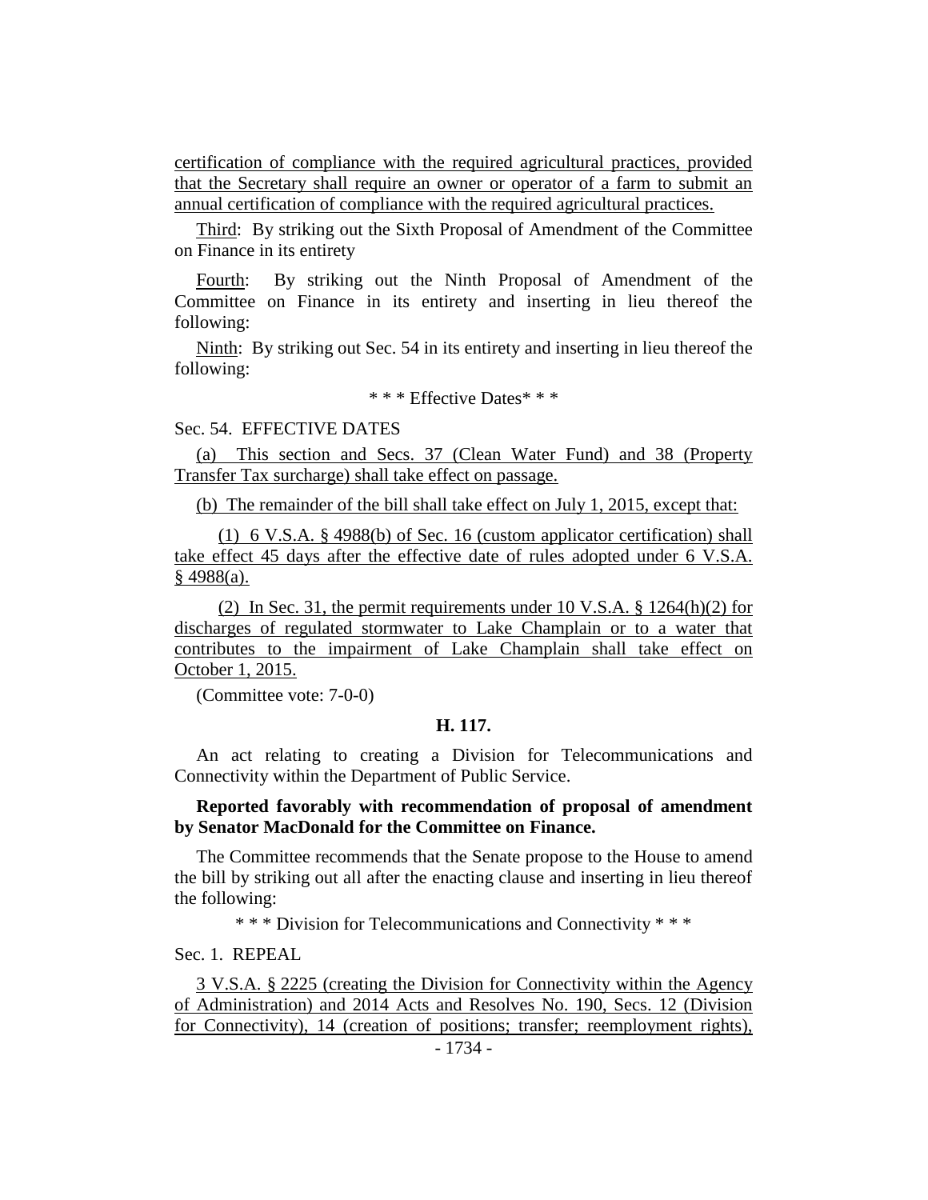certification of compliance with the required agricultural practices, provided that the Secretary shall require an owner or operator of a farm to submit an annual certification of compliance with the required agricultural practices.

Third: By striking out the Sixth Proposal of Amendment of the Committee on Finance in its entirety

Fourth: By striking out the Ninth Proposal of Amendment of the Committee on Finance in its entirety and inserting in lieu thereof the following:

Ninth: By striking out Sec. 54 in its entirety and inserting in lieu thereof the following:

\* \* \* Effective Dates\* \* \*

Sec. 54. EFFECTIVE DATES

(a) This section and Secs. 37 (Clean Water Fund) and 38 (Property Transfer Tax surcharge) shall take effect on passage.

(b) The remainder of the bill shall take effect on July 1, 2015, except that:

(1) 6 V.S.A. § 4988(b) of Sec. 16 (custom applicator certification) shall take effect 45 days after the effective date of rules adopted under 6 V.S.A. § 4988(a).

(2) In Sec. 31, the permit requirements under 10 V.S.A. § 1264(h)(2) for discharges of regulated stormwater to Lake Champlain or to a water that contributes to the impairment of Lake Champlain shall take effect on October 1, 2015.

(Committee vote: 7-0-0)

**H. 117.**

An act relating to creating a Division for Telecommunications and Connectivity within the Department of Public Service.

**Reported favorably with recommendation of proposal of amendment by Senator MacDonald for the Committee on Finance.**

The Committee recommends that the Senate propose to the House to amend the bill by striking out all after the enacting clause and inserting in lieu thereof the following:

\* \* \* Division for Telecommunications and Connectivity \* \* \*

Sec. 1. REPEAL

3 V.S.A. § 2225 (creating the Division for Connectivity within the Agency of Administration) and 2014 Acts and Resolves No. 190, Secs. 12 (Division for Connectivity), 14 (creation of positions; transfer; reemployment rights),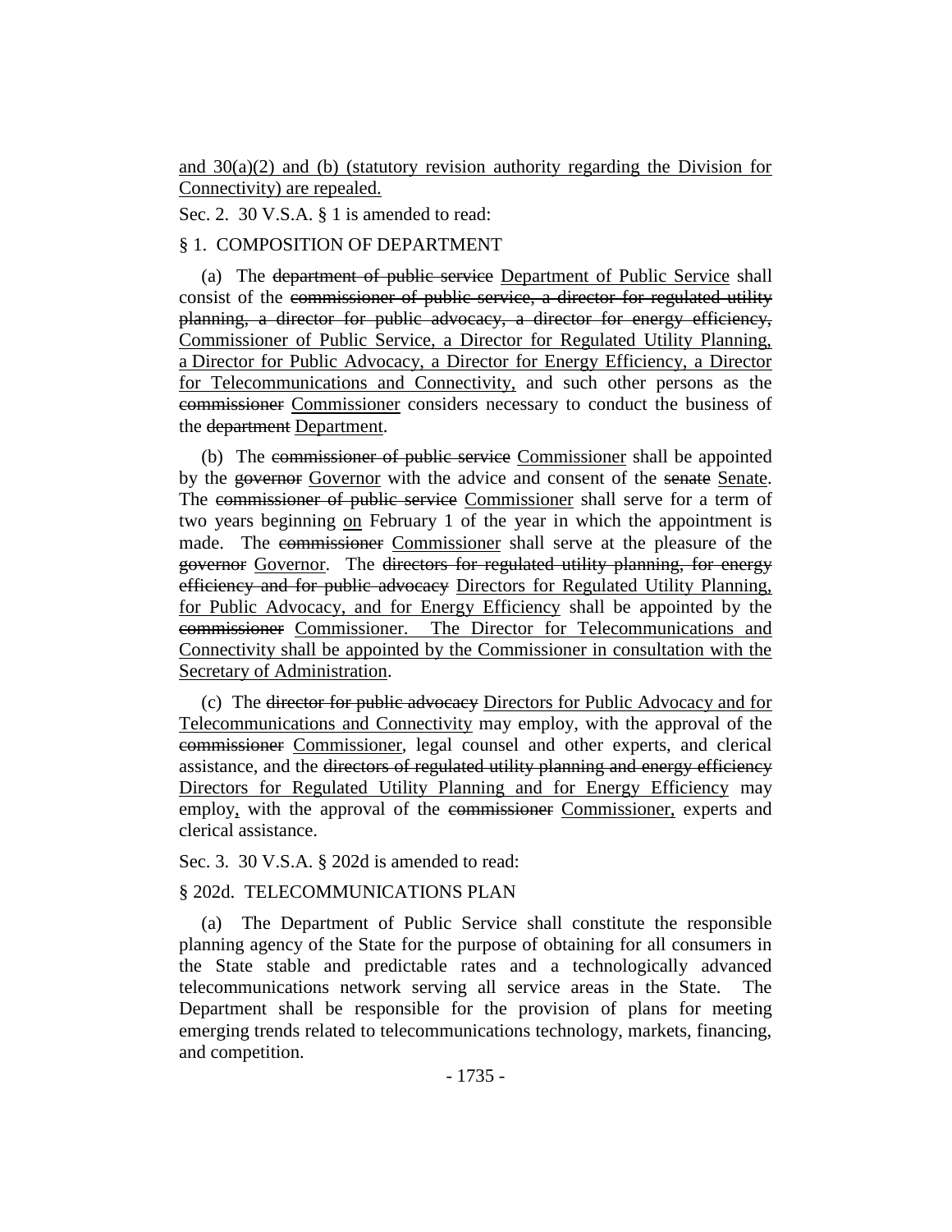<u>and 30(a)(2) and (b) (statutory revision authority regarding the Division for Connectivity) are repealed.</u>

Sec. 2. 30 V.S.A. § 1 is amended to read:

§ 1. COMPOSITION OF DEPARTMENT

(a) The ~~department of public service~~ <u>Department of Public Service</u> shall consist of the ~~commissioner of public service, a director for regulated utility planning, a director for public advocacy, a director for energy efficiency,~~ <u>Commissioner of Public Service, a Director for Regulated Utility Planning, a Director for Public Advocacy, a Director for Energy Efficiency, a Director for Telecommunications and Connectivity,</u> and such other persons as the ~~commissioner~~ <u>Commissioner</u> considers necessary to conduct the business of the ~~department~~ <u>Department</u>.

(b) The ~~commissioner of public service~~ <u>Commissioner</u> shall be appointed by the ~~governor~~ <u>Governor</u> with the advice and consent of the ~~senate~~ <u>Senate</u>. The ~~commissioner of public service~~ <u>Commissioner</u> shall serve for a term of two years beginning <u>on</u> February 1 of the year in which the appointment is made. The ~~commissioner~~ <u>Commissioner</u> shall serve at the pleasure of the ~~governor~~ <u>Governor</u>. The ~~directors for regulated utility planning, for energy efficiency and for public advocacy~~ <u>Directors for Regulated Utility Planning, for Public Advocacy, and for Energy Efficiency</u> shall be appointed by the ~~commissioner~~ <u>Commissioner. The Director for Telecommunications and Connectivity shall be appointed by the Commissioner in consultation with the Secretary of Administration</u>.

(c) The ~~director for public advocacy~~ <u>Directors for Public Advocacy and for Telecommunications and Connectivity</u> may employ, with the approval of the ~~commissioner~~ <u>Commissioner</u>, legal counsel and other experts, and clerical assistance, and the ~~directors of regulated utility planning and energy efficiency~~ <u>Directors for Regulated Utility Planning and for Energy Efficiency</u> may employ<u>,</u> with the approval of the ~~commissioner~~ <u>Commissioner,</u> experts and clerical assistance.

Sec. 3. 30 V.S.A. § 202d is amended to read:

§ 202d. TELECOMMUNICATIONS PLAN

(a) The Department of Public Service shall constitute the responsible planning agency of the State for the purpose of obtaining for all consumers in the State stable and predictable rates and a technologically advanced telecommunications network serving all service areas in the State. The Department shall be responsible for the provision of plans for meeting emerging trends related to telecommunications technology, markets, financing, and competition.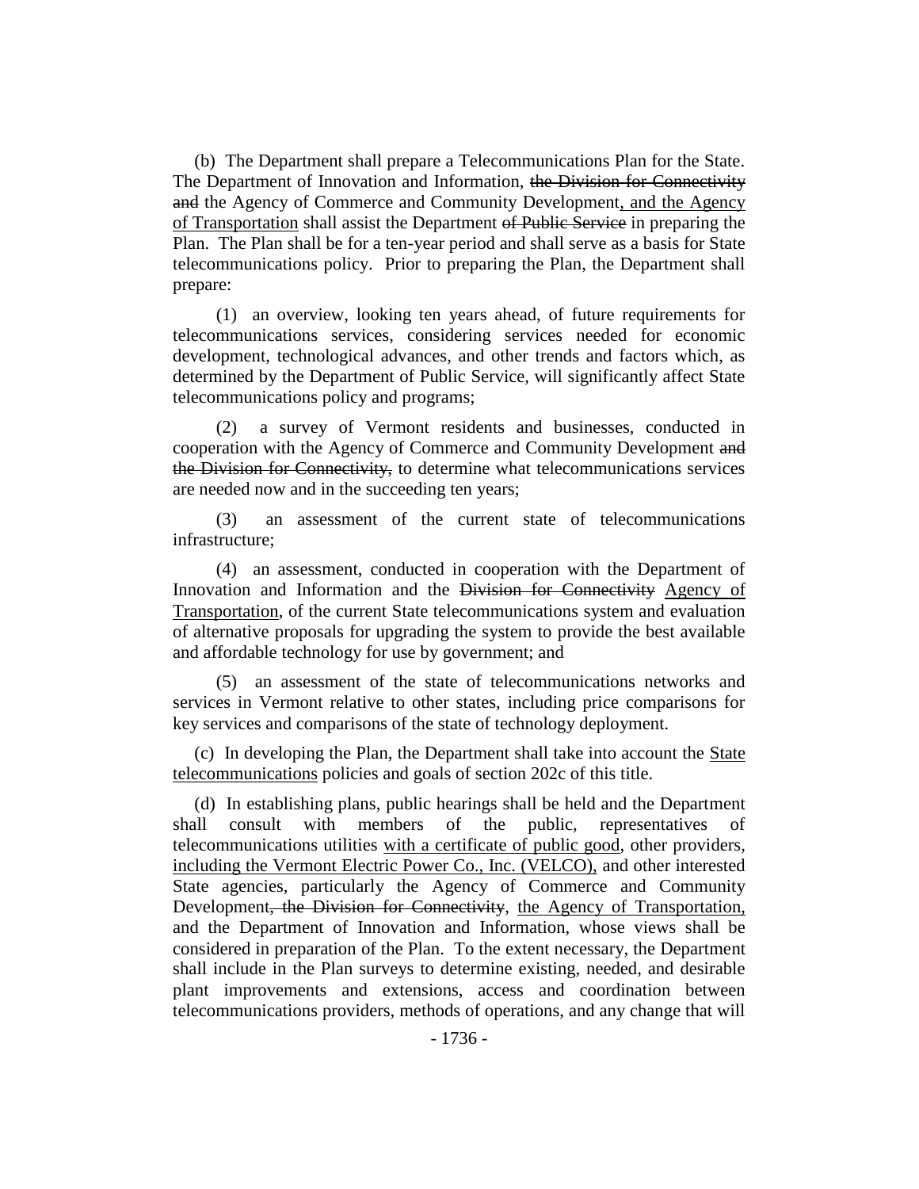(b) The Department shall prepare a Telecommunications Plan for the State. The Department of Innovation and Information, ~~the Division for Connectivity and~~ the Agency of Commerce and Community Development<u>, and the Agency of Transportation</u> shall assist the Department ~~of Public Service~~ in preparing the Plan. The Plan shall be for a ten-year period and shall serve as a basis for State telecommunications policy. Prior to preparing the Plan, the Department shall prepare:

(1) an overview, looking ten years ahead, of future requirements for telecommunications services, considering services needed for economic development, technological advances, and other trends and factors which, as determined by the Department of Public Service, will significantly affect State telecommunications policy and programs;

(2) a survey of Vermont residents and businesses, conducted in cooperation with the Agency of Commerce and Community Development ~~and the Division for Connectivity,~~ to determine what telecommunications services are needed now and in the succeeding ten years;

(3) an assessment of the current state of telecommunications infrastructure;

(4) an assessment, conducted in cooperation with the Department of Innovation and Information and the ~~Division for Connectivity~~ <u>Agency of Transportation</u>, of the current State telecommunications system and evaluation of alternative proposals for upgrading the system to provide the best available and affordable technology for use by government; and

(5) an assessment of the state of telecommunications networks and services in Vermont relative to other states, including price comparisons for key services and comparisons of the state of technology deployment.

(c) In developing the Plan, the Department shall take into account the <u>State telecommunications</u> policies and goals of section 202c of this title.

(d) In establishing plans, public hearings shall be held and the Department shall consult with members of the public, representatives of telecommunications utilities <u>with a certificate of public good</u>, other providers, <u>including the Vermont Electric Power Co., Inc. (VELCO),</u> and other interested State agencies, particularly the Agency of Commerce and Community Development~~, the Division for Connectivity~~, <u>the Agency of Transportation,</u> and the Department of Innovation and Information, whose views shall be considered in preparation of the Plan. To the extent necessary, the Department shall include in the Plan surveys to determine existing, needed, and desirable plant improvements and extensions, access and coordination between telecommunications providers, methods of operations, and any change that will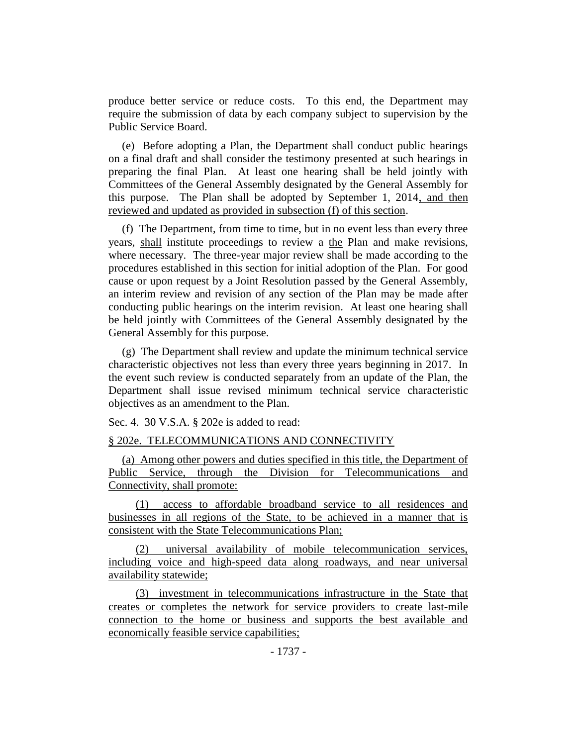produce better service or reduce costs. To this end, the Department may require the submission of data by each company subject to supervision by the Public Service Board.

(e) Before adopting a Plan, the Department shall conduct public hearings on a final draft and shall consider the testimony presented at such hearings in preparing the final Plan. At least one hearing shall be held jointly with Committees of the General Assembly designated by the General Assembly for this purpose. The Plan shall be adopted by September 1, 2014, and then reviewed and updated as provided in subsection (f) of this section.

(f) The Department, from time to time, but in no event less than every three years, shall institute proceedings to review a the Plan and make revisions, where necessary. The three-year major review shall be made according to the procedures established in this section for initial adoption of the Plan. For good cause or upon request by a Joint Resolution passed by the General Assembly, an interim review and revision of any section of the Plan may be made after conducting public hearings on the interim revision. At least one hearing shall be held jointly with Committees of the General Assembly designated by the General Assembly for this purpose.

(g) The Department shall review and update the minimum technical service characteristic objectives not less than every three years beginning in 2017. In the event such review is conducted separately from an update of the Plan, the Department shall issue revised minimum technical service characteristic objectives as an amendment to the Plan.

Sec. 4. 30 V.S.A. § 202e is added to read:

§ 202e. TELECOMMUNICATIONS AND CONNECTIVITY

(a) Among other powers and duties specified in this title, the Department of Public Service, through the Division for Telecommunications and Connectivity, shall promote:

(1) access to affordable broadband service to all residences and businesses in all regions of the State, to be achieved in a manner that is consistent with the State Telecommunications Plan;

(2) universal availability of mobile telecommunication services, including voice and high-speed data along roadways, and near universal availability statewide;

(3) investment in telecommunications infrastructure in the State that creates or completes the network for service providers to create last-mile connection to the home or business and supports the best available and economically feasible service capabilities;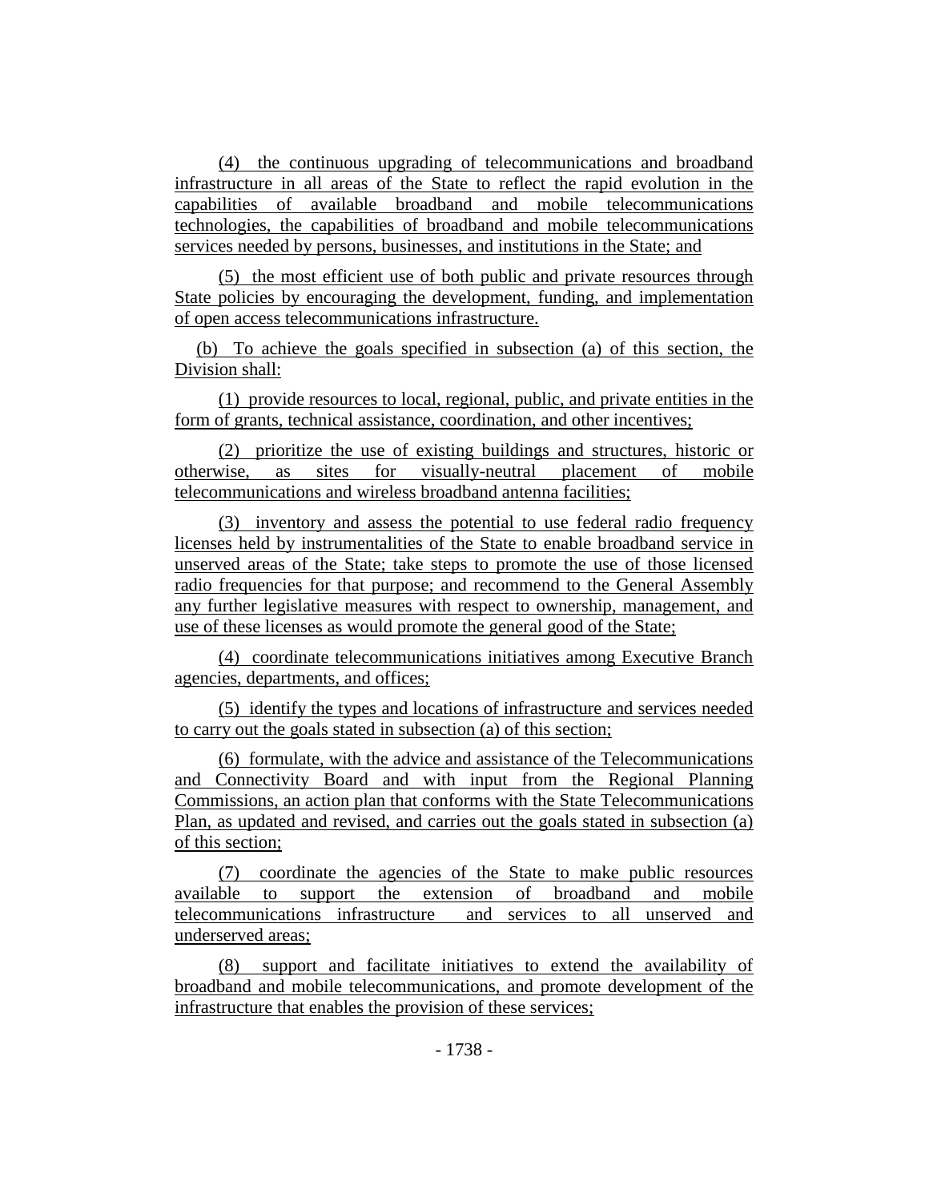(4) the continuous upgrading of telecommunications and broadband infrastructure in all areas of the State to reflect the rapid evolution in the capabilities of available broadband and mobile telecommunications technologies, the capabilities of broadband and mobile telecommunications services needed by persons, businesses, and institutions in the State; and

(5) the most efficient use of both public and private resources through State policies by encouraging the development, funding, and implementation of open access telecommunications infrastructure.

(b) To achieve the goals specified in subsection (a) of this section, the Division shall:

(1) provide resources to local, regional, public, and private entities in the form of grants, technical assistance, coordination, and other incentives;

(2) prioritize the use of existing buildings and structures, historic or otherwise, as sites for visually-neutral placement of mobile telecommunications and wireless broadband antenna facilities;

(3) inventory and assess the potential to use federal radio frequency licenses held by instrumentalities of the State to enable broadband service in unserved areas of the State; take steps to promote the use of those licensed radio frequencies for that purpose; and recommend to the General Assembly any further legislative measures with respect to ownership, management, and use of these licenses as would promote the general good of the State;

(4) coordinate telecommunications initiatives among Executive Branch agencies, departments, and offices;

(5) identify the types and locations of infrastructure and services needed to carry out the goals stated in subsection (a) of this section;

(6) formulate, with the advice and assistance of the Telecommunications and Connectivity Board and with input from the Regional Planning Commissions, an action plan that conforms with the State Telecommunications Plan, as updated and revised, and carries out the goals stated in subsection (a) of this section;

(7) coordinate the agencies of the State to make public resources available to support the extension of broadband and mobile telecommunications infrastructure and services to all unserved and underserved areas;

(8) support and facilitate initiatives to extend the availability of broadband and mobile telecommunications, and promote development of the infrastructure that enables the provision of these services;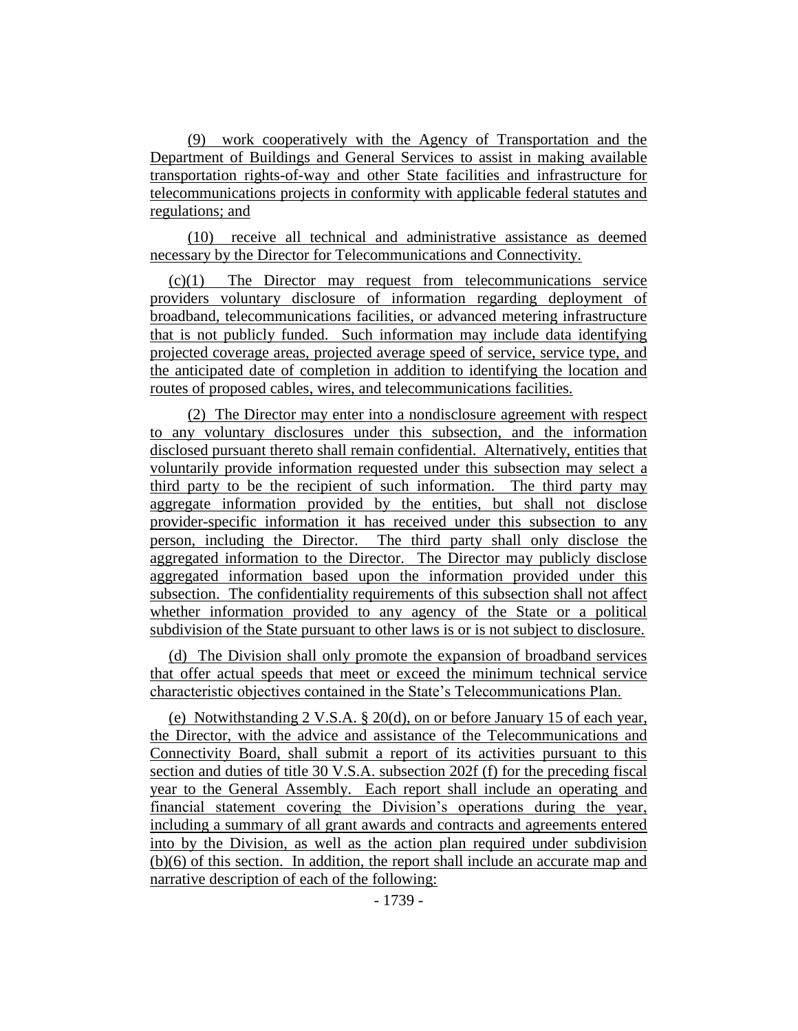(9) work cooperatively with the Agency of Transportation and the Department of Buildings and General Services to assist in making available transportation rights-of-way and other State facilities and infrastructure for telecommunications projects in conformity with applicable federal statutes and regulations; and

(10) receive all technical and administrative assistance as deemed necessary by the Director for Telecommunications and Connectivity.

(c)(1) The Director may request from telecommunications service providers voluntary disclosure of information regarding deployment of broadband, telecommunications facilities, or advanced metering infrastructure that is not publicly funded. Such information may include data identifying projected coverage areas, projected average speed of service, service type, and the anticipated date of completion in addition to identifying the location and routes of proposed cables, wires, and telecommunications facilities.

(2) The Director may enter into a nondisclosure agreement with respect to any voluntary disclosures under this subsection, and the information disclosed pursuant thereto shall remain confidential. Alternatively, entities that voluntarily provide information requested under this subsection may select a third party to be the recipient of such information. The third party may aggregate information provided by the entities, but shall not disclose provider-specific information it has received under this subsection to any person, including the Director. The third party shall only disclose the aggregated information to the Director. The Director may publicly disclose aggregated information based upon the information provided under this subsection. The confidentiality requirements of this subsection shall not affect whether information provided to any agency of the State or a political subdivision of the State pursuant to other laws is or is not subject to disclosure.

(d) The Division shall only promote the expansion of broadband services that offer actual speeds that meet or exceed the minimum technical service characteristic objectives contained in the State's Telecommunications Plan.

(e) Notwithstanding 2 V.S.A. § 20(d), on or before January 15 of each year, the Director, with the advice and assistance of the Telecommunications and Connectivity Board, shall submit a report of its activities pursuant to this section and duties of title 30 V.S.A. subsection 202f (f) for the preceding fiscal year to the General Assembly. Each report shall include an operating and financial statement covering the Division's operations during the year, including a summary of all grant awards and contracts and agreements entered into by the Division, as well as the action plan required under subdivision (b)(6) of this section. In addition, the report shall include an accurate map and narrative description of each of the following: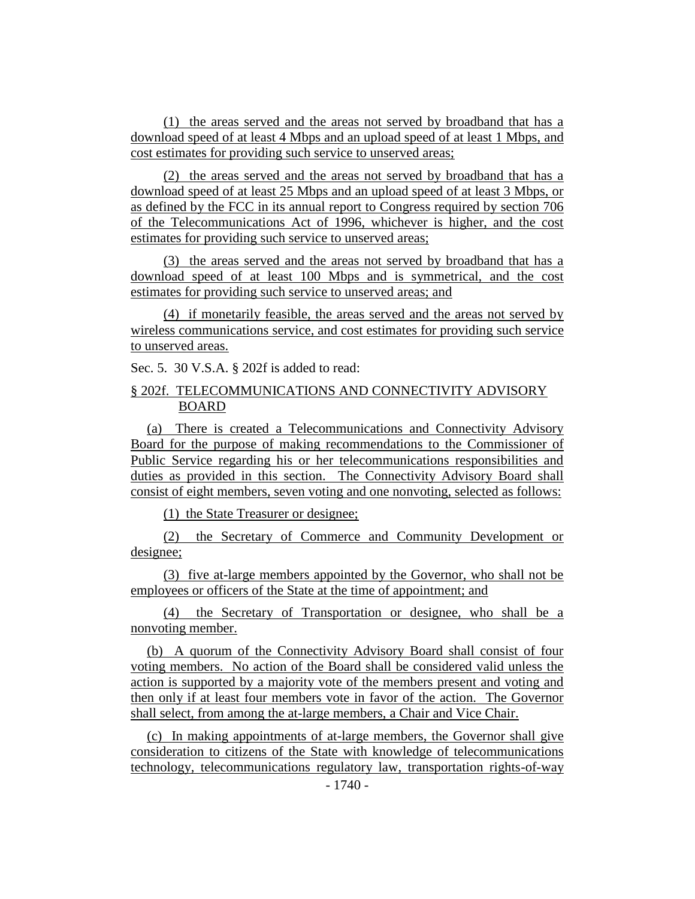(1) the areas served and the areas not served by broadband that has a download speed of at least 4 Mbps and an upload speed of at least 1 Mbps, and cost estimates for providing such service to unserved areas;

(2) the areas served and the areas not served by broadband that has a download speed of at least 25 Mbps and an upload speed of at least 3 Mbps, or as defined by the FCC in its annual report to Congress required by section 706 of the Telecommunications Act of 1996, whichever is higher, and the cost estimates for providing such service to unserved areas;

(3) the areas served and the areas not served by broadband that has a download speed of at least 100 Mbps and is symmetrical, and the cost estimates for providing such service to unserved areas; and

(4) if monetarily feasible, the areas served and the areas not served by wireless communications service, and cost estimates for providing such service to unserved areas.

Sec. 5. 30 V.S.A. § 202f is added to read:

§ 202f. TELECOMMUNICATIONS AND CONNECTIVITY ADVISORY BOARD

(a) There is created a Telecommunications and Connectivity Advisory Board for the purpose of making recommendations to the Commissioner of Public Service regarding his or her telecommunications responsibilities and duties as provided in this section. The Connectivity Advisory Board shall consist of eight members, seven voting and one nonvoting, selected as follows:

(1) the State Treasurer or designee;

(2) the Secretary of Commerce and Community Development or designee;

(3) five at-large members appointed by the Governor, who shall not be employees or officers of the State at the time of appointment; and

(4) the Secretary of Transportation or designee, who shall be a nonvoting member.

(b) A quorum of the Connectivity Advisory Board shall consist of four voting members. No action of the Board shall be considered valid unless the action is supported by a majority vote of the members present and voting and then only if at least four members vote in favor of the action. The Governor shall select, from among the at-large members, a Chair and Vice Chair.

(c) In making appointments of at-large members, the Governor shall give consideration to citizens of the State with knowledge of telecommunications technology, telecommunications regulatory law, transportation rights-of-way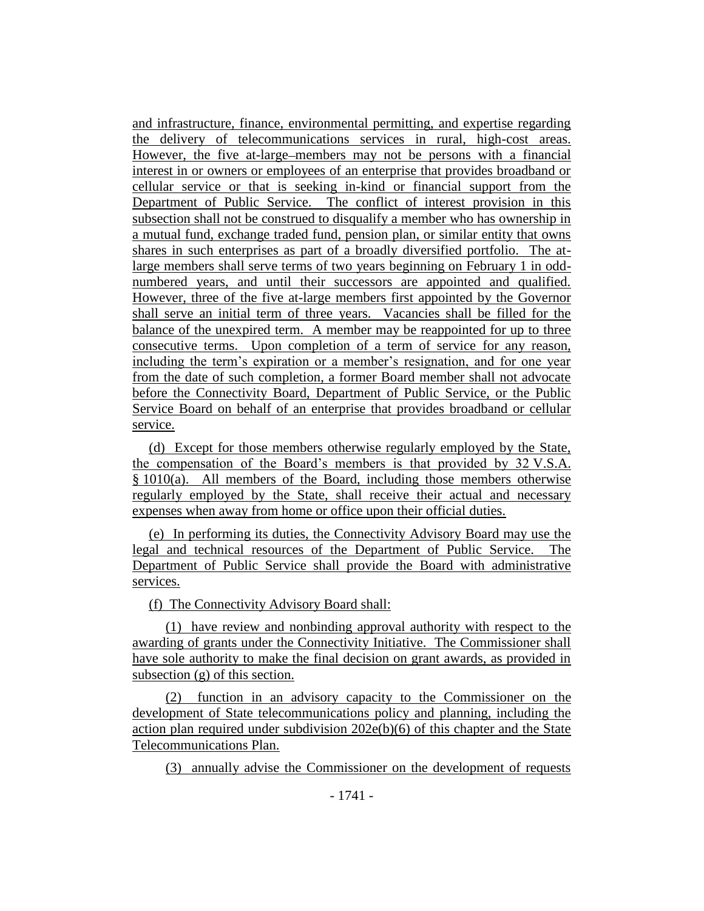and infrastructure, finance, environmental permitting, and expertise regarding the delivery of telecommunications services in rural, high-cost areas. However, the five at-large members may not be persons with a financial interest in or owners or employees of an enterprise that provides broadband or cellular service or that is seeking in-kind or financial support from the Department of Public Service. The conflict of interest provision in this subsection shall not be construed to disqualify a member who has ownership in a mutual fund, exchange traded fund, pension plan, or similar entity that owns shares in such enterprises as part of a broadly diversified portfolio. The at-large members shall serve terms of two years beginning on February 1 in odd-numbered years, and until their successors are appointed and qualified. However, three of the five at-large members first appointed by the Governor shall serve an initial term of three years. Vacancies shall be filled for the balance of the unexpired term. A member may be reappointed for up to three consecutive terms. Upon completion of a term of service for any reason, including the term's expiration or a member's resignation, and for one year from the date of such completion, a former Board member shall not advocate before the Connectivity Board, Department of Public Service, or the Public Service Board on behalf of an enterprise that provides broadband or cellular service.

(d) Except for those members otherwise regularly employed by the State, the compensation of the Board's members is that provided by 32 V.S.A. § 1010(a). All members of the Board, including those members otherwise regularly employed by the State, shall receive their actual and necessary expenses when away from home or office upon their official duties.

(e) In performing its duties, the Connectivity Advisory Board may use the legal and technical resources of the Department of Public Service. The Department of Public Service shall provide the Board with administrative services.

(f) The Connectivity Advisory Board shall:

(1) have review and nonbinding approval authority with respect to the awarding of grants under the Connectivity Initiative. The Commissioner shall have sole authority to make the final decision on grant awards, as provided in subsection (g) of this section.

(2) function in an advisory capacity to the Commissioner on the development of State telecommunications policy and planning, including the action plan required under subdivision 202e(b)(6) of this chapter and the State Telecommunications Plan.

(3) annually advise the Commissioner on the development of requests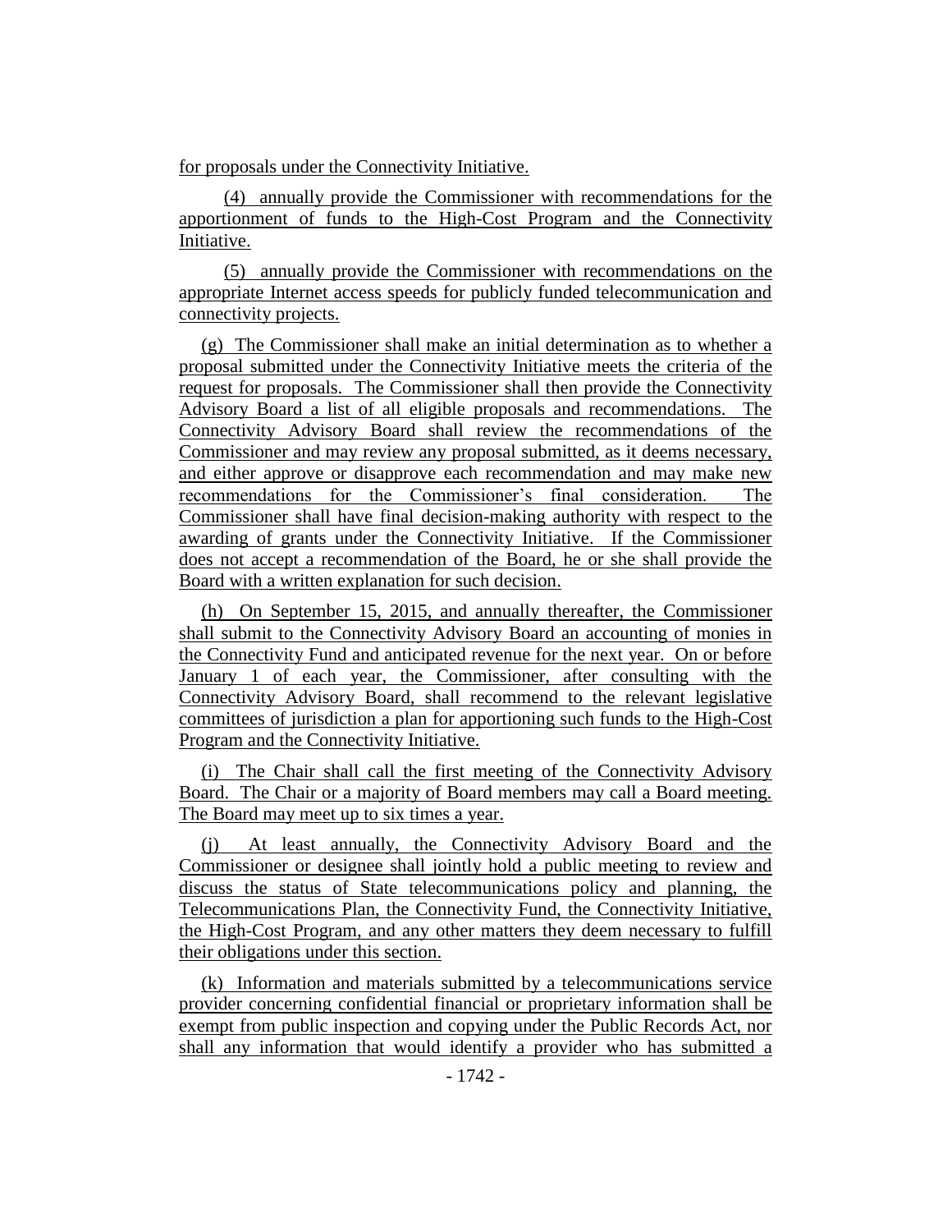for proposals under the Connectivity Initiative.

(4) annually provide the Commissioner with recommendations for the apportionment of funds to the High-Cost Program and the Connectivity Initiative.

(5) annually provide the Commissioner with recommendations on the appropriate Internet access speeds for publicly funded telecommunication and connectivity projects.

(g) The Commissioner shall make an initial determination as to whether a proposal submitted under the Connectivity Initiative meets the criteria of the request for proposals. The Commissioner shall then provide the Connectivity Advisory Board a list of all eligible proposals and recommendations. The Connectivity Advisory Board shall review the recommendations of the Commissioner and may review any proposal submitted, as it deems necessary, and either approve or disapprove each recommendation and may make new recommendations for the Commissioner's final consideration. The Commissioner shall have final decision-making authority with respect to the awarding of grants under the Connectivity Initiative. If the Commissioner does not accept a recommendation of the Board, he or she shall provide the Board with a written explanation for such decision.

(h) On September 15, 2015, and annually thereafter, the Commissioner shall submit to the Connectivity Advisory Board an accounting of monies in the Connectivity Fund and anticipated revenue for the next year. On or before January 1 of each year, the Commissioner, after consulting with the Connectivity Advisory Board, shall recommend to the relevant legislative committees of jurisdiction a plan for apportioning such funds to the High-Cost Program and the Connectivity Initiative.

(i) The Chair shall call the first meeting of the Connectivity Advisory Board. The Chair or a majority of Board members may call a Board meeting. The Board may meet up to six times a year.

(j) At least annually, the Connectivity Advisory Board and the Commissioner or designee shall jointly hold a public meeting to review and discuss the status of State telecommunications policy and planning, the Telecommunications Plan, the Connectivity Fund, the Connectivity Initiative, the High-Cost Program, and any other matters they deem necessary to fulfill their obligations under this section.

(k) Information and materials submitted by a telecommunications service provider concerning confidential financial or proprietary information shall be exempt from public inspection and copying under the Public Records Act, nor shall any information that would identify a provider who has submitted a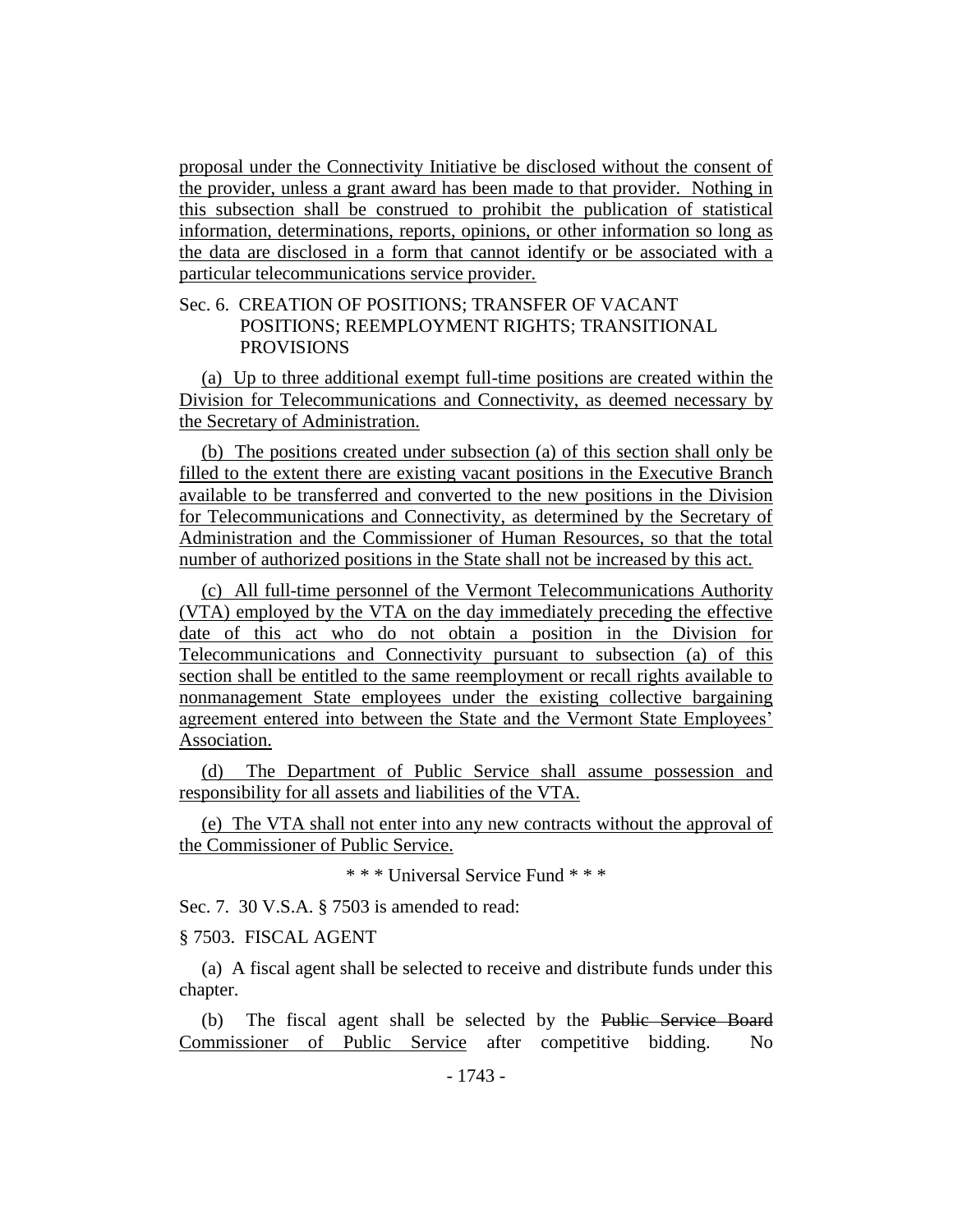proposal under the Connectivity Initiative be disclosed without the consent of the provider, unless a grant award has been made to that provider. Nothing in this subsection shall be construed to prohibit the publication of statistical information, determinations, reports, opinions, or other information so long as the data are disclosed in a form that cannot identify or be associated with a particular telecommunications service provider.

Sec. 6. CREATION OF POSITIONS; TRANSFER OF VACANT POSITIONS; REEMPLOYMENT RIGHTS; TRANSITIONAL PROVISIONS

(a) Up to three additional exempt full-time positions are created within the Division for Telecommunications and Connectivity, as deemed necessary by the Secretary of Administration.

(b) The positions created under subsection (a) of this section shall only be filled to the extent there are existing vacant positions in the Executive Branch available to be transferred and converted to the new positions in the Division for Telecommunications and Connectivity, as determined by the Secretary of Administration and the Commissioner of Human Resources, so that the total number of authorized positions in the State shall not be increased by this act.

(c) All full-time personnel of the Vermont Telecommunications Authority (VTA) employed by the VTA on the day immediately preceding the effective date of this act who do not obtain a position in the Division for Telecommunications and Connectivity pursuant to subsection (a) of this section shall be entitled to the same reemployment or recall rights available to nonmanagement State employees under the existing collective bargaining agreement entered into between the State and the Vermont State Employees' Association.

(d) The Department of Public Service shall assume possession and responsibility for all assets and liabilities of the VTA.

(e) The VTA shall not enter into any new contracts without the approval of the Commissioner of Public Service.

\* \* \* Universal Service Fund \* \* \*

Sec. 7. 30 V.S.A. § 7503 is amended to read:

§ 7503. FISCAL AGENT

(a) A fiscal agent shall be selected to receive and distribute funds under this chapter.

(b) The fiscal agent shall be selected by the ~~Public Service Board~~ Commissioner of Public Service after competitive bidding. No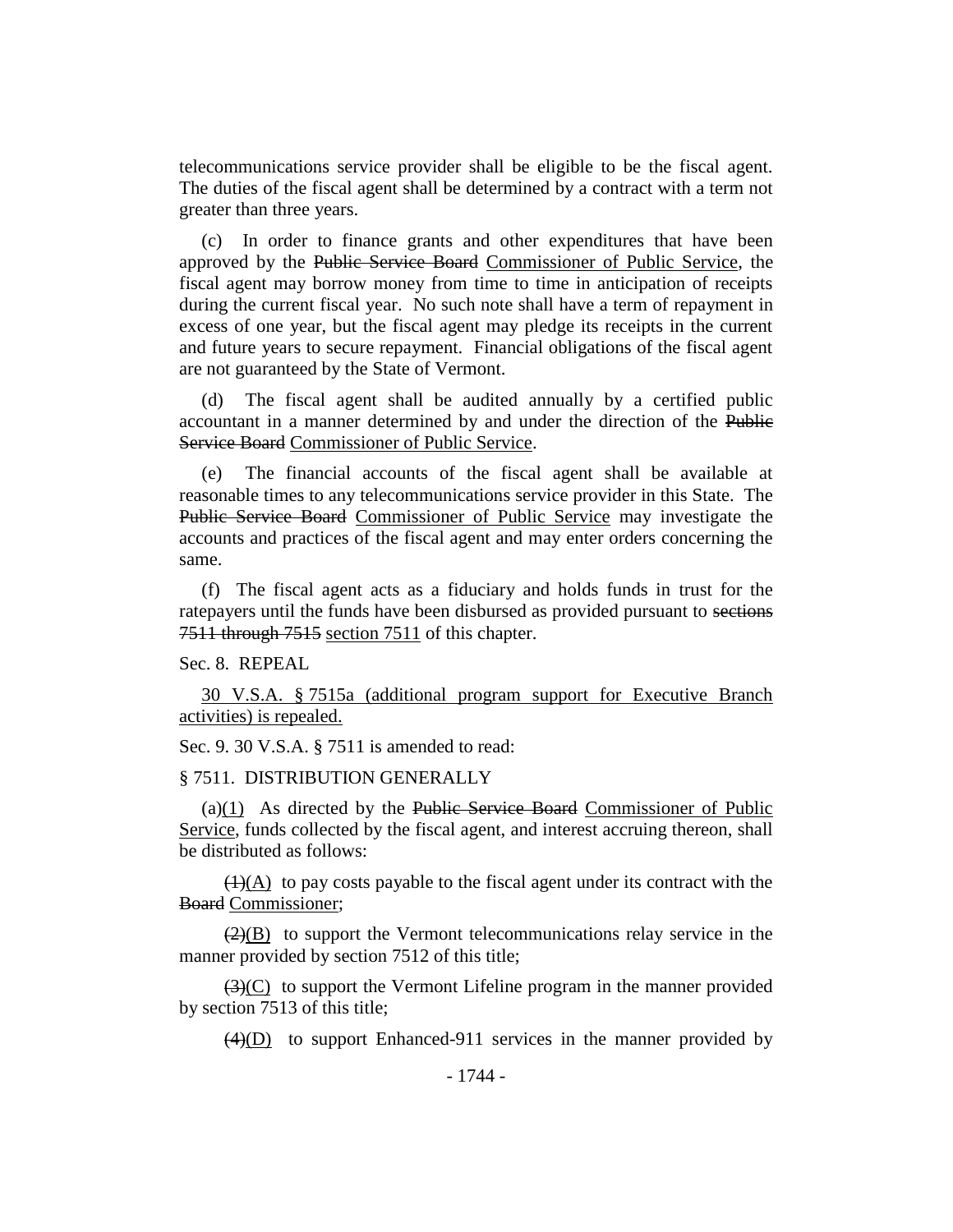telecommunications service provider shall be eligible to be the fiscal agent. The duties of the fiscal agent shall be determined by a contract with a term not greater than three years.

(c) In order to finance grants and other expenditures that have been approved by the ~~Public Service Board~~ <u>Commissioner of Public Service</u>, the fiscal agent may borrow money from time to time in anticipation of receipts during the current fiscal year. No such note shall have a term of repayment in excess of one year, but the fiscal agent may pledge its receipts in the current and future years to secure repayment. Financial obligations of the fiscal agent are not guaranteed by the State of Vermont.

(d) The fiscal agent shall be audited annually by a certified public accountant in a manner determined by and under the direction of the ~~Public Service Board~~ <u>Commissioner of Public Service</u>.

(e) The financial accounts of the fiscal agent shall be available at reasonable times to any telecommunications service provider in this State. The ~~Public Service Board~~ <u>Commissioner of Public Service</u> may investigate the accounts and practices of the fiscal agent and may enter orders concerning the same.

(f) The fiscal agent acts as a fiduciary and holds funds in trust for the ratepayers until the funds have been disbursed as provided pursuant to ~~sections 7511 through 7515~~ <u>section 7511</u> of this chapter.

Sec. 8. REPEAL

<u>30 V.S.A. § 7515a (additional program support for Executive Branch activities) is repealed.</u>

Sec. 9. 30 V.S.A. § 7511 is amended to read:

§ 7511. DISTRIBUTION GENERALLY

(a)<u>(1)</u> As directed by the ~~Public Service Board~~ <u>Commissioner of Public Service</u>, funds collected by the fiscal agent, and interest accruing thereon, shall be distributed as follows:

~~(1)~~<u>(A)</u> to pay costs payable to the fiscal agent under its contract with the ~~Board~~ <u>Commissioner</u>;

~~(2)~~<u>(B)</u> to support the Vermont telecommunications relay service in the manner provided by section 7512 of this title;

~~(3)~~<u>(C)</u> to support the Vermont Lifeline program in the manner provided by section 7513 of this title;

~~(4)~~<u>(D)</u> to support Enhanced-911 services in the manner provided by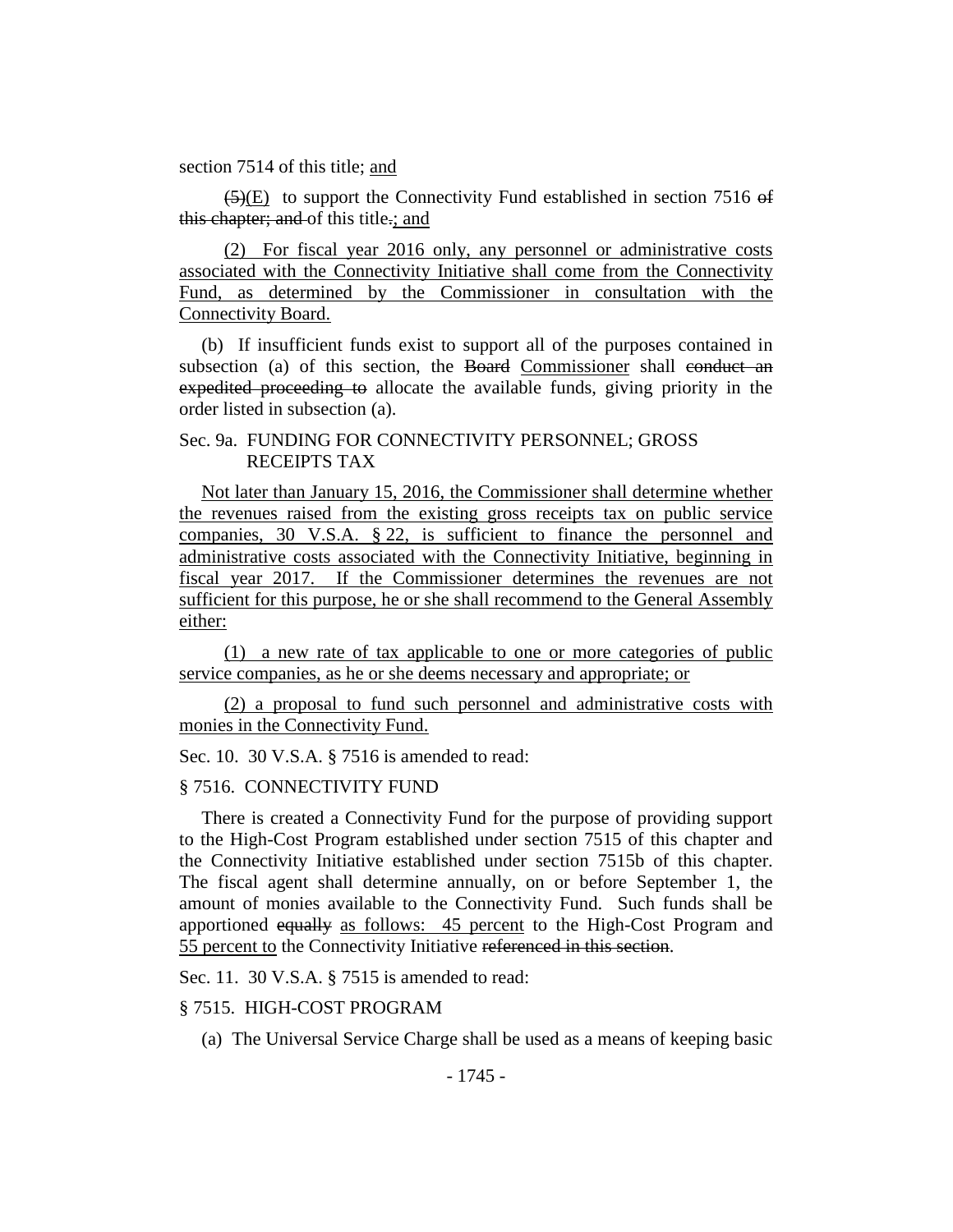section 7514 of this title; and

~~(5)~~(E) to support the Connectivity Fund established in section 7516 ~~of this chapter; and~~ of this title.; and

(2) For fiscal year 2016 only, any personnel or administrative costs associated with the Connectivity Initiative shall come from the Connectivity Fund, as determined by the Commissioner in consultation with the Connectivity Board.

(b) If insufficient funds exist to support all of the purposes contained in subsection (a) of this section, the ~~Board~~ Commissioner shall ~~conduct an expedited proceeding to~~ allocate the available funds, giving priority in the order listed in subsection (a).

Sec. 9a. FUNDING FOR CONNECTIVITY PERSONNEL; GROSS RECEIPTS TAX

Not later than January 15, 2016, the Commissioner shall determine whether the revenues raised from the existing gross receipts tax on public service companies, 30 V.S.A. § 22, is sufficient to finance the personnel and administrative costs associated with the Connectivity Initiative, beginning in fiscal year 2017. If the Commissioner determines the revenues are not sufficient for this purpose, he or she shall recommend to the General Assembly either:

(1) a new rate of tax applicable to one or more categories of public service companies, as he or she deems necessary and appropriate; or

(2) a proposal to fund such personnel and administrative costs with monies in the Connectivity Fund.

Sec. 10. 30 V.S.A. § 7516 is amended to read:

§ 7516. CONNECTIVITY FUND

There is created a Connectivity Fund for the purpose of providing support to the High-Cost Program established under section 7515 of this chapter and the Connectivity Initiative established under section 7515b of this chapter. The fiscal agent shall determine annually, on or before September 1, the amount of monies available to the Connectivity Fund. Such funds shall be apportioned ~~equally~~ as follows: 45 percent to the High-Cost Program and 55 percent to the Connectivity Initiative ~~referenced in this section~~.

Sec. 11. 30 V.S.A. § 7515 is amended to read:

§ 7515. HIGH-COST PROGRAM

(a) The Universal Service Charge shall be used as a means of keeping basic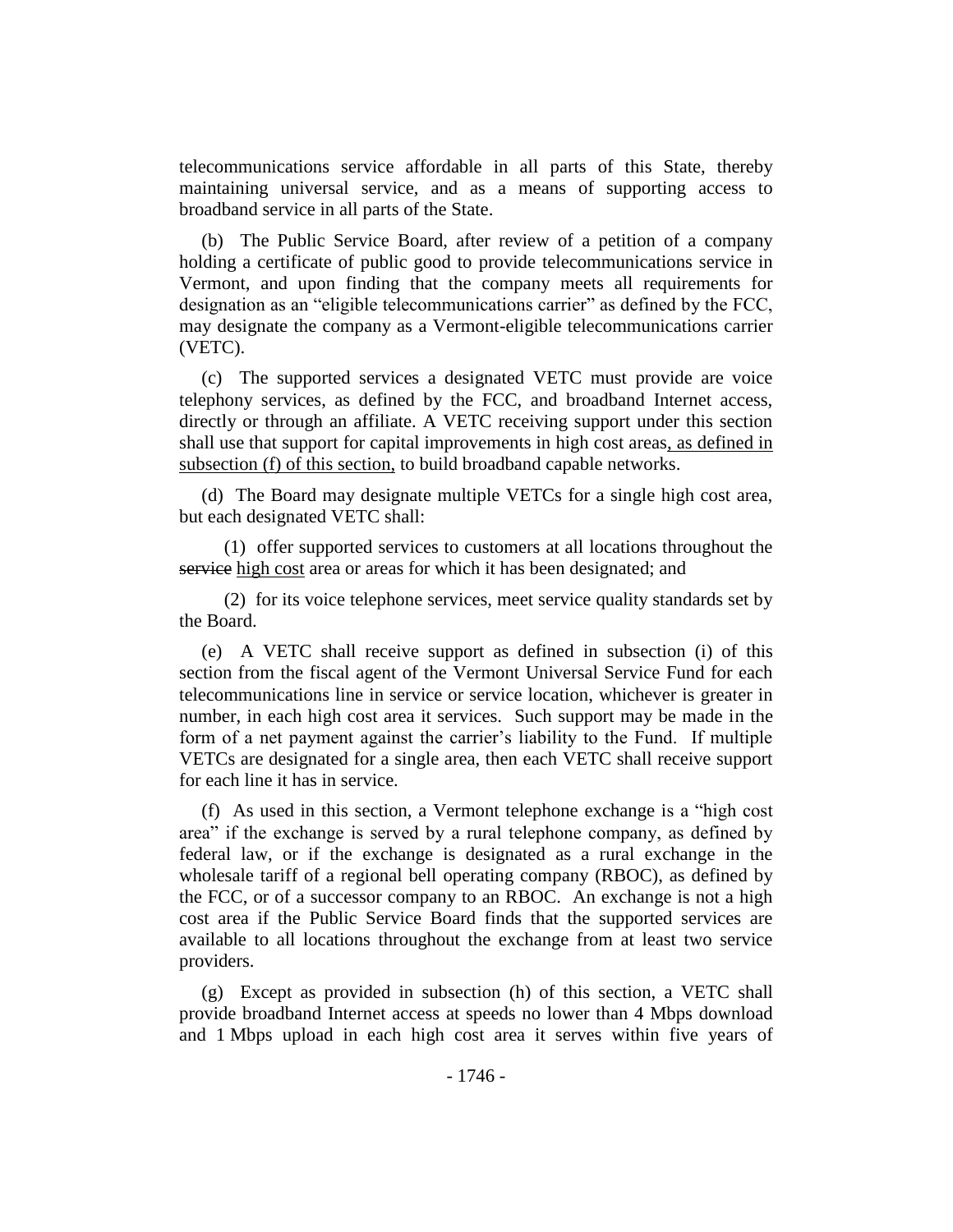telecommunications service affordable in all parts of this State, thereby maintaining universal service, and as a means of supporting access to broadband service in all parts of the State.

(b) The Public Service Board, after review of a petition of a company holding a certificate of public good to provide telecommunications service in Vermont, and upon finding that the company meets all requirements for designation as an "eligible telecommunications carrier" as defined by the FCC, may designate the company as a Vermont-eligible telecommunications carrier (VETC).

(c) The supported services a designated VETC must provide are voice telephony services, as defined by the FCC, and broadband Internet access, directly or through an affiliate. A VETC receiving support under this section shall use that support for capital improvements in high cost areas, as defined in subsection (f) of this section, to build broadband capable networks.

(d) The Board may designate multiple VETCs for a single high cost area, but each designated VETC shall:

(1) offer supported services to customers at all locations throughout the ~~service~~ high cost area or areas for which it has been designated; and

(2) for its voice telephone services, meet service quality standards set by the Board.

(e) A VETC shall receive support as defined in subsection (i) of this section from the fiscal agent of the Vermont Universal Service Fund for each telecommunications line in service or service location, whichever is greater in number, in each high cost area it services. Such support may be made in the form of a net payment against the carrier's liability to the Fund. If multiple VETCs are designated for a single area, then each VETC shall receive support for each line it has in service.

(f) As used in this section, a Vermont telephone exchange is a "high cost area" if the exchange is served by a rural telephone company, as defined by federal law, or if the exchange is designated as a rural exchange in the wholesale tariff of a regional bell operating company (RBOC), as defined by the FCC, or of a successor company to an RBOC. An exchange is not a high cost area if the Public Service Board finds that the supported services are available to all locations throughout the exchange from at least two service providers.

(g) Except as provided in subsection (h) of this section, a VETC shall provide broadband Internet access at speeds no lower than 4 Mbps download and 1 Mbps upload in each high cost area it serves within five years of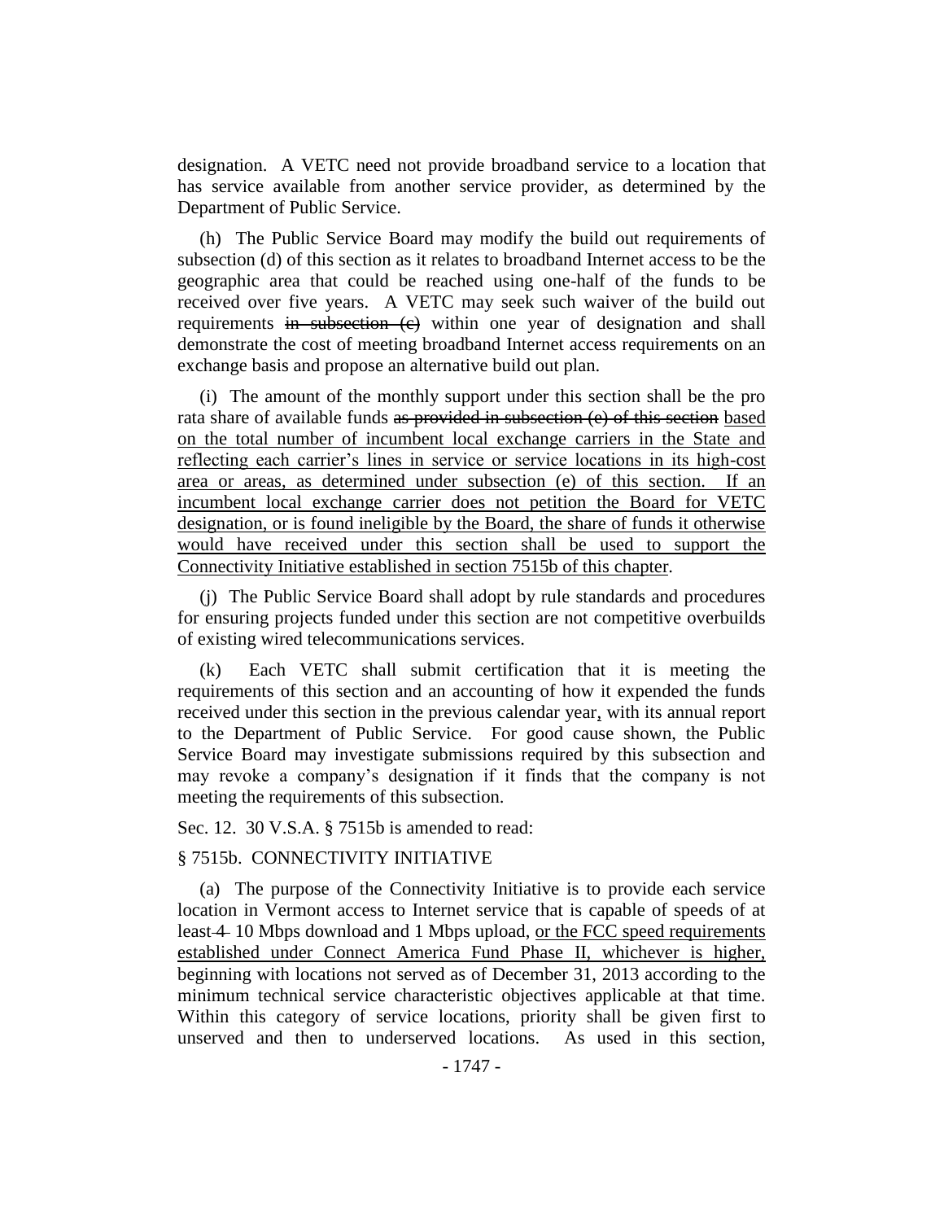designation. A VETC need not provide broadband service to a location that has service available from another service provider, as determined by the Department of Public Service.

(h) The Public Service Board may modify the build out requirements of subsection (d) of this section as it relates to broadband Internet access to be the geographic area that could be reached using one-half of the funds to be received over five years. A VETC may seek such waiver of the build out requirements ~~in subsection (c)~~ within one year of designation and shall demonstrate the cost of meeting broadband Internet access requirements on an exchange basis and propose an alternative build out plan.

(i) The amount of the monthly support under this section shall be the pro rata share of available funds ~~as provided in subsection (e) of this section~~ <u>based on the total number of incumbent local exchange carriers in the State and reflecting each carrier's lines in service or service locations in its high-cost area or areas, as determined under subsection (e) of this section. If an incumbent local exchange carrier does not petition the Board for VETC designation, or is found ineligible by the Board, the share of funds it otherwise would have received under this section shall be used to support the Connectivity Initiative established in section 7515b of this chapter</u>.

(j) The Public Service Board shall adopt by rule standards and procedures for ensuring projects funded under this section are not competitive overbuilds of existing wired telecommunications services.

(k) Each VETC shall submit certification that it is meeting the requirements of this section and an accounting of how it expended the funds received under this section in the previous calendar year<u>,</u> with its annual report to the Department of Public Service. For good cause shown, the Public Service Board may investigate submissions required by this subsection and may revoke a company's designation if it finds that the company is not meeting the requirements of this subsection.

Sec. 12. 30 V.S.A. § 7515b is amended to read:

§ 7515b. CONNECTIVITY INITIATIVE

(a) The purpose of the Connectivity Initiative is to provide each service location in Vermont access to Internet service that is capable of speeds of at least ~~4~~ 10 Mbps download and 1 Mbps upload, <u>or the FCC speed requirements established under Connect America Fund Phase II, whichever is higher,</u> beginning with locations not served as of December 31, 2013 according to the minimum technical service characteristic objectives applicable at that time. Within this category of service locations, priority shall be given first to unserved and then to underserved locations. As used in this section,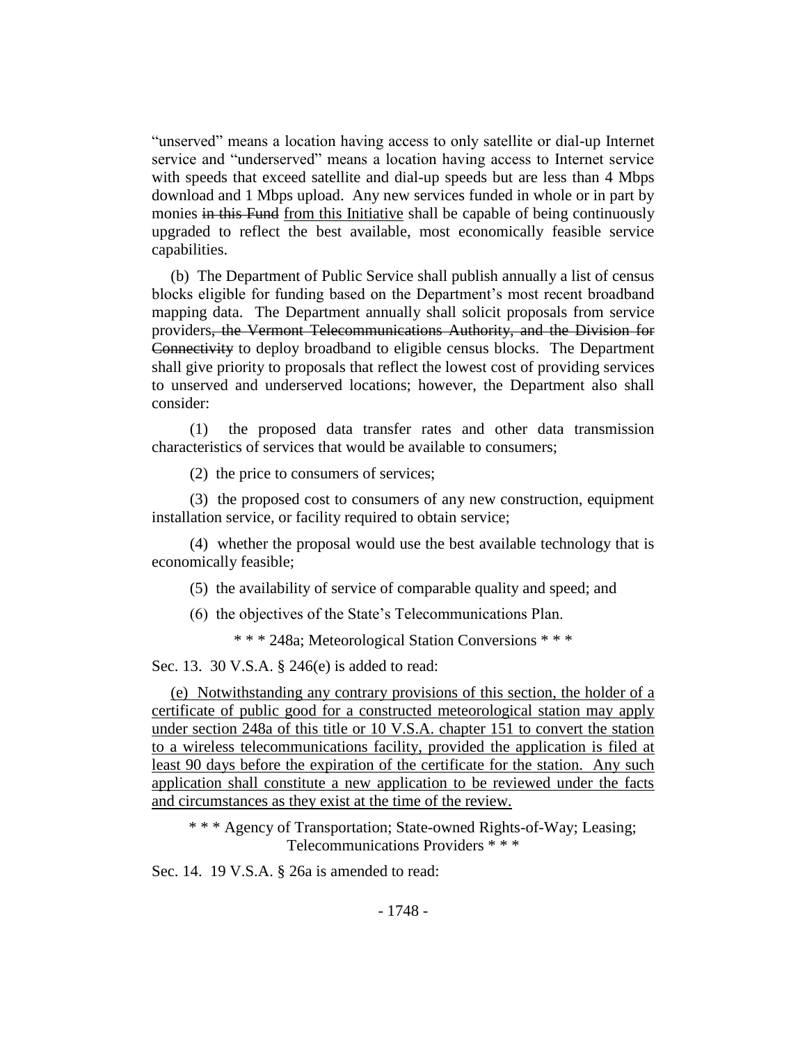"unserved" means a location having access to only satellite or dial-up Internet service and "underserved" means a location having access to Internet service with speeds that exceed satellite and dial-up speeds but are less than 4 Mbps download and 1 Mbps upload. Any new services funded in whole or in part by monies ~~in this Fund~~ <u>from this Initiative</u> shall be capable of being continuously upgraded to reflect the best available, most economically feasible service capabilities.

(b) The Department of Public Service shall publish annually a list of census blocks eligible for funding based on the Department's most recent broadband mapping data. The Department annually shall solicit proposals from service providers~~, the Vermont Telecommunications Authority, and the Division for Connectivity~~ to deploy broadband to eligible census blocks. The Department shall give priority to proposals that reflect the lowest cost of providing services to unserved and underserved locations; however, the Department also shall consider:

(1) the proposed data transfer rates and other data transmission characteristics of services that would be available to consumers;

(2) the price to consumers of services;

(3) the proposed cost to consumers of any new construction, equipment installation service, or facility required to obtain service;

(4) whether the proposal would use the best available technology that is economically feasible;

(5) the availability of service of comparable quality and speed; and

(6) the objectives of the State's Telecommunications Plan.

\* \* \* 248a; Meteorological Station Conversions \* \* \*

Sec. 13. 30 V.S.A. § 246(e) is added to read:

<u>(e) Notwithstanding any contrary provisions of this section, the holder of a certificate of public good for a constructed meteorological station may apply under section 248a of this title or 10 V.S.A. chapter 151 to convert the station to a wireless telecommunications facility, provided the application is filed at least 90 days before the expiration of the certificate for the station. Any such application shall constitute a new application to be reviewed under the facts and circumstances as they exist at the time of the review.</u>

\* \* \* Agency of Transportation; State-owned Rights-of-Way; Leasing; Telecommunications Providers \* \* \*

Sec. 14. 19 V.S.A. § 26a is amended to read: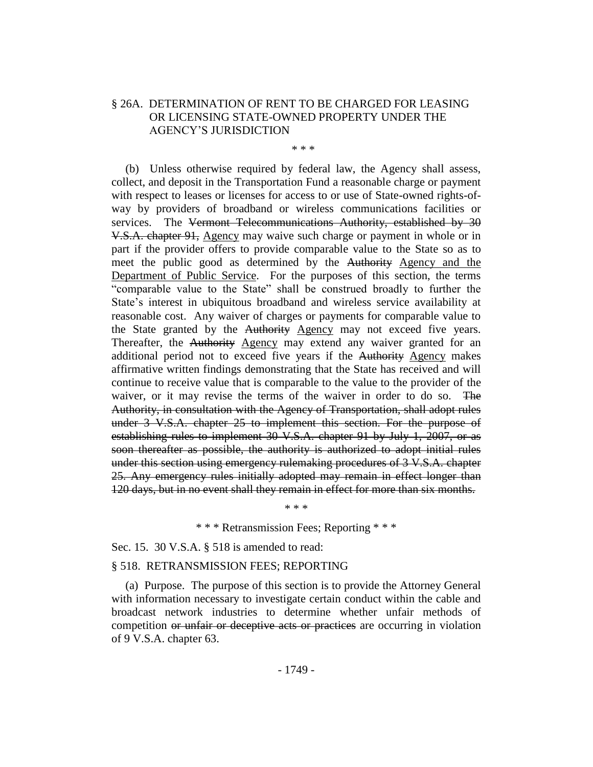§ 26A. DETERMINATION OF RENT TO BE CHARGED FOR LEASING OR LICENSING STATE-OWNED PROPERTY UNDER THE AGENCY'S JURISDICTION

\* \* \*

(b) Unless otherwise required by federal law, the Agency shall assess, collect, and deposit in the Transportation Fund a reasonable charge or payment with respect to leases or licenses for access to or use of State-owned rights-of-way by providers of broadband or wireless communications facilities or services. The ~~Vermont Telecommunications Authority, established by 30 V.S.A. chapter 91,~~ <u>Agency</u> may waive such charge or payment in whole or in part if the provider offers to provide comparable value to the State so as to meet the public good as determined by the ~~Authority~~ <u>Agency and the Department of Public Service</u>. For the purposes of this section, the terms "comparable value to the State" shall be construed broadly to further the State's interest in ubiquitous broadband and wireless service availability at reasonable cost. Any waiver of charges or payments for comparable value to the State granted by the ~~Authority~~ <u>Agency</u> may not exceed five years. Thereafter, the ~~Authority~~ <u>Agency</u> may extend any waiver granted for an additional period not to exceed five years if the ~~Authority~~ <u>Agency</u> makes affirmative written findings demonstrating that the State has received and will continue to receive value that is comparable to the value to the provider of the waiver, or it may revise the terms of the waiver in order to do so. ~~The Authority, in consultation with the Agency of Transportation, shall adopt rules under 3 V.S.A. chapter 25 to implement this section. For the purpose of establishing rules to implement 30 V.S.A. chapter 91 by July 1, 2007, or as soon thereafter as possible, the authority is authorized to adopt initial rules under this section using emergency rulemaking procedures of 3 V.S.A. chapter 25. Any emergency rules initially adopted may remain in effect longer than 120 days, but in no event shall they remain in effect for more than six months.~~

\* \* \*

\* \* \* Retransmission Fees; Reporting \* \* \*

Sec. 15. 30 V.S.A. § 518 is amended to read:

§ 518. RETRANSMISSION FEES; REPORTING

(a) Purpose. The purpose of this section is to provide the Attorney General with information necessary to investigate certain conduct within the cable and broadcast network industries to determine whether unfair methods of competition ~~or unfair or deceptive acts or practices~~ are occurring in violation of 9 V.S.A. chapter 63.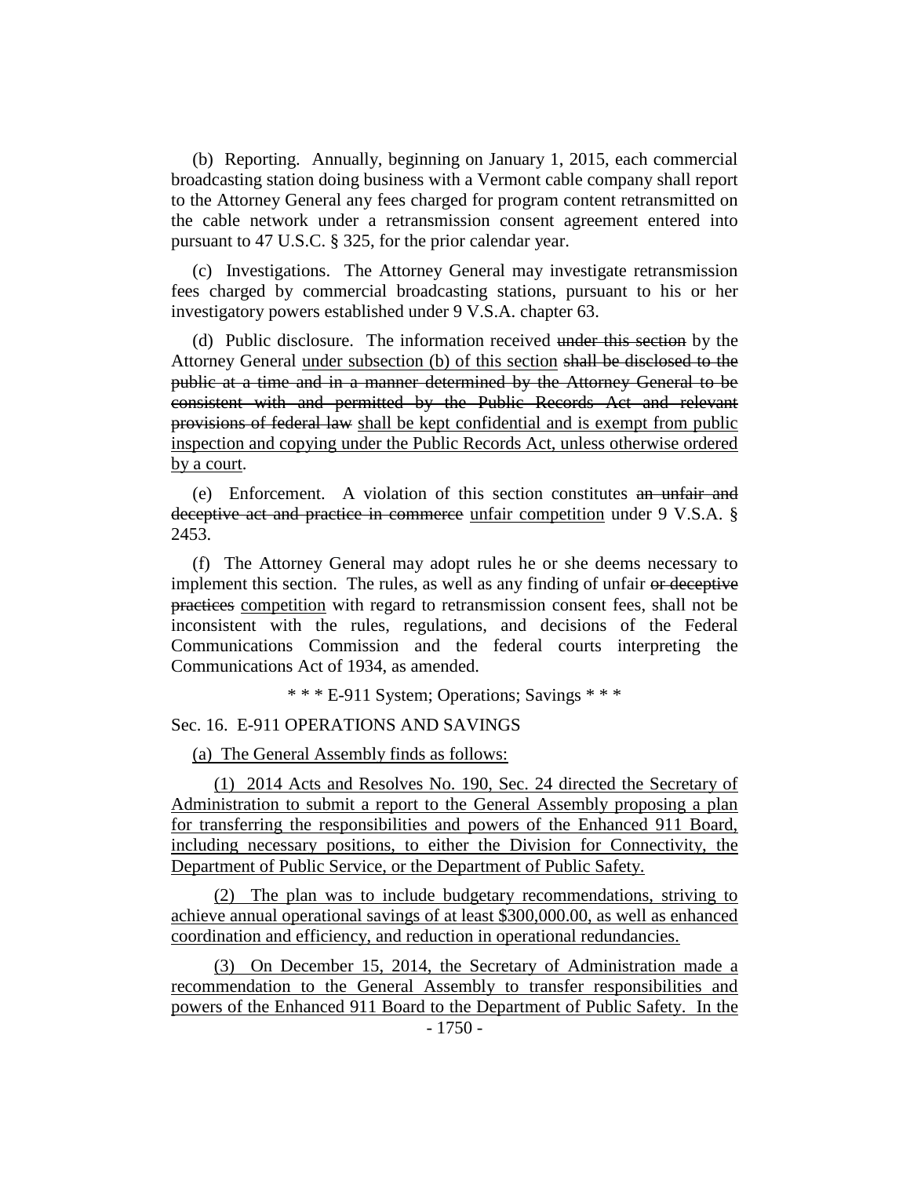(b) Reporting. Annually, beginning on January 1, 2015, each commercial broadcasting station doing business with a Vermont cable company shall report to the Attorney General any fees charged for program content retransmitted on the cable network under a retransmission consent agreement entered into pursuant to 47 U.S.C. § 325, for the prior calendar year.

(c) Investigations. The Attorney General may investigate retransmission fees charged by commercial broadcasting stations, pursuant to his or her investigatory powers established under 9 V.S.A. chapter 63.

(d) Public disclosure. The information received ~~under this section~~ by the Attorney General <u>under subsection (b) of this section</u> ~~shall be disclosed to the public at a time and in a manner determined by the Attorney General to be consistent with and permitted by the Public Records Act and relevant provisions of federal law~~ <u>shall be kept confidential and is exempt from public inspection and copying under the Public Records Act, unless otherwise ordered by a court</u>.

(e) Enforcement. A violation of this section constitutes ~~an unfair and deceptive act and practice in commerce~~ <u>unfair competition</u> under 9 V.S.A. § 2453.

(f) The Attorney General may adopt rules he or she deems necessary to implement this section. The rules, as well as any finding of unfair ~~or deceptive practices~~ <u>competition</u> with regard to retransmission consent fees, shall not be inconsistent with the rules, regulations, and decisions of the Federal Communications Commission and the federal courts interpreting the Communications Act of 1934, as amended.

\* \* \* E-911 System; Operations; Savings \* \* \*

Sec. 16. E-911 OPERATIONS AND SAVINGS

<u>(a) The General Assembly finds as follows:</u>

<u>(1) 2014 Acts and Resolves No. 190, Sec. 24 directed the Secretary of Administration to submit a report to the General Assembly proposing a plan for transferring the responsibilities and powers of the Enhanced 911 Board, including necessary positions, to either the Division for Connectivity, the Department of Public Service, or the Department of Public Safety.</u>

<u>(2) The plan was to include budgetary recommendations, striving to achieve annual operational savings of at least $300,000.00, as well as enhanced coordination and efficiency, and reduction in operational redundancies.</u>

<u>(3) On December 15, 2014, the Secretary of Administration made a recommendation to the General Assembly to transfer responsibilities and powers of the Enhanced 911 Board to the Department of Public Safety. In the</u>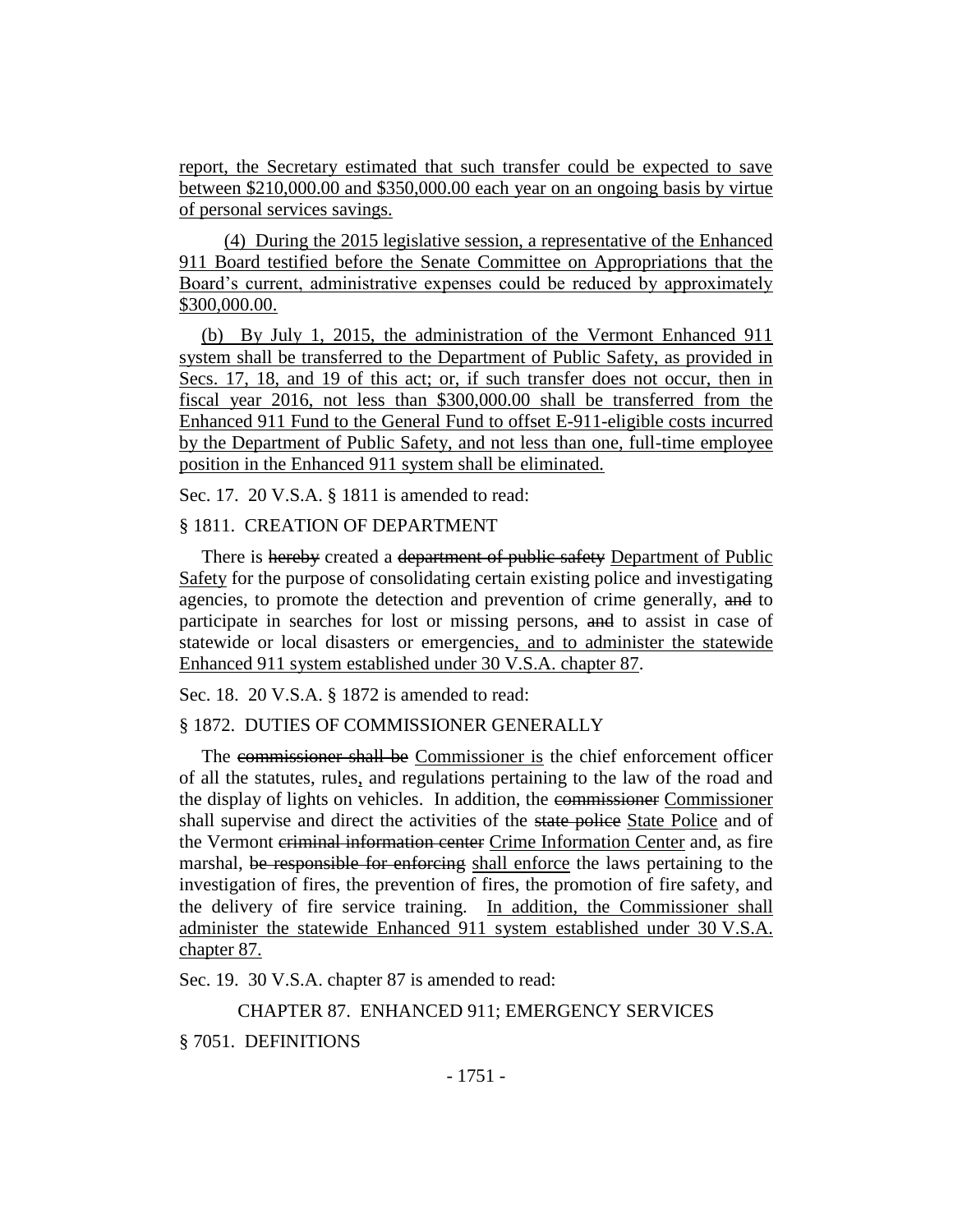report, the Secretary estimated that such transfer could be expected to save between \$210,000.00 and \$350,000.00 each year on an ongoing basis by virtue of personal services savings.

(4) During the 2015 legislative session, a representative of the Enhanced 911 Board testified before the Senate Committee on Appropriations that the Board's current, administrative expenses could be reduced by approximately \$300,000.00.

(b) By July 1, 2015, the administration of the Vermont Enhanced 911 system shall be transferred to the Department of Public Safety, as provided in Secs. 17, 18, and 19 of this act; or, if such transfer does not occur, then in fiscal year 2016, not less than \$300,000.00 shall be transferred from the Enhanced 911 Fund to the General Fund to offset E-911-eligible costs incurred by the Department of Public Safety, and not less than one, full-time employee position in the Enhanced 911 system shall be eliminated.

Sec. 17. 20 V.S.A. § 1811 is amended to read:

§ 1811. CREATION OF DEPARTMENT

There is ~~hereby~~ created a ~~department of public safety~~ Department of Public Safety for the purpose of consolidating certain existing police and investigating agencies, to promote the detection and prevention of crime generally, ~~and~~ to participate in searches for lost or missing persons, ~~and~~ to assist in case of statewide or local disasters or emergencies, and to administer the statewide Enhanced 911 system established under 30 V.S.A. chapter 87.

Sec. 18. 20 V.S.A. § 1872 is amended to read:

§ 1872. DUTIES OF COMMISSIONER GENERALLY

The ~~commissioner shall be~~ Commissioner is the chief enforcement officer of all the statutes, rules, and regulations pertaining to the law of the road and the display of lights on vehicles. In addition, the ~~commissioner~~ Commissioner shall supervise and direct the activities of the ~~state police~~ State Police and of the Vermont ~~criminal information center~~ Crime Information Center and, as fire marshal, ~~be responsible for enforcing~~ shall enforce the laws pertaining to the investigation of fires, the prevention of fires, the promotion of fire safety, and the delivery of fire service training. In addition, the Commissioner shall administer the statewide Enhanced 911 system established under 30 V.S.A. chapter 87.

Sec. 19. 30 V.S.A. chapter 87 is amended to read:

CHAPTER 87. ENHANCED 911; EMERGENCY SERVICES

§ 7051. DEFINITIONS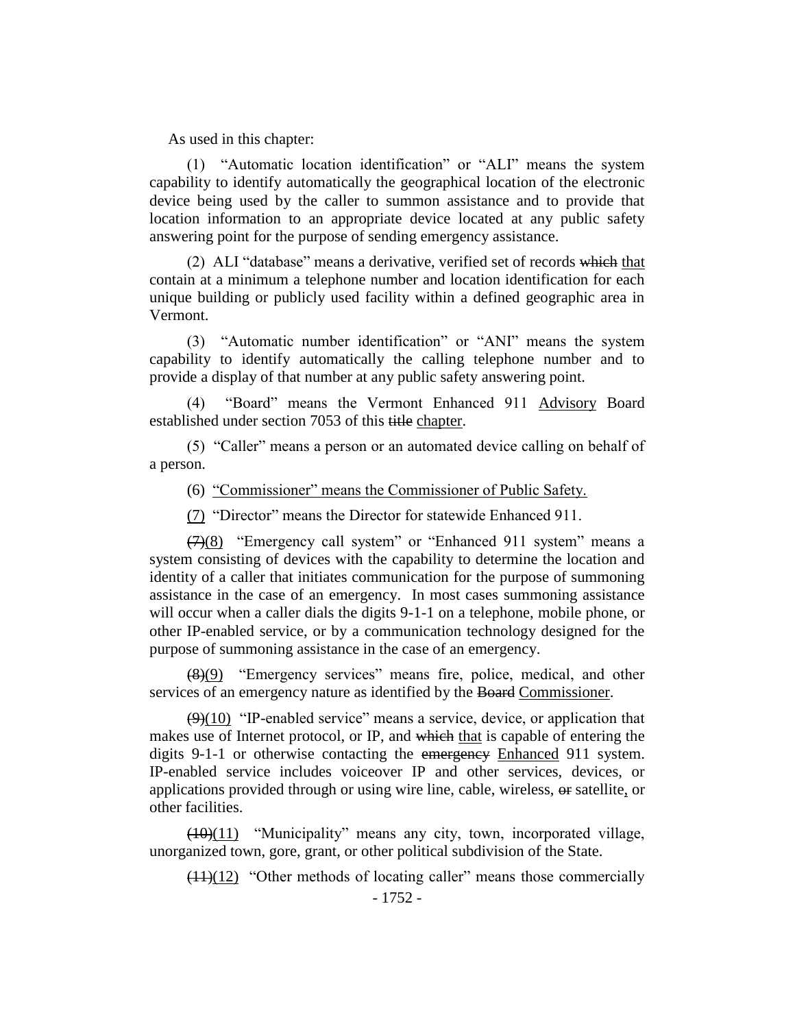As used in this chapter:

(1) "Automatic location identification" or "ALI" means the system capability to identify automatically the geographical location of the electronic device being used by the caller to summon assistance and to provide that location information to an appropriate device located at any public safety answering point for the purpose of sending emergency assistance.

(2) ALI "database" means a derivative, verified set of records ~~which~~ <u>that</u> contain at a minimum a telephone number and location identification for each unique building or publicly used facility within a defined geographic area in Vermont.

(3) "Automatic number identification" or "ANI" means the system capability to identify automatically the calling telephone number and to provide a display of that number at any public safety answering point.

(4) "Board" means the Vermont Enhanced 911 <u>Advisory</u> Board established under section 7053 of this ~~title~~ <u>chapter</u>.

(5) "Caller" means a person or an automated device calling on behalf of a person.

(6) <u>"Commissioner" means the Commissioner of Public Safety.</u>

<u>(7)</u> "Director" means the Director for statewide Enhanced 911.

~~(7)~~<u>(8)</u> "Emergency call system" or "Enhanced 911 system" means a system consisting of devices with the capability to determine the location and identity of a caller that initiates communication for the purpose of summoning assistance in the case of an emergency. In most cases summoning assistance will occur when a caller dials the digits 9-1-1 on a telephone, mobile phone, or other IP-enabled service, or by a communication technology designed for the purpose of summoning assistance in the case of an emergency.

~~(8)~~<u>(9)</u> "Emergency services" means fire, police, medical, and other services of an emergency nature as identified by the ~~Board~~ <u>Commissioner</u>.

~~(9)~~<u>(10)</u> "IP-enabled service" means a service, device, or application that makes use of Internet protocol, or IP, and ~~which~~ <u>that</u> is capable of entering the digits 9-1-1 or otherwise contacting the ~~emergency~~ <u>Enhanced</u> 911 system. IP-enabled service includes voiceover IP and other services, devices, or applications provided through or using wire line, cable, wireless, ~~or~~ satellite<u>,</u> or other facilities.

~~(10)~~<u>(11)</u> "Municipality" means any city, town, incorporated village, unorganized town, gore, grant, or other political subdivision of the State.

~~(11)~~<u>(12)</u> "Other methods of locating caller" means those commercially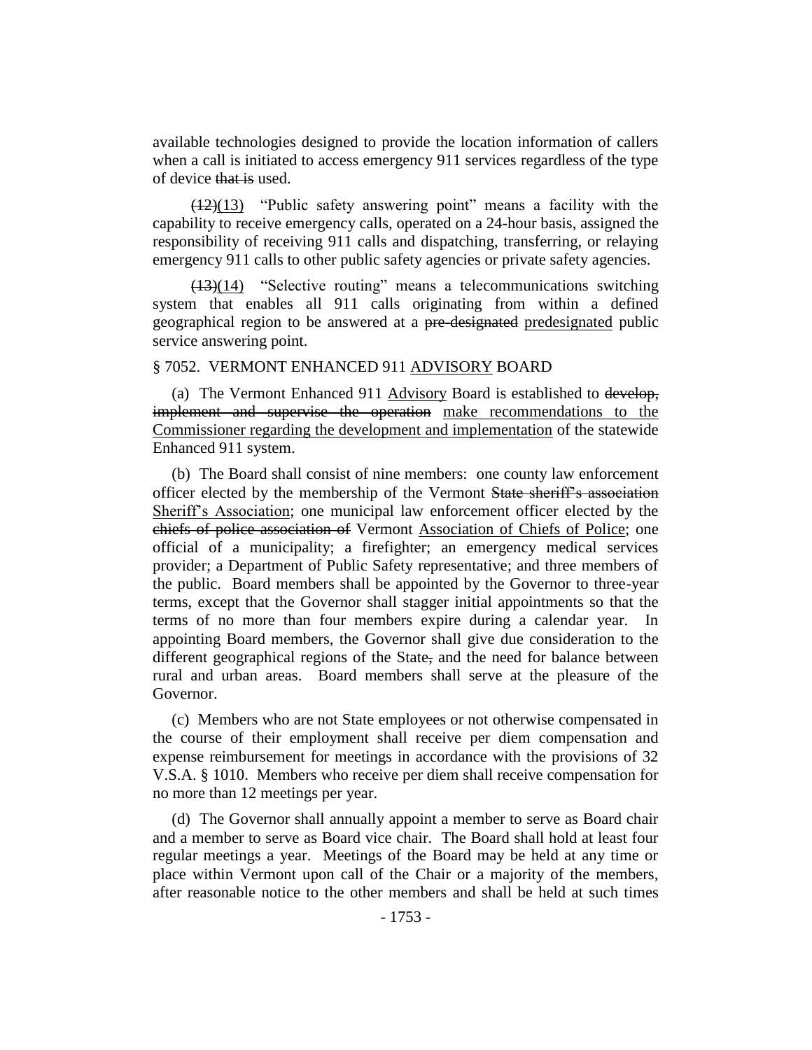available technologies designed to provide the location information of callers when a call is initiated to access emergency 911 services regardless of the type of device ~~that is~~ used.

(12)(13) "Public safety answering point" means a facility with the capability to receive emergency calls, operated on a 24-hour basis, assigned the responsibility of receiving 911 calls and dispatching, transferring, or relaying emergency 911 calls to other public safety agencies or private safety agencies.

(13)(14) "Selective routing" means a telecommunications switching system that enables all 911 calls originating from within a defined geographical region to be answered at a ~~pre-designated~~ predesignated public service answering point.

§ 7052. VERMONT ENHANCED 911 ADVISORY BOARD

(a) The Vermont Enhanced 911 Advisory Board is established to ~~develop, implement and supervise the operation~~ make recommendations to the Commissioner regarding the development and implementation of the statewide Enhanced 911 system.

(b) The Board shall consist of nine members: one county law enforcement officer elected by the membership of the Vermont ~~State sheriff's association~~ Sheriff's Association; one municipal law enforcement officer elected by the ~~chiefs of police association of~~ Vermont Association of Chiefs of Police; one official of a municipality; a firefighter; an emergency medical services provider; a Department of Public Safety representative; and three members of the public. Board members shall be appointed by the Governor to three-year terms, except that the Governor shall stagger initial appointments so that the terms of no more than four members expire during a calendar year. In appointing Board members, the Governor shall give due consideration to the different geographical regions of the State~~,~~ and the need for balance between rural and urban areas. Board members shall serve at the pleasure of the Governor.

(c) Members who are not State employees or not otherwise compensated in the course of their employment shall receive per diem compensation and expense reimbursement for meetings in accordance with the provisions of 32 V.S.A. § 1010. Members who receive per diem shall receive compensation for no more than 12 meetings per year.

(d) The Governor shall annually appoint a member to serve as Board chair and a member to serve as Board vice chair. The Board shall hold at least four regular meetings a year. Meetings of the Board may be held at any time or place within Vermont upon call of the Chair or a majority of the members, after reasonable notice to the other members and shall be held at such times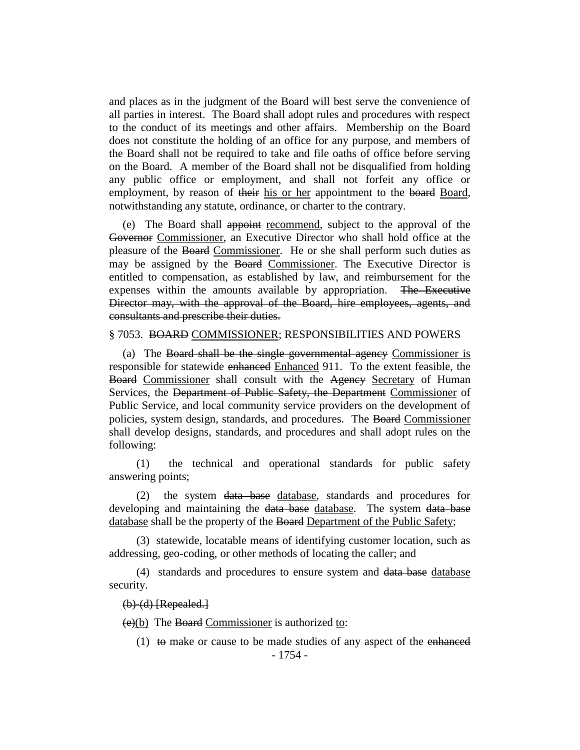and places as in the judgment of the Board will best serve the convenience of all parties in interest. The Board shall adopt rules and procedures with respect to the conduct of its meetings and other affairs. Membership on the Board does not constitute the holding of an office for any purpose, and members of the Board shall not be required to take and file oaths of office before serving on the Board. A member of the Board shall not be disqualified from holding any public office or employment, and shall not forfeit any office or employment, by reason of ~~their~~ his or her appointment to the ~~board~~ Board, notwithstanding any statute, ordinance, or charter to the contrary.

(e) The Board shall ~~appoint~~ recommend, subject to the approval of the ~~Governor~~ Commissioner, an Executive Director who shall hold office at the pleasure of the ~~Board~~ Commissioner. He or she shall perform such duties as may be assigned by the ~~Board~~ Commissioner. The Executive Director is entitled to compensation, as established by law, and reimbursement for the expenses within the amounts available by appropriation. ~~The Executive Director may, with the approval of the Board, hire employees, agents, and consultants and prescribe their duties.~~

§ 7053. ~~BOARD~~ COMMISSIONER; RESPONSIBILITIES AND POWERS

(a) The ~~Board shall be the single governmental agency~~ Commissioner is responsible for statewide ~~enhanced~~ Enhanced 911. To the extent feasible, the ~~Board~~ Commissioner shall consult with the ~~Agency~~ Secretary of Human Services, the ~~Department of Public Safety, the Department~~ Commissioner of Public Service, and local community service providers on the development of policies, system design, standards, and procedures. The ~~Board~~ Commissioner shall develop designs, standards, and procedures and shall adopt rules on the following:

(1) the technical and operational standards for public safety answering points;

(2) the system ~~data base~~ database, standards and procedures for developing and maintaining the ~~data base~~ database. The system ~~data base~~ database shall be the property of the ~~Board~~ Department of the Public Safety;

(3) statewide, locatable means of identifying customer location, such as addressing, geo-coding, or other methods of locating the caller; and

(4) standards and procedures to ensure system and ~~data base~~ database security.

~~(b)-(d) [Repealed.]~~

~~(e)~~(b) The ~~Board~~ Commissioner is authorized to:

(1) ~~to~~ make or cause to be made studies of any aspect of the ~~enhanced~~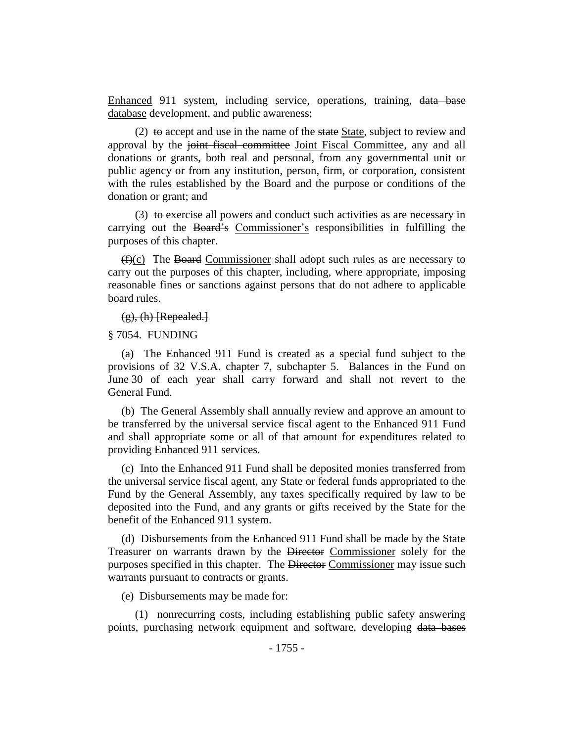Enhanced 911 system, including service, operations, training, ~~data base~~ database development, and public awareness;

(2) ~~to~~ accept and use in the name of the ~~state~~ State, subject to review and approval by the ~~joint fiscal committee~~ Joint Fiscal Committee, any and all donations or grants, both real and personal, from any governmental unit or public agency or from any institution, person, firm, or corporation, consistent with the rules established by the Board and the purpose or conditions of the donation or grant; and

(3) ~~to~~ exercise all powers and conduct such activities as are necessary in carrying out the ~~Board's~~ Commissioner's responsibilities in fulfilling the purposes of this chapter.

~~(f)~~(c) The ~~Board~~ Commissioner shall adopt such rules as are necessary to carry out the purposes of this chapter, including, where appropriate, imposing reasonable fines or sanctions against persons that do not adhere to applicable ~~board~~ rules.

~~(g), (h) [Repealed.]~~

§ 7054. FUNDING

(a) The Enhanced 911 Fund is created as a special fund subject to the provisions of 32 V.S.A. chapter 7, subchapter 5. Balances in the Fund on June 30 of each year shall carry forward and shall not revert to the General Fund.

(b) The General Assembly shall annually review and approve an amount to be transferred by the universal service fiscal agent to the Enhanced 911 Fund and shall appropriate some or all of that amount for expenditures related to providing Enhanced 911 services.

(c) Into the Enhanced 911 Fund shall be deposited monies transferred from the universal service fiscal agent, any State or federal funds appropriated to the Fund by the General Assembly, any taxes specifically required by law to be deposited into the Fund, and any grants or gifts received by the State for the benefit of the Enhanced 911 system.

(d) Disbursements from the Enhanced 911 Fund shall be made by the State Treasurer on warrants drawn by the ~~Director~~ Commissioner solely for the purposes specified in this chapter. The ~~Director~~ Commissioner may issue such warrants pursuant to contracts or grants.

(e) Disbursements may be made for:

(1) nonrecurring costs, including establishing public safety answering points, purchasing network equipment and software, developing ~~data bases~~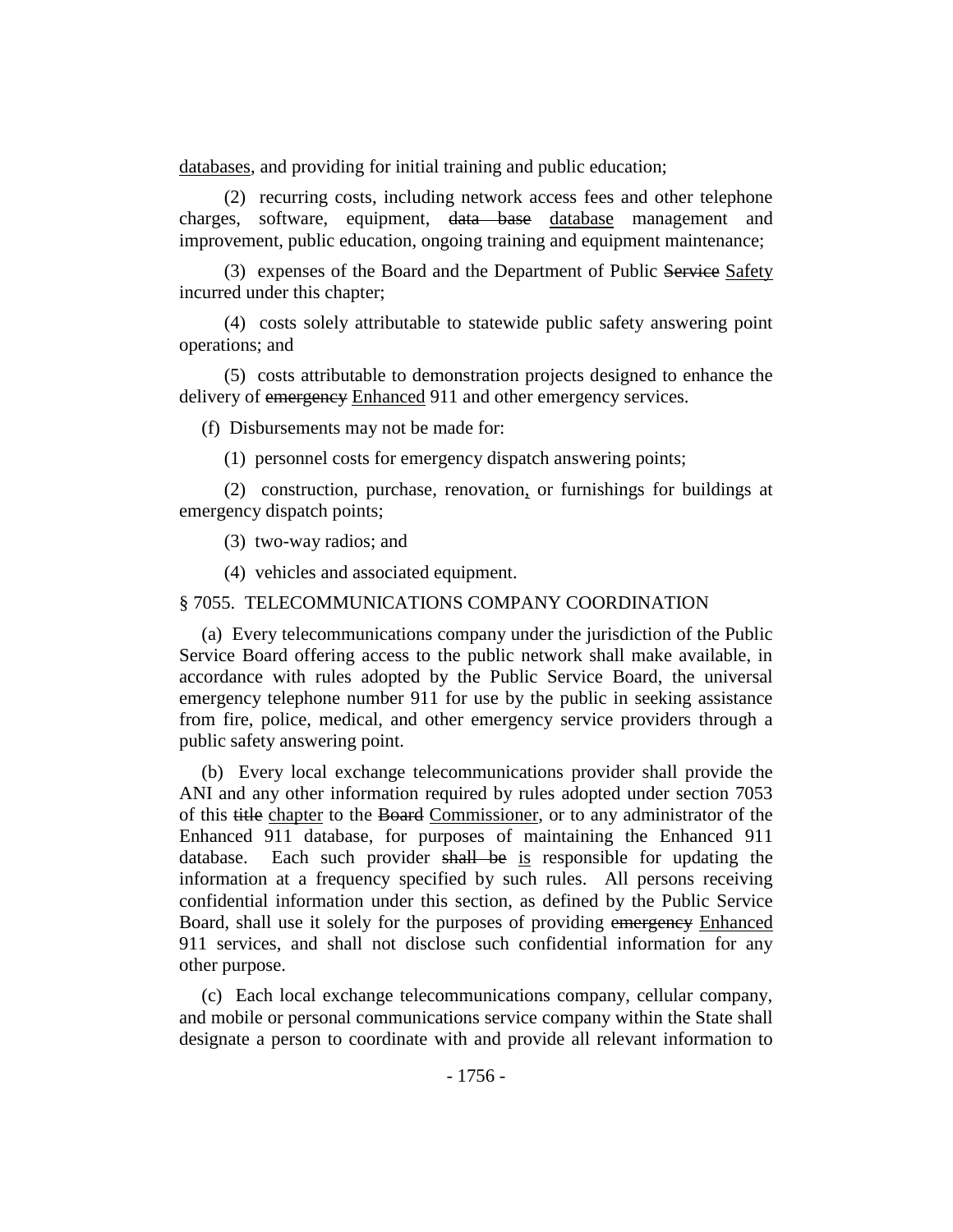<u>databases</u>, and providing for initial training and public education;

(2) recurring costs, including network access fees and other telephone charges, software, equipment, ~~data base~~ <u>database</u> management and improvement, public education, ongoing training and equipment maintenance;

(3) expenses of the Board and the Department of Public ~~Service~~ <u>Safety</u> incurred under this chapter;

(4) costs solely attributable to statewide public safety answering point operations; and

(5) costs attributable to demonstration projects designed to enhance the delivery of ~~emergency~~ <u>Enhanced</u> 911 and other emergency services.

(f) Disbursements may not be made for:

(1) personnel costs for emergency dispatch answering points;

(2) construction, purchase, renovation<u>,</u> or furnishings for buildings at emergency dispatch points;

(3) two-way radios; and

(4) vehicles and associated equipment.

§ 7055. TELECOMMUNICATIONS COMPANY COORDINATION

(a) Every telecommunications company under the jurisdiction of the Public Service Board offering access to the public network shall make available, in accordance with rules adopted by the Public Service Board, the universal emergency telephone number 911 for use by the public in seeking assistance from fire, police, medical, and other emergency service providers through a public safety answering point.

(b) Every local exchange telecommunications provider shall provide the ANI and any other information required by rules adopted under section 7053 of this ~~title~~ <u>chapter</u> to the ~~Board~~ <u>Commissioner</u>, or to any administrator of the Enhanced 911 database, for purposes of maintaining the Enhanced 911 database. Each such provider ~~shall be~~ <u>is</u> responsible for updating the information at a frequency specified by such rules. All persons receiving confidential information under this section, as defined by the Public Service Board, shall use it solely for the purposes of providing ~~emergency~~ <u>Enhanced</u> 911 services, and shall not disclose such confidential information for any other purpose.

(c) Each local exchange telecommunications company, cellular company, and mobile or personal communications service company within the State shall designate a person to coordinate with and provide all relevant information to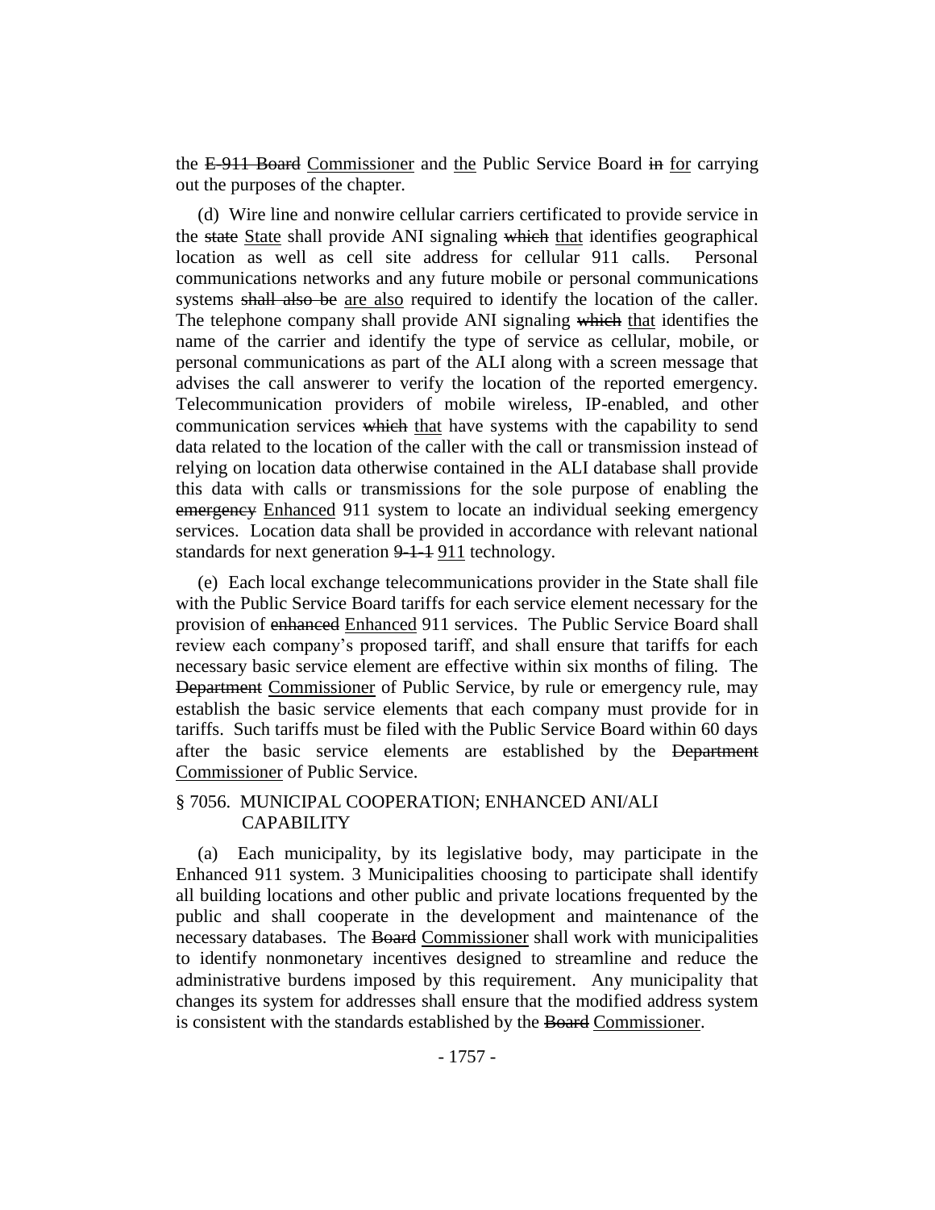the ~~E-911 Board~~ <u>Commissioner</u> and <u>the</u> Public Service Board ~~in~~ <u>for</u> carrying out the purposes of the chapter.

(d) Wire line and nonwire cellular carriers certificated to provide service in the ~~state~~ <u>State</u> shall provide ANI signaling ~~which~~ <u>that</u> identifies geographical location as well as cell site address for cellular 911 calls. Personal communications networks and any future mobile or personal communications systems ~~shall also be~~ <u>are also</u> required to identify the location of the caller. The telephone company shall provide ANI signaling ~~which~~ <u>that</u> identifies the name of the carrier and identify the type of service as cellular, mobile, or personal communications as part of the ALI along with a screen message that advises the call answerer to verify the location of the reported emergency. Telecommunication providers of mobile wireless, IP-enabled, and other communication services ~~which~~ <u>that</u> have systems with the capability to send data related to the location of the caller with the call or transmission instead of relying on location data otherwise contained in the ALI database shall provide this data with calls or transmissions for the sole purpose of enabling the ~~emergency~~ <u>Enhanced</u> 911 system to locate an individual seeking emergency services. Location data shall be provided in accordance with relevant national standards for next generation ~~9-1-1~~ <u>911</u> technology.

(e) Each local exchange telecommunications provider in the State shall file with the Public Service Board tariffs for each service element necessary for the provision of ~~enhanced~~ <u>Enhanced</u> 911 services. The Public Service Board shall review each company's proposed tariff, and shall ensure that tariffs for each necessary basic service element are effective within six months of filing. The ~~Department~~ <u>Commissioner</u> of Public Service, by rule or emergency rule, may establish the basic service elements that each company must provide for in tariffs. Such tariffs must be filed with the Public Service Board within 60 days after the basic service elements are established by the ~~Department~~ <u>Commissioner</u> of Public Service.

§ 7056. MUNICIPAL COOPERATION; ENHANCED ANI/ALI CAPABILITY

(a) Each municipality, by its legislative body, may participate in the Enhanced 911 system. 3 Municipalities choosing to participate shall identify all building locations and other public and private locations frequented by the public and shall cooperate in the development and maintenance of the necessary databases. The ~~Board~~ <u>Commissioner</u> shall work with municipalities to identify nonmonetary incentives designed to streamline and reduce the administrative burdens imposed by this requirement. Any municipality that changes its system for addresses shall ensure that the modified address system is consistent with the standards established by the ~~Board~~ <u>Commissioner</u>.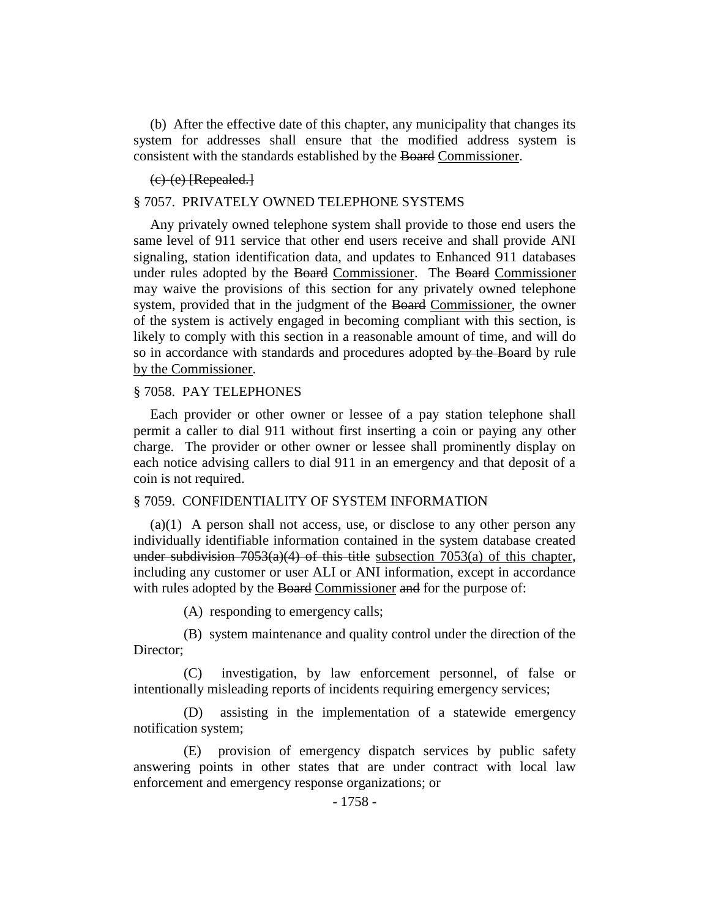(b) After the effective date of this chapter, any municipality that changes its system for addresses shall ensure that the modified address system is consistent with the standards established by the ~~Board~~ <u>Commissioner</u>.

~~(c)-(e) [Repealed.]~~

§ 7057. PRIVATELY OWNED TELEPHONE SYSTEMS

Any privately owned telephone system shall provide to those end users the same level of 911 service that other end users receive and shall provide ANI signaling, station identification data, and updates to Enhanced 911 databases under rules adopted by the ~~Board~~ <u>Commissioner</u>. The ~~Board~~ <u>Commissioner</u> may waive the provisions of this section for any privately owned telephone system, provided that in the judgment of the ~~Board~~ <u>Commissioner</u>, the owner of the system is actively engaged in becoming compliant with this section, is likely to comply with this section in a reasonable amount of time, and will do so in accordance with standards and procedures adopted ~~by the Board~~ by rule <u>by the Commissioner</u>.

§ 7058. PAY TELEPHONES

Each provider or other owner or lessee of a pay station telephone shall permit a caller to dial 911 without first inserting a coin or paying any other charge. The provider or other owner or lessee shall prominently display on each notice advising callers to dial 911 in an emergency and that deposit of a coin is not required.

§ 7059. CONFIDENTIALITY OF SYSTEM INFORMATION

(a)(1) A person shall not access, use, or disclose to any other person any individually identifiable information contained in the system database created ~~under subdivision 7053(a)(4) of this title~~ <u>subsection 7053(a) of this chapter</u>, including any customer or user ALI or ANI information, except in accordance with rules adopted by the ~~Board~~ <u>Commissioner</u> ~~and~~ for the purpose of:

(A) responding to emergency calls;

(B) system maintenance and quality control under the direction of the Director;

(C) investigation, by law enforcement personnel, of false or intentionally misleading reports of incidents requiring emergency services;

(D) assisting in the implementation of a statewide emergency notification system;

(E) provision of emergency dispatch services by public safety answering points in other states that are under contract with local law enforcement and emergency response organizations; or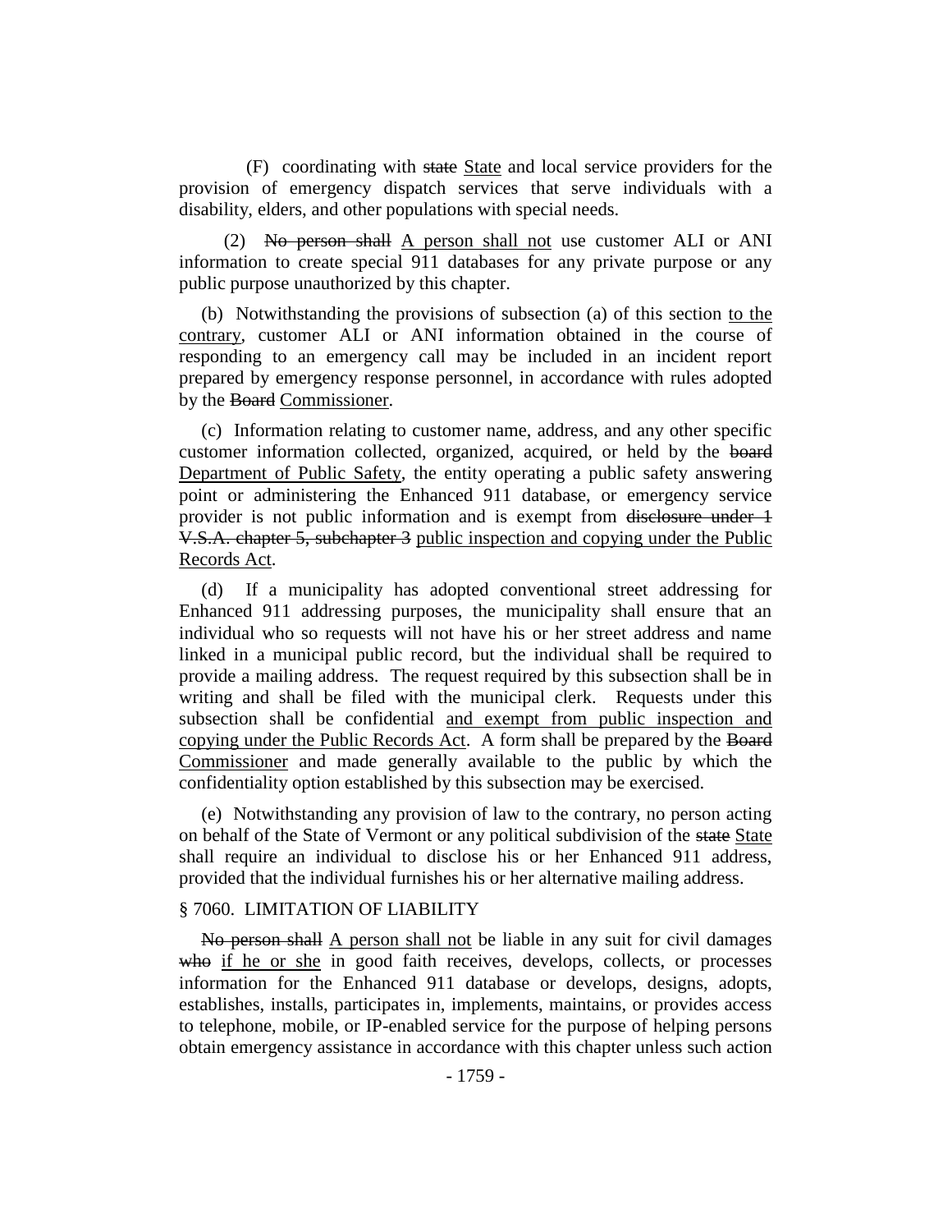(F) coordinating with ~~state~~ State and local service providers for the provision of emergency dispatch services that serve individuals with a disability, elders, and other populations with special needs.

(2) ~~No person shall~~ A person shall not use customer ALI or ANI information to create special 911 databases for any private purpose or any public purpose unauthorized by this chapter.

(b) Notwithstanding the provisions of subsection (a) of this section to the contrary, customer ALI or ANI information obtained in the course of responding to an emergency call may be included in an incident report prepared by emergency response personnel, in accordance with rules adopted by the ~~Board~~ Commissioner.

(c) Information relating to customer name, address, and any other specific customer information collected, organized, acquired, or held by the ~~board~~ Department of Public Safety, the entity operating a public safety answering point or administering the Enhanced 911 database, or emergency service provider is not public information and is exempt from ~~disclosure under 1 V.S.A. chapter 5, subchapter 3~~ public inspection and copying under the Public Records Act.

(d) If a municipality has adopted conventional street addressing for Enhanced 911 addressing purposes, the municipality shall ensure that an individual who so requests will not have his or her street address and name linked in a municipal public record, but the individual shall be required to provide a mailing address. The request required by this subsection shall be in writing and shall be filed with the municipal clerk. Requests under this subsection shall be confidential and exempt from public inspection and copying under the Public Records Act. A form shall be prepared by the ~~Board~~ Commissioner and made generally available to the public by which the confidentiality option established by this subsection may be exercised.

(e) Notwithstanding any provision of law to the contrary, no person acting on behalf of the State of Vermont or any political subdivision of the ~~state~~ State shall require an individual to disclose his or her Enhanced 911 address, provided that the individual furnishes his or her alternative mailing address.

§ 7060. LIMITATION OF LIABILITY

~~No person shall~~ A person shall not be liable in any suit for civil damages ~~who~~ if he or she in good faith receives, develops, collects, or processes information for the Enhanced 911 database or develops, designs, adopts, establishes, installs, participates in, implements, maintains, or provides access to telephone, mobile, or IP-enabled service for the purpose of helping persons obtain emergency assistance in accordance with this chapter unless such action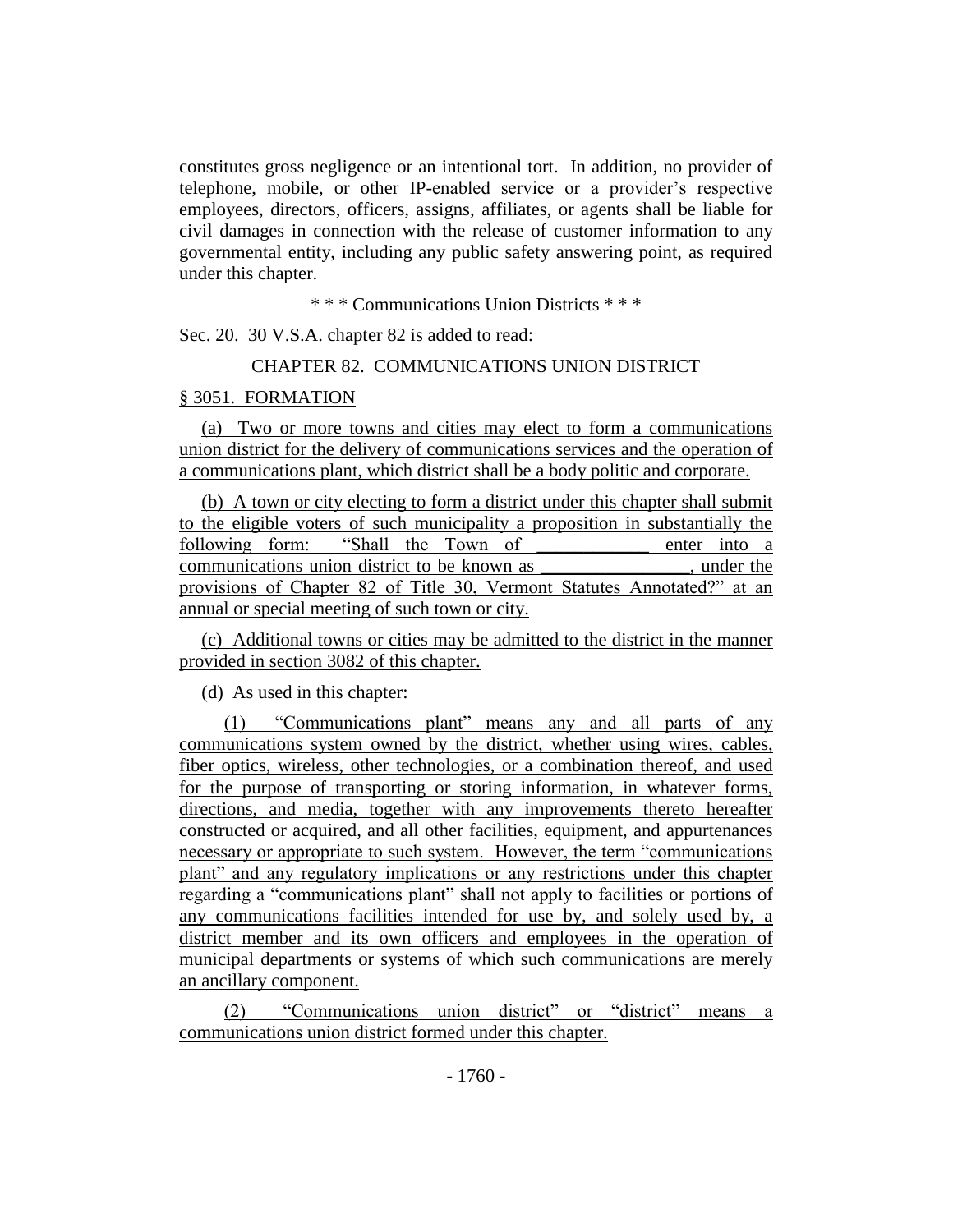constitutes gross negligence or an intentional tort. In addition, no provider of telephone, mobile, or other IP-enabled service or a provider's respective employees, directors, officers, assigns, affiliates, or agents shall be liable for civil damages in connection with the release of customer information to any governmental entity, including any public safety answering point, as required under this chapter.

\* \* \* Communications Union Districts \* \* \*

Sec. 20. 30 V.S.A. chapter 82 is added to read:

CHAPTER 82. COMMUNICATIONS UNION DISTRICT

§ 3051. FORMATION

(a) Two or more towns and cities may elect to form a communications union district for the delivery of communications services and the operation of a communications plant, which district shall be a body politic and corporate.

(b) A town or city electing to form a district under this chapter shall submit to the eligible voters of such municipality a proposition in substantially the following form: "Shall the Town of ____________ enter into a communications union district to be known as ________________, under the provisions of Chapter 82 of Title 30, Vermont Statutes Annotated?" at an annual or special meeting of such town or city.

(c) Additional towns or cities may be admitted to the district in the manner provided in section 3082 of this chapter.

(d) As used in this chapter:

(1) "Communications plant" means any and all parts of any communications system owned by the district, whether using wires, cables, fiber optics, wireless, other technologies, or a combination thereof, and used for the purpose of transporting or storing information, in whatever forms, directions, and media, together with any improvements thereto hereafter constructed or acquired, and all other facilities, equipment, and appurtenances necessary or appropriate to such system. However, the term "communications plant" and any regulatory implications or any restrictions under this chapter regarding a "communications plant" shall not apply to facilities or portions of any communications facilities intended for use by, and solely used by, a district member and its own officers and employees in the operation of municipal departments or systems of which such communications are merely an ancillary component.

(2) "Communications union district" or "district" means a communications union district formed under this chapter.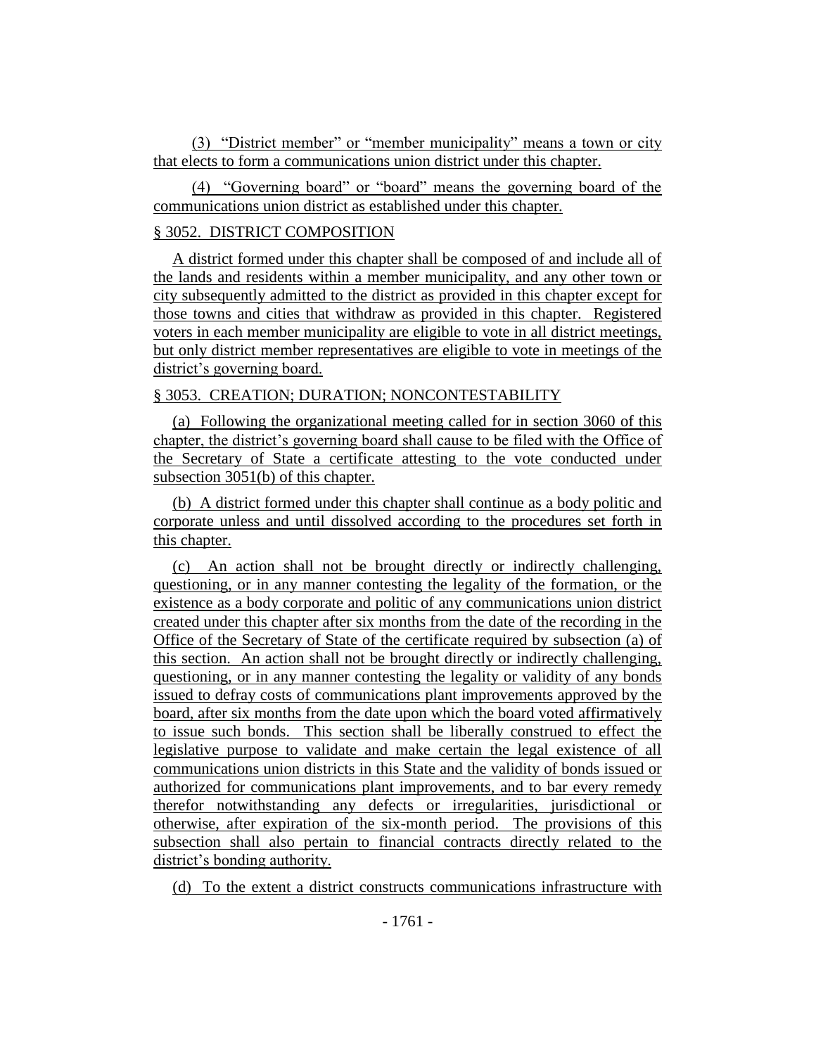(3) "District member" or "member municipality" means a town or city that elects to form a communications union district under this chapter.

(4) "Governing board" or "board" means the governing board of the communications union district as established under this chapter.

§ 3052. DISTRICT COMPOSITION

A district formed under this chapter shall be composed of and include all of the lands and residents within a member municipality, and any other town or city subsequently admitted to the district as provided in this chapter except for those towns and cities that withdraw as provided in this chapter. Registered voters in each member municipality are eligible to vote in all district meetings, but only district member representatives are eligible to vote in meetings of the district's governing board.

§ 3053. CREATION; DURATION; NONCONTESTABILITY

(a) Following the organizational meeting called for in section 3060 of this chapter, the district's governing board shall cause to be filed with the Office of the Secretary of State a certificate attesting to the vote conducted under subsection 3051(b) of this chapter.

(b) A district formed under this chapter shall continue as a body politic and corporate unless and until dissolved according to the procedures set forth in this chapter.

(c) An action shall not be brought directly or indirectly challenging, questioning, or in any manner contesting the legality of the formation, or the existence as a body corporate and politic of any communications union district created under this chapter after six months from the date of the recording in the Office of the Secretary of State of the certificate required by subsection (a) of this section. An action shall not be brought directly or indirectly challenging, questioning, or in any manner contesting the legality or validity of any bonds issued to defray costs of communications plant improvements approved by the board, after six months from the date upon which the board voted affirmatively to issue such bonds. This section shall be liberally construed to effect the legislative purpose to validate and make certain the legal existence of all communications union districts in this State and the validity of bonds issued or authorized for communications plant improvements, and to bar every remedy therefor notwithstanding any defects or irregularities, jurisdictional or otherwise, after expiration of the six-month period. The provisions of this subsection shall also pertain to financial contracts directly related to the district's bonding authority.

(d) To the extent a district constructs communications infrastructure with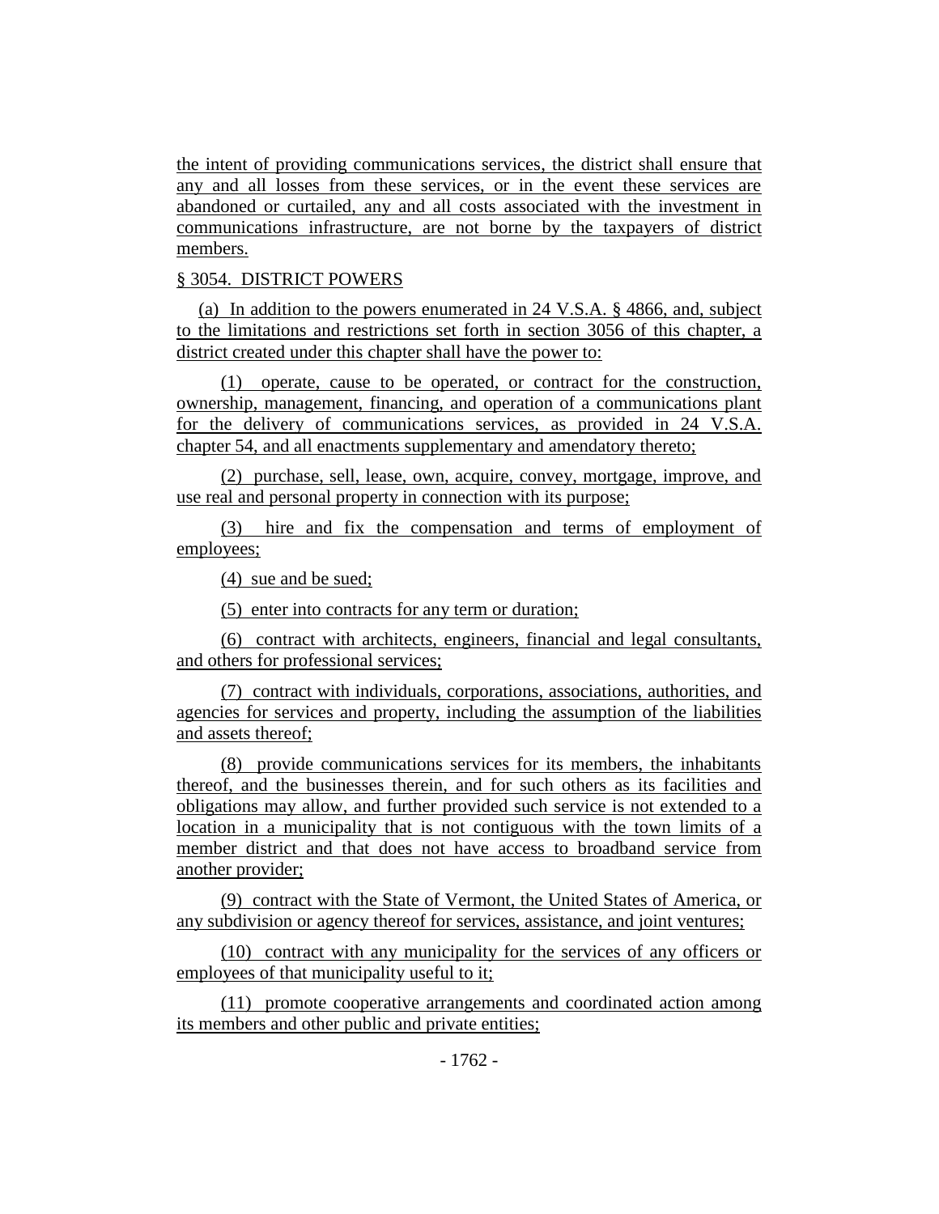the intent of providing communications services, the district shall ensure that any and all losses from these services, or in the event these services are abandoned or curtailed, any and all costs associated with the investment in communications infrastructure, are not borne by the taxpayers of district members.

§ 3054. DISTRICT POWERS

(a) In addition to the powers enumerated in 24 V.S.A. § 4866, and, subject to the limitations and restrictions set forth in section 3056 of this chapter, a district created under this chapter shall have the power to:

(1) operate, cause to be operated, or contract for the construction, ownership, management, financing, and operation of a communications plant for the delivery of communications services, as provided in 24 V.S.A. chapter 54, and all enactments supplementary and amendatory thereto;

(2) purchase, sell, lease, own, acquire, convey, mortgage, improve, and use real and personal property in connection with its purpose;

(3) hire and fix the compensation and terms of employment of employees;

(4) sue and be sued;

(5) enter into contracts for any term or duration;

(6) contract with architects, engineers, financial and legal consultants, and others for professional services;

(7) contract with individuals, corporations, associations, authorities, and agencies for services and property, including the assumption of the liabilities and assets thereof;

(8) provide communications services for its members, the inhabitants thereof, and the businesses therein, and for such others as its facilities and obligations may allow, and further provided such service is not extended to a location in a municipality that is not contiguous with the town limits of a member district and that does not have access to broadband service from another provider;

(9) contract with the State of Vermont, the United States of America, or any subdivision or agency thereof for services, assistance, and joint ventures;

(10) contract with any municipality for the services of any officers or employees of that municipality useful to it;

(11) promote cooperative arrangements and coordinated action among its members and other public and private entities;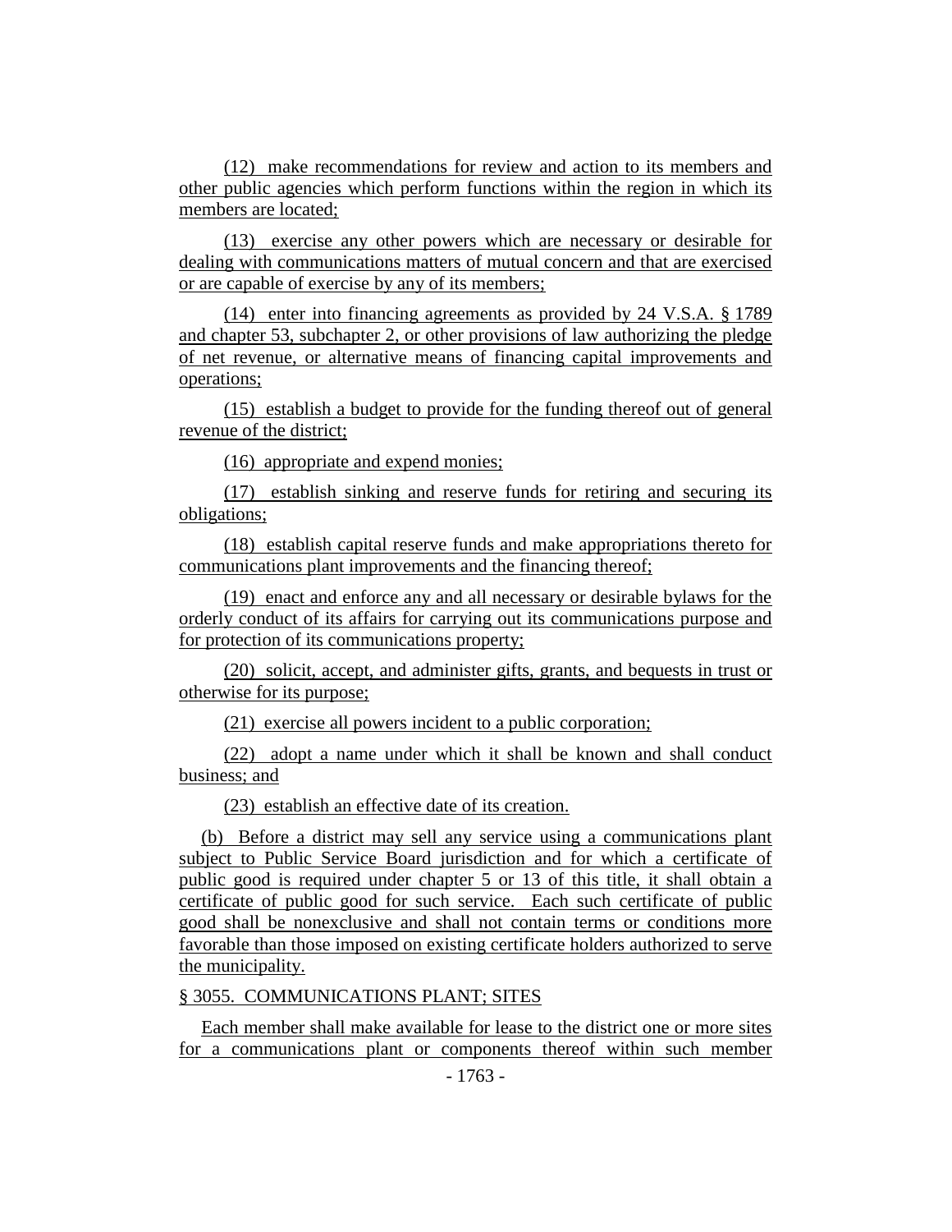(12) make recommendations for review and action to its members and other public agencies which perform functions within the region in which its members are located;

(13) exercise any other powers which are necessary or desirable for dealing with communications matters of mutual concern and that are exercised or are capable of exercise by any of its members;

(14) enter into financing agreements as provided by 24 V.S.A. § 1789 and chapter 53, subchapter 2, or other provisions of law authorizing the pledge of net revenue, or alternative means of financing capital improvements and operations;

(15) establish a budget to provide for the funding thereof out of general revenue of the district;

(16) appropriate and expend monies;

(17) establish sinking and reserve funds for retiring and securing its obligations;

(18) establish capital reserve funds and make appropriations thereto for communications plant improvements and the financing thereof;

(19) enact and enforce any and all necessary or desirable bylaws for the orderly conduct of its affairs for carrying out its communications purpose and for protection of its communications property;

(20) solicit, accept, and administer gifts, grants, and bequests in trust or otherwise for its purpose;

(21) exercise all powers incident to a public corporation;

(22) adopt a name under which it shall be known and shall conduct business; and

(23) establish an effective date of its creation.

(b) Before a district may sell any service using a communications plant subject to Public Service Board jurisdiction and for which a certificate of public good is required under chapter 5 or 13 of this title, it shall obtain a certificate of public good for such service. Each such certificate of public good shall be nonexclusive and shall not contain terms or conditions more favorable than those imposed on existing certificate holders authorized to serve the municipality.

§ 3055. COMMUNICATIONS PLANT; SITES

Each member shall make available for lease to the district one or more sites for a communications plant or components thereof within such member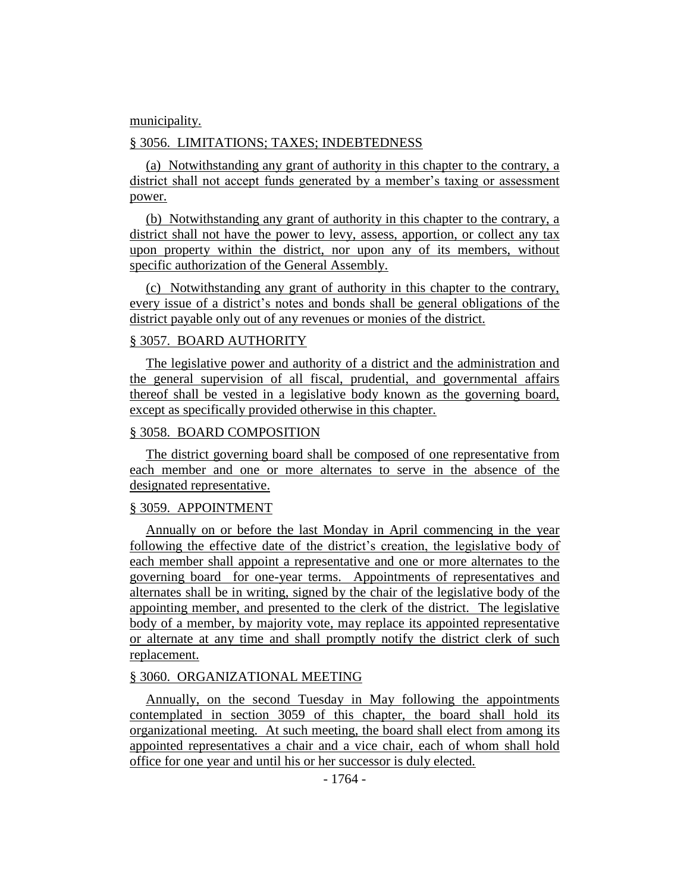municipality.

§ 3056. LIMITATIONS; TAXES; INDEBTEDNESS

(a) Notwithstanding any grant of authority in this chapter to the contrary, a district shall not accept funds generated by a member's taxing or assessment power.

(b) Notwithstanding any grant of authority in this chapter to the contrary, a district shall not have the power to levy, assess, apportion, or collect any tax upon property within the district, nor upon any of its members, without specific authorization of the General Assembly.

(c) Notwithstanding any grant of authority in this chapter to the contrary, every issue of a district's notes and bonds shall be general obligations of the district payable only out of any revenues or monies of the district.

§ 3057. BOARD AUTHORITY

The legislative power and authority of a district and the administration and the general supervision of all fiscal, prudential, and governmental affairs thereof shall be vested in a legislative body known as the governing board, except as specifically provided otherwise in this chapter.

§ 3058. BOARD COMPOSITION

The district governing board shall be composed of one representative from each member and one or more alternates to serve in the absence of the designated representative.

§ 3059. APPOINTMENT

Annually on or before the last Monday in April commencing in the year following the effective date of the district's creation, the legislative body of each member shall appoint a representative and one or more alternates to the governing board for one-year terms. Appointments of representatives and alternates shall be in writing, signed by the chair of the legislative body of the appointing member, and presented to the clerk of the district. The legislative body of a member, by majority vote, may replace its appointed representative or alternate at any time and shall promptly notify the district clerk of such replacement.

§ 3060. ORGANIZATIONAL MEETING

Annually, on the second Tuesday in May following the appointments contemplated in section 3059 of this chapter, the board shall hold its organizational meeting. At such meeting, the board shall elect from among its appointed representatives a chair and a vice chair, each of whom shall hold office for one year and until his or her successor is duly elected.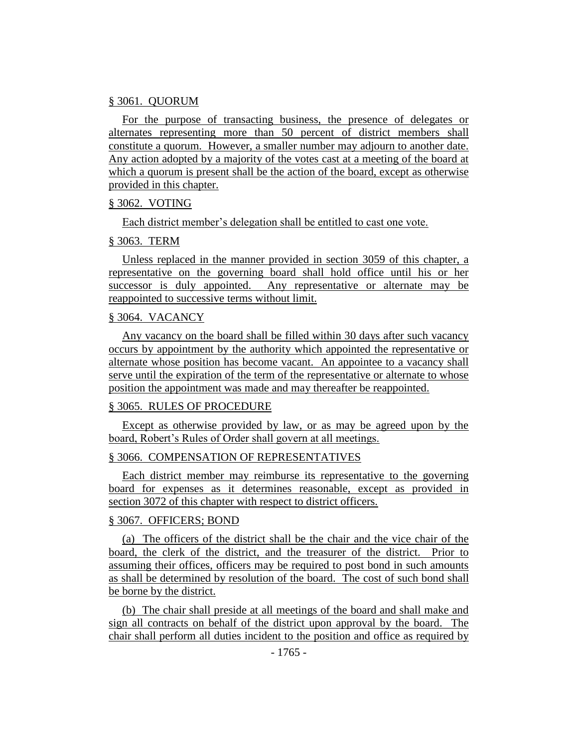§ 3061. QUORUM

For the purpose of transacting business, the presence of delegates or alternates representing more than 50 percent of district members shall constitute a quorum. However, a smaller number may adjourn to another date. Any action adopted by a majority of the votes cast at a meeting of the board at which a quorum is present shall be the action of the board, except as otherwise provided in this chapter.

§ 3062. VOTING

Each district member's delegation shall be entitled to cast one vote.

§ 3063. TERM

Unless replaced in the manner provided in section 3059 of this chapter, a representative on the governing board shall hold office until his or her successor is duly appointed. Any representative or alternate may be reappointed to successive terms without limit.

§ 3064. VACANCY

Any vacancy on the board shall be filled within 30 days after such vacancy occurs by appointment by the authority which appointed the representative or alternate whose position has become vacant. An appointee to a vacancy shall serve until the expiration of the term of the representative or alternate to whose position the appointment was made and may thereafter be reappointed.

§ 3065. RULES OF PROCEDURE

Except as otherwise provided by law, or as may be agreed upon by the board, Robert's Rules of Order shall govern at all meetings.

§ 3066. COMPENSATION OF REPRESENTATIVES

Each district member may reimburse its representative to the governing board for expenses as it determines reasonable, except as provided in section 3072 of this chapter with respect to district officers.

§ 3067. OFFICERS; BOND

(a) The officers of the district shall be the chair and the vice chair of the board, the clerk of the district, and the treasurer of the district. Prior to assuming their offices, officers may be required to post bond in such amounts as shall be determined by resolution of the board. The cost of such bond shall be borne by the district.

(b) The chair shall preside at all meetings of the board and shall make and sign all contracts on behalf of the district upon approval by the board. The chair shall perform all duties incident to the position and office as required by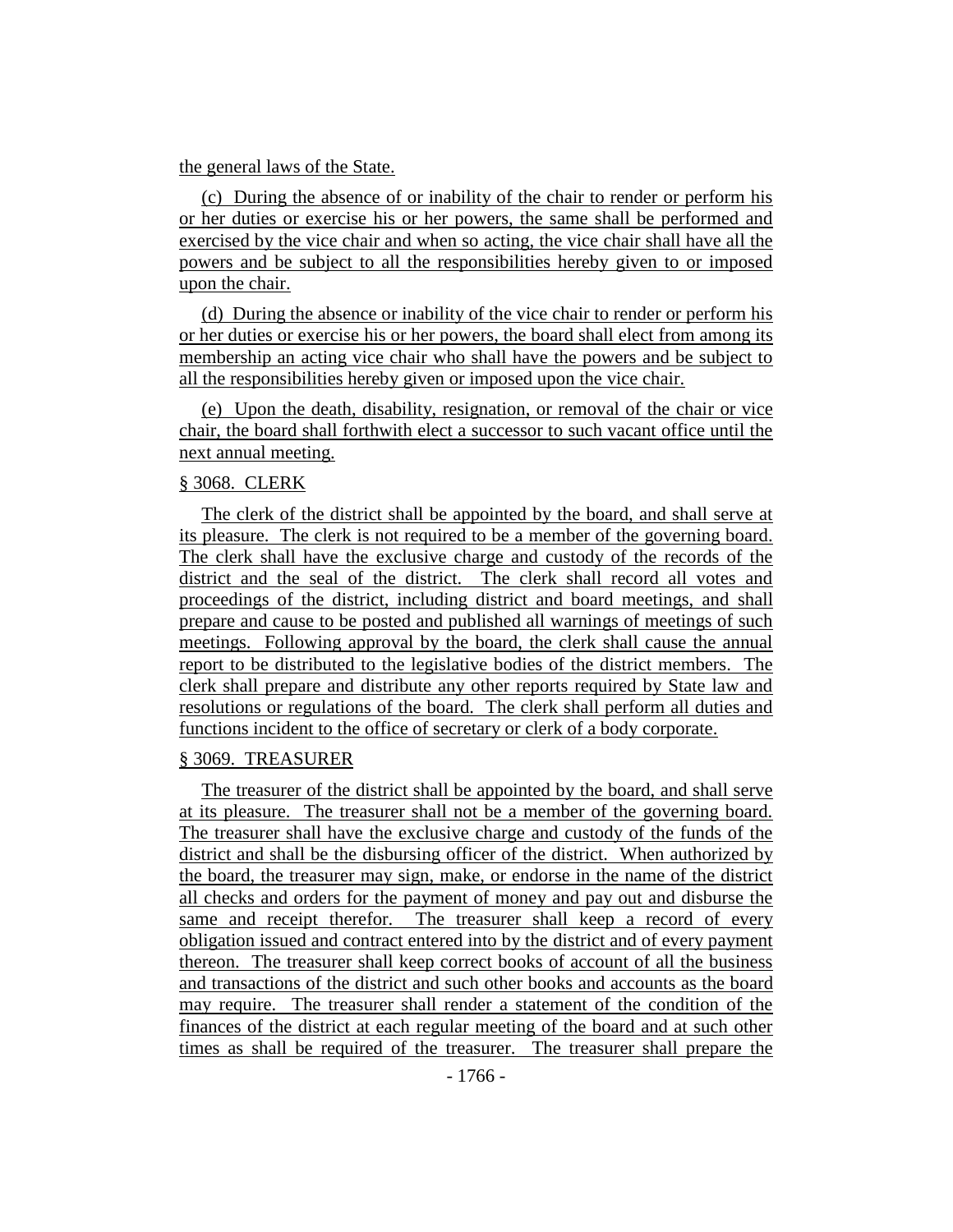the general laws of the State.

(c) During the absence of or inability of the chair to render or perform his or her duties or exercise his or her powers, the same shall be performed and exercised by the vice chair and when so acting, the vice chair shall have all the powers and be subject to all the responsibilities hereby given to or imposed upon the chair.

(d) During the absence or inability of the vice chair to render or perform his or her duties or exercise his or her powers, the board shall elect from among its membership an acting vice chair who shall have the powers and be subject to all the responsibilities hereby given or imposed upon the vice chair.

(e) Upon the death, disability, resignation, or removal of the chair or vice chair, the board shall forthwith elect a successor to such vacant office until the next annual meeting.

§ 3068. CLERK

The clerk of the district shall be appointed by the board, and shall serve at its pleasure. The clerk is not required to be a member of the governing board. The clerk shall have the exclusive charge and custody of the records of the district and the seal of the district. The clerk shall record all votes and proceedings of the district, including district and board meetings, and shall prepare and cause to be posted and published all warnings of meetings of such meetings. Following approval by the board, the clerk shall cause the annual report to be distributed to the legislative bodies of the district members. The clerk shall prepare and distribute any other reports required by State law and resolutions or regulations of the board. The clerk shall perform all duties and functions incident to the office of secretary or clerk of a body corporate.

§ 3069. TREASURER

The treasurer of the district shall be appointed by the board, and shall serve at its pleasure. The treasurer shall not be a member of the governing board. The treasurer shall have the exclusive charge and custody of the funds of the district and shall be the disbursing officer of the district. When authorized by the board, the treasurer may sign, make, or endorse in the name of the district all checks and orders for the payment of money and pay out and disburse the same and receipt therefor. The treasurer shall keep a record of every obligation issued and contract entered into by the district and of every payment thereon. The treasurer shall keep correct books of account of all the business and transactions of the district and such other books and accounts as the board may require. The treasurer shall render a statement of the condition of the finances of the district at each regular meeting of the board and at such other times as shall be required of the treasurer. The treasurer shall prepare the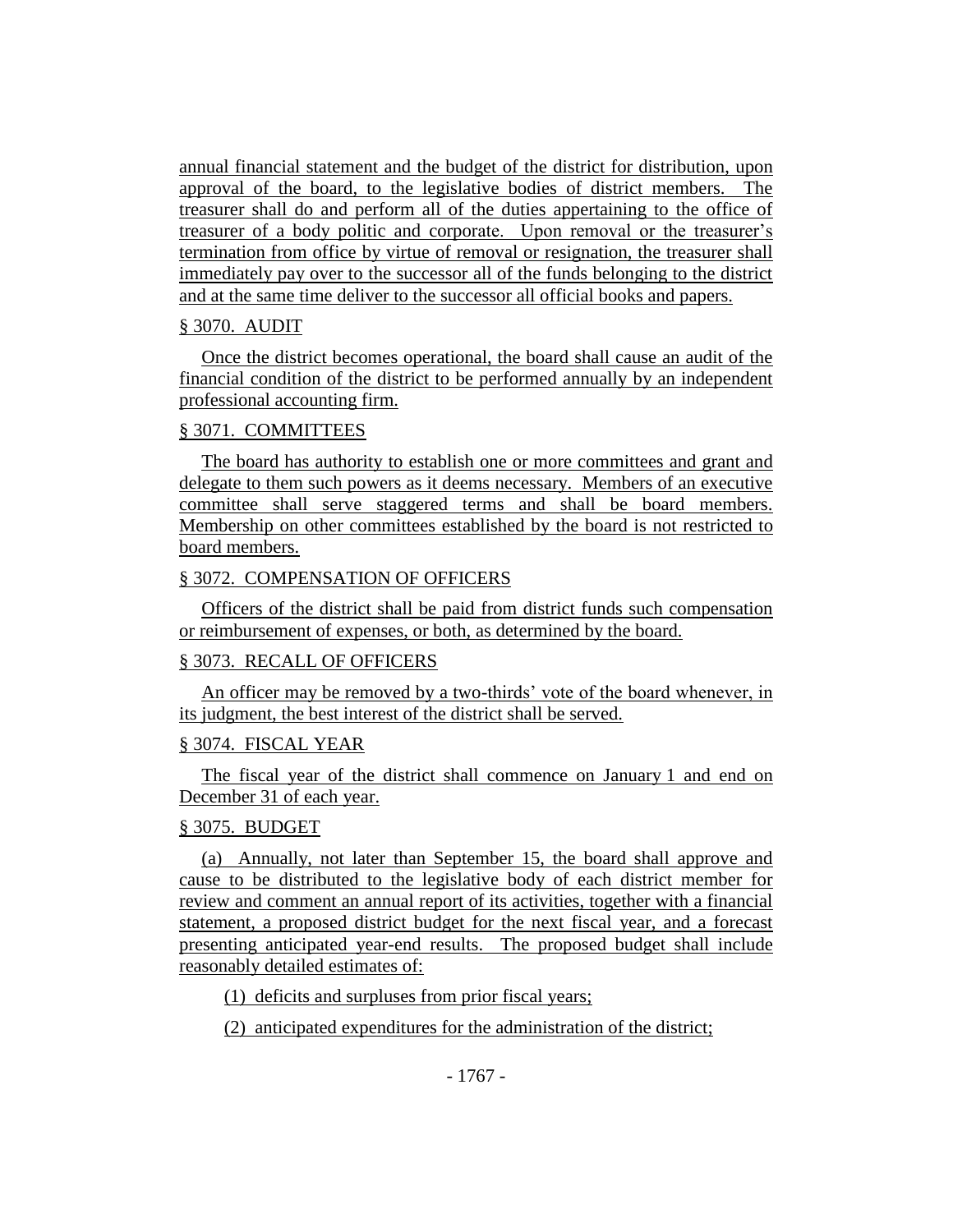annual financial statement and the budget of the district for distribution, upon approval of the board, to the legislative bodies of district members. The treasurer shall do and perform all of the duties appertaining to the office of treasurer of a body politic and corporate. Upon removal or the treasurer's termination from office by virtue of removal or resignation, the treasurer shall immediately pay over to the successor all of the funds belonging to the district and at the same time deliver to the successor all official books and papers.

§ 3070. AUDIT

Once the district becomes operational, the board shall cause an audit of the financial condition of the district to be performed annually by an independent professional accounting firm.

§ 3071. COMMITTEES

The board has authority to establish one or more committees and grant and delegate to them such powers as it deems necessary. Members of an executive committee shall serve staggered terms and shall be board members. Membership on other committees established by the board is not restricted to board members.

§ 3072. COMPENSATION OF OFFICERS

Officers of the district shall be paid from district funds such compensation or reimbursement of expenses, or both, as determined by the board.

§ 3073. RECALL OF OFFICERS

An officer may be removed by a two-thirds' vote of the board whenever, in its judgment, the best interest of the district shall be served.

§ 3074. FISCAL YEAR

The fiscal year of the district shall commence on January 1 and end on December 31 of each year.

§ 3075. BUDGET

(a) Annually, not later than September 15, the board shall approve and cause to be distributed to the legislative body of each district member for review and comment an annual report of its activities, together with a financial statement, a proposed district budget for the next fiscal year, and a forecast presenting anticipated year-end results. The proposed budget shall include reasonably detailed estimates of:

(1) deficits and surpluses from prior fiscal years;

(2) anticipated expenditures for the administration of the district;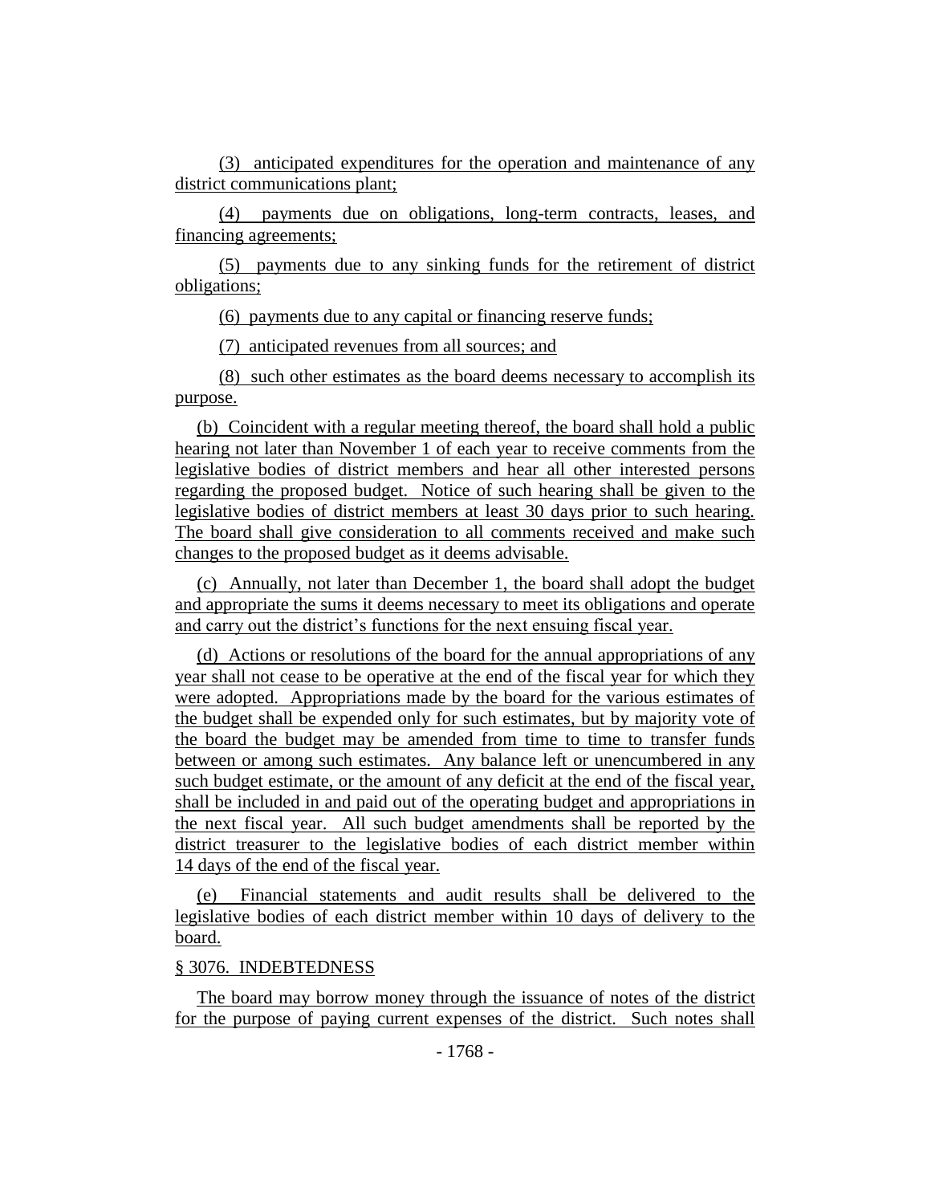(3) anticipated expenditures for the operation and maintenance of any district communications plant;

(4) payments due on obligations, long-term contracts, leases, and financing agreements;

(5) payments due to any sinking funds for the retirement of district obligations;

(6) payments due to any capital or financing reserve funds;

(7) anticipated revenues from all sources; and

(8) such other estimates as the board deems necessary to accomplish its purpose.

(b) Coincident with a regular meeting thereof, the board shall hold a public hearing not later than November 1 of each year to receive comments from the legislative bodies of district members and hear all other interested persons regarding the proposed budget. Notice of such hearing shall be given to the legislative bodies of district members at least 30 days prior to such hearing. The board shall give consideration to all comments received and make such changes to the proposed budget as it deems advisable.

(c) Annually, not later than December 1, the board shall adopt the budget and appropriate the sums it deems necessary to meet its obligations and operate and carry out the district's functions for the next ensuing fiscal year.

(d) Actions or resolutions of the board for the annual appropriations of any year shall not cease to be operative at the end of the fiscal year for which they were adopted. Appropriations made by the board for the various estimates of the budget shall be expended only for such estimates, but by majority vote of the board the budget may be amended from time to time to transfer funds between or among such estimates. Any balance left or unencumbered in any such budget estimate, or the amount of any deficit at the end of the fiscal year, shall be included in and paid out of the operating budget and appropriations in the next fiscal year. All such budget amendments shall be reported by the district treasurer to the legislative bodies of each district member within 14 days of the end of the fiscal year.

(e) Financial statements and audit results shall be delivered to the legislative bodies of each district member within 10 days of delivery to the board.

§ 3076. INDEBTEDNESS

The board may borrow money through the issuance of notes of the district for the purpose of paying current expenses of the district. Such notes shall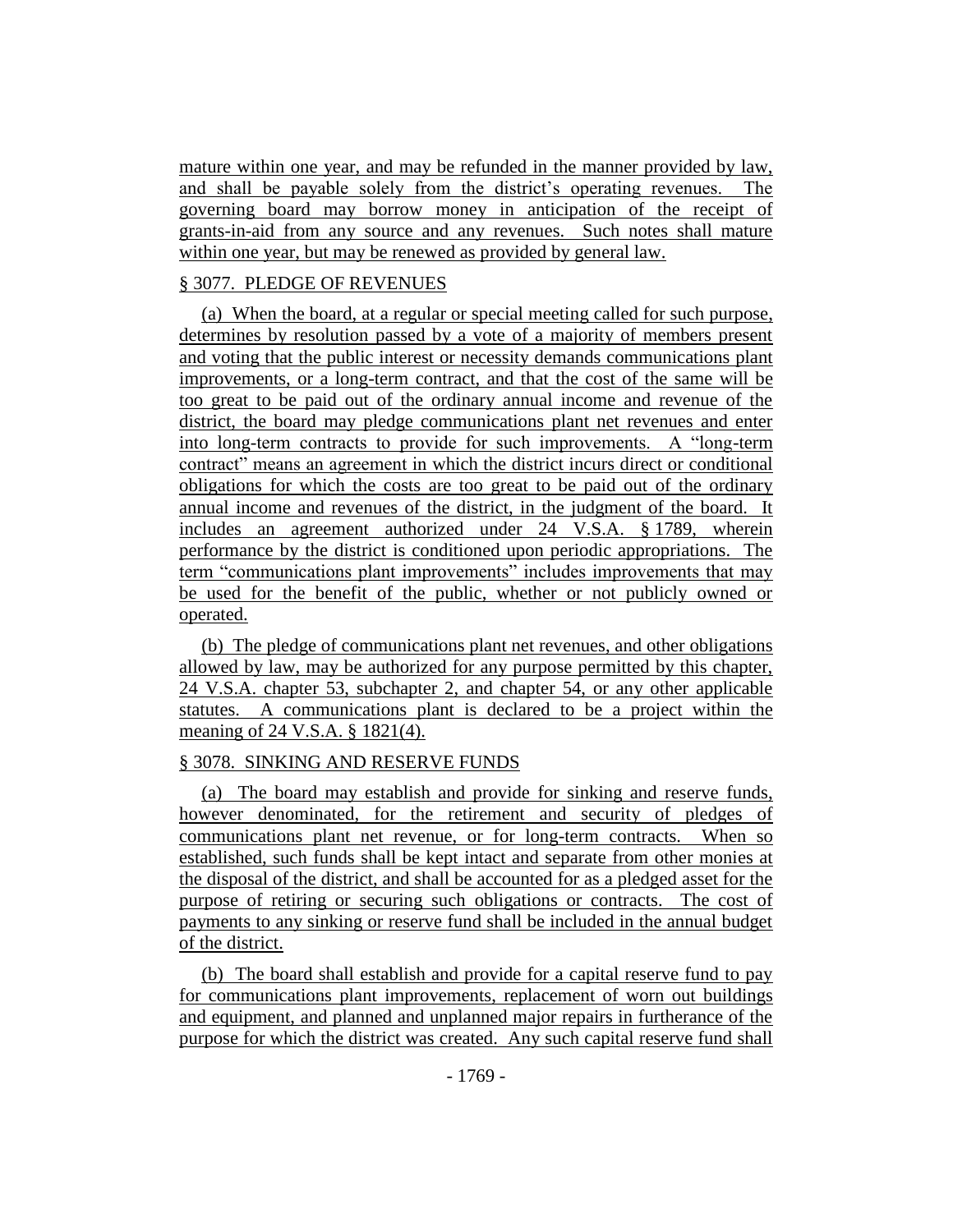mature within one year, and may be refunded in the manner provided by law, and shall be payable solely from the district's operating revenues. The governing board may borrow money in anticipation of the receipt of grants-in-aid from any source and any revenues. Such notes shall mature within one year, but may be renewed as provided by general law.

§ 3077. PLEDGE OF REVENUES

(a) When the board, at a regular or special meeting called for such purpose, determines by resolution passed by a vote of a majority of members present and voting that the public interest or necessity demands communications plant improvements, or a long-term contract, and that the cost of the same will be too great to be paid out of the ordinary annual income and revenue of the district, the board may pledge communications plant net revenues and enter into long-term contracts to provide for such improvements. A "long-term contract" means an agreement in which the district incurs direct or conditional obligations for which the costs are too great to be paid out of the ordinary annual income and revenues of the district, in the judgment of the board. It includes an agreement authorized under 24 V.S.A. § 1789, wherein performance by the district is conditioned upon periodic appropriations. The term "communications plant improvements" includes improvements that may be used for the benefit of the public, whether or not publicly owned or operated.

(b) The pledge of communications plant net revenues, and other obligations allowed by law, may be authorized for any purpose permitted by this chapter, 24 V.S.A. chapter 53, subchapter 2, and chapter 54, or any other applicable statutes. A communications plant is declared to be a project within the meaning of 24 V.S.A. § 1821(4).

§ 3078. SINKING AND RESERVE FUNDS

(a) The board may establish and provide for sinking and reserve funds, however denominated, for the retirement and security of pledges of communications plant net revenue, or for long-term contracts. When so established, such funds shall be kept intact and separate from other monies at the disposal of the district, and shall be accounted for as a pledged asset for the purpose of retiring or securing such obligations or contracts. The cost of payments to any sinking or reserve fund shall be included in the annual budget of the district.

(b) The board shall establish and provide for a capital reserve fund to pay for communications plant improvements, replacement of worn out buildings and equipment, and planned and unplanned major repairs in furtherance of the purpose for which the district was created. Any such capital reserve fund shall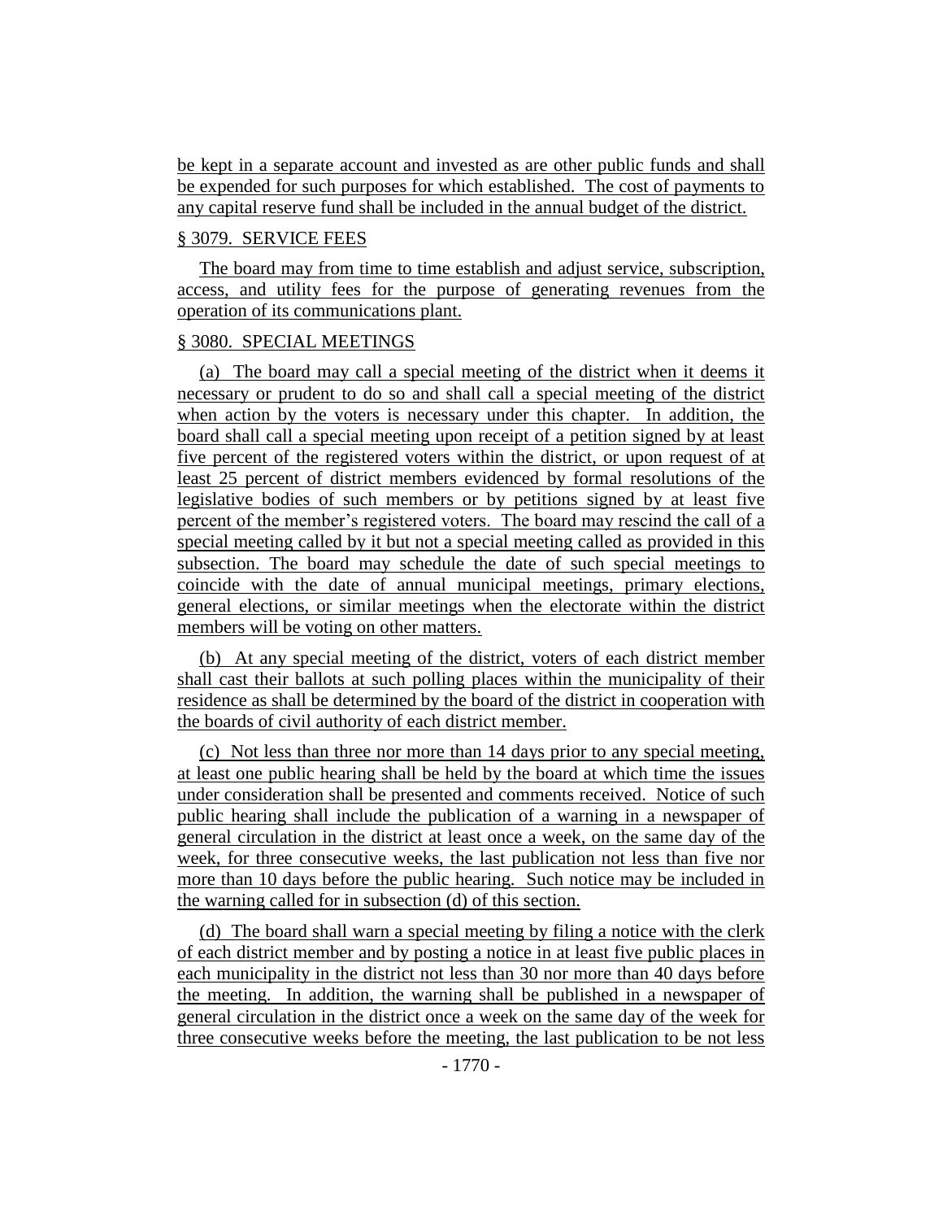be kept in a separate account and invested as are other public funds and shall be expended for such purposes for which established. The cost of payments to any capital reserve fund shall be included in the annual budget of the district.

§ 3079. SERVICE FEES

The board may from time to time establish and adjust service, subscription, access, and utility fees for the purpose of generating revenues from the operation of its communications plant.

§ 3080. SPECIAL MEETINGS

(a) The board may call a special meeting of the district when it deems it necessary or prudent to do so and shall call a special meeting of the district when action by the voters is necessary under this chapter. In addition, the board shall call a special meeting upon receipt of a petition signed by at least five percent of the registered voters within the district, or upon request of at least 25 percent of district members evidenced by formal resolutions of the legislative bodies of such members or by petitions signed by at least five percent of the member's registered voters. The board may rescind the call of a special meeting called by it but not a special meeting called as provided in this subsection. The board may schedule the date of such special meetings to coincide with the date of annual municipal meetings, primary elections, general elections, or similar meetings when the electorate within the district members will be voting on other matters.

(b) At any special meeting of the district, voters of each district member shall cast their ballots at such polling places within the municipality of their residence as shall be determined by the board of the district in cooperation with the boards of civil authority of each district member.

(c) Not less than three nor more than 14 days prior to any special meeting, at least one public hearing shall be held by the board at which time the issues under consideration shall be presented and comments received. Notice of such public hearing shall include the publication of a warning in a newspaper of general circulation in the district at least once a week, on the same day of the week, for three consecutive weeks, the last publication not less than five nor more than 10 days before the public hearing. Such notice may be included in the warning called for in subsection (d) of this section.

(d) The board shall warn a special meeting by filing a notice with the clerk of each district member and by posting a notice in at least five public places in each municipality in the district not less than 30 nor more than 40 days before the meeting. In addition, the warning shall be published in a newspaper of general circulation in the district once a week on the same day of the week for three consecutive weeks before the meeting, the last publication to be not less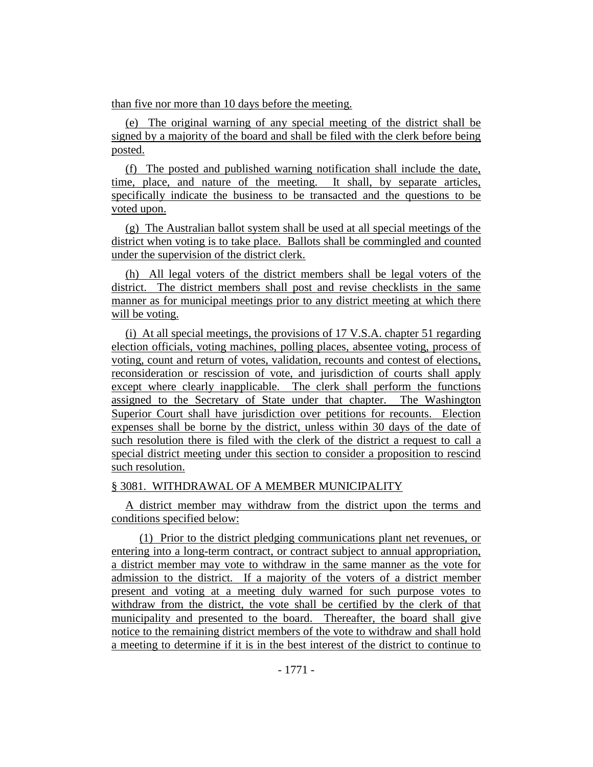than five nor more than 10 days before the meeting.

(e) The original warning of any special meeting of the district shall be signed by a majority of the board and shall be filed with the clerk before being posted.

(f) The posted and published warning notification shall include the date, time, place, and nature of the meeting. It shall, by separate articles, specifically indicate the business to be transacted and the questions to be voted upon.

(g) The Australian ballot system shall be used at all special meetings of the district when voting is to take place. Ballots shall be commingled and counted under the supervision of the district clerk.

(h) All legal voters of the district members shall be legal voters of the district. The district members shall post and revise checklists in the same manner as for municipal meetings prior to any district meeting at which there will be voting.

(i) At all special meetings, the provisions of 17 V.S.A. chapter 51 regarding election officials, voting machines, polling places, absentee voting, process of voting, count and return of votes, validation, recounts and contest of elections, reconsideration or rescission of vote, and jurisdiction of courts shall apply except where clearly inapplicable. The clerk shall perform the functions assigned to the Secretary of State under that chapter. The Washington Superior Court shall have jurisdiction over petitions for recounts. Election expenses shall be borne by the district, unless within 30 days of the date of such resolution there is filed with the clerk of the district a request to call a special district meeting under this section to consider a proposition to rescind such resolution.

§ 3081. WITHDRAWAL OF A MEMBER MUNICIPALITY

A district member may withdraw from the district upon the terms and conditions specified below:

(1) Prior to the district pledging communications plant net revenues, or entering into a long-term contract, or contract subject to annual appropriation, a district member may vote to withdraw in the same manner as the vote for admission to the district. If a majority of the voters of a district member present and voting at a meeting duly warned for such purpose votes to withdraw from the district, the vote shall be certified by the clerk of that municipality and presented to the board. Thereafter, the board shall give notice to the remaining district members of the vote to withdraw and shall hold a meeting to determine if it is in the best interest of the district to continue to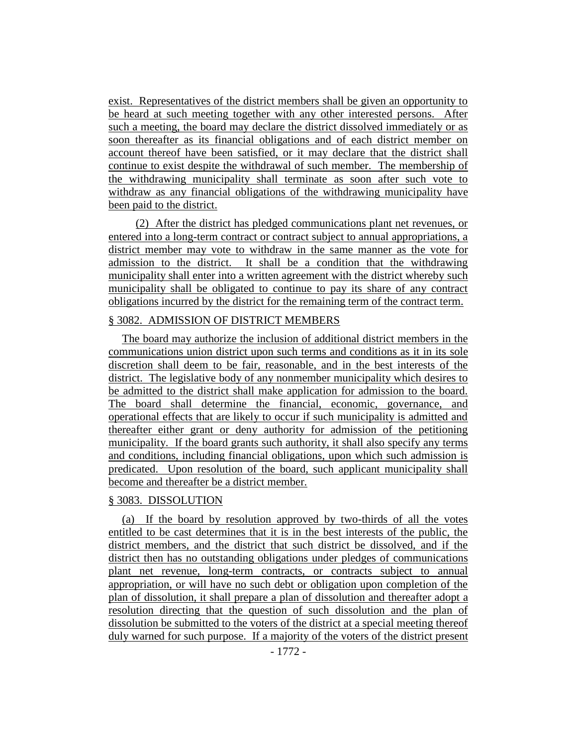exist. Representatives of the district members shall be given an opportunity to be heard at such meeting together with any other interested persons. After such a meeting, the board may declare the district dissolved immediately or as soon thereafter as its financial obligations and of each district member on account thereof have been satisfied, or it may declare that the district shall continue to exist despite the withdrawal of such member. The membership of the withdrawing municipality shall terminate as soon after such vote to withdraw as any financial obligations of the withdrawing municipality have been paid to the district.

(2) After the district has pledged communications plant net revenues, or entered into a long-term contract or contract subject to annual appropriations, a district member may vote to withdraw in the same manner as the vote for admission to the district. It shall be a condition that the withdrawing municipality shall enter into a written agreement with the district whereby such municipality shall be obligated to continue to pay its share of any contract obligations incurred by the district for the remaining term of the contract term.

§ 3082. ADMISSION OF DISTRICT MEMBERS

The board may authorize the inclusion of additional district members in the communications union district upon such terms and conditions as it in its sole discretion shall deem to be fair, reasonable, and in the best interests of the district. The legislative body of any nonmember municipality which desires to be admitted to the district shall make application for admission to the board. The board shall determine the financial, economic, governance, and operational effects that are likely to occur if such municipality is admitted and thereafter either grant or deny authority for admission of the petitioning municipality. If the board grants such authority, it shall also specify any terms and conditions, including financial obligations, upon which such admission is predicated. Upon resolution of the board, such applicant municipality shall become and thereafter be a district member.

§ 3083. DISSOLUTION

(a) If the board by resolution approved by two-thirds of all the votes entitled to be cast determines that it is in the best interests of the public, the district members, and the district that such district be dissolved, and if the district then has no outstanding obligations under pledges of communications plant net revenue, long-term contracts, or contracts subject to annual appropriation, or will have no such debt or obligation upon completion of the plan of dissolution, it shall prepare a plan of dissolution and thereafter adopt a resolution directing that the question of such dissolution and the plan of dissolution be submitted to the voters of the district at a special meeting thereof duly warned for such purpose. If a majority of the voters of the district present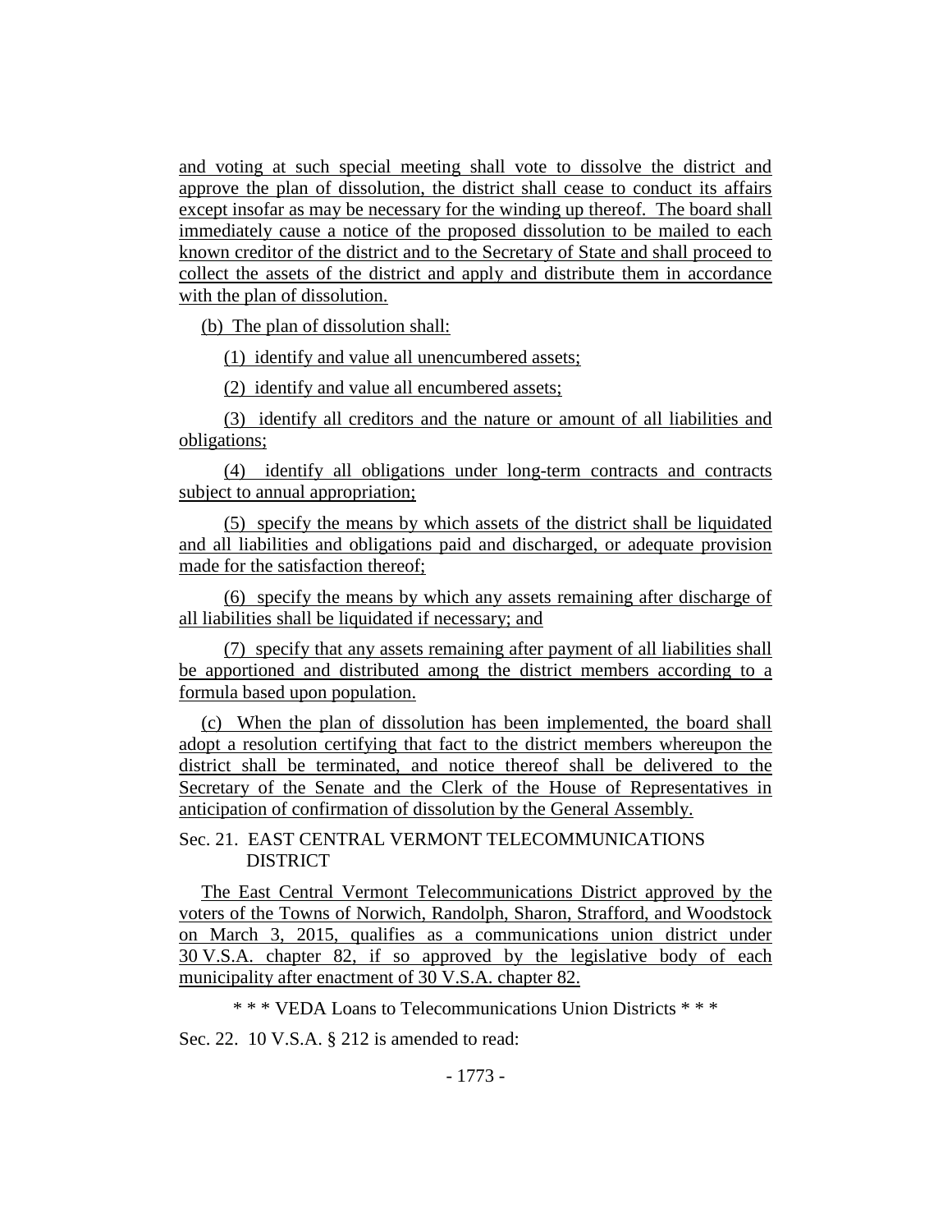and voting at such special meeting shall vote to dissolve the district and approve the plan of dissolution, the district shall cease to conduct its affairs except insofar as may be necessary for the winding up thereof. The board shall immediately cause a notice of the proposed dissolution to be mailed to each known creditor of the district and to the Secretary of State and shall proceed to collect the assets of the district and apply and distribute them in accordance with the plan of dissolution.

(b) The plan of dissolution shall:

(1) identify and value all unencumbered assets;

(2) identify and value all encumbered assets;

(3) identify all creditors and the nature or amount of all liabilities and obligations;

(4) identify all obligations under long-term contracts and contracts subject to annual appropriation;

(5) specify the means by which assets of the district shall be liquidated and all liabilities and obligations paid and discharged, or adequate provision made for the satisfaction thereof;

(6) specify the means by which any assets remaining after discharge of all liabilities shall be liquidated if necessary; and

(7) specify that any assets remaining after payment of all liabilities shall be apportioned and distributed among the district members according to a formula based upon population.

(c) When the plan of dissolution has been implemented, the board shall adopt a resolution certifying that fact to the district members whereupon the district shall be terminated, and notice thereof shall be delivered to the Secretary of the Senate and the Clerk of the House of Representatives in anticipation of confirmation of dissolution by the General Assembly.

Sec. 21. EAST CENTRAL VERMONT TELECOMMUNICATIONS DISTRICT

The East Central Vermont Telecommunications District approved by the voters of the Towns of Norwich, Randolph, Sharon, Strafford, and Woodstock on March 3, 2015, qualifies as a communications union district under 30 V.S.A. chapter 82, if so approved by the legislative body of each municipality after enactment of 30 V.S.A. chapter 82.

\* \* \* VEDA Loans to Telecommunications Union Districts \* \* \*

Sec. 22. 10 V.S.A. § 212 is amended to read: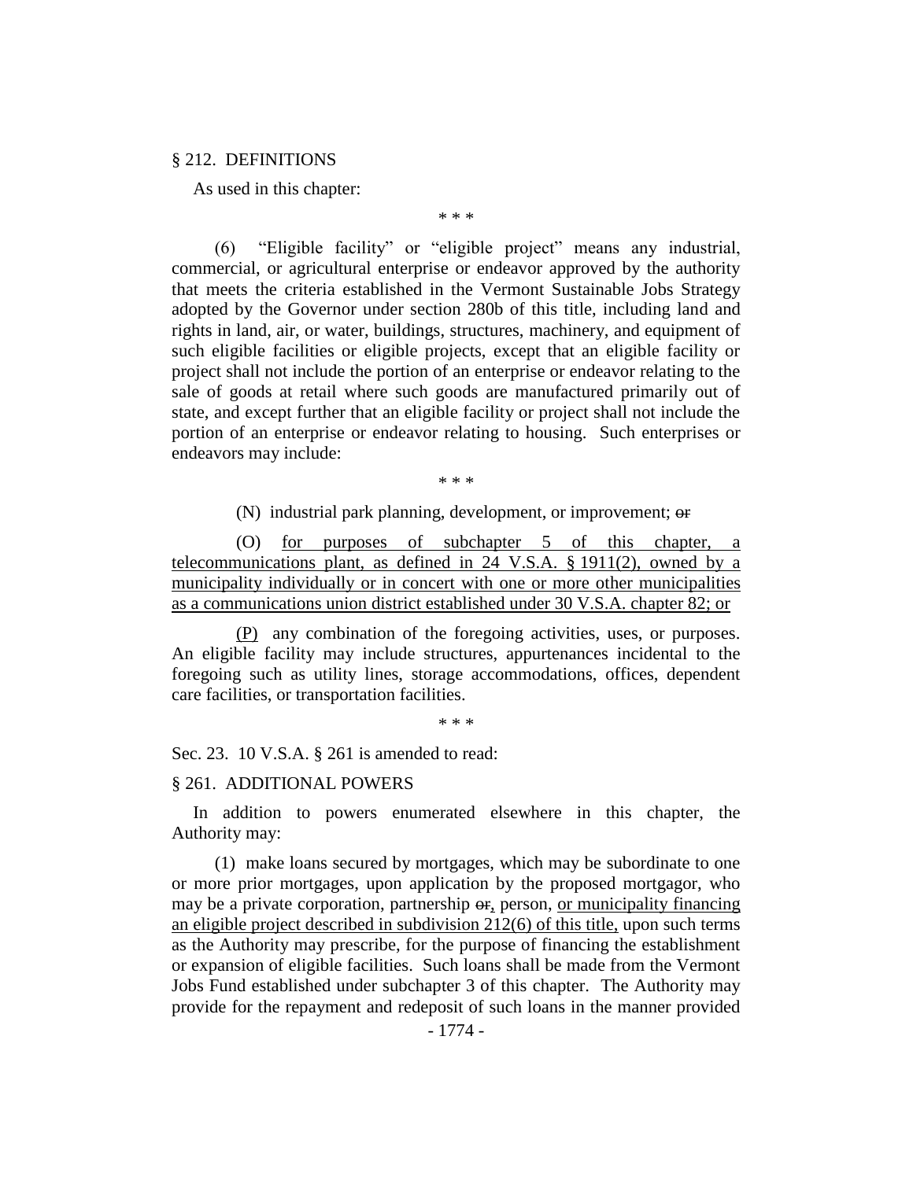§ 212. DEFINITIONS

As used in this chapter:

\* \* \*

(6) "Eligible facility" or "eligible project" means any industrial, commercial, or agricultural enterprise or endeavor approved by the authority that meets the criteria established in the Vermont Sustainable Jobs Strategy adopted by the Governor under section 280b of this title, including land and rights in land, air, or water, buildings, structures, machinery, and equipment of such eligible facilities or eligible projects, except that an eligible facility or project shall not include the portion of an enterprise or endeavor relating to the sale of goods at retail where such goods are manufactured primarily out of state, and except further that an eligible facility or project shall not include the portion of an enterprise or endeavor relating to housing. Such enterprises or endeavors may include:

\* \* \*

(N) industrial park planning, development, or improvement; ~~or~~

(O) <u>for purposes of subchapter 5 of this chapter, a telecommunications plant, as defined in 24 V.S.A. § 1911(2), owned by a municipality individually or in concert with one or more other municipalities as a communications union district established under 30 V.S.A. chapter 82; or</u>

<u>(P)</u> any combination of the foregoing activities, uses, or purposes. An eligible facility may include structures, appurtenances incidental to the foregoing such as utility lines, storage accommodations, offices, dependent care facilities, or transportation facilities.

\* \* \*

Sec. 23. 10 V.S.A. § 261 is amended to read:

§ 261. ADDITIONAL POWERS

In addition to powers enumerated elsewhere in this chapter, the Authority may:

(1) make loans secured by mortgages, which may be subordinate to one or more prior mortgages, upon application by the proposed mortgagor, who may be a private corporation, partnership ~~or~~<u>,</u> person, <u>or municipality financing an eligible project described in subdivision 212(6) of this title,</u> upon such terms as the Authority may prescribe, for the purpose of financing the establishment or expansion of eligible facilities. Such loans shall be made from the Vermont Jobs Fund established under subchapter 3 of this chapter. The Authority may provide for the repayment and redeposit of such loans in the manner provided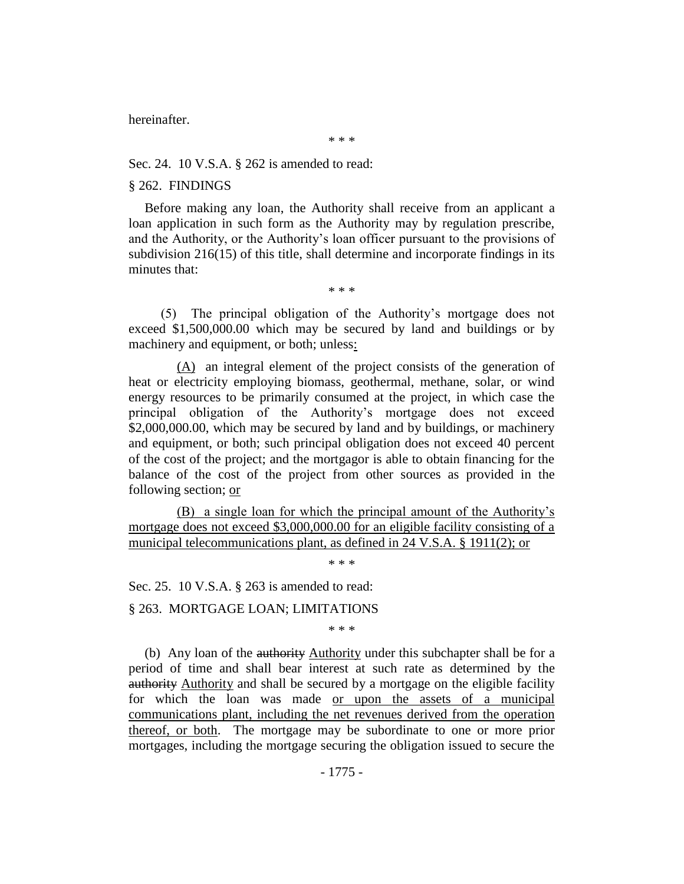hereinafter.

\* \* \*

Sec. 24. 10 V.S.A. § 262 is amended to read:

§ 262. FINDINGS

Before making any loan, the Authority shall receive from an applicant a loan application in such form as the Authority may by regulation prescribe, and the Authority, or the Authority's loan officer pursuant to the provisions of subdivision 216(15) of this title, shall determine and incorporate findings in its minutes that:

\* \* \*

(5) The principal obligation of the Authority's mortgage does not exceed \$1,500,000.00 which may be secured by land and buildings or by machinery and equipment, or both; unless:

(A) an integral element of the project consists of the generation of heat or electricity employing biomass, geothermal, methane, solar, or wind energy resources to be primarily consumed at the project, in which case the principal obligation of the Authority's mortgage does not exceed \$2,000,000.00, which may be secured by land and by buildings, or machinery and equipment, or both; such principal obligation does not exceed 40 percent of the cost of the project; and the mortgagor is able to obtain financing for the balance of the cost of the project from other sources as provided in the following section; or

(B) a single loan for which the principal amount of the Authority's mortgage does not exceed \$3,000,000.00 for an eligible facility consisting of a municipal telecommunications plant, as defined in 24 V.S.A. § 1911(2); or

\* \* \*

Sec. 25. 10 V.S.A. § 263 is amended to read:

§ 263. MORTGAGE LOAN; LIMITATIONS

\* \* \*

(b) Any loan of the ~~authority~~ Authority under this subchapter shall be for a period of time and shall bear interest at such rate as determined by the ~~authority~~ Authority and shall be secured by a mortgage on the eligible facility for which the loan was made or upon the assets of a municipal communications plant, including the net revenues derived from the operation thereof, or both. The mortgage may be subordinate to one or more prior mortgages, including the mortgage securing the obligation issued to secure the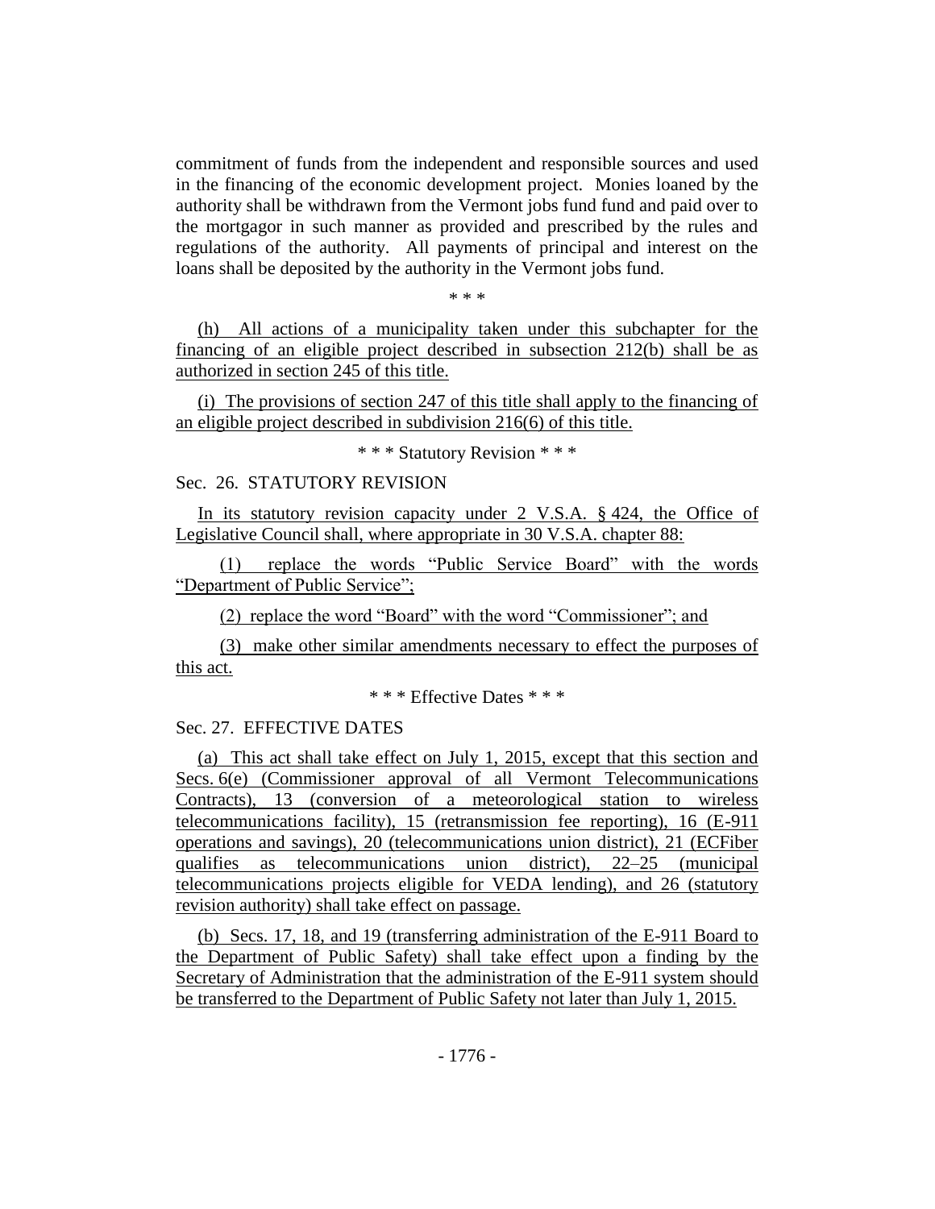commitment of funds from the independent and responsible sources and used in the financing of the economic development project. Monies loaned by the authority shall be withdrawn from the Vermont jobs fund fund and paid over to the mortgagor in such manner as provided and prescribed by the rules and regulations of the authority. All payments of principal and interest on the loans shall be deposited by the authority in the Vermont jobs fund.

\* \* \*

(h) All actions of a municipality taken under this subchapter for the financing of an eligible project described in subsection 212(b) shall be as authorized in section 245 of this title.

(i) The provisions of section 247 of this title shall apply to the financing of an eligible project described in subdivision 216(6) of this title.

\* \* \* Statutory Revision \* \* \*

Sec. 26. STATUTORY REVISION

In its statutory revision capacity under 2 V.S.A. § 424, the Office of Legislative Council shall, where appropriate in 30 V.S.A. chapter 88:

(1) replace the words "Public Service Board" with the words "Department of Public Service";

(2) replace the word "Board" with the word "Commissioner"; and

(3) make other similar amendments necessary to effect the purposes of this act.

\* \* \* Effective Dates \* \* \*

Sec. 27. EFFECTIVE DATES

(a) This act shall take effect on July 1, 2015, except that this section and Secs. 6(e) (Commissioner approval of all Vermont Telecommunications Contracts), 13 (conversion of a meteorological station to wireless telecommunications facility), 15 (retransmission fee reporting), 16 (E-911 operations and savings), 20 (telecommunications union district), 21 (ECFiber qualifies as telecommunications union district), 22–25 (municipal telecommunications projects eligible for VEDA lending), and 26 (statutory revision authority) shall take effect on passage.

(b) Secs. 17, 18, and 19 (transferring administration of the E-911 Board to the Department of Public Safety) shall take effect upon a finding by the Secretary of Administration that the administration of the E-911 system should be transferred to the Department of Public Safety not later than July 1, 2015.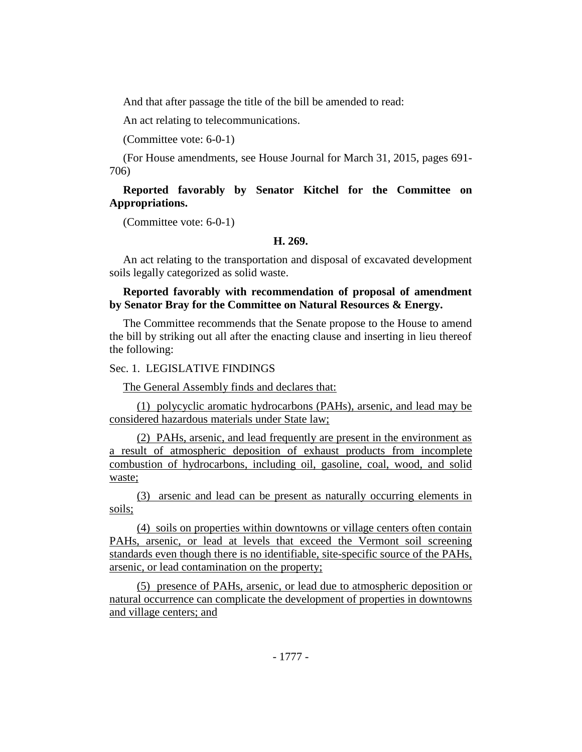And that after passage the title of the bill be amended to read:

An act relating to telecommunications.

(Committee vote: 6-0-1)

(For House amendments, see House Journal for March 31, 2015, pages 691-706)

**Reported favorably by Senator Kitchel for the Committee on Appropriations.**

(Committee vote: 6-0-1)

**H. 269.**

An act relating to the transportation and disposal of excavated development soils legally categorized as solid waste.

**Reported favorably with recommendation of proposal of amendment by Senator Bray for the Committee on Natural Resources & Energy.**

The Committee recommends that the Senate propose to the House to amend the bill by striking out all after the enacting clause and inserting in lieu thereof the following:

Sec. 1. LEGISLATIVE FINDINGS

The General Assembly finds and declares that:

(1) polycyclic aromatic hydrocarbons (PAHs), arsenic, and lead may be considered hazardous materials under State law;

(2) PAHs, arsenic, and lead frequently are present in the environment as a result of atmospheric deposition of exhaust products from incomplete combustion of hydrocarbons, including oil, gasoline, coal, wood, and solid waste;

(3) arsenic and lead can be present as naturally occurring elements in soils;

(4) soils on properties within downtowns or village centers often contain PAHs, arsenic, or lead at levels that exceed the Vermont soil screening standards even though there is no identifiable, site-specific source of the PAHs, arsenic, or lead contamination on the property;

(5) presence of PAHs, arsenic, or lead due to atmospheric deposition or natural occurrence can complicate the development of properties in downtowns and village centers; and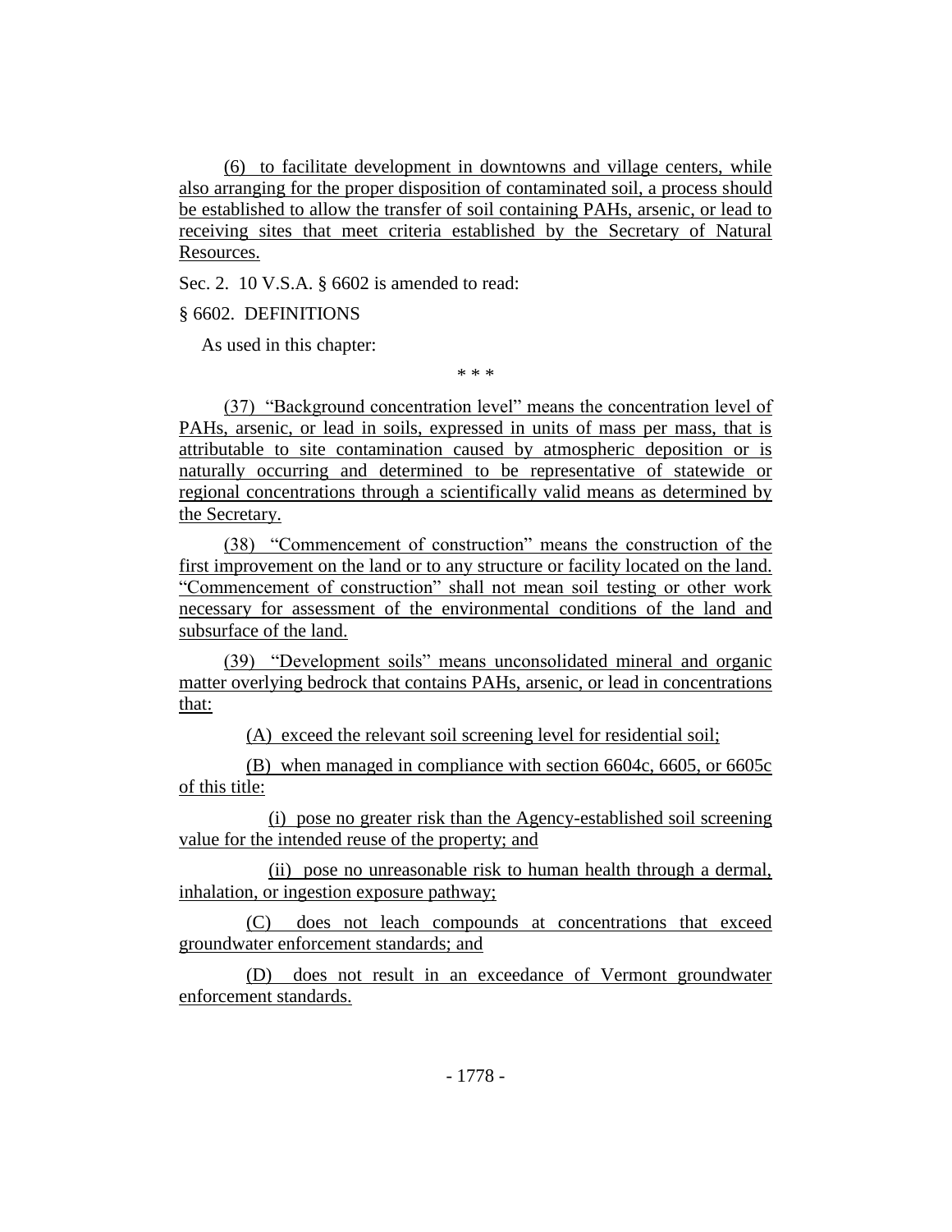(6) to facilitate development in downtowns and village centers, while also arranging for the proper disposition of contaminated soil, a process should be established to allow the transfer of soil containing PAHs, arsenic, or lead to receiving sites that meet criteria established by the Secretary of Natural Resources.

Sec. 2. 10 V.S.A. § 6602 is amended to read:

§ 6602. DEFINITIONS

As used in this chapter:

\* \* \*

(37) "Background concentration level" means the concentration level of PAHs, arsenic, or lead in soils, expressed in units of mass per mass, that is attributable to site contamination caused by atmospheric deposition or is naturally occurring and determined to be representative of statewide or regional concentrations through a scientifically valid means as determined by the Secretary.

(38) "Commencement of construction" means the construction of the first improvement on the land or to any structure or facility located on the land. "Commencement of construction" shall not mean soil testing or other work necessary for assessment of the environmental conditions of the land and subsurface of the land.

(39) "Development soils" means unconsolidated mineral and organic matter overlying bedrock that contains PAHs, arsenic, or lead in concentrations that:

(A) exceed the relevant soil screening level for residential soil;

(B) when managed in compliance with section 6604c, 6605, or 6605c of this title:

(i) pose no greater risk than the Agency-established soil screening value for the intended reuse of the property; and

(ii) pose no unreasonable risk to human health through a dermal, inhalation, or ingestion exposure pathway;

(C) does not leach compounds at concentrations that exceed groundwater enforcement standards; and

(D) does not result in an exceedance of Vermont groundwater enforcement standards.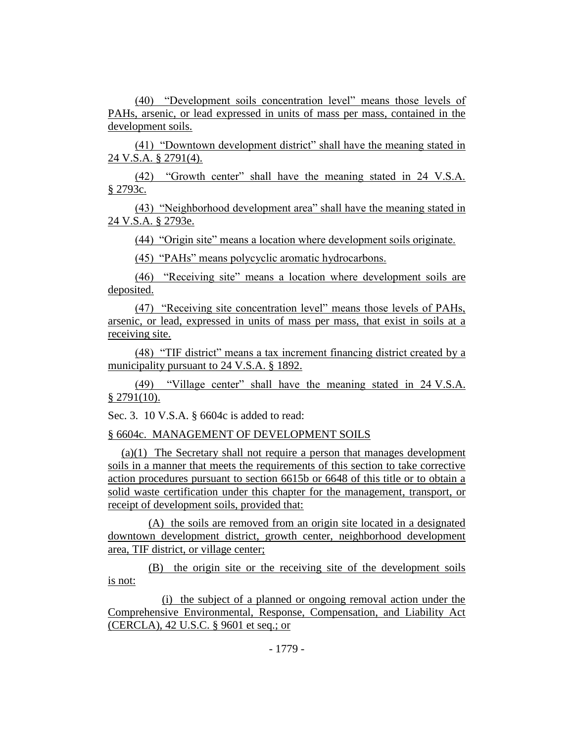(40) "Development soils concentration level" means those levels of PAHs, arsenic, or lead expressed in units of mass per mass, contained in the development soils.

(41) "Downtown development district" shall have the meaning stated in 24 V.S.A. § 2791(4).

(42) "Growth center" shall have the meaning stated in 24 V.S.A. § 2793c.

(43) "Neighborhood development area" shall have the meaning stated in 24 V.S.A. § 2793e.

(44) "Origin site" means a location where development soils originate.

(45) "PAHs" means polycyclic aromatic hydrocarbons.

(46) "Receiving site" means a location where development soils are deposited.

(47) "Receiving site concentration level" means those levels of PAHs, arsenic, or lead, expressed in units of mass per mass, that exist in soils at a receiving site.

(48) "TIF district" means a tax increment financing district created by a municipality pursuant to 24 V.S.A. § 1892.

(49) "Village center" shall have the meaning stated in 24 V.S.A. § 2791(10).

Sec. 3. 10 V.S.A. § 6604c is added to read:

§ 6604c. MANAGEMENT OF DEVELOPMENT SOILS

(a)(1) The Secretary shall not require a person that manages development soils in a manner that meets the requirements of this section to take corrective action procedures pursuant to section 6615b or 6648 of this title or to obtain a solid waste certification under this chapter for the management, transport, or receipt of development soils, provided that:

(A) the soils are removed from an origin site located in a designated downtown development district, growth center, neighborhood development area, TIF district, or village center;

(B) the origin site or the receiving site of the development soils is not:

(i) the subject of a planned or ongoing removal action under the Comprehensive Environmental, Response, Compensation, and Liability Act (CERCLA), 42 U.S.C. § 9601 et seq.; or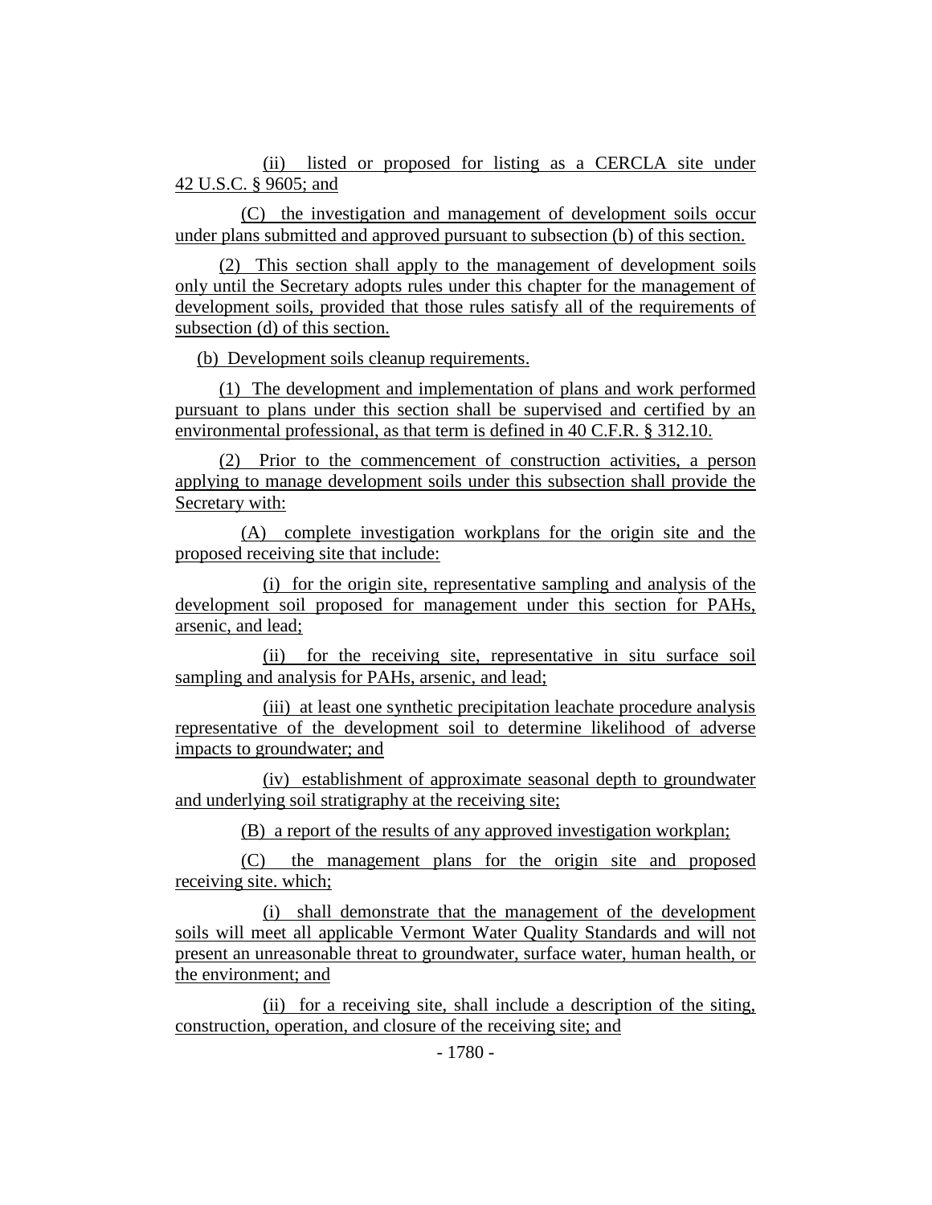(ii) listed or proposed for listing as a CERCLA site under 42 U.S.C. § 9605; and

(C) the investigation and management of development soils occur under plans submitted and approved pursuant to subsection (b) of this section.

(2) This section shall apply to the management of development soils only until the Secretary adopts rules under this chapter for the management of development soils, provided that those rules satisfy all of the requirements of subsection (d) of this section.

(b) Development soils cleanup requirements.

(1) The development and implementation of plans and work performed pursuant to plans under this section shall be supervised and certified by an environmental professional, as that term is defined in 40 C.F.R. § 312.10.

(2) Prior to the commencement of construction activities, a person applying to manage development soils under this subsection shall provide the Secretary with:

(A) complete investigation workplans for the origin site and the proposed receiving site that include:

(i) for the origin site, representative sampling and analysis of the development soil proposed for management under this section for PAHs, arsenic, and lead;

(ii) for the receiving site, representative in situ surface soil sampling and analysis for PAHs, arsenic, and lead;

(iii) at least one synthetic precipitation leachate procedure analysis representative of the development soil to determine likelihood of adverse impacts to groundwater; and

(iv) establishment of approximate seasonal depth to groundwater and underlying soil stratigraphy at the receiving site;

(B) a report of the results of any approved investigation workplan;

(C) the management plans for the origin site and proposed receiving site. which;

(i) shall demonstrate that the management of the development soils will meet all applicable Vermont Water Quality Standards and will not present an unreasonable threat to groundwater, surface water, human health, or the environment; and

(ii) for a receiving site, shall include a description of the siting, construction, operation, and closure of the receiving site; and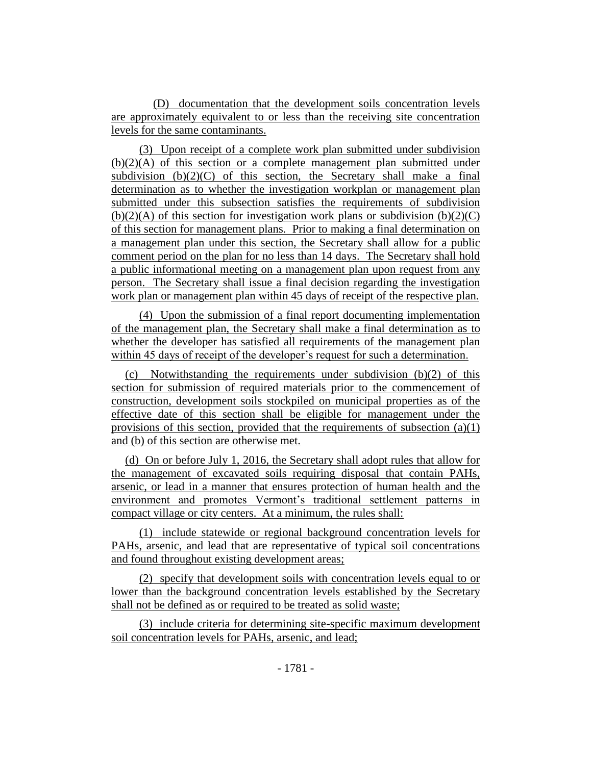(D) documentation that the development soils concentration levels are approximately equivalent to or less than the receiving site concentration levels for the same contaminants.

(3) Upon receipt of a complete work plan submitted under subdivision (b)(2)(A) of this section or a complete management plan submitted under subdivision (b)(2)(C) of this section, the Secretary shall make a final determination as to whether the investigation workplan or management plan submitted under this subsection satisfies the requirements of subdivision (b)(2)(A) of this section for investigation work plans or subdivision (b)(2)(C) of this section for management plans. Prior to making a final determination on a management plan under this section, the Secretary shall allow for a public comment period on the plan for no less than 14 days. The Secretary shall hold a public informational meeting on a management plan upon request from any person. The Secretary shall issue a final decision regarding the investigation work plan or management plan within 45 days of receipt of the respective plan.

(4) Upon the submission of a final report documenting implementation of the management plan, the Secretary shall make a final determination as to whether the developer has satisfied all requirements of the management plan within 45 days of receipt of the developer's request for such a determination.

(c) Notwithstanding the requirements under subdivision (b)(2) of this section for submission of required materials prior to the commencement of construction, development soils stockpiled on municipal properties as of the effective date of this section shall be eligible for management under the provisions of this section, provided that the requirements of subsection (a)(1) and (b) of this section are otherwise met.

(d) On or before July 1, 2016, the Secretary shall adopt rules that allow for the management of excavated soils requiring disposal that contain PAHs, arsenic, or lead in a manner that ensures protection of human health and the environment and promotes Vermont's traditional settlement patterns in compact village or city centers. At a minimum, the rules shall:

(1) include statewide or regional background concentration levels for PAHs, arsenic, and lead that are representative of typical soil concentrations and found throughout existing development areas;

(2) specify that development soils with concentration levels equal to or lower than the background concentration levels established by the Secretary shall not be defined as or required to be treated as solid waste;

(3) include criteria for determining site-specific maximum development soil concentration levels for PAHs, arsenic, and lead;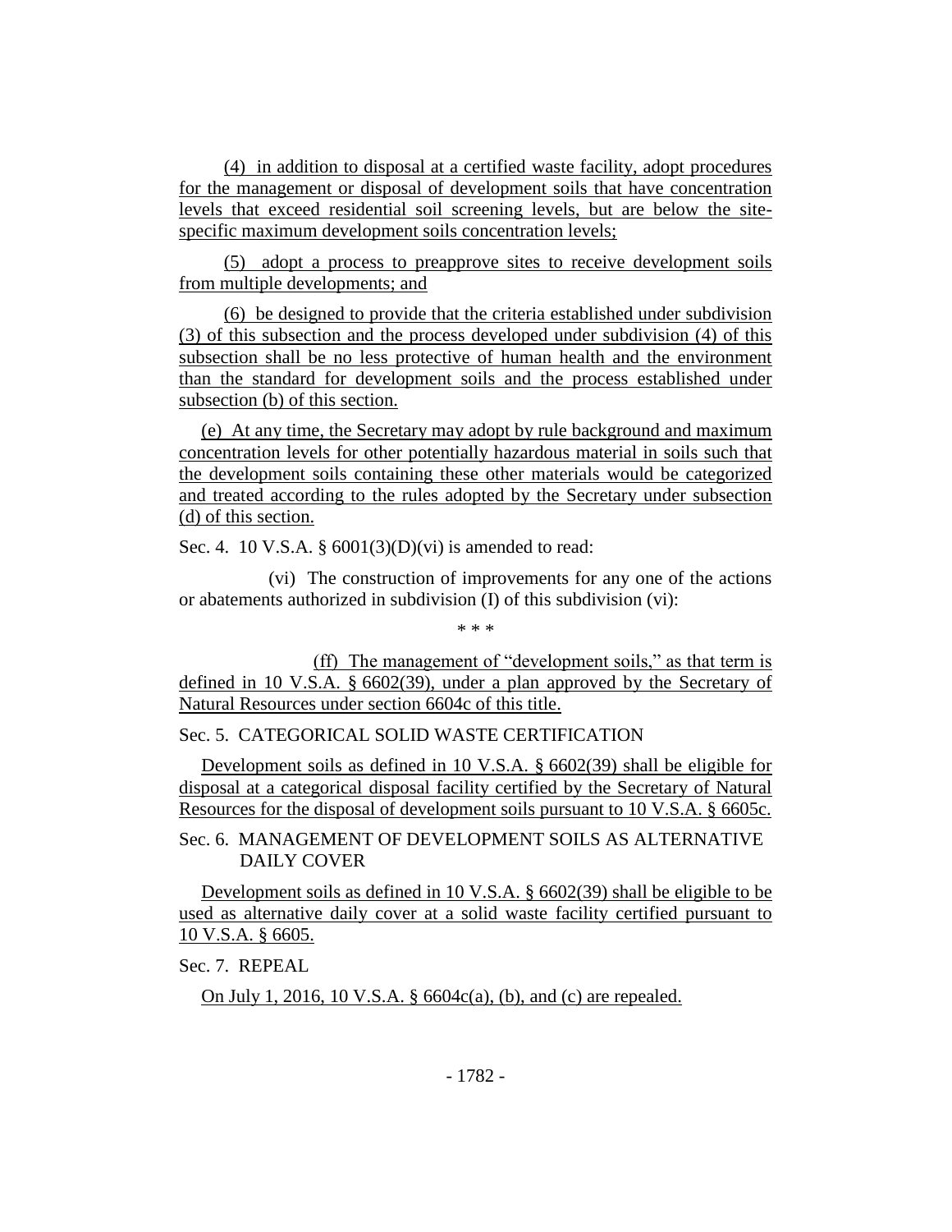(4) in addition to disposal at a certified waste facility, adopt procedures for the management or disposal of development soils that have concentration levels that exceed residential soil screening levels, but are below the site-specific maximum development soils concentration levels;

(5) adopt a process to preapprove sites to receive development soils from multiple developments; and

(6) be designed to provide that the criteria established under subdivision (3) of this subsection and the process developed under subdivision (4) of this subsection shall be no less protective of human health and the environment than the standard for development soils and the process established under subsection (b) of this section.

(e) At any time, the Secretary may adopt by rule background and maximum concentration levels for other potentially hazardous material in soils such that the development soils containing these other materials would be categorized and treated according to the rules adopted by the Secretary under subsection (d) of this section.

Sec. 4. 10 V.S.A. § 6001(3)(D)(vi) is amended to read:

(vi) The construction of improvements for any one of the actions or abatements authorized in subdivision (I) of this subdivision (vi):

\* \* \*

(ff) The management of "development soils," as that term is defined in 10 V.S.A. § 6602(39), under a plan approved by the Secretary of Natural Resources under section 6604c of this title.

Sec. 5. CATEGORICAL SOLID WASTE CERTIFICATION

Development soils as defined in 10 V.S.A. § 6602(39) shall be eligible for disposal at a categorical disposal facility certified by the Secretary of Natural Resources for the disposal of development soils pursuant to 10 V.S.A. § 6605c.

Sec. 6. MANAGEMENT OF DEVELOPMENT SOILS AS ALTERNATIVE DAILY COVER

Development soils as defined in 10 V.S.A. § 6602(39) shall be eligible to be used as alternative daily cover at a solid waste facility certified pursuant to 10 V.S.A. § 6605.

Sec. 7. REPEAL

On July 1, 2016, 10 V.S.A. § 6604c(a), (b), and (c) are repealed.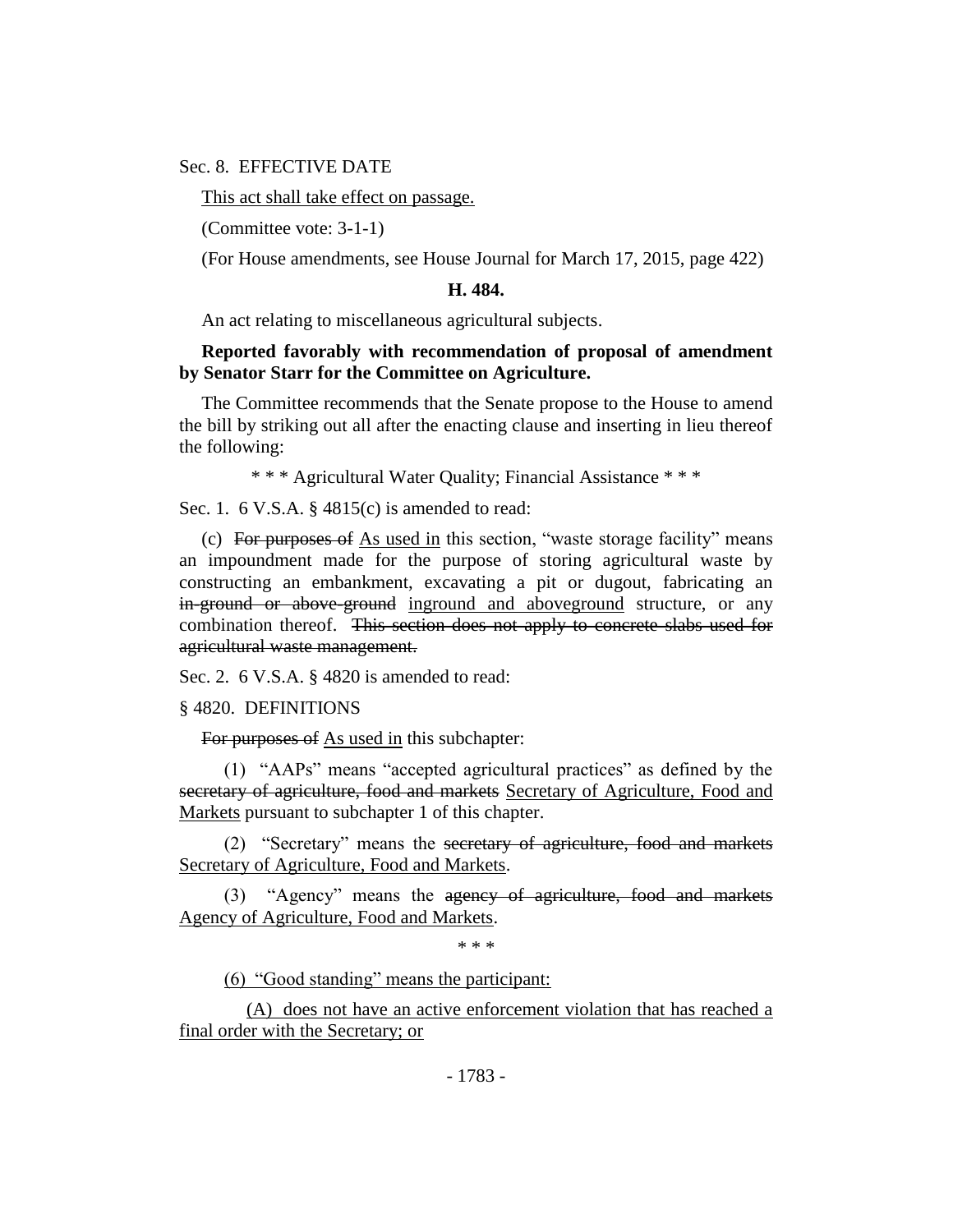Sec. 8. EFFECTIVE DATE

This act shall take effect on passage.

(Committee vote: 3-1-1)

(For House amendments, see House Journal for March 17, 2015, page 422)

**H. 484.**

An act relating to miscellaneous agricultural subjects.

**Reported favorably with recommendation of proposal of amendment by Senator Starr for the Committee on Agriculture.**

The Committee recommends that the Senate propose to the House to amend the bill by striking out all after the enacting clause and inserting in lieu thereof the following:

\* \* \* Agricultural Water Quality; Financial Assistance \* \* \*

Sec. 1. 6 V.S.A. § 4815(c) is amended to read:

(c) ~~For purposes of~~ As used in this section, "waste storage facility" means an impoundment made for the purpose of storing agricultural waste by constructing an embankment, excavating a pit or dugout, fabricating an ~~in-ground or above-ground~~ inground and aboveground structure, or any combination thereof. ~~This section does not apply to concrete slabs used for agricultural waste management.~~

Sec. 2. 6 V.S.A. § 4820 is amended to read:

§ 4820. DEFINITIONS

~~For purposes of~~ As used in this subchapter:

(1) "AAPs" means "accepted agricultural practices" as defined by the ~~secretary of agriculture, food and markets~~ Secretary of Agriculture, Food and Markets pursuant to subchapter 1 of this chapter.

(2) "Secretary" means the ~~secretary of agriculture, food and markets~~ Secretary of Agriculture, Food and Markets.

(3) "Agency" means the ~~agency of agriculture, food and markets~~ Agency of Agriculture, Food and Markets.

\* \* \*

(6) "Good standing" means the participant:

(A) does not have an active enforcement violation that has reached a final order with the Secretary; or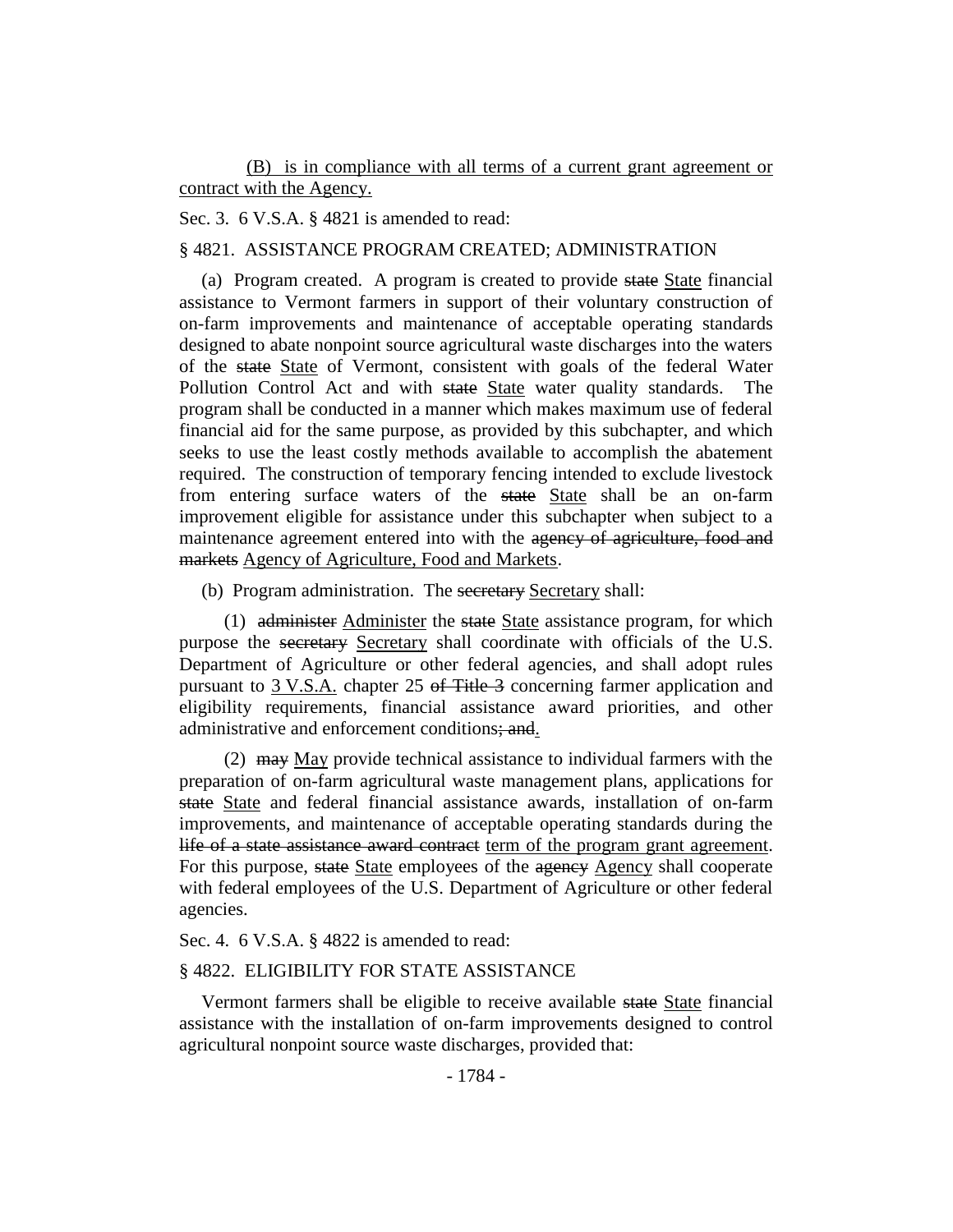<u>(B) is in compliance with all terms of a current grant agreement or contract with the Agency.</u>

Sec. 3. 6 V.S.A. § 4821 is amended to read:

§ 4821. ASSISTANCE PROGRAM CREATED; ADMINISTRATION

(a) Program created. A program is created to provide ~~state~~ <u>State</u> financial assistance to Vermont farmers in support of their voluntary construction of on-farm improvements and maintenance of acceptable operating standards designed to abate nonpoint source agricultural waste discharges into the waters of the ~~state~~ <u>State</u> of Vermont, consistent with goals of the federal Water Pollution Control Act and with ~~state~~ <u>State</u> water quality standards. The program shall be conducted in a manner which makes maximum use of federal financial aid for the same purpose, as provided by this subchapter, and which seeks to use the least costly methods available to accomplish the abatement required. The construction of temporary fencing intended to exclude livestock from entering surface waters of the ~~state~~ <u>State</u> shall be an on-farm improvement eligible for assistance under this subchapter when subject to a maintenance agreement entered into with the ~~agency of agriculture, food and markets~~ <u>Agency of Agriculture, Food and Markets</u>.

(b) Program administration. The ~~secretary~~ <u>Secretary</u> shall:

(1) ~~administer~~ <u>Administer</u> the ~~state~~ <u>State</u> assistance program, for which purpose the ~~secretary~~ <u>Secretary</u> shall coordinate with officials of the U.S. Department of Agriculture or other federal agencies, and shall adopt rules pursuant to <u>3 V.S.A.</u> chapter 25 ~~of Title 3~~ concerning farmer application and eligibility requirements, financial assistance award priorities, and other administrative and enforcement conditions~~; and~~<u>.</u>

(2) ~~may~~ <u>May</u> provide technical assistance to individual farmers with the preparation of on-farm agricultural waste management plans, applications for ~~state~~ <u>State</u> and federal financial assistance awards, installation of on-farm improvements, and maintenance of acceptable operating standards during the ~~life of a state assistance award contract~~ <u>term of the program grant agreement</u>. For this purpose, ~~state~~ <u>State</u> employees of the ~~agency~~ <u>Agency</u> shall cooperate with federal employees of the U.S. Department of Agriculture or other federal agencies.

Sec. 4. 6 V.S.A. § 4822 is amended to read:

§ 4822. ELIGIBILITY FOR STATE ASSISTANCE

Vermont farmers shall be eligible to receive available ~~state~~ <u>State</u> financial assistance with the installation of on-farm improvements designed to control agricultural nonpoint source waste discharges, provided that: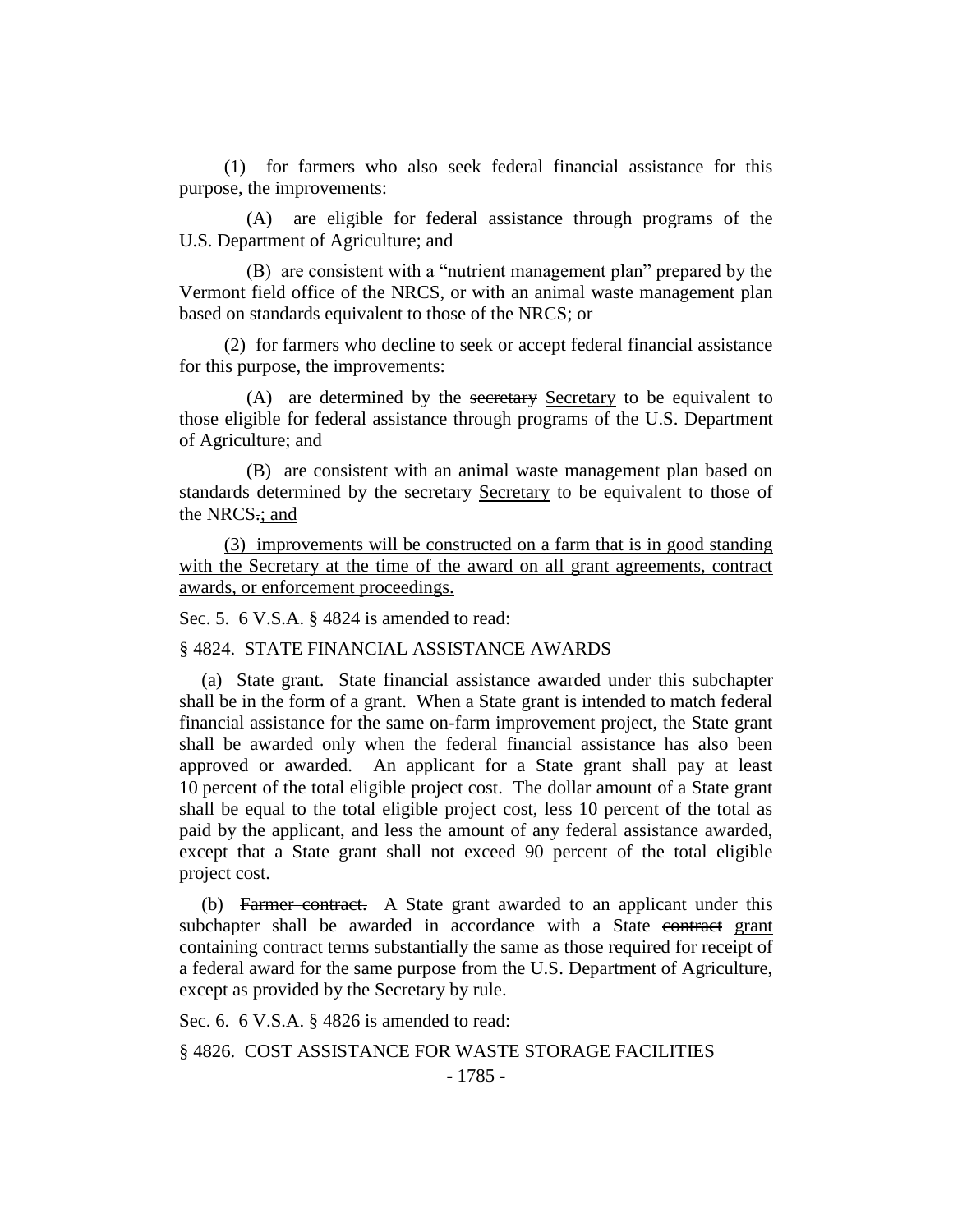(1) for farmers who also seek federal financial assistance for this purpose, the improvements:

(A) are eligible for federal assistance through programs of the U.S. Department of Agriculture; and

(B) are consistent with a "nutrient management plan" prepared by the Vermont field office of the NRCS, or with an animal waste management plan based on standards equivalent to those of the NRCS; or

(2) for farmers who decline to seek or accept federal financial assistance for this purpose, the improvements:

(A) are determined by the ~~secretary~~ Secretary to be equivalent to those eligible for federal assistance through programs of the U.S. Department of Agriculture; and

(B) are consistent with an animal waste management plan based on standards determined by the ~~secretary~~ Secretary to be equivalent to those of the NRCS~~.~~; and

(3) improvements will be constructed on a farm that is in good standing with the Secretary at the time of the award on all grant agreements, contract awards, or enforcement proceedings.

Sec. 5. 6 V.S.A. § 4824 is amended to read:

§ 4824. STATE FINANCIAL ASSISTANCE AWARDS

(a) State grant. State financial assistance awarded under this subchapter shall be in the form of a grant. When a State grant is intended to match federal financial assistance for the same on-farm improvement project, the State grant shall be awarded only when the federal financial assistance has also been approved or awarded. An applicant for a State grant shall pay at least 10 percent of the total eligible project cost. The dollar amount of a State grant shall be equal to the total eligible project cost, less 10 percent of the total as paid by the applicant, and less the amount of any federal assistance awarded, except that a State grant shall not exceed 90 percent of the total eligible project cost.

(b) ~~Farmer contract.~~ A State grant awarded to an applicant under this subchapter shall be awarded in accordance with a State ~~contract~~ grant containing ~~contract~~ terms substantially the same as those required for receipt of a federal award for the same purpose from the U.S. Department of Agriculture, except as provided by the Secretary by rule.

Sec. 6. 6 V.S.A. § 4826 is amended to read:

§ 4826. COST ASSISTANCE FOR WASTE STORAGE FACILITIES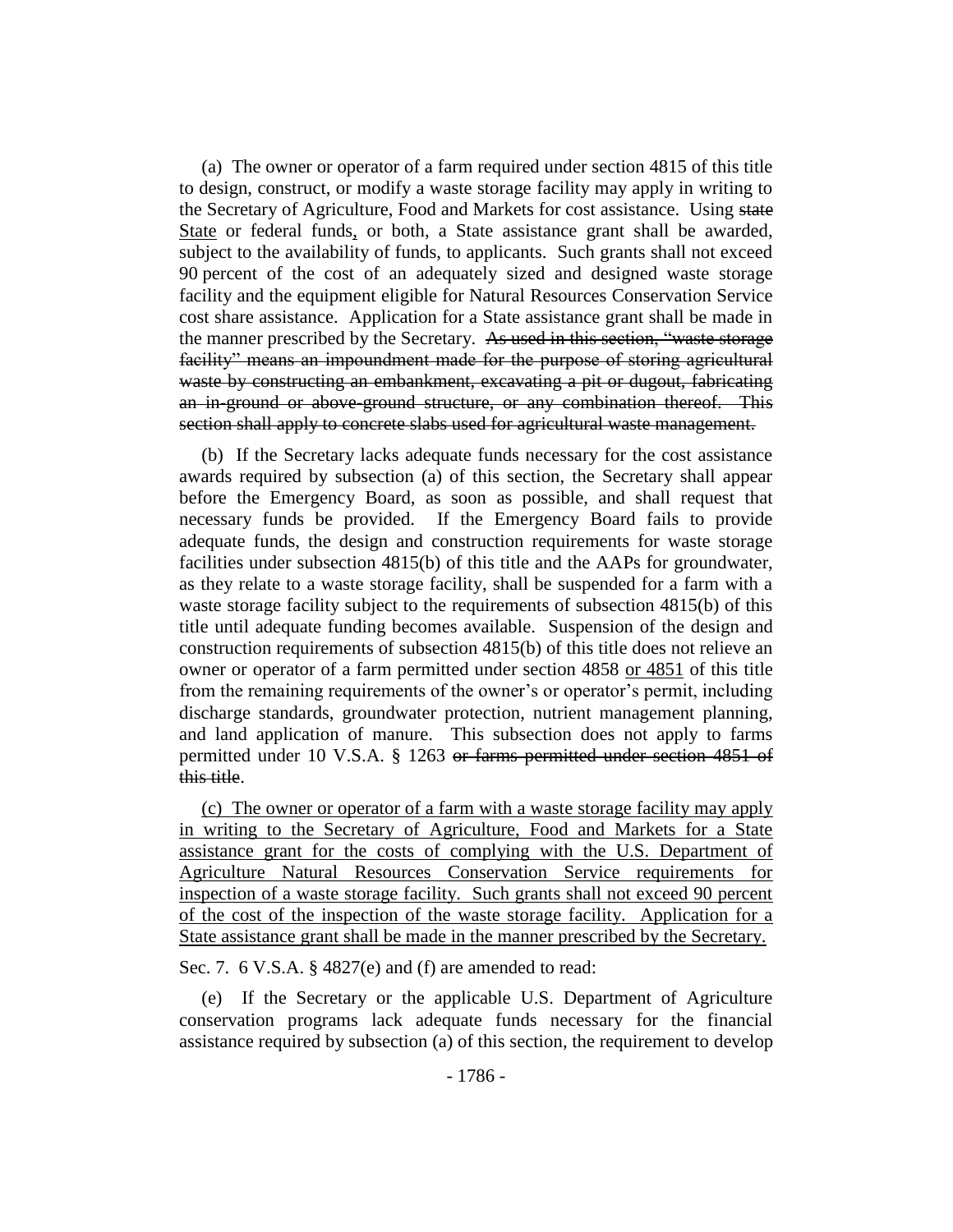(a) The owner or operator of a farm required under section 4815 of this title to design, construct, or modify a waste storage facility may apply in writing to the Secretary of Agriculture, Food and Markets for cost assistance. Using ~~state~~ <u>State</u> or federal funds<u>,</u> or both, a State assistance grant shall be awarded, subject to the availability of funds, to applicants. Such grants shall not exceed 90 percent of the cost of an adequately sized and designed waste storage facility and the equipment eligible for Natural Resources Conservation Service cost share assistance. Application for a State assistance grant shall be made in the manner prescribed by the Secretary. ~~As used in this section, "waste storage facility" means an impoundment made for the purpose of storing agricultural waste by constructing an embankment, excavating a pit or dugout, fabricating an in-ground or above-ground structure, or any combination thereof. This section shall apply to concrete slabs used for agricultural waste management.~~

(b) If the Secretary lacks adequate funds necessary for the cost assistance awards required by subsection (a) of this section, the Secretary shall appear before the Emergency Board, as soon as possible, and shall request that necessary funds be provided. If the Emergency Board fails to provide adequate funds, the design and construction requirements for waste storage facilities under subsection 4815(b) of this title and the AAPs for groundwater, as they relate to a waste storage facility, shall be suspended for a farm with a waste storage facility subject to the requirements of subsection 4815(b) of this title until adequate funding becomes available. Suspension of the design and construction requirements of subsection 4815(b) of this title does not relieve an owner or operator of a farm permitted under section 4858 <u>or 4851</u> of this title from the remaining requirements of the owner's or operator's permit, including discharge standards, groundwater protection, nutrient management planning, and land application of manure. This subsection does not apply to farms permitted under 10 V.S.A. § 1263 ~~or farms permitted under section 4851 of this title~~.

<u>(c) The owner or operator of a farm with a waste storage facility may apply in writing to the Secretary of Agriculture, Food and Markets for a State assistance grant for the costs of complying with the U.S. Department of Agriculture Natural Resources Conservation Service requirements for inspection of a waste storage facility. Such grants shall not exceed 90 percent of the cost of the inspection of the waste storage facility. Application for a State assistance grant shall be made in the manner prescribed by the Secretary.</u>

Sec. 7. 6 V.S.A. § 4827(e) and (f) are amended to read:

(e) If the Secretary or the applicable U.S. Department of Agriculture conservation programs lack adequate funds necessary for the financial assistance required by subsection (a) of this section, the requirement to develop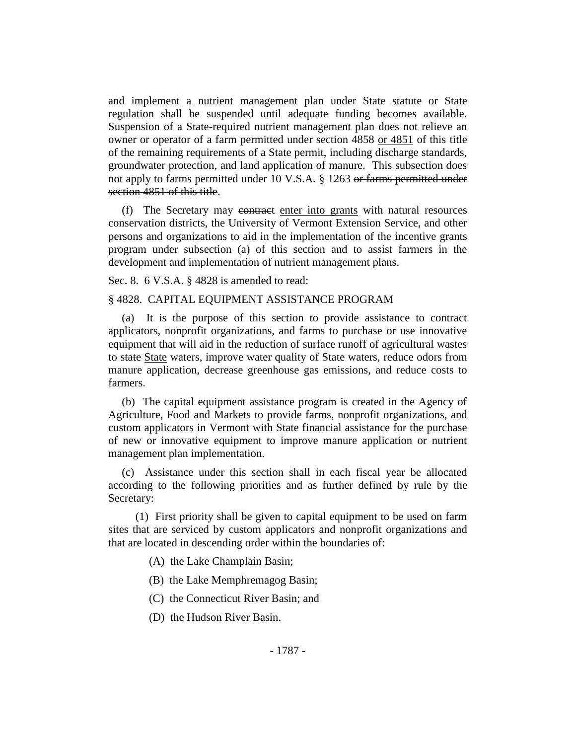and implement a nutrient management plan under State statute or State regulation shall be suspended until adequate funding becomes available. Suspension of a State-required nutrient management plan does not relieve an owner or operator of a farm permitted under section 4858 <u>or 4851</u> of this title of the remaining requirements of a State permit, including discharge standards, groundwater protection, and land application of manure. This subsection does not apply to farms permitted under 10 V.S.A. § 1263 ~~or farms permitted under section 4851 of this title~~.

(f) The Secretary may ~~contract~~ <u>enter into grants</u> with natural resources conservation districts, the University of Vermont Extension Service, and other persons and organizations to aid in the implementation of the incentive grants program under subsection (a) of this section and to assist farmers in the development and implementation of nutrient management plans.

Sec. 8. 6 V.S.A. § 4828 is amended to read:

§ 4828. CAPITAL EQUIPMENT ASSISTANCE PROGRAM

(a) It is the purpose of this section to provide assistance to contract applicators, nonprofit organizations, and farms to purchase or use innovative equipment that will aid in the reduction of surface runoff of agricultural wastes to ~~state~~ <u>State</u> waters, improve water quality of State waters, reduce odors from manure application, decrease greenhouse gas emissions, and reduce costs to farmers.

(b) The capital equipment assistance program is created in the Agency of Agriculture, Food and Markets to provide farms, nonprofit organizations, and custom applicators in Vermont with State financial assistance for the purchase of new or innovative equipment to improve manure application or nutrient management plan implementation.

(c) Assistance under this section shall in each fiscal year be allocated according to the following priorities and as further defined ~~by rule~~ by the Secretary:

(1) First priority shall be given to capital equipment to be used on farm sites that are serviced by custom applicators and nonprofit organizations and that are located in descending order within the boundaries of:

(A) the Lake Champlain Basin;

(B) the Lake Memphremagog Basin;

(C) the Connecticut River Basin; and

(D) the Hudson River Basin.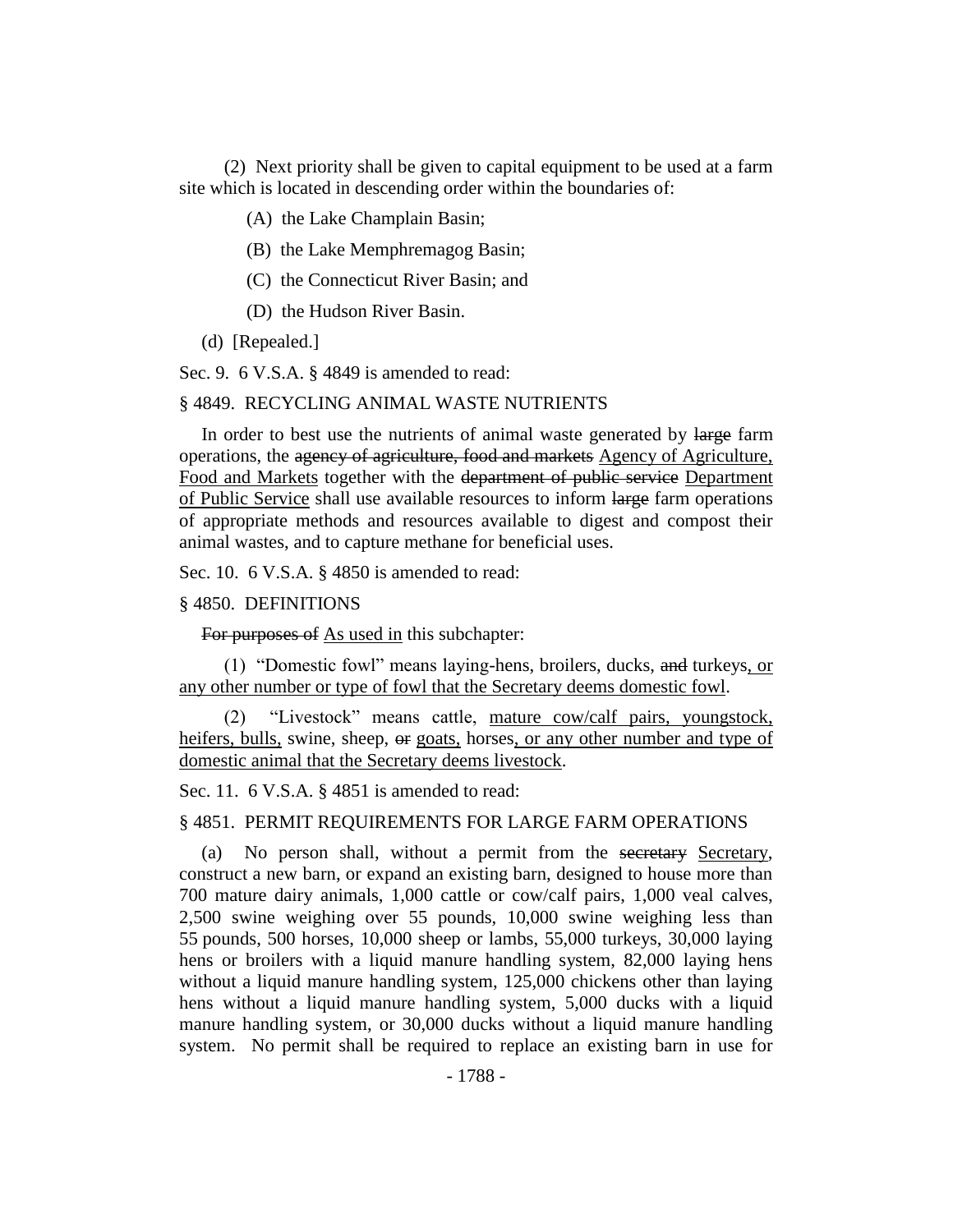(2) Next priority shall be given to capital equipment to be used at a farm site which is located in descending order within the boundaries of:

(A) the Lake Champlain Basin;

(B) the Lake Memphremagog Basin;

(C) the Connecticut River Basin; and

(D) the Hudson River Basin.

(d) [Repealed.]

Sec. 9. 6 V.S.A. § 4849 is amended to read:

§ 4849. RECYCLING ANIMAL WASTE NUTRIENTS

In order to best use the nutrients of animal waste generated by ~~large~~ farm operations, the ~~agency of agriculture, food and markets~~ Agency of Agriculture, Food and Markets together with the ~~department of public service~~ Department of Public Service shall use available resources to inform ~~large~~ farm operations of appropriate methods and resources available to digest and compost their animal wastes, and to capture methane for beneficial uses.

Sec. 10. 6 V.S.A. § 4850 is amended to read:

§ 4850. DEFINITIONS

~~For purposes of~~ As used in this subchapter:

(1) "Domestic fowl" means laying-hens, broilers, ducks, ~~and~~ turkeys, or any other number or type of fowl that the Secretary deems domestic fowl.

(2) "Livestock" means cattle, mature cow/calf pairs, youngstock, heifers, bulls, swine, sheep, ~~or~~ goats, horses, or any other number and type of domestic animal that the Secretary deems livestock.

Sec. 11. 6 V.S.A. § 4851 is amended to read:

§ 4851. PERMIT REQUIREMENTS FOR LARGE FARM OPERATIONS

(a) No person shall, without a permit from the ~~secretary~~ Secretary, construct a new barn, or expand an existing barn, designed to house more than 700 mature dairy animals, 1,000 cattle or cow/calf pairs, 1,000 veal calves, 2,500 swine weighing over 55 pounds, 10,000 swine weighing less than 55 pounds, 500 horses, 10,000 sheep or lambs, 55,000 turkeys, 30,000 laying hens or broilers with a liquid manure handling system, 82,000 laying hens without a liquid manure handling system, 125,000 chickens other than laying hens without a liquid manure handling system, 5,000 ducks with a liquid manure handling system, or 30,000 ducks without a liquid manure handling system. No permit shall be required to replace an existing barn in use for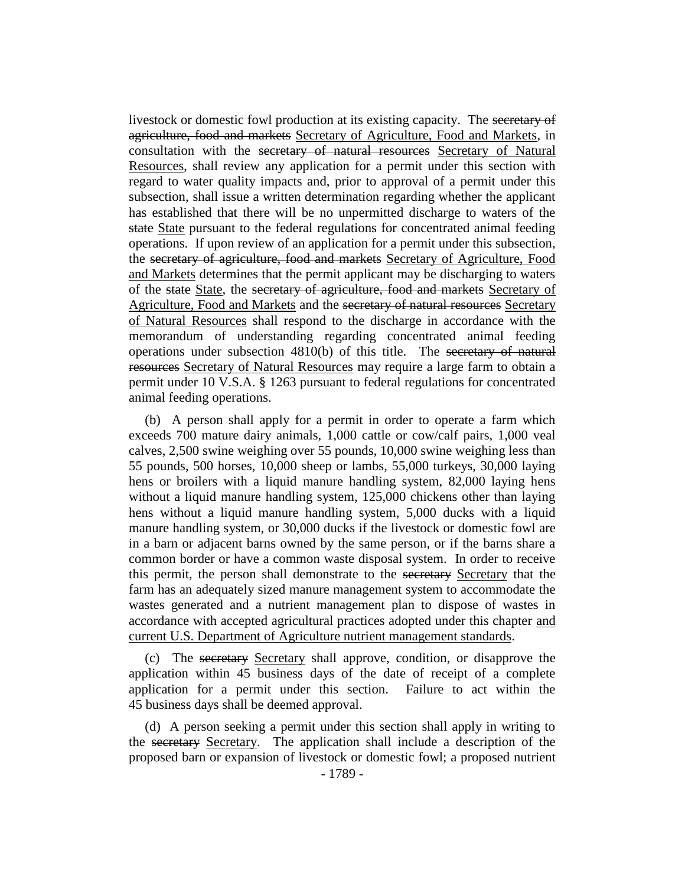livestock or domestic fowl production at its existing capacity. The ~~secretary of agriculture, food and markets~~ Secretary of Agriculture, Food and Markets, in consultation with the ~~secretary of natural resources~~ Secretary of Natural Resources, shall review any application for a permit under this section with regard to water quality impacts and, prior to approval of a permit under this subsection, shall issue a written determination regarding whether the applicant has established that there will be no unpermitted discharge to waters of the ~~state~~ State pursuant to the federal regulations for concentrated animal feeding operations. If upon review of an application for a permit under this subsection, the ~~secretary of agriculture, food and markets~~ Secretary of Agriculture, Food and Markets determines that the permit applicant may be discharging to waters of the ~~state~~ State, the ~~secretary of agriculture, food and markets~~ Secretary of Agriculture, Food and Markets and the ~~secretary of natural resources~~ Secretary of Natural Resources shall respond to the discharge in accordance with the memorandum of understanding regarding concentrated animal feeding operations under subsection 4810(b) of this title. The ~~secretary of natural resources~~ Secretary of Natural Resources may require a large farm to obtain a permit under 10 V.S.A. § 1263 pursuant to federal regulations for concentrated animal feeding operations.

(b) A person shall apply for a permit in order to operate a farm which exceeds 700 mature dairy animals, 1,000 cattle or cow/calf pairs, 1,000 veal calves, 2,500 swine weighing over 55 pounds, 10,000 swine weighing less than 55 pounds, 500 horses, 10,000 sheep or lambs, 55,000 turkeys, 30,000 laying hens or broilers with a liquid manure handling system, 82,000 laying hens without a liquid manure handling system, 125,000 chickens other than laying hens without a liquid manure handling system, 5,000 ducks with a liquid manure handling system, or 30,000 ducks if the livestock or domestic fowl are in a barn or adjacent barns owned by the same person, or if the barns share a common border or have a common waste disposal system. In order to receive this permit, the person shall demonstrate to the ~~secretary~~ Secretary that the farm has an adequately sized manure management system to accommodate the wastes generated and a nutrient management plan to dispose of wastes in accordance with accepted agricultural practices adopted under this chapter and current U.S. Department of Agriculture nutrient management standards.

(c) The ~~secretary~~ Secretary shall approve, condition, or disapprove the application within 45 business days of the date of receipt of a complete application for a permit under this section. Failure to act within the 45 business days shall be deemed approval.

(d) A person seeking a permit under this section shall apply in writing to the ~~secretary~~ Secretary. The application shall include a description of the proposed barn or expansion of livestock or domestic fowl; a proposed nutrient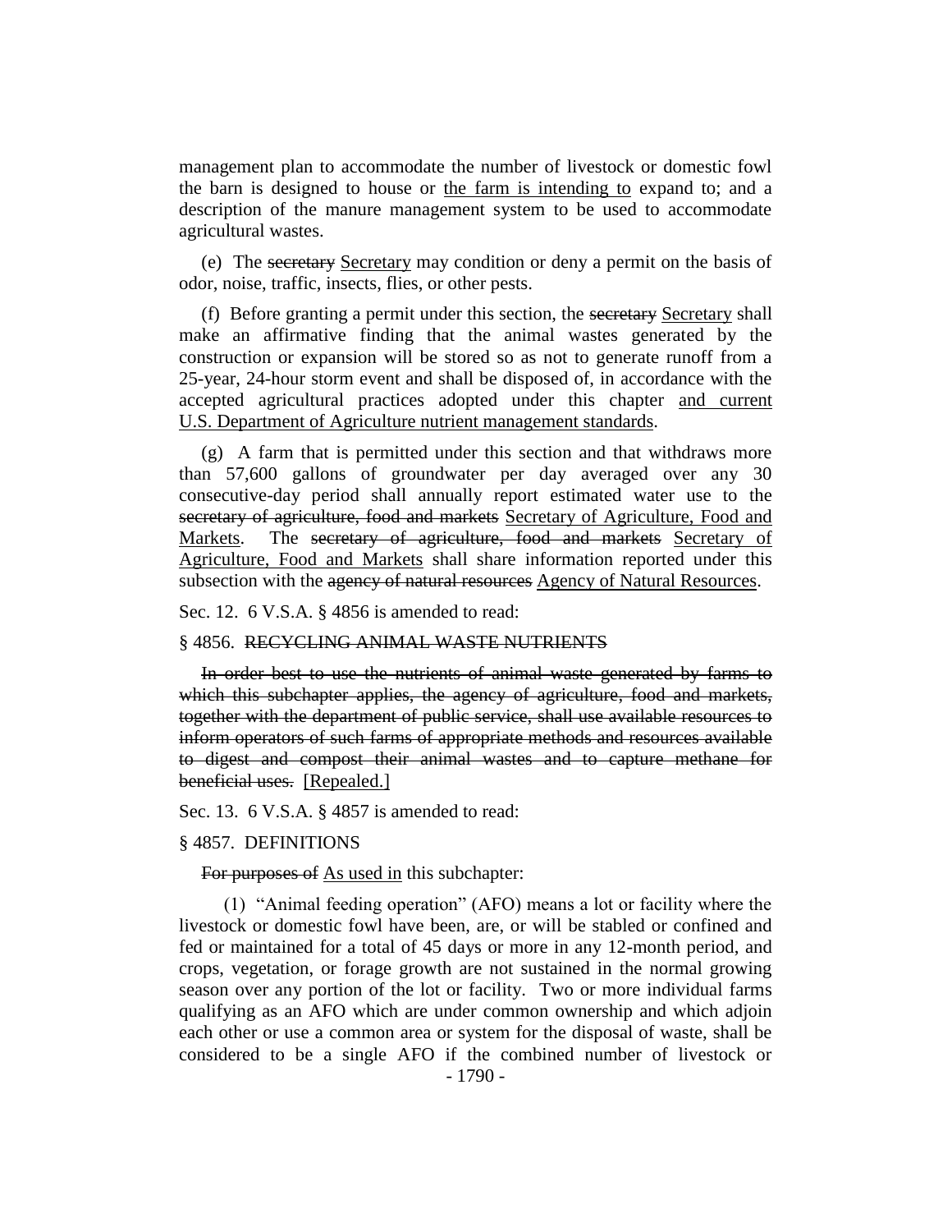management plan to accommodate the number of livestock or domestic fowl the barn is designed to house or the farm is intending to expand to; and a description of the manure management system to be used to accommodate agricultural wastes.

(e) The ~~secretary~~ Secretary may condition or deny a permit on the basis of odor, noise, traffic, insects, flies, or other pests.

(f) Before granting a permit under this section, the ~~secretary~~ Secretary shall make an affirmative finding that the animal wastes generated by the construction or expansion will be stored so as not to generate runoff from a 25-year, 24-hour storm event and shall be disposed of, in accordance with the accepted agricultural practices adopted under this chapter and current U.S. Department of Agriculture nutrient management standards.

(g) A farm that is permitted under this section and that withdraws more than 57,600 gallons of groundwater per day averaged over any 30 consecutive-day period shall annually report estimated water use to the ~~secretary of agriculture, food and markets~~ Secretary of Agriculture, Food and Markets. The ~~secretary of agriculture, food and markets~~ Secretary of Agriculture, Food and Markets shall share information reported under this subsection with the ~~agency of natural resources~~ Agency of Natural Resources.

Sec. 12. 6 V.S.A. § 4856 is amended to read:

§ 4856. ~~RECYCLING ANIMAL WASTE NUTRIENTS~~

~~In order best to use the nutrients of animal waste generated by farms to which this subchapter applies, the agency of agriculture, food and markets, together with the department of public service, shall use available resources to inform operators of such farms of appropriate methods and resources available to digest and compost their animal wastes and to capture methane for beneficial uses.~~ [Repealed.]

Sec. 13. 6 V.S.A. § 4857 is amended to read:

§ 4857. DEFINITIONS

~~For purposes of~~ As used in this subchapter:

(1) "Animal feeding operation" (AFO) means a lot or facility where the livestock or domestic fowl have been, are, or will be stabled or confined and fed or maintained for a total of 45 days or more in any 12-month period, and crops, vegetation, or forage growth are not sustained in the normal growing season over any portion of the lot or facility. Two or more individual farms qualifying as an AFO which are under common ownership and which adjoin each other or use a common area or system for the disposal of waste, shall be considered to be a single AFO if the combined number of livestock or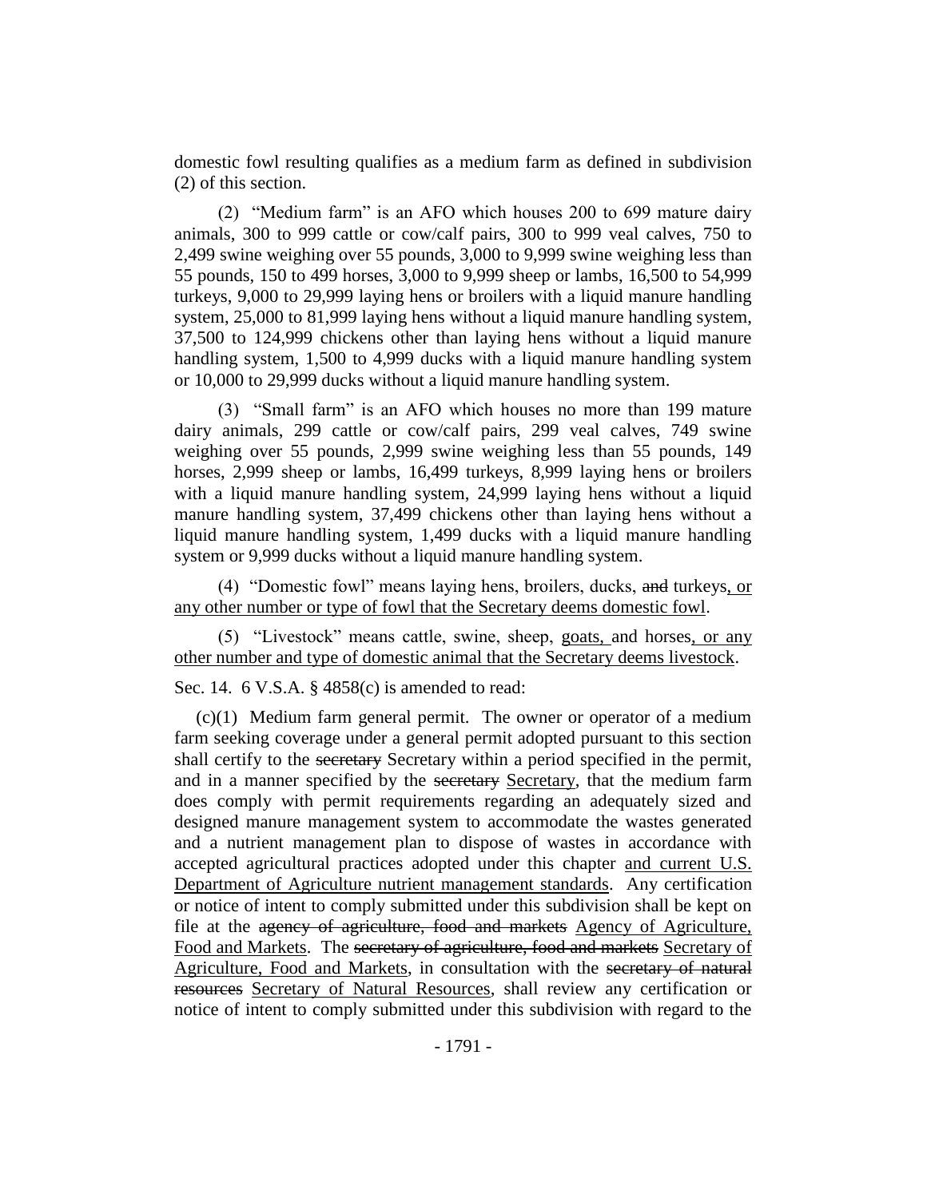domestic fowl resulting qualifies as a medium farm as defined in subdivision (2) of this section.

(2) "Medium farm" is an AFO which houses 200 to 699 mature dairy animals, 300 to 999 cattle or cow/calf pairs, 300 to 999 veal calves, 750 to 2,499 swine weighing over 55 pounds, 3,000 to 9,999 swine weighing less than 55 pounds, 150 to 499 horses, 3,000 to 9,999 sheep or lambs, 16,500 to 54,999 turkeys, 9,000 to 29,999 laying hens or broilers with a liquid manure handling system, 25,000 to 81,999 laying hens without a liquid manure handling system, 37,500 to 124,999 chickens other than laying hens without a liquid manure handling system, 1,500 to 4,999 ducks with a liquid manure handling system or 10,000 to 29,999 ducks without a liquid manure handling system.

(3) "Small farm" is an AFO which houses no more than 199 mature dairy animals, 299 cattle or cow/calf pairs, 299 veal calves, 749 swine weighing over 55 pounds, 2,999 swine weighing less than 55 pounds, 149 horses, 2,999 sheep or lambs, 16,499 turkeys, 8,999 laying hens or broilers with a liquid manure handling system, 24,999 laying hens without a liquid manure handling system, 37,499 chickens other than laying hens without a liquid manure handling system, 1,499 ducks with a liquid manure handling system or 9,999 ducks without a liquid manure handling system.

(4) "Domestic fowl" means laying hens, broilers, ducks, ~~and~~ turkeys, or any other number or type of fowl that the Secretary deems domestic fowl.

(5) "Livestock" means cattle, swine, sheep, goats, and horses, or any other number and type of domestic animal that the Secretary deems livestock.

Sec. 14. 6 V.S.A. § 4858(c) is amended to read:

(c)(1) Medium farm general permit. The owner or operator of a medium farm seeking coverage under a general permit adopted pursuant to this section shall certify to the ~~secretary~~ Secretary within a period specified in the permit, and in a manner specified by the ~~secretary~~ Secretary, that the medium farm does comply with permit requirements regarding an adequately sized and designed manure management system to accommodate the wastes generated and a nutrient management plan to dispose of wastes in accordance with accepted agricultural practices adopted under this chapter and current U.S. Department of Agriculture nutrient management standards. Any certification or notice of intent to comply submitted under this subdivision shall be kept on file at the ~~agency of agriculture, food and markets~~ Agency of Agriculture, Food and Markets. The ~~secretary of agriculture, food and markets~~ Secretary of Agriculture, Food and Markets, in consultation with the ~~secretary of natural resources~~ Secretary of Natural Resources, shall review any certification or notice of intent to comply submitted under this subdivision with regard to the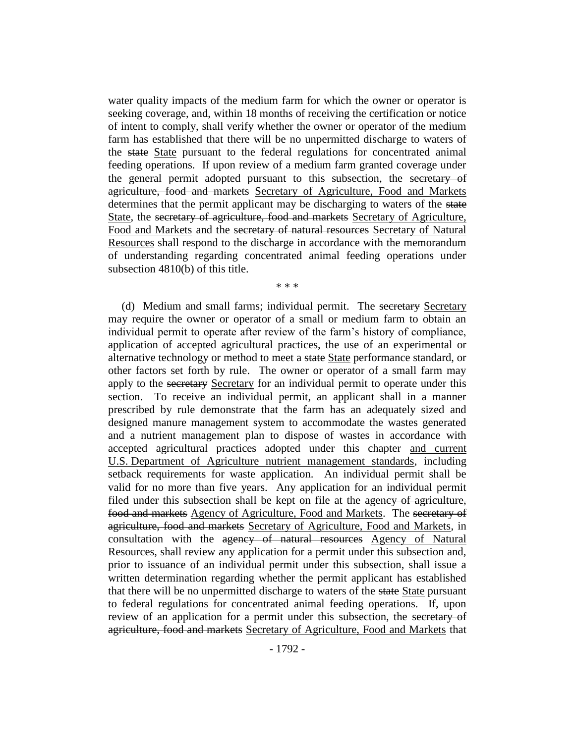water quality impacts of the medium farm for which the owner or operator is seeking coverage, and, within 18 months of receiving the certification or notice of intent to comply, shall verify whether the owner or operator of the medium farm has established that there will be no unpermitted discharge to waters of the ~~state~~ <u>State</u> pursuant to the federal regulations for concentrated animal feeding operations. If upon review of a medium farm granted coverage under the general permit adopted pursuant to this subsection, the ~~secretary of agriculture, food and markets~~ <u>Secretary of Agriculture, Food and Markets</u> determines that the permit applicant may be discharging to waters of the ~~state~~ <u>State</u>, the ~~secretary of agriculture, food and markets~~ <u>Secretary of Agriculture, Food and Markets</u> and the ~~secretary of natural resources~~ <u>Secretary of Natural Resources</u> shall respond to the discharge in accordance with the memorandum of understanding regarding concentrated animal feeding operations under subsection 4810(b) of this title.

\* \* \*

(d) Medium and small farms; individual permit. The ~~secretary~~ <u>Secretary</u> may require the owner or operator of a small or medium farm to obtain an individual permit to operate after review of the farm's history of compliance, application of accepted agricultural practices, the use of an experimental or alternative technology or method to meet a ~~state~~ <u>State</u> performance standard, or other factors set forth by rule. The owner or operator of a small farm may apply to the ~~secretary~~ <u>Secretary</u> for an individual permit to operate under this section. To receive an individual permit, an applicant shall in a manner prescribed by rule demonstrate that the farm has an adequately sized and designed manure management system to accommodate the wastes generated and a nutrient management plan to dispose of wastes in accordance with accepted agricultural practices adopted under this chapter <u>and current U.S. Department of Agriculture nutrient management standards</u>, including setback requirements for waste application. An individual permit shall be valid for no more than five years. Any application for an individual permit filed under this subsection shall be kept on file at the ~~agency of agriculture, food and markets~~ <u>Agency of Agriculture, Food and Markets</u>. The ~~secretary of agriculture, food and markets~~ <u>Secretary of Agriculture, Food and Markets</u>, in consultation with the ~~agency of natural resources~~ <u>Agency of Natural Resources</u>, shall review any application for a permit under this subsection and, prior to issuance of an individual permit under this subsection, shall issue a written determination regarding whether the permit applicant has established that there will be no unpermitted discharge to waters of the ~~state~~ <u>State</u> pursuant to federal regulations for concentrated animal feeding operations. If, upon review of an application for a permit under this subsection, the ~~secretary of agriculture, food and markets~~ <u>Secretary of Agriculture, Food and Markets</u> that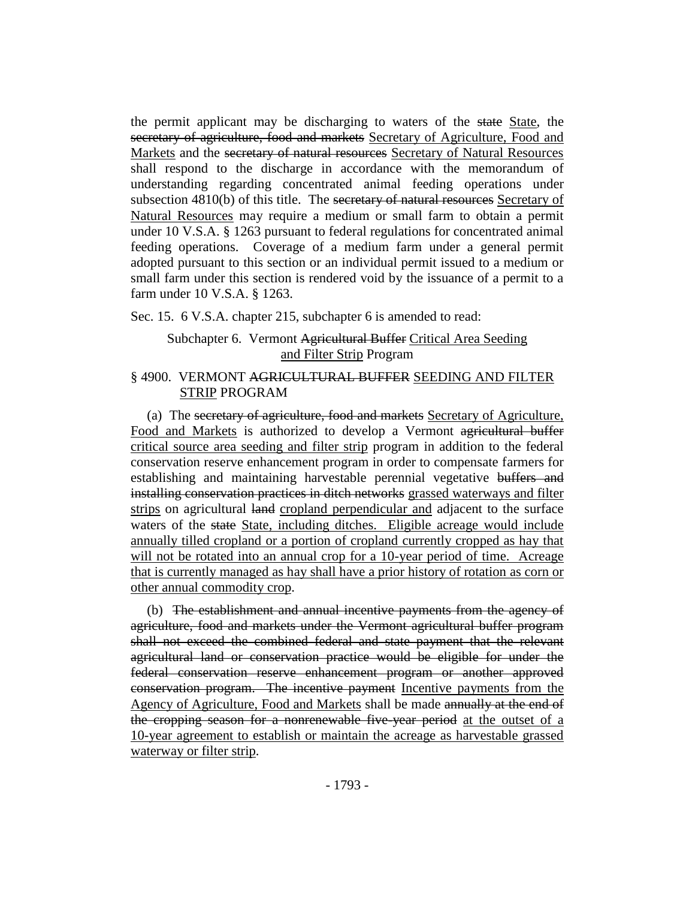the permit applicant may be discharging to waters of the ~~state~~ State, the ~~secretary of agriculture, food and markets~~ Secretary of Agriculture, Food and Markets and the ~~secretary of natural resources~~ Secretary of Natural Resources shall respond to the discharge in accordance with the memorandum of understanding regarding concentrated animal feeding operations under subsection 4810(b) of this title. The ~~secretary of natural resources~~ Secretary of Natural Resources may require a medium or small farm to obtain a permit under 10 V.S.A. § 1263 pursuant to federal regulations for concentrated animal feeding operations. Coverage of a medium farm under a general permit adopted pursuant to this section or an individual permit issued to a medium or small farm under this section is rendered void by the issuance of a permit to a farm under 10 V.S.A. § 1263.

Sec. 15. 6 V.S.A. chapter 215, subchapter 6 is amended to read:

Subchapter 6. Vermont ~~Agricultural Buffer~~ Critical Area Seeding and Filter Strip Program

§ 4900. VERMONT ~~AGRICULTURAL BUFFER~~ SEEDING AND FILTER STRIP PROGRAM

(a) The ~~secretary of agriculture, food and markets~~ Secretary of Agriculture, Food and Markets is authorized to develop a Vermont ~~agricultural buffer~~ critical source area seeding and filter strip program in addition to the federal conservation reserve enhancement program in order to compensate farmers for establishing and maintaining harvestable perennial vegetative ~~buffers and installing conservation practices in ditch networks~~ grassed waterways and filter strips on agricultural ~~land~~ cropland perpendicular and adjacent to the surface waters of the ~~state~~ State, including ditches. Eligible acreage would include annually tilled cropland or a portion of cropland currently cropped as hay that will not be rotated into an annual crop for a 10-year period of time. Acreage that is currently managed as hay shall have a prior history of rotation as corn or other annual commodity crop.

(b) ~~The establishment and annual incentive payments from the agency of agriculture, food and markets under the Vermont agricultural buffer program shall not exceed the combined federal and state payment that the relevant agricultural land or conservation practice would be eligible for under the federal conservation reserve enhancement program or another approved conservation program. The incentive payment~~ Incentive payments from the Agency of Agriculture, Food and Markets shall be made ~~annually at the end of the cropping season for a nonrenewable five-year period~~ at the outset of a 10-year agreement to establish or maintain the acreage as harvestable grassed waterway or filter strip.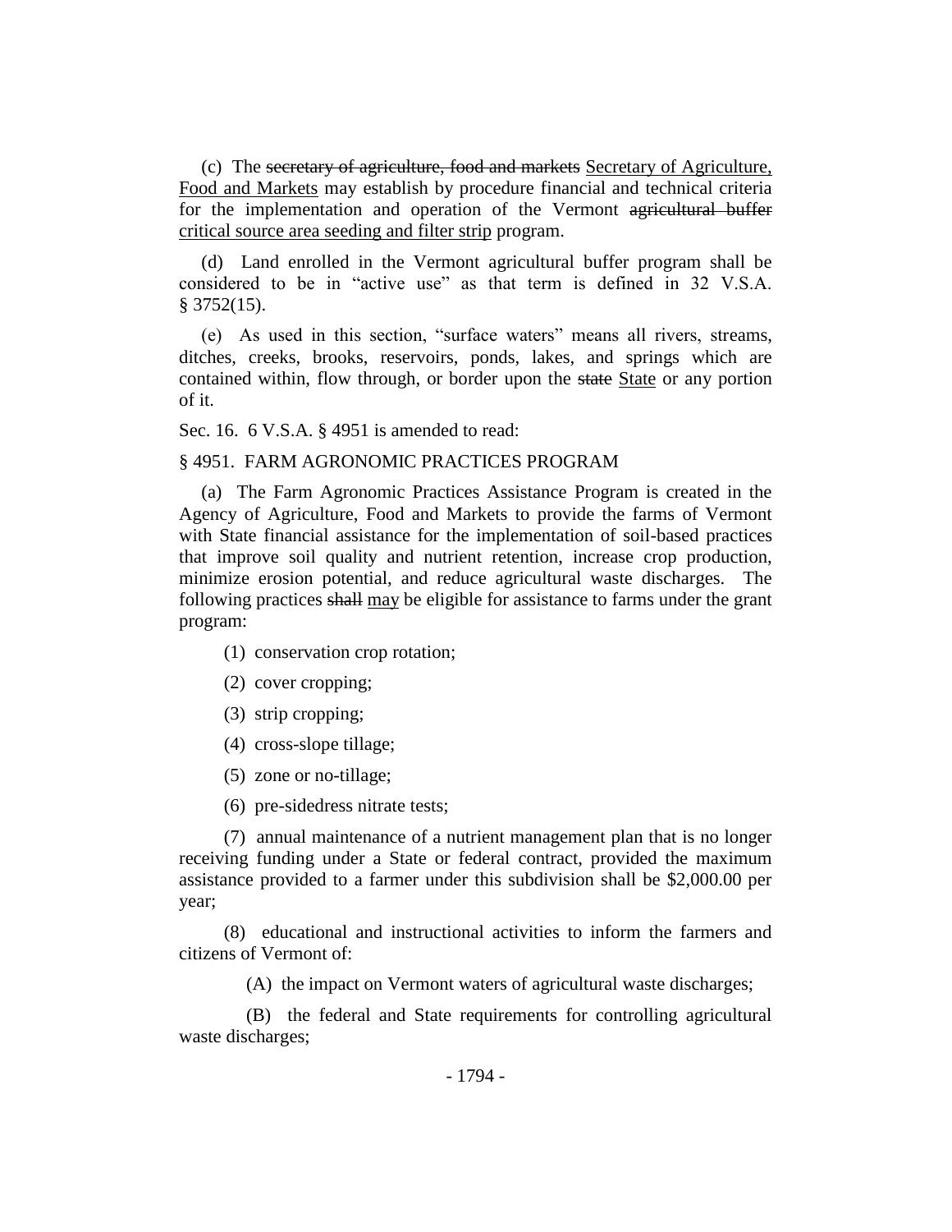(c) The ~~secretary of agriculture, food and markets~~ <u>Secretary of Agriculture, Food and Markets</u> may establish by procedure financial and technical criteria for the implementation and operation of the Vermont ~~agricultural buffer~~ <u>critical source area seeding and filter strip</u> program.

(d) Land enrolled in the Vermont agricultural buffer program shall be considered to be in "active use" as that term is defined in 32 V.S.A. § 3752(15).

(e) As used in this section, "surface waters" means all rivers, streams, ditches, creeks, brooks, reservoirs, ponds, lakes, and springs which are contained within, flow through, or border upon the ~~state~~ <u>State</u> or any portion of it.

Sec. 16. 6 V.S.A. § 4951 is amended to read:

§ 4951. FARM AGRONOMIC PRACTICES PROGRAM

(a) The Farm Agronomic Practices Assistance Program is created in the Agency of Agriculture, Food and Markets to provide the farms of Vermont with State financial assistance for the implementation of soil-based practices that improve soil quality and nutrient retention, increase crop production, minimize erosion potential, and reduce agricultural waste discharges. The following practices ~~shall~~ <u>may</u> be eligible for assistance to farms under the grant program:

(1) conservation crop rotation;

(2) cover cropping;

(3) strip cropping;

(4) cross-slope tillage;

(5) zone or no-tillage;

(6) pre-sidedress nitrate tests;

(7) annual maintenance of a nutrient management plan that is no longer receiving funding under a State or federal contract, provided the maximum assistance provided to a farmer under this subdivision shall be $2,000.00 per year;

(8) educational and instructional activities to inform the farmers and citizens of Vermont of:

(A) the impact on Vermont waters of agricultural waste discharges;

(B) the federal and State requirements for controlling agricultural waste discharges;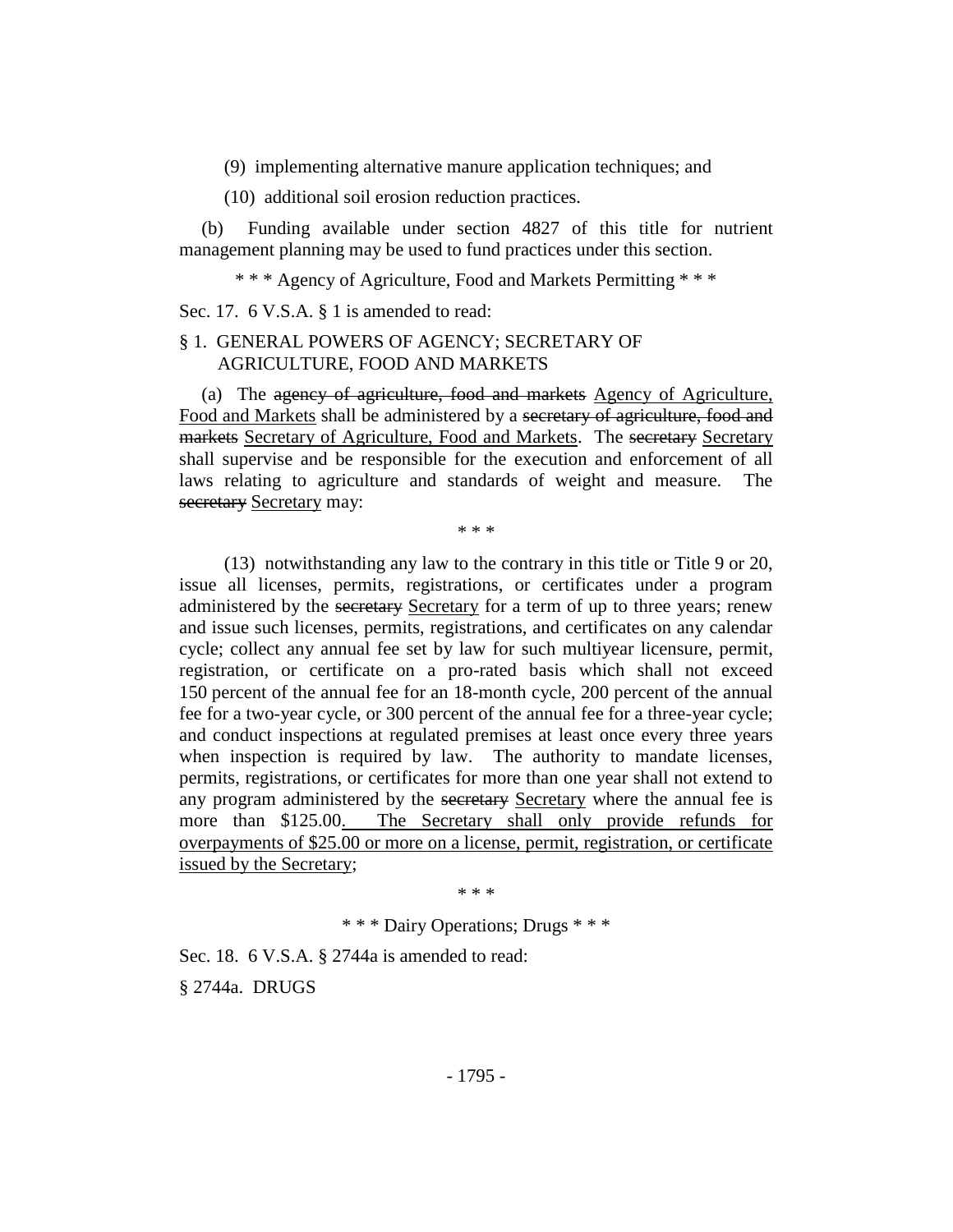(9) implementing alternative manure application techniques; and

(10) additional soil erosion reduction practices.

(b) Funding available under section 4827 of this title for nutrient management planning may be used to fund practices under this section.

\* \* \* Agency of Agriculture, Food and Markets Permitting \* \* \*

Sec. 17. 6 V.S.A. § 1 is amended to read:

§ 1. GENERAL POWERS OF AGENCY; SECRETARY OF AGRICULTURE, FOOD AND MARKETS

(a) The ~~agency of agriculture, food and markets~~ <u>Agency of Agriculture, Food and Markets</u> shall be administered by a ~~secretary of agriculture, food and markets~~ <u>Secretary of Agriculture, Food and Markets</u>. The ~~secretary~~ <u>Secretary</u> shall supervise and be responsible for the execution and enforcement of all laws relating to agriculture and standards of weight and measure. The ~~secretary~~ <u>Secretary</u> may:

\* \* \*

(13) notwithstanding any law to the contrary in this title or Title 9 or 20, issue all licenses, permits, registrations, or certificates under a program administered by the ~~secretary~~ <u>Secretary</u> for a term of up to three years; renew and issue such licenses, permits, registrations, and certificates on any calendar cycle; collect any annual fee set by law for such multiyear licensure, permit, registration, or certificate on a pro-rated basis which shall not exceed 150 percent of the annual fee for an 18-month cycle, 200 percent of the annual fee for a two-year cycle, or 300 percent of the annual fee for a three-year cycle; and conduct inspections at regulated premises at least once every three years when inspection is required by law. The authority to mandate licenses, permits, registrations, or certificates for more than one year shall not extend to any program administered by the ~~secretary~~ <u>Secretary</u> where the annual fee is more than $125.00<u>. The Secretary shall only provide refunds for overpayments of $25.00 or more on a license, permit, registration, or certificate issued by the Secretary</u>;

\* \* \*

\* \* \* Dairy Operations; Drugs \* \* \*

Sec. 18. 6 V.S.A. § 2744a is amended to read:

§ 2744a. DRUGS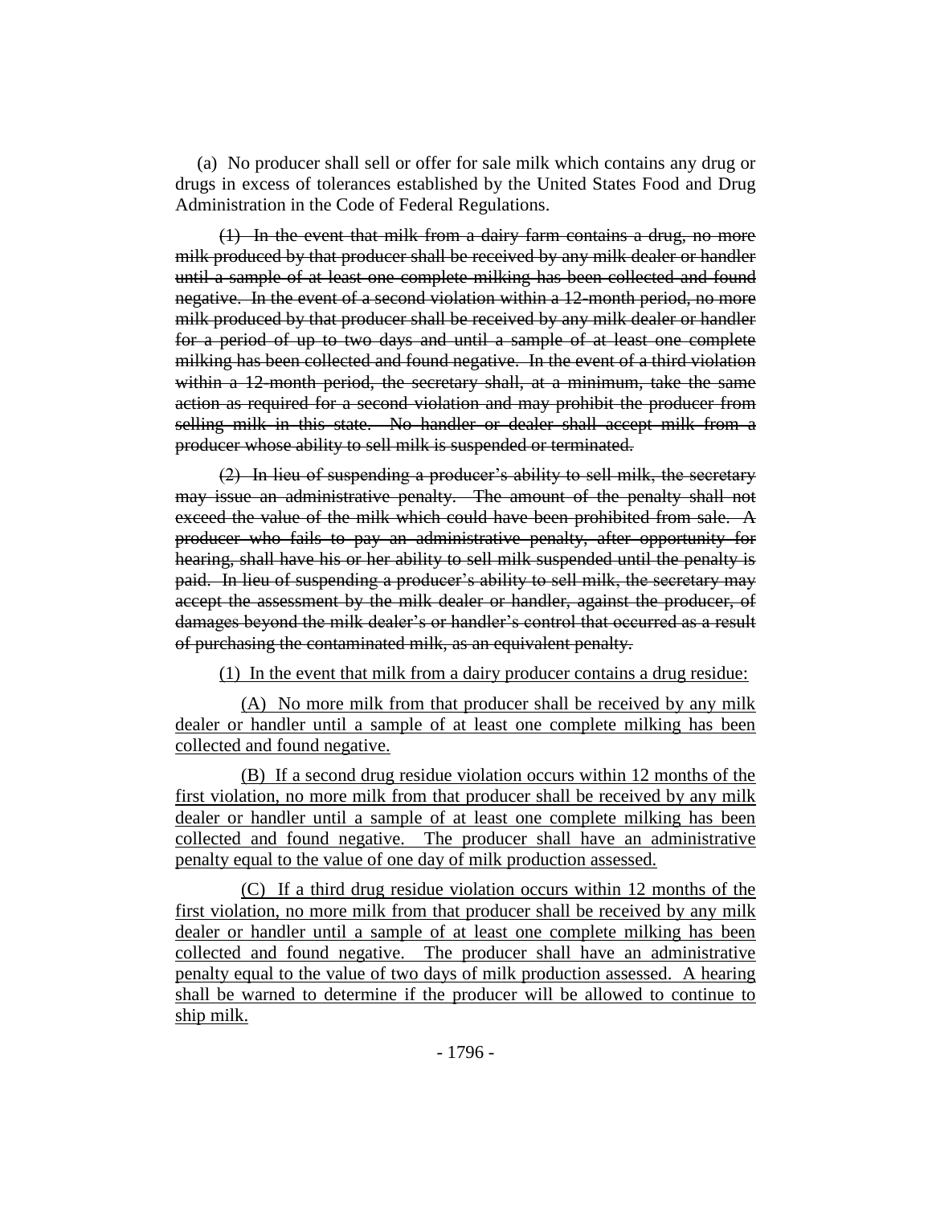(a) No producer shall sell or offer for sale milk which contains any drug or drugs in excess of tolerances established by the United States Food and Drug Administration in the Code of Federal Regulations.

~~(1) In the event that milk from a dairy farm contains a drug, no more milk produced by that producer shall be received by any milk dealer or handler until a sample of at least one complete milking has been collected and found negative. In the event of a second violation within a 12-month period, no more milk produced by that producer shall be received by any milk dealer or handler for a period of up to two days and until a sample of at least one complete milking has been collected and found negative. In the event of a third violation within a 12-month period, the secretary shall, at a minimum, take the same action as required for a second violation and may prohibit the producer from selling milk in this state. No handler or dealer shall accept milk from a producer whose ability to sell milk is suspended or terminated.~~

~~(2) In lieu of suspending a producer's ability to sell milk, the secretary may issue an administrative penalty. The amount of the penalty shall not exceed the value of the milk which could have been prohibited from sale. A producer who fails to pay an administrative penalty, after opportunity for hearing, shall have his or her ability to sell milk suspended until the penalty is paid. In lieu of suspending a producer's ability to sell milk, the secretary may accept the assessment by the milk dealer or handler, against the producer, of damages beyond the milk dealer's or handler's control that occurred as a result of purchasing the contaminated milk, as an equivalent penalty.~~

<u>(1) In the event that milk from a dairy producer contains a drug residue:</u>

<u>(A) No more milk from that producer shall be received by any milk dealer or handler until a sample of at least one complete milking has been collected and found negative.</u>

<u>(B) If a second drug residue violation occurs within 12 months of the first violation, no more milk from that producer shall be received by any milk dealer or handler until a sample of at least one complete milking has been collected and found negative. The producer shall have an administrative penalty equal to the value of one day of milk production assessed.</u>

<u>(C) If a third drug residue violation occurs within 12 months of the first violation, no more milk from that producer shall be received by any milk dealer or handler until a sample of at least one complete milking has been collected and found negative. The producer shall have an administrative penalty equal to the value of two days of milk production assessed. A hearing shall be warned to determine if the producer will be allowed to continue to ship milk.</u>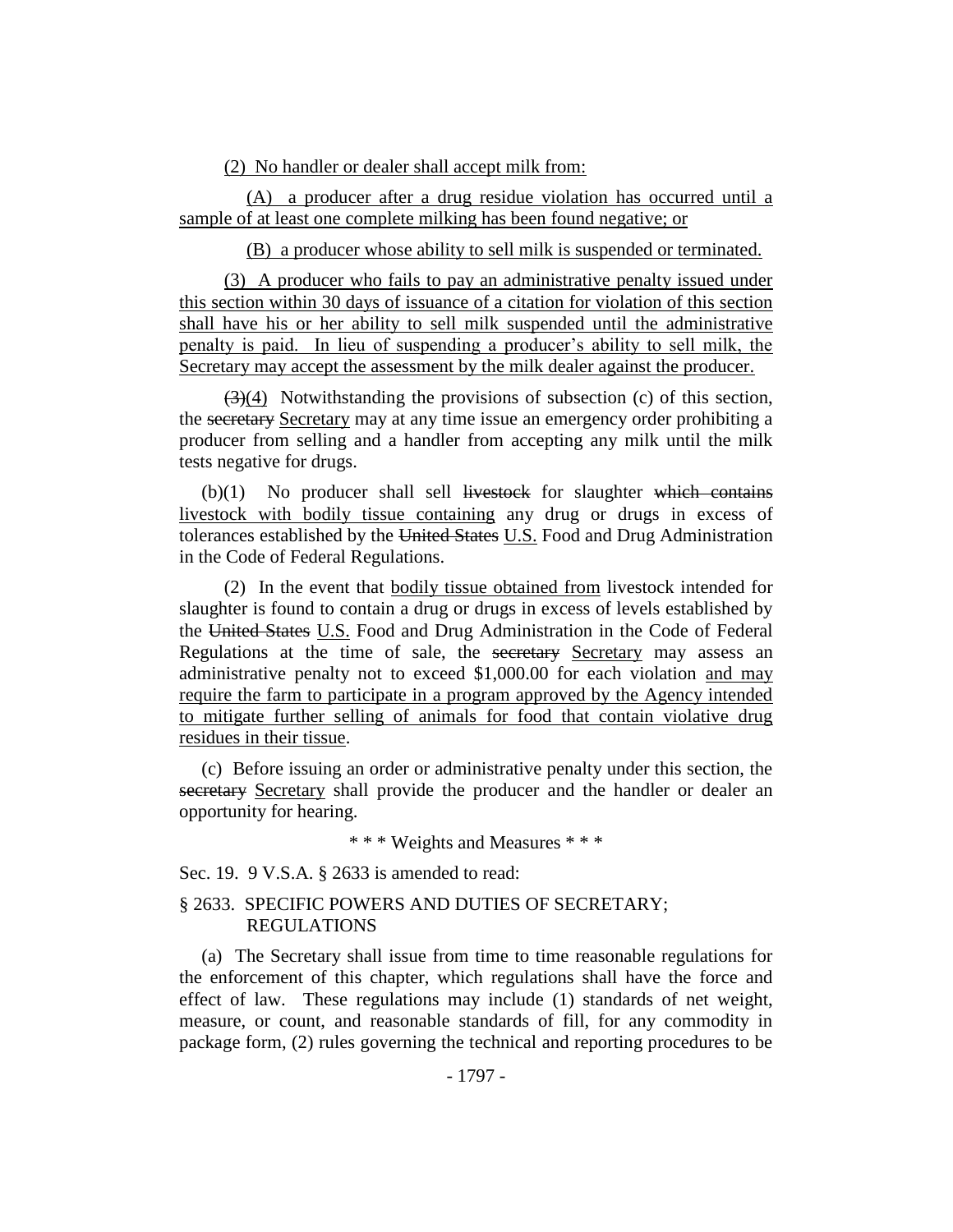(2) No handler or dealer shall accept milk from:

(A) a producer after a drug residue violation has occurred until a sample of at least one complete milking has been found negative; or

(B) a producer whose ability to sell milk is suspended or terminated.

(3) A producer who fails to pay an administrative penalty issued under this section within 30 days of issuance of a citation for violation of this section shall have his or her ability to sell milk suspended until the administrative penalty is paid. In lieu of suspending a producer's ability to sell milk, the Secretary may accept the assessment by the milk dealer against the producer.

~~(3)~~(4) Notwithstanding the provisions of subsection (c) of this section, the ~~secretary~~ Secretary may at any time issue an emergency order prohibiting a producer from selling and a handler from accepting any milk until the milk tests negative for drugs.

(b)(1) No producer shall sell ~~livestock~~ for slaughter ~~which contains~~ livestock with bodily tissue containing any drug or drugs in excess of tolerances established by the ~~United States~~ U.S. Food and Drug Administration in the Code of Federal Regulations.

(2) In the event that bodily tissue obtained from livestock intended for slaughter is found to contain a drug or drugs in excess of levels established by the ~~United States~~ U.S. Food and Drug Administration in the Code of Federal Regulations at the time of sale, the ~~secretary~~ Secretary may assess an administrative penalty not to exceed $1,000.00 for each violation and may require the farm to participate in a program approved by the Agency intended to mitigate further selling of animals for food that contain violative drug residues in their tissue.

(c) Before issuing an order or administrative penalty under this section, the ~~secretary~~ Secretary shall provide the producer and the handler or dealer an opportunity for hearing.

\* \* \* Weights and Measures \* \* \*

Sec. 19. 9 V.S.A. § 2633 is amended to read:

§ 2633. SPECIFIC POWERS AND DUTIES OF SECRETARY; REGULATIONS

(a) The Secretary shall issue from time to time reasonable regulations for the enforcement of this chapter, which regulations shall have the force and effect of law. These regulations may include (1) standards of net weight, measure, or count, and reasonable standards of fill, for any commodity in package form, (2) rules governing the technical and reporting procedures to be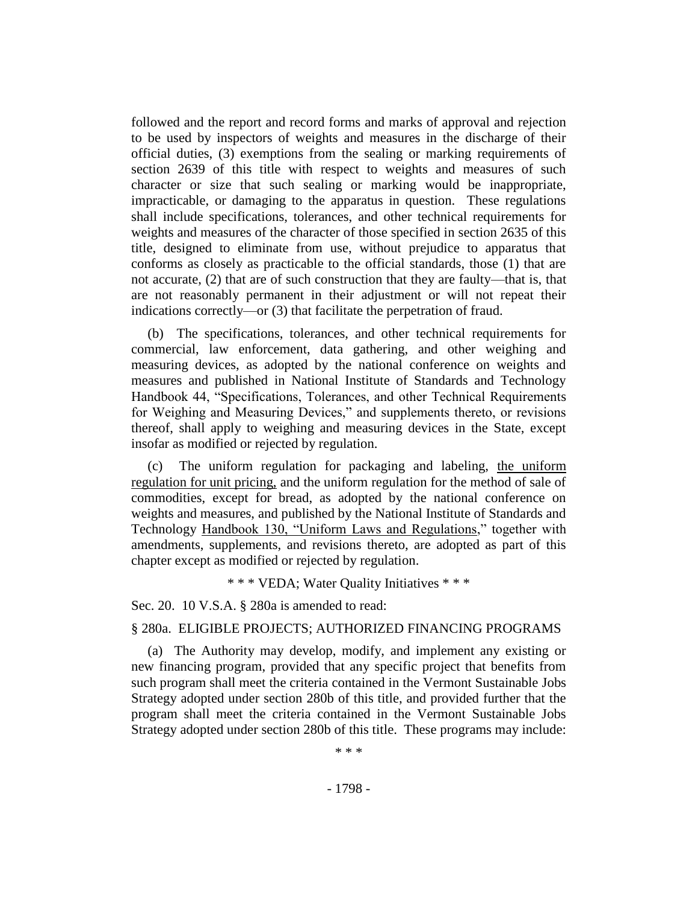followed and the report and record forms and marks of approval and rejection to be used by inspectors of weights and measures in the discharge of their official duties, (3) exemptions from the sealing or marking requirements of section 2639 of this title with respect to weights and measures of such character or size that such sealing or marking would be inappropriate, impracticable, or damaging to the apparatus in question. These regulations shall include specifications, tolerances, and other technical requirements for weights and measures of the character of those specified in section 2635 of this title, designed to eliminate from use, without prejudice to apparatus that conforms as closely as practicable to the official standards, those (1) that are not accurate, (2) that are of such construction that they are faulty—that is, that are not reasonably permanent in their adjustment or will not repeat their indications correctly—or (3) that facilitate the perpetration of fraud.

(b) The specifications, tolerances, and other technical requirements for commercial, law enforcement, data gathering, and other weighing and measuring devices, as adopted by the national conference on weights and measures and published in National Institute of Standards and Technology Handbook 44, "Specifications, Tolerances, and other Technical Requirements for Weighing and Measuring Devices," and supplements thereto, or revisions thereof, shall apply to weighing and measuring devices in the State, except insofar as modified or rejected by regulation.

(c) The uniform regulation for packaging and labeling, the uniform regulation for unit pricing, and the uniform regulation for the method of sale of commodities, except for bread, as adopted by the national conference on weights and measures, and published by the National Institute of Standards and Technology Handbook 130, "Uniform Laws and Regulations," together with amendments, supplements, and revisions thereto, are adopted as part of this chapter except as modified or rejected by regulation.

\* \* \* VEDA; Water Quality Initiatives \* \* \*

Sec. 20. 10 V.S.A. § 280a is amended to read:

§ 280a. ELIGIBLE PROJECTS; AUTHORIZED FINANCING PROGRAMS

(a) The Authority may develop, modify, and implement any existing or new financing program, provided that any specific project that benefits from such program shall meet the criteria contained in the Vermont Sustainable Jobs Strategy adopted under section 280b of this title, and provided further that the program shall meet the criteria contained in the Vermont Sustainable Jobs Strategy adopted under section 280b of this title. These programs may include:

\* \* \*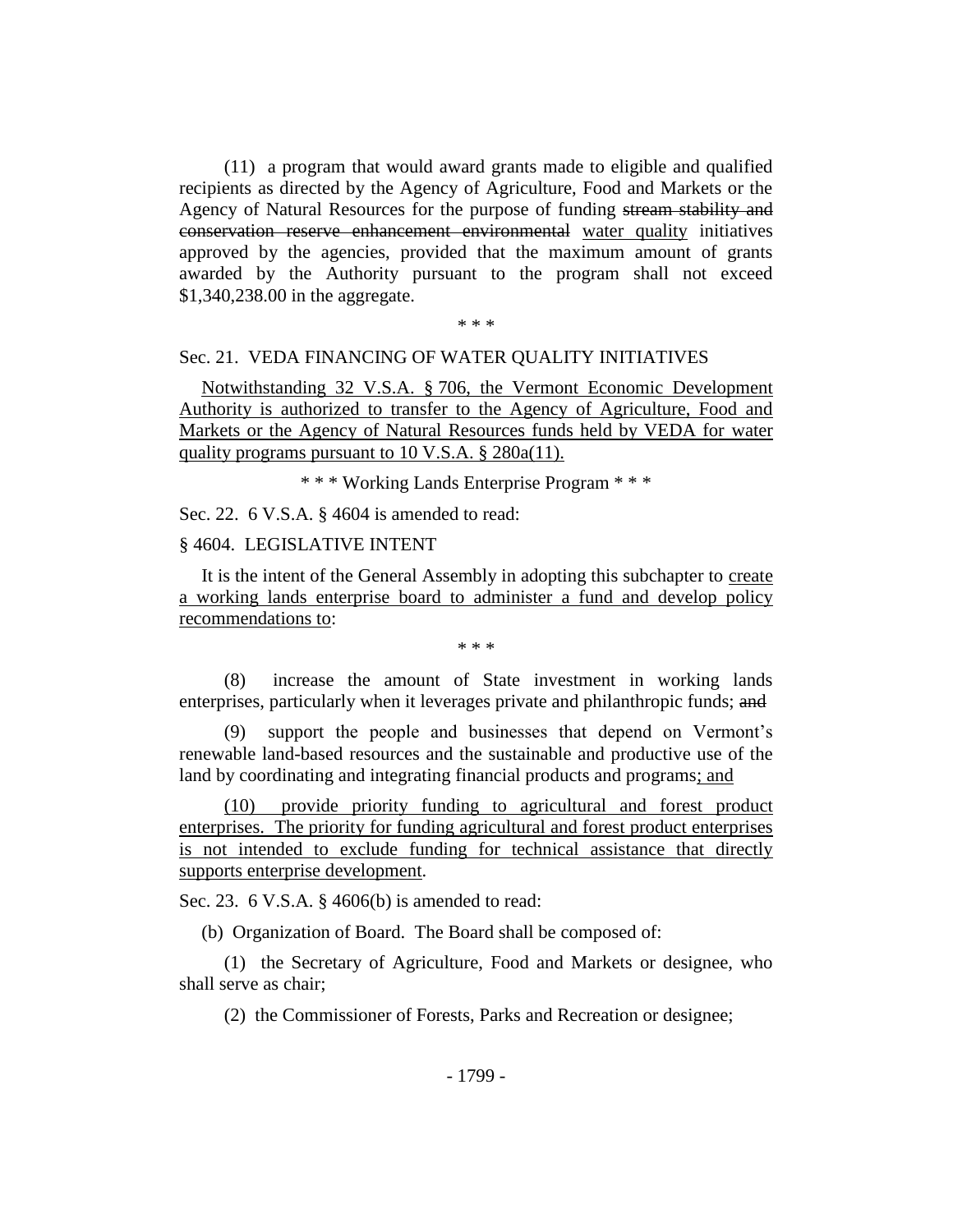(11) a program that would award grants made to eligible and qualified recipients as directed by the Agency of Agriculture, Food and Markets or the Agency of Natural Resources for the purpose of funding ~~stream stability and conservation reserve enhancement environmental~~ <u>water quality</u> initiatives approved by the agencies, provided that the maximum amount of grants awarded by the Authority pursuant to the program shall not exceed $1,340,238.00 in the aggregate.

\* \* \*

Sec. 21. VEDA FINANCING OF WATER QUALITY INITIATIVES

<u>Notwithstanding 32 V.S.A. § 706, the Vermont Economic Development Authority is authorized to transfer to the Agency of Agriculture, Food and Markets or the Agency of Natural Resources funds held by VEDA for water quality programs pursuant to 10 V.S.A. § 280a(11).</u>

\* \* \* Working Lands Enterprise Program \* \* \*

Sec. 22. 6 V.S.A. § 4604 is amended to read:

§ 4604. LEGISLATIVE INTENT

It is the intent of the General Assembly in adopting this subchapter to <u>create a working lands enterprise board to administer a fund and develop policy recommendations to</u>:

\* \* \*

(8) increase the amount of State investment in working lands enterprises, particularly when it leverages private and philanthropic funds; ~~and~~

(9) support the people and businesses that depend on Vermont's renewable land-based resources and the sustainable and productive use of the land by coordinating and integrating financial products and programs<u>; and</u>

<u>(10) provide priority funding to agricultural and forest product enterprises. The priority for funding agricultural and forest product enterprises is not intended to exclude funding for technical assistance that directly supports enterprise development</u>.

Sec. 23. 6 V.S.A. § 4606(b) is amended to read:

(b) Organization of Board. The Board shall be composed of:

(1) the Secretary of Agriculture, Food and Markets or designee, who shall serve as chair;

(2) the Commissioner of Forests, Parks and Recreation or designee;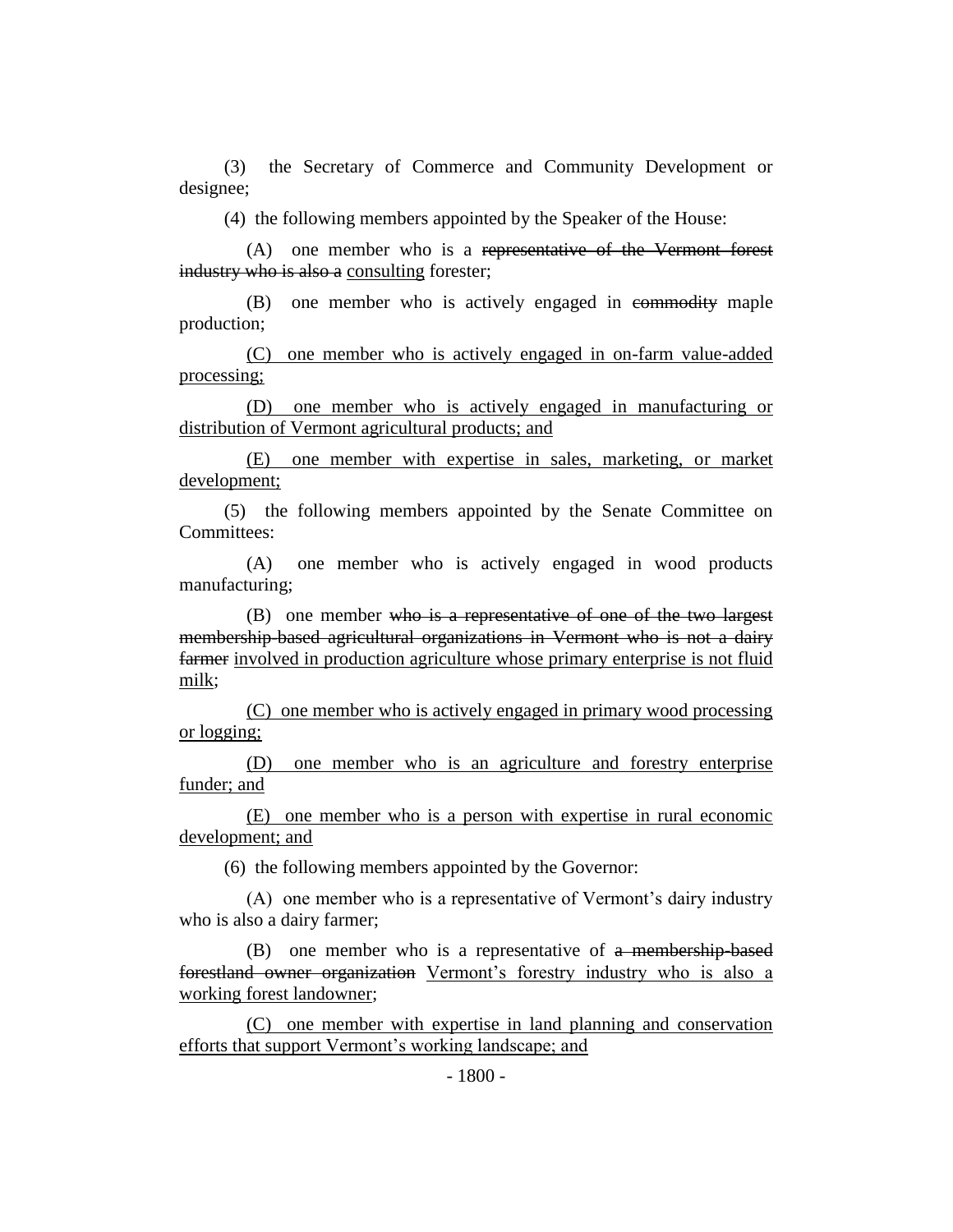(3) the Secretary of Commerce and Community Development or designee;

(4) the following members appointed by the Speaker of the House:

(A) one member who is a ~~representative of the Vermont forest industry who is also a~~ consulting forester;

(B) one member who is actively engaged in ~~commodity~~ maple production;

(C) one member who is actively engaged in on-farm value-added processing;

(D) one member who is actively engaged in manufacturing or distribution of Vermont agricultural products; and

(E) one member with expertise in sales, marketing, or market development;

(5) the following members appointed by the Senate Committee on Committees:

(A) one member who is actively engaged in wood products manufacturing;

(B) one member ~~who is a representative of one of the two largest membership-based agricultural organizations in Vermont who is not a dairy farmer~~ involved in production agriculture whose primary enterprise is not fluid milk;

(C) one member who is actively engaged in primary wood processing or logging;

(D) one member who is an agriculture and forestry enterprise funder; and

(E) one member who is a person with expertise in rural economic development; and

(6) the following members appointed by the Governor:

(A) one member who is a representative of Vermont's dairy industry who is also a dairy farmer;

(B) one member who is a representative of ~~a membership-based forestland owner organization~~ Vermont's forestry industry who is also a working forest landowner;

(C) one member with expertise in land planning and conservation efforts that support Vermont's working landscape; and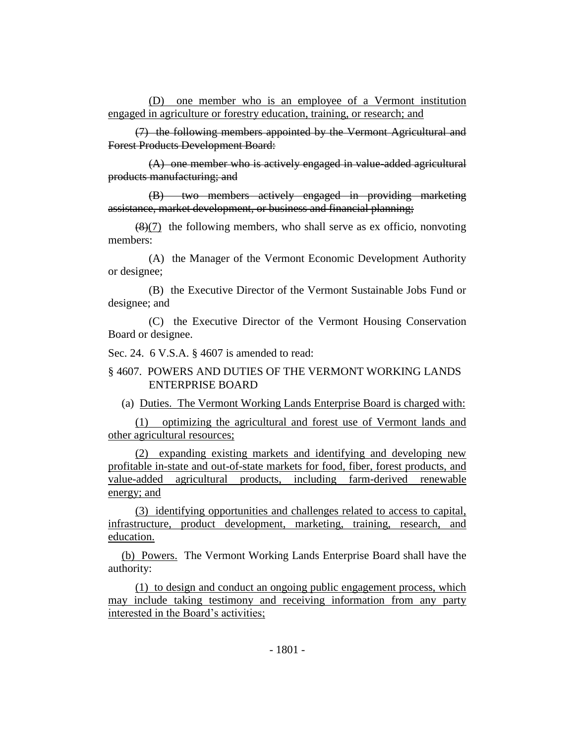(D) one member who is an employee of a Vermont institution engaged in agriculture or forestry education, training, or research; and

~~(7) the following members appointed by the Vermont Agricultural and Forest Products Development Board:~~

~~(A) one member who is actively engaged in value-added agricultural products manufacturing; and~~

~~(B) two members actively engaged in providing marketing assistance, market development, or business and financial planning;~~

~~(8)~~(7) the following members, who shall serve as ex officio, nonvoting members:

(A) the Manager of the Vermont Economic Development Authority or designee;

(B) the Executive Director of the Vermont Sustainable Jobs Fund or designee; and

(C) the Executive Director of the Vermont Housing Conservation Board or designee.

Sec. 24. 6 V.S.A. § 4607 is amended to read:

§ 4607. POWERS AND DUTIES OF THE VERMONT WORKING LANDS ENTERPRISE BOARD

(a) Duties. The Vermont Working Lands Enterprise Board is charged with:

(1) optimizing the agricultural and forest use of Vermont lands and other agricultural resources;

(2) expanding existing markets and identifying and developing new profitable in-state and out-of-state markets for food, fiber, forest products, and value-added agricultural products, including farm-derived renewable energy; and

(3) identifying opportunities and challenges related to access to capital, infrastructure, product development, marketing, training, research, and education.

(b) Powers. The Vermont Working Lands Enterprise Board shall have the authority:

(1) to design and conduct an ongoing public engagement process, which may include taking testimony and receiving information from any party interested in the Board's activities;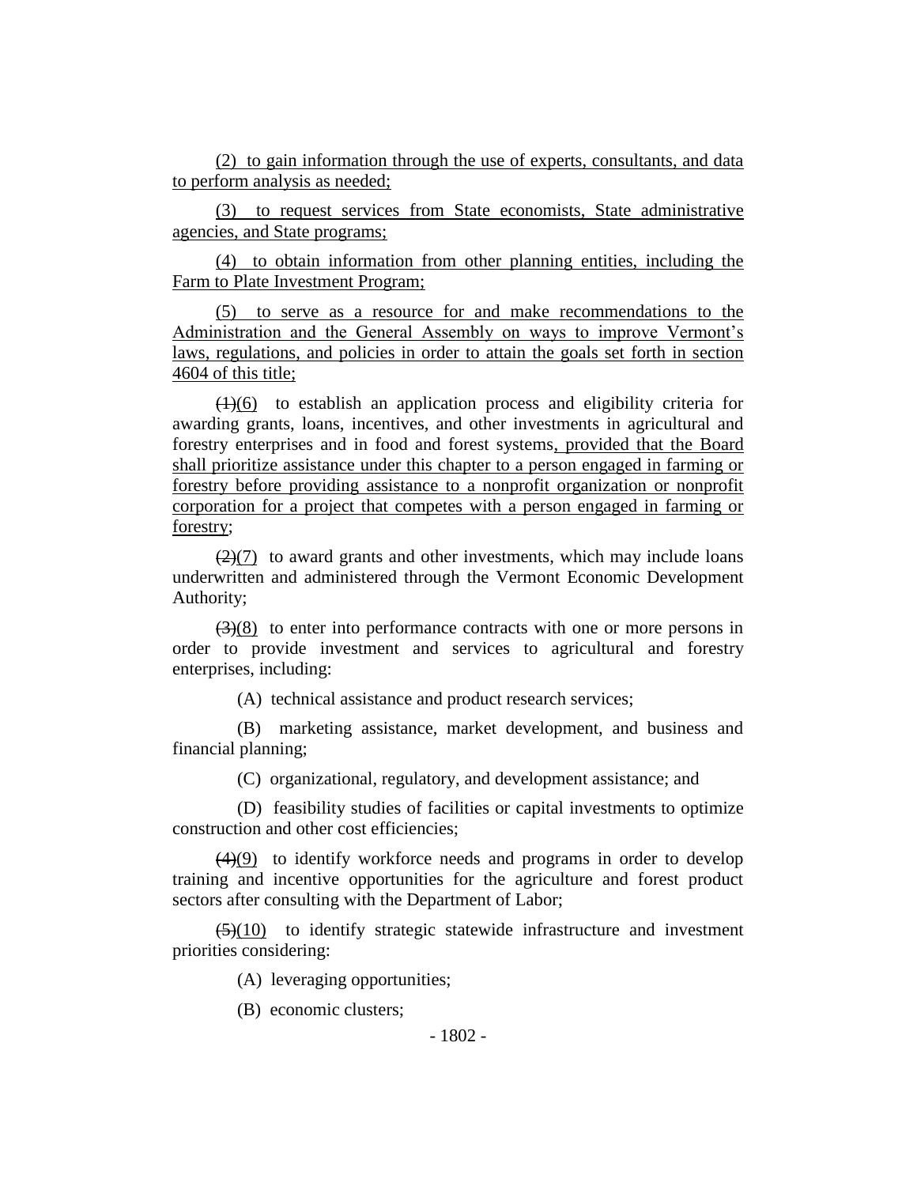(2) to gain information through the use of experts, consultants, and data to perform analysis as needed;

(3) to request services from State economists, State administrative agencies, and State programs;

(4) to obtain information from other planning entities, including the Farm to Plate Investment Program;

(5) to serve as a resource for and make recommendations to the Administration and the General Assembly on ways to improve Vermont's laws, regulations, and policies in order to attain the goals set forth in section 4604 of this title;

~~(1)~~(6) to establish an application process and eligibility criteria for awarding grants, loans, incentives, and other investments in agricultural and forestry enterprises and in food and forest systems, provided that the Board shall prioritize assistance under this chapter to a person engaged in farming or forestry before providing assistance to a nonprofit organization or nonprofit corporation for a project that competes with a person engaged in farming or forestry;

~~(2)~~(7) to award grants and other investments, which may include loans underwritten and administered through the Vermont Economic Development Authority;

~~(3)~~(8) to enter into performance contracts with one or more persons in order to provide investment and services to agricultural and forestry enterprises, including:

(A) technical assistance and product research services;

(B) marketing assistance, market development, and business and financial planning;

(C) organizational, regulatory, and development assistance; and

(D) feasibility studies of facilities or capital investments to optimize construction and other cost efficiencies;

~~(4)~~(9) to identify workforce needs and programs in order to develop training and incentive opportunities for the agriculture and forest product sectors after consulting with the Department of Labor;

~~(5)~~(10) to identify strategic statewide infrastructure and investment priorities considering:

(A) leveraging opportunities;

(B) economic clusters;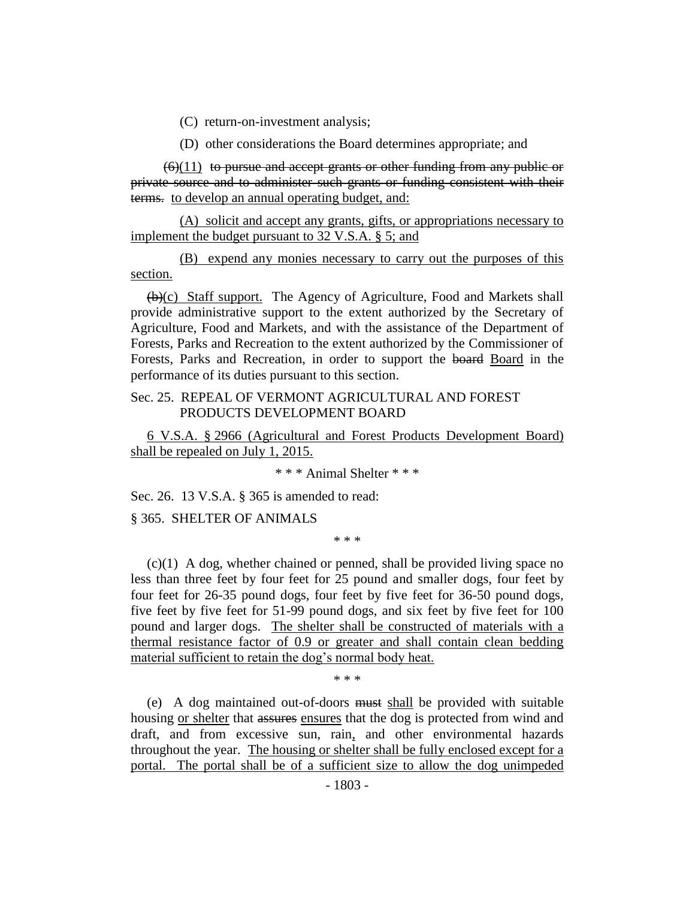(C) return-on-investment analysis;

(D) other considerations the Board determines appropriate; and

~~(6)~~(11) ~~to pursue and accept grants or other funding from any public or private source and to administer such grants or funding consistent with their terms.~~ to develop an annual operating budget, and:

(A) solicit and accept any grants, gifts, or appropriations necessary to implement the budget pursuant to 32 V.S.A. § 5; and

(B) expend any monies necessary to carry out the purposes of this section.

~~(b)~~(c) Staff support. The Agency of Agriculture, Food and Markets shall provide administrative support to the extent authorized by the Secretary of Agriculture, Food and Markets, and with the assistance of the Department of Forests, Parks and Recreation to the extent authorized by the Commissioner of Forests, Parks and Recreation, in order to support the ~~board~~ Board in the performance of its duties pursuant to this section.

Sec. 25. REPEAL OF VERMONT AGRICULTURAL AND FOREST PRODUCTS DEVELOPMENT BOARD

6 V.S.A. § 2966 (Agricultural and Forest Products Development Board) shall be repealed on July 1, 2015.

\* \* \* Animal Shelter \* \* \*

Sec. 26. 13 V.S.A. § 365 is amended to read:

§ 365. SHELTER OF ANIMALS

\* \* \*

(c)(1) A dog, whether chained or penned, shall be provided living space no less than three feet by four feet for 25 pound and smaller dogs, four feet by four feet for 26-35 pound dogs, four feet by five feet for 36-50 pound dogs, five feet by five feet for 51-99 pound dogs, and six feet by five feet for 100 pound and larger dogs. The shelter shall be constructed of materials with a thermal resistance factor of 0.9 or greater and shall contain clean bedding material sufficient to retain the dog's normal body heat.

\* \* \*

(e) A dog maintained out-of-doors ~~must~~ shall be provided with suitable housing or shelter that ~~assures~~ ensures that the dog is protected from wind and draft, and from excessive sun, rain, and other environmental hazards throughout the year. The housing or shelter shall be fully enclosed except for a portal. The portal shall be of a sufficient size to allow the dog unimpeded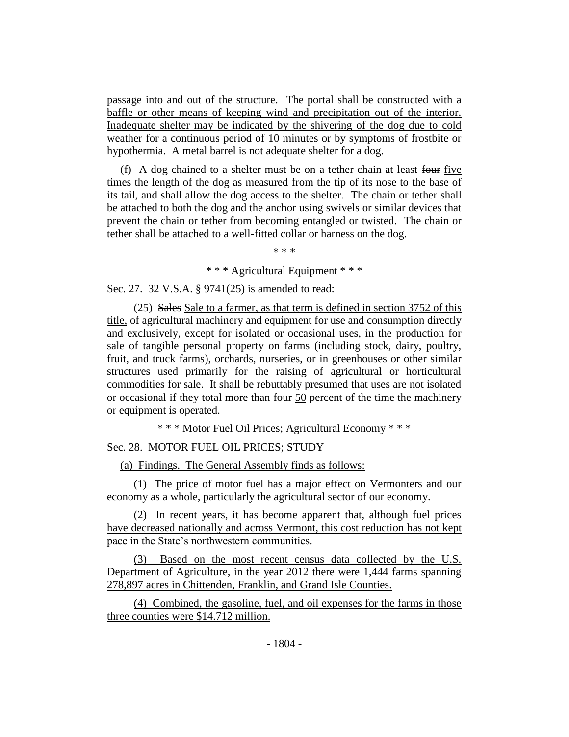passage into and out of the structure. The portal shall be constructed with a baffle or other means of keeping wind and precipitation out of the interior. Inadequate shelter may be indicated by the shivering of the dog due to cold weather for a continuous period of 10 minutes or by symptoms of frostbite or hypothermia. A metal barrel is not adequate shelter for a dog.

(f) A dog chained to a shelter must be on a tether chain at least ~~four~~ five times the length of the dog as measured from the tip of its nose to the base of its tail, and shall allow the dog access to the shelter. The chain or tether shall be attached to both the dog and the anchor using swivels or similar devices that prevent the chain or tether from becoming entangled or twisted. The chain or tether shall be attached to a well-fitted collar or harness on the dog.

\* \* \*

\* \* \* Agricultural Equipment \* \* \*

Sec. 27. 32 V.S.A. § 9741(25) is amended to read:

(25) ~~Sales~~ Sale to a farmer, as that term is defined in section 3752 of this title, of agricultural machinery and equipment for use and consumption directly and exclusively, except for isolated or occasional uses, in the production for sale of tangible personal property on farms (including stock, dairy, poultry, fruit, and truck farms), orchards, nurseries, or in greenhouses or other similar structures used primarily for the raising of agricultural or horticultural commodities for sale. It shall be rebuttably presumed that uses are not isolated or occasional if they total more than ~~four~~ 50 percent of the time the machinery or equipment is operated.

\* \* \* Motor Fuel Oil Prices; Agricultural Economy \* \* \*

Sec. 28. MOTOR FUEL OIL PRICES; STUDY

(a) Findings. The General Assembly finds as follows:

(1) The price of motor fuel has a major effect on Vermonters and our economy as a whole, particularly the agricultural sector of our economy.

(2) In recent years, it has become apparent that, although fuel prices have decreased nationally and across Vermont, this cost reduction has not kept pace in the State's northwestern communities.

(3) Based on the most recent census data collected by the U.S. Department of Agriculture, in the year 2012 there were 1,444 farms spanning 278,897 acres in Chittenden, Franklin, and Grand Isle Counties.

(4) Combined, the gasoline, fuel, and oil expenses for the farms in those three counties were $14.712 million.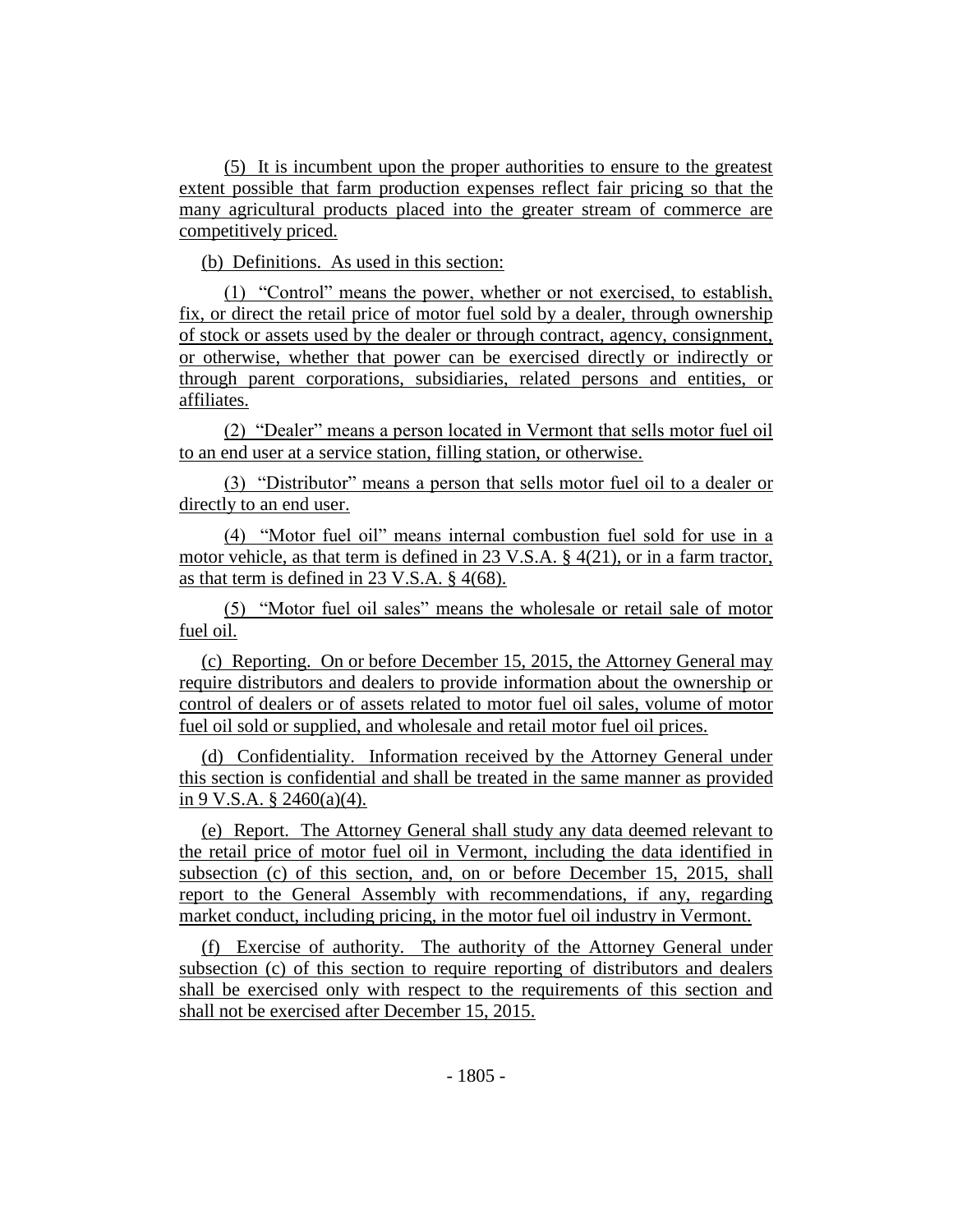(5) It is incumbent upon the proper authorities to ensure to the greatest extent possible that farm production expenses reflect fair pricing so that the many agricultural products placed into the greater stream of commerce are competitively priced.

(b) Definitions. As used in this section:

(1) "Control" means the power, whether or not exercised, to establish, fix, or direct the retail price of motor fuel sold by a dealer, through ownership of stock or assets used by the dealer or through contract, agency, consignment, or otherwise, whether that power can be exercised directly or indirectly or through parent corporations, subsidiaries, related persons and entities, or affiliates.

(2) "Dealer" means a person located in Vermont that sells motor fuel oil to an end user at a service station, filling station, or otherwise.

(3) "Distributor" means a person that sells motor fuel oil to a dealer or directly to an end user.

(4) "Motor fuel oil" means internal combustion fuel sold for use in a motor vehicle, as that term is defined in 23 V.S.A. § 4(21), or in a farm tractor, as that term is defined in 23 V.S.A. § 4(68).

(5) "Motor fuel oil sales" means the wholesale or retail sale of motor fuel oil.

(c) Reporting. On or before December 15, 2015, the Attorney General may require distributors and dealers to provide information about the ownership or control of dealers or of assets related to motor fuel oil sales, volume of motor fuel oil sold or supplied, and wholesale and retail motor fuel oil prices.

(d) Confidentiality. Information received by the Attorney General under this section is confidential and shall be treated in the same manner as provided in 9 V.S.A. § 2460(a)(4).

(e) Report. The Attorney General shall study any data deemed relevant to the retail price of motor fuel oil in Vermont, including the data identified in subsection (c) of this section, and, on or before December 15, 2015, shall report to the General Assembly with recommendations, if any, regarding market conduct, including pricing, in the motor fuel oil industry in Vermont.

(f) Exercise of authority. The authority of the Attorney General under subsection (c) of this section to require reporting of distributors and dealers shall be exercised only with respect to the requirements of this section and shall not be exercised after December 15, 2015.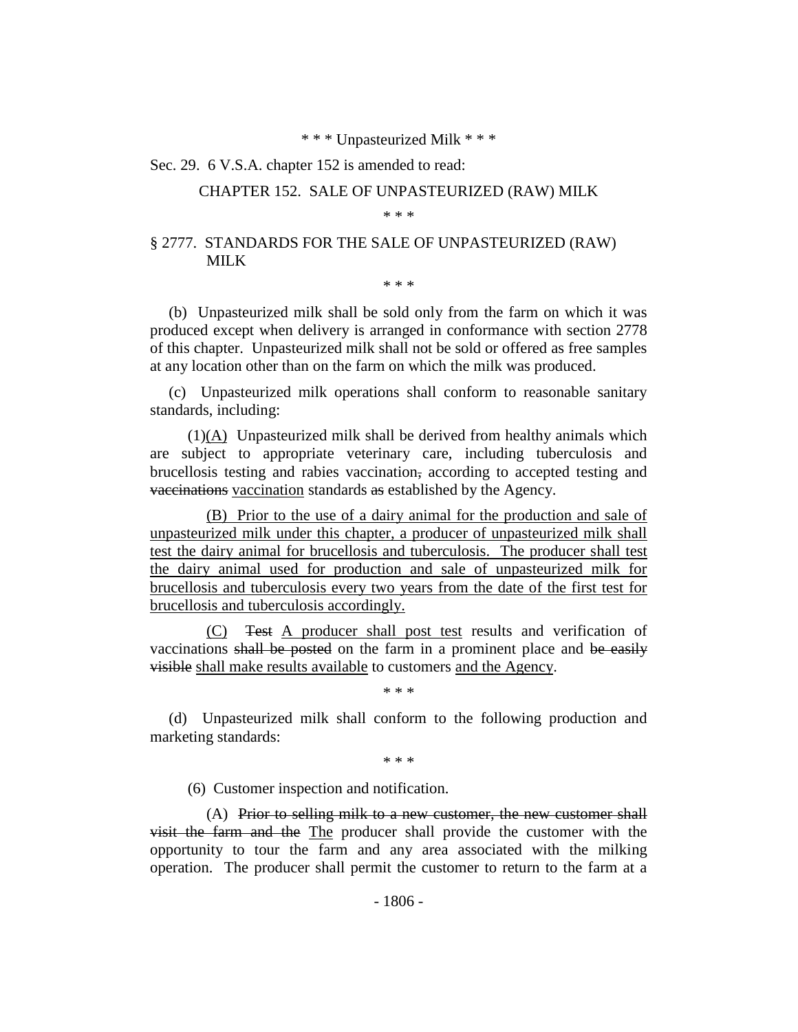\* \* \* Unpasteurized Milk \* \* \*

Sec. 29. 6 V.S.A. chapter 152 is amended to read:

CHAPTER 152. SALE OF UNPASTEURIZED (RAW) MILK

\* \* \*

§ 2777. STANDARDS FOR THE SALE OF UNPASTEURIZED (RAW) MILK

\* \* \*

(b) Unpasteurized milk shall be sold only from the farm on which it was produced except when delivery is arranged in conformance with section 2778 of this chapter. Unpasteurized milk shall not be sold or offered as free samples at any location other than on the farm on which the milk was produced.

(c) Unpasteurized milk operations shall conform to reasonable sanitary standards, including:

(1)<u>(A)</u> Unpasteurized milk shall be derived from healthy animals which are subject to appropriate veterinary care, including tuberculosis and brucellosis testing and rabies vaccination~~,~~ according to accepted testing and ~~vaccinations~~ <u>vaccination</u> standards ~~as~~ established by the Agency.

<u>(B) Prior to the use of a dairy animal for the production and sale of unpasteurized milk under this chapter, a producer of unpasteurized milk shall test the dairy animal for brucellosis and tuberculosis. The producer shall test the dairy animal used for production and sale of unpasteurized milk for brucellosis and tuberculosis every two years from the date of the first test for brucellosis and tuberculosis accordingly.</u>

<u>(C)</u> ~~Test~~ <u>A producer shall post test</u> results and verification of vaccinations ~~shall be posted~~ on the farm in a prominent place and ~~be easily visible~~ <u>shall make results available</u> to customers <u>and the Agency</u>.

\* \* \*

(d) Unpasteurized milk shall conform to the following production and marketing standards:

\* \* \*

(6) Customer inspection and notification.

(A) ~~Prior to selling milk to a new customer, the new customer shall visit the farm and the~~ <u>The</u> producer shall provide the customer with the opportunity to tour the farm and any area associated with the milking operation. The producer shall permit the customer to return to the farm at a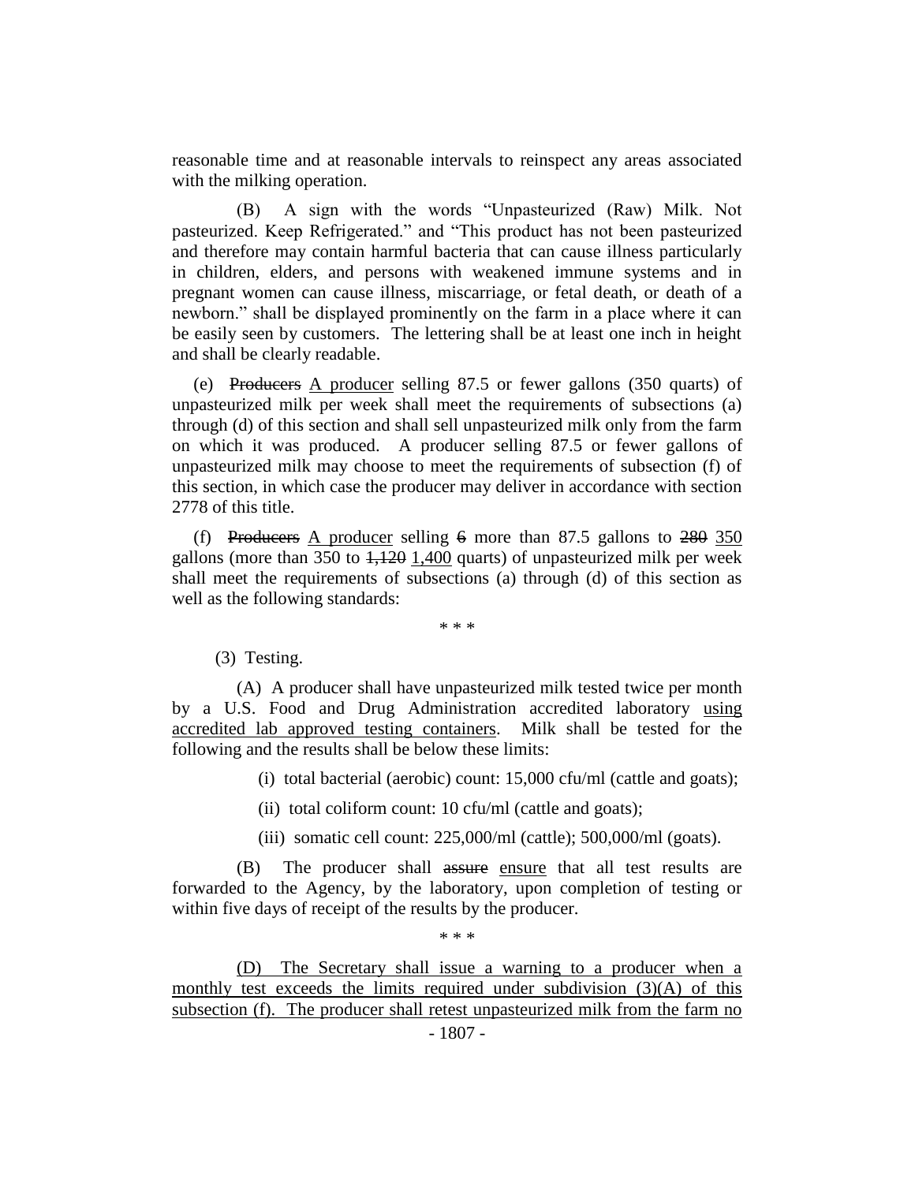reasonable time and at reasonable intervals to reinspect any areas associated with the milking operation.

(B) A sign with the words "Unpasteurized (Raw) Milk. Not pasteurized. Keep Refrigerated." and "This product has not been pasteurized and therefore may contain harmful bacteria that can cause illness particularly in children, elders, and persons with weakened immune systems and in pregnant women can cause illness, miscarriage, or fetal death, or death of a newborn." shall be displayed prominently on the farm in a place where it can be easily seen by customers. The lettering shall be at least one inch in height and shall be clearly readable.

(e) ~~Producers~~ A producer selling 87.5 or fewer gallons (350 quarts) of unpasteurized milk per week shall meet the requirements of subsections (a) through (d) of this section and shall sell unpasteurized milk only from the farm on which it was produced. A producer selling 87.5 or fewer gallons of unpasteurized milk may choose to meet the requirements of subsection (f) of this section, in which case the producer may deliver in accordance with section 2778 of this title.

(f) ~~Producers~~ A producer selling ~~6~~ more than 87.5 gallons to ~~280~~ 350 gallons (more than 350 to ~~1,120~~ 1,400 quarts) of unpasteurized milk per week shall meet the requirements of subsections (a) through (d) of this section as well as the following standards:

\* \* \*

(3) Testing.

(A) A producer shall have unpasteurized milk tested twice per month by a U.S. Food and Drug Administration accredited laboratory using accredited lab approved testing containers. Milk shall be tested for the following and the results shall be below these limits:

(i) total bacterial (aerobic) count: 15,000 cfu/ml (cattle and goats);

(ii) total coliform count: 10 cfu/ml (cattle and goats);

(iii) somatic cell count: 225,000/ml (cattle); 500,000/ml (goats).

(B) The producer shall ~~assure~~ ensure that all test results are forwarded to the Agency, by the laboratory, upon completion of testing or within five days of receipt of the results by the producer.

\* \* \*

(D) The Secretary shall issue a warning to a producer when a monthly test exceeds the limits required under subdivision (3)(A) of this subsection (f). The producer shall retest unpasteurized milk from the farm no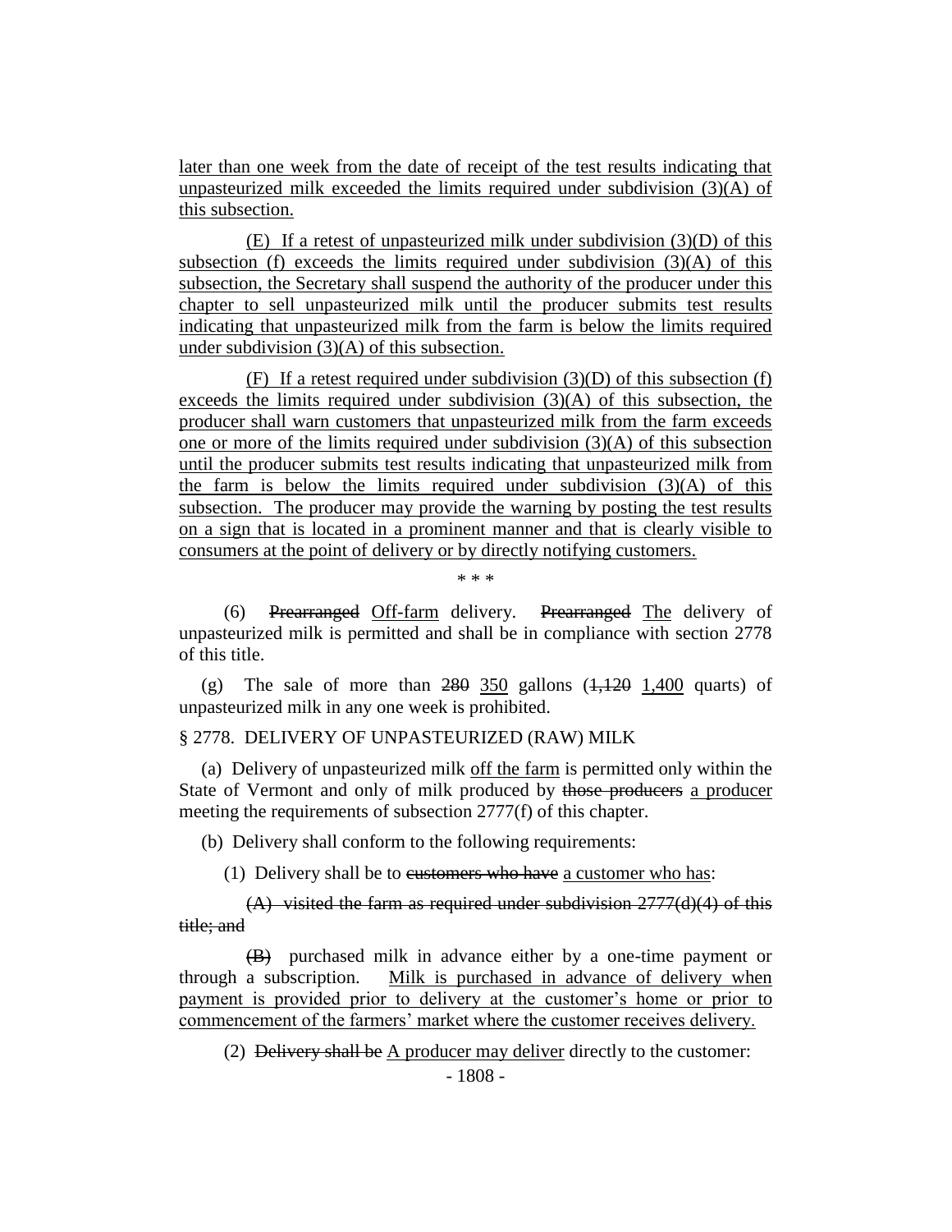<u>later than one week from the date of receipt of the test results indicating that unpasteurized milk exceeded the limits required under subdivision (3)(A) of this subsection.</u>

<u>(E) If a retest of unpasteurized milk under subdivision (3)(D) of this subsection (f) exceeds the limits required under subdivision (3)(A) of this subsection, the Secretary shall suspend the authority of the producer under this chapter to sell unpasteurized milk until the producer submits test results indicating that unpasteurized milk from the farm is below the limits required under subdivision (3)(A) of this subsection.</u>

<u>(F) If a retest required under subdivision (3)(D) of this subsection (f) exceeds the limits required under subdivision (3)(A) of this subsection, the producer shall warn customers that unpasteurized milk from the farm exceeds one or more of the limits required under subdivision (3)(A) of this subsection until the producer submits test results indicating that unpasteurized milk from the farm is below the limits required under subdivision (3)(A) of this subsection. The producer may provide the warning by posting the test results on a sign that is located in a prominent manner and that is clearly visible to consumers at the point of delivery or by directly notifying customers.</u>

\* \* \*

(6) ~~Prearranged~~ <u>Off-farm</u> delivery. ~~Prearranged~~ <u>The</u> delivery of unpasteurized milk is permitted and shall be in compliance with section 2778 of this title.

(g) The sale of more than ~~280~~ <u>350</u> gallons (~~1,120~~ <u>1,400</u> quarts) of unpasteurized milk in any one week is prohibited.

§ 2778. DELIVERY OF UNPASTEURIZED (RAW) MILK

(a) Delivery of unpasteurized milk <u>off the farm</u> is permitted only within the State of Vermont and only of milk produced by ~~those producers~~ <u>a producer</u> meeting the requirements of subsection 2777(f) of this chapter.

(b) Delivery shall conform to the following requirements:

(1) Delivery shall be to ~~customers who have~~ <u>a customer who has</u>:

~~(A) visited the farm as required under subdivision 2777(d)(4) of this title; and~~

~~(B)~~ purchased milk in advance either by a one-time payment or through a subscription. <u>Milk is purchased in advance of delivery when payment is provided prior to delivery at the customer's home or prior to commencement of the farmers' market where the customer receives delivery.</u>

(2) ~~Delivery shall be~~ <u>A producer may deliver</u> directly to the customer: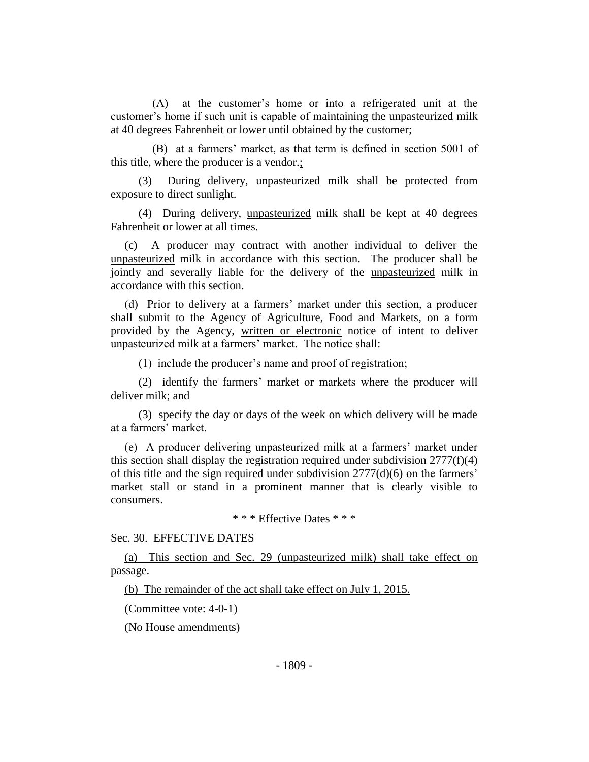(A) at the customer's home or into a refrigerated unit at the customer's home if such unit is capable of maintaining the unpasteurized milk at 40 degrees Fahrenheit or lower until obtained by the customer;

(B) at a farmers' market, as that term is defined in section 5001 of this title, where the producer is a vendor.;

(3) During delivery, unpasteurized milk shall be protected from exposure to direct sunlight.

(4) During delivery, unpasteurized milk shall be kept at 40 degrees Fahrenheit or lower at all times.

(c) A producer may contract with another individual to deliver the unpasteurized milk in accordance with this section. The producer shall be jointly and severally liable for the delivery of the unpasteurized milk in accordance with this section.

(d) Prior to delivery at a farmers' market under this section, a producer shall submit to the Agency of Agriculture, Food and Markets, on a form provided by the Agency, written or electronic notice of intent to deliver unpasteurized milk at a farmers' market. The notice shall:

(1) include the producer's name and proof of registration;

(2) identify the farmers' market or markets where the producer will deliver milk; and

(3) specify the day or days of the week on which delivery will be made at a farmers' market.

(e) A producer delivering unpasteurized milk at a farmers' market under this section shall display the registration required under subdivision 2777(f)(4) of this title and the sign required under subdivision 2777(d)(6) on the farmers' market stall or stand in a prominent manner that is clearly visible to consumers.

\* \* \* Effective Dates \* \* \*

Sec. 30. EFFECTIVE DATES

(a) This section and Sec. 29 (unpasteurized milk) shall take effect on passage.

(b) The remainder of the act shall take effect on July 1, 2015.

(Committee vote: 4-0-1)

(No House amendments)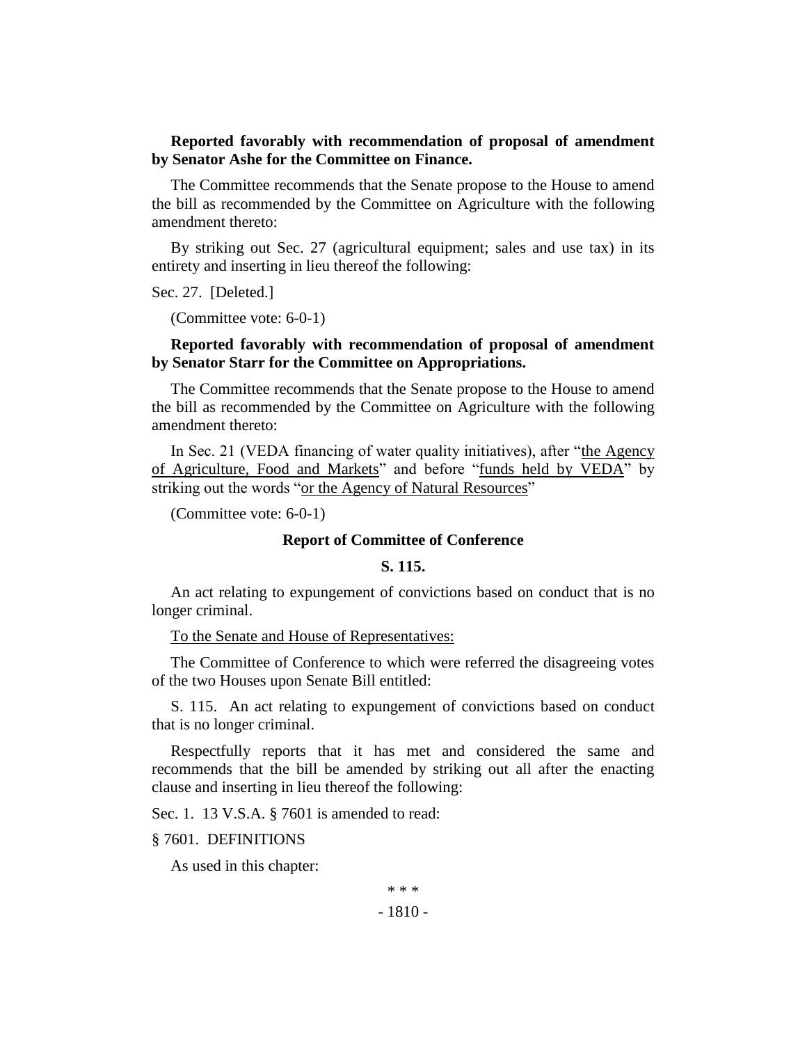**Reported favorably with recommendation of proposal of amendment by Senator Ashe for the Committee on Finance.**

The Committee recommends that the Senate propose to the House to amend the bill as recommended by the Committee on Agriculture with the following amendment thereto:

By striking out Sec. 27 (agricultural equipment; sales and use tax) in its entirety and inserting in lieu thereof the following:

Sec. 27. [Deleted.]

(Committee vote: 6-0-1)

**Reported favorably with recommendation of proposal of amendment by Senator Starr for the Committee on Appropriations.**

The Committee recommends that the Senate propose to the House to amend the bill as recommended by the Committee on Agriculture with the following amendment thereto:

In Sec. 21 (VEDA financing of water quality initiatives), after "the Agency of Agriculture, Food and Markets" and before "funds held by VEDA" by striking out the words "or the Agency of Natural Resources"

(Committee vote: 6-0-1)

**Report of Committee of Conference**

**S. 115.**

An act relating to expungement of convictions based on conduct that is no longer criminal.

To the Senate and House of Representatives:

The Committee of Conference to which were referred the disagreeing votes of the two Houses upon Senate Bill entitled:

S. 115. An act relating to expungement of convictions based on conduct that is no longer criminal.

Respectfully reports that it has met and considered the same and recommends that the bill be amended by striking out all after the enacting clause and inserting in lieu thereof the following:

Sec. 1. 13 V.S.A. § 7601 is amended to read:

§ 7601. DEFINITIONS

As used in this chapter:

\* \* \*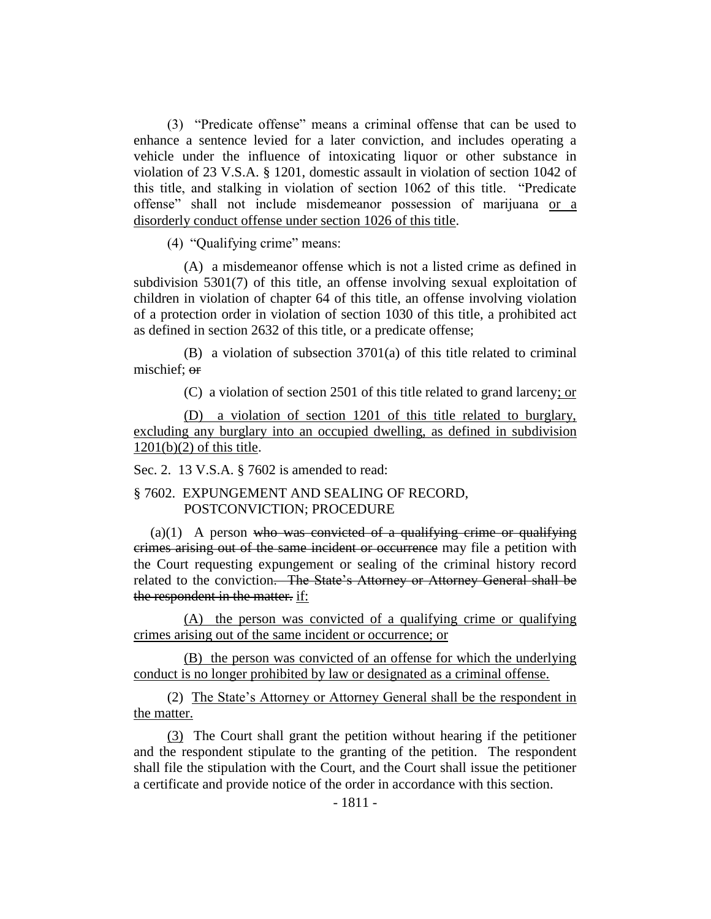(3) "Predicate offense" means a criminal offense that can be used to enhance a sentence levied for a later conviction, and includes operating a vehicle under the influence of intoxicating liquor or other substance in violation of 23 V.S.A. § 1201, domestic assault in violation of section 1042 of this title, and stalking in violation of section 1062 of this title. "Predicate offense" shall not include misdemeanor possession of marijuana or a disorderly conduct offense under section 1026 of this title.

(4) "Qualifying crime" means:

(A) a misdemeanor offense which is not a listed crime as defined in subdivision 5301(7) of this title, an offense involving sexual exploitation of children in violation of chapter 64 of this title, an offense involving violation of a protection order in violation of section 1030 of this title, a prohibited act as defined in section 2632 of this title, or a predicate offense;

(B) a violation of subsection 3701(a) of this title related to criminal mischief; ~~or~~

(C) a violation of section 2501 of this title related to grand larceny; or

(D) a violation of section 1201 of this title related to burglary, excluding any burglary into an occupied dwelling, as defined in subdivision 1201(b)(2) of this title.

Sec. 2. 13 V.S.A. § 7602 is amended to read:

§ 7602. EXPUNGEMENT AND SEALING OF RECORD, POSTCONVICTION; PROCEDURE

(a)(1) A person ~~who was convicted of a qualifying crime or qualifying crimes arising out of the same incident or occurrence~~ may file a petition with the Court requesting expungement or sealing of the criminal history record related to the conviction~~. The State's Attorney or Attorney General shall be the respondent in the matter.~~ if:

(A) the person was convicted of a qualifying crime or qualifying crimes arising out of the same incident or occurrence; or

(B) the person was convicted of an offense for which the underlying conduct is no longer prohibited by law or designated as a criminal offense.

(2) The State's Attorney or Attorney General shall be the respondent in the matter.

(3) The Court shall grant the petition without hearing if the petitioner and the respondent stipulate to the granting of the petition. The respondent shall file the stipulation with the Court, and the Court shall issue the petitioner a certificate and provide notice of the order in accordance with this section.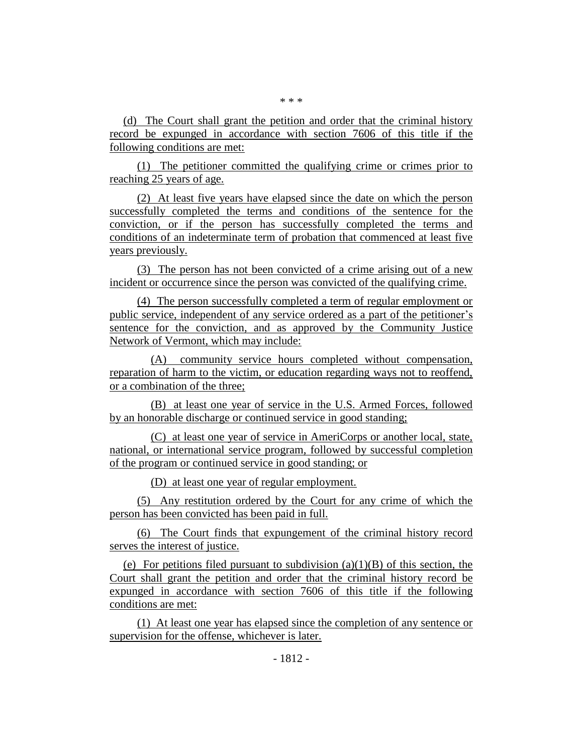\* \* \*

(d) The Court shall grant the petition and order that the criminal history record be expunged in accordance with section 7606 of this title if the following conditions are met:

(1) The petitioner committed the qualifying crime or crimes prior to reaching 25 years of age.

(2) At least five years have elapsed since the date on which the person successfully completed the terms and conditions of the sentence for the conviction, or if the person has successfully completed the terms and conditions of an indeterminate term of probation that commenced at least five years previously.

(3) The person has not been convicted of a crime arising out of a new incident or occurrence since the person was convicted of the qualifying crime.

(4) The person successfully completed a term of regular employment or public service, independent of any service ordered as a part of the petitioner's sentence for the conviction, and as approved by the Community Justice Network of Vermont, which may include:

(A) community service hours completed without compensation, reparation of harm to the victim, or education regarding ways not to reoffend, or a combination of the three;

(B) at least one year of service in the U.S. Armed Forces, followed by an honorable discharge or continued service in good standing;

(C) at least one year of service in AmeriCorps or another local, state, national, or international service program, followed by successful completion of the program or continued service in good standing; or

(D) at least one year of regular employment.

(5) Any restitution ordered by the Court for any crime of which the person has been convicted has been paid in full.

(6) The Court finds that expungement of the criminal history record serves the interest of justice.

(e) For petitions filed pursuant to subdivision (a)(1)(B) of this section, the Court shall grant the petition and order that the criminal history record be expunged in accordance with section 7606 of this title if the following conditions are met:

(1) At least one year has elapsed since the completion of any sentence or supervision for the offense, whichever is later.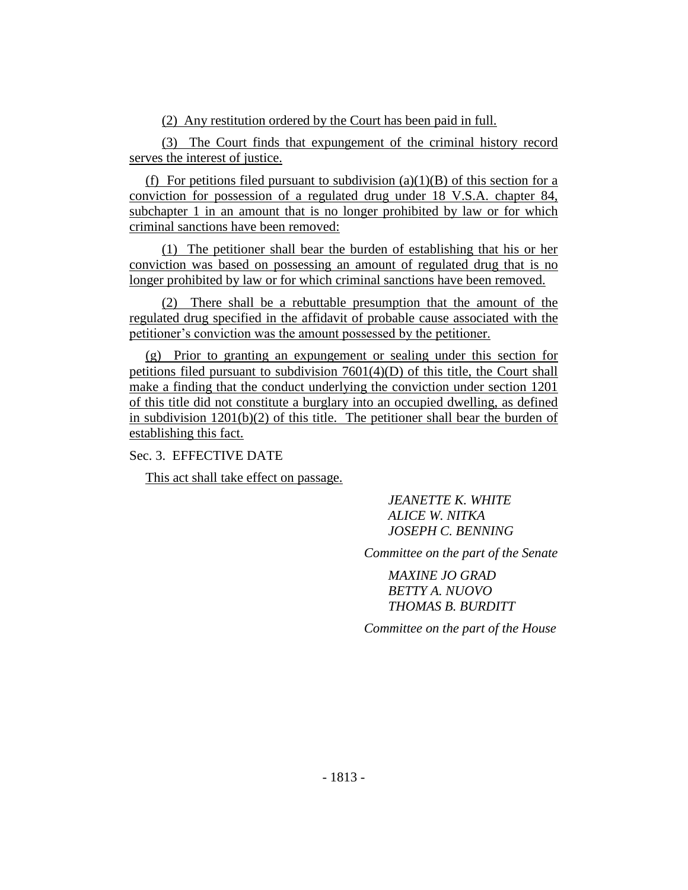(2) Any restitution ordered by the Court has been paid in full.

(3) The Court finds that expungement of the criminal history record serves the interest of justice.

(f) For petitions filed pursuant to subdivision (a)(1)(B) of this section for a conviction for possession of a regulated drug under 18 V.S.A. chapter 84, subchapter 1 in an amount that is no longer prohibited by law or for which criminal sanctions have been removed:

(1) The petitioner shall bear the burden of establishing that his or her conviction was based on possessing an amount of regulated drug that is no longer prohibited by law or for which criminal sanctions have been removed.

(2) There shall be a rebuttable presumption that the amount of the regulated drug specified in the affidavit of probable cause associated with the petitioner's conviction was the amount possessed by the petitioner.

(g) Prior to granting an expungement or sealing under this section for petitions filed pursuant to subdivision 7601(4)(D) of this title, the Court shall make a finding that the conduct underlying the conviction under section 1201 of this title did not constitute a burglary into an occupied dwelling, as defined in subdivision 1201(b)(2) of this title. The petitioner shall bear the burden of establishing this fact.

Sec. 3. EFFECTIVE DATE

This act shall take effect on passage.

*JEANETTE K. WHITE*
*ALICE W. NITKA*
*JOSEPH C. BENNING*

*Committee on the part of the Senate*

*MAXINE JO GRAD*
*BETTY A. NUOVO*
*THOMAS B. BURDITT*

*Committee on the part of the House*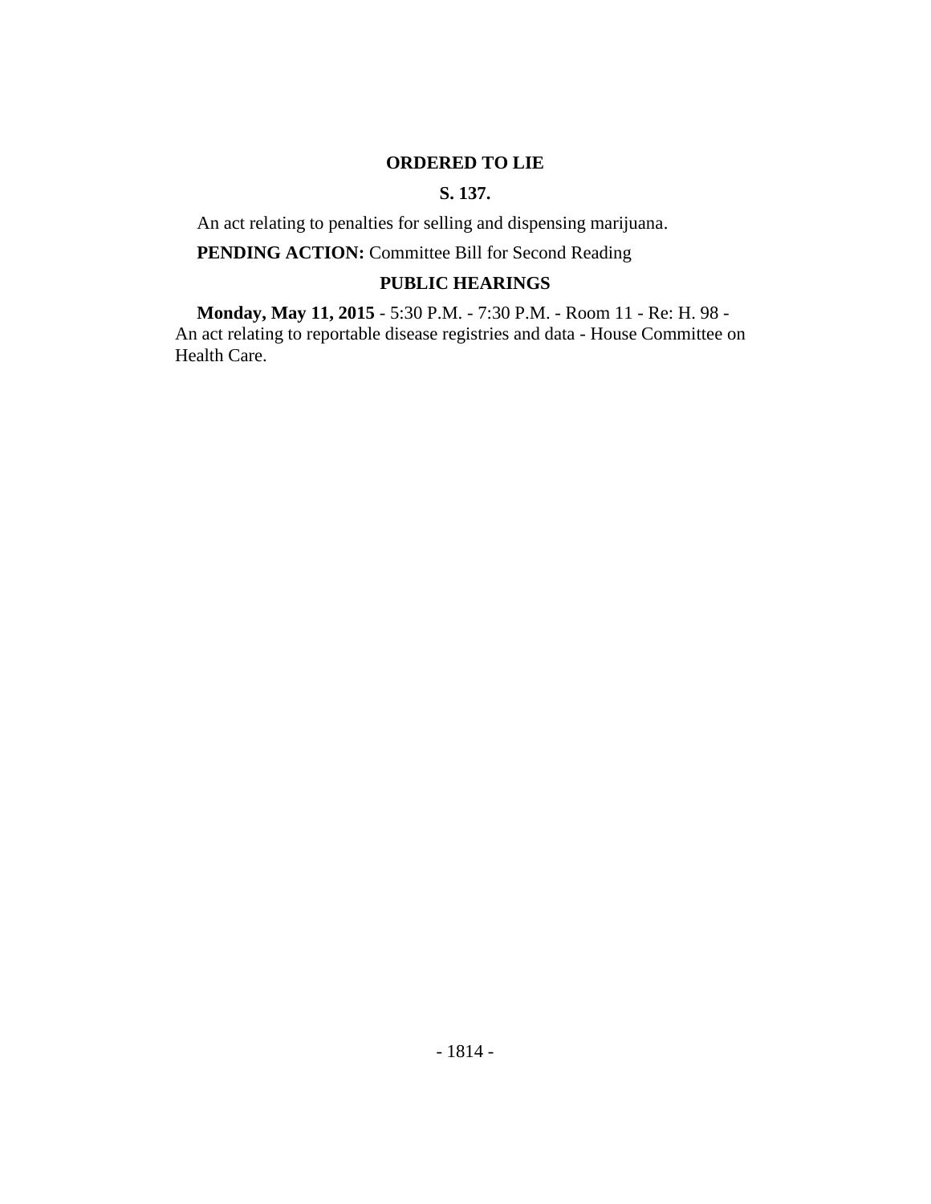## ORDERED TO LIE

### S. 137.

An act relating to penalties for selling and dispensing marijuana.

**PENDING ACTION:** Committee Bill for Second Reading

## PUBLIC HEARINGS

**Monday, May 11, 2015** - 5:30 P.M. - 7:30 P.M. - Room 11 - Re: H. 98 - An act relating to reportable disease registries and data - House Committee on Health Care.